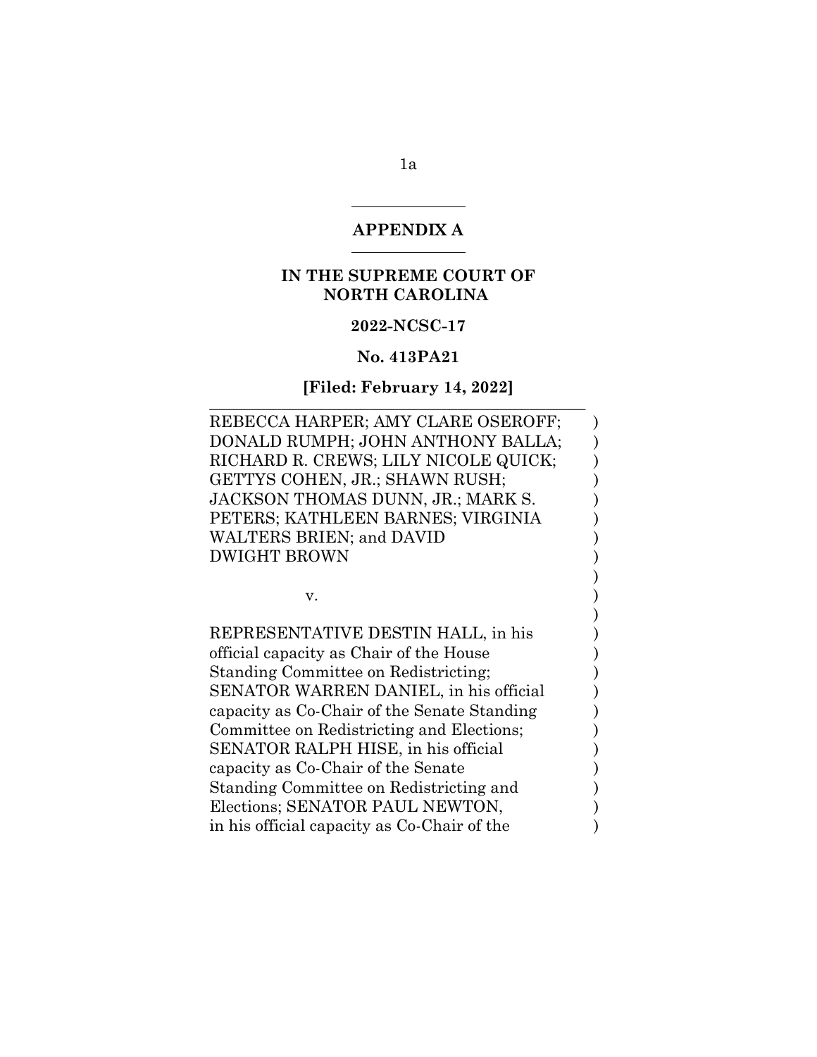## APPENDIX A

### IN THE SUPREME COURT OF NORTH CAROLINA

**2022-NCSC-17**

**No. 413PA21**

**[Filed: February 14, 2022]**

REBECCA HARPER; AMY CLARE OSEROFF; DONALD RUMPH; JOHN ANTHONY BALLA; RICHARD R. CREWS; LILY NICOLE QUICK; GETTYS COHEN, JR.; SHAWN RUSH; JACKSON THOMAS DUNN, JR.; MARK S. PETERS; KATHLEEN BARNES; VIRGINIA WALTERS BRIEN; and DAVID DWIGHT BROWN

v.

REPRESENTATIVE DESTIN HALL, in his official capacity as Chair of the House Standing Committee on Redistricting; SENATOR WARREN DANIEL, in his official capacity as Co-Chair of the Senate Standing Committee on Redistricting and Elections; SENATOR RALPH HISE, in his official capacity as Co-Chair of the Senate Standing Committee on Redistricting and Elections; SENATOR PAUL NEWTON, in his official capacity as Co-Chair of the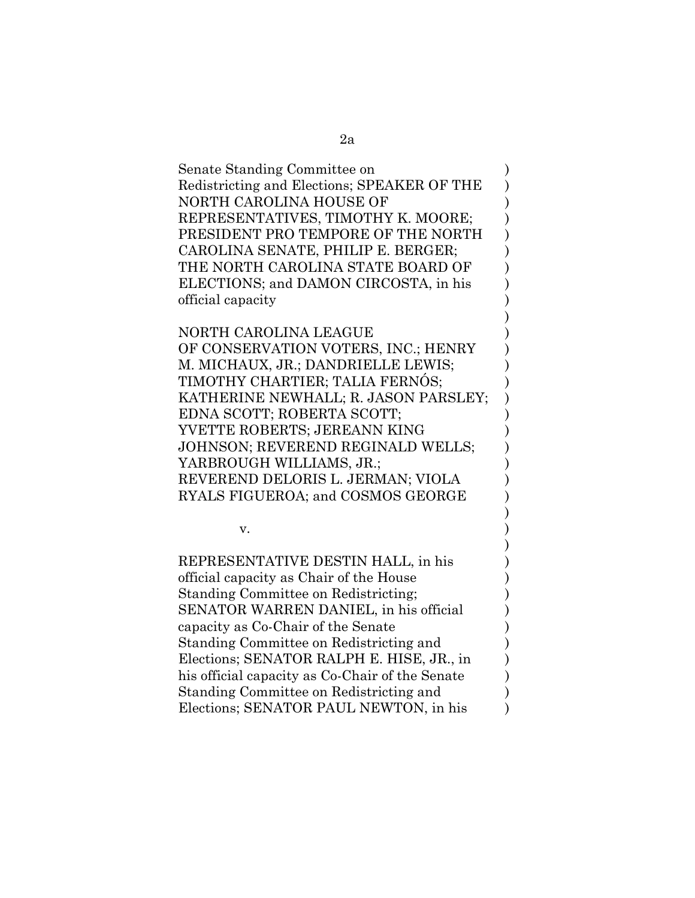Senate Standing Committee on Redistricting and Elections; SPEAKER OF THE NORTH CAROLINA HOUSE OF REPRESENTATIVES, TIMOTHY K. MOORE; PRESIDENT PRO TEMPORE OF THE NORTH CAROLINA SENATE, PHILIP E. BERGER; THE NORTH CAROLINA STATE BOARD OF ELECTIONS; and DAMON CIRCOSTA, in his official capacity

NORTH CAROLINA LEAGUE OF CONSERVATION VOTERS, INC.; HENRY M. MICHAUX, JR.; DANDRIELLE LEWIS; TIMOTHY CHARTIER; TALIA FERNÓS; KATHERINE NEWHALL; R. JASON PARSLEY; EDNA SCOTT; ROBERTA SCOTT; YVETTE ROBERTS; JEREANN KING JOHNSON; REVEREND REGINALD WELLS; YARBROUGH WILLIAMS, JR.; REVEREND DELORIS L. JERMAN; VIOLA RYALS FIGUEROA; and COSMOS GEORGE

v.

REPRESENTATIVE DESTIN HALL, in his official capacity as Chair of the House Standing Committee on Redistricting; SENATOR WARREN DANIEL, in his official capacity as Co-Chair of the Senate Standing Committee on Redistricting and Elections; SENATOR RALPH E. HISE, JR., in his official capacity as Co-Chair of the Senate Standing Committee on Redistricting and Elections; SENATOR PAUL NEWTON, in his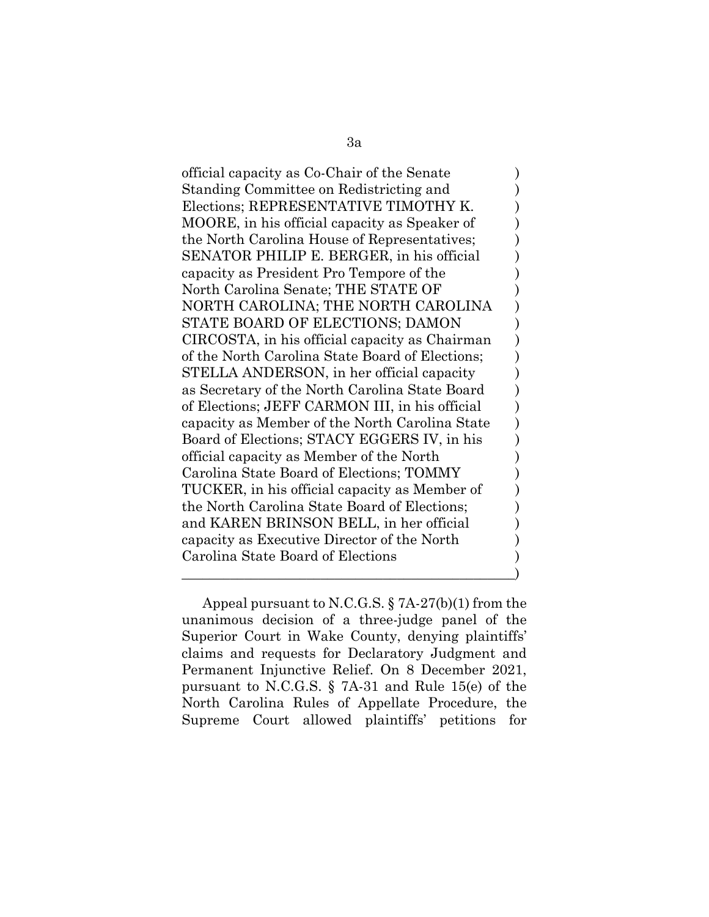official capacity as Co-Chair of the Senate Standing Committee on Redistricting and Elections; REPRESENTATIVE TIMOTHY K. MOORE, in his official capacity as Speaker of the North Carolina House of Representatives; SENATOR PHILIP E. BERGER, in his official capacity as President Pro Tempore of the North Carolina Senate; THE STATE OF NORTH CAROLINA; THE NORTH CAROLINA STATE BOARD OF ELECTIONS; DAMON CIRCOSTA, in his official capacity as Chairman of the North Carolina State Board of Elections; STELLA ANDERSON, in her official capacity as Secretary of the North Carolina State Board of Elections; JEFF CARMON III, in his official capacity as Member of the North Carolina State Board of Elections; STACY EGGERS IV, in his official capacity as Member of the North Carolina State Board of Elections; TOMMY TUCKER, in his official capacity as Member of the North Carolina State Board of Elections; and KAREN BRINSON BELL, in her official capacity as Executive Director of the North Carolina State Board of Elections

Appeal pursuant to N.C.G.S. § 7A-27(b)(1) from the unanimous decision of a three-judge panel of the Superior Court in Wake County, denying plaintiffs' claims and requests for Declaratory Judgment and Permanent Injunctive Relief. On 8 December 2021, pursuant to N.C.G.S. § 7A-31 and Rule 15(e) of the North Carolina Rules of Appellate Procedure, the Supreme Court allowed plaintiffs' petitions for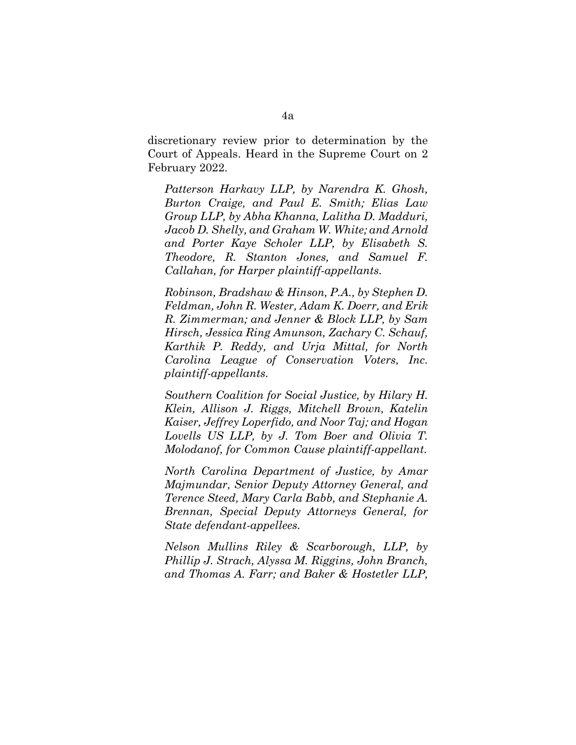discretionary review prior to determination by the Court of Appeals. Heard in the Supreme Court on 2 February 2022.

*Patterson Harkavy LLP, by Narendra K. Ghosh, Burton Craige, and Paul E. Smith; Elias Law Group LLP, by Abha Khanna, Lalitha D. Madduri, Jacob D. Shelly, and Graham W. White; and Arnold and Porter Kaye Scholer LLP, by Elisabeth S. Theodore, R. Stanton Jones, and Samuel F. Callahan, for Harper plaintiff-appellants.*

*Robinson, Bradshaw & Hinson, P.A., by Stephen D. Feldman, John R. Wester, Adam K. Doerr, and Erik R. Zimmerman; and Jenner & Block LLP, by Sam Hirsch, Jessica Ring Amunson, Zachary C. Schauf, Karthik P. Reddy, and Urja Mittal, for North Carolina League of Conservation Voters, Inc. plaintiff-appellants.*

*Southern Coalition for Social Justice, by Hilary H. Klein, Allison J. Riggs, Mitchell Brown, Katelin Kaiser, Jeffrey Loperfido, and Noor Taj; and Hogan Lovells US LLP, by J. Tom Boer and Olivia T. Molodanof, for Common Cause plaintiff-appellant.*

*North Carolina Department of Justice, by Amar Majmundar, Senior Deputy Attorney General, and Terence Steed, Mary Carla Babb, and Stephanie A. Brennan, Special Deputy Attorneys General, for State defendant-appellees.*

*Nelson Mullins Riley & Scarborough, LLP, by Phillip J. Strach, Alyssa M. Riggins, John Branch, and Thomas A. Farr; and Baker & Hostetler LLP,*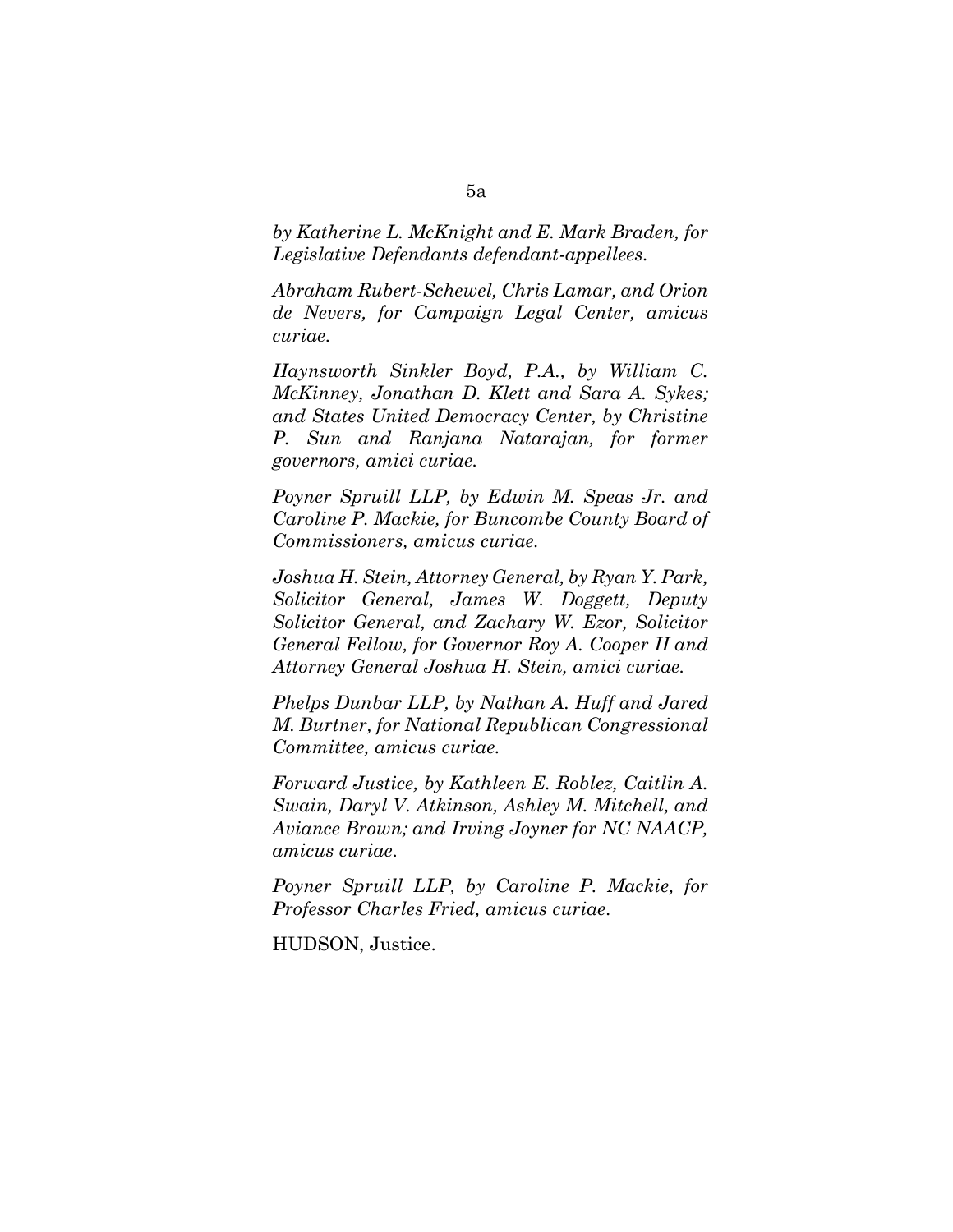*by Katherine L. McKnight and E. Mark Braden, for Legislative Defendants defendant-appellees.*

*Abraham Rubert-Schewel, Chris Lamar, and Orion de Nevers, for Campaign Legal Center, amicus curiae.*

*Haynsworth Sinkler Boyd, P.A., by William C. McKinney, Jonathan D. Klett and Sara A. Sykes; and States United Democracy Center, by Christine P. Sun and Ranjana Natarajan, for former governors, amici curiae.*

*Poyner Spruill LLP, by Edwin M. Speas Jr. and Caroline P. Mackie, for Buncombe County Board of Commissioners, amicus curiae.*

*Joshua H. Stein, Attorney General, by Ryan Y. Park, Solicitor General, James W. Doggett, Deputy Solicitor General, and Zachary W. Ezor, Solicitor General Fellow, for Governor Roy A. Cooper II and Attorney General Joshua H. Stein, amici curiae.*

*Phelps Dunbar LLP, by Nathan A. Huff and Jared M. Burtner, for National Republican Congressional Committee, amicus curiae.*

*Forward Justice, by Kathleen E. Roblez, Caitlin A. Swain, Daryl V. Atkinson, Ashley M. Mitchell, and Aviance Brown; and Irving Joyner for NC NAACP, amicus curiae.*

*Poyner Spruill LLP, by Caroline P. Mackie, for Professor Charles Fried, amicus curiae.*

HUDSON, Justice.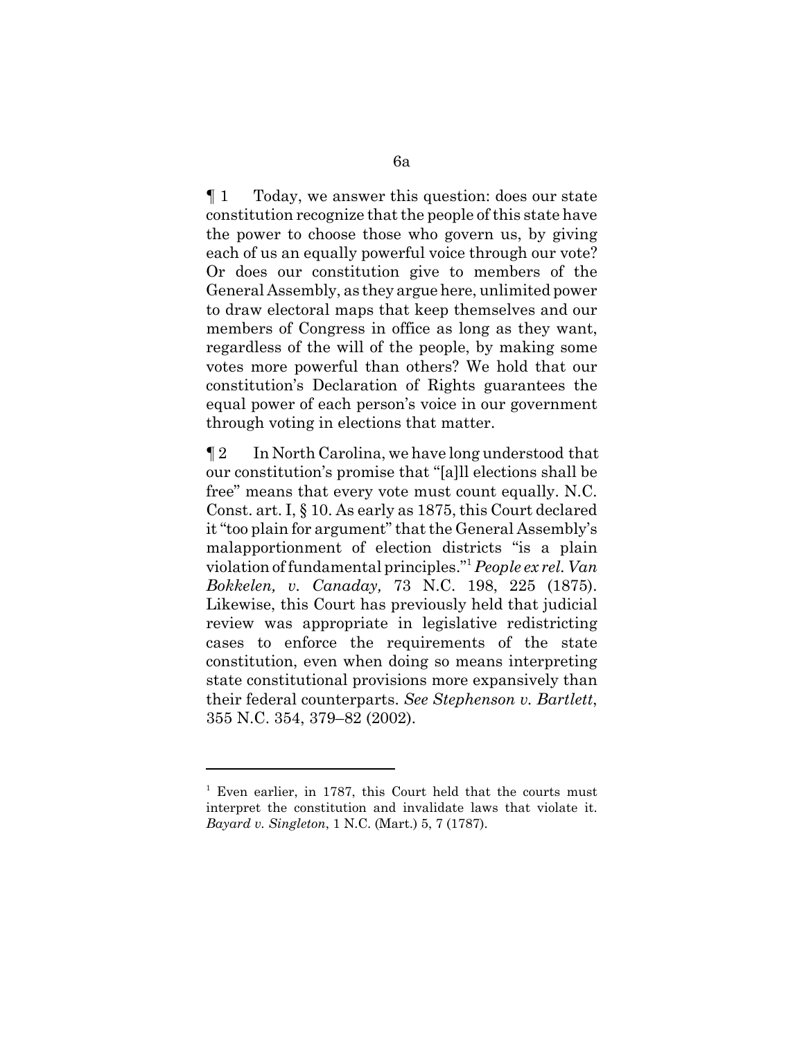¶ 1 Today, we answer this question: does our state constitution recognize that the people of this state have the power to choose those who govern us, by giving each of us an equally powerful voice through our vote? Or does our constitution give to members of the General Assembly, as they argue here, unlimited power to draw electoral maps that keep themselves and our members of Congress in office as long as they want, regardless of the will of the people, by making some votes more powerful than others? We hold that our constitution's Declaration of Rights guarantees the equal power of each person's voice in our government through voting in elections that matter.

¶ 2 In North Carolina, we have long understood that our constitution's promise that "[a]ll elections shall be free" means that every vote must count equally. N.C. Const. art. I, § 10. As early as 1875, this Court declared it "too plain for argument" that the General Assembly's malapportionment of election districts "is a plain violation of fundamental principles."[1] *People ex rel. Van Bokkelen, v. Canaday,* 73 N.C. 198, 225 (1875). Likewise, this Court has previously held that judicial review was appropriate in legislative redistricting cases to enforce the requirements of the state constitution, even when doing so means interpreting state constitutional provisions more expansively than their federal counterparts. *See Stephenson v. Bartlett*, 355 N.C. 354, 379–82 (2002).

---

[1] Even earlier, in 1787, this Court held that the courts must interpret the constitution and invalidate laws that violate it. *Bayard v. Singleton*, 1 N.C. (Mart.) 5, 7 (1787).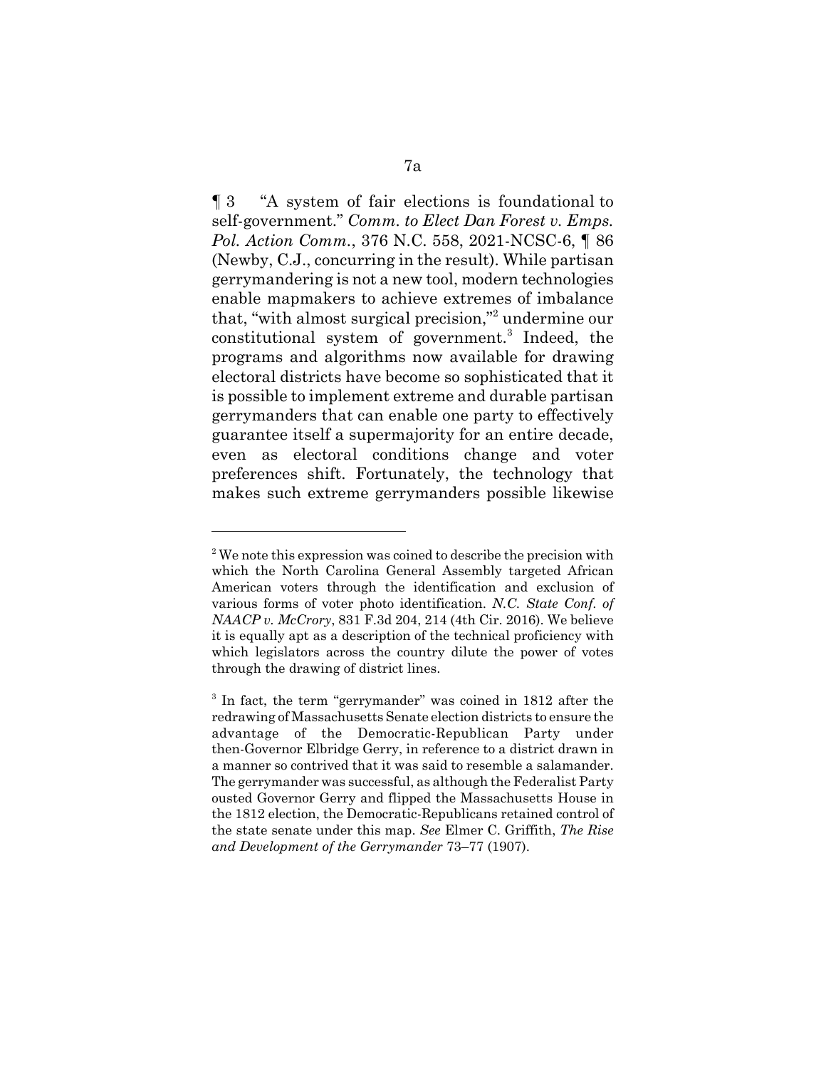¶ 3 "A system of fair elections is foundational to self-government." *Comm. to Elect Dan Forest v. Emps. Pol. Action Comm.*, 376 N.C. 558, 2021-NCSC-6, ¶ 86 (Newby, C.J., concurring in the result). While partisan gerrymandering is not a new tool, modern technologies enable mapmakers to achieve extremes of imbalance that, "with almost surgical precision,"[2] undermine our constitutional system of government.[3] Indeed, the programs and algorithms now available for drawing electoral districts have become so sophisticated that it is possible to implement extreme and durable partisan gerrymanders that can enable one party to effectively guarantee itself a supermajority for an entire decade, even as electoral conditions change and voter preferences shift. Fortunately, the technology that makes such extreme gerrymanders possible likewise

---

[2] We note this expression was coined to describe the precision with which the North Carolina General Assembly targeted African American voters through the identification and exclusion of various forms of voter photo identification. *N.C. State Conf. of NAACP v. McCrory*, 831 F.3d 204, 214 (4th Cir. 2016). We believe it is equally apt as a description of the technical proficiency with which legislators across the country dilute the power of votes through the drawing of district lines.

[3] In fact, the term "gerrymander" was coined in 1812 after the redrawing of Massachusetts Senate election districts to ensure the advantage of the Democratic-Republican Party under then-Governor Elbridge Gerry, in reference to a district drawn in a manner so contrived that it was said to resemble a salamander. The gerrymander was successful, as although the Federalist Party ousted Governor Gerry and flipped the Massachusetts House in the 1812 election, the Democratic-Republicans retained control of the state senate under this map. *See* Elmer C. Griffith, *The Rise and Development of the Gerrymander* 73–77 (1907).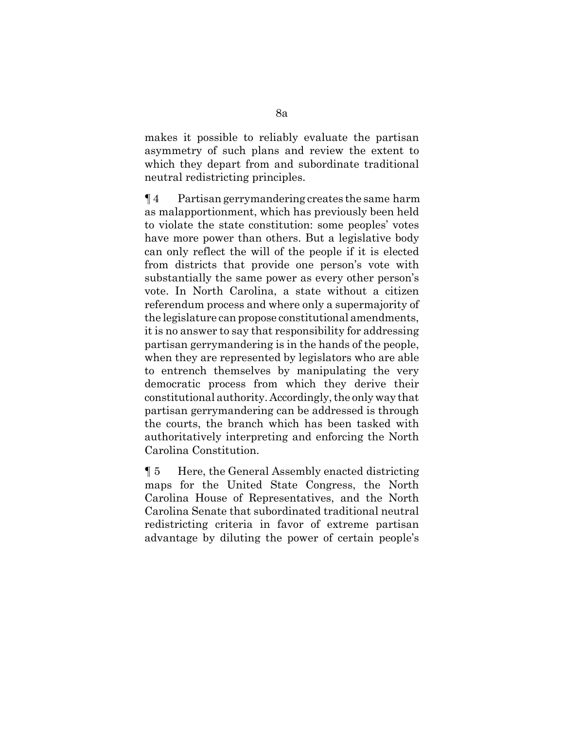makes it possible to reliably evaluate the partisan asymmetry of such plans and review the extent to which they depart from and subordinate traditional neutral redistricting principles.

¶ 4 Partisan gerrymandering creates the same harm as malapportionment, which has previously been held to violate the state constitution: some peoples' votes have more power than others. But a legislative body can only reflect the will of the people if it is elected from districts that provide one person's vote with substantially the same power as every other person's vote. In North Carolina, a state without a citizen referendum process and where only a supermajority of the legislature can propose constitutional amendments, it is no answer to say that responsibility for addressing partisan gerrymandering is in the hands of the people, when they are represented by legislators who are able to entrench themselves by manipulating the very democratic process from which they derive their constitutional authority. Accordingly, the only way that partisan gerrymandering can be addressed is through the courts, the branch which has been tasked with authoritatively interpreting and enforcing the North Carolina Constitution.

¶ 5 Here, the General Assembly enacted districting maps for the United State Congress, the North Carolina House of Representatives, and the North Carolina Senate that subordinated traditional neutral redistricting criteria in favor of extreme partisan advantage by diluting the power of certain people's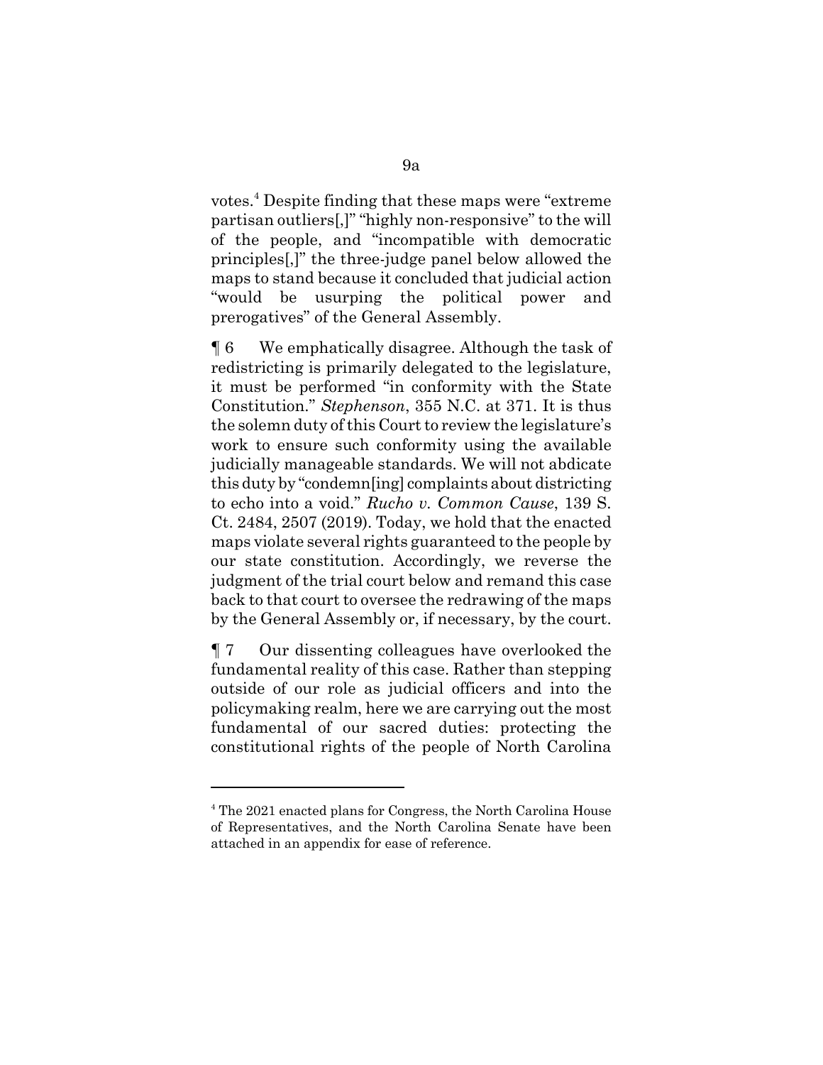votes.[4] Despite finding that these maps were "extreme partisan outliers[,]" "highly non-responsive" to the will of the people, and "incompatible with democratic principles[,]" the three-judge panel below allowed the maps to stand because it concluded that judicial action "would be usurping the political power and prerogatives" of the General Assembly.

¶ 6 We emphatically disagree. Although the task of redistricting is primarily delegated to the legislature, it must be performed "in conformity with the State Constitution." *Stephenson*, 355 N.C. at 371. It is thus the solemn duty of this Court to review the legislature's work to ensure such conformity using the available judicially manageable standards. We will not abdicate this duty by "condemn[ing] complaints about districting to echo into a void." *Rucho v. Common Cause*, 139 S. Ct. 2484, 2507 (2019). Today, we hold that the enacted maps violate several rights guaranteed to the people by our state constitution. Accordingly, we reverse the judgment of the trial court below and remand this case back to that court to oversee the redrawing of the maps by the General Assembly or, if necessary, by the court.

¶ 7 Our dissenting colleagues have overlooked the fundamental reality of this case. Rather than stepping outside of our role as judicial officers and into the policymaking realm, here we are carrying out the most fundamental of our sacred duties: protecting the constitutional rights of the people of North Carolina

[4] The 2021 enacted plans for Congress, the North Carolina House of Representatives, and the North Carolina Senate have been attached in an appendix for ease of reference.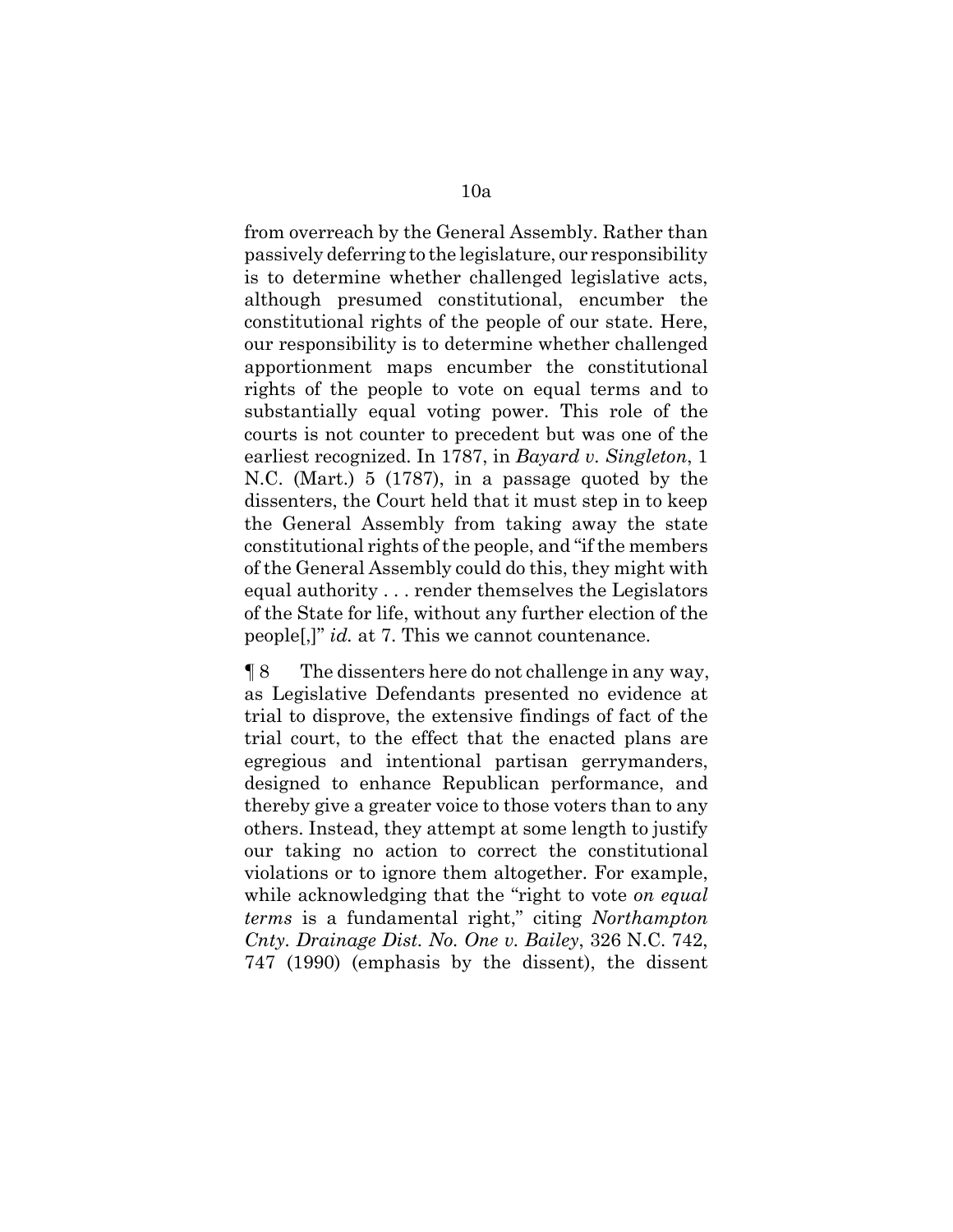from overreach by the General Assembly. Rather than passively deferring to the legislature, our responsibility is to determine whether challenged legislative acts, although presumed constitutional, encumber the constitutional rights of the people of our state. Here, our responsibility is to determine whether challenged apportionment maps encumber the constitutional rights of the people to vote on equal terms and to substantially equal voting power. This role of the courts is not counter to precedent but was one of the earliest recognized. In 1787, in *Bayard v. Singleton*, 1 N.C. (Mart.) 5 (1787), in a passage quoted by the dissenters, the Court held that it must step in to keep the General Assembly from taking away the state constitutional rights of the people, and "if the members of the General Assembly could do this, they might with equal authority . . . render themselves the Legislators of the State for life, without any further election of the people[,]" *id.* at 7. This we cannot countenance.

¶ 8 The dissenters here do not challenge in any way, as Legislative Defendants presented no evidence at trial to disprove, the extensive findings of fact of the trial court, to the effect that the enacted plans are egregious and intentional partisan gerrymanders, designed to enhance Republican performance, and thereby give a greater voice to those voters than to any others. Instead, they attempt at some length to justify our taking no action to correct the constitutional violations or to ignore them altogether. For example, while acknowledging that the "right to vote *on equal terms* is a fundamental right," citing *Northampton Cnty. Drainage Dist. No. One v. Bailey*, 326 N.C. 742, 747 (1990) (emphasis by the dissent), the dissent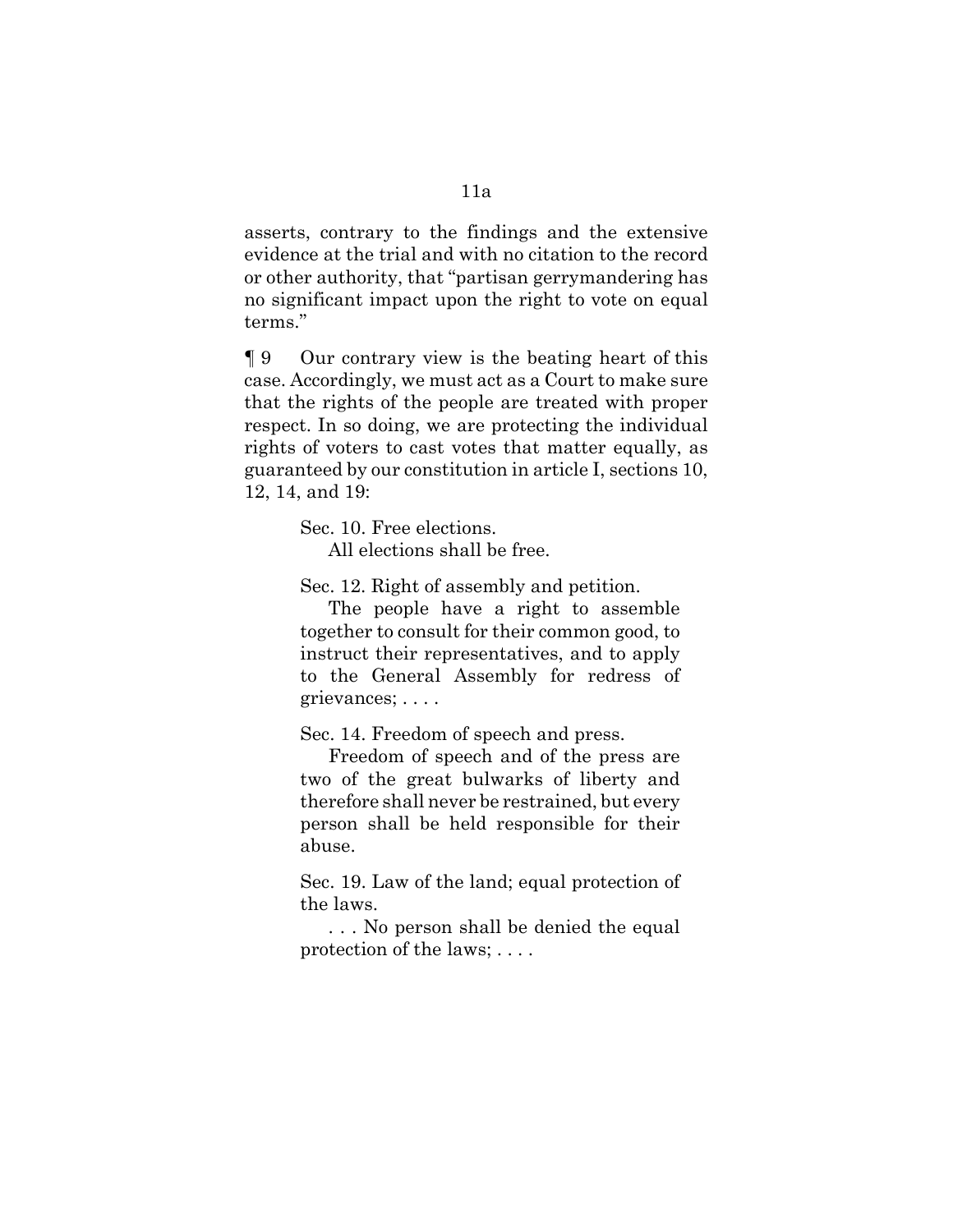asserts, contrary to the findings and the extensive evidence at the trial and with no citation to the record or other authority, that "partisan gerrymandering has no significant impact upon the right to vote on equal terms."

¶ 9 Our contrary view is the beating heart of this case. Accordingly, we must act as a Court to make sure that the rights of the people are treated with proper respect. In so doing, we are protecting the individual rights of voters to cast votes that matter equally, as guaranteed by our constitution in article I, sections 10, 12, 14, and 19:

> Sec. 10. Free elections.
>
> All elections shall be free.
>
> Sec. 12. Right of assembly and petition.
>
> The people have a right to assemble together to consult for their common good, to instruct their representatives, and to apply to the General Assembly for redress of grievances; . . . .
>
> Sec. 14. Freedom of speech and press.
>
> Freedom of speech and of the press are two of the great bulwarks of liberty and therefore shall never be restrained, but every person shall be held responsible for their abuse.
>
> Sec. 19. Law of the land; equal protection of the laws.
>
> . . . No person shall be denied the equal protection of the laws; . . . .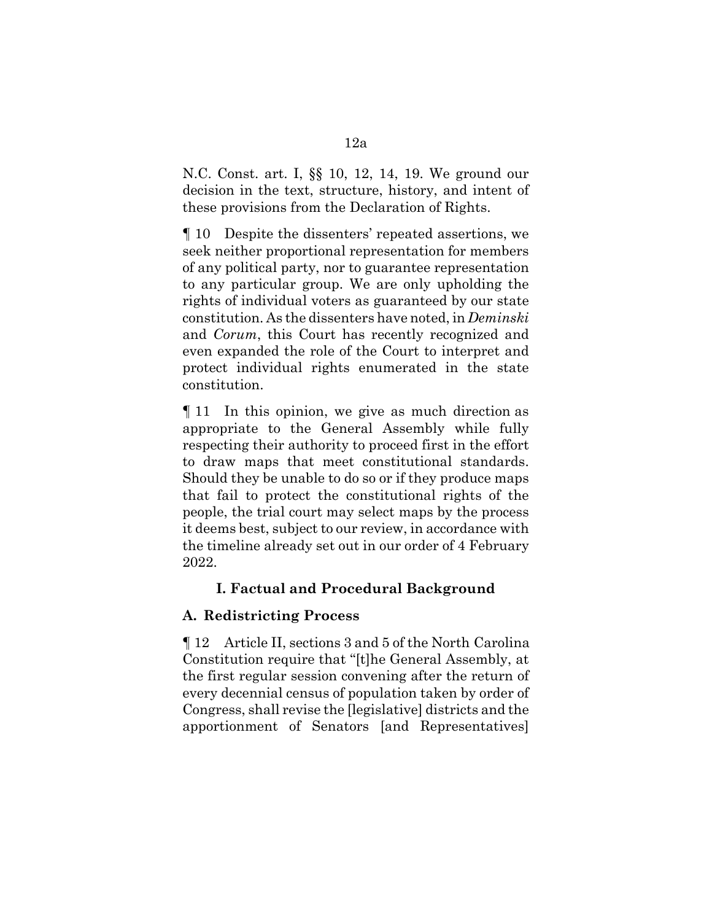N.C. Const. art. I, §§ 10, 12, 14, 19. We ground our decision in the text, structure, history, and intent of these provisions from the Declaration of Rights.

¶ 10 Despite the dissenters' repeated assertions, we seek neither proportional representation for members of any political party, nor to guarantee representation to any particular group. We are only upholding the rights of individual voters as guaranteed by our state constitution. As the dissenters have noted, in *Deminski* and *Corum*, this Court has recently recognized and even expanded the role of the Court to interpret and protect individual rights enumerated in the state constitution.

¶ 11 In this opinion, we give as much direction as appropriate to the General Assembly while fully respecting their authority to proceed first in the effort to draw maps that meet constitutional standards. Should they be unable to do so or if they produce maps that fail to protect the constitutional rights of the people, the trial court may select maps by the process it deems best, subject to our review, in accordance with the timeline already set out in our order of 4 February 2022.

## I. Factual and Procedural Background

### A. Redistricting Process

¶ 12 Article II, sections 3 and 5 of the North Carolina Constitution require that "[t]he General Assembly, at the first regular session convening after the return of every decennial census of population taken by order of Congress, shall revise the [legislative] districts and the apportionment of Senators [and Representatives]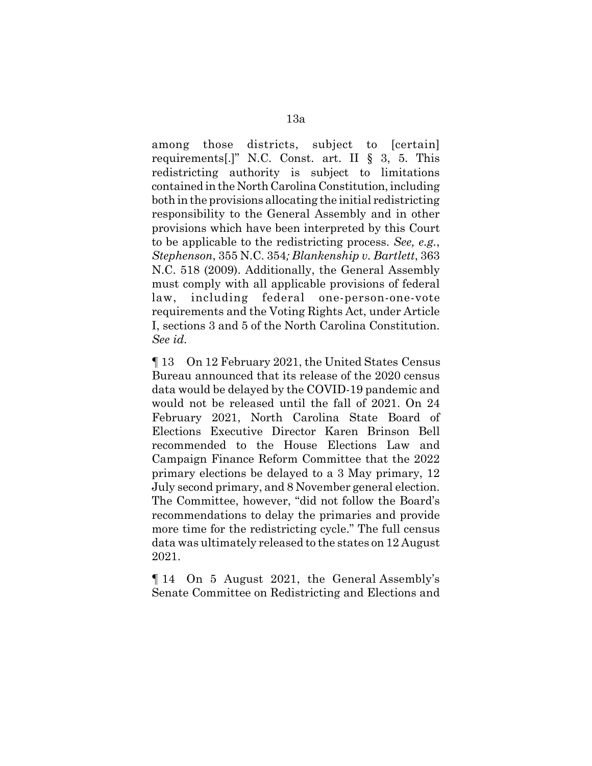among those districts, subject to [certain] requirements[.]" N.C. Const. art. II § 3, 5. This redistricting authority is subject to limitations contained in the North Carolina Constitution, including both in the provisions allocating the initial redistricting responsibility to the General Assembly and in other provisions which have been interpreted by this Court to be applicable to the redistricting process. *See, e.g.*, *Stephenson*, 355 N.C. 354*; Blankenship v. Bartlett*, 363 N.C. 518 (2009). Additionally, the General Assembly must comply with all applicable provisions of federal law, including federal one-person-one-vote requirements and the Voting Rights Act, under Article I, sections 3 and 5 of the North Carolina Constitution. *See id.*

¶ 13 On 12 February 2021, the United States Census Bureau announced that its release of the 2020 census data would be delayed by the COVID-19 pandemic and would not be released until the fall of 2021. On 24 February 2021, North Carolina State Board of Elections Executive Director Karen Brinson Bell recommended to the House Elections Law and Campaign Finance Reform Committee that the 2022 primary elections be delayed to a 3 May primary, 12 July second primary, and 8 November general election. The Committee, however, "did not follow the Board's recommendations to delay the primaries and provide more time for the redistricting cycle." The full census data was ultimately released to the states on 12 August 2021.

¶ 14 On 5 August 2021, the General Assembly's Senate Committee on Redistricting and Elections and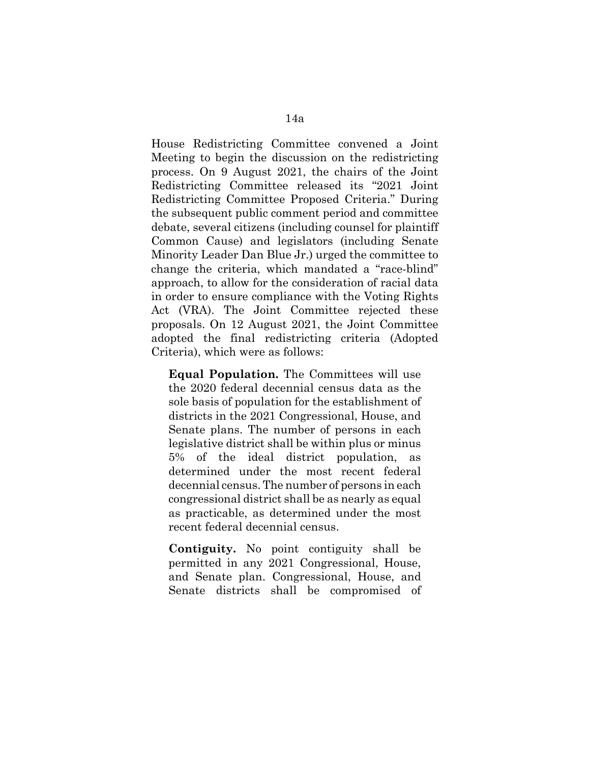House Redistricting Committee convened a Joint Meeting to begin the discussion on the redistricting process. On 9 August 2021, the chairs of the Joint Redistricting Committee released its "2021 Joint Redistricting Committee Proposed Criteria." During the subsequent public comment period and committee debate, several citizens (including counsel for plaintiff Common Cause) and legislators (including Senate Minority Leader Dan Blue Jr.) urged the committee to change the criteria, which mandated a "race-blind" approach, to allow for the consideration of racial data in order to ensure compliance with the Voting Rights Act (VRA). The Joint Committee rejected these proposals. On 12 August 2021, the Joint Committee adopted the final redistricting criteria (Adopted Criteria), which were as follows:

> **Equal Population.** The Committees will use the 2020 federal decennial census data as the sole basis of population for the establishment of districts in the 2021 Congressional, House, and Senate plans. The number of persons in each legislative district shall be within plus or minus 5% of the ideal district population, as determined under the most recent federal decennial census. The number of persons in each congressional district shall be as nearly as equal as practicable, as determined under the most recent federal decennial census.
>
> **Contiguity.** No point contiguity shall be permitted in any 2021 Congressional, House, and Senate plan. Congressional, House, and Senate districts shall be compromised of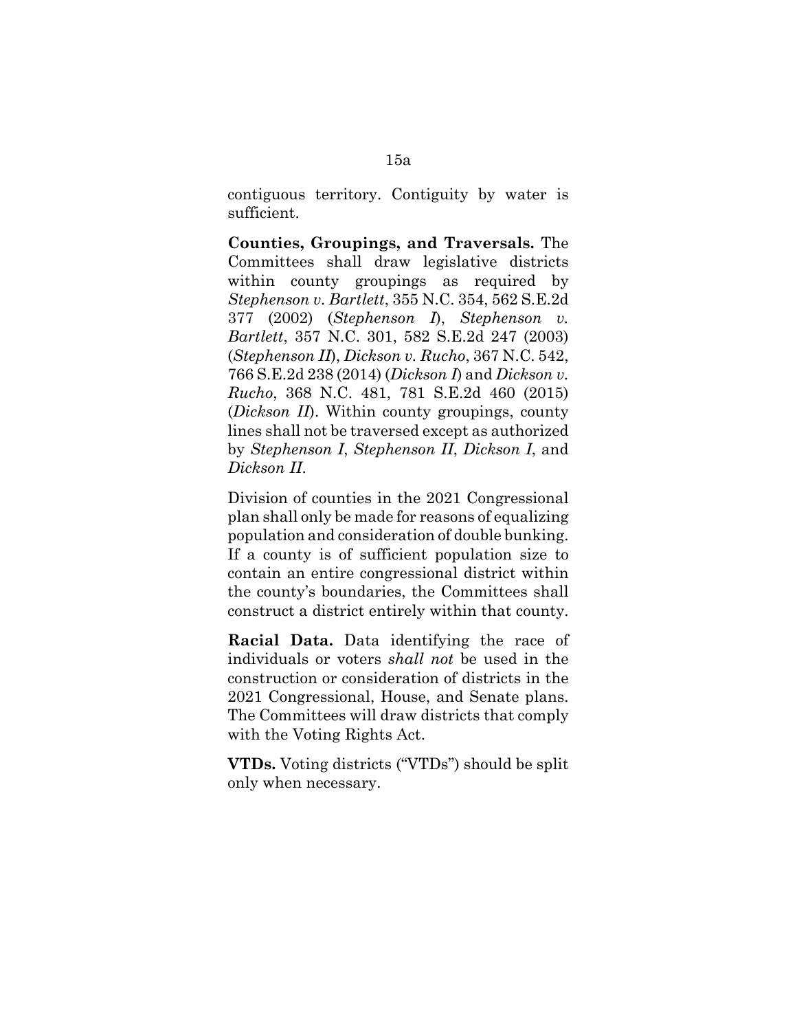contiguous territory. Contiguity by water is sufficient.

**Counties, Groupings, and Traversals.** The Committees shall draw legislative districts within county groupings as required by *Stephenson v. Bartlett*, 355 N.C. 354, 562 S.E.2d 377 (2002) (*Stephenson I*), *Stephenson v. Bartlett*, 357 N.C. 301, 582 S.E.2d 247 (2003) (*Stephenson II*), *Dickson v. Rucho*, 367 N.C. 542, 766 S.E.2d 238 (2014) (*Dickson I*) and *Dickson v. Rucho*, 368 N.C. 481, 781 S.E.2d 460 (2015) (*Dickson II*). Within county groupings, county lines shall not be traversed except as authorized by *Stephenson I*, *Stephenson II*, *Dickson I*, and *Dickson II*.

Division of counties in the 2021 Congressional plan shall only be made for reasons of equalizing population and consideration of double bunking. If a county is of sufficient population size to contain an entire congressional district within the county's boundaries, the Committees shall construct a district entirely within that county.

**Racial Data.** Data identifying the race of individuals or voters *shall not* be used in the construction or consideration of districts in the 2021 Congressional, House, and Senate plans. The Committees will draw districts that comply with the Voting Rights Act.

**VTDs.** Voting districts ("VTDs") should be split only when necessary.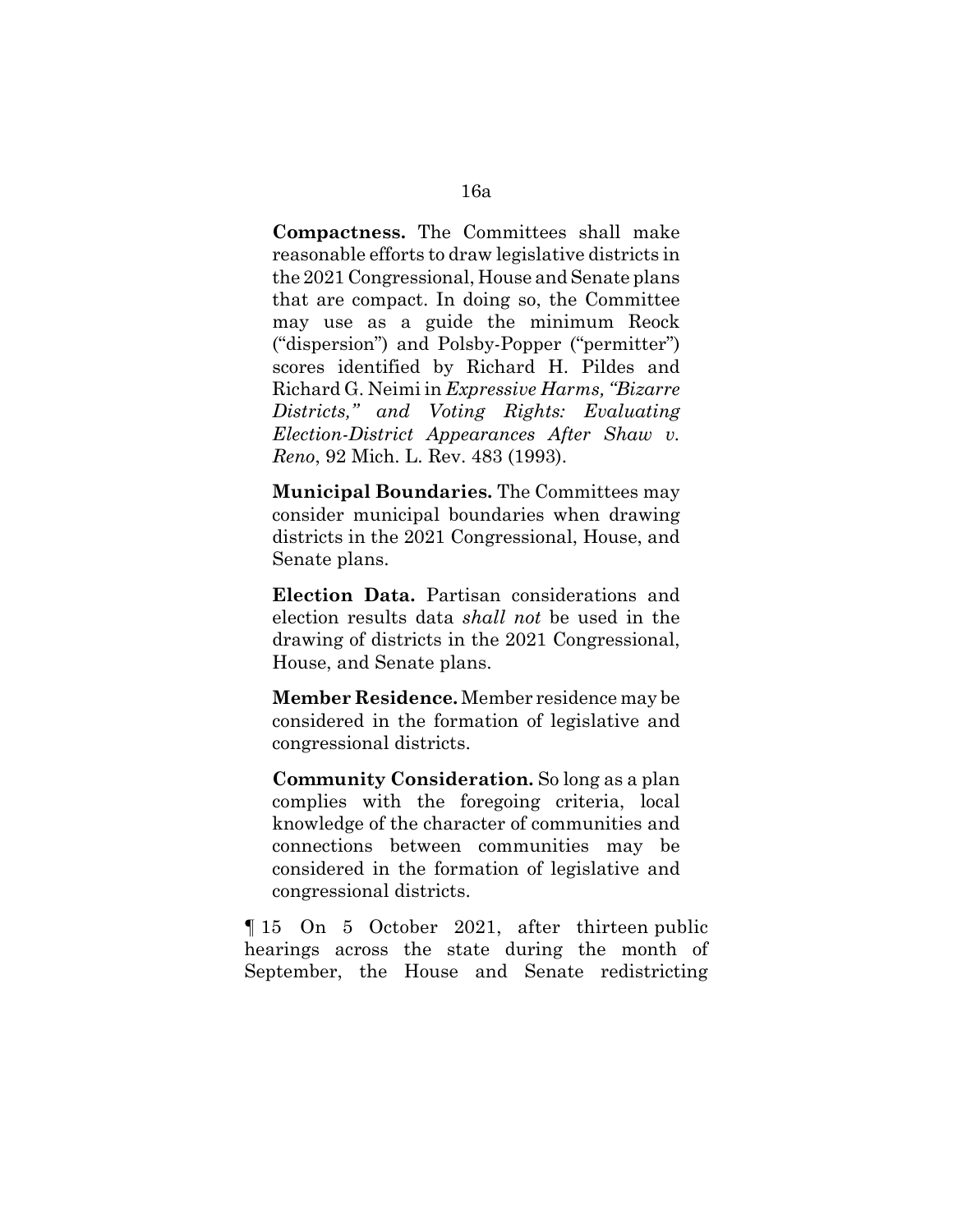**Compactness.** The Committees shall make reasonable efforts to draw legislative districts in the 2021 Congressional, House and Senate plans that are compact. In doing so, the Committee may use as a guide the minimum Reock ("dispersion") and Polsby-Popper ("permitter") scores identified by Richard H. Pildes and Richard G. Neimi in *Expressive Harms, "Bizarre Districts," and Voting Rights: Evaluating Election-District Appearances After Shaw v. Reno*, 92 Mich. L. Rev. 483 (1993).

**Municipal Boundaries.** The Committees may consider municipal boundaries when drawing districts in the 2021 Congressional, House, and Senate plans.

**Election Data.** Partisan considerations and election results data *shall not* be used in the drawing of districts in the 2021 Congressional, House, and Senate plans.

**Member Residence.** Member residence may be considered in the formation of legislative and congressional districts.

**Community Consideration.** So long as a plan complies with the foregoing criteria, local knowledge of the character of communities and connections between communities may be considered in the formation of legislative and congressional districts.

¶ 15 On 5 October 2021, after thirteen public hearings across the state during the month of September, the House and Senate redistricting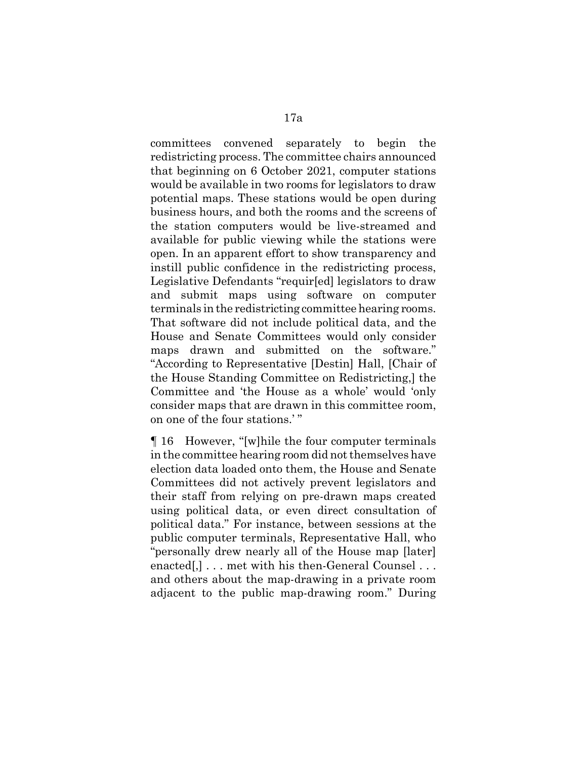committees convened separately to begin the redistricting process. The committee chairs announced that beginning on 6 October 2021, computer stations would be available in two rooms for legislators to draw potential maps. These stations would be open during business hours, and both the rooms and the screens of the station computers would be live-streamed and available for public viewing while the stations were open. In an apparent effort to show transparency and instill public confidence in the redistricting process, Legislative Defendants "requir[ed] legislators to draw and submit maps using software on computer terminals in the redistricting committee hearing rooms. That software did not include political data, and the House and Senate Committees would only consider maps drawn and submitted on the software." "According to Representative [Destin] Hall, [Chair of the House Standing Committee on Redistricting,] the Committee and 'the House as a whole' would 'only consider maps that are drawn in this committee room, on one of the four stations.' "

¶ 16 However, "[w]hile the four computer terminals in the committee hearing room did not themselves have election data loaded onto them, the House and Senate Committees did not actively prevent legislators and their staff from relying on pre-drawn maps created using political data, or even direct consultation of political data." For instance, between sessions at the public computer terminals, Representative Hall, who "personally drew nearly all of the House map [later] enacted[,] . . . met with his then-General Counsel . . . and others about the map-drawing in a private room adjacent to the public map-drawing room." During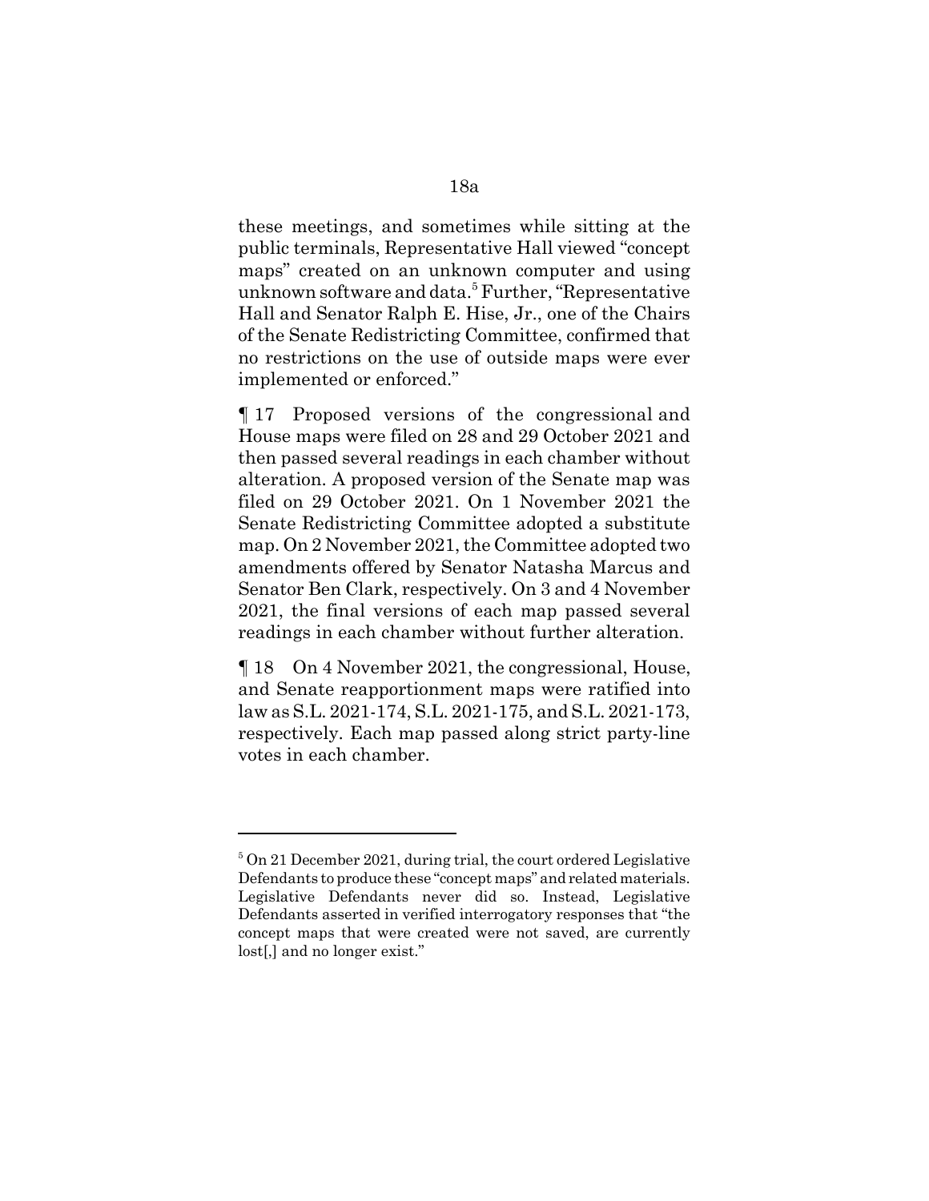these meetings, and sometimes while sitting at the public terminals, Representative Hall viewed "concept maps" created on an unknown computer and using unknown software and data.[5] Further, "Representative Hall and Senator Ralph E. Hise, Jr., one of the Chairs of the Senate Redistricting Committee, confirmed that no restrictions on the use of outside maps were ever implemented or enforced."

¶ 17 Proposed versions of the congressional and House maps were filed on 28 and 29 October 2021 and then passed several readings in each chamber without alteration. A proposed version of the Senate map was filed on 29 October 2021. On 1 November 2021 the Senate Redistricting Committee adopted a substitute map. On 2 November 2021, the Committee adopted two amendments offered by Senator Natasha Marcus and Senator Ben Clark, respectively. On 3 and 4 November 2021, the final versions of each map passed several readings in each chamber without further alteration.

¶ 18 On 4 November 2021, the congressional, House, and Senate reapportionment maps were ratified into law as S.L. 2021-174, S.L. 2021-175, and S.L. 2021-173, respectively. Each map passed along strict party-line votes in each chamber.

---

[5] On 21 December 2021, during trial, the court ordered Legislative Defendants to produce these "concept maps" and related materials. Legislative Defendants never did so. Instead, Legislative Defendants asserted in verified interrogatory responses that "the concept maps that were created were not saved, are currently lost[,] and no longer exist."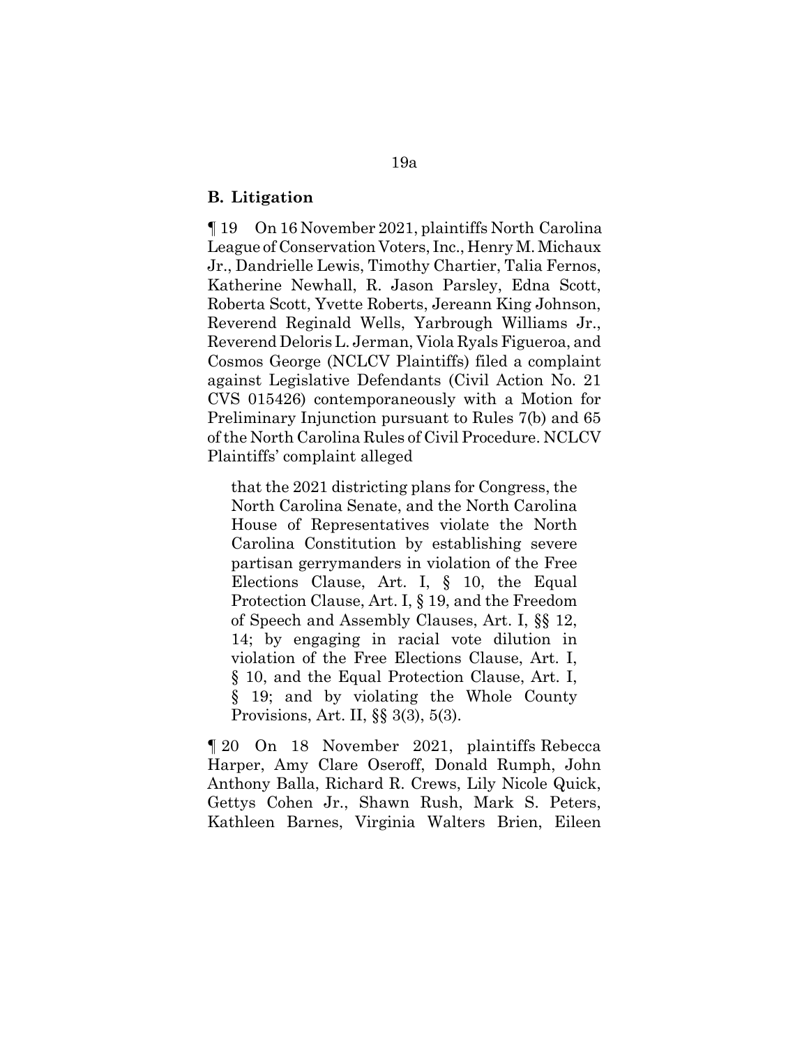## B. Litigation

¶ 19 On 16 November 2021, plaintiffs North Carolina League of Conservation Voters, Inc., Henry M. Michaux Jr., Dandrielle Lewis, Timothy Chartier, Talia Fernos, Katherine Newhall, R. Jason Parsley, Edna Scott, Roberta Scott, Yvette Roberts, Jereann King Johnson, Reverend Reginald Wells, Yarbrough Williams Jr., Reverend Deloris L. Jerman, Viola Ryals Figueroa, and Cosmos George (NCLCV Plaintiffs) filed a complaint against Legislative Defendants (Civil Action No. 21 CVS 015426) contemporaneously with a Motion for Preliminary Injunction pursuant to Rules 7(b) and 65 of the North Carolina Rules of Civil Procedure. NCLCV Plaintiffs' complaint alleged

> that the 2021 districting plans for Congress, the North Carolina Senate, and the North Carolina House of Representatives violate the North Carolina Constitution by establishing severe partisan gerrymanders in violation of the Free Elections Clause, Art. I, § 10, the Equal Protection Clause, Art. I, § 19, and the Freedom of Speech and Assembly Clauses, Art. I, §§ 12, 14; by engaging in racial vote dilution in violation of the Free Elections Clause, Art. I, § 10, and the Equal Protection Clause, Art. I, § 19; and by violating the Whole County Provisions, Art. II, §§ 3(3), 5(3).

¶ 20 On 18 November 2021, plaintiffs Rebecca Harper, Amy Clare Oseroff, Donald Rumph, John Anthony Balla, Richard R. Crews, Lily Nicole Quick, Gettys Cohen Jr., Shawn Rush, Mark S. Peters, Kathleen Barnes, Virginia Walters Brien, Eileen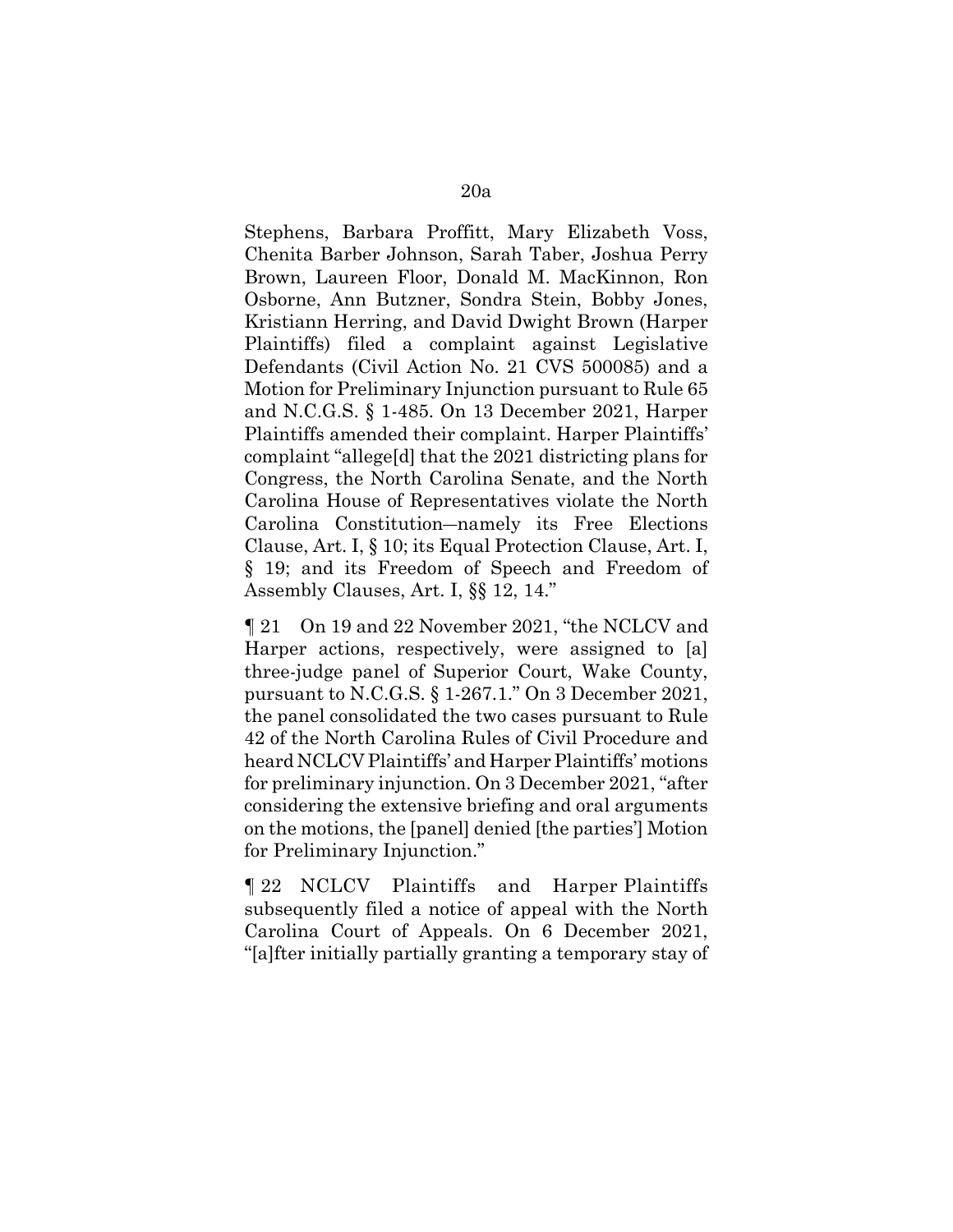Stephens, Barbara Proffitt, Mary Elizabeth Voss, Chenita Barber Johnson, Sarah Taber, Joshua Perry Brown, Laureen Floor, Donald M. MacKinnon, Ron Osborne, Ann Butzner, Sondra Stein, Bobby Jones, Kristiann Herring, and David Dwight Brown (Harper Plaintiffs) filed a complaint against Legislative Defendants (Civil Action No. 21 CVS 500085) and a Motion for Preliminary Injunction pursuant to Rule 65 and N.C.G.S. § 1-485. On 13 December 2021, Harper Plaintiffs amended their complaint. Harper Plaintiffs' complaint "allege[d] that the 2021 districting plans for Congress, the North Carolina Senate, and the North Carolina House of Representatives violate the North Carolina Constitution—namely its Free Elections Clause, Art. I, § 10; its Equal Protection Clause, Art. I, § 19; and its Freedom of Speech and Freedom of Assembly Clauses, Art. I, §§ 12, 14."

¶ 21 On 19 and 22 November 2021, "the NCLCV and Harper actions, respectively, were assigned to [a] three-judge panel of Superior Court, Wake County, pursuant to N.C.G.S. § 1-267.1." On 3 December 2021, the panel consolidated the two cases pursuant to Rule 42 of the North Carolina Rules of Civil Procedure and heard NCLCV Plaintiffs' and Harper Plaintiffs' motions for preliminary injunction. On 3 December 2021, "after considering the extensive briefing and oral arguments on the motions, the [panel] denied [the parties'] Motion for Preliminary Injunction."

¶ 22 NCLCV Plaintiffs and Harper Plaintiffs subsequently filed a notice of appeal with the North Carolina Court of Appeals. On 6 December 2021, "[a]fter initially partially granting a temporary stay of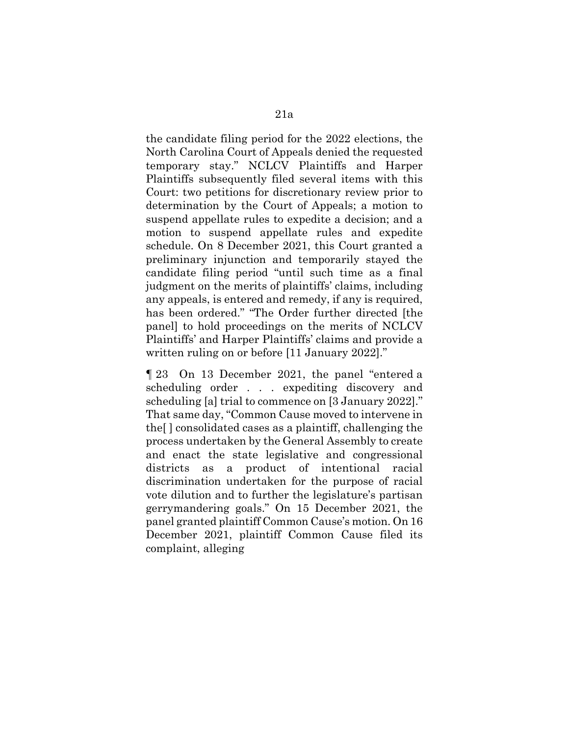the candidate filing period for the 2022 elections, the North Carolina Court of Appeals denied the requested temporary stay." NCLCV Plaintiffs and Harper Plaintiffs subsequently filed several items with this Court: two petitions for discretionary review prior to determination by the Court of Appeals; a motion to suspend appellate rules to expedite a decision; and a motion to suspend appellate rules and expedite schedule. On 8 December 2021, this Court granted a preliminary injunction and temporarily stayed the candidate filing period "until such time as a final judgment on the merits of plaintiffs' claims, including any appeals, is entered and remedy, if any is required, has been ordered." "The Order further directed [the panel] to hold proceedings on the merits of NCLCV Plaintiffs' and Harper Plaintiffs' claims and provide a written ruling on or before [11 January 2022]."

¶ 23 On 13 December 2021, the panel "entered a scheduling order . . . expediting discovery and scheduling [a] trial to commence on [3 January 2022]." That same day, "Common Cause moved to intervene in the[ ] consolidated cases as a plaintiff, challenging the process undertaken by the General Assembly to create and enact the state legislative and congressional districts as a product of intentional racial discrimination undertaken for the purpose of racial vote dilution and to further the legislature's partisan gerrymandering goals." On 15 December 2021, the panel granted plaintiff Common Cause's motion. On 16 December 2021, plaintiff Common Cause filed its complaint, alleging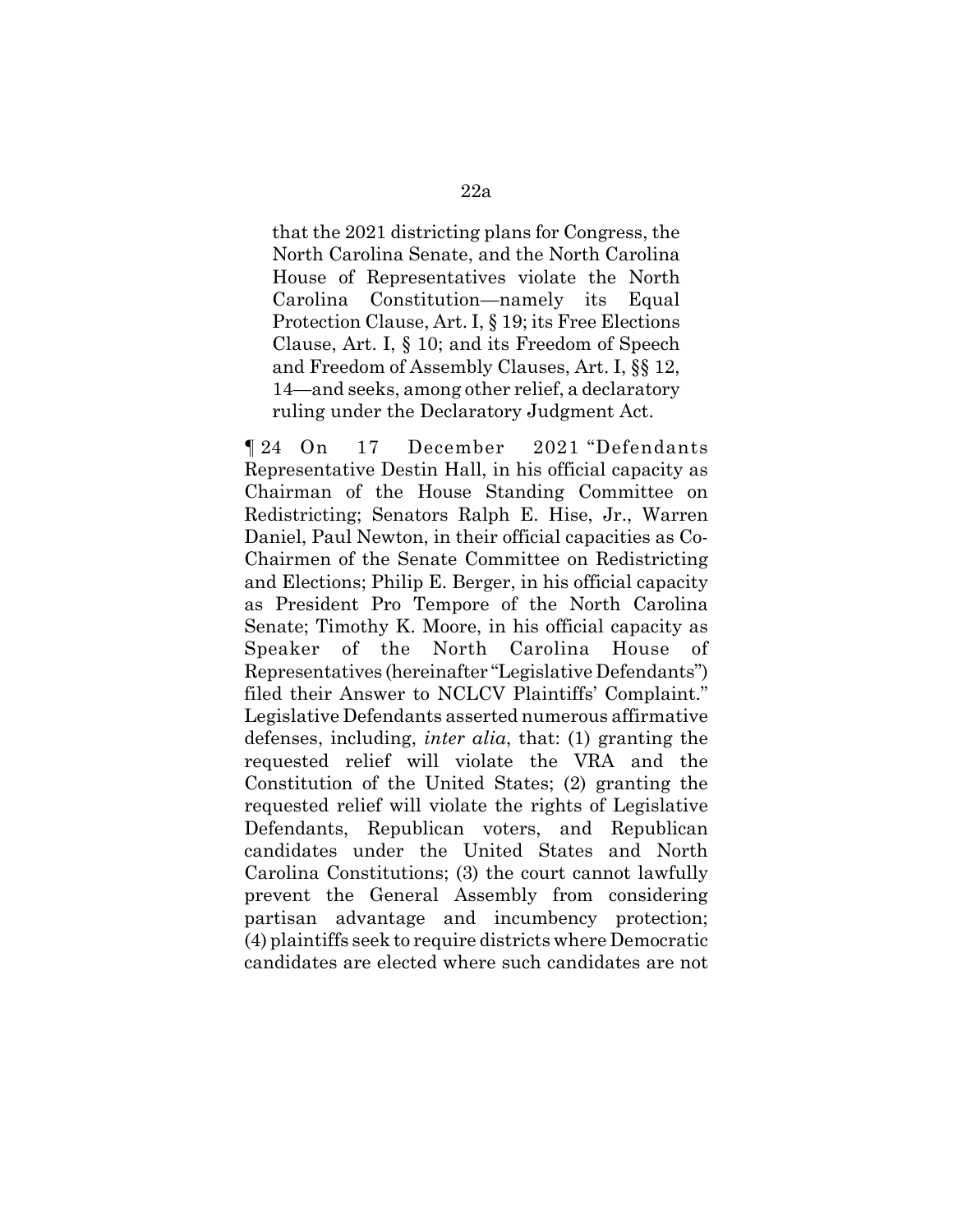that the 2021 districting plans for Congress, the North Carolina Senate, and the North Carolina House of Representatives violate the North Carolina Constitution—namely its Equal Protection Clause, Art. I, § 19; its Free Elections Clause, Art. I, § 10; and its Freedom of Speech and Freedom of Assembly Clauses, Art. I, §§ 12, 14—and seeks, among other relief, a declaratory ruling under the Declaratory Judgment Act.

¶ 24 On 17 December 2021 "Defendants Representative Destin Hall, in his official capacity as Chairman of the House Standing Committee on Redistricting; Senators Ralph E. Hise, Jr., Warren Daniel, Paul Newton, in their official capacities as Co-Chairmen of the Senate Committee on Redistricting and Elections; Philip E. Berger, in his official capacity as President Pro Tempore of the North Carolina Senate; Timothy K. Moore, in his official capacity as Speaker of the North Carolina House of Representatives (hereinafter "Legislative Defendants") filed their Answer to NCLCV Plaintiffs' Complaint." Legislative Defendants asserted numerous affirmative defenses, including, *inter alia*, that: (1) granting the requested relief will violate the VRA and the Constitution of the United States; (2) granting the requested relief will violate the rights of Legislative Defendants, Republican voters, and Republican candidates under the United States and North Carolina Constitutions; (3) the court cannot lawfully prevent the General Assembly from considering partisan advantage and incumbency protection; (4) plaintiffs seek to require districts where Democratic candidates are elected where such candidates are not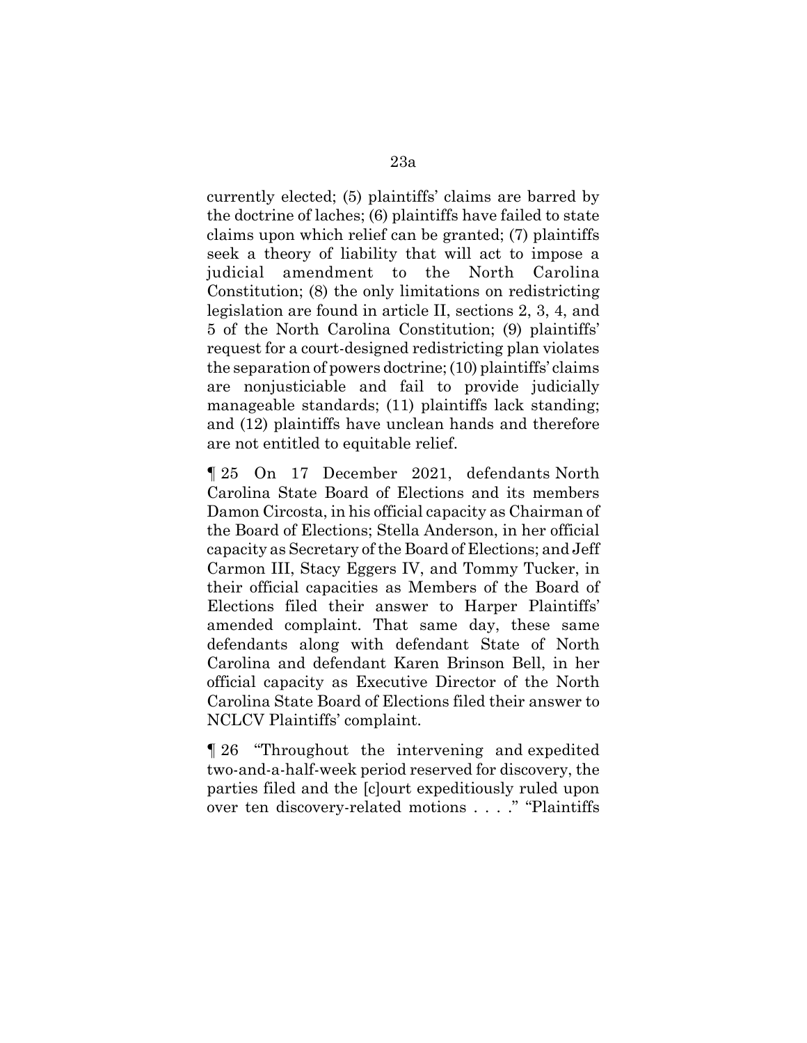currently elected; (5) plaintiffs' claims are barred by the doctrine of laches; (6) plaintiffs have failed to state claims upon which relief can be granted; (7) plaintiffs seek a theory of liability that will act to impose a judicial amendment to the North Carolina Constitution; (8) the only limitations on redistricting legislation are found in article II, sections 2, 3, 4, and 5 of the North Carolina Constitution; (9) plaintiffs' request for a court-designed redistricting plan violates the separation of powers doctrine; (10) plaintiffs' claims are nonjusticiable and fail to provide judicially manageable standards; (11) plaintiffs lack standing; and (12) plaintiffs have unclean hands and therefore are not entitled to equitable relief.

¶ 25 On 17 December 2021, defendants North Carolina State Board of Elections and its members Damon Circosta, in his official capacity as Chairman of the Board of Elections; Stella Anderson, in her official capacity as Secretary of the Board of Elections; and Jeff Carmon III, Stacy Eggers IV, and Tommy Tucker, in their official capacities as Members of the Board of Elections filed their answer to Harper Plaintiffs' amended complaint. That same day, these same defendants along with defendant State of North Carolina and defendant Karen Brinson Bell, in her official capacity as Executive Director of the North Carolina State Board of Elections filed their answer to NCLCV Plaintiffs' complaint.

¶ 26 "Throughout the intervening and expedited two-and-a-half-week period reserved for discovery, the parties filed and the [c]ourt expeditiously ruled upon over ten discovery-related motions . . . ." "Plaintiffs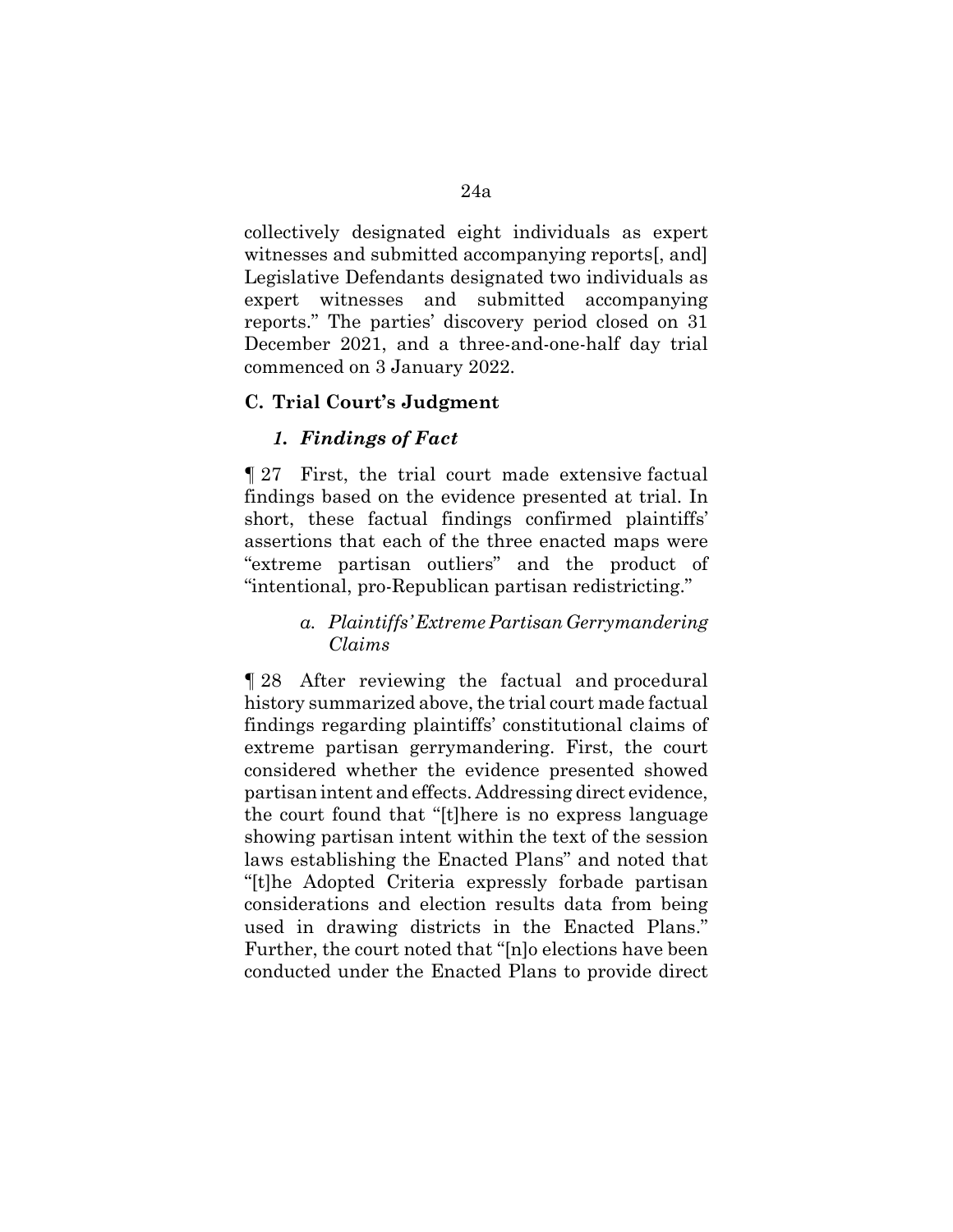collectively designated eight individuals as expert witnesses and submitted accompanying reports[, and] Legislative Defendants designated two individuals as expert witnesses and submitted accompanying reports." The parties' discovery period closed on 31 December 2021, and a three-and-one-half day trial commenced on 3 January 2022.

### C. Trial Court's Judgment

#### *1. Findings of Fact*

¶ 27 First, the trial court made extensive factual findings based on the evidence presented at trial. In short, these factual findings confirmed plaintiffs' assertions that each of the three enacted maps were "extreme partisan outliers" and the product of "intentional, pro-Republican partisan redistricting."

##### *a. Plaintiffs' Extreme Partisan Gerrymandering Claims*

¶ 28 After reviewing the factual and procedural history summarized above, the trial court made factual findings regarding plaintiffs' constitutional claims of extreme partisan gerrymandering. First, the court considered whether the evidence presented showed partisan intent and effects. Addressing direct evidence, the court found that "[t]here is no express language showing partisan intent within the text of the session laws establishing the Enacted Plans" and noted that "[t]he Adopted Criteria expressly forbade partisan considerations and election results data from being used in drawing districts in the Enacted Plans." Further, the court noted that "[n]o elections have been conducted under the Enacted Plans to provide direct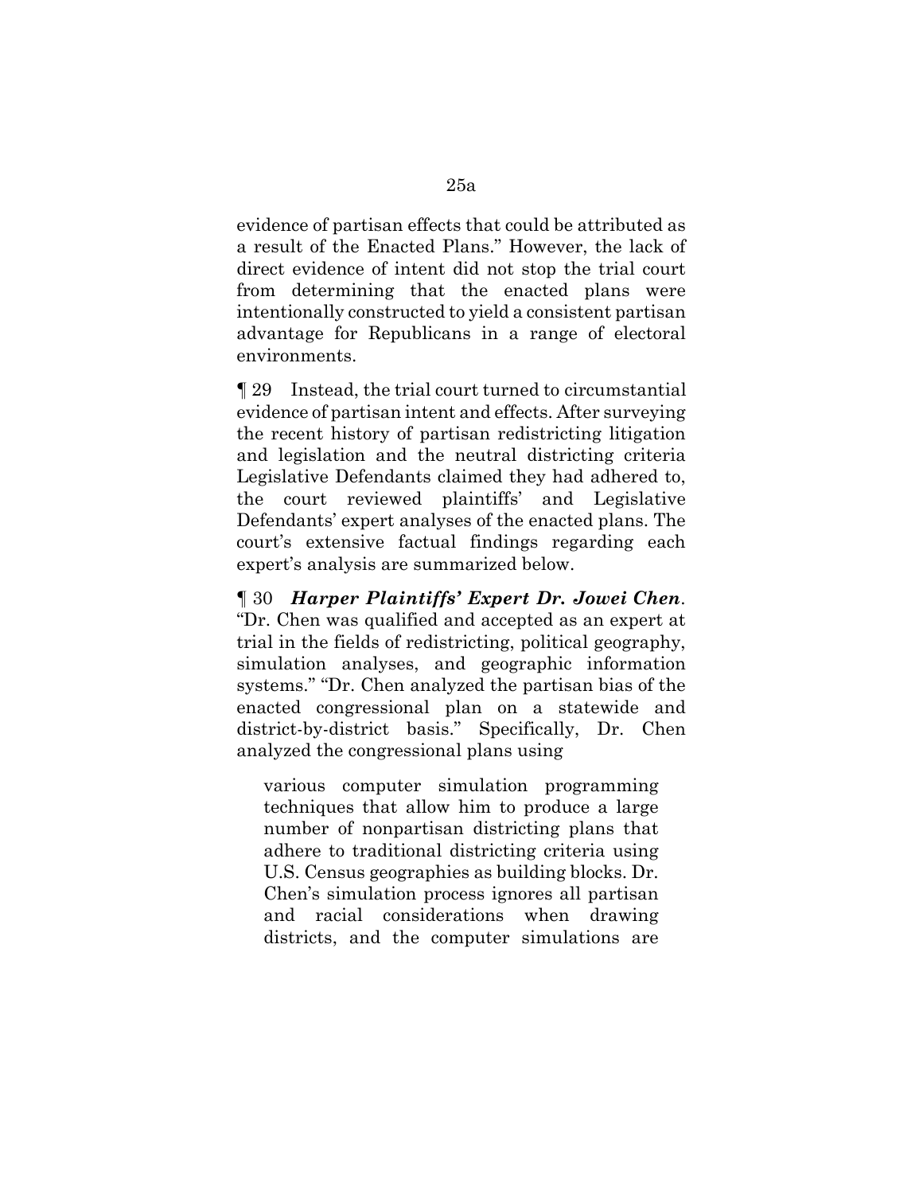evidence of partisan effects that could be attributed as a result of the Enacted Plans." However, the lack of direct evidence of intent did not stop the trial court from determining that the enacted plans were intentionally constructed to yield a consistent partisan advantage for Republicans in a range of electoral environments.

¶ 29 Instead, the trial court turned to circumstantial evidence of partisan intent and effects. After surveying the recent history of partisan redistricting litigation and legislation and the neutral districting criteria Legislative Defendants claimed they had adhered to, the court reviewed plaintiffs' and Legislative Defendants' expert analyses of the enacted plans. The court's extensive factual findings regarding each expert's analysis are summarized below.

¶ 30 ***Harper Plaintiffs' Expert Dr. Jowei Chen***. "Dr. Chen was qualified and accepted as an expert at trial in the fields of redistricting, political geography, simulation analyses, and geographic information systems." "Dr. Chen analyzed the partisan bias of the enacted congressional plan on a statewide and district-by-district basis." Specifically, Dr. Chen analyzed the congressional plans using

> various computer simulation programming techniques that allow him to produce a large number of nonpartisan districting plans that adhere to traditional districting criteria using U.S. Census geographies as building blocks. Dr. Chen's simulation process ignores all partisan and racial considerations when drawing districts, and the computer simulations are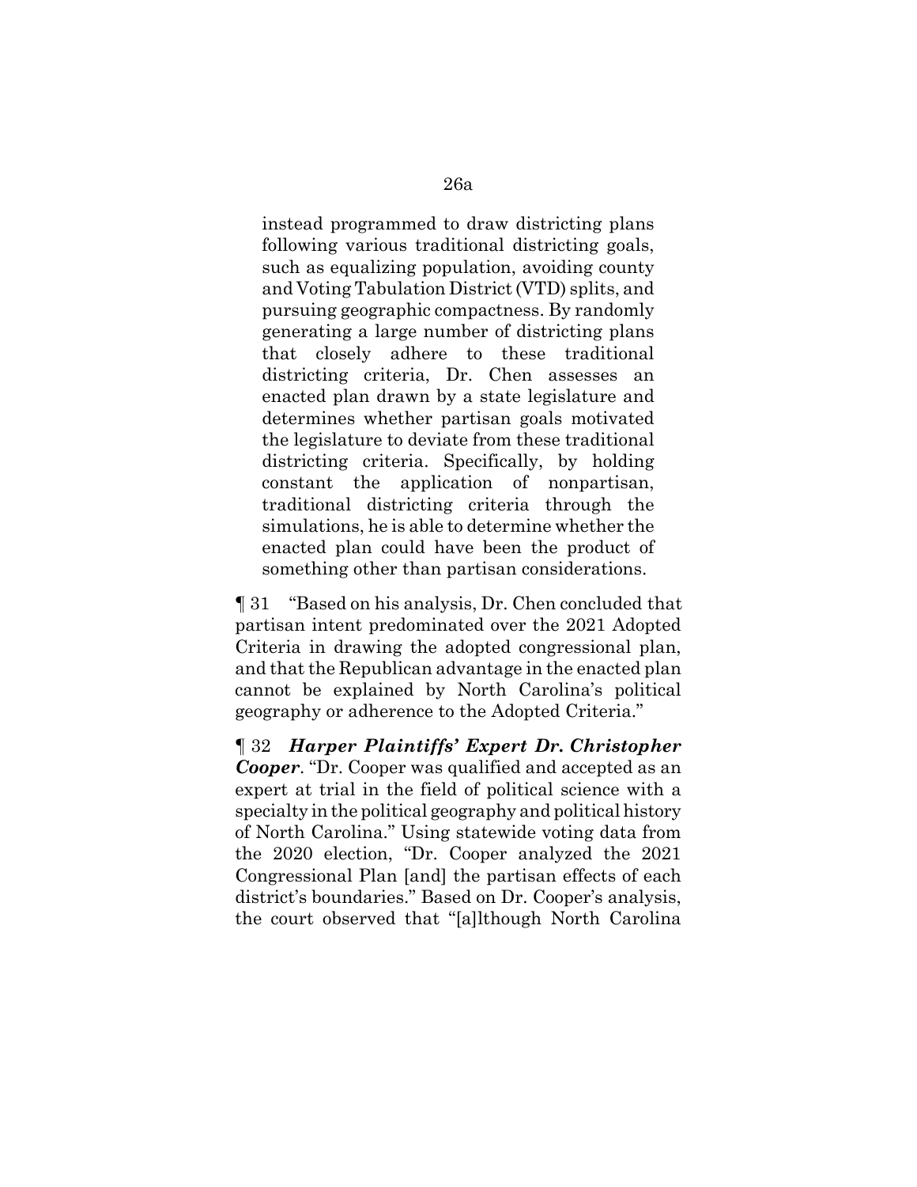instead programmed to draw districting plans following various traditional districting goals, such as equalizing population, avoiding county and Voting Tabulation District (VTD) splits, and pursuing geographic compactness. By randomly generating a large number of districting plans that closely adhere to these traditional districting criteria, Dr. Chen assesses an enacted plan drawn by a state legislature and determines whether partisan goals motivated the legislature to deviate from these traditional districting criteria. Specifically, by holding constant the application of nonpartisan, traditional districting criteria through the simulations, he is able to determine whether the enacted plan could have been the product of something other than partisan considerations.

¶ 31 "Based on his analysis, Dr. Chen concluded that partisan intent predominated over the 2021 Adopted Criteria in drawing the adopted congressional plan, and that the Republican advantage in the enacted plan cannot be explained by North Carolina's political geography or adherence to the Adopted Criteria."

¶ 32 ***Harper Plaintiffs' Expert Dr. Christopher Cooper***. "Dr. Cooper was qualified and accepted as an expert at trial in the field of political science with a specialty in the political geography and political history of North Carolina." Using statewide voting data from the 2020 election, "Dr. Cooper analyzed the 2021 Congressional Plan [and] the partisan effects of each district's boundaries." Based on Dr. Cooper's analysis, the court observed that "[a]lthough North Carolina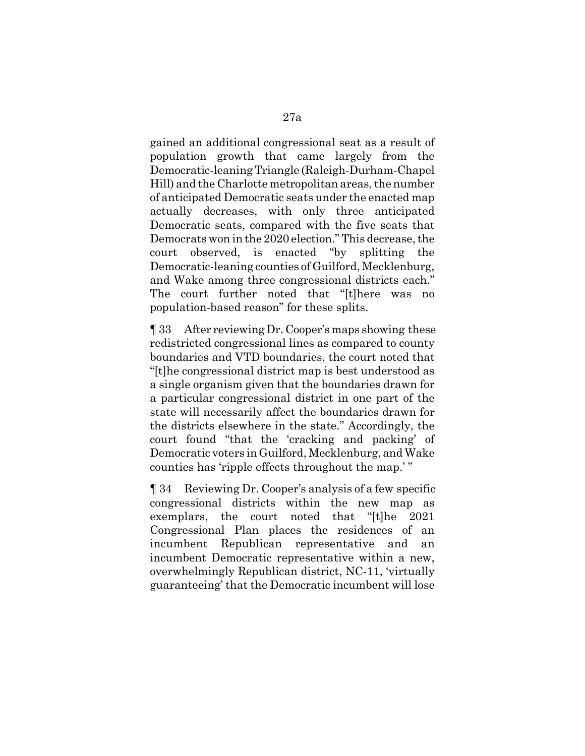gained an additional congressional seat as a result of population growth that came largely from the Democratic-leaning Triangle (Raleigh-Durham-Chapel Hill) and the Charlotte metropolitan areas, the number of anticipated Democratic seats under the enacted map actually decreases, with only three anticipated Democratic seats, compared with the five seats that Democrats won in the 2020 election." This decrease, the court observed, is enacted "by splitting the Democratic-leaning counties of Guilford, Mecklenburg, and Wake among three congressional districts each." The court further noted that "[t]here was no population-based reason" for these splits.

¶ 33 After reviewing Dr. Cooper's maps showing these redistricted congressional lines as compared to county boundaries and VTD boundaries, the court noted that "[t]he congressional district map is best understood as a single organism given that the boundaries drawn for a particular congressional district in one part of the state will necessarily affect the boundaries drawn for the districts elsewhere in the state." Accordingly, the court found "that the 'cracking and packing' of Democratic voters in Guilford, Mecklenburg, and Wake counties has 'ripple effects throughout the map.' "

¶ 34 Reviewing Dr. Cooper's analysis of a few specific congressional districts within the new map as exemplars, the court noted that "[t]he 2021 Congressional Plan places the residences of an incumbent Republican representative and an incumbent Democratic representative within a new, overwhelmingly Republican district, NC-11, 'virtually guaranteeing' that the Democratic incumbent will lose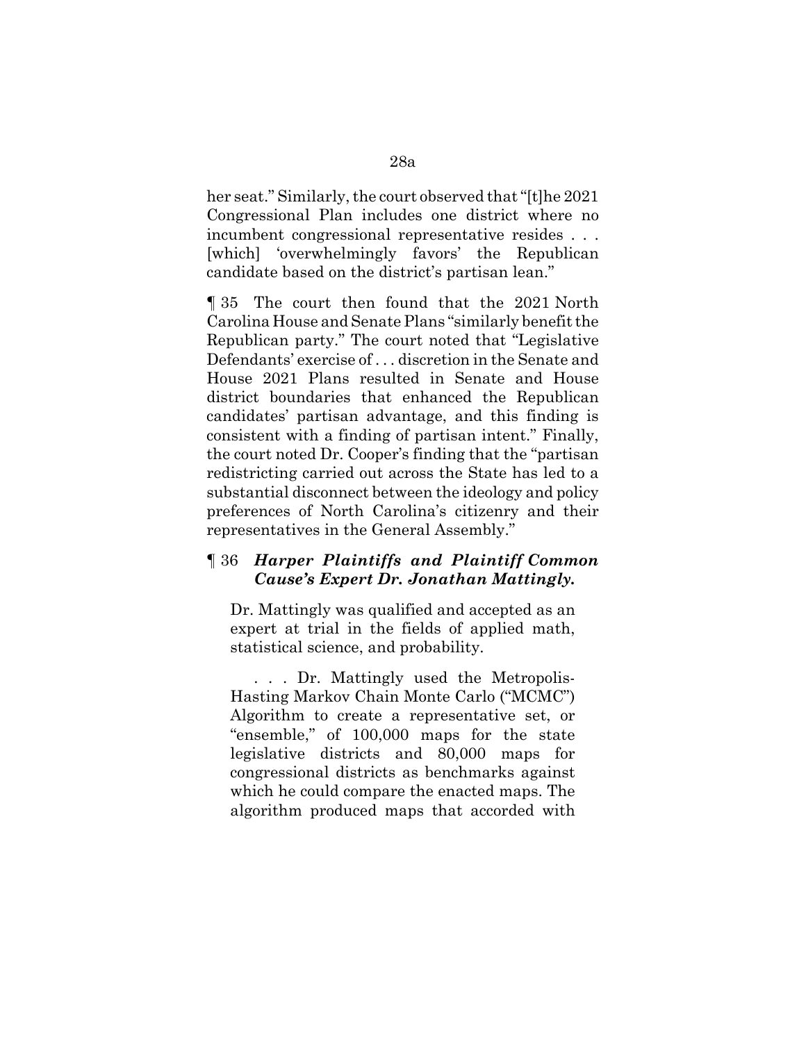her seat." Similarly, the court observed that "[t]he 2021 Congressional Plan includes one district where no incumbent congressional representative resides . . . [which] 'overwhelmingly favors' the Republican candidate based on the district's partisan lean."

¶ 35 The court then found that the 2021 North Carolina House and Senate Plans "similarly benefit the Republican party." The court noted that "Legislative Defendants' exercise of . . . discretion in the Senate and House 2021 Plans resulted in Senate and House district boundaries that enhanced the Republican candidates' partisan advantage, and this finding is consistent with a finding of partisan intent." Finally, the court noted Dr. Cooper's finding that the "partisan redistricting carried out across the State has led to a substantial disconnect between the ideology and policy preferences of North Carolina's citizenry and their representatives in the General Assembly."

¶ 36 ***Harper Plaintiffs and Plaintiff Common Cause's Expert Dr. Jonathan Mattingly.***

> Dr. Mattingly was qualified and accepted as an expert at trial in the fields of applied math, statistical science, and probability.
>
> . . . Dr. Mattingly used the Metropolis-Hasting Markov Chain Monte Carlo ("MCMC") Algorithm to create a representative set, or "ensemble," of 100,000 maps for the state legislative districts and 80,000 maps for congressional districts as benchmarks against which he could compare the enacted maps. The algorithm produced maps that accorded with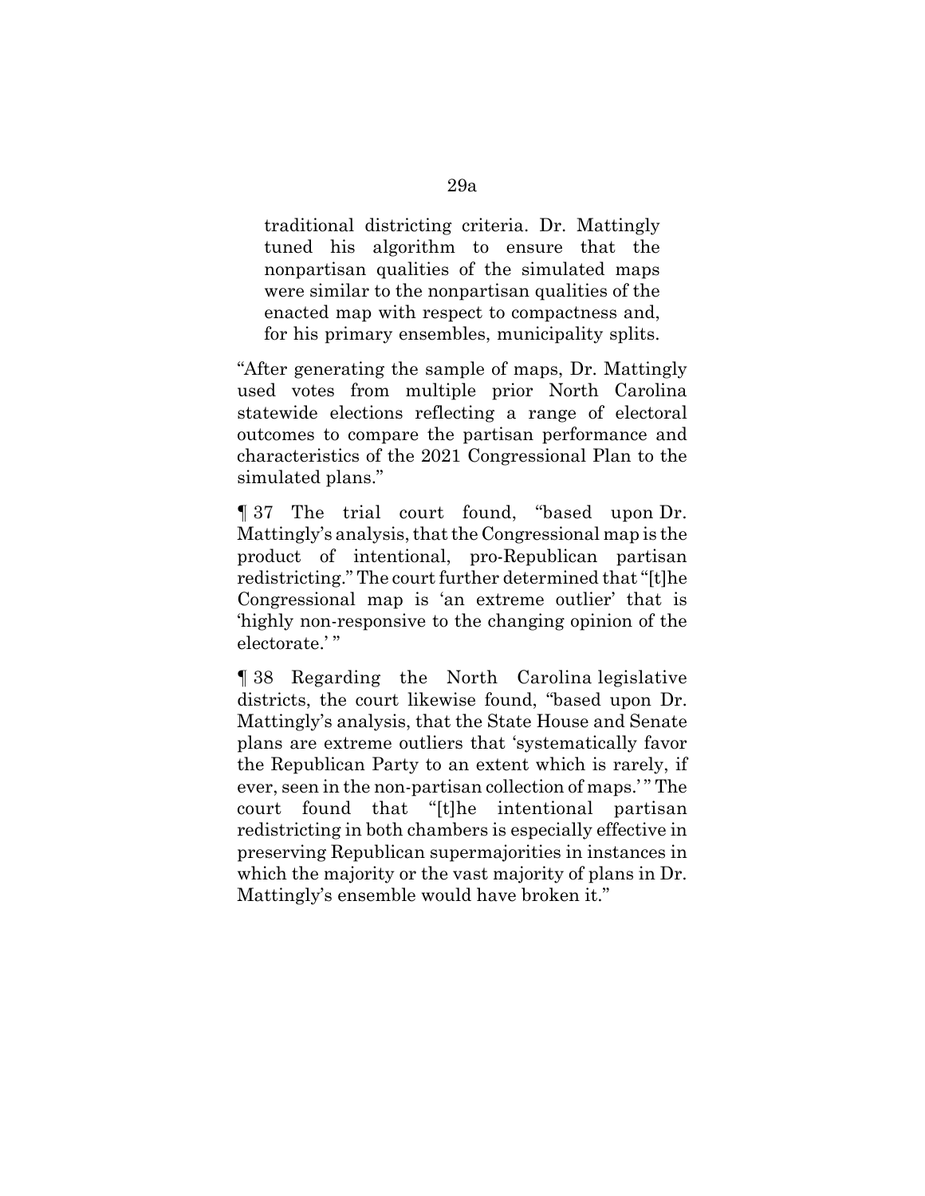> traditional districting criteria. Dr. Mattingly tuned his algorithm to ensure that the nonpartisan qualities of the simulated maps were similar to the nonpartisan qualities of the enacted map with respect to compactness and, for his primary ensembles, municipality splits.

"After generating the sample of maps, Dr. Mattingly used votes from multiple prior North Carolina statewide elections reflecting a range of electoral outcomes to compare the partisan performance and characteristics of the 2021 Congressional Plan to the simulated plans."

¶ 37 The trial court found, "based upon Dr. Mattingly's analysis, that the Congressional map is the product of intentional, pro-Republican partisan redistricting." The court further determined that "[t]he Congressional map is 'an extreme outlier' that is 'highly non-responsive to the changing opinion of the electorate.' "

¶ 38 Regarding the North Carolina legislative districts, the court likewise found, "based upon Dr. Mattingly's analysis, that the State House and Senate plans are extreme outliers that 'systematically favor the Republican Party to an extent which is rarely, if ever, seen in the non-partisan collection of maps.' " The court found that "[t]he intentional partisan redistricting in both chambers is especially effective in preserving Republican supermajorities in instances in which the majority or the vast majority of plans in Dr. Mattingly's ensemble would have broken it."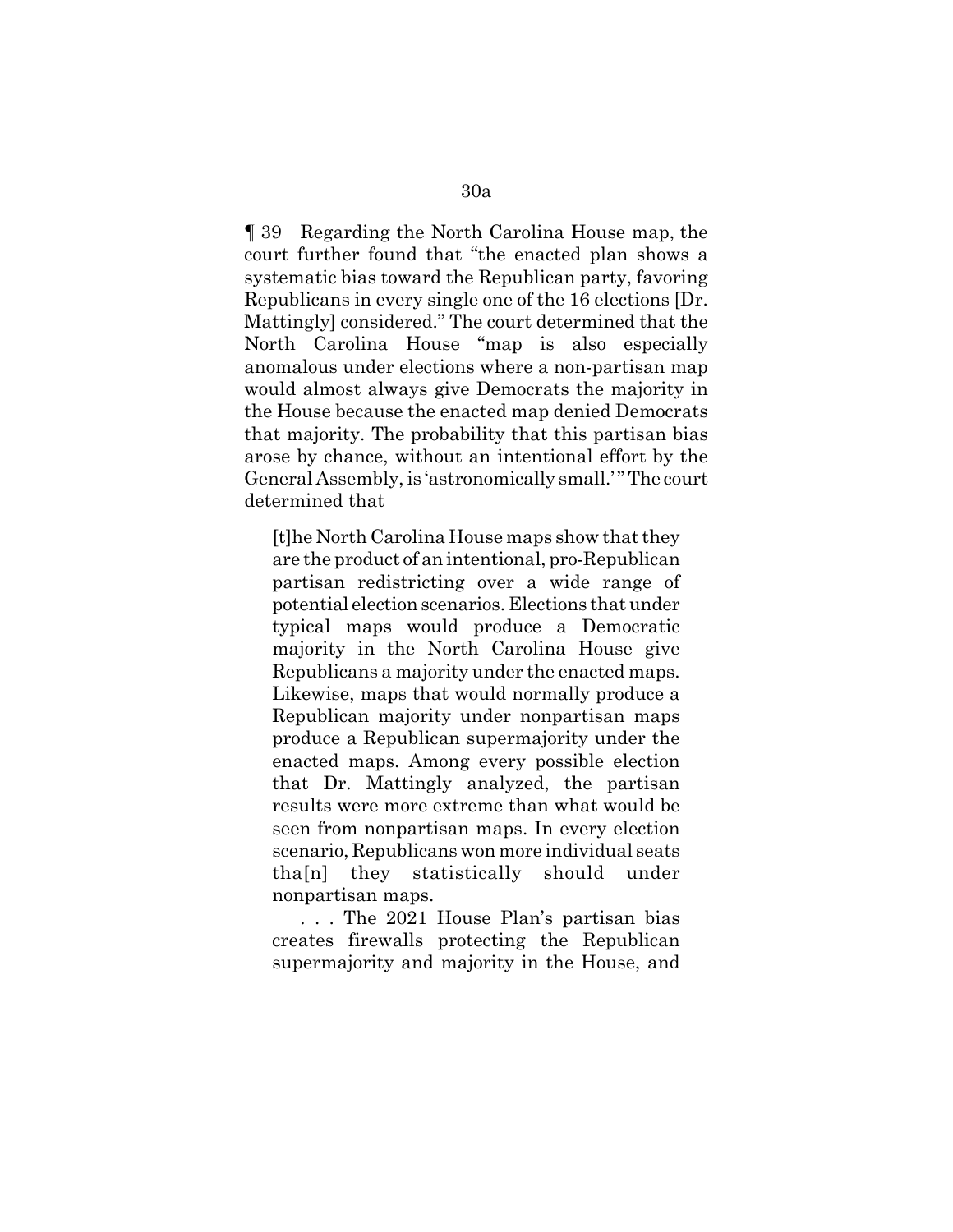¶ 39 Regarding the North Carolina House map, the court further found that "the enacted plan shows a systematic bias toward the Republican party, favoring Republicans in every single one of the 16 elections [Dr. Mattingly] considered." The court determined that the North Carolina House "map is also especially anomalous under elections where a non-partisan map would almost always give Democrats the majority in the House because the enacted map denied Democrats that majority. The probability that this partisan bias arose by chance, without an intentional effort by the General Assembly, is 'astronomically small.'" The court determined that

> [t]he North Carolina House maps show that they are the product of an intentional, pro-Republican partisan redistricting over a wide range of potential election scenarios. Elections that under typical maps would produce a Democratic majority in the North Carolina House give Republicans a majority under the enacted maps. Likewise, maps that would normally produce a Republican majority under nonpartisan maps produce a Republican supermajority under the enacted maps. Among every possible election that Dr. Mattingly analyzed, the partisan results were more extreme than what would be seen from nonpartisan maps. In every election scenario, Republicans won more individual seats tha[n] they statistically should under nonpartisan maps.
>
> . . . The 2021 House Plan's partisan bias creates firewalls protecting the Republican supermajority and majority in the House, and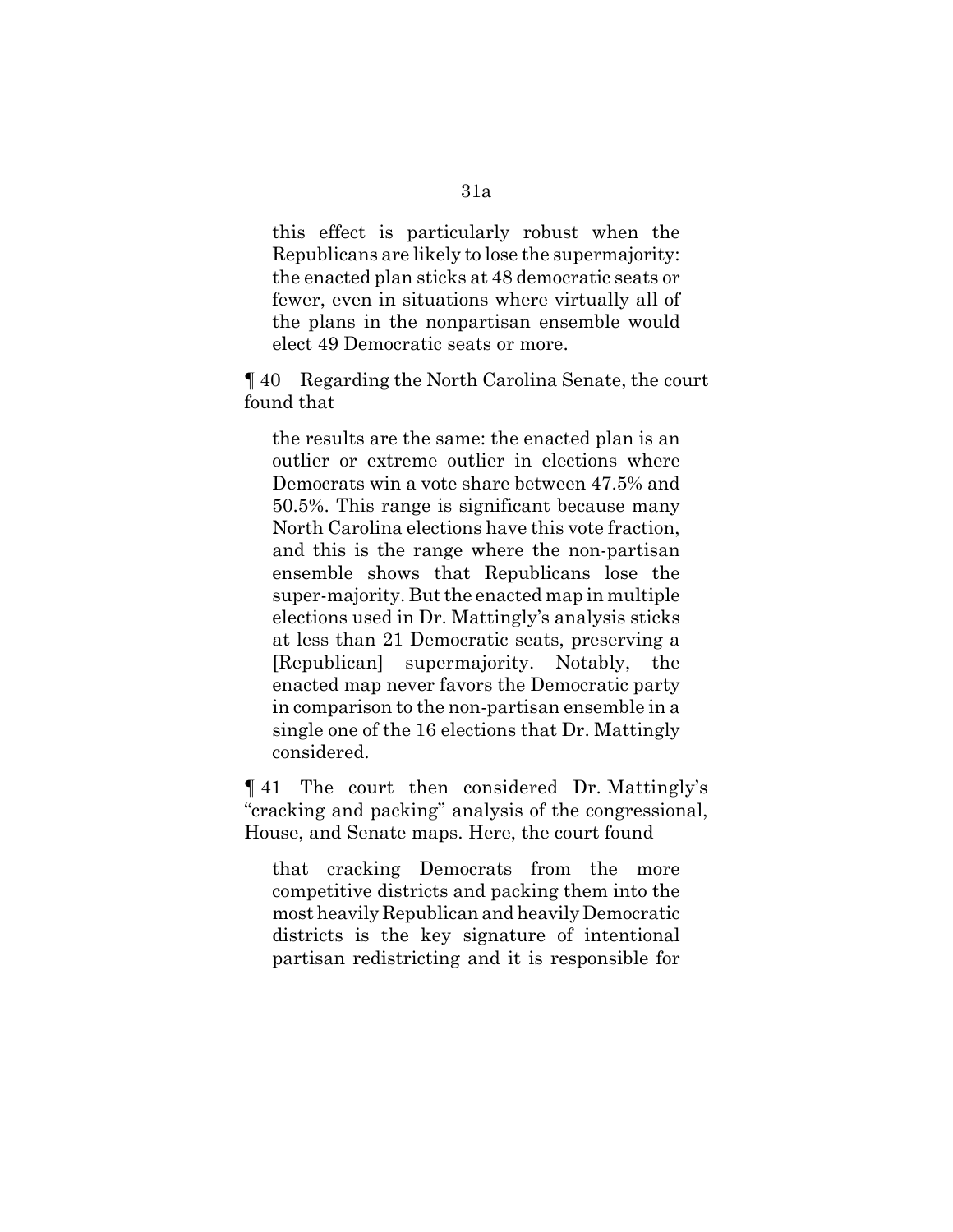this effect is particularly robust when the Republicans are likely to lose the supermajority: the enacted plan sticks at 48 democratic seats or fewer, even in situations where virtually all of the plans in the nonpartisan ensemble would elect 49 Democratic seats or more.

¶ 40 Regarding the North Carolina Senate, the court found that

> the results are the same: the enacted plan is an outlier or extreme outlier in elections where Democrats win a vote share between 47.5% and 50.5%. This range is significant because many North Carolina elections have this vote fraction, and this is the range where the non-partisan ensemble shows that Republicans lose the super-majority. But the enacted map in multiple elections used in Dr. Mattingly's analysis sticks at less than 21 Democratic seats, preserving a [Republican] supermajority. Notably, the enacted map never favors the Democratic party in comparison to the non-partisan ensemble in a single one of the 16 elections that Dr. Mattingly considered.

¶ 41 The court then considered Dr. Mattingly's "cracking and packing" analysis of the congressional, House, and Senate maps. Here, the court found

> that cracking Democrats from the more competitive districts and packing them into the most heavily Republican and heavily Democratic districts is the key signature of intentional partisan redistricting and it is responsible for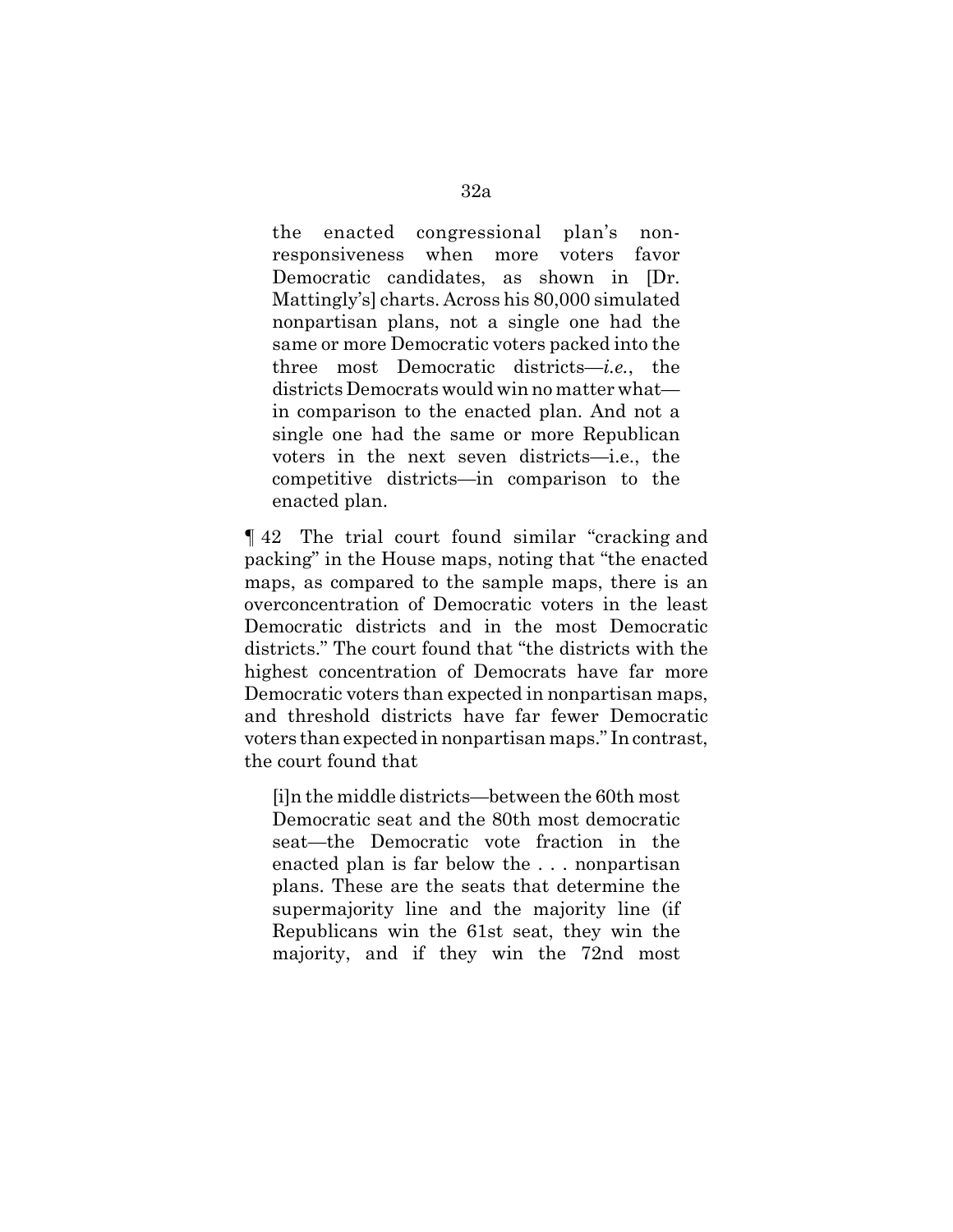> the enacted congressional plan's non-responsiveness when more voters favor Democratic candidates, as shown in [Dr. Mattingly's] charts. Across his 80,000 simulated nonpartisan plans, not a single one had the same or more Democratic voters packed into the three most Democratic districts—*i.e.*, the districts Democrats would win no matter what—in comparison to the enacted plan. And not a single one had the same or more Republican voters in the next seven districts—i.e., the competitive districts—in comparison to the enacted plan.

¶ 42 The trial court found similar "cracking and packing" in the House maps, noting that "the enacted maps, as compared to the sample maps, there is an overconcentration of Democratic voters in the least Democratic districts and in the most Democratic districts." The court found that "the districts with the highest concentration of Democrats have far more Democratic voters than expected in nonpartisan maps, and threshold districts have far fewer Democratic voters than expected in nonpartisan maps." In contrast, the court found that

> [i]n the middle districts—between the 60th most Democratic seat and the 80th most democratic seat—the Democratic vote fraction in the enacted plan is far below the . . . nonpartisan plans. These are the seats that determine the supermajority line and the majority line (if Republicans win the 61st seat, they win the majority, and if they win the 72nd most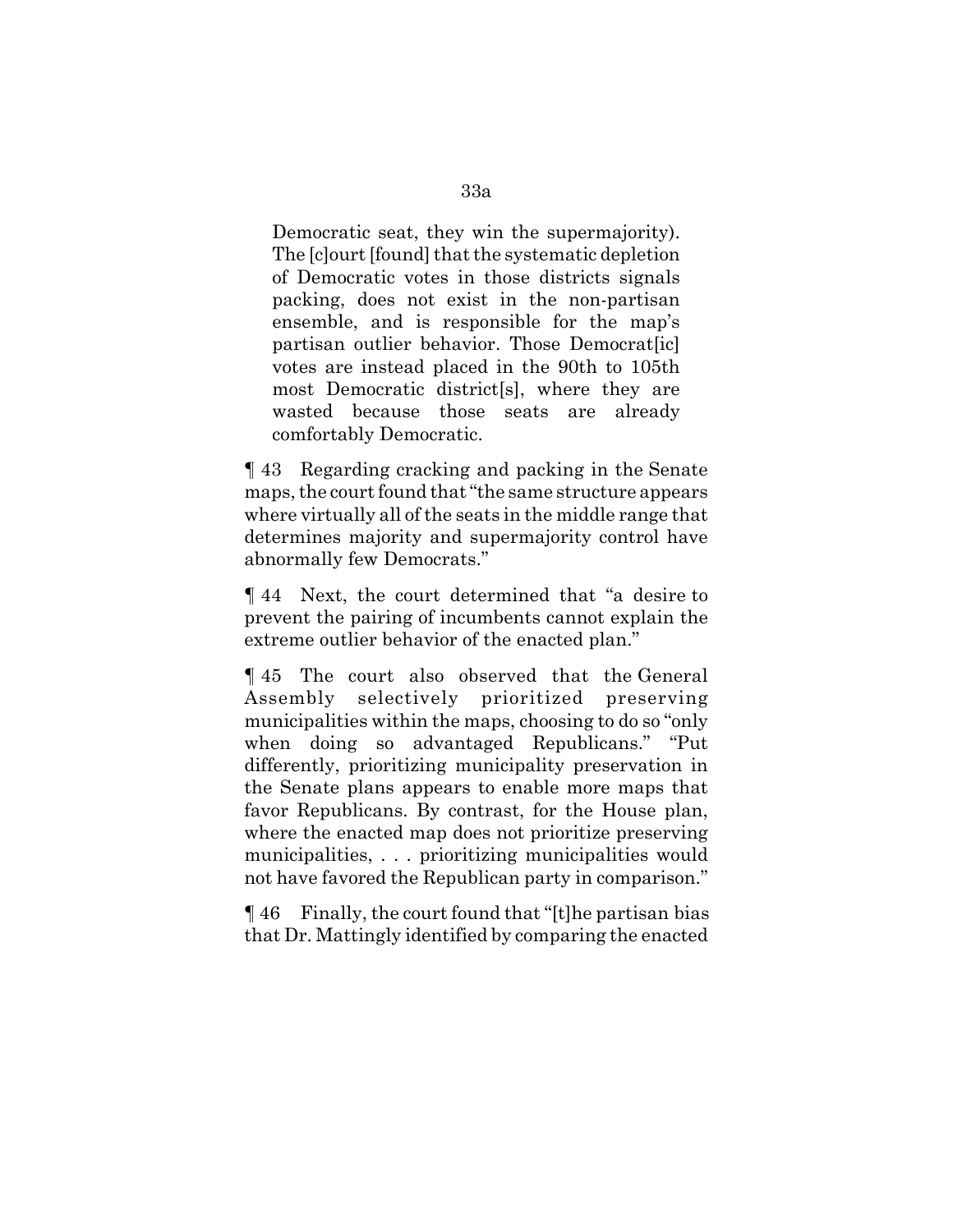> Democratic seat, they win the supermajority). The [c]ourt [found] that the systematic depletion of Democratic votes in those districts signals packing, does not exist in the non-partisan ensemble, and is responsible for the map's partisan outlier behavior. Those Democrat[ic] votes are instead placed in the 90th to 105th most Democratic district[s], where they are wasted because those seats are already comfortably Democratic.

¶ 43 Regarding cracking and packing in the Senate maps, the court found that "the same structure appears where virtually all of the seats in the middle range that determines majority and supermajority control have abnormally few Democrats."

¶ 44 Next, the court determined that "a desire to prevent the pairing of incumbents cannot explain the extreme outlier behavior of the enacted plan."

¶ 45 The court also observed that the General Assembly selectively prioritized preserving municipalities within the maps, choosing to do so "only when doing so advantaged Republicans." "Put differently, prioritizing municipality preservation in the Senate plans appears to enable more maps that favor Republicans. By contrast, for the House plan, where the enacted map does not prioritize preserving municipalities, . . . prioritizing municipalities would not have favored the Republican party in comparison."

¶ 46 Finally, the court found that "[t]he partisan bias that Dr. Mattingly identified by comparing the enacted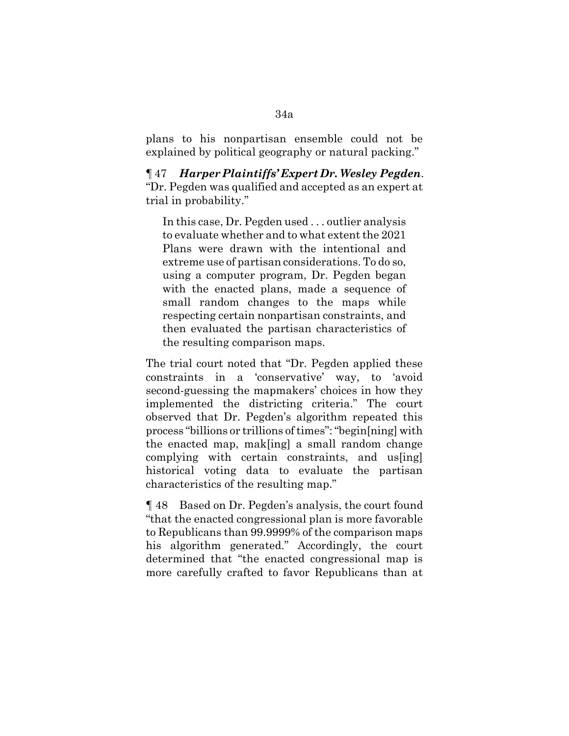plans to his nonpartisan ensemble could not be explained by political geography or natural packing."

¶ 47 ***Harper Plaintiffs' Expert Dr. Wesley Pegden***. "Dr. Pegden was qualified and accepted as an expert at trial in probability."

> In this case, Dr. Pegden used . . . outlier analysis to evaluate whether and to what extent the 2021 Plans were drawn with the intentional and extreme use of partisan considerations. To do so, using a computer program, Dr. Pegden began with the enacted plans, made a sequence of small random changes to the maps while respecting certain nonpartisan constraints, and then evaluated the partisan characteristics of the resulting comparison maps.

The trial court noted that "Dr. Pegden applied these constraints in a 'conservative' way, to 'avoid second-guessing the mapmakers' choices in how they implemented the districting criteria." The court observed that Dr. Pegden's algorithm repeated this process "billions or trillions of times": "begin[ning] with the enacted map, mak[ing] a small random change complying with certain constraints, and us[ing] historical voting data to evaluate the partisan characteristics of the resulting map."

¶ 48 Based on Dr. Pegden's analysis, the court found "that the enacted congressional plan is more favorable to Republicans than 99.9999% of the comparison maps his algorithm generated." Accordingly, the court determined that "the enacted congressional map is more carefully crafted to favor Republicans than at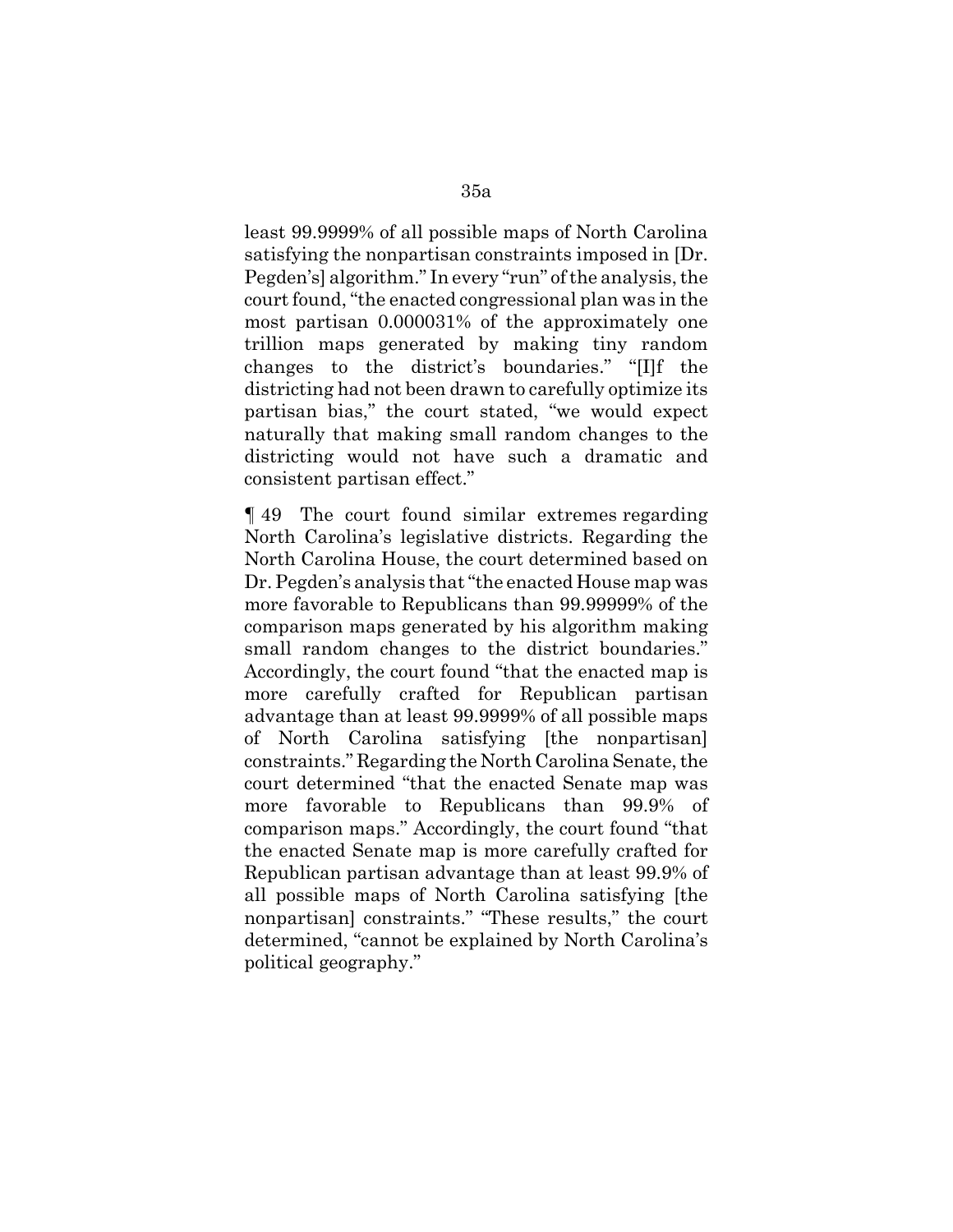least 99.9999% of all possible maps of North Carolina satisfying the nonpartisan constraints imposed in [Dr. Pegden's] algorithm." In every "run" of the analysis, the court found, "the enacted congressional plan was in the most partisan 0.000031% of the approximately one trillion maps generated by making tiny random changes to the district's boundaries." "[I]f the districting had not been drawn to carefully optimize its partisan bias," the court stated, "we would expect naturally that making small random changes to the districting would not have such a dramatic and consistent partisan effect."

¶ 49 The court found similar extremes regarding North Carolina's legislative districts. Regarding the North Carolina House, the court determined based on Dr. Pegden's analysis that "the enacted House map was more favorable to Republicans than 99.99999% of the comparison maps generated by his algorithm making small random changes to the district boundaries." Accordingly, the court found "that the enacted map is more carefully crafted for Republican partisan advantage than at least 99.9999% of all possible maps of North Carolina satisfying [the nonpartisan] constraints." Regarding the North Carolina Senate, the court determined "that the enacted Senate map was more favorable to Republicans than 99.9% of comparison maps." Accordingly, the court found "that the enacted Senate map is more carefully crafted for Republican partisan advantage than at least 99.9% of all possible maps of North Carolina satisfying [the nonpartisan] constraints." "These results," the court determined, "cannot be explained by North Carolina's political geography."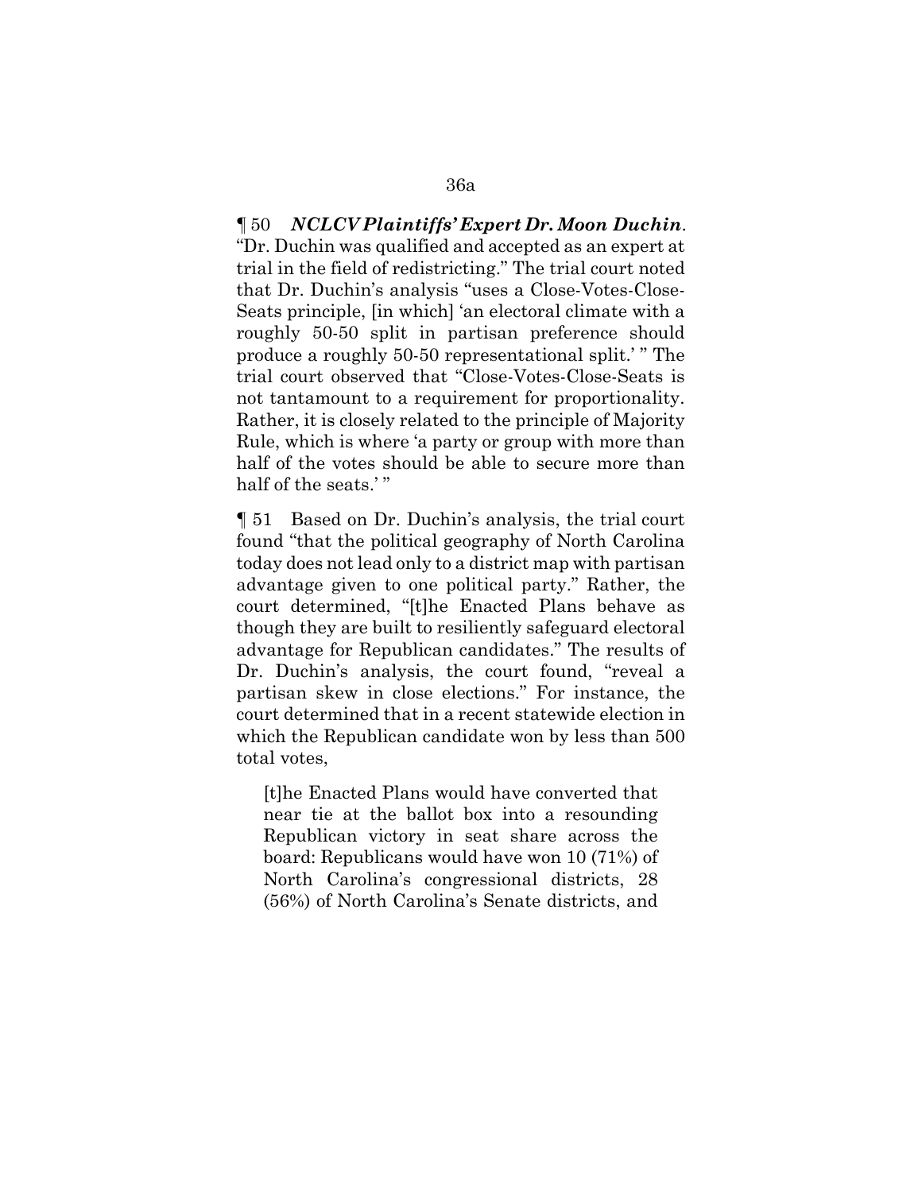¶ 50 ***NCLCV Plaintiffs' Expert Dr. Moon Duchin***. "Dr. Duchin was qualified and accepted as an expert at trial in the field of redistricting." The trial court noted that Dr. Duchin's analysis "uses a Close-Votes-Close-Seats principle, [in which] 'an electoral climate with a roughly 50-50 split in partisan preference should produce a roughly 50-50 representational split.' " The trial court observed that "Close-Votes-Close-Seats is not tantamount to a requirement for proportionality. Rather, it is closely related to the principle of Majority Rule, which is where 'a party or group with more than half of the votes should be able to secure more than half of the seats.' "

¶ 51 Based on Dr. Duchin's analysis, the trial court found "that the political geography of North Carolina today does not lead only to a district map with partisan advantage given to one political party." Rather, the court determined, "[t]he Enacted Plans behave as though they are built to resiliently safeguard electoral advantage for Republican candidates." The results of Dr. Duchin's analysis, the court found, "reveal a partisan skew in close elections." For instance, the court determined that in a recent statewide election in which the Republican candidate won by less than 500 total votes,

> [t]he Enacted Plans would have converted that near tie at the ballot box into a resounding Republican victory in seat share across the board: Republicans would have won 10 (71%) of North Carolina's congressional districts, 28 (56%) of North Carolina's Senate districts, and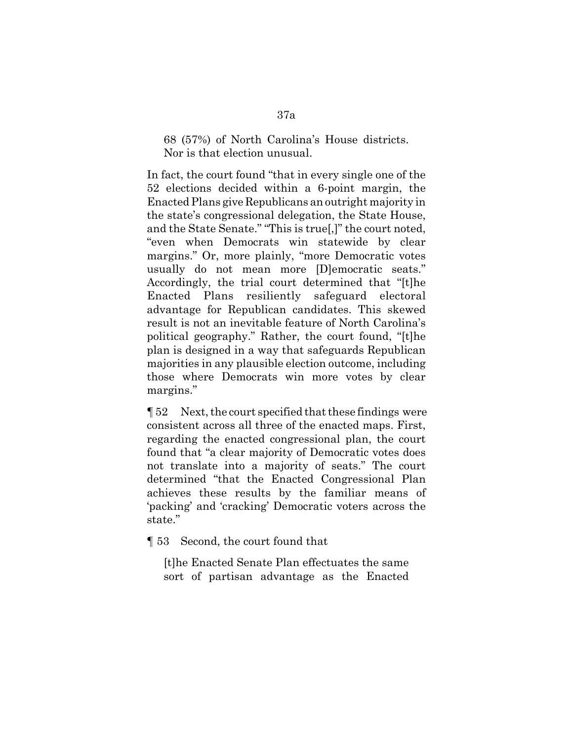> 68 (57%) of North Carolina's House districts. Nor is that election unusual.

In fact, the court found "that in every single one of the 52 elections decided within a 6-point margin, the Enacted Plans give Republicans an outright majority in the state's congressional delegation, the State House, and the State Senate." "This is true[,]" the court noted, "even when Democrats win statewide by clear margins." Or, more plainly, "more Democratic votes usually do not mean more [D]emocratic seats." Accordingly, the trial court determined that "[t]he Enacted Plans resiliently safeguard electoral advantage for Republican candidates. This skewed result is not an inevitable feature of North Carolina's political geography." Rather, the court found, "[t]he plan is designed in a way that safeguards Republican majorities in any plausible election outcome, including those where Democrats win more votes by clear margins."

¶ 52 Next, the court specified that these findings were consistent across all three of the enacted maps. First, regarding the enacted congressional plan, the court found that "a clear majority of Democratic votes does not translate into a majority of seats." The court determined "that the Enacted Congressional Plan achieves these results by the familiar means of 'packing' and 'cracking' Democratic voters across the state."

¶ 53 Second, the court found that

> [t]he Enacted Senate Plan effectuates the same sort of partisan advantage as the Enacted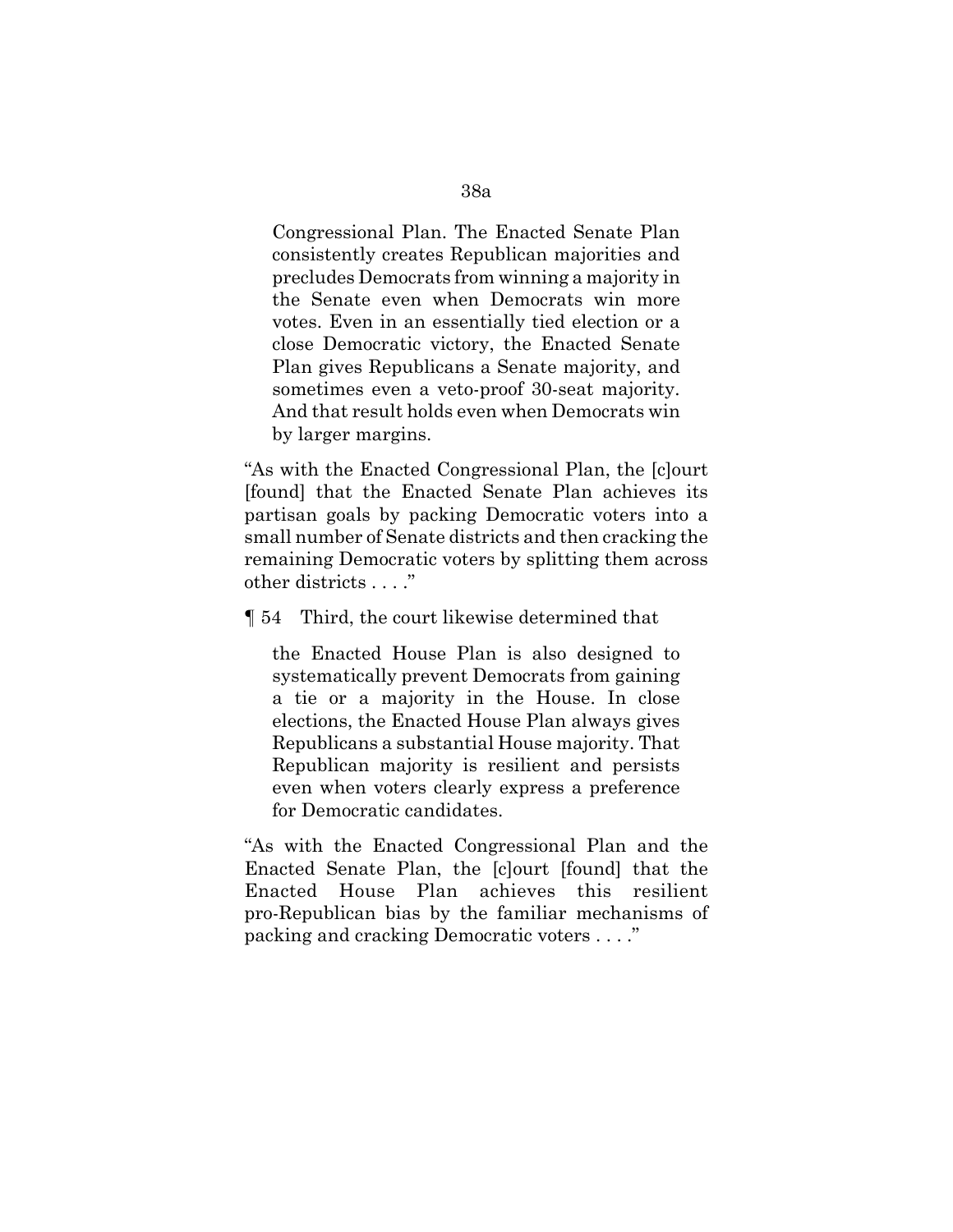> Congressional Plan. The Enacted Senate Plan consistently creates Republican majorities and precludes Democrats from winning a majority in the Senate even when Democrats win more votes. Even in an essentially tied election or a close Democratic victory, the Enacted Senate Plan gives Republicans a Senate majority, and sometimes even a veto-proof 30-seat majority. And that result holds even when Democrats win by larger margins.

"As with the Enacted Congressional Plan, the [c]ourt [found] that the Enacted Senate Plan achieves its partisan goals by packing Democratic voters into a small number of Senate districts and then cracking the remaining Democratic voters by splitting them across other districts . . . ."

¶ 54 Third, the court likewise determined that

> the Enacted House Plan is also designed to systematically prevent Democrats from gaining a tie or a majority in the House. In close elections, the Enacted House Plan always gives Republicans a substantial House majority. That Republican majority is resilient and persists even when voters clearly express a preference for Democratic candidates.

"As with the Enacted Congressional Plan and the Enacted Senate Plan, the [c]ourt [found] that the Enacted House Plan achieves this resilient pro-Republican bias by the familiar mechanisms of packing and cracking Democratic voters . . . ."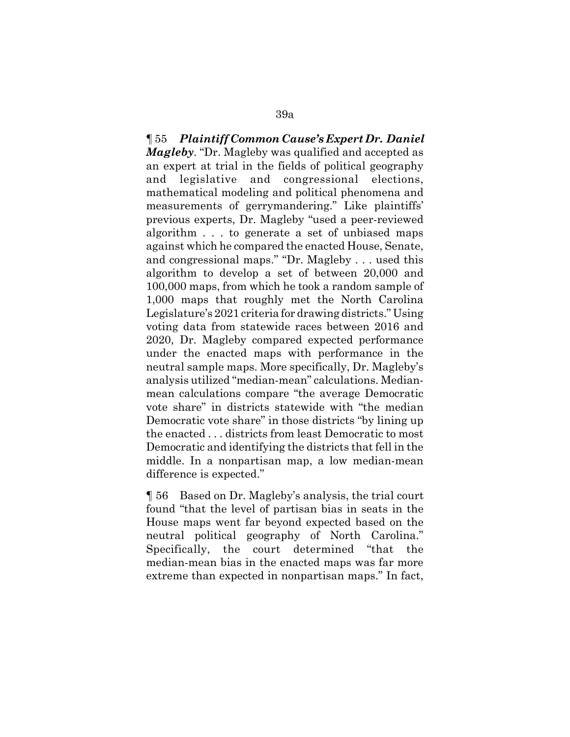¶ 55 ***Plaintiff Common Cause's Expert Dr. Daniel Magleby***. "Dr. Magleby was qualified and accepted as an expert at trial in the fields of political geography and legislative and congressional elections, mathematical modeling and political phenomena and measurements of gerrymandering." Like plaintiffs' previous experts, Dr. Magleby "used a peer-reviewed algorithm . . . to generate a set of unbiased maps against which he compared the enacted House, Senate, and congressional maps." "Dr. Magleby . . . used this algorithm to develop a set of between 20,000 and 100,000 maps, from which he took a random sample of 1,000 maps that roughly met the North Carolina Legislature's 2021 criteria for drawing districts." Using voting data from statewide races between 2016 and 2020, Dr. Magleby compared expected performance under the enacted maps with performance in the neutral sample maps. More specifically, Dr. Magleby's analysis utilized "median-mean" calculations. Median-mean calculations compare "the average Democratic vote share" in districts statewide with "the median Democratic vote share" in those districts "by lining up the enacted . . . districts from least Democratic to most Democratic and identifying the districts that fell in the middle. In a nonpartisan map, a low median-mean difference is expected."

¶ 56 Based on Dr. Magleby's analysis, the trial court found "that the level of partisan bias in seats in the House maps went far beyond expected based on the neutral political geography of North Carolina." Specifically, the court determined "that the median-mean bias in the enacted maps was far more extreme than expected in nonpartisan maps." In fact,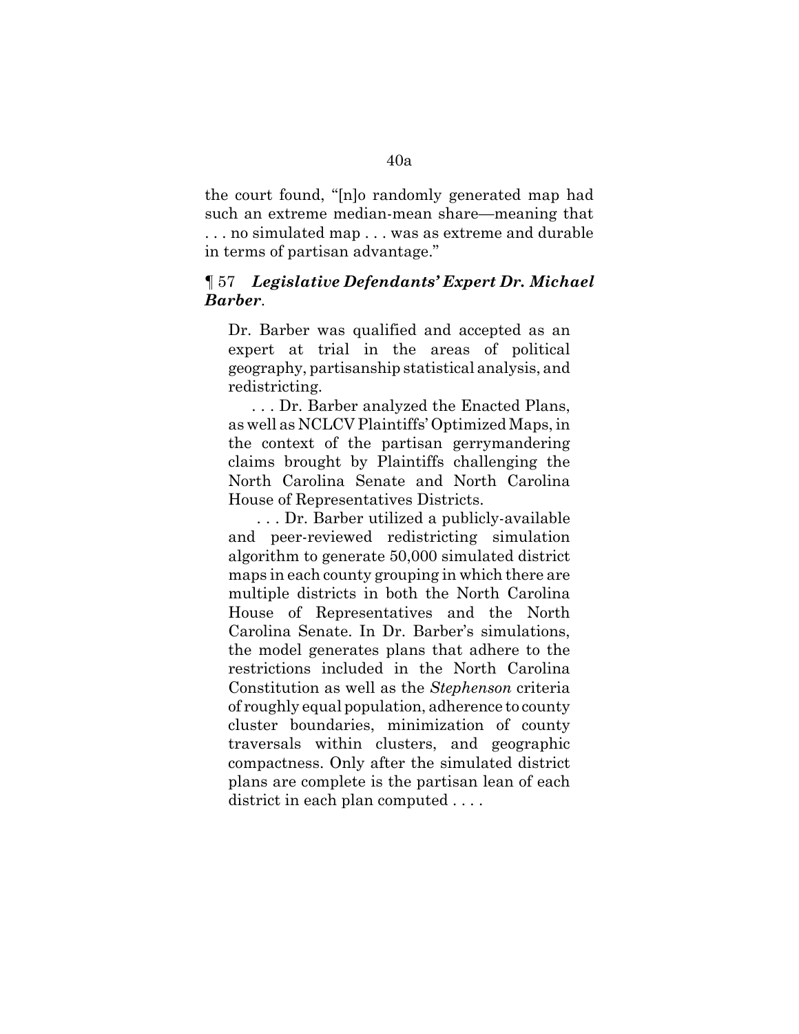the court found, "[n]o randomly generated map had such an extreme median-mean share—meaning that . . . no simulated map . . . was as extreme and durable in terms of partisan advantage."

¶ 57 ***Legislative Defendants' Expert Dr. Michael Barber*.**

> Dr. Barber was qualified and accepted as an expert at trial in the areas of political geography, partisanship statistical analysis, and redistricting.
>
> . . . Dr. Barber analyzed the Enacted Plans, as well as NCLCV Plaintiffs' Optimized Maps, in the context of the partisan gerrymandering claims brought by Plaintiffs challenging the North Carolina Senate and North Carolina House of Representatives Districts.
>
> . . . Dr. Barber utilized a publicly-available and peer-reviewed redistricting simulation algorithm to generate 50,000 simulated district maps in each county grouping in which there are multiple districts in both the North Carolina House of Representatives and the North Carolina Senate. In Dr. Barber's simulations, the model generates plans that adhere to the restrictions included in the North Carolina Constitution as well as the *Stephenson* criteria of roughly equal population, adherence to county cluster boundaries, minimization of county traversals within clusters, and geographic compactness. Only after the simulated district plans are complete is the partisan lean of each district in each plan computed . . . .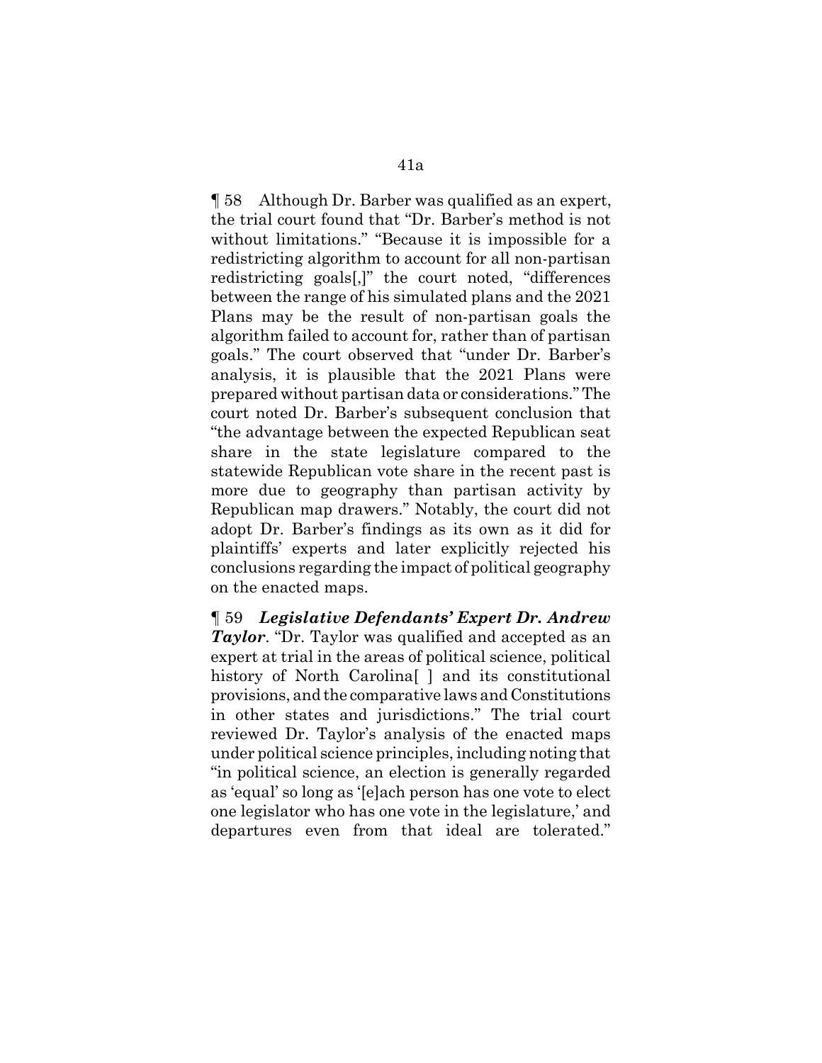¶ 58 Although Dr. Barber was qualified as an expert, the trial court found that "Dr. Barber's method is not without limitations." "Because it is impossible for a redistricting algorithm to account for all non-partisan redistricting goals[,]" the court noted, "differences between the range of his simulated plans and the 2021 Plans may be the result of non-partisan goals the algorithm failed to account for, rather than of partisan goals." The court observed that "under Dr. Barber's analysis, it is plausible that the 2021 Plans were prepared without partisan data or considerations." The court noted Dr. Barber's subsequent conclusion that "the advantage between the expected Republican seat share in the state legislature compared to the statewide Republican vote share in the recent past is more due to geography than partisan activity by Republican map drawers." Notably, the court did not adopt Dr. Barber's findings as its own as it did for plaintiffs' experts and later explicitly rejected his conclusions regarding the impact of political geography on the enacted maps.

¶ 59 ***Legislative Defendants' Expert Dr. Andrew Taylor***. "Dr. Taylor was qualified and accepted as an expert at trial in the areas of political science, political history of North Carolina[ ] and its constitutional provisions, and the comparative laws and Constitutions in other states and jurisdictions." The trial court reviewed Dr. Taylor's analysis of the enacted maps under political science principles, including noting that "in political science, an election is generally regarded as 'equal' so long as '[e]ach person has one vote to elect one legislator who has one vote in the legislature,' and departures even from that ideal are tolerated."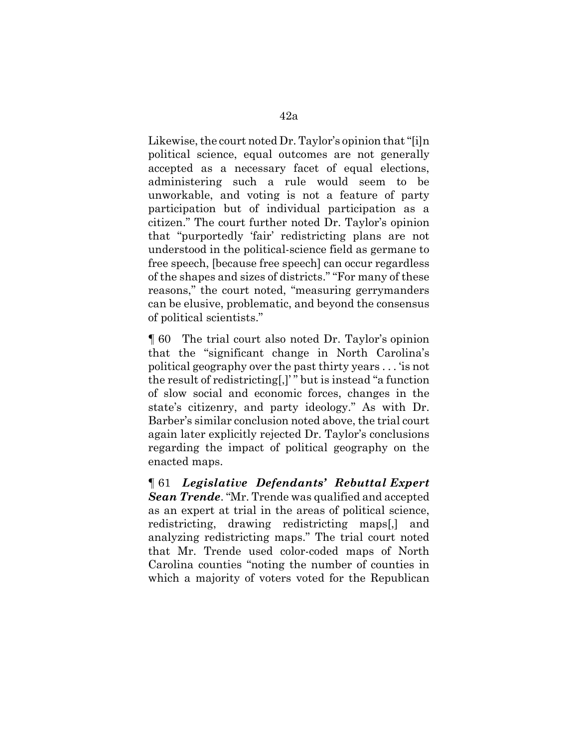Likewise, the court noted Dr. Taylor's opinion that "[i]n political science, equal outcomes are not generally accepted as a necessary facet of equal elections, administering such a rule would seem to be unworkable, and voting is not a feature of party participation but of individual participation as a citizen." The court further noted Dr. Taylor's opinion that "purportedly 'fair' redistricting plans are not understood in the political-science field as germane to free speech, [because free speech] can occur regardless of the shapes and sizes of districts." "For many of these reasons," the court noted, "measuring gerrymanders can be elusive, problematic, and beyond the consensus of political scientists."

¶ 60 The trial court also noted Dr. Taylor's opinion that the "significant change in North Carolina's political geography over the past thirty years . . . 'is not the result of redistricting[,]' " but is instead "a function of slow social and economic forces, changes in the state's citizenry, and party ideology." As with Dr. Barber's similar conclusion noted above, the trial court again later explicitly rejected Dr. Taylor's conclusions regarding the impact of political geography on the enacted maps.

¶ 61 ***Legislative Defendants' Rebuttal Expert Sean Trende***. "Mr. Trende was qualified and accepted as an expert at trial in the areas of political science, redistricting, drawing redistricting maps[,] and analyzing redistricting maps." The trial court noted that Mr. Trende used color-coded maps of North Carolina counties "noting the number of counties in which a majority of voters voted for the Republican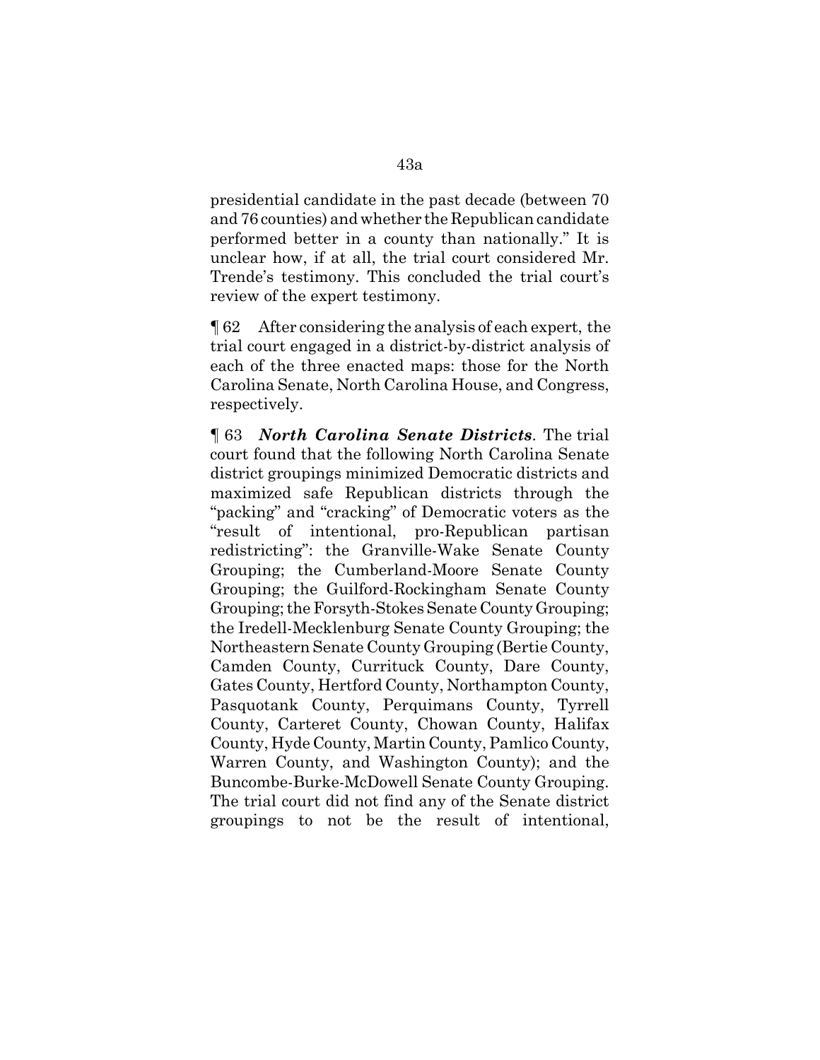presidential candidate in the past decade (between 70 and 76 counties) and whether the Republican candidate performed better in a county than nationally." It is unclear how, if at all, the trial court considered Mr. Trende's testimony. This concluded the trial court's review of the expert testimony.

¶ 62 After considering the analysis of each expert, the trial court engaged in a district-by-district analysis of each of the three enacted maps: those for the North Carolina Senate, North Carolina House, and Congress, respectively.

¶ 63 ***North Carolina Senate Districts***. The trial court found that the following North Carolina Senate district groupings minimized Democratic districts and maximized safe Republican districts through the "packing" and "cracking" of Democratic voters as the "result of intentional, pro-Republican partisan redistricting": the Granville-Wake Senate County Grouping; the Cumberland-Moore Senate County Grouping; the Guilford-Rockingham Senate County Grouping; the Forsyth-Stokes Senate County Grouping; the Iredell-Mecklenburg Senate County Grouping; the Northeastern Senate County Grouping (Bertie County, Camden County, Currituck County, Dare County, Gates County, Hertford County, Northampton County, Pasquotank County, Perquimans County, Tyrrell County, Carteret County, Chowan County, Halifax County, Hyde County, Martin County, Pamlico County, Warren County, and Washington County); and the Buncombe-Burke-McDowell Senate County Grouping. The trial court did not find any of the Senate district groupings to not be the result of intentional,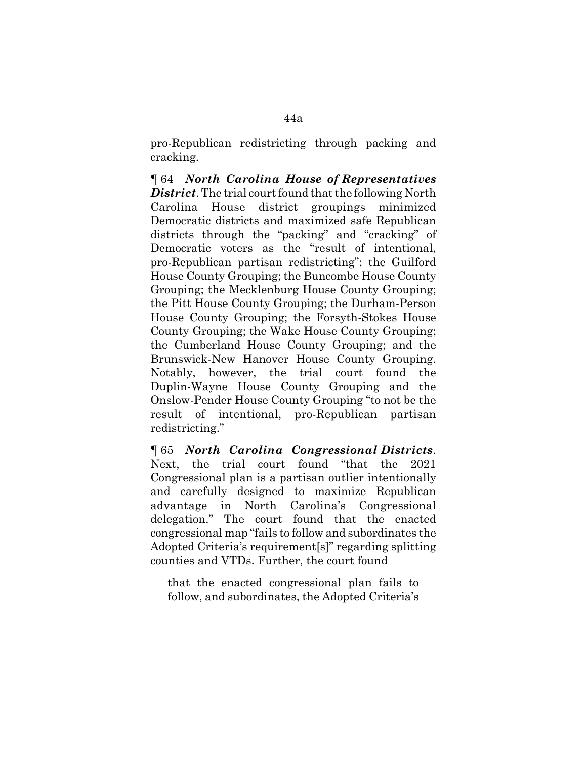pro-Republican redistricting through packing and cracking.

¶ 64 ***North Carolina House of Representatives District***. The trial court found that the following North Carolina House district groupings minimized Democratic districts and maximized safe Republican districts through the "packing" and "cracking" of Democratic voters as the "result of intentional, pro-Republican partisan redistricting": the Guilford House County Grouping; the Buncombe House County Grouping; the Mecklenburg House County Grouping; the Pitt House County Grouping; the Durham-Person House County Grouping; the Forsyth-Stokes House County Grouping; the Wake House County Grouping; the Cumberland House County Grouping; and the Brunswick-New Hanover House County Grouping. Notably, however, the trial court found the Duplin-Wayne House County Grouping and the Onslow-Pender House County Grouping "to not be the result of intentional, pro-Republican partisan redistricting."

¶ 65 ***North Carolina Congressional Districts***. Next, the trial court found "that the 2021 Congressional plan is a partisan outlier intentionally and carefully designed to maximize Republican advantage in North Carolina's Congressional delegation." The court found that the enacted congressional map "fails to follow and subordinates the Adopted Criteria's requirement[s]" regarding splitting counties and VTDs. Further, the court found

> that the enacted congressional plan fails to follow, and subordinates, the Adopted Criteria's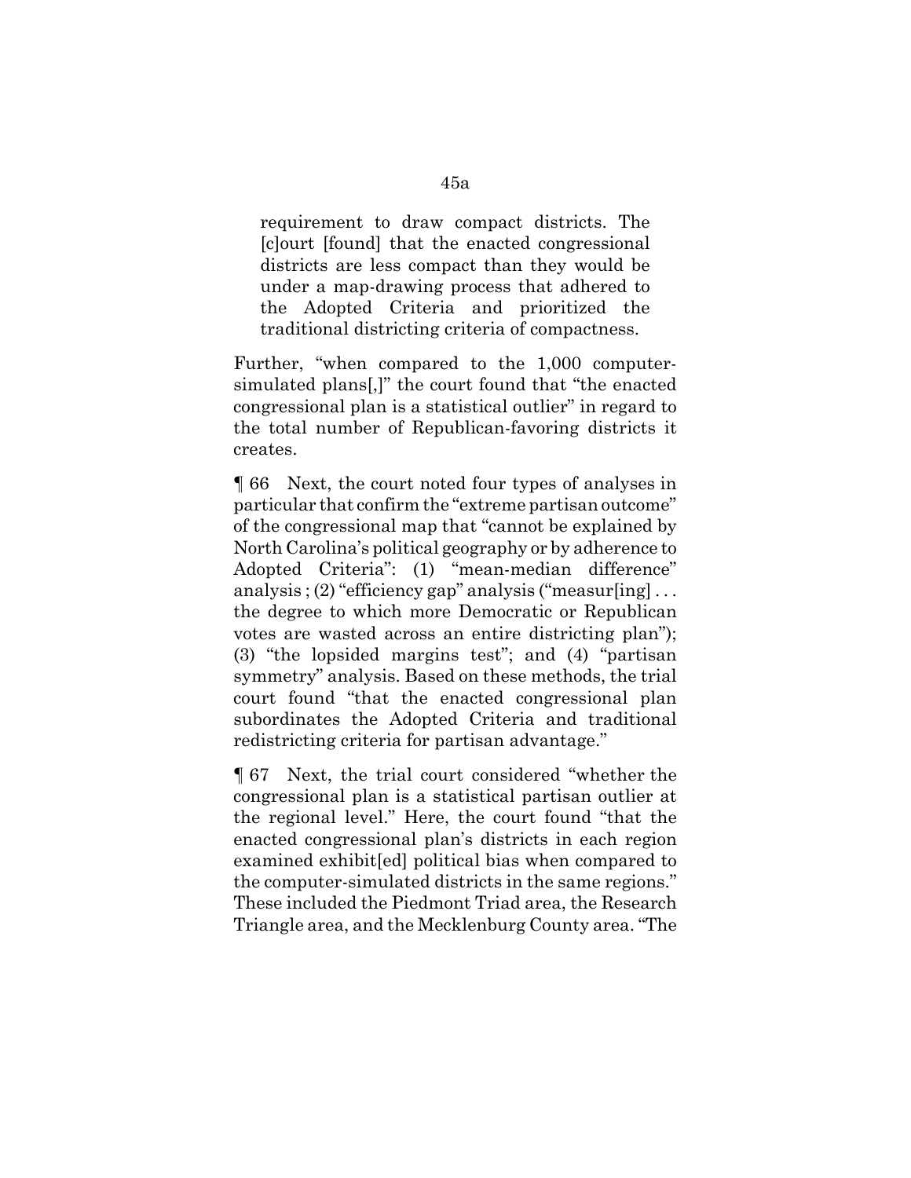> requirement to draw compact districts. The [c]ourt [found] that the enacted congressional districts are less compact than they would be under a map-drawing process that adhered to the Adopted Criteria and prioritized the traditional districting criteria of compactness.

Further, "when compared to the 1,000 computer-simulated plans[,]" the court found that "the enacted congressional plan is a statistical outlier" in regard to the total number of Republican-favoring districts it creates.

¶ 66 Next, the court noted four types of analyses in particular that confirm the "extreme partisan outcome" of the congressional map that "cannot be explained by North Carolina's political geography or by adherence to Adopted Criteria": (1) "mean-median difference" analysis ; (2) "efficiency gap" analysis ("measur[ing] . . . the degree to which more Democratic or Republican votes are wasted across an entire districting plan"); (3) "the lopsided margins test"; and (4) "partisan symmetry" analysis. Based on these methods, the trial court found "that the enacted congressional plan subordinates the Adopted Criteria and traditional redistricting criteria for partisan advantage."

¶ 67 Next, the trial court considered "whether the congressional plan is a statistical partisan outlier at the regional level." Here, the court found "that the enacted congressional plan's districts in each region examined exhibit[ed] political bias when compared to the computer-simulated districts in the same regions." These included the Piedmont Triad area, the Research Triangle area, and the Mecklenburg County area. "The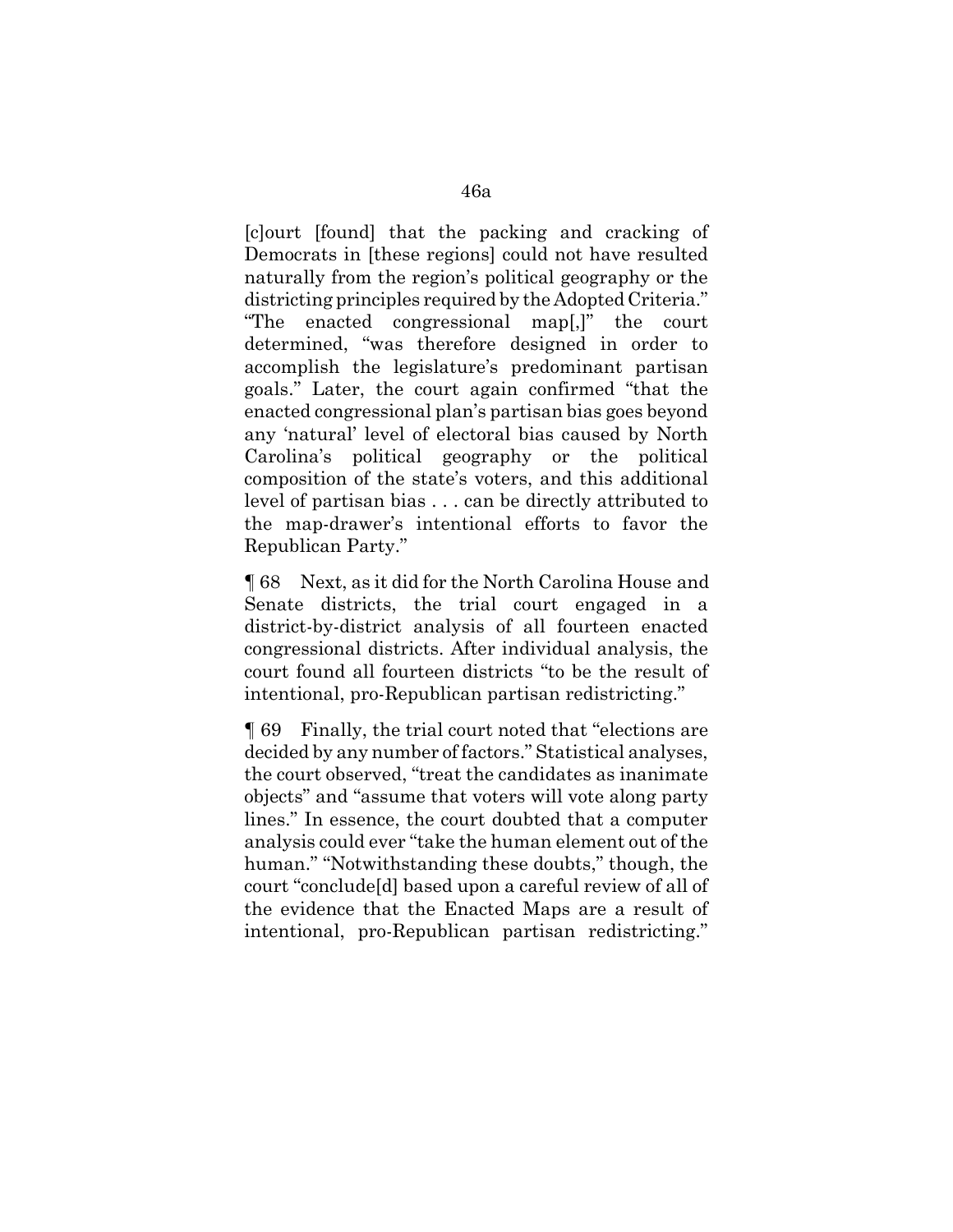[c]ourt [found] that the packing and cracking of Democrats in [these regions] could not have resulted naturally from the region's political geography or the districting principles required by the Adopted Criteria." "The enacted congressional map[,]" the court determined, "was therefore designed in order to accomplish the legislature's predominant partisan goals." Later, the court again confirmed "that the enacted congressional plan's partisan bias goes beyond any 'natural' level of electoral bias caused by North Carolina's political geography or the political composition of the state's voters, and this additional level of partisan bias . . . can be directly attributed to the map-drawer's intentional efforts to favor the Republican Party."

¶ 68 Next, as it did for the North Carolina House and Senate districts, the trial court engaged in a district-by-district analysis of all fourteen enacted congressional districts. After individual analysis, the court found all fourteen districts "to be the result of intentional, pro-Republican partisan redistricting."

¶ 69 Finally, the trial court noted that "elections are decided by any number of factors." Statistical analyses, the court observed, "treat the candidates as inanimate objects" and "assume that voters will vote along party lines." In essence, the court doubted that a computer analysis could ever "take the human element out of the human." "Notwithstanding these doubts," though, the court "conclude[d] based upon a careful review of all of the evidence that the Enacted Maps are a result of intentional, pro-Republican partisan redistricting."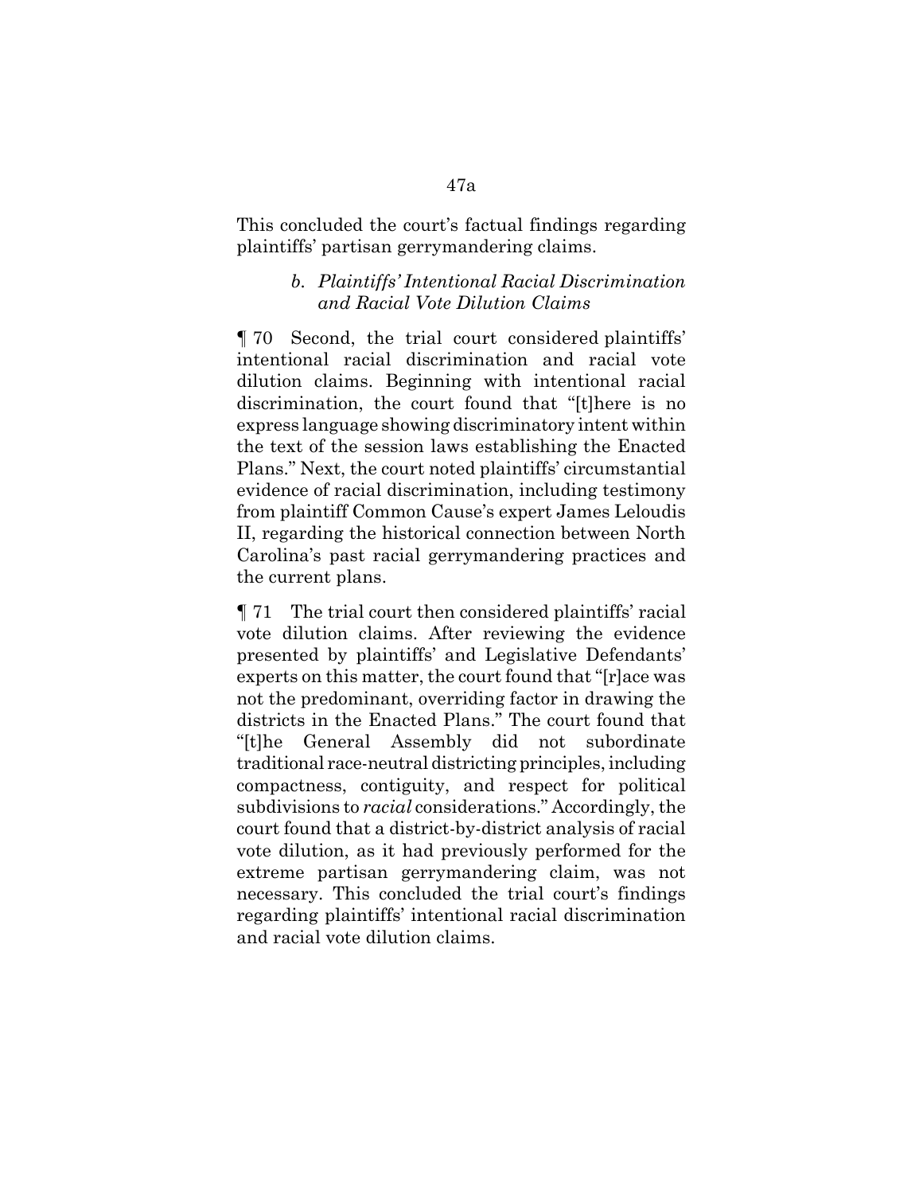This concluded the court's factual findings regarding plaintiffs' partisan gerrymandering claims.

### *b. Plaintiffs' Intentional Racial Discrimination and Racial Vote Dilution Claims*

¶ 70 Second, the trial court considered plaintiffs' intentional racial discrimination and racial vote dilution claims. Beginning with intentional racial discrimination, the court found that "[t]here is no express language showing discriminatory intent within the text of the session laws establishing the Enacted Plans." Next, the court noted plaintiffs' circumstantial evidence of racial discrimination, including testimony from plaintiff Common Cause's expert James Leloudis II, regarding the historical connection between North Carolina's past racial gerrymandering practices and the current plans.

¶ 71 The trial court then considered plaintiffs' racial vote dilution claims. After reviewing the evidence presented by plaintiffs' and Legislative Defendants' experts on this matter, the court found that "[r]ace was not the predominant, overriding factor in drawing the districts in the Enacted Plans." The court found that "[t]he General Assembly did not subordinate traditional race-neutral districting principles, including compactness, contiguity, and respect for political subdivisions to *racial* considerations." Accordingly, the court found that a district-by-district analysis of racial vote dilution, as it had previously performed for the extreme partisan gerrymandering claim, was not necessary. This concluded the trial court's findings regarding plaintiffs' intentional racial discrimination and racial vote dilution claims.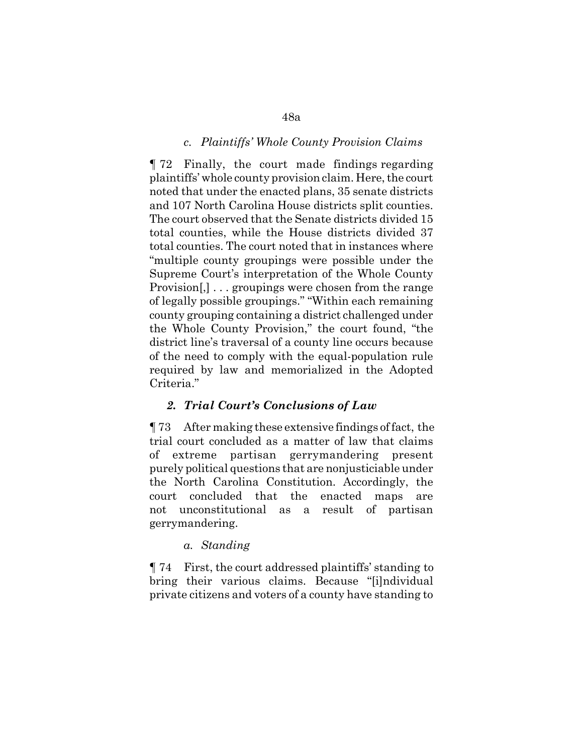### *c. Plaintiffs' Whole County Provision Claims*

¶ 72 Finally, the court made findings regarding plaintiffs' whole county provision claim. Here, the court noted that under the enacted plans, 35 senate districts and 107 North Carolina House districts split counties. The court observed that the Senate districts divided 15 total counties, while the House districts divided 37 total counties. The court noted that in instances where "multiple county groupings were possible under the Supreme Court's interpretation of the Whole County Provision[,] . . . groupings were chosen from the range of legally possible groupings." "Within each remaining county grouping containing a district challenged under the Whole County Provision," the court found, "the district line's traversal of a county line occurs because of the need to comply with the equal-population rule required by law and memorialized in the Adopted Criteria."

## ***2. Trial Court's Conclusions of Law***

¶ 73 After making these extensive findings of fact, the trial court concluded as a matter of law that claims of extreme partisan gerrymandering present purely political questions that are nonjusticiable under the North Carolina Constitution. Accordingly, the court concluded that the enacted maps are not unconstitutional as a result of partisan gerrymandering.

### *a. Standing*

¶ 74 First, the court addressed plaintiffs' standing to bring their various claims. Because "[i]ndividual private citizens and voters of a county have standing to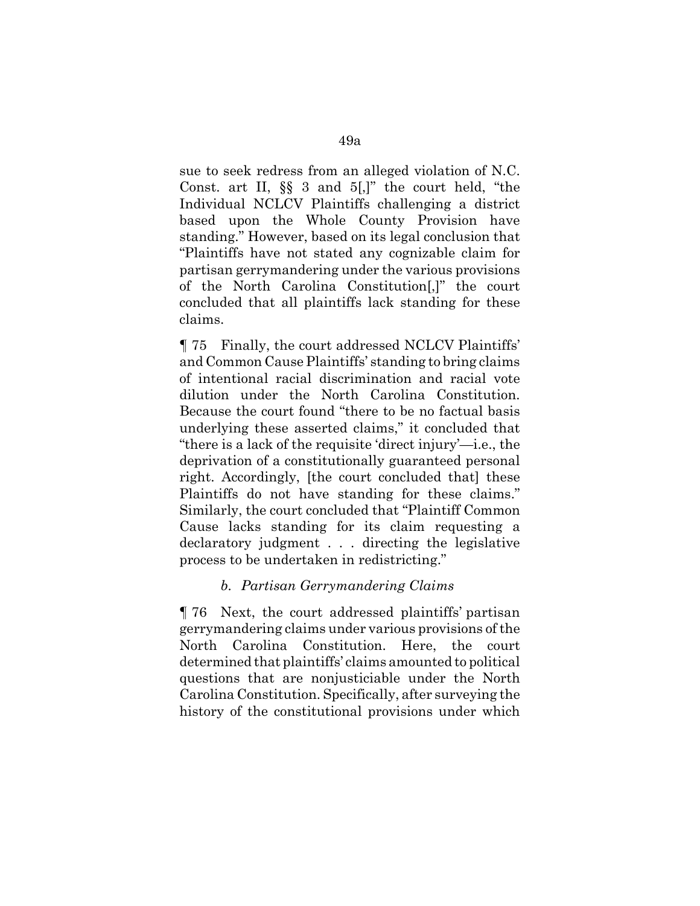sue to seek redress from an alleged violation of N.C. Const. art II, §§ 3 and 5[,]" the court held, "the Individual NCLCV Plaintiffs challenging a district based upon the Whole County Provision have standing." However, based on its legal conclusion that "Plaintiffs have not stated any cognizable claim for partisan gerrymandering under the various provisions of the North Carolina Constitution[,]" the court concluded that all plaintiffs lack standing for these claims.

¶ 75 Finally, the court addressed NCLCV Plaintiffs' and Common Cause Plaintiffs' standing to bring claims of intentional racial discrimination and racial vote dilution under the North Carolina Constitution. Because the court found "there to be no factual basis underlying these asserted claims," it concluded that "there is a lack of the requisite 'direct injury'—i.e., the deprivation of a constitutionally guaranteed personal right. Accordingly, [the court concluded that] these Plaintiffs do not have standing for these claims." Similarly, the court concluded that "Plaintiff Common Cause lacks standing for its claim requesting a declaratory judgment . . . directing the legislative process to be undertaken in redistricting."

### *b. Partisan Gerrymandering Claims*

¶ 76 Next, the court addressed plaintiffs' partisan gerrymandering claims under various provisions of the North Carolina Constitution. Here, the court determined that plaintiffs' claims amounted to political questions that are nonjusticiable under the North Carolina Constitution. Specifically, after surveying the history of the constitutional provisions under which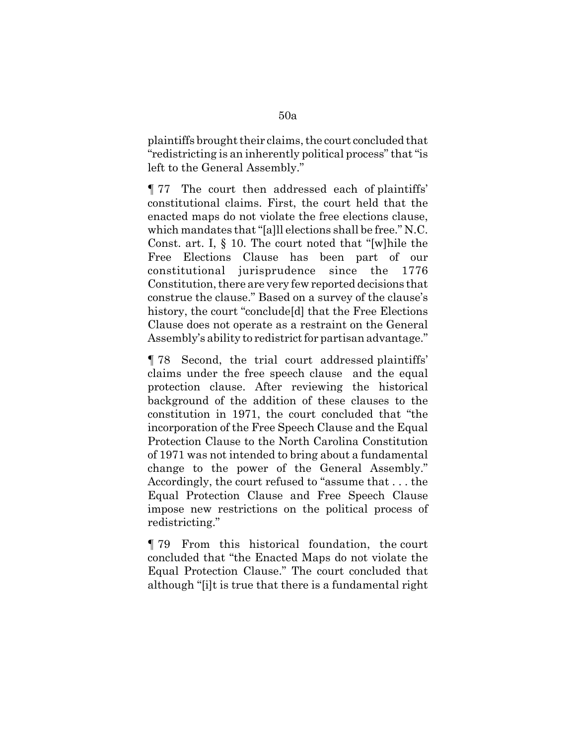plaintiffs brought their claims, the court concluded that "redistricting is an inherently political process" that "is left to the General Assembly."

¶ 77 The court then addressed each of plaintiffs' constitutional claims. First, the court held that the enacted maps do not violate the free elections clause, which mandates that "[a]ll elections shall be free." N.C. Const. art. I, § 10. The court noted that "[w]hile the Free Elections Clause has been part of our constitutional jurisprudence since the 1776 Constitution, there are very few reported decisions that construe the clause." Based on a survey of the clause's history, the court "conclude[d] that the Free Elections Clause does not operate as a restraint on the General Assembly's ability to redistrict for partisan advantage."

¶ 78 Second, the trial court addressed plaintiffs' claims under the free speech clause and the equal protection clause. After reviewing the historical background of the addition of these clauses to the constitution in 1971, the court concluded that "the incorporation of the Free Speech Clause and the Equal Protection Clause to the North Carolina Constitution of 1971 was not intended to bring about a fundamental change to the power of the General Assembly." Accordingly, the court refused to "assume that . . . the Equal Protection Clause and Free Speech Clause impose new restrictions on the political process of redistricting."

¶ 79 From this historical foundation, the court concluded that "the Enacted Maps do not violate the Equal Protection Clause." The court concluded that although "[i]t is true that there is a fundamental right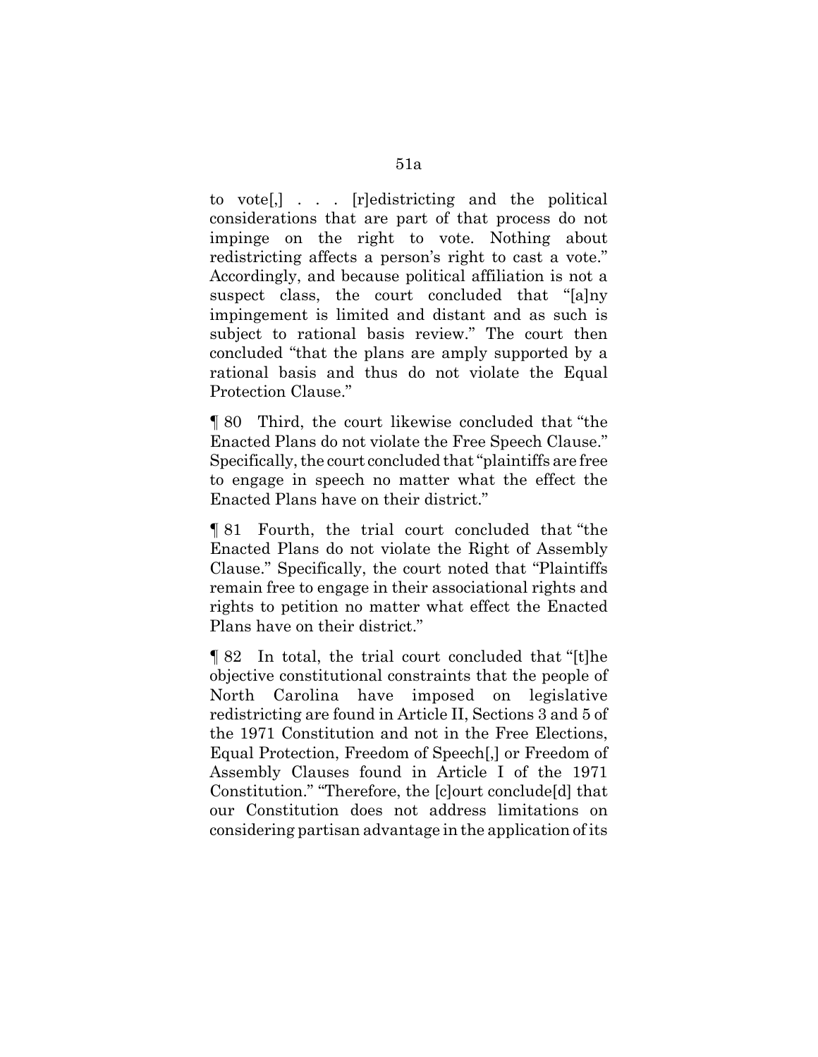to vote[,] . . . [r]edistricting and the political considerations that are part of that process do not impinge on the right to vote. Nothing about redistricting affects a person's right to cast a vote." Accordingly, and because political affiliation is not a suspect class, the court concluded that "[a]ny impingement is limited and distant and as such is subject to rational basis review." The court then concluded "that the plans are amply supported by a rational basis and thus do not violate the Equal Protection Clause."

¶ 80 Third, the court likewise concluded that "the Enacted Plans do not violate the Free Speech Clause." Specifically, the court concluded that "plaintiffs are free to engage in speech no matter what the effect the Enacted Plans have on their district."

¶ 81 Fourth, the trial court concluded that "the Enacted Plans do not violate the Right of Assembly Clause." Specifically, the court noted that "Plaintiffs remain free to engage in their associational rights and rights to petition no matter what effect the Enacted Plans have on their district."

¶ 82 In total, the trial court concluded that "[t]he objective constitutional constraints that the people of North Carolina have imposed on legislative redistricting are found in Article II, Sections 3 and 5 of the 1971 Constitution and not in the Free Elections, Equal Protection, Freedom of Speech[,] or Freedom of Assembly Clauses found in Article I of the 1971 Constitution." "Therefore, the [c]ourt conclude[d] that our Constitution does not address limitations on considering partisan advantage in the application of its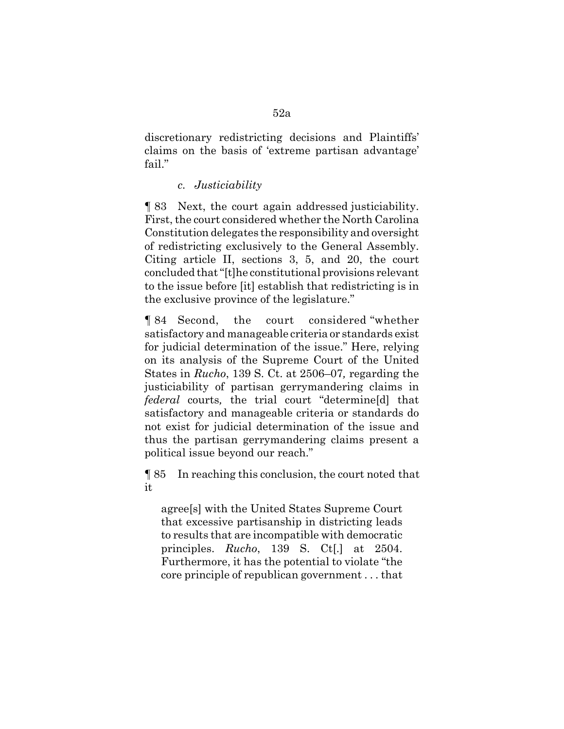discretionary redistricting decisions and Plaintiffs' claims on the basis of 'extreme partisan advantage' fail."

### *c. Justiciability*

¶ 83 Next, the court again addressed justiciability. First, the court considered whether the North Carolina Constitution delegates the responsibility and oversight of redistricting exclusively to the General Assembly. Citing article II, sections 3, 5, and 20, the court concluded that "[t]he constitutional provisions relevant to the issue before [it] establish that redistricting is in the exclusive province of the legislature."

¶ 84 Second, the court considered "whether satisfactory and manageable criteria or standards exist for judicial determination of the issue." Here, relying on its analysis of the Supreme Court of the United States in *Rucho*, 139 S. Ct. at 2506–07, regarding the justiciability of partisan gerrymandering claims in *federal* courts, the trial court "determine[d] that satisfactory and manageable criteria or standards do not exist for judicial determination of the issue and thus the partisan gerrymandering claims present a political issue beyond our reach."

¶ 85 In reaching this conclusion, the court noted that it

> agree[s] with the United States Supreme Court that excessive partisanship in districting leads to results that are incompatible with democratic principles. *Rucho*, 139 S. Ct[.] at 2504. Furthermore, it has the potential to violate "the core principle of republican government . . . that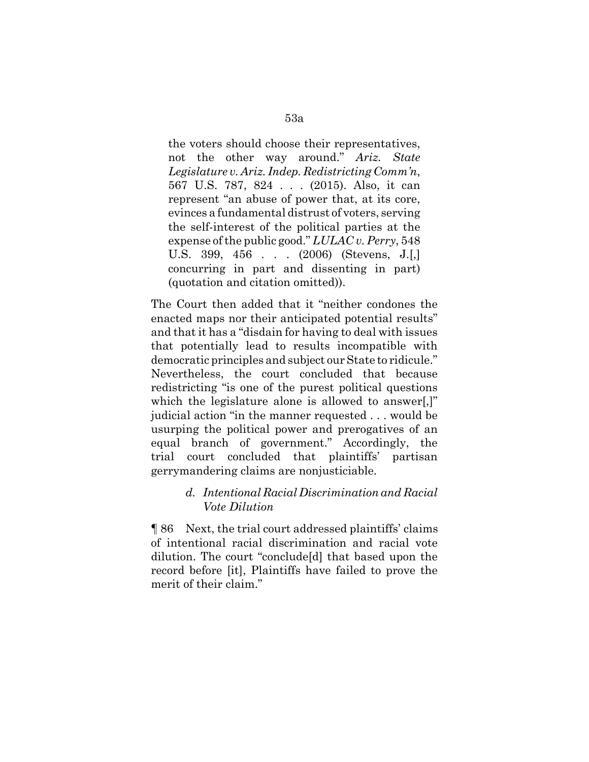> the voters should choose their representatives, not the other way around." *Ariz. State Legislature v. Ariz. Indep. Redistricting Comm'n*, 567 U.S. 787, 824 . . . (2015). Also, it can represent "an abuse of power that, at its core, evinces a fundamental distrust of voters, serving the self-interest of the political parties at the expense of the public good." *LULAC v. Perry*, 548 U.S. 399, 456 . . . (2006) (Stevens, J.[,] concurring in part and dissenting in part) (quotation and citation omitted)).

The Court then added that it "neither condones the enacted maps nor their anticipated potential results" and that it has a "disdain for having to deal with issues that potentially lead to results incompatible with democratic principles and subject our State to ridicule." Nevertheless, the court concluded that because redistricting "is one of the purest political questions which the legislature alone is allowed to answer[,]" judicial action "in the manner requested . . . would be usurping the political power and prerogatives of an equal branch of government." Accordingly, the trial court concluded that plaintiffs' partisan gerrymandering claims are nonjusticiable.

### *d. Intentional Racial Discrimination and Racial Vote Dilution*

¶ 86 Next, the trial court addressed plaintiffs' claims of intentional racial discrimination and racial vote dilution. The court "conclude[d] that based upon the record before [it], Plaintiffs have failed to prove the merit of their claim."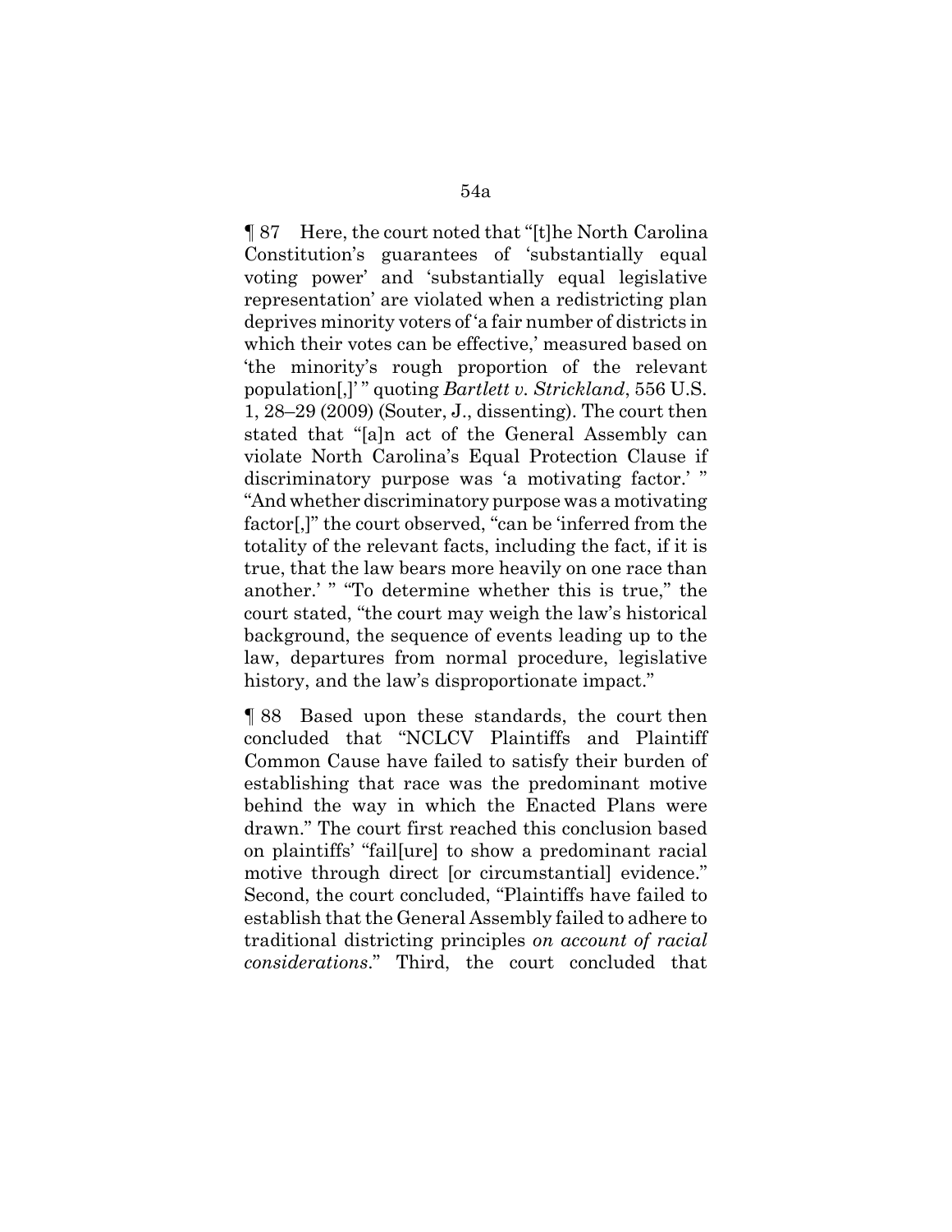¶ 87 Here, the court noted that "[t]he North Carolina Constitution's guarantees of 'substantially equal voting power' and 'substantially equal legislative representation' are violated when a redistricting plan deprives minority voters of 'a fair number of districts in which their votes can be effective,' measured based on 'the minority's rough proportion of the relevant population[,]' " quoting *Bartlett v. Strickland*, 556 U.S. 1, 28–29 (2009) (Souter, J., dissenting). The court then stated that "[a]n act of the General Assembly can violate North Carolina's Equal Protection Clause if discriminatory purpose was 'a motivating factor.' " "And whether discriminatory purpose was a motivating factor[,]" the court observed, "can be 'inferred from the totality of the relevant facts, including the fact, if it is true, that the law bears more heavily on one race than another.' " "To determine whether this is true," the court stated, "the court may weigh the law's historical background, the sequence of events leading up to the law, departures from normal procedure, legislative history, and the law's disproportionate impact."

¶ 88 Based upon these standards, the court then concluded that "NCLCV Plaintiffs and Plaintiff Common Cause have failed to satisfy their burden of establishing that race was the predominant motive behind the way in which the Enacted Plans were drawn." The court first reached this conclusion based on plaintiffs' "fail[ure] to show a predominant racial motive through direct [or circumstantial] evidence." Second, the court concluded, "Plaintiffs have failed to establish that the General Assembly failed to adhere to traditional districting principles *on account of racial considerations*." Third, the court concluded that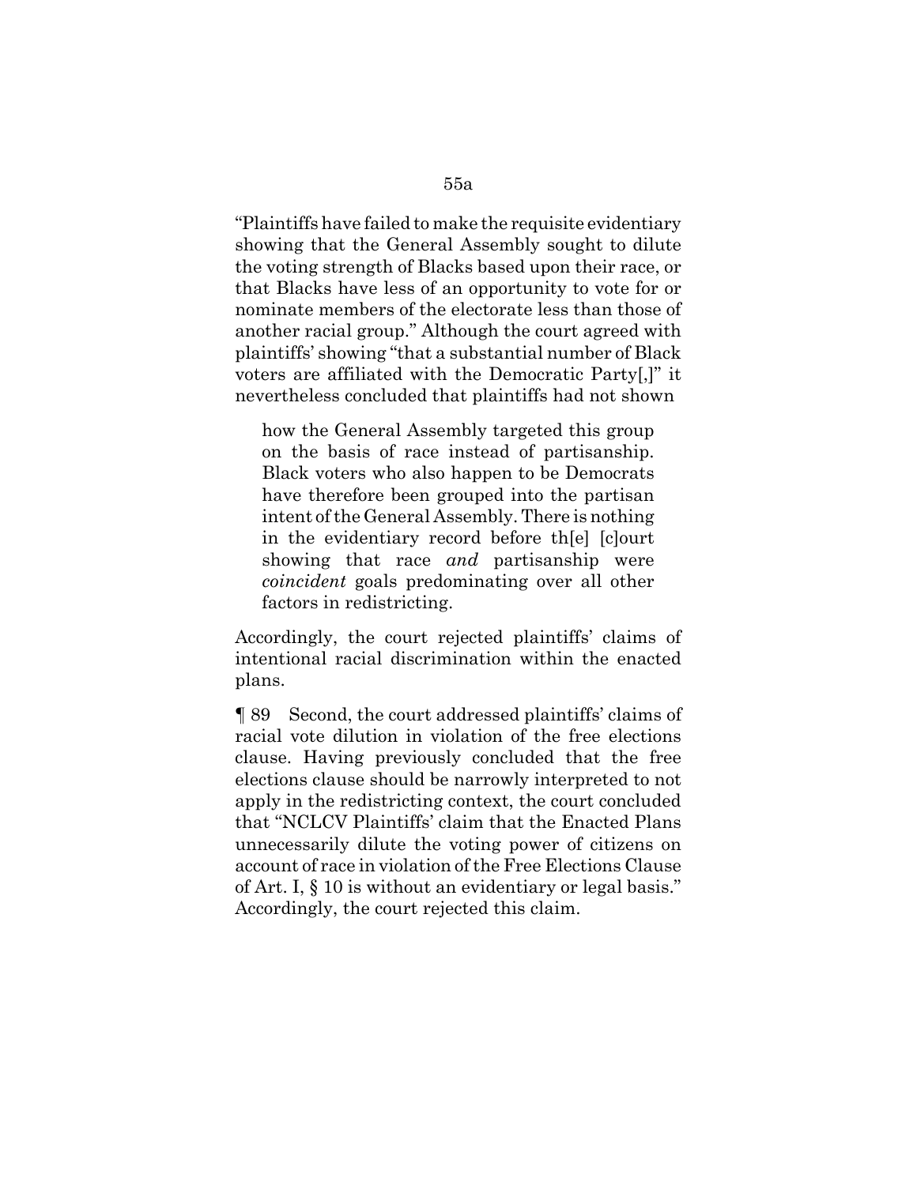"Plaintiffs have failed to make the requisite evidentiary showing that the General Assembly sought to dilute the voting strength of Blacks based upon their race, or that Blacks have less of an opportunity to vote for or nominate members of the electorate less than those of another racial group." Although the court agreed with plaintiffs' showing "that a substantial number of Black voters are affiliated with the Democratic Party[,]" it nevertheless concluded that plaintiffs had not shown

> how the General Assembly targeted this group on the basis of race instead of partisanship. Black voters who also happen to be Democrats have therefore been grouped into the partisan intent of the General Assembly. There is nothing in the evidentiary record before th[e] [c]ourt showing that race *and* partisanship were *coincident* goals predominating over all other factors in redistricting.

Accordingly, the court rejected plaintiffs' claims of intentional racial discrimination within the enacted plans.

¶ 89 Second, the court addressed plaintiffs' claims of racial vote dilution in violation of the free elections clause. Having previously concluded that the free elections clause should be narrowly interpreted to not apply in the redistricting context, the court concluded that "NCLCV Plaintiffs' claim that the Enacted Plans unnecessarily dilute the voting power of citizens on account of race in violation of the Free Elections Clause of Art. I, § 10 is without an evidentiary or legal basis." Accordingly, the court rejected this claim.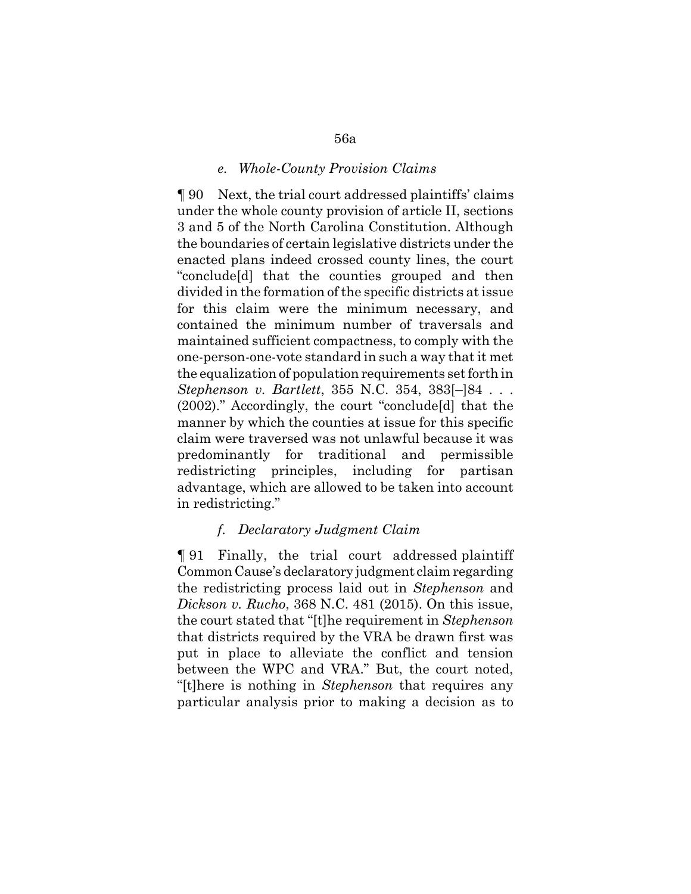#### *e. Whole-County Provision Claims*

¶ 90 Next, the trial court addressed plaintiffs' claims under the whole county provision of article II, sections 3 and 5 of the North Carolina Constitution. Although the boundaries of certain legislative districts under the enacted plans indeed crossed county lines, the court "conclude[d] that the counties grouped and then divided in the formation of the specific districts at issue for this claim were the minimum necessary, and contained the minimum number of traversals and maintained sufficient compactness, to comply with the one-person-one-vote standard in such a way that it met the equalization of population requirements set forth in *Stephenson v. Bartlett*, 355 N.C. 354, 383[–]84 . . . (2002)." Accordingly, the court "conclude[d] that the manner by which the counties at issue for this specific claim were traversed was not unlawful because it was predominantly for traditional and permissible redistricting principles, including for partisan advantage, which are allowed to be taken into account in redistricting."

#### *f. Declaratory Judgment Claim*

¶ 91 Finally, the trial court addressed plaintiff Common Cause's declaratory judgment claim regarding the redistricting process laid out in *Stephenson* and *Dickson v. Rucho*, 368 N.C. 481 (2015). On this issue, the court stated that "[t]he requirement in *Stephenson* that districts required by the VRA be drawn first was put in place to alleviate the conflict and tension between the WPC and VRA." But, the court noted, "[t]here is nothing in *Stephenson* that requires any particular analysis prior to making a decision as to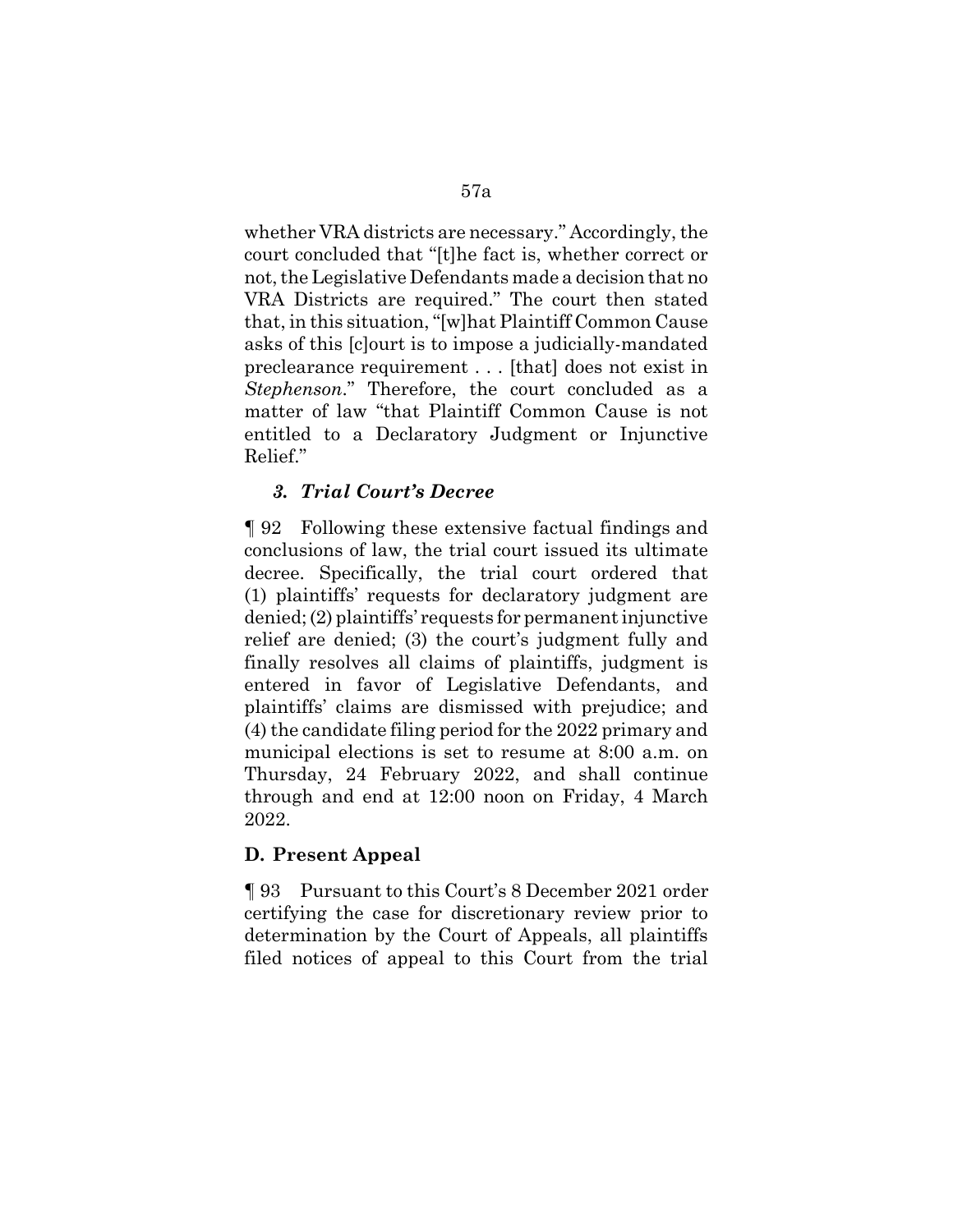whether VRA districts are necessary." Accordingly, the court concluded that "[t]he fact is, whether correct or not, the Legislative Defendants made a decision that no VRA Districts are required." The court then stated that, in this situation, "[w]hat Plaintiff Common Cause asks of this [c]ourt is to impose a judicially-mandated preclearance requirement . . . [that] does not exist in *Stephenson*." Therefore, the court concluded as a matter of law "that Plaintiff Common Cause is not entitled to a Declaratory Judgment or Injunctive Relief."

### *3. Trial Court's Decree*

¶ 92 Following these extensive factual findings and conclusions of law, the trial court issued its ultimate decree. Specifically, the trial court ordered that (1) plaintiffs' requests for declaratory judgment are denied; (2) plaintiffs' requests for permanent injunctive relief are denied; (3) the court's judgment fully and finally resolves all claims of plaintiffs, judgment is entered in favor of Legislative Defendants, and plaintiffs' claims are dismissed with prejudice; and (4) the candidate filing period for the 2022 primary and municipal elections is set to resume at 8:00 a.m. on Thursday, 24 February 2022, and shall continue through and end at 12:00 noon on Friday, 4 March 2022.

## D. Present Appeal

¶ 93 Pursuant to this Court's 8 December 2021 order certifying the case for discretionary review prior to determination by the Court of Appeals, all plaintiffs filed notices of appeal to this Court from the trial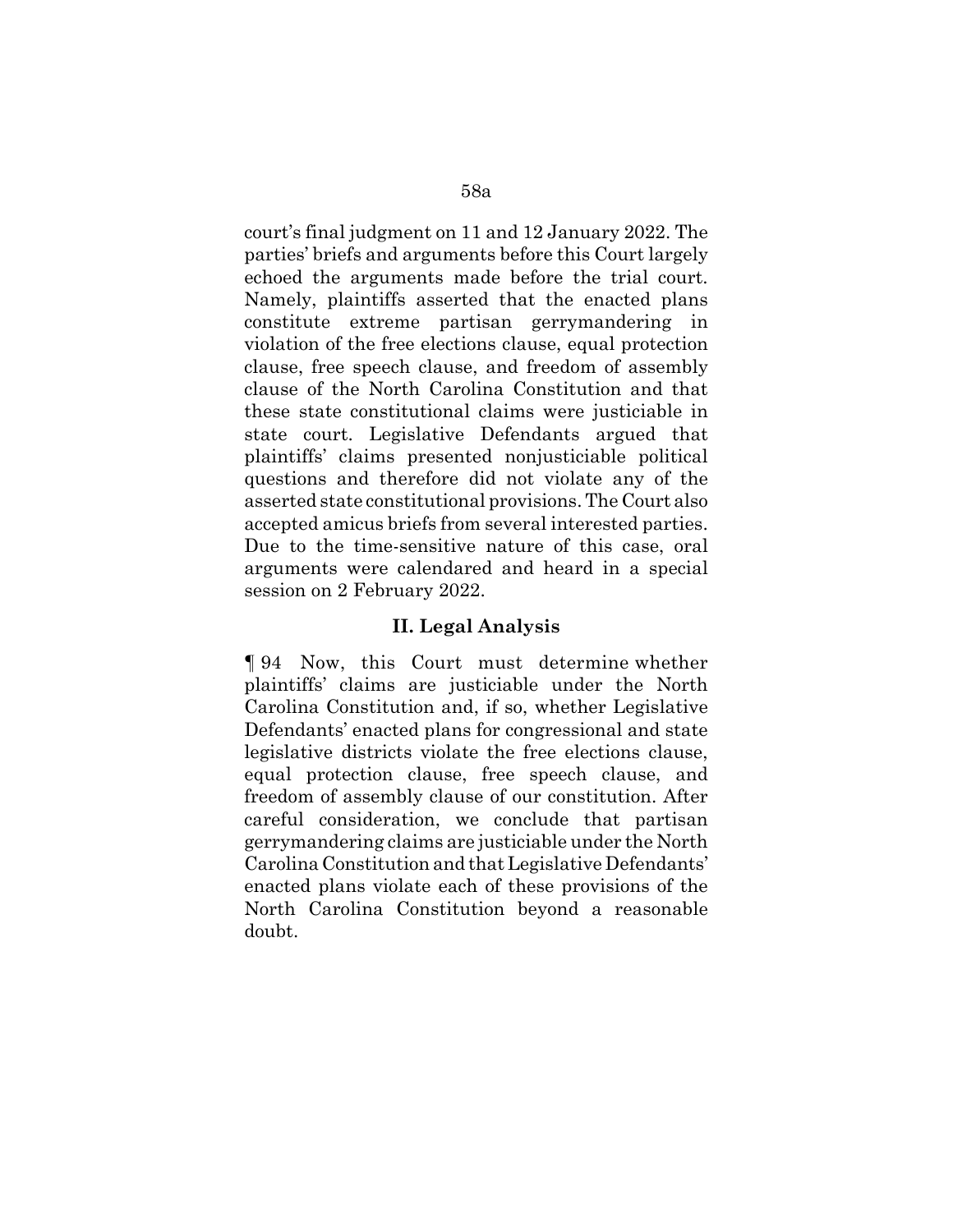court's final judgment on 11 and 12 January 2022. The parties' briefs and arguments before this Court largely echoed the arguments made before the trial court. Namely, plaintiffs asserted that the enacted plans constitute extreme partisan gerrymandering in violation of the free elections clause, equal protection clause, free speech clause, and freedom of assembly clause of the North Carolina Constitution and that these state constitutional claims were justiciable in state court. Legislative Defendants argued that plaintiffs' claims presented nonjusticiable political questions and therefore did not violate any of the asserted state constitutional provisions. The Court also accepted amicus briefs from several interested parties. Due to the time-sensitive nature of this case, oral arguments were calendared and heard in a special session on 2 February 2022.

## II. Legal Analysis

¶ 94 Now, this Court must determine whether plaintiffs' claims are justiciable under the North Carolina Constitution and, if so, whether Legislative Defendants' enacted plans for congressional and state legislative districts violate the free elections clause, equal protection clause, free speech clause, and freedom of assembly clause of our constitution. After careful consideration, we conclude that partisan gerrymandering claims are justiciable under the North Carolina Constitution and that Legislative Defendants' enacted plans violate each of these provisions of the North Carolina Constitution beyond a reasonable doubt.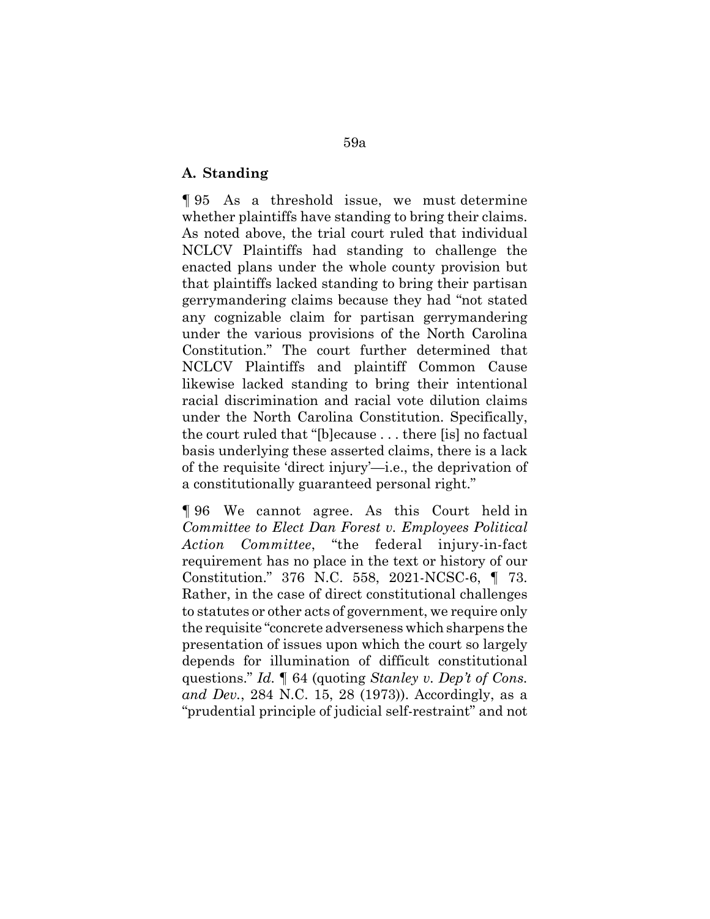### A. Standing

¶ 95 As a threshold issue, we must determine whether plaintiffs have standing to bring their claims. As noted above, the trial court ruled that individual NCLCV Plaintiffs had standing to challenge the enacted plans under the whole county provision but that plaintiffs lacked standing to bring their partisan gerrymandering claims because they had "not stated any cognizable claim for partisan gerrymandering under the various provisions of the North Carolina Constitution." The court further determined that NCLCV Plaintiffs and plaintiff Common Cause likewise lacked standing to bring their intentional racial discrimination and racial vote dilution claims under the North Carolina Constitution. Specifically, the court ruled that "[b]ecause . . . there [is] no factual basis underlying these asserted claims, there is a lack of the requisite 'direct injury'—i.e., the deprivation of a constitutionally guaranteed personal right."

¶ 96 We cannot agree. As this Court held in *Committee to Elect Dan Forest v. Employees Political Action Committee*, "the federal injury-in-fact requirement has no place in the text or history of our Constitution." 376 N.C. 558, 2021-NCSC-6, ¶ 73. Rather, in the case of direct constitutional challenges to statutes or other acts of government, we require only the requisite "concrete adverseness which sharpens the presentation of issues upon which the court so largely depends for illumination of difficult constitutional questions." *Id.* ¶ 64 (quoting *Stanley v. Dep't of Cons. and Dev.*, 284 N.C. 15, 28 (1973)). Accordingly, as a "prudential principle of judicial self-restraint" and not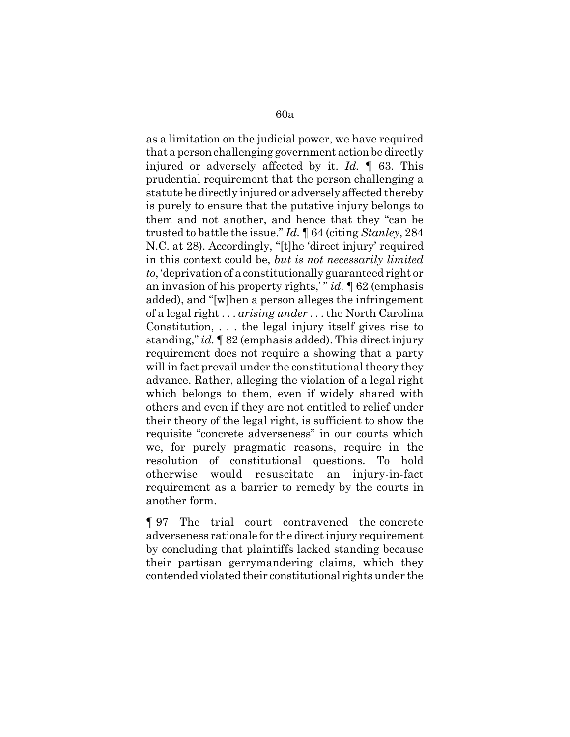as a limitation on the judicial power, we have required that a person challenging government action be directly injured or adversely affected by it. *Id.* ¶ 63. This prudential requirement that the person challenging a statute be directly injured or adversely affected thereby is purely to ensure that the putative injury belongs to them and not another, and hence that they "can be trusted to battle the issue." *Id.* ¶ 64 (citing *Stanley*, 284 N.C. at 28). Accordingly, "[t]he 'direct injury' required in this context could be, *but is not necessarily limited to*, 'deprivation of a constitutionally guaranteed right or an invasion of his property rights,' " *id.* ¶ 62 (emphasis added), and "[w]hen a person alleges the infringement of a legal right . . . *arising under* . . . the North Carolina Constitution, . . . the legal injury itself gives rise to standing," *id.* ¶ 82 (emphasis added). This direct injury requirement does not require a showing that a party will in fact prevail under the constitutional theory they advance. Rather, alleging the violation of a legal right which belongs to them, even if widely shared with others and even if they are not entitled to relief under their theory of the legal right, is sufficient to show the requisite "concrete adverseness" in our courts which we, for purely pragmatic reasons, require in the resolution of constitutional questions. To hold otherwise would resuscitate an injury-in-fact requirement as a barrier to remedy by the courts in another form.

¶ 97 The trial court contravened the concrete adverseness rationale for the direct injury requirement by concluding that plaintiffs lacked standing because their partisan gerrymandering claims, which they contended violated their constitutional rights under the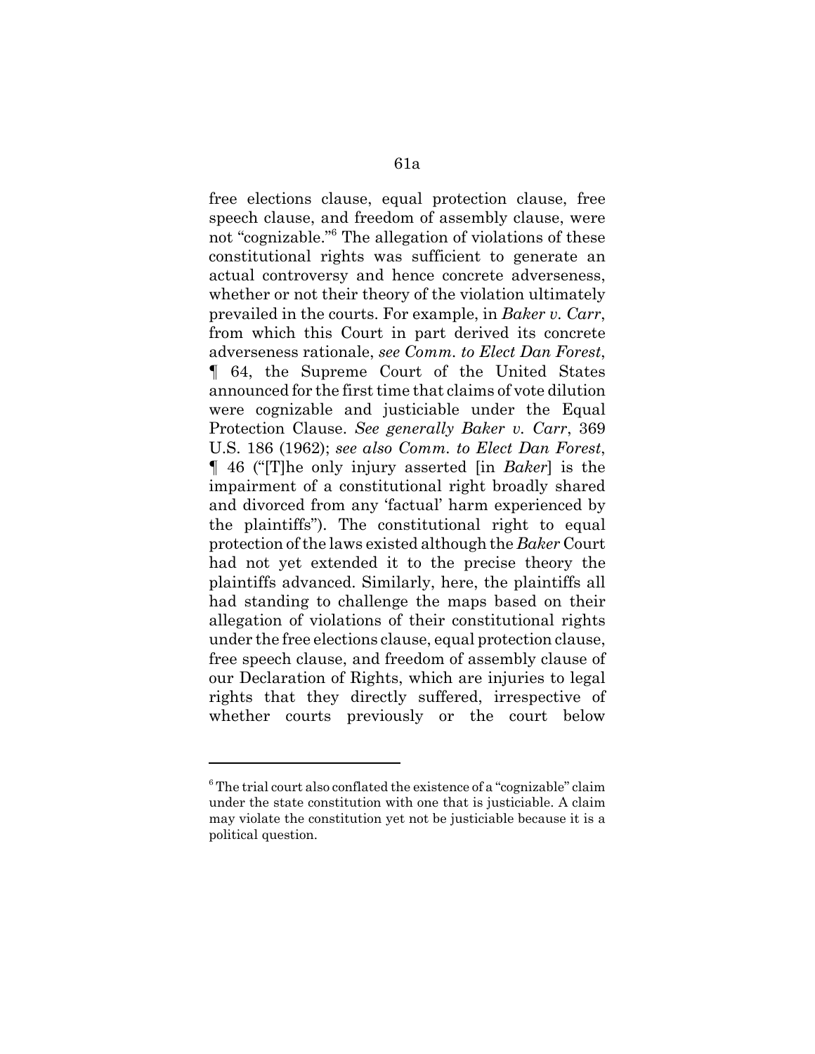free elections clause, equal protection clause, free speech clause, and freedom of assembly clause, were not "cognizable."[6] The allegation of violations of these constitutional rights was sufficient to generate an actual controversy and hence concrete adverseness, whether or not their theory of the violation ultimately prevailed in the courts. For example, in *Baker v. Carr*, from which this Court in part derived its concrete adverseness rationale, *see Comm. to Elect Dan Forest*, ¶ 64, the Supreme Court of the United States announced for the first time that claims of vote dilution were cognizable and justiciable under the Equal Protection Clause. *See generally Baker v. Carr*, 369 U.S. 186 (1962); *see also Comm. to Elect Dan Forest*, ¶ 46 ("[T]he only injury asserted [in *Baker*] is the impairment of a constitutional right broadly shared and divorced from any 'factual' harm experienced by the plaintiffs"). The constitutional right to equal protection of the laws existed although the *Baker* Court had not yet extended it to the precise theory the plaintiffs advanced. Similarly, here, the plaintiffs all had standing to challenge the maps based on their allegation of violations of their constitutional rights under the free elections clause, equal protection clause, free speech clause, and freedom of assembly clause of our Declaration of Rights, which are injuries to legal rights that they directly suffered, irrespective of whether courts previously or the court below

---

[6] The trial court also conflated the existence of a "cognizable" claim under the state constitution with one that is justiciable. A claim may violate the constitution yet not be justiciable because it is a political question.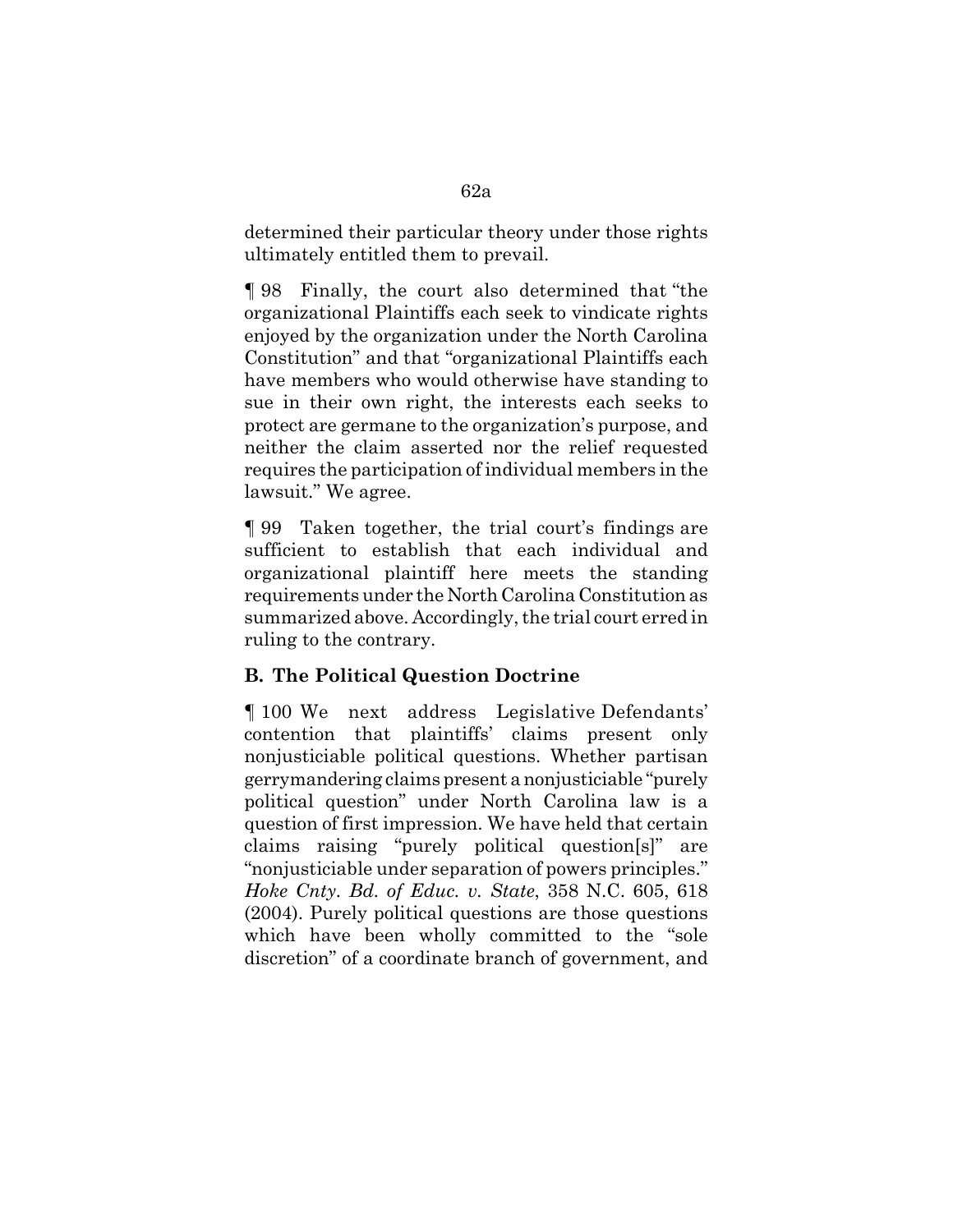determined their particular theory under those rights ultimately entitled them to prevail.

¶ 98 Finally, the court also determined that "the organizational Plaintiffs each seek to vindicate rights enjoyed by the organization under the North Carolina Constitution" and that "organizational Plaintiffs each have members who would otherwise have standing to sue in their own right, the interests each seeks to protect are germane to the organization's purpose, and neither the claim asserted nor the relief requested requires the participation of individual members in the lawsuit." We agree.

¶ 99 Taken together, the trial court's findings are sufficient to establish that each individual and organizational plaintiff here meets the standing requirements under the North Carolina Constitution as summarized above. Accordingly, the trial court erred in ruling to the contrary.

**B. The Political Question Doctrine**

¶ 100 We next address Legislative Defendants' contention that plaintiffs' claims present only nonjusticiable political questions. Whether partisan gerrymandering claims present a nonjusticiable "purely political question" under North Carolina law is a question of first impression. We have held that certain claims raising "purely political question[s]" are "nonjusticiable under separation of powers principles." *Hoke Cnty. Bd. of Educ. v. State*, 358 N.C. 605, 618 (2004). Purely political questions are those questions which have been wholly committed to the "sole discretion" of a coordinate branch of government, and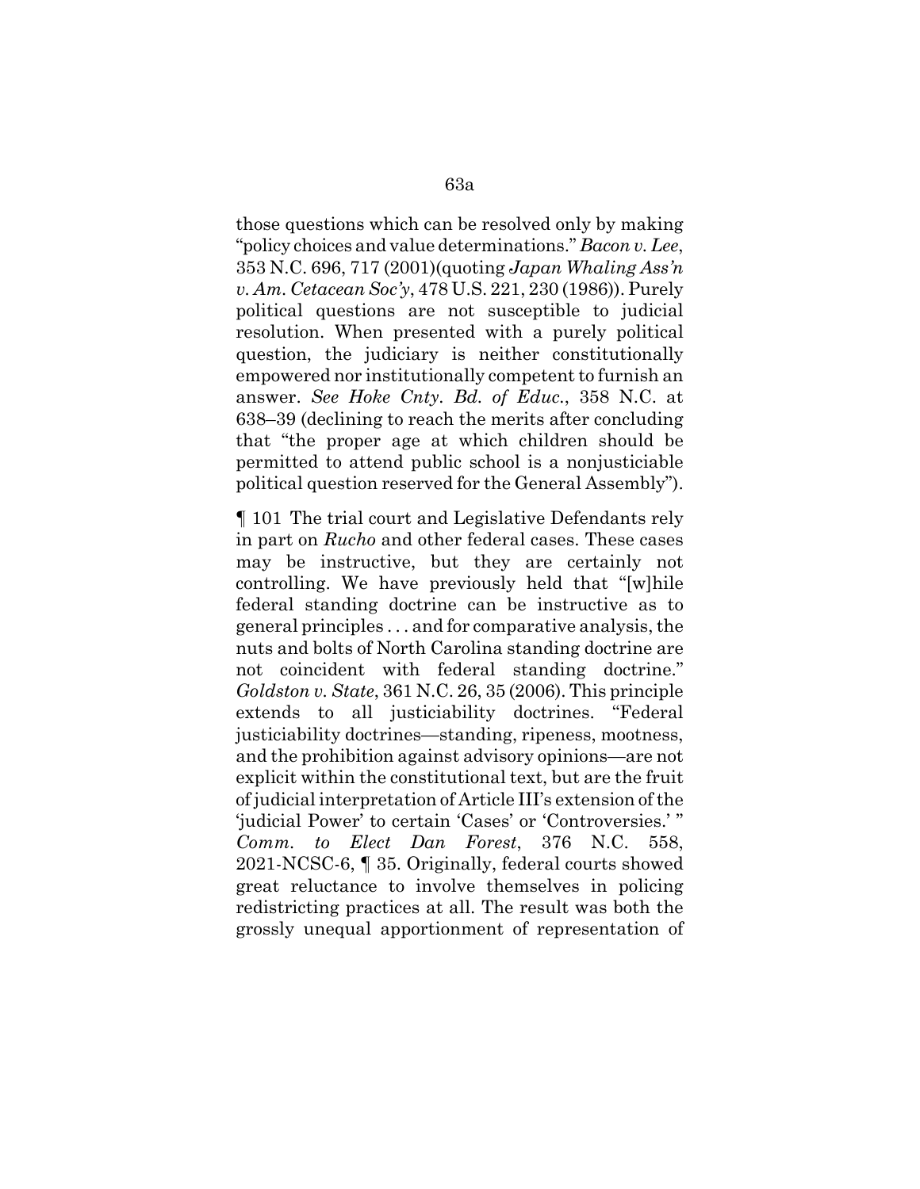those questions which can be resolved only by making "policy choices and value determinations." *Bacon v. Lee*, 353 N.C. 696, 717 (2001)(quoting *Japan Whaling Ass'n v. Am. Cetacean Soc'y*, 478 U.S. 221, 230 (1986)). Purely political questions are not susceptible to judicial resolution. When presented with a purely political question, the judiciary is neither constitutionally empowered nor institutionally competent to furnish an answer. *See Hoke Cnty. Bd. of Educ.*, 358 N.C. at 638–39 (declining to reach the merits after concluding that "the proper age at which children should be permitted to attend public school is a nonjusticiable political question reserved for the General Assembly").

¶ 101 The trial court and Legislative Defendants rely in part on *Rucho* and other federal cases. These cases may be instructive, but they are certainly not controlling. We have previously held that "[w]hile federal standing doctrine can be instructive as to general principles . . . and for comparative analysis, the nuts and bolts of North Carolina standing doctrine are not coincident with federal standing doctrine." *Goldston v. State*, 361 N.C. 26, 35 (2006). This principle extends to all justiciability doctrines. "Federal justiciability doctrines—standing, ripeness, mootness, and the prohibition against advisory opinions—are not explicit within the constitutional text, but are the fruit of judicial interpretation of Article III's extension of the 'judicial Power' to certain 'Cases' or 'Controversies.' " *Comm. to Elect Dan Forest*, 376 N.C. 558, 2021-NCSC-6, ¶ 35. Originally, federal courts showed great reluctance to involve themselves in policing redistricting practices at all. The result was both the grossly unequal apportionment of representation of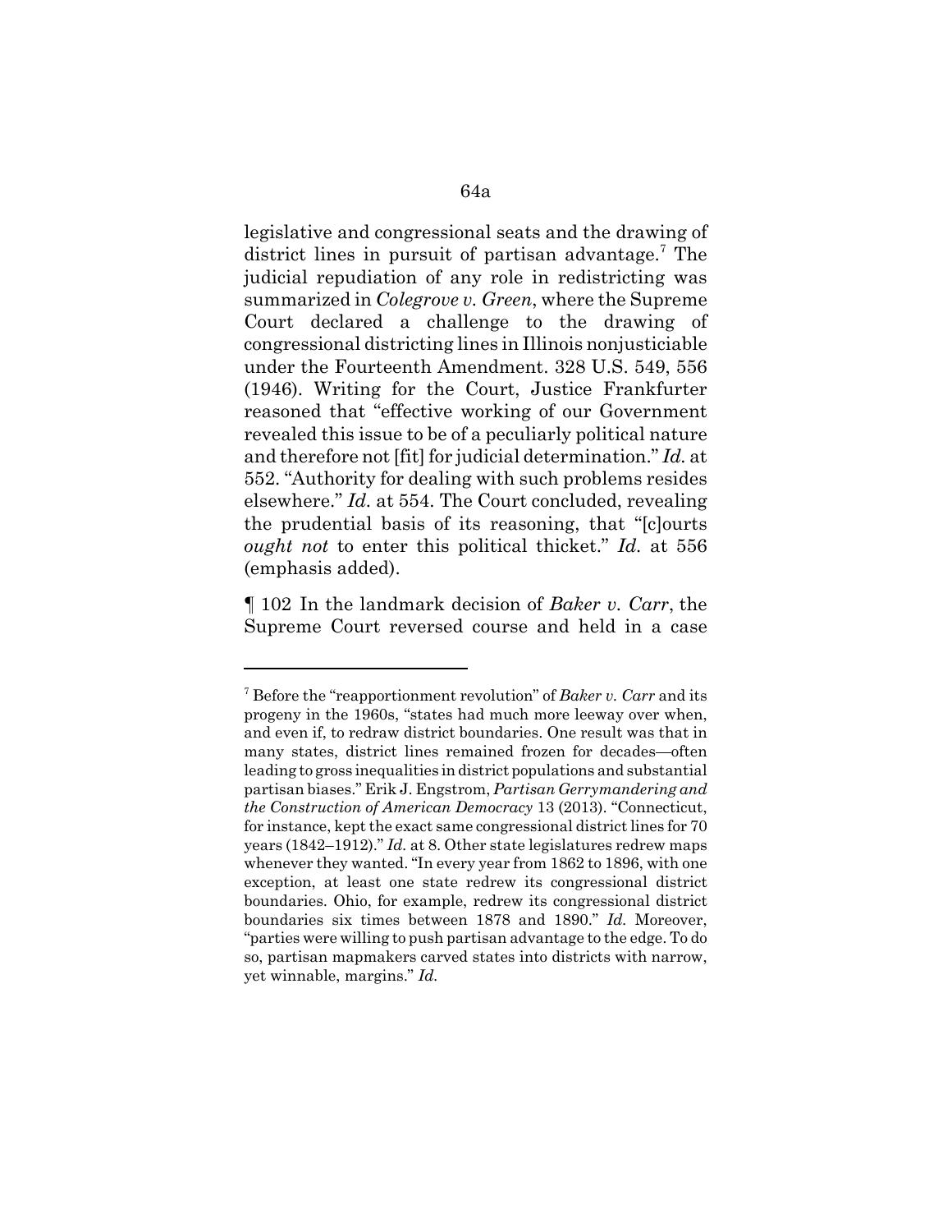legislative and congressional seats and the drawing of district lines in pursuit of partisan advantage.[7] The judicial repudiation of any role in redistricting was summarized in *Colegrove v. Green*, where the Supreme Court declared a challenge to the drawing of congressional districting lines in Illinois nonjusticiable under the Fourteenth Amendment. 328 U.S. 549, 556 (1946). Writing for the Court, Justice Frankfurter reasoned that "effective working of our Government revealed this issue to be of a peculiarly political nature and therefore not [fit] for judicial determination." *Id.* at 552. "Authority for dealing with such problems resides elsewhere." *Id.* at 554. The Court concluded, revealing the prudential basis of its reasoning, that "[c]ourts *ought not* to enter this political thicket." *Id.* at 556 (emphasis added).

¶ 102 In the landmark decision of *Baker v. Carr*, the Supreme Court reversed course and held in a case

---

[7] Before the "reapportionment revolution" of *Baker v. Carr* and its progeny in the 1960s, "states had much more leeway over when, and even if, to redraw district boundaries. One result was that in many states, district lines remained frozen for decades—often leading to gross inequalities in district populations and substantial partisan biases." Erik J. Engstrom, *Partisan Gerrymandering and the Construction of American Democracy* 13 (2013). "Connecticut, for instance, kept the exact same congressional district lines for 70 years (1842–1912)." *Id.* at 8. Other state legislatures redrew maps whenever they wanted. "In every year from 1862 to 1896, with one exception, at least one state redrew its congressional district boundaries. Ohio, for example, redrew its congressional district boundaries six times between 1878 and 1890." *Id.* Moreover, "parties were willing to push partisan advantage to the edge. To do so, partisan mapmakers carved states into districts with narrow, yet winnable, margins." *Id.*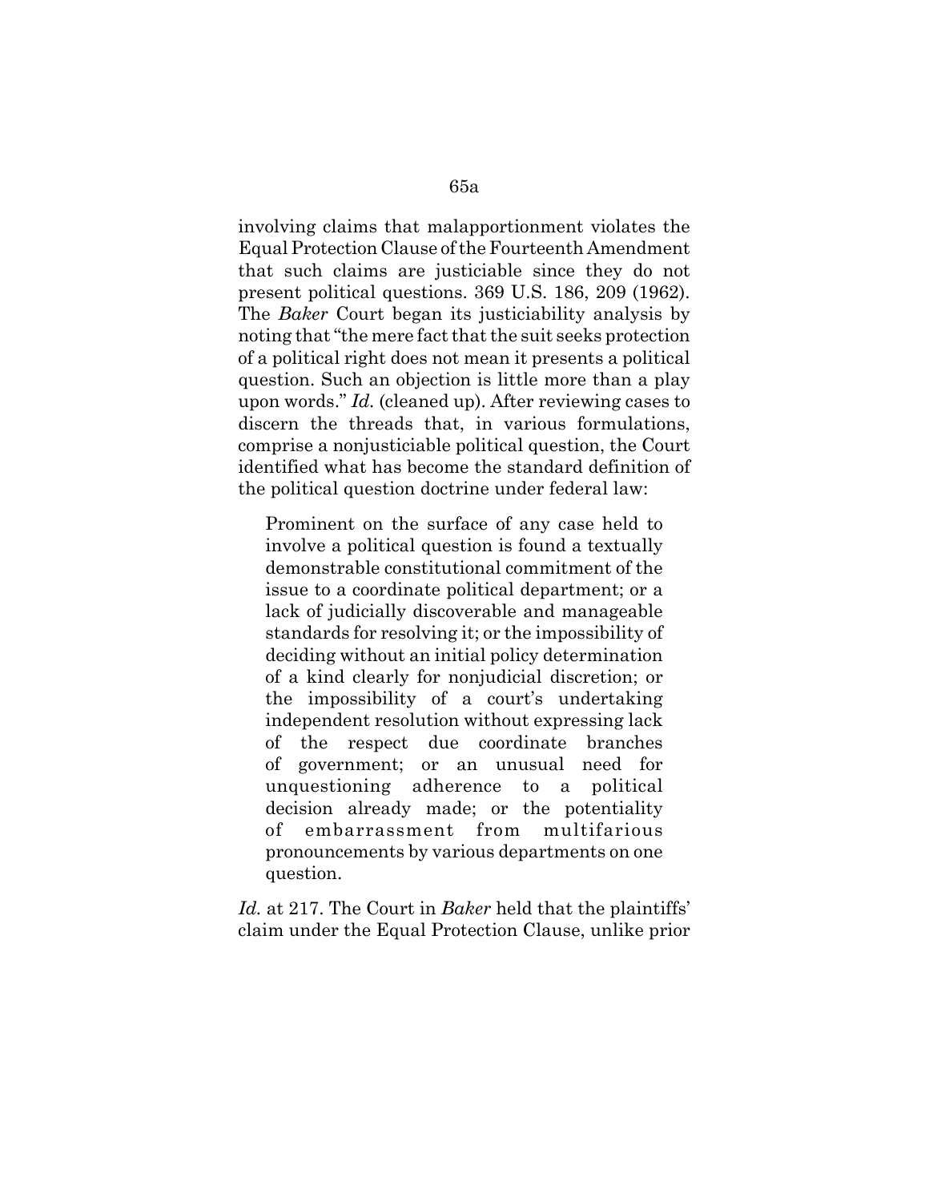involving claims that malapportionment violates the Equal Protection Clause of the Fourteenth Amendment that such claims are justiciable since they do not present political questions. 369 U.S. 186, 209 (1962). The *Baker* Court began its justiciability analysis by noting that "the mere fact that the suit seeks protection of a political right does not mean it presents a political question. Such an objection is little more than a play upon words." *Id.* (cleaned up). After reviewing cases to discern the threads that, in various formulations, comprise a nonjusticiable political question, the Court identified what has become the standard definition of the political question doctrine under federal law:

> Prominent on the surface of any case held to involve a political question is found a textually demonstrable constitutional commitment of the issue to a coordinate political department; or a lack of judicially discoverable and manageable standards for resolving it; or the impossibility of deciding without an initial policy determination of a kind clearly for nonjudicial discretion; or the impossibility of a court's undertaking independent resolution without expressing lack of the respect due coordinate branches of government; or an unusual need for unquestioning adherence to a political decision already made; or the potentiality of embarrassment from multifarious pronouncements by various departments on one question.

*Id.* at 217. The Court in *Baker* held that the plaintiffs' claim under the Equal Protection Clause, unlike prior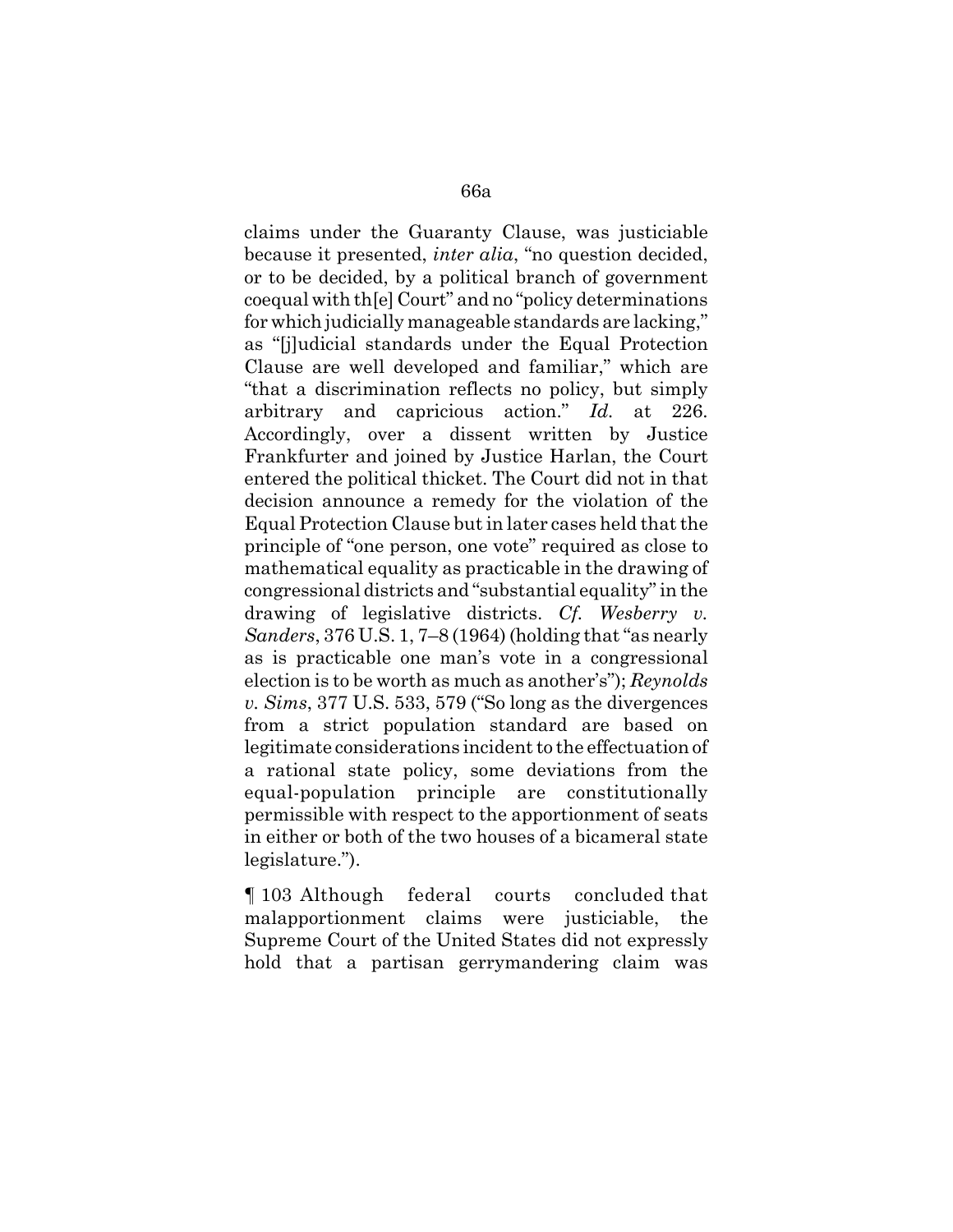claims under the Guaranty Clause, was justiciable because it presented, *inter alia*, "no question decided, or to be decided, by a political branch of government coequal with th[e] Court" and no "policy determinations for which judicially manageable standards are lacking," as "[j]udicial standards under the Equal Protection Clause are well developed and familiar," which are "that a discrimination reflects no policy, but simply arbitrary and capricious action." *Id.* at 226. Accordingly, over a dissent written by Justice Frankfurter and joined by Justice Harlan, the Court entered the political thicket. The Court did not in that decision announce a remedy for the violation of the Equal Protection Clause but in later cases held that the principle of "one person, one vote" required as close to mathematical equality as practicable in the drawing of congressional districts and "substantial equality" in the drawing of legislative districts. *Cf. Wesberry v. Sanders*, 376 U.S. 1, 7–8 (1964) (holding that "as nearly as is practicable one man's vote in a congressional election is to be worth as much as another's"); *Reynolds v. Sims*, 377 U.S. 533, 579 ("So long as the divergences from a strict population standard are based on legitimate considerations incident to the effectuation of a rational state policy, some deviations from the equal-population principle are constitutionally permissible with respect to the apportionment of seats in either or both of the two houses of a bicameral state legislature.").

¶ 103 Although federal courts concluded that malapportionment claims were justiciable, the Supreme Court of the United States did not expressly hold that a partisan gerrymandering claim was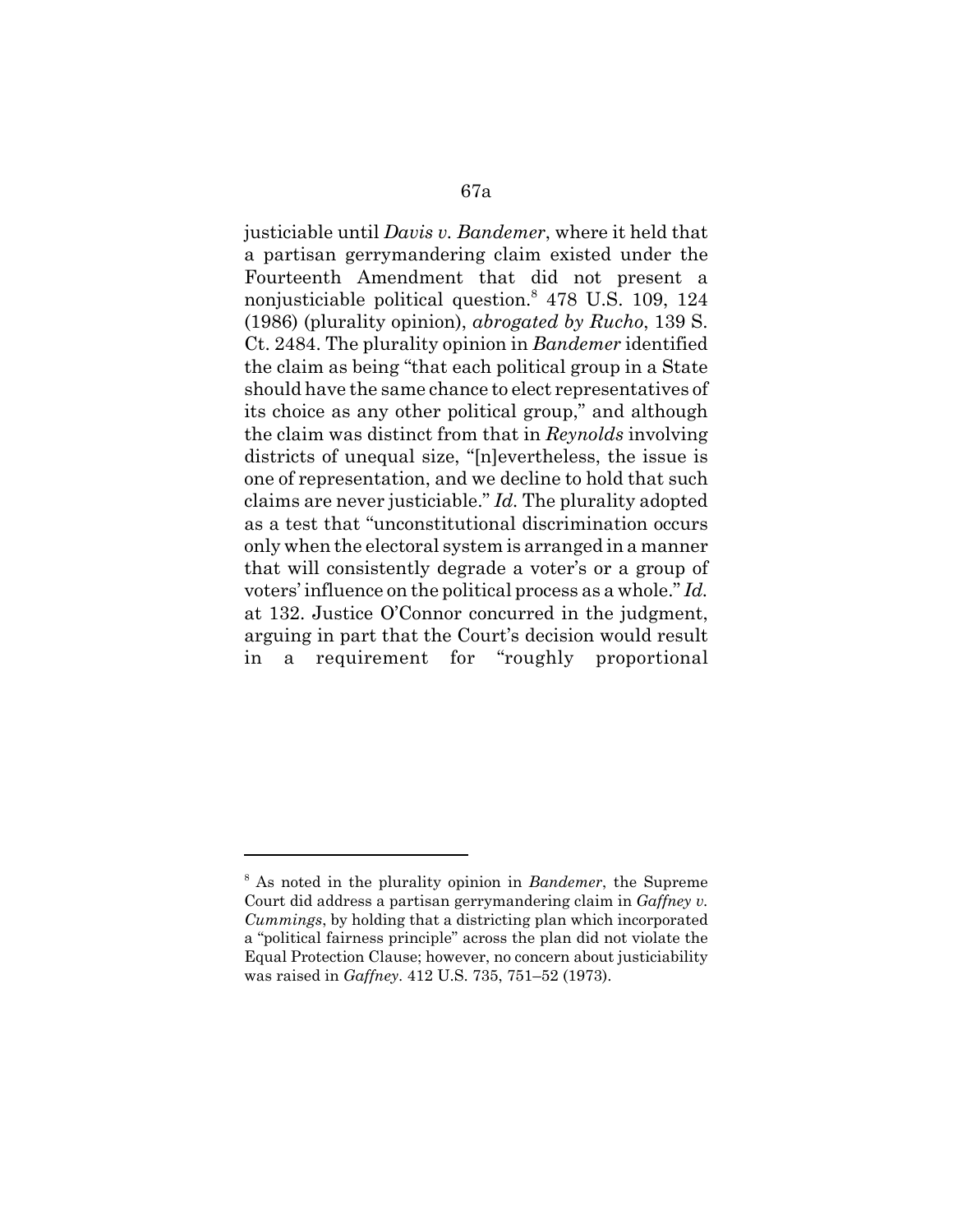justiciable until *Davis v. Bandemer*, where it held that a partisan gerrymandering claim existed under the Fourteenth Amendment that did not present a nonjusticiable political question.[8] 478 U.S. 109, 124 (1986) (plurality opinion), *abrogated by Rucho*, 139 S. Ct. 2484. The plurality opinion in *Bandemer* identified the claim as being "that each political group in a State should have the same chance to elect representatives of its choice as any other political group," and although the claim was distinct from that in *Reynolds* involving districts of unequal size, "[n]evertheless, the issue is one of representation, and we decline to hold that such claims are never justiciable." *Id.* The plurality adopted as a test that "unconstitutional discrimination occurs only when the electoral system is arranged in a manner that will consistently degrade a voter's or a group of voters' influence on the political process as a whole." *Id.* at 132. Justice O'Connor concurred in the judgment, arguing in part that the Court's decision would result in a requirement for "roughly proportional

---

[8] As noted in the plurality opinion in *Bandemer*, the Supreme Court did address a partisan gerrymandering claim in *Gaffney v. Cummings*, by holding that a districting plan which incorporated a "political fairness principle" across the plan did not violate the Equal Protection Clause; however, no concern about justiciability was raised in *Gaffney*. 412 U.S. 735, 751–52 (1973).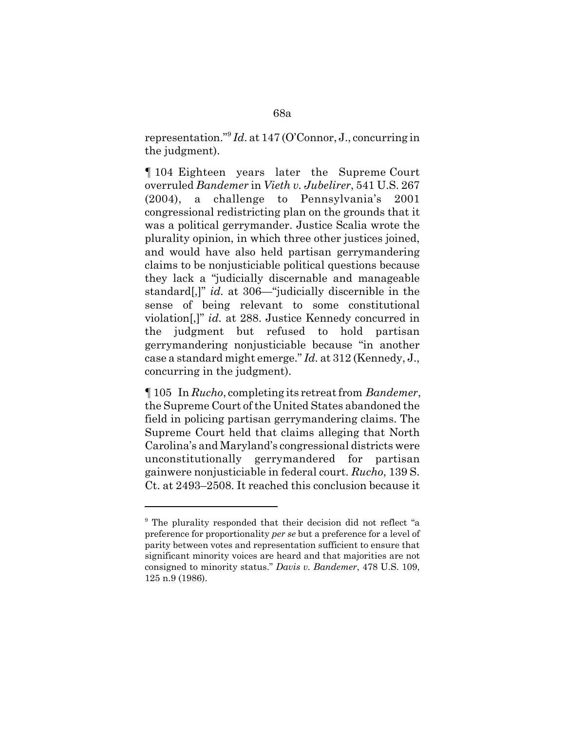representation."[9] *Id.* at 147 (O'Connor, J., concurring in the judgment).

¶ 104 Eighteen years later the Supreme Court overruled *Bandemer* in *Vieth v. Jubelirer*, 541 U.S. 267 (2004), a challenge to Pennsylvania's 2001 congressional redistricting plan on the grounds that it was a political gerrymander. Justice Scalia wrote the plurality opinion, in which three other justices joined, and would have also held partisan gerrymandering claims to be nonjusticiable political questions because they lack a "judicially discernable and manageable standard[,]" *id.* at 306—"judicially discernible in the sense of being relevant to some constitutional violation[,]" *id.* at 288. Justice Kennedy concurred in the judgment but refused to hold partisan gerrymandering nonjusticiable because "in another case a standard might emerge." *Id.* at 312 (Kennedy, J., concurring in the judgment).

¶ 105 In *Rucho*, completing its retreat from *Bandemer*, the Supreme Court of the United States abandoned the field in policing partisan gerrymandering claims. The Supreme Court held that claims alleging that North Carolina's and Maryland's congressional districts were unconstitutionally gerrymandered for partisan gainwere nonjusticiable in federal court. *Rucho*, 139 S. Ct. at 2493–2508. It reached this conclusion because it

---

[9] The plurality responded that their decision did not reflect "a preference for proportionality *per se* but a preference for a level of parity between votes and representation sufficient to ensure that significant minority voices are heard and that majorities are not consigned to minority status." *Davis v. Bandemer*, 478 U.S. 109, 125 n.9 (1986).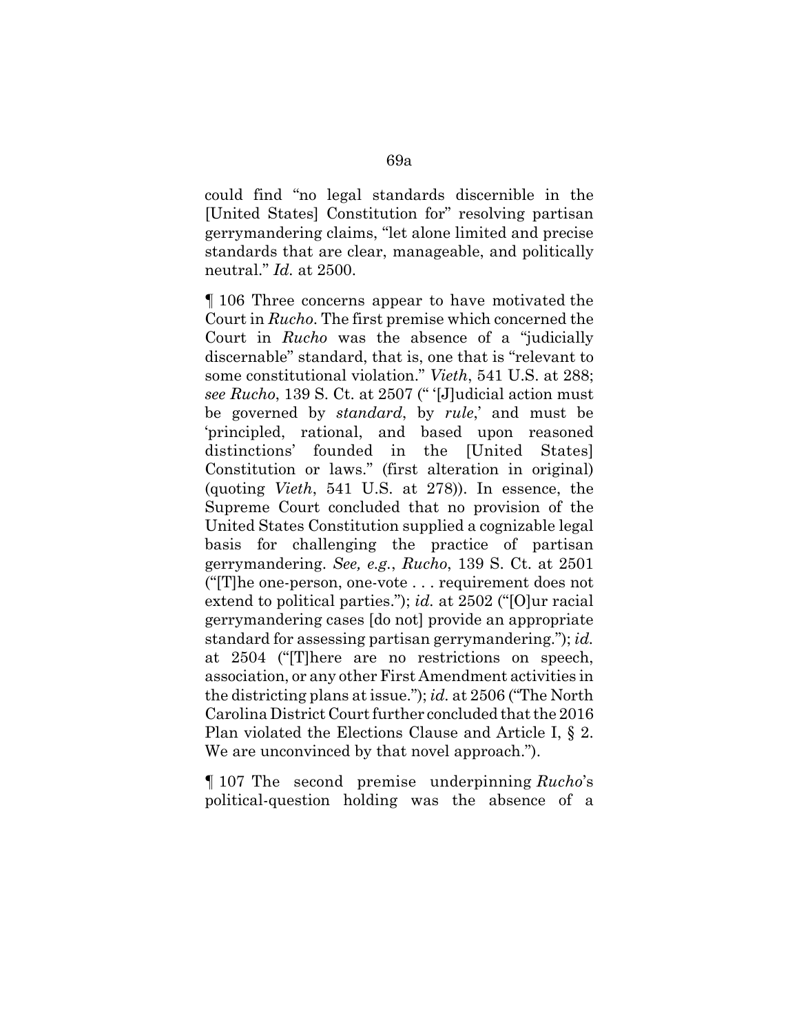could find "no legal standards discernible in the [United States] Constitution for" resolving partisan gerrymandering claims, "let alone limited and precise standards that are clear, manageable, and politically neutral." *Id.* at 2500.

¶ 106 Three concerns appear to have motivated the Court in *Rucho*. The first premise which concerned the Court in *Rucho* was the absence of a "judicially discernable" standard, that is, one that is "relevant to some constitutional violation." *Vieth*, 541 U.S. at 288; *see Rucho*, 139 S. Ct. at 2507 (" '[J]udicial action must be governed by *standard*, by *rule*,' and must be 'principled, rational, and based upon reasoned distinctions' founded in the [United States] Constitution or laws." (first alteration in original) (quoting *Vieth*, 541 U.S. at 278)). In essence, the Supreme Court concluded that no provision of the United States Constitution supplied a cognizable legal basis for challenging the practice of partisan gerrymandering. *See, e.g.*, *Rucho*, 139 S. Ct. at 2501 ("[T]he one-person, one-vote . . . requirement does not extend to political parties."); *id.* at 2502 ("[O]ur racial gerrymandering cases [do not] provide an appropriate standard for assessing partisan gerrymandering."); *id.* at 2504 ("[T]here are no restrictions on speech, association, or any other First Amendment activities in the districting plans at issue."); *id.* at 2506 ("The North Carolina District Court further concluded that the 2016 Plan violated the Elections Clause and Article I, § 2. We are unconvinced by that novel approach.").

¶ 107 The second premise underpinning *Rucho*'s political-question holding was the absence of a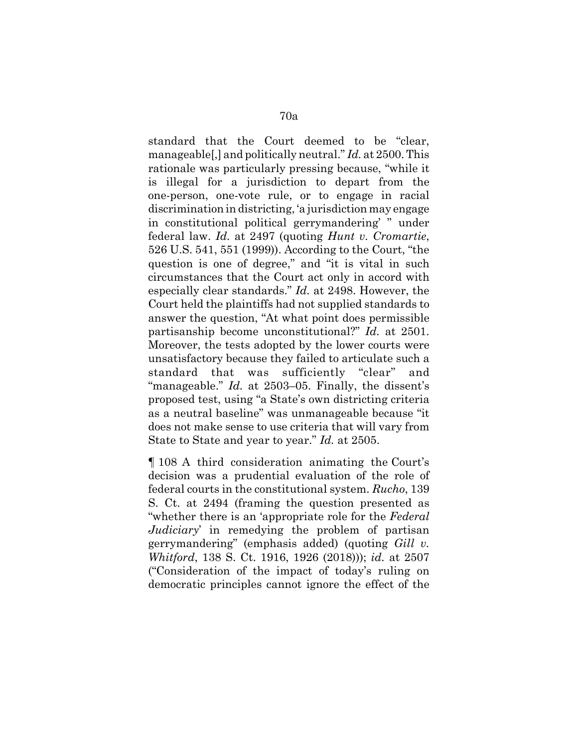standard that the Court deemed to be "clear, manageable[,] and politically neutral." *Id.* at 2500. This rationale was particularly pressing because, "while it is illegal for a jurisdiction to depart from the one-person, one-vote rule, or to engage in racial discrimination in districting, 'a jurisdiction may engage in constitutional political gerrymandering' " under federal law. *Id.* at 2497 (quoting *Hunt v. Cromartie*, 526 U.S. 541, 551 (1999)). According to the Court, "the question is one of degree," and "it is vital in such circumstances that the Court act only in accord with especially clear standards." *Id.* at 2498. However, the Court held the plaintiffs had not supplied standards to answer the question, "At what point does permissible partisanship become unconstitutional?" *Id.* at 2501. Moreover, the tests adopted by the lower courts were unsatisfactory because they failed to articulate such a standard that was sufficiently "clear" and "manageable." *Id.* at 2503–05. Finally, the dissent's proposed test, using "a State's own districting criteria as a neutral baseline" was unmanageable because "it does not make sense to use criteria that will vary from State to State and year to year." *Id.* at 2505.

¶ 108 A third consideration animating the Court's decision was a prudential evaluation of the role of federal courts in the constitutional system. *Rucho*, 139 S. Ct. at 2494 (framing the question presented as "whether there is an 'appropriate role for the *Federal Judiciary*' in remedying the problem of partisan gerrymandering" (emphasis added) (quoting *Gill v. Whitford*, 138 S. Ct. 1916, 1926 (2018))); *id.* at 2507 ("Consideration of the impact of today's ruling on democratic principles cannot ignore the effect of the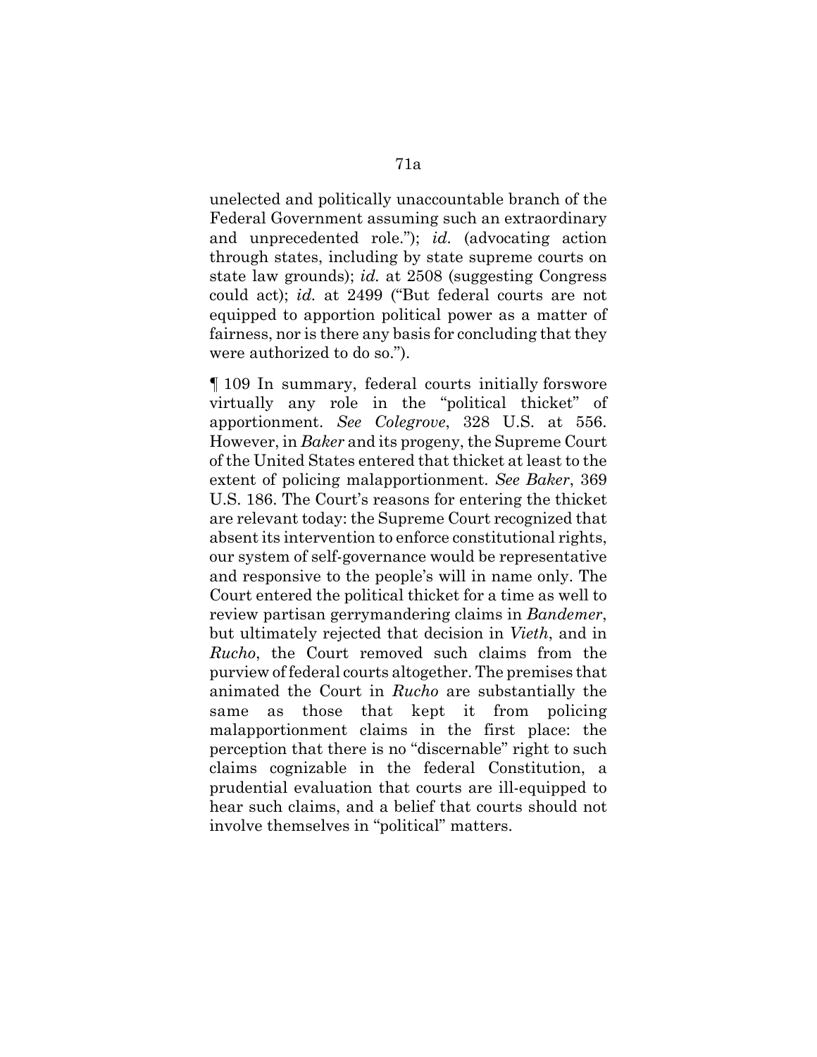unelected and politically unaccountable branch of the Federal Government assuming such an extraordinary and unprecedented role."); *id.* (advocating action through states, including by state supreme courts on state law grounds); *id.* at 2508 (suggesting Congress could act); *id.* at 2499 ("But federal courts are not equipped to apportion political power as a matter of fairness, nor is there any basis for concluding that they were authorized to do so.").

¶ 109 In summary, federal courts initially forswore virtually any role in the "political thicket" of apportionment. *See Colegrove*, 328 U.S. at 556. However, in *Baker* and its progeny, the Supreme Court of the United States entered that thicket at least to the extent of policing malapportionment. *See Baker*, 369 U.S. 186. The Court's reasons for entering the thicket are relevant today: the Supreme Court recognized that absent its intervention to enforce constitutional rights, our system of self-governance would be representative and responsive to the people's will in name only. The Court entered the political thicket for a time as well to review partisan gerrymandering claims in *Bandemer*, but ultimately rejected that decision in *Vieth*, and in *Rucho*, the Court removed such claims from the purview of federal courts altogether. The premises that animated the Court in *Rucho* are substantially the same as those that kept it from policing malapportionment claims in the first place: the perception that there is no "discernable" right to such claims cognizable in the federal Constitution, a prudential evaluation that courts are ill-equipped to hear such claims, and a belief that courts should not involve themselves in "political" matters.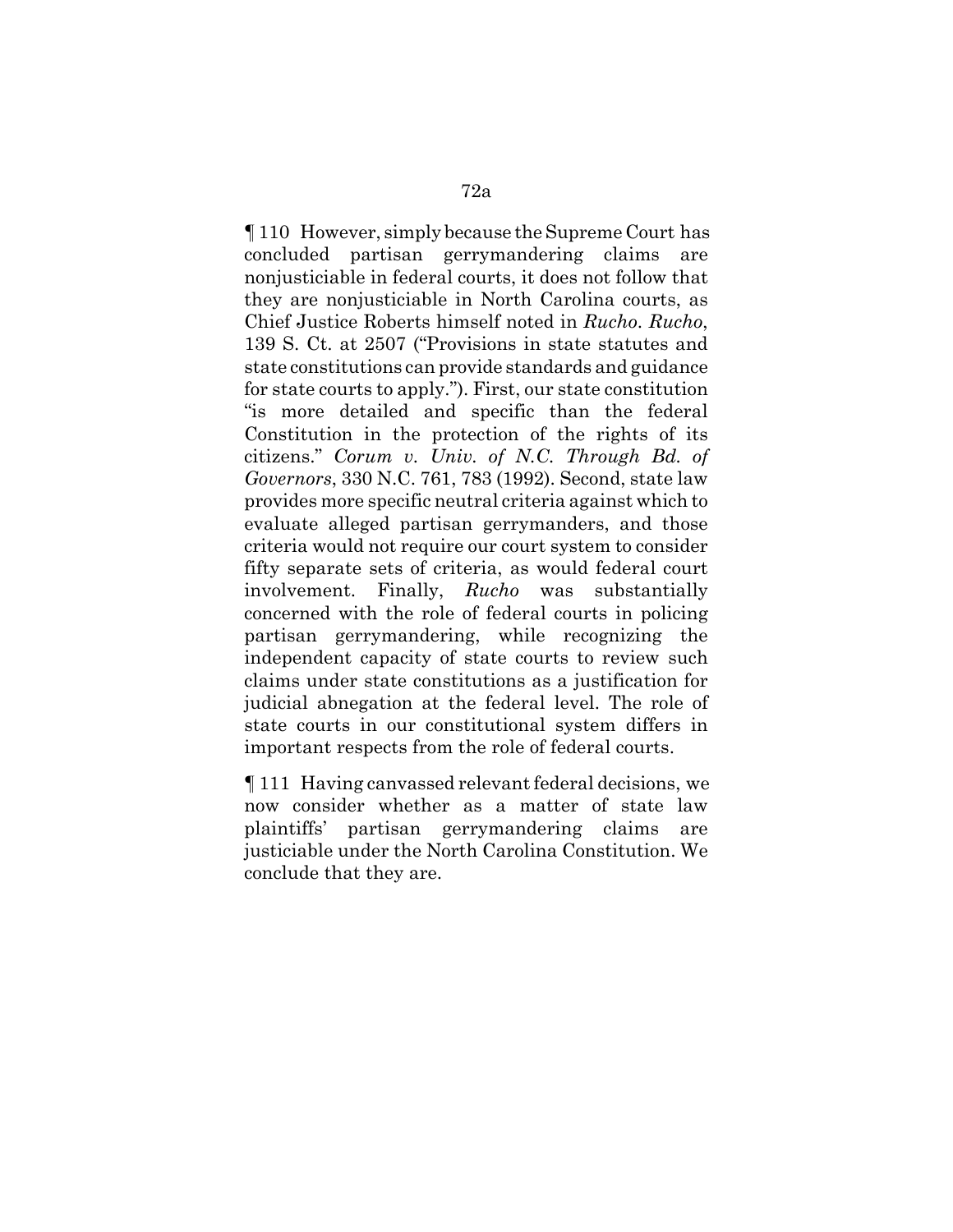¶ 110 However, simply because the Supreme Court has concluded partisan gerrymandering claims are nonjusticiable in federal courts, it does not follow that they are nonjusticiable in North Carolina courts, as Chief Justice Roberts himself noted in *Rucho*. *Rucho*, 139 S. Ct. at 2507 ("Provisions in state statutes and state constitutions can provide standards and guidance for state courts to apply."). First, our state constitution "is more detailed and specific than the federal Constitution in the protection of the rights of its citizens." *Corum v. Univ. of N.C. Through Bd. of Governors*, 330 N.C. 761, 783 (1992). Second, state law provides more specific neutral criteria against which to evaluate alleged partisan gerrymanders, and those criteria would not require our court system to consider fifty separate sets of criteria, as would federal court involvement. Finally, *Rucho* was substantially concerned with the role of federal courts in policing partisan gerrymandering, while recognizing the independent capacity of state courts to review such claims under state constitutions as a justification for judicial abnegation at the federal level. The role of state courts in our constitutional system differs in important respects from the role of federal courts.

¶ 111 Having canvassed relevant federal decisions, we now consider whether as a matter of state law plaintiffs' partisan gerrymandering claims are justiciable under the North Carolina Constitution. We conclude that they are.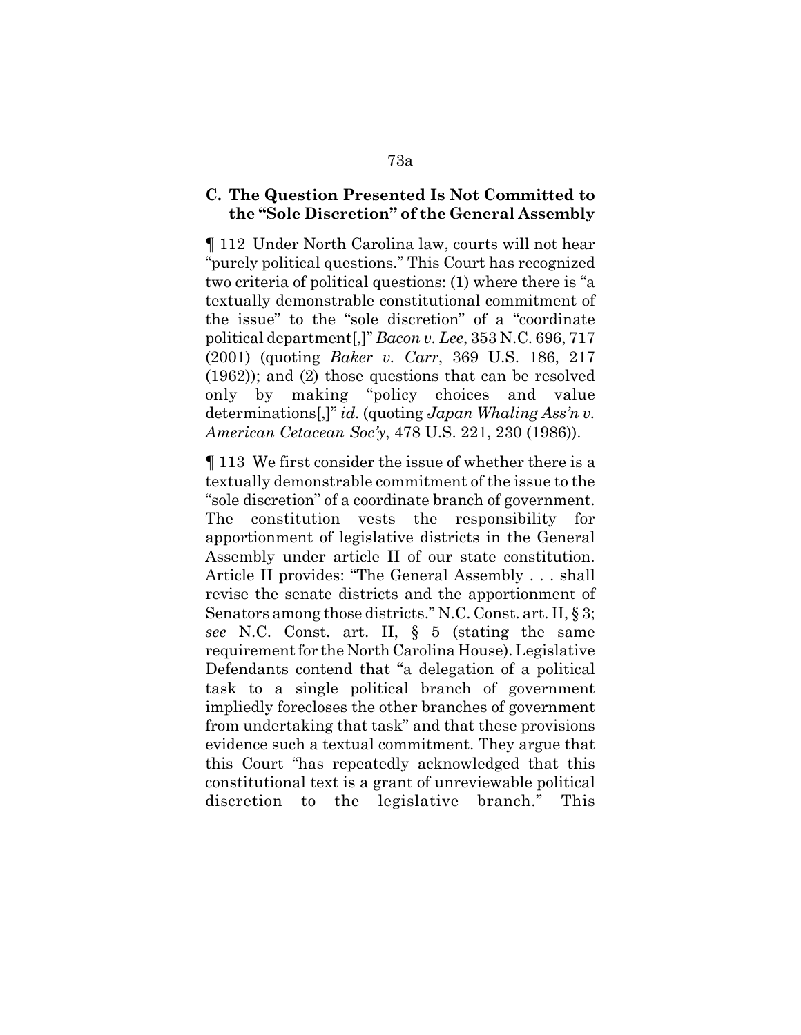### C. The Question Presented Is Not Committed to the "Sole Discretion" of the General Assembly

¶ 112 Under North Carolina law, courts will not hear "purely political questions." This Court has recognized two criteria of political questions: (1) where there is "a textually demonstrable constitutional commitment of the issue" to the "sole discretion" of a "coordinate political department[,]" *Bacon v. Lee*, 353 N.C. 696, 717 (2001) (quoting *Baker v. Carr*, 369 U.S. 186, 217 (1962)); and (2) those questions that can be resolved only by making "policy choices and value determinations[,]" *id.* (quoting *Japan Whaling Ass'n v. American Cetacean Soc'y*, 478 U.S. 221, 230 (1986)).

¶ 113 We first consider the issue of whether there is a textually demonstrable commitment of the issue to the "sole discretion" of a coordinate branch of government. The constitution vests the responsibility for apportionment of legislative districts in the General Assembly under article II of our state constitution. Article II provides: "The General Assembly . . . shall revise the senate districts and the apportionment of Senators among those districts." N.C. Const. art. II, § 3; *see* N.C. Const. art. II, § 5 (stating the same requirement for the North Carolina House). Legislative Defendants contend that "a delegation of a political task to a single political branch of government impliedly forecloses the other branches of government from undertaking that task" and that these provisions evidence such a textual commitment. They argue that this Court "has repeatedly acknowledged that this constitutional text is a grant of unreviewable political discretion to the legislative branch." This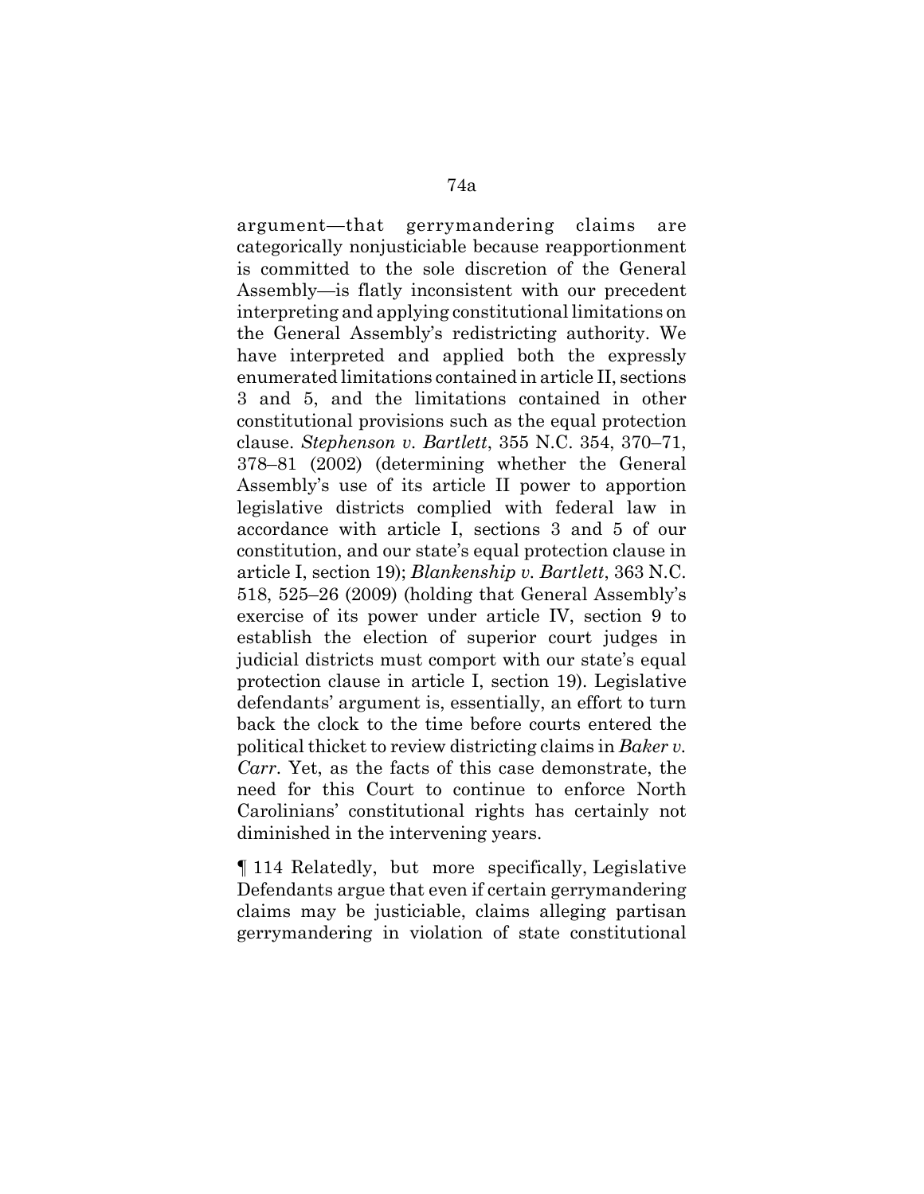argument—that gerrymandering claims are categorically nonjusticiable because reapportionment is committed to the sole discretion of the General Assembly—is flatly inconsistent with our precedent interpreting and applying constitutional limitations on the General Assembly's redistricting authority. We have interpreted and applied both the expressly enumerated limitations contained in article II, sections 3 and 5, and the limitations contained in other constitutional provisions such as the equal protection clause. *Stephenson v. Bartlett*, 355 N.C. 354, 370–71, 378–81 (2002) (determining whether the General Assembly's use of its article II power to apportion legislative districts complied with federal law in accordance with article I, sections 3 and 5 of our constitution, and our state's equal protection clause in article I, section 19); *Blankenship v. Bartlett*, 363 N.C. 518, 525–26 (2009) (holding that General Assembly's exercise of its power under article IV, section 9 to establish the election of superior court judges in judicial districts must comport with our state's equal protection clause in article I, section 19). Legislative defendants' argument is, essentially, an effort to turn back the clock to the time before courts entered the political thicket to review districting claims in *Baker v. Carr*. Yet, as the facts of this case demonstrate, the need for this Court to continue to enforce North Carolinians' constitutional rights has certainly not diminished in the intervening years.

¶ 114 Relatedly, but more specifically, Legislative Defendants argue that even if certain gerrymandering claims may be justiciable, claims alleging partisan gerrymandering in violation of state constitutional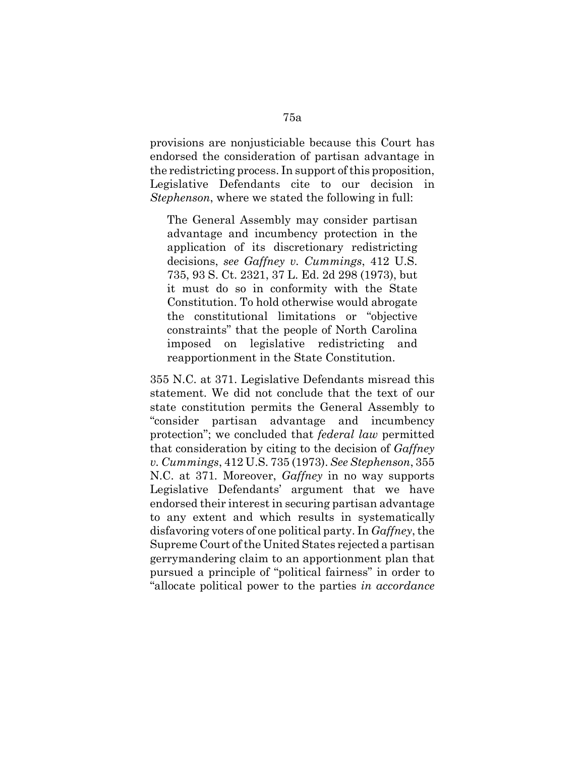provisions are nonjusticiable because this Court has endorsed the consideration of partisan advantage in the redistricting process. In support of this proposition, Legislative Defendants cite to our decision in *Stephenson*, where we stated the following in full:

> The General Assembly may consider partisan advantage and incumbency protection in the application of its discretionary redistricting decisions, *see Gaffney v. Cummings*, 412 U.S. 735, 93 S. Ct. 2321, 37 L. Ed. 2d 298 (1973), but it must do so in conformity with the State Constitution. To hold otherwise would abrogate the constitutional limitations or "objective constraints" that the people of North Carolina imposed on legislative redistricting and reapportionment in the State Constitution.

355 N.C. at 371. Legislative Defendants misread this statement. We did not conclude that the text of our state constitution permits the General Assembly to "consider partisan advantage and incumbency protection"; we concluded that *federal law* permitted that consideration by citing to the decision of *Gaffney v. Cummings*, 412 U.S. 735 (1973). *See Stephenson*, 355 N.C. at 371. Moreover, *Gaffney* in no way supports Legislative Defendants' argument that we have endorsed their interest in securing partisan advantage to any extent and which results in systematically disfavoring voters of one political party. In *Gaffney*, the Supreme Court of the United States rejected a partisan gerrymandering claim to an apportionment plan that pursued a principle of "political fairness" in order to "allocate political power to the parties *in accordance*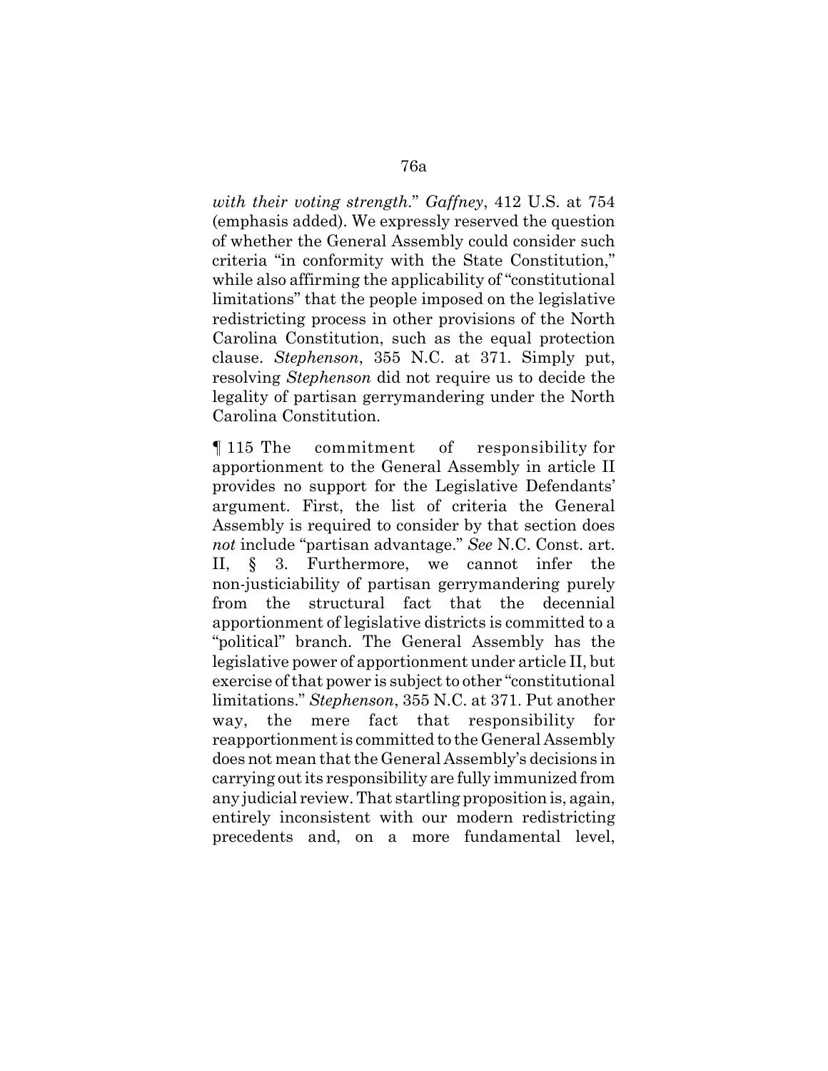*with their voting strength*." *Gaffney*, 412 U.S. at 754 (emphasis added). We expressly reserved the question of whether the General Assembly could consider such criteria "in conformity with the State Constitution," while also affirming the applicability of "constitutional limitations" that the people imposed on the legislative redistricting process in other provisions of the North Carolina Constitution, such as the equal protection clause. *Stephenson*, 355 N.C. at 371. Simply put, resolving *Stephenson* did not require us to decide the legality of partisan gerrymandering under the North Carolina Constitution.

¶ 115 The commitment of responsibility for apportionment to the General Assembly in article II provides no support for the Legislative Defendants' argument. First, the list of criteria the General Assembly is required to consider by that section does *not* include "partisan advantage." *See* N.C. Const. art. II, § 3. Furthermore, we cannot infer the non-justiciability of partisan gerrymandering purely from the structural fact that the decennial apportionment of legislative districts is committed to a "political" branch. The General Assembly has the legislative power of apportionment under article II, but exercise of that power is subject to other "constitutional limitations." *Stephenson*, 355 N.C. at 371. Put another way, the mere fact that responsibility for reapportionment is committed to the General Assembly does not mean that the General Assembly's decisions in carrying out its responsibility are fully immunized from any judicial review. That startling proposition is, again, entirely inconsistent with our modern redistricting precedents and, on a more fundamental level,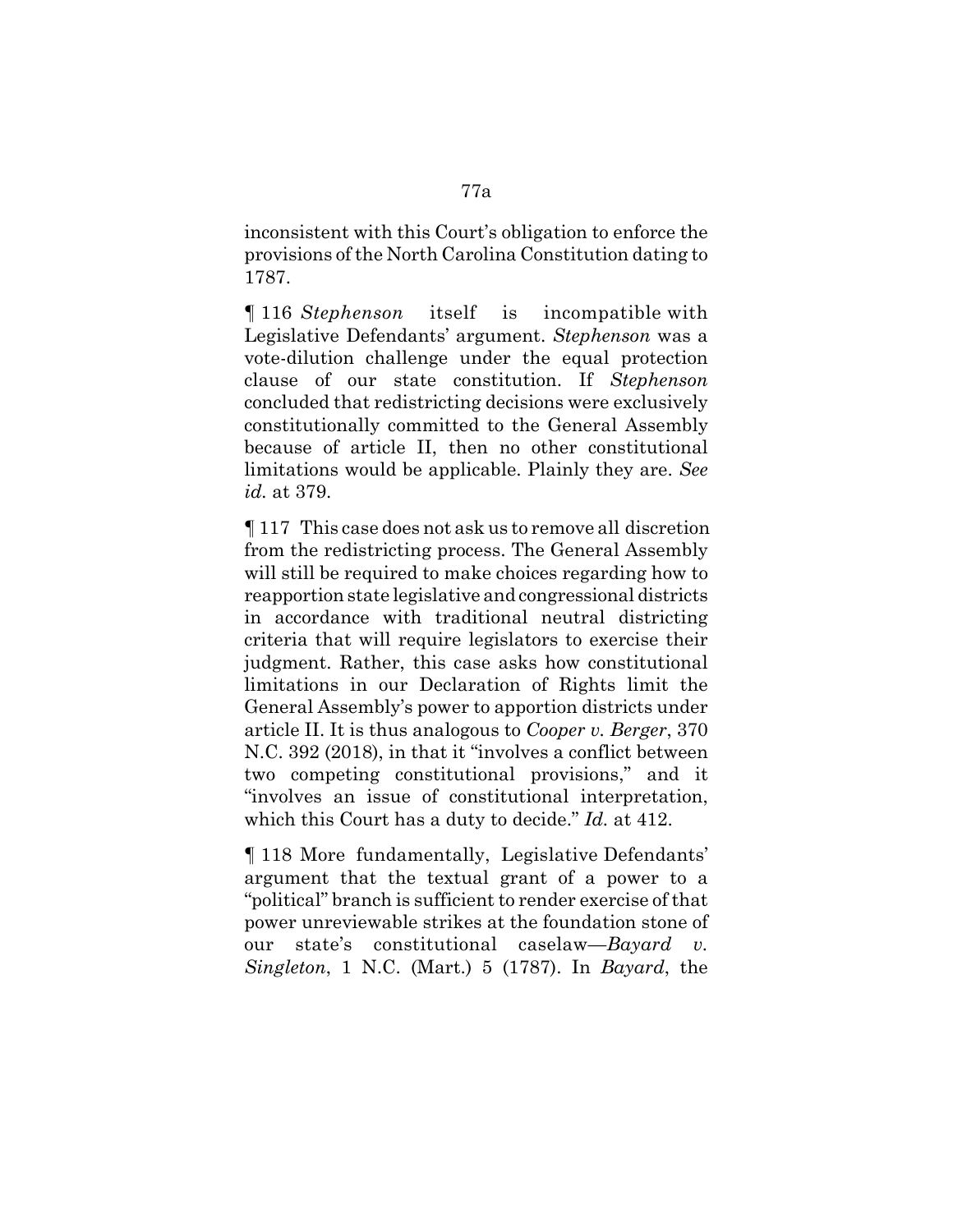inconsistent with this Court's obligation to enforce the provisions of the North Carolina Constitution dating to 1787.

¶ 116 *Stephenson* itself is incompatible with Legislative Defendants' argument. *Stephenson* was a vote-dilution challenge under the equal protection clause of our state constitution. If *Stephenson* concluded that redistricting decisions were exclusively constitutionally committed to the General Assembly because of article II, then no other constitutional limitations would be applicable. Plainly they are. *See id.* at 379.

¶ 117 This case does not ask us to remove all discretion from the redistricting process. The General Assembly will still be required to make choices regarding how to reapportion state legislative and congressional districts in accordance with traditional neutral districting criteria that will require legislators to exercise their judgment. Rather, this case asks how constitutional limitations in our Declaration of Rights limit the General Assembly's power to apportion districts under article II. It is thus analogous to *Cooper v. Berger*, 370 N.C. 392 (2018), in that it "involves a conflict between two competing constitutional provisions," and it "involves an issue of constitutional interpretation, which this Court has a duty to decide." *Id.* at 412.

¶ 118 More fundamentally, Legislative Defendants' argument that the textual grant of a power to a "political" branch is sufficient to render exercise of that power unreviewable strikes at the foundation stone of our state's constitutional caselaw—*Bayard v. Singleton*, 1 N.C. (Mart.) 5 (1787). In *Bayard*, the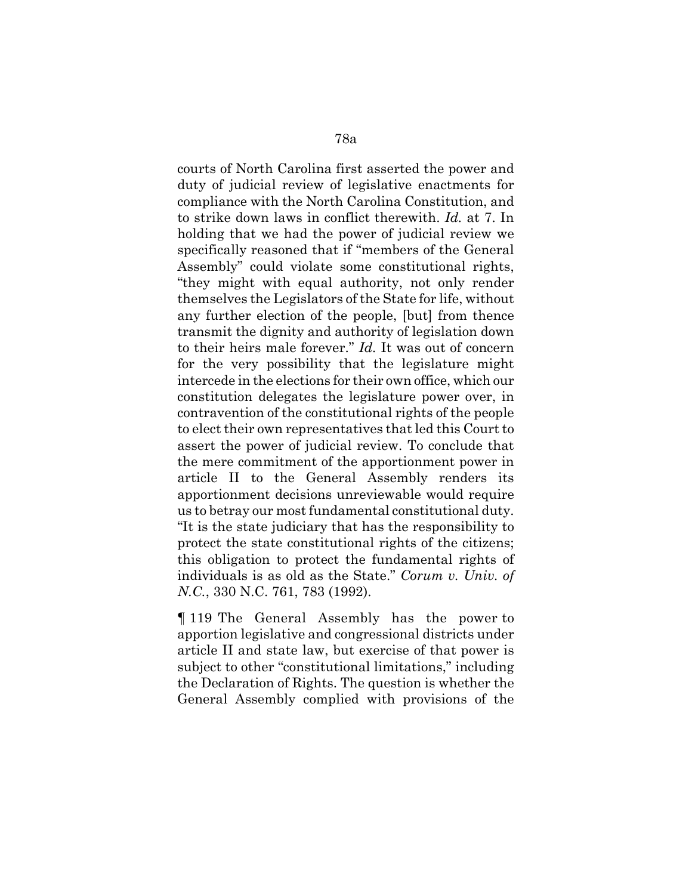courts of North Carolina first asserted the power and duty of judicial review of legislative enactments for compliance with the North Carolina Constitution, and to strike down laws in conflict therewith. *Id.* at 7. In holding that we had the power of judicial review we specifically reasoned that if "members of the General Assembly" could violate some constitutional rights, "they might with equal authority, not only render themselves the Legislators of the State for life, without any further election of the people, [but] from thence transmit the dignity and authority of legislation down to their heirs male forever." *Id.* It was out of concern for the very possibility that the legislature might intercede in the elections for their own office, which our constitution delegates the legislature power over, in contravention of the constitutional rights of the people to elect their own representatives that led this Court to assert the power of judicial review. To conclude that the mere commitment of the apportionment power in article II to the General Assembly renders its apportionment decisions unreviewable would require us to betray our most fundamental constitutional duty. "It is the state judiciary that has the responsibility to protect the state constitutional rights of the citizens; this obligation to protect the fundamental rights of individuals is as old as the State." *Corum v. Univ. of N.C.*, 330 N.C. 761, 783 (1992).

¶ 119 The General Assembly has the power to apportion legislative and congressional districts under article II and state law, but exercise of that power is subject to other "constitutional limitations," including the Declaration of Rights. The question is whether the General Assembly complied with provisions of the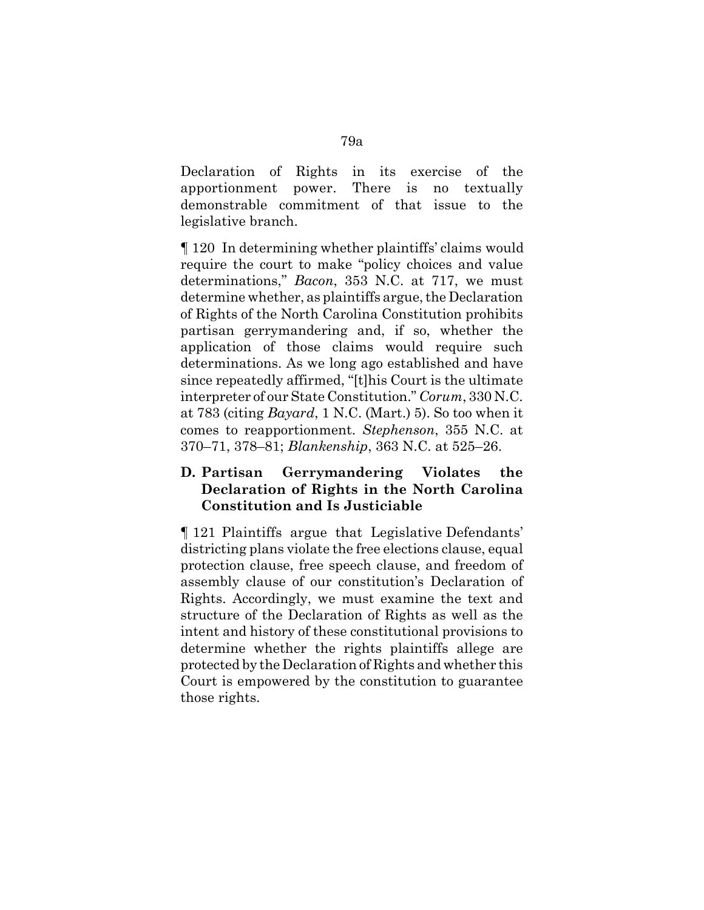Declaration of Rights in its exercise of the apportionment power. There is no textually demonstrable commitment of that issue to the legislative branch.

¶ 120 In determining whether plaintiffs' claims would require the court to make "policy choices and value determinations," *Bacon*, 353 N.C. at 717, we must determine whether, as plaintiffs argue, the Declaration of Rights of the North Carolina Constitution prohibits partisan gerrymandering and, if so, whether the application of those claims would require such determinations. As we long ago established and have since repeatedly affirmed, "[t]his Court is the ultimate interpreter of our State Constitution." *Corum*, 330 N.C. at 783 (citing *Bayard*, 1 N.C. (Mart.) 5). So too when it comes to reapportionment. *Stephenson*, 355 N.C. at 370–71, 378–81; *Blankenship*, 363 N.C. at 525–26.

### D. Partisan Gerrymandering Violates the Declaration of Rights in the North Carolina Constitution and Is Justiciable

¶ 121 Plaintiffs argue that Legislative Defendants' districting plans violate the free elections clause, equal protection clause, free speech clause, and freedom of assembly clause of our constitution's Declaration of Rights. Accordingly, we must examine the text and structure of the Declaration of Rights as well as the intent and history of these constitutional provisions to determine whether the rights plaintiffs allege are protected by the Declaration of Rights and whether this Court is empowered by the constitution to guarantee those rights.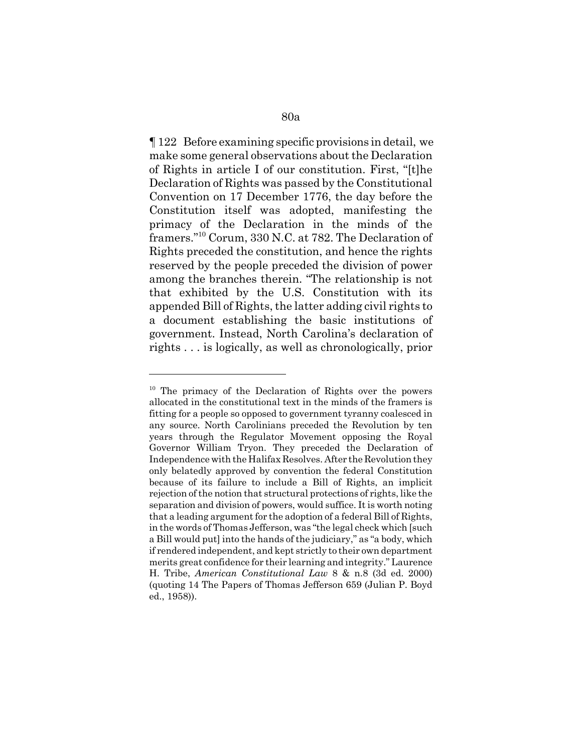¶ 122 Before examining specific provisions in detail, we make some general observations about the Declaration of Rights in article I of our constitution. First, "[t]he Declaration of Rights was passed by the Constitutional Convention on 17 December 1776, the day before the Constitution itself was adopted, manifesting the primacy of the Declaration in the minds of the framers."[10] Corum, 330 N.C. at 782. The Declaration of Rights preceded the constitution, and hence the rights reserved by the people preceded the division of power among the branches therein. "The relationship is not that exhibited by the U.S. Constitution with its appended Bill of Rights, the latter adding civil rights to a document establishing the basic institutions of government. Instead, North Carolina's declaration of rights . . . is logically, as well as chronologically, prior

---

[10] The primacy of the Declaration of Rights over the powers allocated in the constitutional text in the minds of the framers is fitting for a people so opposed to government tyranny coalesced in any source. North Carolinians preceded the Revolution by ten years through the Regulator Movement opposing the Royal Governor William Tryon. They preceded the Declaration of Independence with the Halifax Resolves. After the Revolution they only belatedly approved by convention the federal Constitution because of its failure to include a Bill of Rights, an implicit rejection of the notion that structural protections of rights, like the separation and division of powers, would suffice. It is worth noting that a leading argument for the adoption of a federal Bill of Rights, in the words of Thomas Jefferson, was "the legal check which [such a Bill would put] into the hands of the judiciary," as "a body, which if rendered independent, and kept strictly to their own department merits great confidence for their learning and integrity." Laurence H. Tribe, *American Constitutional Law* 8 & n.8 (3d ed. 2000) (quoting 14 The Papers of Thomas Jefferson 659 (Julian P. Boyd ed., 1958)).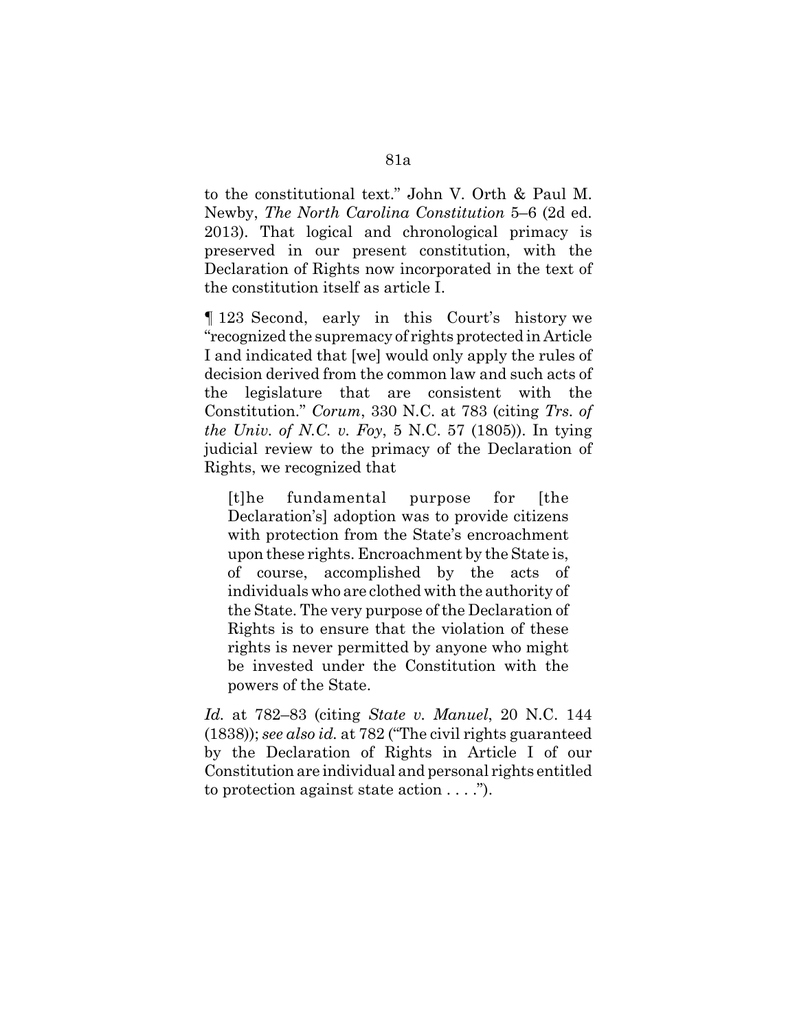to the constitutional text." John V. Orth & Paul M. Newby, *The North Carolina Constitution* 5–6 (2d ed. 2013). That logical and chronological primacy is preserved in our present constitution, with the Declaration of Rights now incorporated in the text of the constitution itself as article I.

¶ 123 Second, early in this Court's history we "recognized the supremacy of rights protected in Article I and indicated that [we] would only apply the rules of decision derived from the common law and such acts of the legislature that are consistent with the Constitution." *Corum*, 330 N.C. at 783 (citing *Trs. of the Univ. of N.C. v. Foy*, 5 N.C. 57 (1805)). In tying judicial review to the primacy of the Declaration of Rights, we recognized that

> [t]he fundamental purpose for [the Declaration's] adoption was to provide citizens with protection from the State's encroachment upon these rights. Encroachment by the State is, of course, accomplished by the acts of individuals who are clothed with the authority of the State. The very purpose of the Declaration of Rights is to ensure that the violation of these rights is never permitted by anyone who might be invested under the Constitution with the powers of the State.

*Id.* at 782–83 (citing *State v. Manuel*, 20 N.C. 144 (1838)); *see also id.* at 782 ("The civil rights guaranteed by the Declaration of Rights in Article I of our Constitution are individual and personal rights entitled to protection against state action . . . .").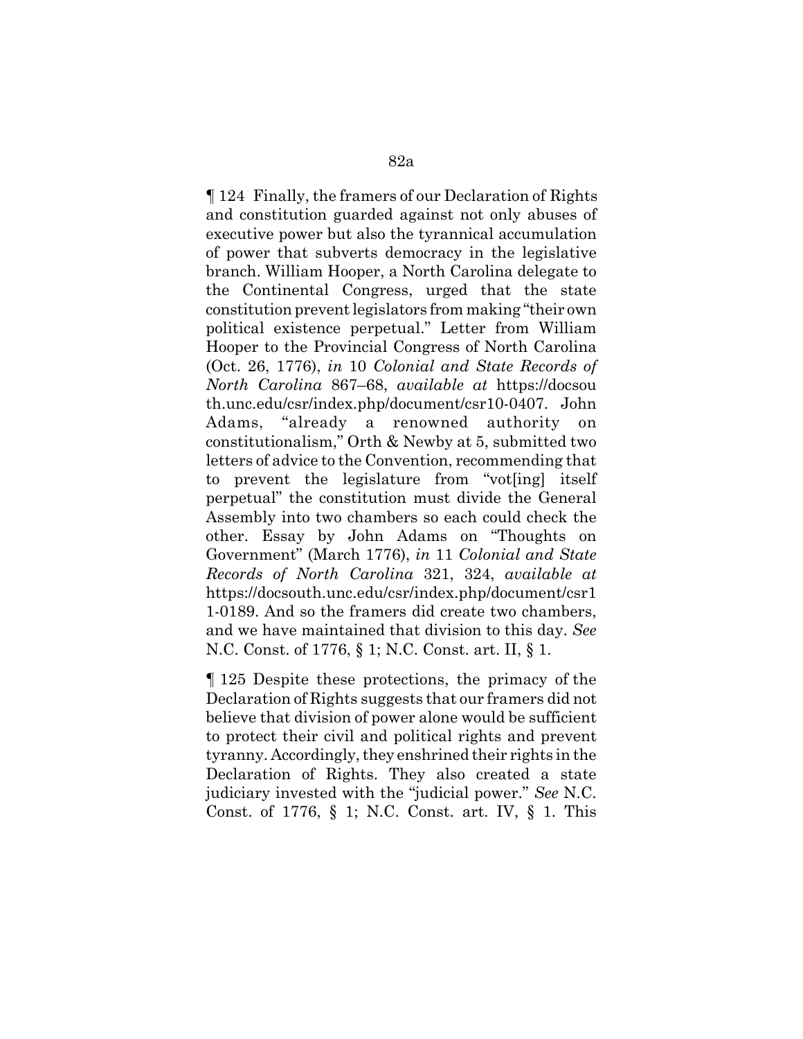¶ 124 Finally, the framers of our Declaration of Rights and constitution guarded against not only abuses of executive power but also the tyrannical accumulation of power that subverts democracy in the legislative branch. William Hooper, a North Carolina delegate to the Continental Congress, urged that the state constitution prevent legislators from making "their own political existence perpetual." Letter from William Hooper to the Provincial Congress of North Carolina (Oct. 26, 1776), *in* 10 *Colonial and State Records of North Carolina* 867–68, *available at* https://docsouth.unc.edu/csr/index.php/document/csr10-0407. John Adams, "already a renowned authority on constitutionalism," Orth & Newby at 5, submitted two letters of advice to the Convention, recommending that to prevent the legislature from "vot[ing] itself perpetual" the constitution must divide the General Assembly into two chambers so each could check the other. Essay by John Adams on "Thoughts on Government" (March 1776), *in* 11 *Colonial and State Records of North Carolina* 321, 324, *available at* https://docsouth.unc.edu/csr/index.php/document/csr11-0189. And so the framers did create two chambers, and we have maintained that division to this day. *See* N.C. Const. of 1776, § 1; N.C. Const. art. II, § 1.

¶ 125 Despite these protections, the primacy of the Declaration of Rights suggests that our framers did not believe that division of power alone would be sufficient to protect their civil and political rights and prevent tyranny. Accordingly, they enshrined their rights in the Declaration of Rights. They also created a state judiciary invested with the "judicial power." *See* N.C. Const. of 1776, § 1; N.C. Const. art. IV, § 1. This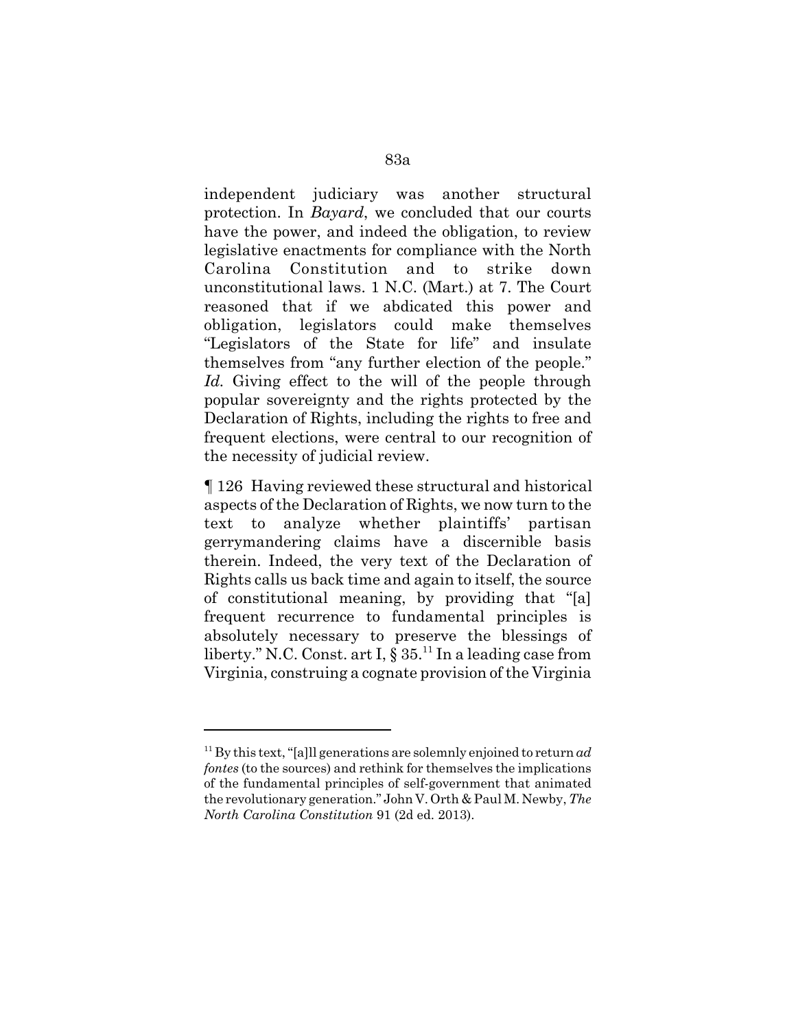independent judiciary was another structural protection. In *Bayard*, we concluded that our courts have the power, and indeed the obligation, to review legislative enactments for compliance with the North Carolina Constitution and to strike down unconstitutional laws. 1 N.C. (Mart.) at 7. The Court reasoned that if we abdicated this power and obligation, legislators could make themselves "Legislators of the State for life" and insulate themselves from "any further election of the people." *Id.* Giving effect to the will of the people through popular sovereignty and the rights protected by the Declaration of Rights, including the rights to free and frequent elections, were central to our recognition of the necessity of judicial review.

¶ 126 Having reviewed these structural and historical aspects of the Declaration of Rights, we now turn to the text to analyze whether plaintiffs' partisan gerrymandering claims have a discernible basis therein. Indeed, the very text of the Declaration of Rights calls us back time and again to itself, the source of constitutional meaning, by providing that "[a] frequent recurrence to fundamental principles is absolutely necessary to preserve the blessings of liberty." N.C. Const. art I, § 35.[11] In a leading case from Virginia, construing a cognate provision of the Virginia

---

[11] By this text, "[a]ll generations are solemnly enjoined to return *ad fontes* (to the sources) and rethink for themselves the implications of the fundamental principles of self-government that animated the revolutionary generation." John V. Orth & Paul M. Newby, *The North Carolina Constitution* 91 (2d ed. 2013).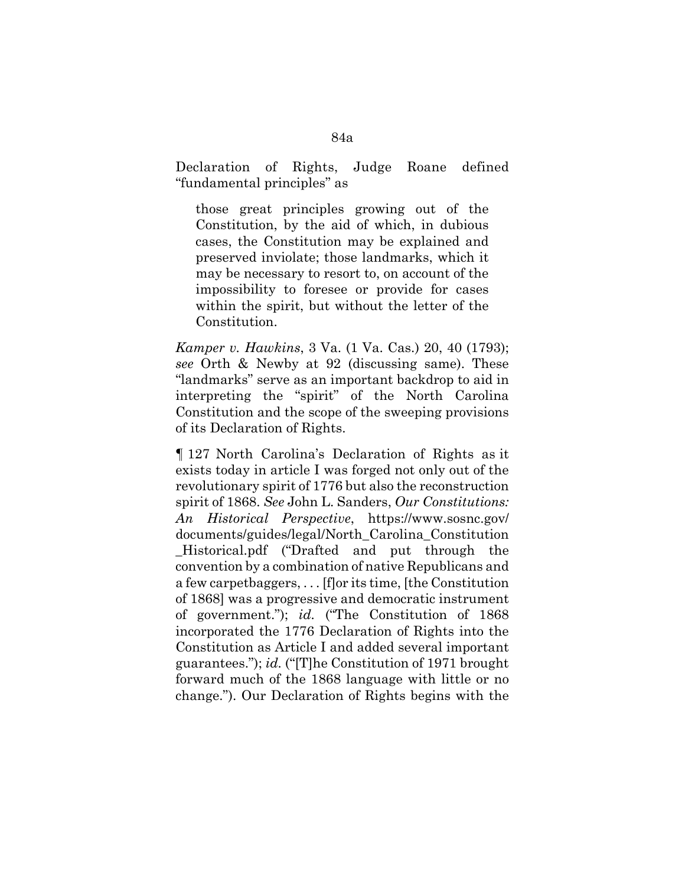Declaration of Rights, Judge Roane defined "fundamental principles" as

> those great principles growing out of the Constitution, by the aid of which, in dubious cases, the Constitution may be explained and preserved inviolate; those landmarks, which it may be necessary to resort to, on account of the impossibility to foresee or provide for cases within the spirit, but without the letter of the Constitution.

*Kamper v. Hawkins*, 3 Va. (1 Va. Cas.) 20, 40 (1793); *see* Orth & Newby at 92 (discussing same). These "landmarks" serve as an important backdrop to aid in interpreting the "spirit" of the North Carolina Constitution and the scope of the sweeping provisions of its Declaration of Rights.

¶ 127 North Carolina's Declaration of Rights as it exists today in article I was forged not only out of the revolutionary spirit of 1776 but also the reconstruction spirit of 1868. *See* John L. Sanders, *Our Constitutions: An Historical Perspective*, https://www.sosnc.gov/documents/guides/legal/North_Carolina_Constitution_Historical.pdf ("Drafted and put through the convention by a combination of native Republicans and a few carpetbaggers, . . . [f]or its time, [the Constitution of 1868] was a progressive and democratic instrument of government."); *id.* ("The Constitution of 1868 incorporated the 1776 Declaration of Rights into the Constitution as Article I and added several important guarantees."); *id.* ("[T]he Constitution of 1971 brought forward much of the 1868 language with little or no change."). Our Declaration of Rights begins with the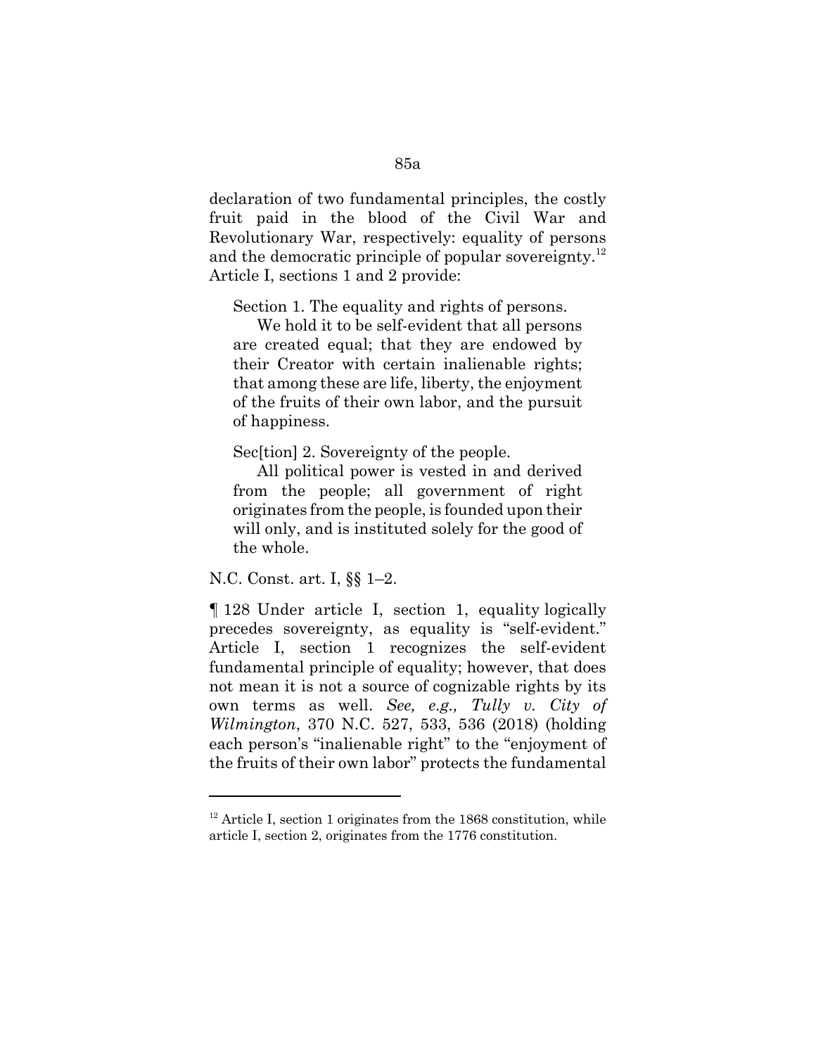declaration of two fundamental principles, the costly fruit paid in the blood of the Civil War and Revolutionary War, respectively: equality of persons and the democratic principle of popular sovereignty.[12] Article I, sections 1 and 2 provide:

> Section 1. The equality and rights of persons.
>
> We hold it to be self-evident that all persons are created equal; that they are endowed by their Creator with certain inalienable rights; that among these are life, liberty, the enjoyment of the fruits of their own labor, and the pursuit of happiness.
>
> Sec[tion] 2. Sovereignty of the people.
>
> All political power is vested in and derived from the people; all government of right originates from the people, is founded upon their will only, and is instituted solely for the good of the whole.

N.C. Const. art. I, §§ 1–2.

¶ 128 Under article I, section 1, equality logically precedes sovereignty, as equality is "self-evident." Article I, section 1 recognizes the self-evident fundamental principle of equality; however, that does not mean it is not a source of cognizable rights by its own terms as well. *See, e.g., Tully v. City of Wilmington*, 370 N.C. 527, 533, 536 (2018) (holding each person's "inalienable right" to the "enjoyment of the fruits of their own labor" protects the fundamental

[12] Article I, section 1 originates from the 1868 constitution, while article I, section 2, originates from the 1776 constitution.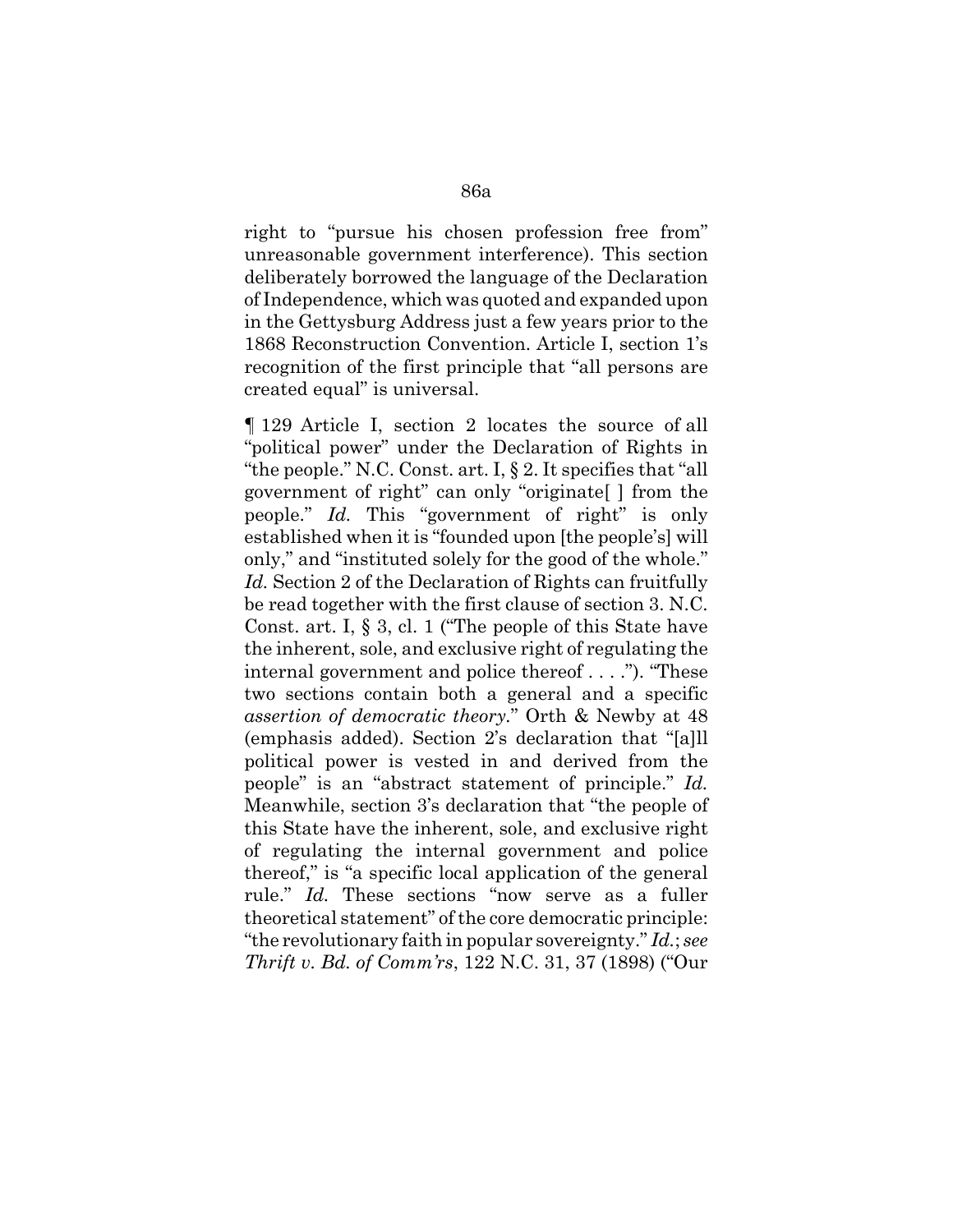right to "pursue his chosen profession free from" unreasonable government interference). This section deliberately borrowed the language of the Declaration of Independence, which was quoted and expanded upon in the Gettysburg Address just a few years prior to the 1868 Reconstruction Convention. Article I, section 1's recognition of the first principle that "all persons are created equal" is universal.

¶ 129 Article I, section 2 locates the source of all "political power" under the Declaration of Rights in "the people." N.C. Const. art. I, § 2. It specifies that "all government of right" can only "originate[ ] from the people." *Id.* This "government of right" is only established when it is "founded upon [the people's] will only," and "instituted solely for the good of the whole." *Id.* Section 2 of the Declaration of Rights can fruitfully be read together with the first clause of section 3. N.C. Const. art. I, § 3, cl. 1 ("The people of this State have the inherent, sole, and exclusive right of regulating the internal government and police thereof . . . ."). "These two sections contain both a general and a specific *assertion of democratic theory*." Orth & Newby at 48 (emphasis added). Section 2's declaration that "[a]ll political power is vested in and derived from the people" is an "abstract statement of principle." *Id.* Meanwhile, section 3's declaration that "the people of this State have the inherent, sole, and exclusive right of regulating the internal government and police thereof," is "a specific local application of the general rule." *Id.* These sections "now serve as a fuller theoretical statement" of the core democratic principle: "the revolutionary faith in popular sovereignty." *Id.*; *see Thrift v. Bd. of Comm'rs*, 122 N.C. 31, 37 (1898) ("Our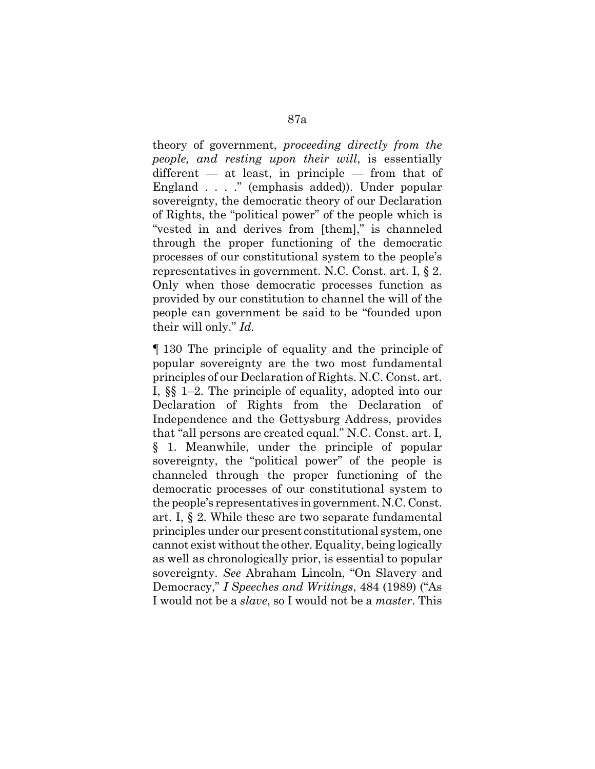theory of government, *proceeding directly from the people, and resting upon their will*, is essentially different — at least, in principle — from that of England . . . ." (emphasis added)). Under popular sovereignty, the democratic theory of our Declaration of Rights, the "political power" of the people which is "vested in and derives from [them]," is channeled through the proper functioning of the democratic processes of our constitutional system to the people's representatives in government. N.C. Const. art. I, § 2. Only when those democratic processes function as provided by our constitution to channel the will of the people can government be said to be "founded upon their will only." *Id.*

¶ 130 The principle of equality and the principle of popular sovereignty are the two most fundamental principles of our Declaration of Rights. N.C. Const. art. I, §§ 1–2. The principle of equality, adopted into our Declaration of Rights from the Declaration of Independence and the Gettysburg Address, provides that "all persons are created equal." N.C. Const. art. I, § 1. Meanwhile, under the principle of popular sovereignty, the "political power" of the people is channeled through the proper functioning of the democratic processes of our constitutional system to the people's representatives in government. N.C. Const. art. I, § 2. While these are two separate fundamental principles under our present constitutional system, one cannot exist without the other. Equality, being logically as well as chronologically prior, is essential to popular sovereignty. *See* Abraham Lincoln, "On Slavery and Democracy," *I Speeches and Writings*, 484 (1989) ("As I would not be a *slave*, so I would not be a *master*. This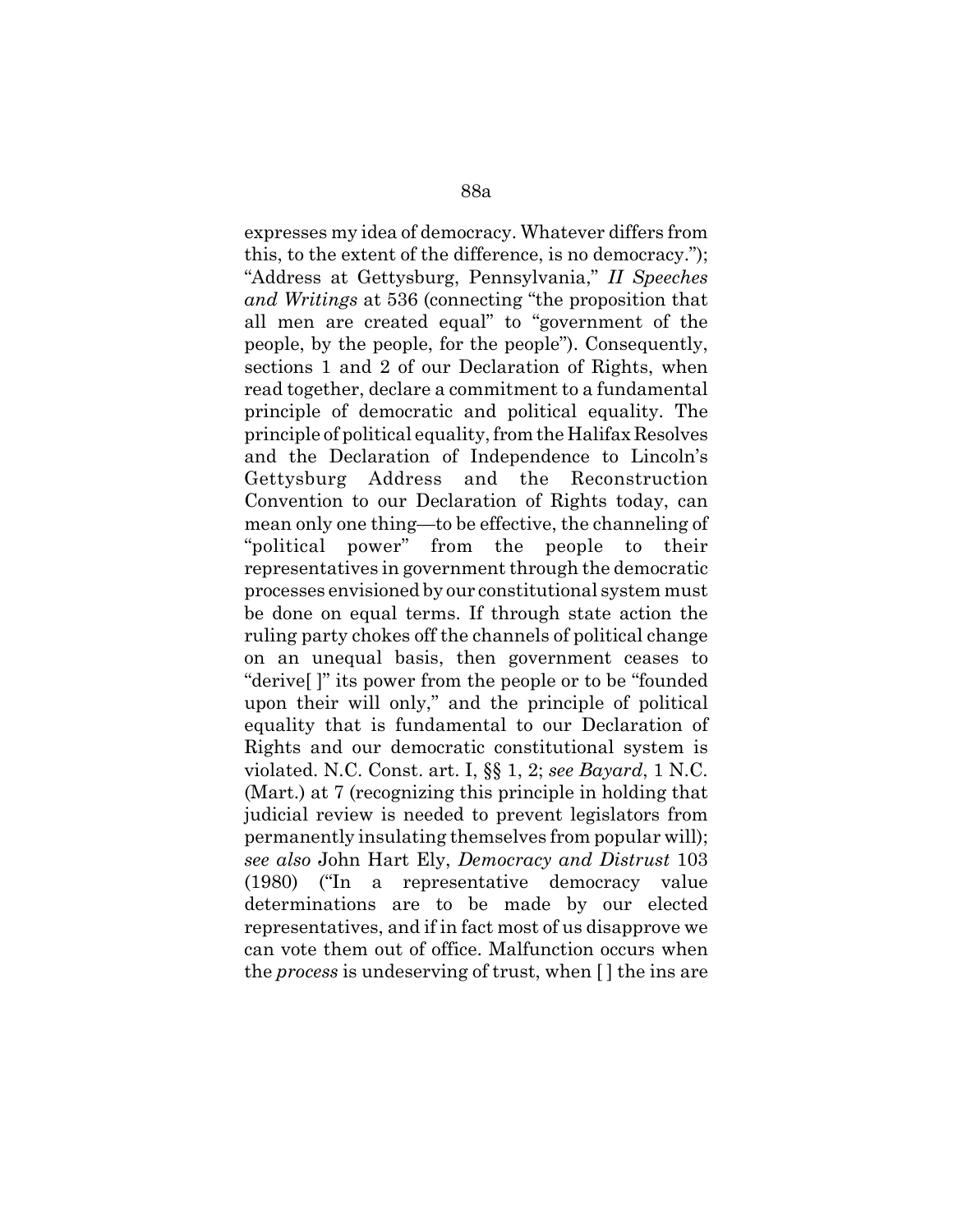expresses my idea of democracy. Whatever differs from this, to the extent of the difference, is no democracy."); "Address at Gettysburg, Pennsylvania," *II Speeches and Writings* at 536 (connecting "the proposition that all men are created equal" to "government of the people, by the people, for the people"). Consequently, sections 1 and 2 of our Declaration of Rights, when read together, declare a commitment to a fundamental principle of democratic and political equality. The principle of political equality, from the Halifax Resolves and the Declaration of Independence to Lincoln's Gettysburg Address and the Reconstruction Convention to our Declaration of Rights today, can mean only one thing—to be effective, the channeling of "political power" from the people to their representatives in government through the democratic processes envisioned by our constitutional system must be done on equal terms. If through state action the ruling party chokes off the channels of political change on an unequal basis, then government ceases to "derive[ ]" its power from the people or to be "founded upon their will only," and the principle of political equality that is fundamental to our Declaration of Rights and our democratic constitutional system is violated. N.C. Const. art. I, §§ 1, 2; *see Bayard*, 1 N.C. (Mart.) at 7 (recognizing this principle in holding that judicial review is needed to prevent legislators from permanently insulating themselves from popular will); *see also* John Hart Ely, *Democracy and Distrust* 103 (1980) ("In a representative democracy value determinations are to be made by our elected representatives, and if in fact most of us disapprove we can vote them out of office. Malfunction occurs when the *process* is undeserving of trust, when [ ] the ins are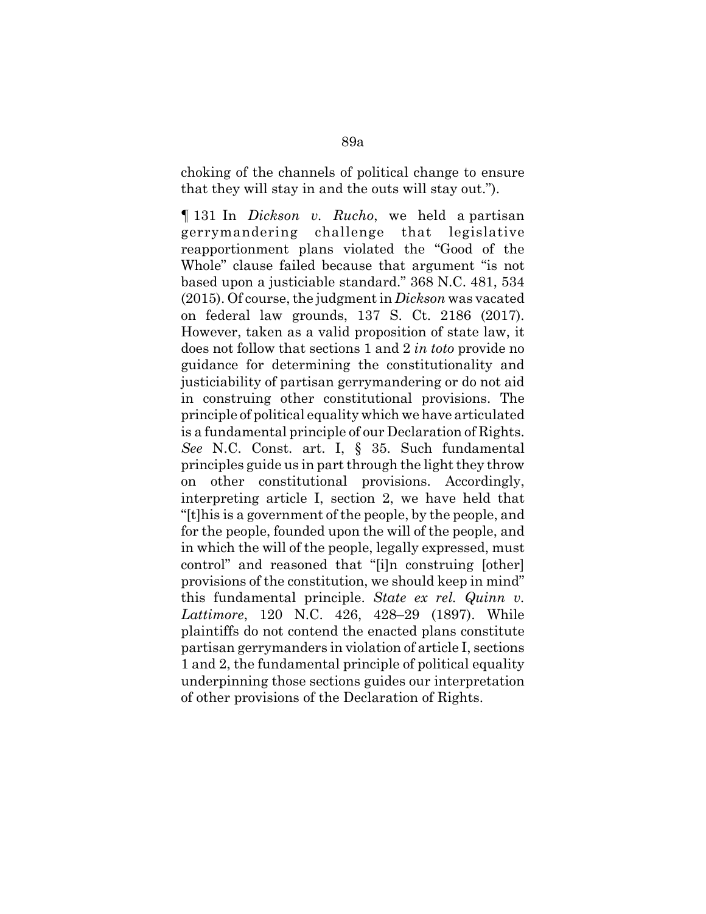choking of the channels of political change to ensure that they will stay in and the outs will stay out.").

¶ 131 In *Dickson v. Rucho*, we held a partisan gerrymandering challenge that legislative reapportionment plans violated the "Good of the Whole" clause failed because that argument "is not based upon a justiciable standard." 368 N.C. 481, 534 (2015). Of course, the judgment in *Dickson* was vacated on federal law grounds, 137 S. Ct. 2186 (2017). However, taken as a valid proposition of state law, it does not follow that sections 1 and 2 *in toto* provide no guidance for determining the constitutionality and justiciability of partisan gerrymandering or do not aid in construing other constitutional provisions. The principle of political equality which we have articulated is a fundamental principle of our Declaration of Rights. *See* N.C. Const. art. I, § 35. Such fundamental principles guide us in part through the light they throw on other constitutional provisions. Accordingly, interpreting article I, section 2, we have held that "[t]his is a government of the people, by the people, and for the people, founded upon the will of the people, and in which the will of the people, legally expressed, must control" and reasoned that "[i]n construing [other] provisions of the constitution, we should keep in mind" this fundamental principle. *State ex rel. Quinn v. Lattimore*, 120 N.C. 426, 428–29 (1897). While plaintiffs do not contend the enacted plans constitute partisan gerrymanders in violation of article I, sections 1 and 2, the fundamental principle of political equality underpinning those sections guides our interpretation of other provisions of the Declaration of Rights.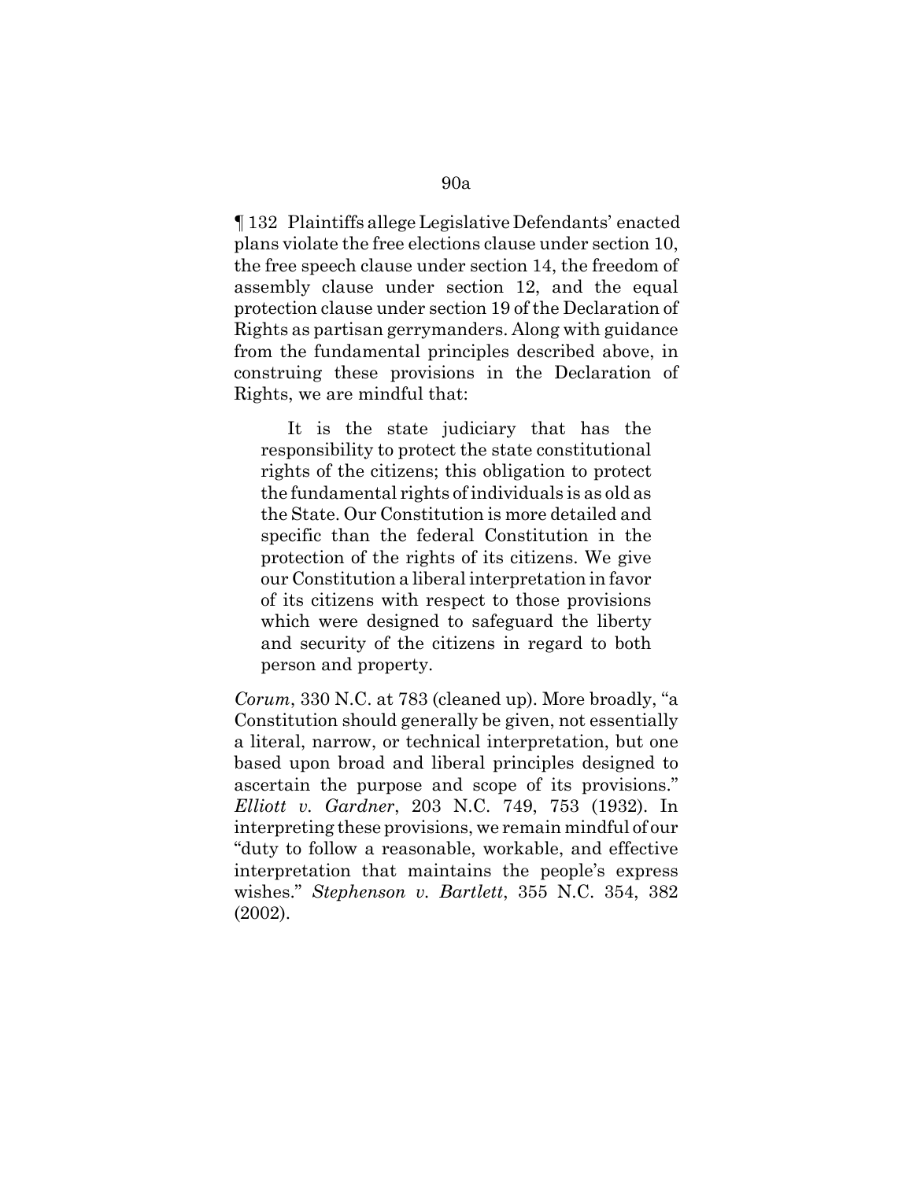¶ 132 Plaintiffs allege Legislative Defendants' enacted plans violate the free elections clause under section 10, the free speech clause under section 14, the freedom of assembly clause under section 12, and the equal protection clause under section 19 of the Declaration of Rights as partisan gerrymanders. Along with guidance from the fundamental principles described above, in construing these provisions in the Declaration of Rights, we are mindful that:

> It is the state judiciary that has the responsibility to protect the state constitutional rights of the citizens; this obligation to protect the fundamental rights of individuals is as old as the State. Our Constitution is more detailed and specific than the federal Constitution in the protection of the rights of its citizens. We give our Constitution a liberal interpretation in favor of its citizens with respect to those provisions which were designed to safeguard the liberty and security of the citizens in regard to both person and property.

*Corum*, 330 N.C. at 783 (cleaned up). More broadly, "a Constitution should generally be given, not essentially a literal, narrow, or technical interpretation, but one based upon broad and liberal principles designed to ascertain the purpose and scope of its provisions." *Elliott v. Gardner*, 203 N.C. 749, 753 (1932). In interpreting these provisions, we remain mindful of our "duty to follow a reasonable, workable, and effective interpretation that maintains the people's express wishes." *Stephenson v. Bartlett*, 355 N.C. 354, 382 (2002).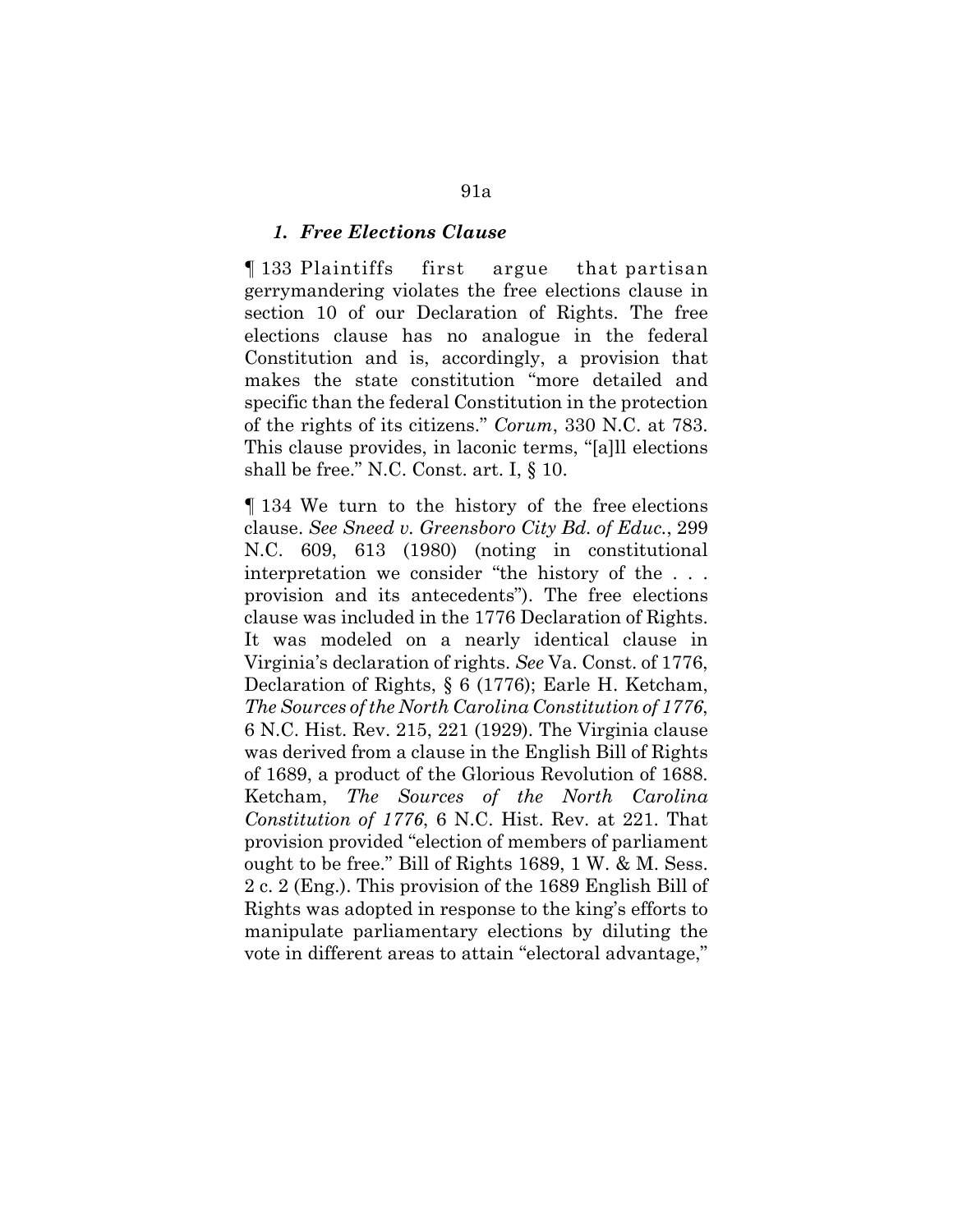### *1. Free Elections Clause*

¶ 133 Plaintiffs first argue that partisan gerrymandering violates the free elections clause in section 10 of our Declaration of Rights. The free elections clause has no analogue in the federal Constitution and is, accordingly, a provision that makes the state constitution "more detailed and specific than the federal Constitution in the protection of the rights of its citizens." *Corum*, 330 N.C. at 783. This clause provides, in laconic terms, "[a]ll elections shall be free." N.C. Const. art. I, § 10.

¶ 134 We turn to the history of the free elections clause. *See Sneed v. Greensboro City Bd. of Educ.*, 299 N.C. 609, 613 (1980) (noting in constitutional interpretation we consider "the history of the . . . provision and its antecedents"). The free elections clause was included in the 1776 Declaration of Rights. It was modeled on a nearly identical clause in Virginia's declaration of rights. *See* Va. Const. of 1776, Declaration of Rights, § 6 (1776); Earle H. Ketcham, *The Sources of the North Carolina Constitution of 1776*, 6 N.C. Hist. Rev. 215, 221 (1929). The Virginia clause was derived from a clause in the English Bill of Rights of 1689, a product of the Glorious Revolution of 1688. Ketcham, *The Sources of the North Carolina Constitution of 1776*, 6 N.C. Hist. Rev. at 221. That provision provided "election of members of parliament ought to be free." Bill of Rights 1689, 1 W. & M. Sess. 2 c. 2 (Eng.). This provision of the 1689 English Bill of Rights was adopted in response to the king's efforts to manipulate parliamentary elections by diluting the vote in different areas to attain "electoral advantage,"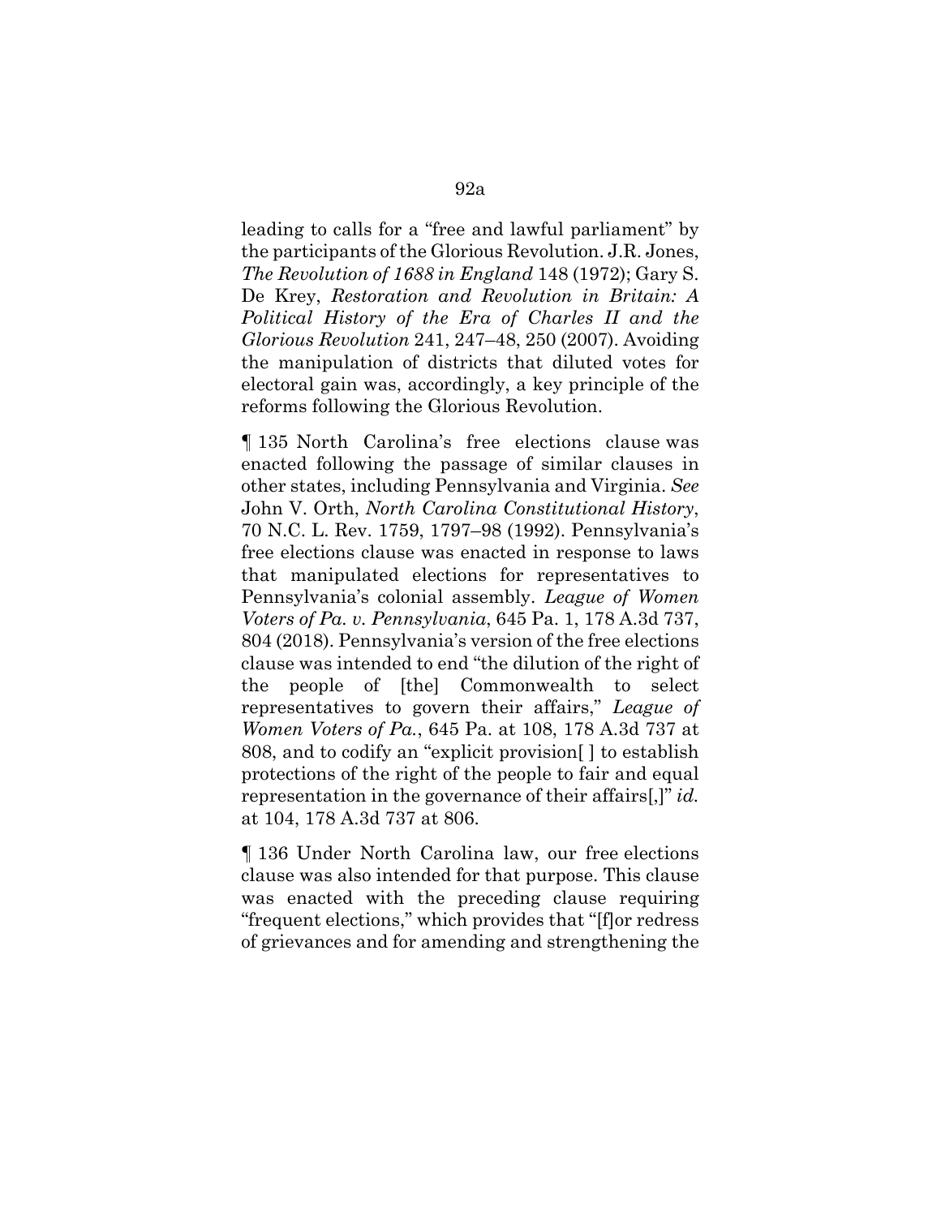leading to calls for a "free and lawful parliament" by the participants of the Glorious Revolution. J.R. Jones, *The Revolution of 1688 in England* 148 (1972); Gary S. De Krey, *Restoration and Revolution in Britain: A Political History of the Era of Charles II and the Glorious Revolution* 241, 247–48, 250 (2007). Avoiding the manipulation of districts that diluted votes for electoral gain was, accordingly, a key principle of the reforms following the Glorious Revolution.

¶ 135 North Carolina's free elections clause was enacted following the passage of similar clauses in other states, including Pennsylvania and Virginia. *See* John V. Orth, *North Carolina Constitutional History*, 70 N.C. L. Rev. 1759, 1797–98 (1992). Pennsylvania's free elections clause was enacted in response to laws that manipulated elections for representatives to Pennsylvania's colonial assembly. *League of Women Voters of Pa. v. Pennsylvania*, 645 Pa. 1, 178 A.3d 737, 804 (2018). Pennsylvania's version of the free elections clause was intended to end "the dilution of the right of the people of [the] Commonwealth to select representatives to govern their affairs," *League of Women Voters of Pa.*, 645 Pa. at 108, 178 A.3d 737 at 808, and to codify an "explicit provision[ ] to establish protections of the right of the people to fair and equal representation in the governance of their affairs[,]" *id.* at 104, 178 A.3d 737 at 806.

¶ 136 Under North Carolina law, our free elections clause was also intended for that purpose. This clause was enacted with the preceding clause requiring "frequent elections," which provides that "[f]or redress of grievances and for amending and strengthening the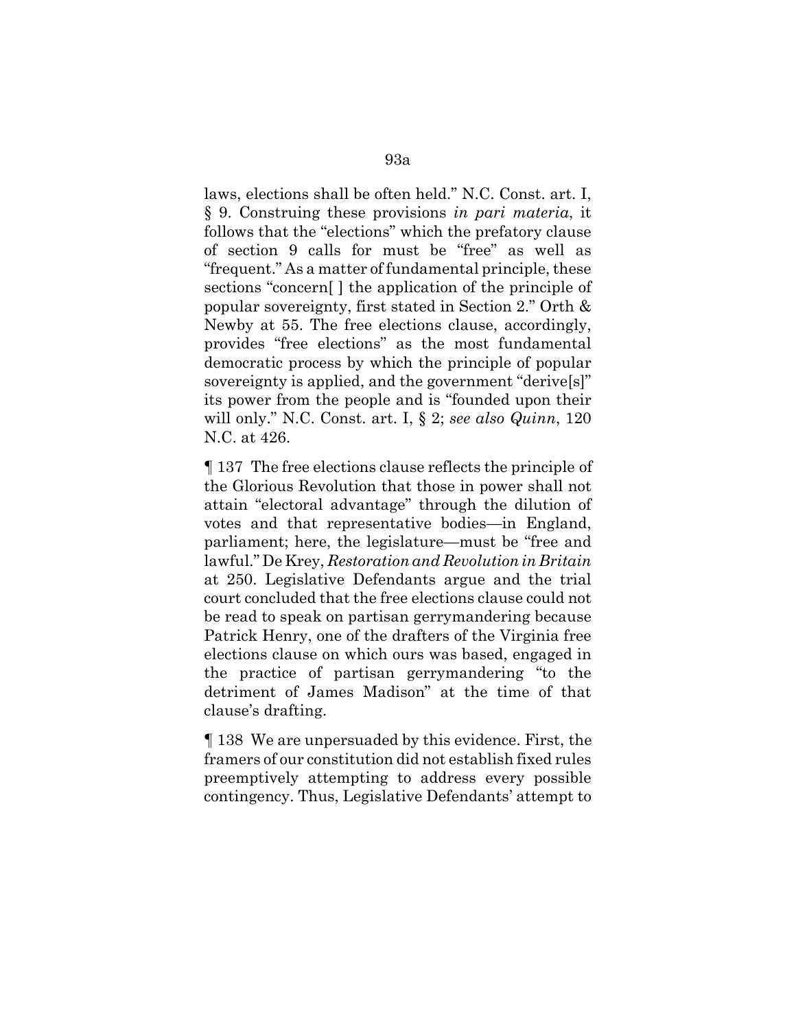laws, elections shall be often held." N.C. Const. art. I, § 9. Construing these provisions *in pari materia*, it follows that the "elections" which the prefatory clause of section 9 calls for must be "free" as well as "frequent." As a matter of fundamental principle, these sections "concern[ ] the application of the principle of popular sovereignty, first stated in Section 2." Orth & Newby at 55. The free elections clause, accordingly, provides "free elections" as the most fundamental democratic process by which the principle of popular sovereignty is applied, and the government "derive[s]" its power from the people and is "founded upon their will only." N.C. Const. art. I, § 2; *see also Quinn*, 120 N.C. at 426.

¶ 137 The free elections clause reflects the principle of the Glorious Revolution that those in power shall not attain "electoral advantage" through the dilution of votes and that representative bodies—in England, parliament; here, the legislature—must be "free and lawful." De Krey, *Restoration and Revolution in Britain* at 250. Legislative Defendants argue and the trial court concluded that the free elections clause could not be read to speak on partisan gerrymandering because Patrick Henry, one of the drafters of the Virginia free elections clause on which ours was based, engaged in the practice of partisan gerrymandering "to the detriment of James Madison" at the time of that clause's drafting.

¶ 138 We are unpersuaded by this evidence. First, the framers of our constitution did not establish fixed rules preemptively attempting to address every possible contingency. Thus, Legislative Defendants' attempt to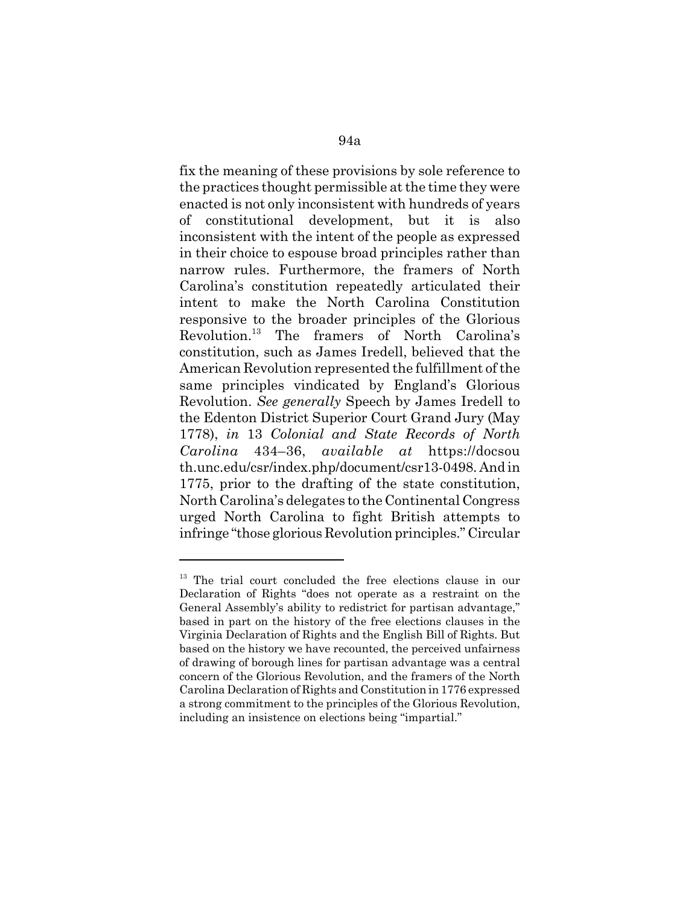fix the meaning of these provisions by sole reference to the practices thought permissible at the time they were enacted is not only inconsistent with hundreds of years of constitutional development, but it is also inconsistent with the intent of the people as expressed in their choice to espouse broad principles rather than narrow rules. Furthermore, the framers of North Carolina's constitution repeatedly articulated their intent to make the North Carolina Constitution responsive to the broader principles of the Glorious Revolution.[13] The framers of North Carolina's constitution, such as James Iredell, believed that the American Revolution represented the fulfillment of the same principles vindicated by England's Glorious Revolution. *See generally* Speech by James Iredell to the Edenton District Superior Court Grand Jury (May 1778), *in* 13 *Colonial and State Records of North Carolina* 434–36, *available at* https://docsouth.unc.edu/csr/index.php/document/csr13-0498. And in 1775, prior to the drafting of the state constitution, North Carolina's delegates to the Continental Congress urged North Carolina to fight British attempts to infringe "those glorious Revolution principles." Circular

[13] The trial court concluded the free elections clause in our Declaration of Rights "does not operate as a restraint on the General Assembly's ability to redistrict for partisan advantage," based in part on the history of the free elections clauses in the Virginia Declaration of Rights and the English Bill of Rights. But based on the history we have recounted, the perceived unfairness of drawing of borough lines for partisan advantage was a central concern of the Glorious Revolution, and the framers of the North Carolina Declaration of Rights and Constitution in 1776 expressed a strong commitment to the principles of the Glorious Revolution, including an insistence on elections being "impartial."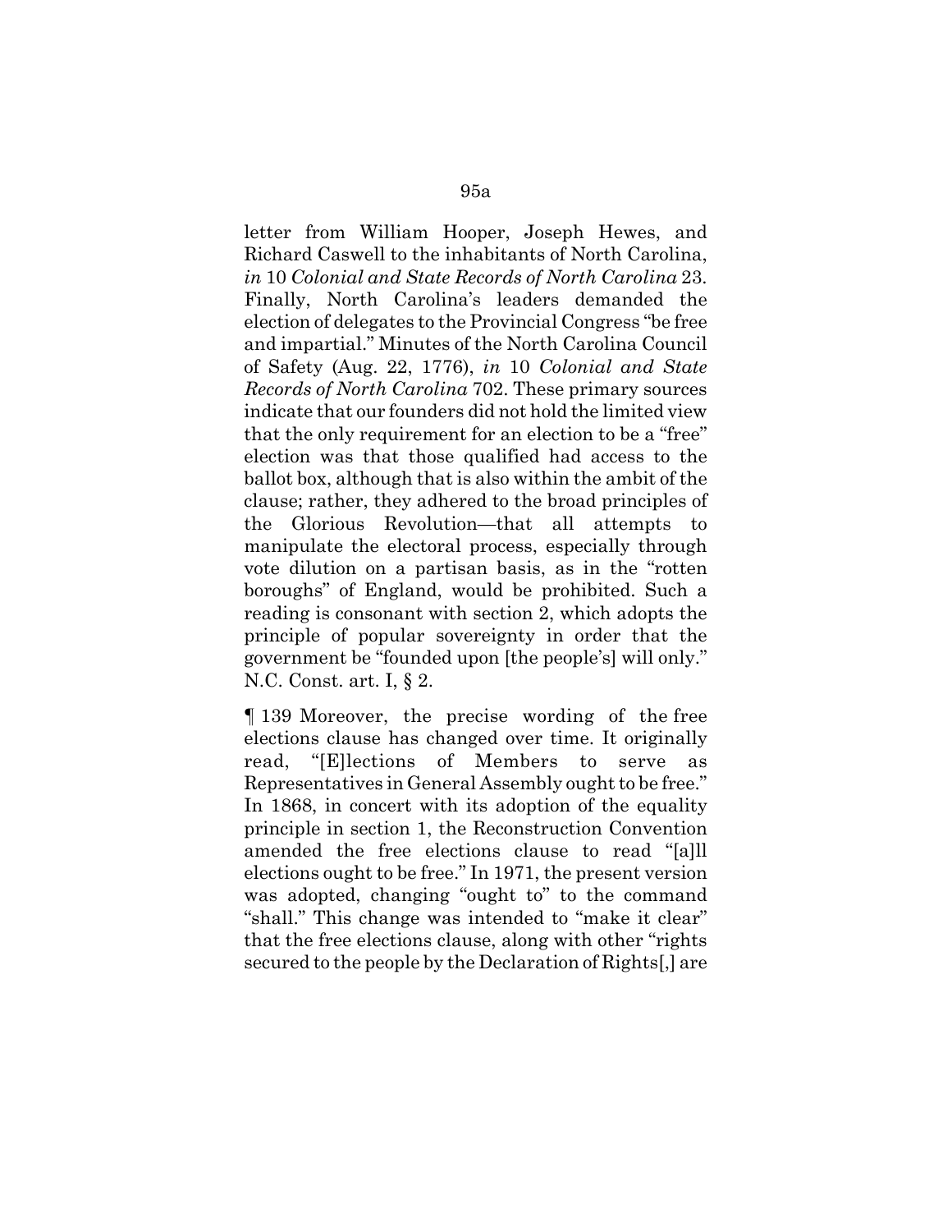letter from William Hooper, Joseph Hewes, and Richard Caswell to the inhabitants of North Carolina, *in* 10 *Colonial and State Records of North Carolina* 23. Finally, North Carolina's leaders demanded the election of delegates to the Provincial Congress "be free and impartial." Minutes of the North Carolina Council of Safety (Aug. 22, 1776), *in* 10 *Colonial and State Records of North Carolina* 702. These primary sources indicate that our founders did not hold the limited view that the only requirement for an election to be a "free" election was that those qualified had access to the ballot box, although that is also within the ambit of the clause; rather, they adhered to the broad principles of the Glorious Revolution—that all attempts to manipulate the electoral process, especially through vote dilution on a partisan basis, as in the "rotten boroughs" of England, would be prohibited. Such a reading is consonant with section 2, which adopts the principle of popular sovereignty in order that the government be "founded upon [the people's] will only." N.C. Const. art. I, § 2.

¶ 139 Moreover, the precise wording of the free elections clause has changed over time. It originally read, "[E]lections of Members to serve as Representatives in General Assembly ought to be free." In 1868, in concert with its adoption of the equality principle in section 1, the Reconstruction Convention amended the free elections clause to read "[a]ll elections ought to be free." In 1971, the present version was adopted, changing "ought to" to the command "shall." This change was intended to "make it clear" that the free elections clause, along with other "rights secured to the people by the Declaration of Rights[,] are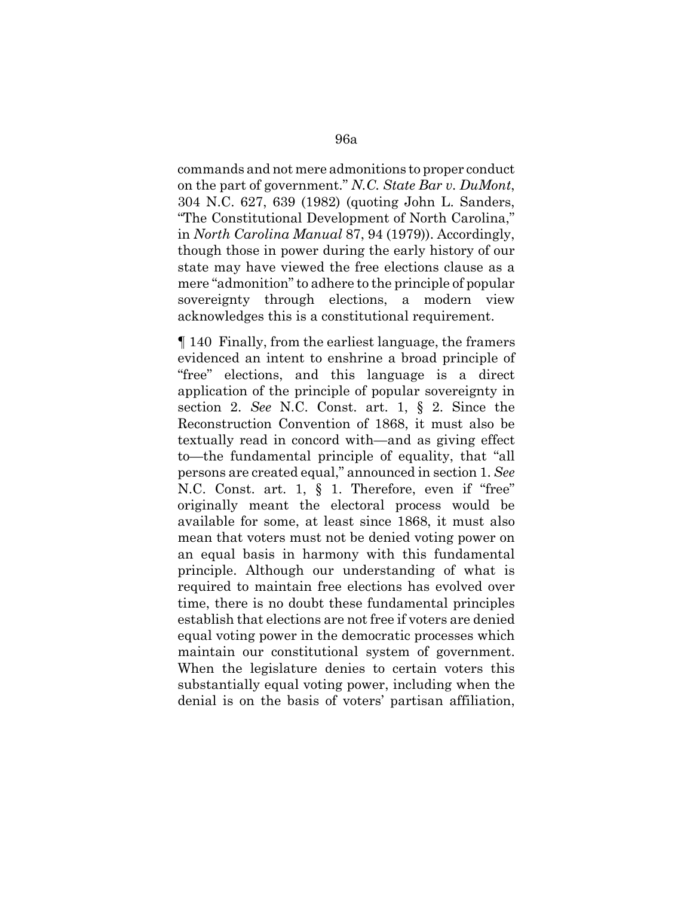commands and not mere admonitions to proper conduct on the part of government." *N.C. State Bar v. DuMont*, 304 N.C. 627, 639 (1982) (quoting John L. Sanders, "The Constitutional Development of North Carolina," in *North Carolina Manual* 87, 94 (1979)). Accordingly, though those in power during the early history of our state may have viewed the free elections clause as a mere "admonition" to adhere to the principle of popular sovereignty through elections, a modern view acknowledges this is a constitutional requirement.

¶ 140 Finally, from the earliest language, the framers evidenced an intent to enshrine a broad principle of "free" elections, and this language is a direct application of the principle of popular sovereignty in section 2. *See* N.C. Const. art. 1, § 2. Since the Reconstruction Convention of 1868, it must also be textually read in concord with—and as giving effect to—the fundamental principle of equality, that "all persons are created equal," announced in section 1. *See* N.C. Const. art. 1, § 1. Therefore, even if "free" originally meant the electoral process would be available for some, at least since 1868, it must also mean that voters must not be denied voting power on an equal basis in harmony with this fundamental principle. Although our understanding of what is required to maintain free elections has evolved over time, there is no doubt these fundamental principles establish that elections are not free if voters are denied equal voting power in the democratic processes which maintain our constitutional system of government. When the legislature denies to certain voters this substantially equal voting power, including when the denial is on the basis of voters' partisan affiliation,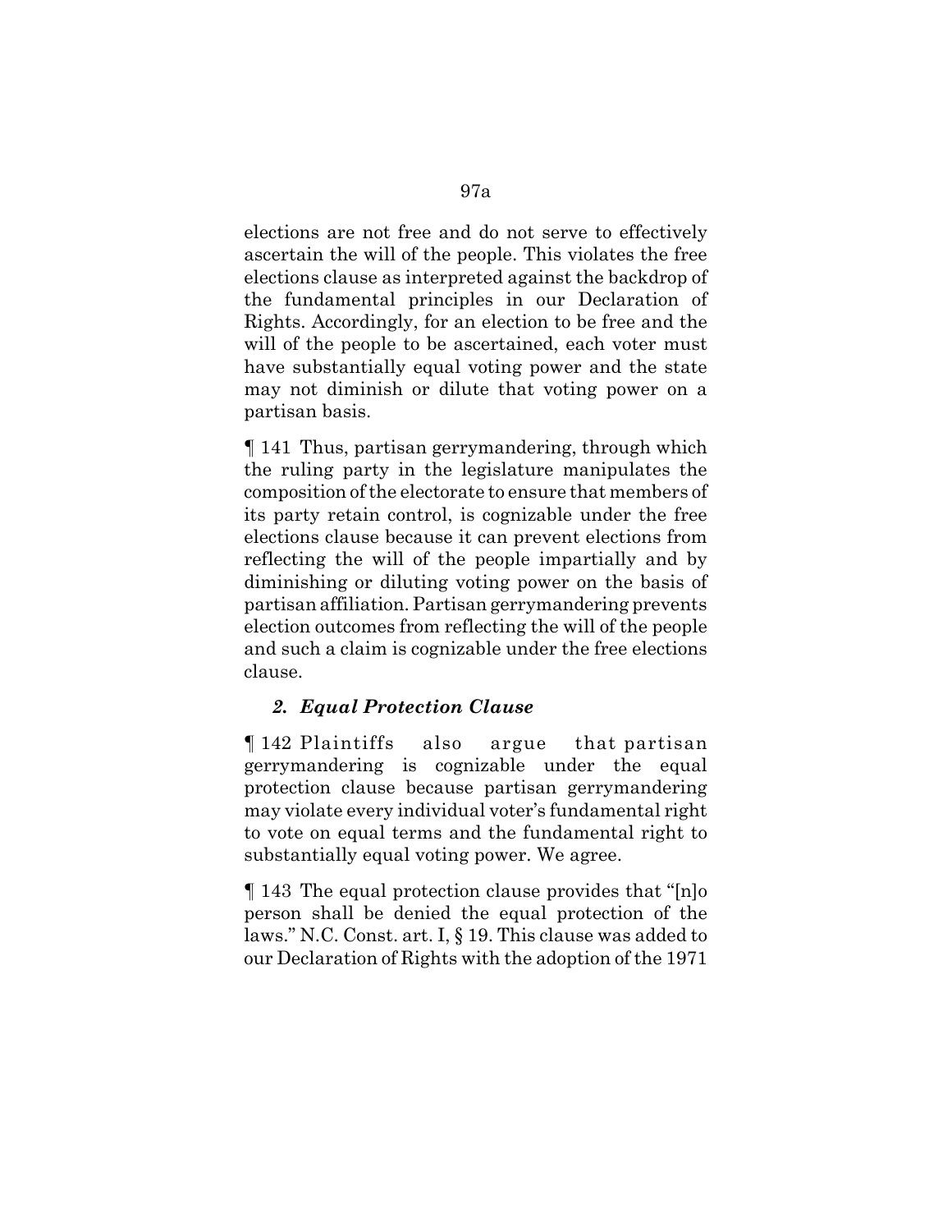elections are not free and do not serve to effectively ascertain the will of the people. This violates the free elections clause as interpreted against the backdrop of the fundamental principles in our Declaration of Rights. Accordingly, for an election to be free and the will of the people to be ascertained, each voter must have substantially equal voting power and the state may not diminish or dilute that voting power on a partisan basis.

¶ 141 Thus, partisan gerrymandering, through which the ruling party in the legislature manipulates the composition of the electorate to ensure that members of its party retain control, is cognizable under the free elections clause because it can prevent elections from reflecting the will of the people impartially and by diminishing or diluting voting power on the basis of partisan affiliation. Partisan gerrymandering prevents election outcomes from reflecting the will of the people and such a claim is cognizable under the free elections clause.

### *2. Equal Protection Clause*

¶ 142 Plaintiffs also argue that partisan gerrymandering is cognizable under the equal protection clause because partisan gerrymandering may violate every individual voter's fundamental right to vote on equal terms and the fundamental right to substantially equal voting power. We agree.

¶ 143 The equal protection clause provides that "[n]o person shall be denied the equal protection of the laws." N.C. Const. art. I, § 19. This clause was added to our Declaration of Rights with the adoption of the 1971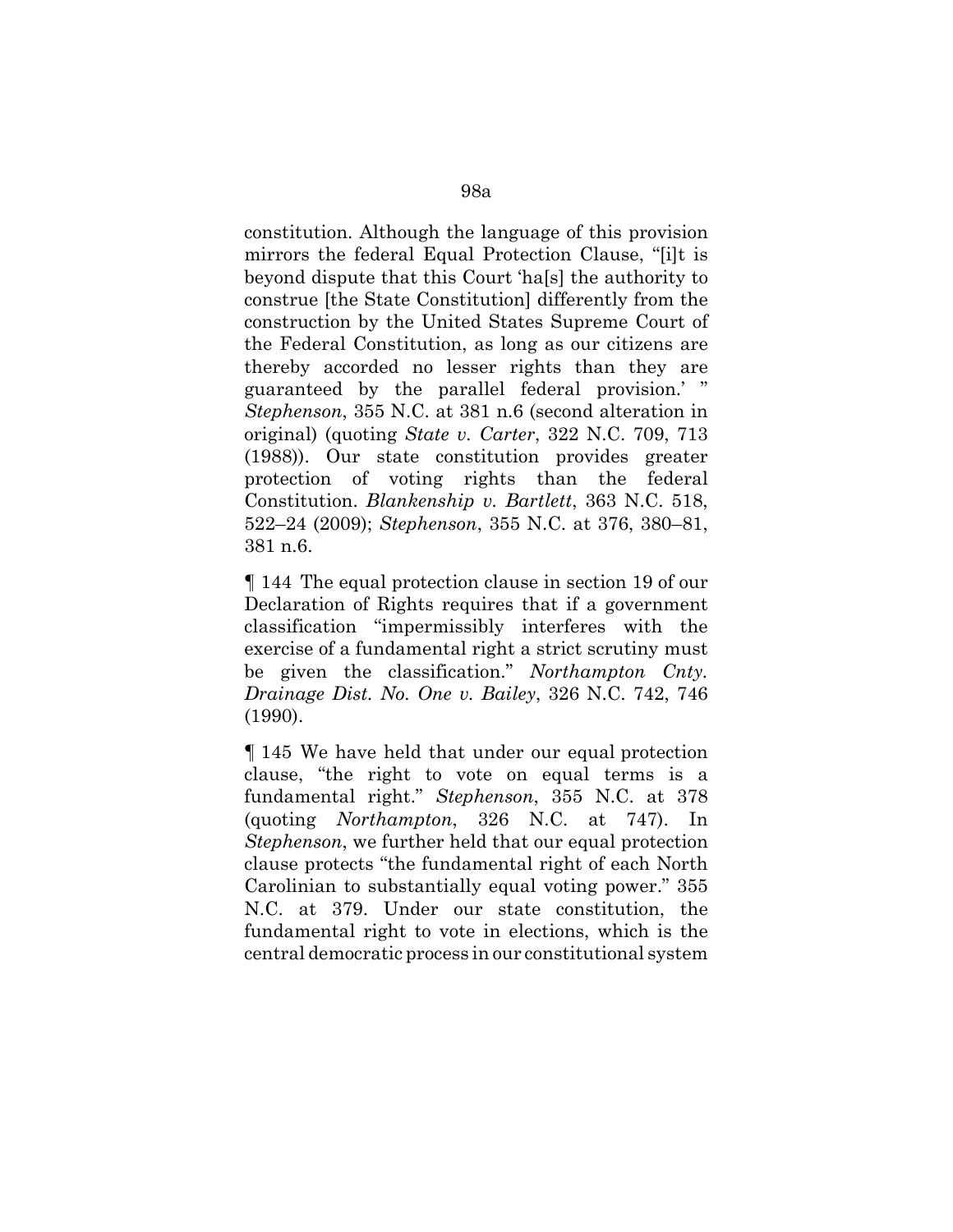constitution. Although the language of this provision mirrors the federal Equal Protection Clause, "[i]t is beyond dispute that this Court 'ha[s] the authority to construe [the State Constitution] differently from the construction by the United States Supreme Court of the Federal Constitution, as long as our citizens are thereby accorded no lesser rights than they are guaranteed by the parallel federal provision.' " *Stephenson*, 355 N.C. at 381 n.6 (second alteration in original) (quoting *State v. Carter*, 322 N.C. 709, 713 (1988)). Our state constitution provides greater protection of voting rights than the federal Constitution. *Blankenship v. Bartlett*, 363 N.C. 518, 522–24 (2009); *Stephenson*, 355 N.C. at 376, 380–81, 381 n.6.

¶ 144 The equal protection clause in section 19 of our Declaration of Rights requires that if a government classification "impermissibly interferes with the exercise of a fundamental right a strict scrutiny must be given the classification." *Northampton Cnty. Drainage Dist. No. One v. Bailey*, 326 N.C. 742, 746 (1990).

¶ 145 We have held that under our equal protection clause, "the right to vote on equal terms is a fundamental right." *Stephenson*, 355 N.C. at 378 (quoting *Northampton*, 326 N.C. at 747). In *Stephenson*, we further held that our equal protection clause protects "the fundamental right of each North Carolinian to substantially equal voting power." 355 N.C. at 379. Under our state constitution, the fundamental right to vote in elections, which is the central democratic process in our constitutional system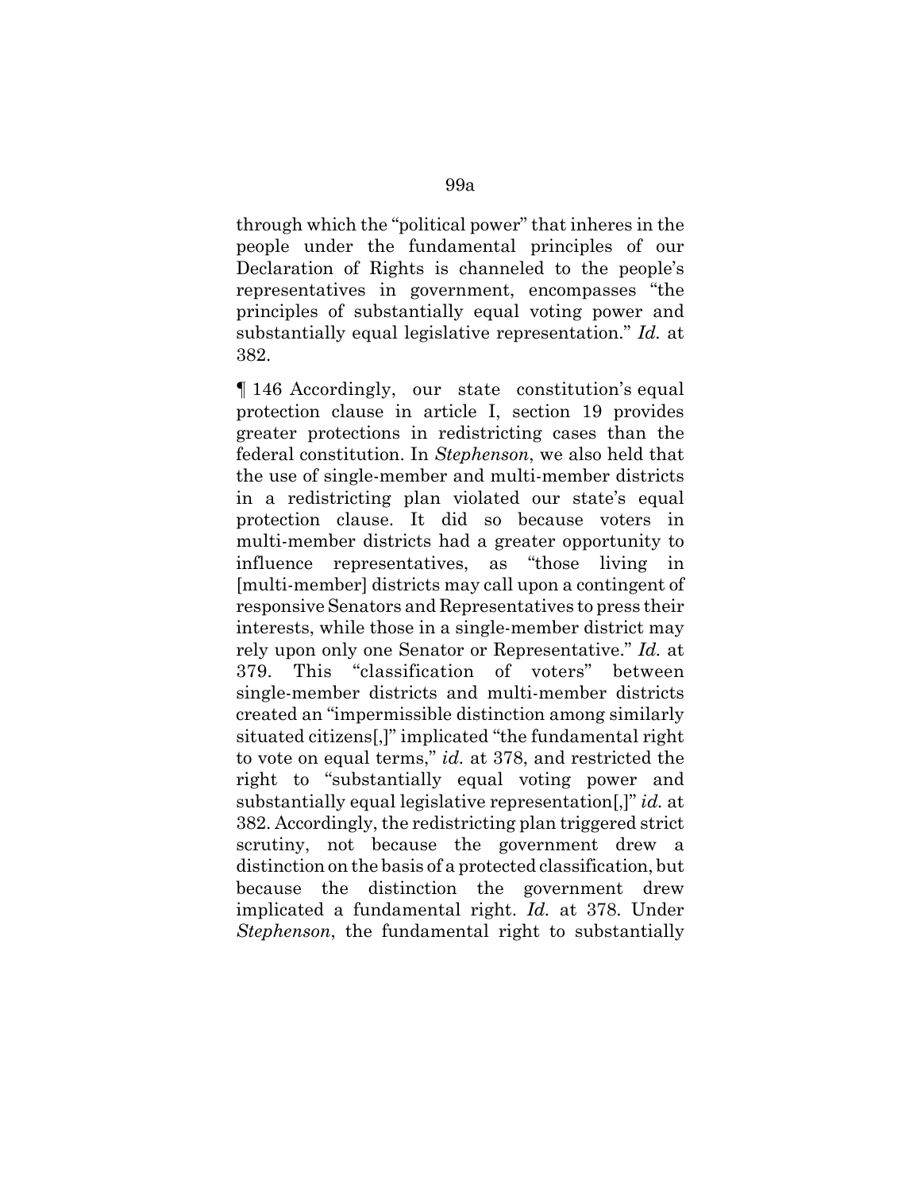through which the "political power" that inheres in the people under the fundamental principles of our Declaration of Rights is channeled to the people's representatives in government, encompasses "the principles of substantially equal voting power and substantially equal legislative representation." *Id.* at 382.

¶ 146 Accordingly, our state constitution's equal protection clause in article I, section 19 provides greater protections in redistricting cases than the federal constitution. In *Stephenson*, we also held that the use of single-member and multi-member districts in a redistricting plan violated our state's equal protection clause. It did so because voters in multi-member districts had a greater opportunity to influence representatives, as "those living in [multi-member] districts may call upon a contingent of responsive Senators and Representatives to press their interests, while those in a single-member district may rely upon only one Senator or Representative." *Id.* at 379. This "classification of voters" between single-member districts and multi-member districts created an "impermissible distinction among similarly situated citizens[,]" implicated "the fundamental right to vote on equal terms," *id.* at 378, and restricted the right to "substantially equal voting power and substantially equal legislative representation[,]" *id.* at 382. Accordingly, the redistricting plan triggered strict scrutiny, not because the government drew a distinction on the basis of a protected classification, but because the distinction the government drew implicated a fundamental right. *Id.* at 378. Under *Stephenson*, the fundamental right to substantially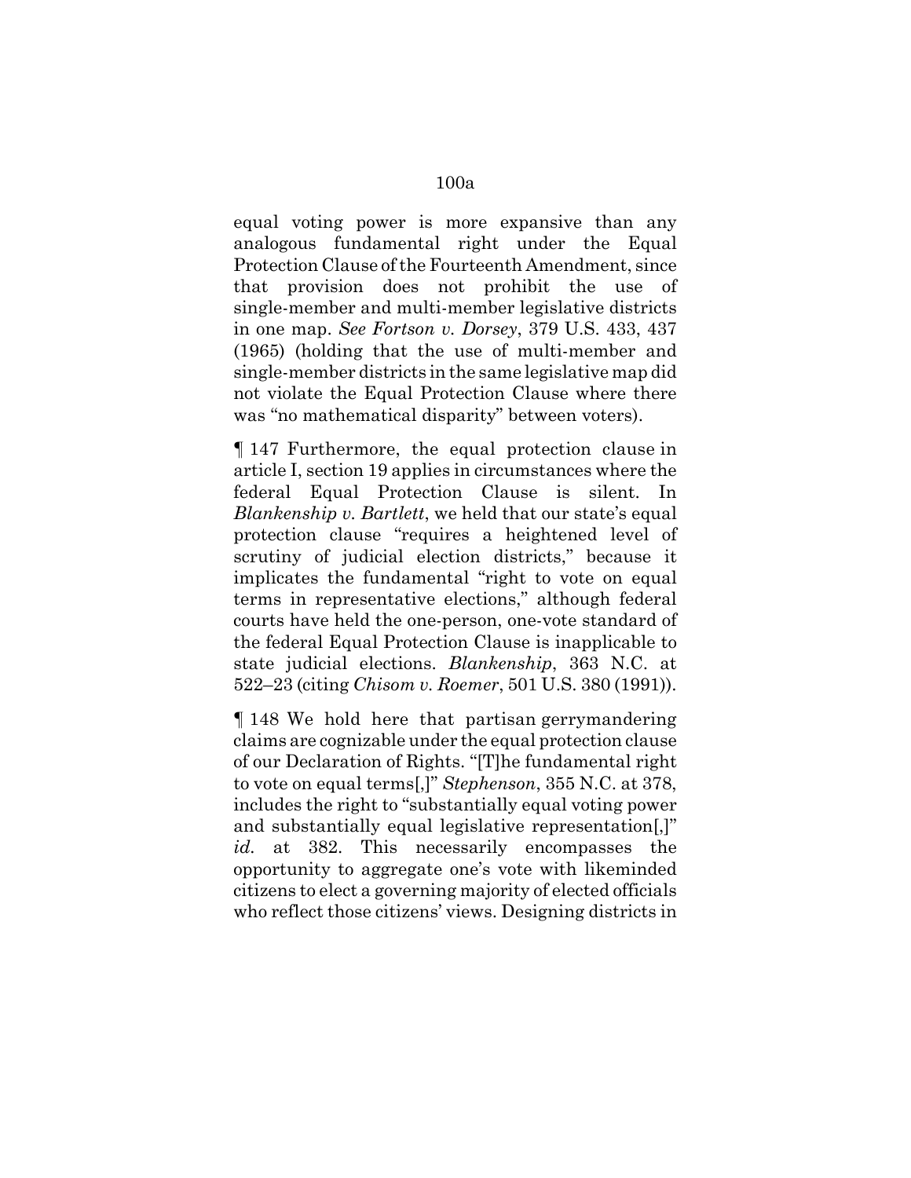equal voting power is more expansive than any analogous fundamental right under the Equal Protection Clause of the Fourteenth Amendment, since that provision does not prohibit the use of single-member and multi-member legislative districts in one map. *See Fortson v. Dorsey*, 379 U.S. 433, 437 (1965) (holding that the use of multi-member and single-member districts in the same legislative map did not violate the Equal Protection Clause where there was "no mathematical disparity" between voters).

¶ 147 Furthermore, the equal protection clause in article I, section 19 applies in circumstances where the federal Equal Protection Clause is silent. In *Blankenship v. Bartlett*, we held that our state's equal protection clause "requires a heightened level of scrutiny of judicial election districts," because it implicates the fundamental "right to vote on equal terms in representative elections," although federal courts have held the one-person, one-vote standard of the federal Equal Protection Clause is inapplicable to state judicial elections. *Blankenship*, 363 N.C. at 522–23 (citing *Chisom v. Roemer*, 501 U.S. 380 (1991)).

¶ 148 We hold here that partisan gerrymandering claims are cognizable under the equal protection clause of our Declaration of Rights. "[T]he fundamental right to vote on equal terms[,]" *Stephenson*, 355 N.C. at 378, includes the right to "substantially equal voting power and substantially equal legislative representation[,]" *id.* at 382. This necessarily encompasses the opportunity to aggregate one's vote with likeminded citizens to elect a governing majority of elected officials who reflect those citizens' views. Designing districts in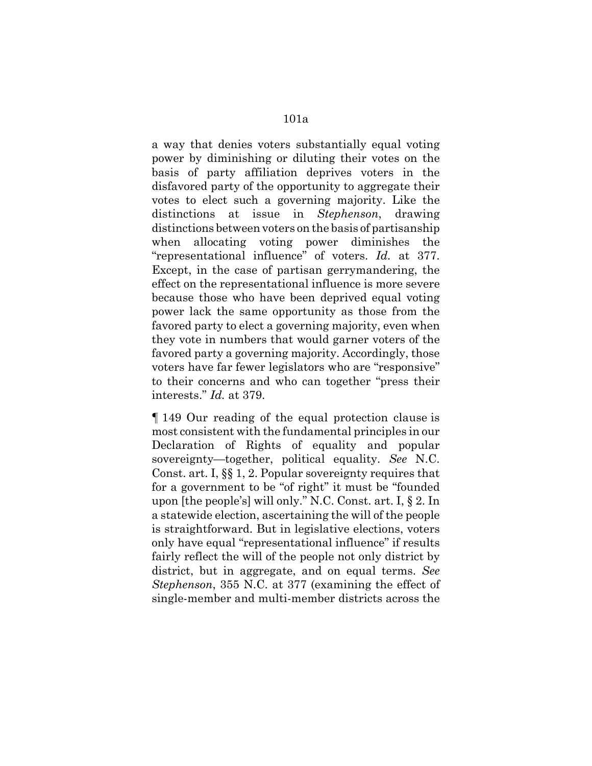a way that denies voters substantially equal voting power by diminishing or diluting their votes on the basis of party affiliation deprives voters in the disfavored party of the opportunity to aggregate their votes to elect such a governing majority. Like the distinctions at issue in *Stephenson*, drawing distinctions between voters on the basis of partisanship when allocating voting power diminishes the "representational influence" of voters. *Id.* at 377. Except, in the case of partisan gerrymandering, the effect on the representational influence is more severe because those who have been deprived equal voting power lack the same opportunity as those from the favored party to elect a governing majority, even when they vote in numbers that would garner voters of the favored party a governing majority. Accordingly, those voters have far fewer legislators who are "responsive" to their concerns and who can together "press their interests." *Id.* at 379.

¶ 149 Our reading of the equal protection clause is most consistent with the fundamental principles in our Declaration of Rights of equality and popular sovereignty—together, political equality. *See* N.C. Const. art. I, §§ 1, 2. Popular sovereignty requires that for a government to be "of right" it must be "founded upon [the people's] will only." N.C. Const. art. I, § 2. In a statewide election, ascertaining the will of the people is straightforward. But in legislative elections, voters only have equal "representational influence" if results fairly reflect the will of the people not only district by district, but in aggregate, and on equal terms. *See Stephenson*, 355 N.C. at 377 (examining the effect of single-member and multi-member districts across the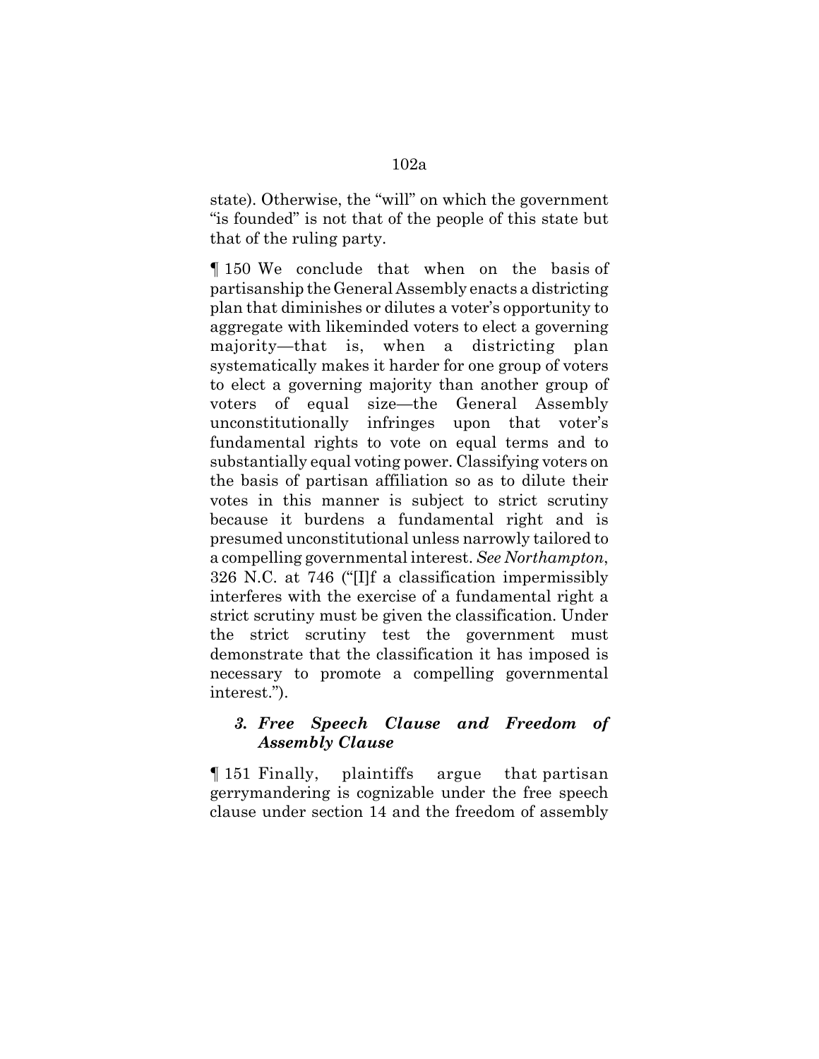state). Otherwise, the "will" on which the government "is founded" is not that of the people of this state but that of the ruling party.

¶ 150 We conclude that when on the basis of partisanship the General Assembly enacts a districting plan that diminishes or dilutes a voter's opportunity to aggregate with likeminded voters to elect a governing majority—that is, when a districting plan systematically makes it harder for one group of voters to elect a governing majority than another group of voters of equal size—the General Assembly unconstitutionally infringes upon that voter's fundamental rights to vote on equal terms and to substantially equal voting power. Classifying voters on the basis of partisan affiliation so as to dilute their votes in this manner is subject to strict scrutiny because it burdens a fundamental right and is presumed unconstitutional unless narrowly tailored to a compelling governmental interest. *See Northampton*, 326 N.C. at 746 ("[I]f a classification impermissibly interferes with the exercise of a fundamental right a strict scrutiny must be given the classification. Under the strict scrutiny test the government must demonstrate that the classification it has imposed is necessary to promote a compelling governmental interest.").

### *3. Free Speech Clause and Freedom of Assembly Clause*

¶ 151 Finally, plaintiffs argue that partisan gerrymandering is cognizable under the free speech clause under section 14 and the freedom of assembly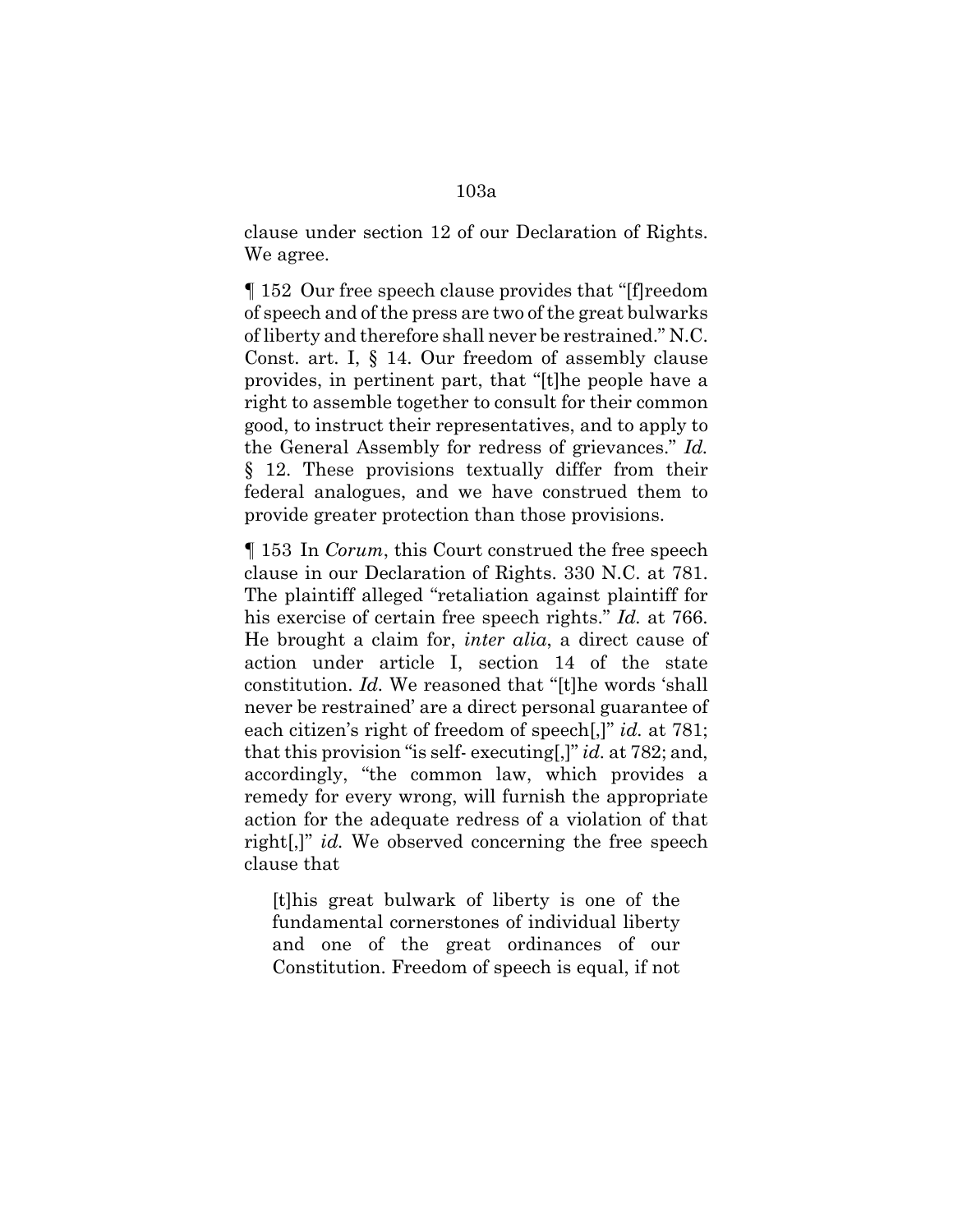clause under section 12 of our Declaration of Rights. We agree.

¶ 152 Our free speech clause provides that "[f]reedom of speech and of the press are two of the great bulwarks of liberty and therefore shall never be restrained." N.C. Const. art. I, § 14. Our freedom of assembly clause provides, in pertinent part, that "[t]he people have a right to assemble together to consult for their common good, to instruct their representatives, and to apply to the General Assembly for redress of grievances." *Id.* § 12. These provisions textually differ from their federal analogues, and we have construed them to provide greater protection than those provisions.

¶ 153 In *Corum*, this Court construed the free speech clause in our Declaration of Rights. 330 N.C. at 781. The plaintiff alleged "retaliation against plaintiff for his exercise of certain free speech rights." *Id.* at 766. He brought a claim for, *inter alia*, a direct cause of action under article I, section 14 of the state constitution. *Id.* We reasoned that "[t]he words 'shall never be restrained' are a direct personal guarantee of each citizen's right of freedom of speech[,]" *id.* at 781; that this provision "is self- executing[,]" *id.* at 782; and, accordingly, "the common law, which provides a remedy for every wrong, will furnish the appropriate action for the adequate redress of a violation of that right[,]" *id.* We observed concerning the free speech clause that

> [t]his great bulwark of liberty is one of the fundamental cornerstones of individual liberty and one of the great ordinances of our Constitution. Freedom of speech is equal, if not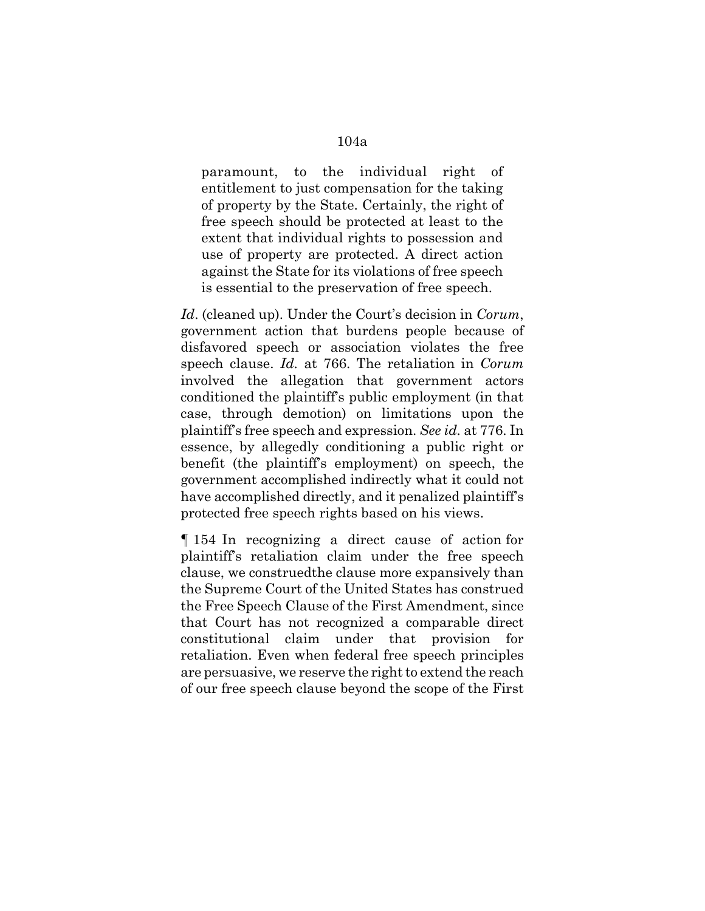> paramount, to the individual right of entitlement to just compensation for the taking of property by the State. Certainly, the right of free speech should be protected at least to the extent that individual rights to possession and use of property are protected. A direct action against the State for its violations of free speech is essential to the preservation of free speech.

*Id*. (cleaned up). Under the Court's decision in *Corum*, government action that burdens people because of disfavored speech or association violates the free speech clause. *Id.* at 766. The retaliation in *Corum* involved the allegation that government actors conditioned the plaintiff's public employment (in that case, through demotion) on limitations upon the plaintiff's free speech and expression. *See id.* at 776. In essence, by allegedly conditioning a public right or benefit (the plaintiff's employment) on speech, the government accomplished indirectly what it could not have accomplished directly, and it penalized plaintiff's protected free speech rights based on his views.

¶ 154 In recognizing a direct cause of action for plaintiff's retaliation claim under the free speech clause, we construedthe clause more expansively than the Supreme Court of the United States has construed the Free Speech Clause of the First Amendment, since that Court has not recognized a comparable direct constitutional claim under that provision for retaliation. Even when federal free speech principles are persuasive, we reserve the right to extend the reach of our free speech clause beyond the scope of the First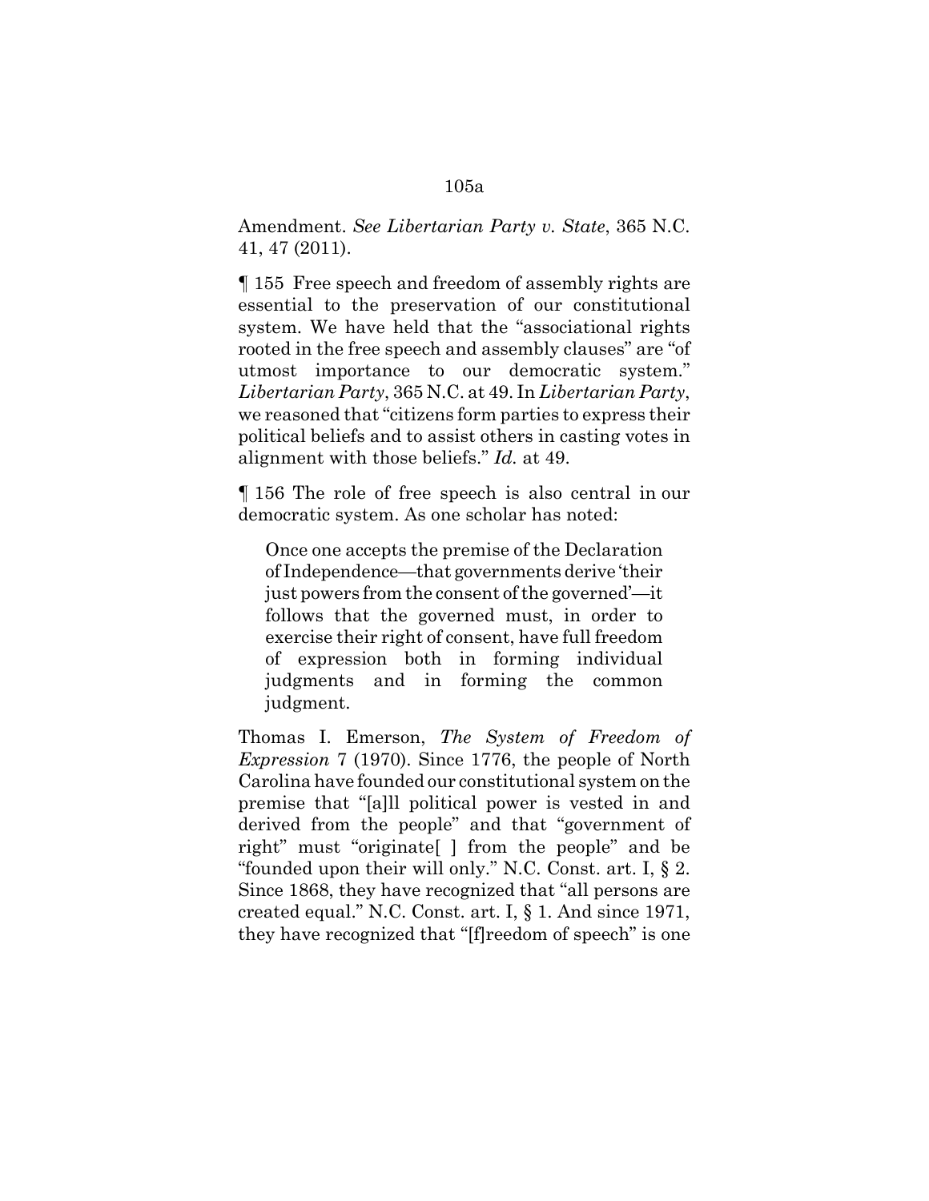Amendment. *See Libertarian Party v. State*, 365 N.C. 41, 47 (2011).

¶ 155 Free speech and freedom of assembly rights are essential to the preservation of our constitutional system. We have held that the "associational rights rooted in the free speech and assembly clauses" are "of utmost importance to our democratic system." *Libertarian Party*, 365 N.C. at 49. In *Libertarian Party*, we reasoned that "citizens form parties to express their political beliefs and to assist others in casting votes in alignment with those beliefs." *Id.* at 49.

¶ 156 The role of free speech is also central in our democratic system. As one scholar has noted:

> Once one accepts the premise of the Declaration of Independence—that governments derive 'their just powers from the consent of the governed'—it follows that the governed must, in order to exercise their right of consent, have full freedom of expression both in forming individual judgments and in forming the common judgment.

Thomas I. Emerson, *The System of Freedom of Expression* 7 (1970). Since 1776, the people of North Carolina have founded our constitutional system on the premise that "[a]ll political power is vested in and derived from the people" and that "government of right" must "originate[ ] from the people" and be "founded upon their will only." N.C. Const. art. I, § 2. Since 1868, they have recognized that "all persons are created equal." N.C. Const. art. I, § 1. And since 1971, they have recognized that "[f]reedom of speech" is one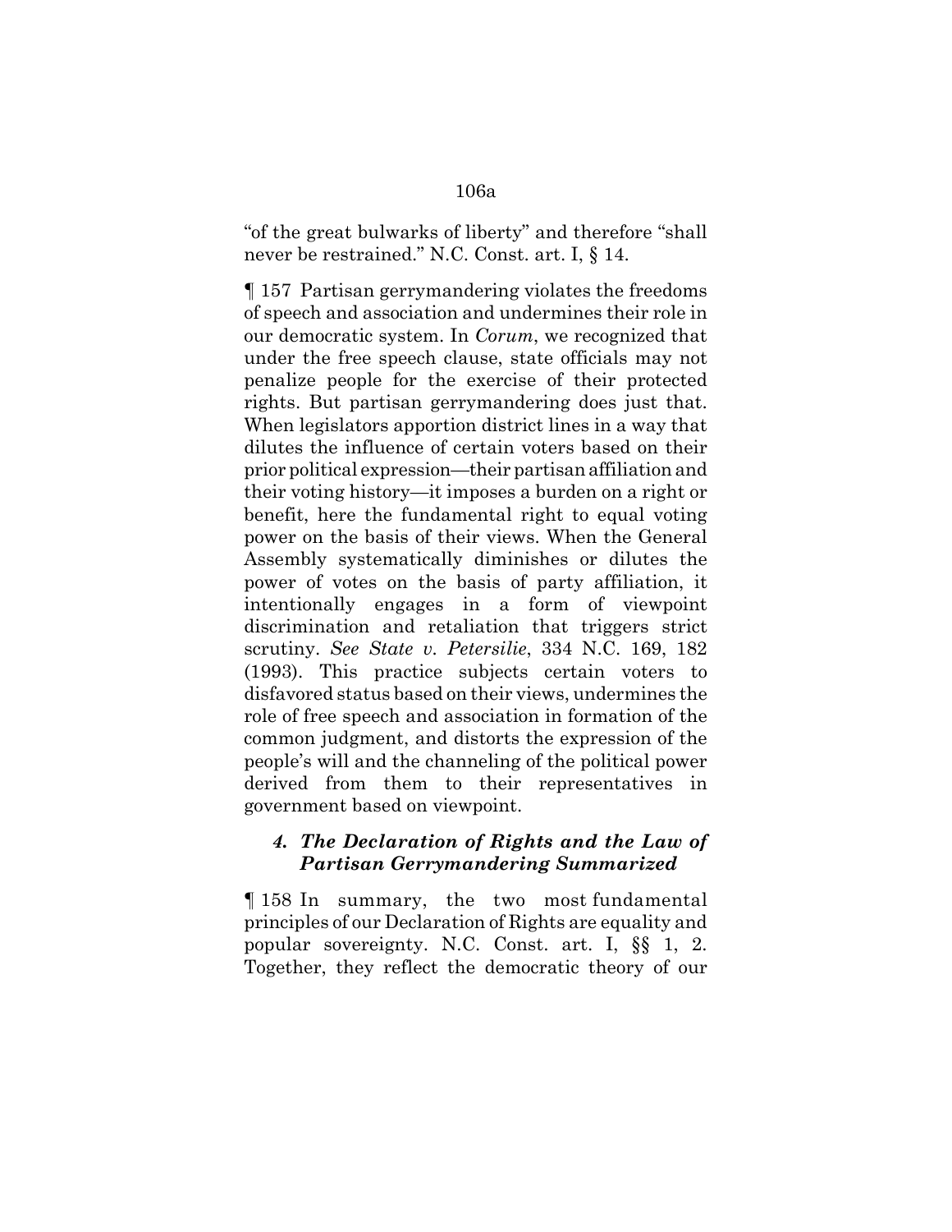"of the great bulwarks of liberty" and therefore "shall never be restrained." N.C. Const. art. I, § 14.

¶ 157 Partisan gerrymandering violates the freedoms of speech and association and undermines their role in our democratic system. In *Corum*, we recognized that under the free speech clause, state officials may not penalize people for the exercise of their protected rights. But partisan gerrymandering does just that. When legislators apportion district lines in a way that dilutes the influence of certain voters based on their prior political expression—their partisan affiliation and their voting history—it imposes a burden on a right or benefit, here the fundamental right to equal voting power on the basis of their views. When the General Assembly systematically diminishes or dilutes the power of votes on the basis of party affiliation, it intentionally engages in a form of viewpoint discrimination and retaliation that triggers strict scrutiny. *See State v. Petersilie*, 334 N.C. 169, 182 (1993). This practice subjects certain voters to disfavored status based on their views, undermines the role of free speech and association in formation of the common judgment, and distorts the expression of the people's will and the channeling of the political power derived from them to their representatives in government based on viewpoint.

### *4. The Declaration of Rights and the Law of Partisan Gerrymandering Summarized*

¶ 158 In summary, the two most fundamental principles of our Declaration of Rights are equality and popular sovereignty. N.C. Const. art. I, §§ 1, 2. Together, they reflect the democratic theory of our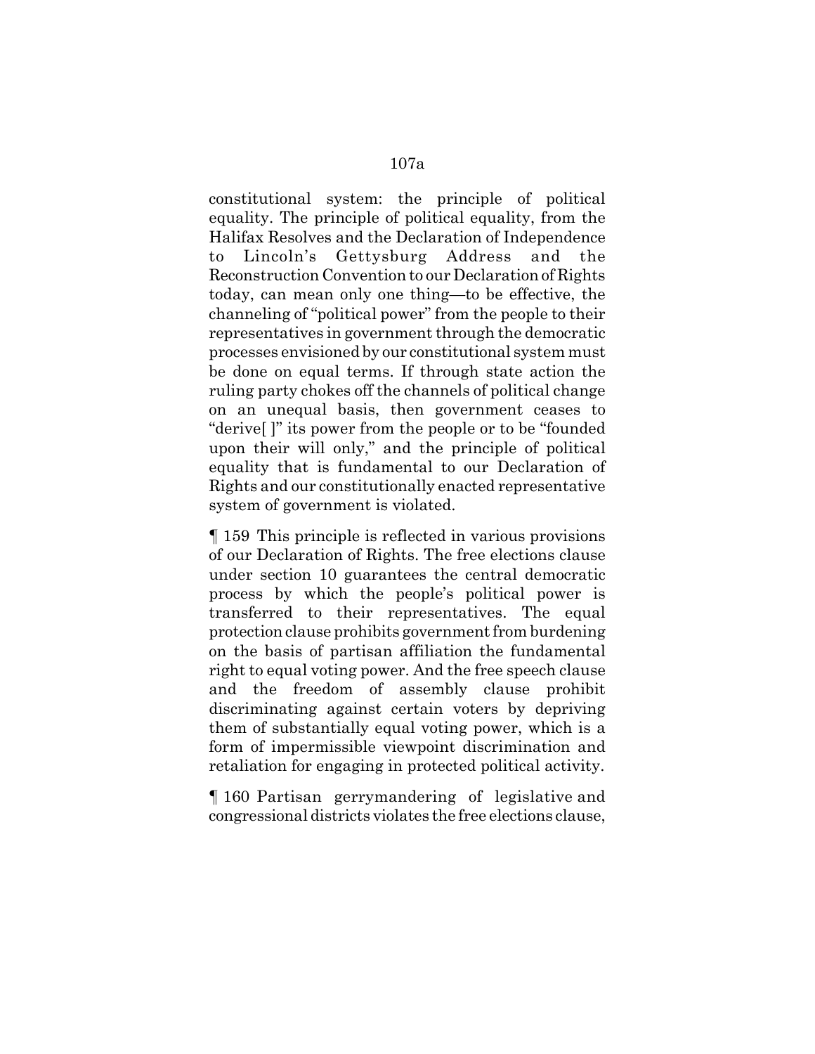constitutional system: the principle of political equality. The principle of political equality, from the Halifax Resolves and the Declaration of Independence to Lincoln's Gettysburg Address and the Reconstruction Convention to our Declaration of Rights today, can mean only one thing—to be effective, the channeling of "political power" from the people to their representatives in government through the democratic processes envisioned by our constitutional system must be done on equal terms. If through state action the ruling party chokes off the channels of political change on an unequal basis, then government ceases to "derive[ ]" its power from the people or to be "founded upon their will only," and the principle of political equality that is fundamental to our Declaration of Rights and our constitutionally enacted representative system of government is violated.

¶ 159 This principle is reflected in various provisions of our Declaration of Rights. The free elections clause under section 10 guarantees the central democratic process by which the people's political power is transferred to their representatives. The equal protection clause prohibits government from burdening on the basis of partisan affiliation the fundamental right to equal voting power. And the free speech clause and the freedom of assembly clause prohibit discriminating against certain voters by depriving them of substantially equal voting power, which is a form of impermissible viewpoint discrimination and retaliation for engaging in protected political activity.

¶ 160 Partisan gerrymandering of legislative and congressional districts violates the free elections clause,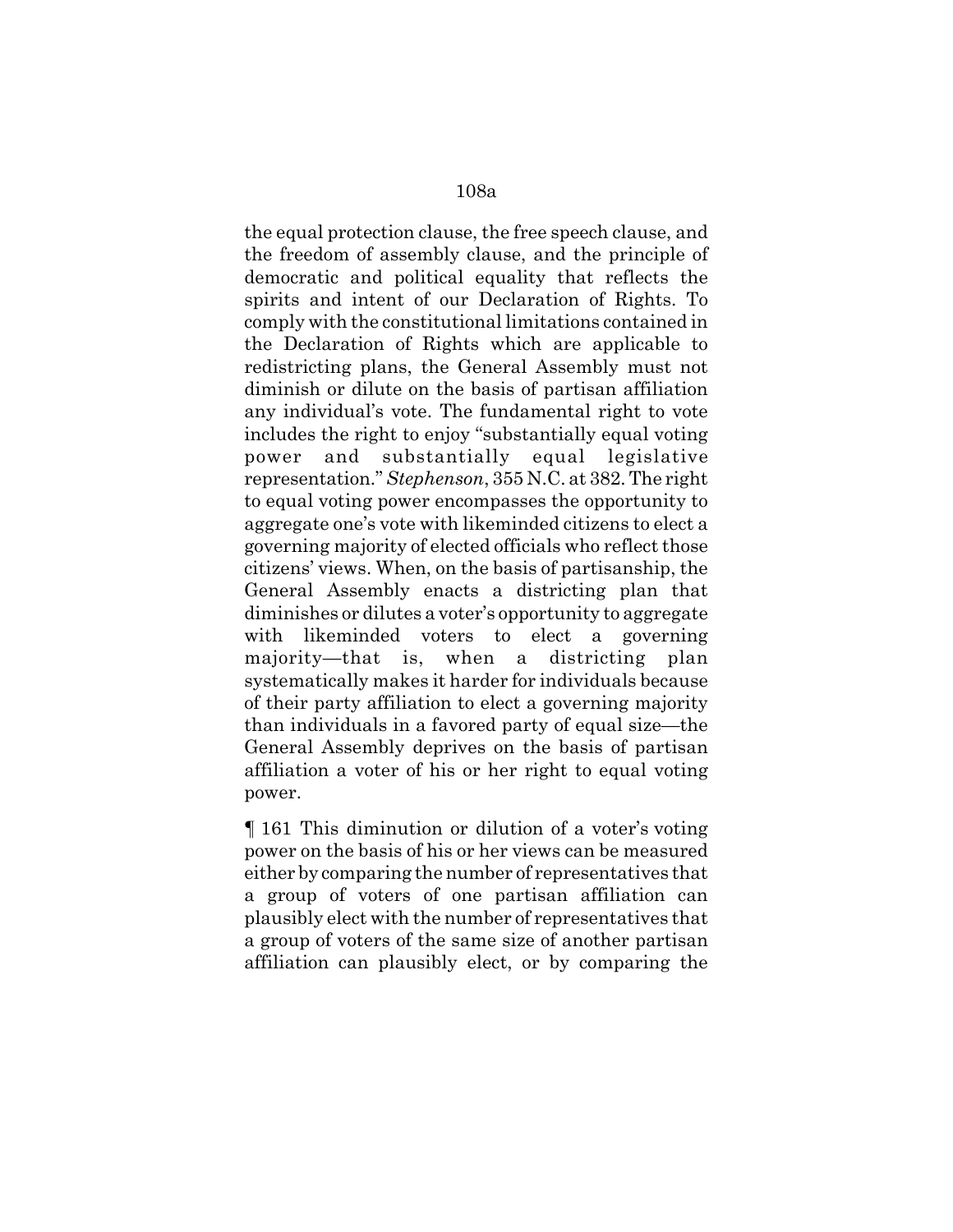the equal protection clause, the free speech clause, and the freedom of assembly clause, and the principle of democratic and political equality that reflects the spirits and intent of our Declaration of Rights. To comply with the constitutional limitations contained in the Declaration of Rights which are applicable to redistricting plans, the General Assembly must not diminish or dilute on the basis of partisan affiliation any individual's vote. The fundamental right to vote includes the right to enjoy "substantially equal voting power and substantially equal legislative representation." *Stephenson*, 355 N.C. at 382. The right to equal voting power encompasses the opportunity to aggregate one's vote with likeminded citizens to elect a governing majority of elected officials who reflect those citizens' views. When, on the basis of partisanship, the General Assembly enacts a districting plan that diminishes or dilutes a voter's opportunity to aggregate with likeminded voters to elect a governing majority—that is, when a districting plan systematically makes it harder for individuals because of their party affiliation to elect a governing majority than individuals in a favored party of equal size—the General Assembly deprives on the basis of partisan affiliation a voter of his or her right to equal voting power.

¶ 161 This diminution or dilution of a voter's voting power on the basis of his or her views can be measured either by comparing the number of representatives that a group of voters of one partisan affiliation can plausibly elect with the number of representatives that a group of voters of the same size of another partisan affiliation can plausibly elect, or by comparing the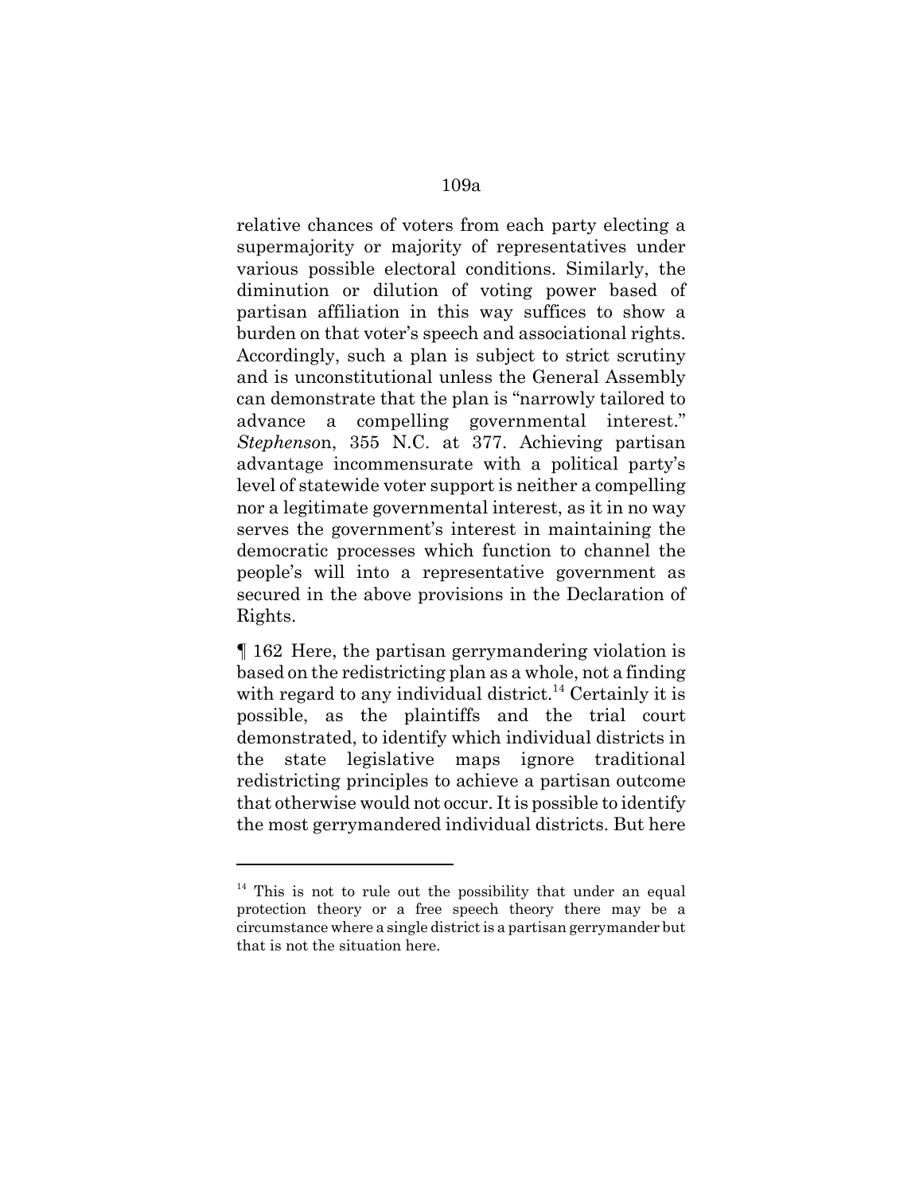relative chances of voters from each party electing a supermajority or majority of representatives under various possible electoral conditions. Similarly, the diminution or dilution of voting power based of partisan affiliation in this way suffices to show a burden on that voter's speech and associational rights. Accordingly, such a plan is subject to strict scrutiny and is unconstitutional unless the General Assembly can demonstrate that the plan is "narrowly tailored to advance a compelling governmental interest." *Stephenso*n, 355 N.C. at 377. Achieving partisan advantage incommensurate with a political party's level of statewide voter support is neither a compelling nor a legitimate governmental interest, as it in no way serves the government's interest in maintaining the democratic processes which function to channel the people's will into a representative government as secured in the above provisions in the Declaration of Rights.

¶ 162 Here, the partisan gerrymandering violation is based on the redistricting plan as a whole, not a finding with regard to any individual district.[14] Certainly it is possible, as the plaintiffs and the trial court demonstrated, to identify which individual districts in the state legislative maps ignore traditional redistricting principles to achieve a partisan outcome that otherwise would not occur. It is possible to identify the most gerrymandered individual districts. But here

---

[14] This is not to rule out the possibility that under an equal protection theory or a free speech theory there may be a circumstance where a single district is a partisan gerrymander but that is not the situation here.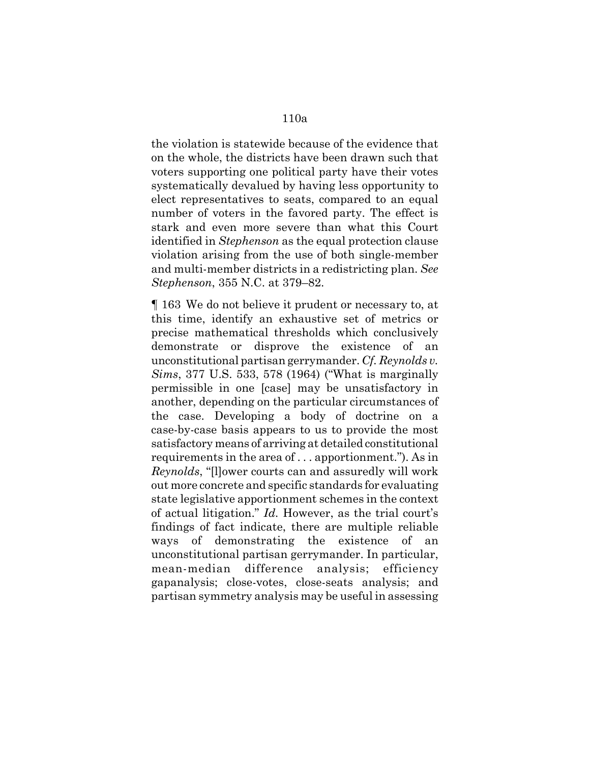the violation is statewide because of the evidence that on the whole, the districts have been drawn such that voters supporting one political party have their votes systematically devalued by having less opportunity to elect representatives to seats, compared to an equal number of voters in the favored party. The effect is stark and even more severe than what this Court identified in *Stephenson* as the equal protection clause violation arising from the use of both single-member and multi-member districts in a redistricting plan. *See Stephenson*, 355 N.C. at 379–82.

¶ 163 We do not believe it prudent or necessary to, at this time, identify an exhaustive set of metrics or precise mathematical thresholds which conclusively demonstrate or disprove the existence of an unconstitutional partisan gerrymander. *Cf. Reynolds v. Sims*, 377 U.S. 533, 578 (1964) ("What is marginally permissible in one [case] may be unsatisfactory in another, depending on the particular circumstances of the case. Developing a body of doctrine on a case-by-case basis appears to us to provide the most satisfactory means of arriving at detailed constitutional requirements in the area of . . . apportionment."). As in *Reynolds*, "[l]ower courts can and assuredly will work out more concrete and specific standards for evaluating state legislative apportionment schemes in the context of actual litigation." *Id.* However, as the trial court's findings of fact indicate, there are multiple reliable ways of demonstrating the existence of an unconstitutional partisan gerrymander. In particular, mean-median difference analysis; efficiency gapanalysis; close-votes, close-seats analysis; and partisan symmetry analysis may be useful in assessing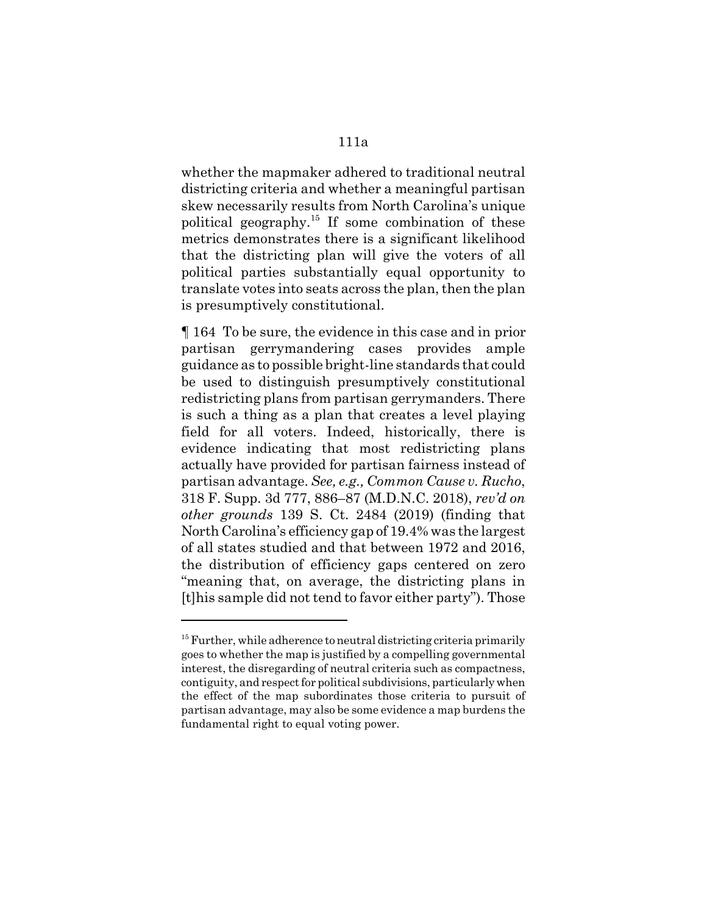whether the mapmaker adhered to traditional neutral districting criteria and whether a meaningful partisan skew necessarily results from North Carolina's unique political geography.[15] If some combination of these metrics demonstrates there is a significant likelihood that the districting plan will give the voters of all political parties substantially equal opportunity to translate votes into seats across the plan, then the plan is presumptively constitutional.

¶ 164 To be sure, the evidence in this case and in prior partisan gerrymandering cases provides ample guidance as to possible bright-line standards that could be used to distinguish presumptively constitutional redistricting plans from partisan gerrymanders. There is such a thing as a plan that creates a level playing field for all voters. Indeed, historically, there is evidence indicating that most redistricting plans actually have provided for partisan fairness instead of partisan advantage. *See, e.g., Common Cause v. Rucho*, 318 F. Supp. 3d 777, 886–87 (M.D.N.C. 2018), *rev'd on other grounds* 139 S. Ct. 2484 (2019) (finding that North Carolina's efficiency gap of 19.4% was the largest of all states studied and that between 1972 and 2016, the distribution of efficiency gaps centered on zero "meaning that, on average, the districting plans in [t]his sample did not tend to favor either party"). Those

---

[15] Further, while adherence to neutral districting criteria primarily goes to whether the map is justified by a compelling governmental interest, the disregarding of neutral criteria such as compactness, contiguity, and respect for political subdivisions, particularly when the effect of the map subordinates those criteria to pursuit of partisan advantage, may also be some evidence a map burdens the fundamental right to equal voting power.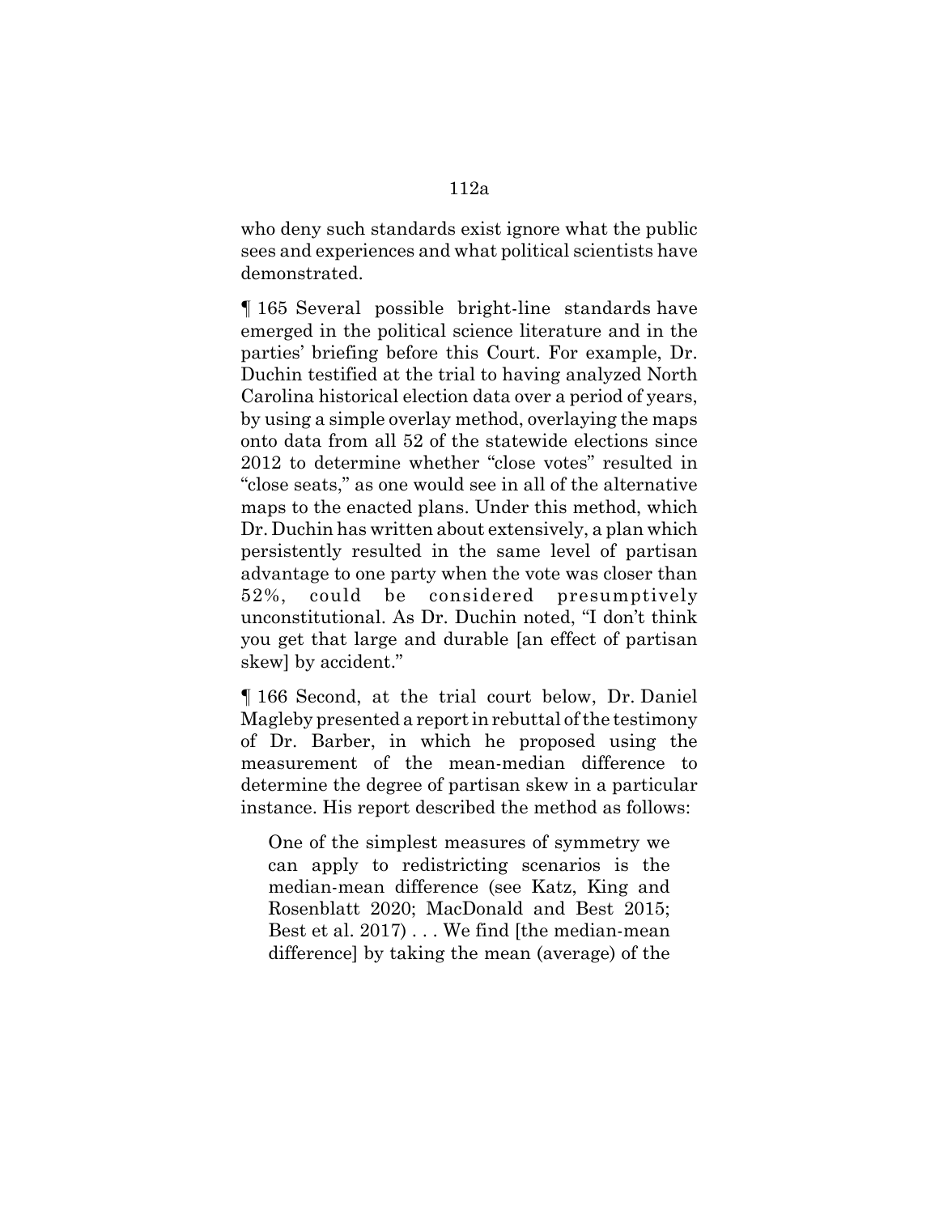who deny such standards exist ignore what the public sees and experiences and what political scientists have demonstrated.

¶ 165 Several possible bright-line standards have emerged in the political science literature and in the parties' briefing before this Court. For example, Dr. Duchin testified at the trial to having analyzed North Carolina historical election data over a period of years, by using a simple overlay method, overlaying the maps onto data from all 52 of the statewide elections since 2012 to determine whether "close votes" resulted in "close seats," as one would see in all of the alternative maps to the enacted plans. Under this method, which Dr. Duchin has written about extensively, a plan which persistently resulted in the same level of partisan advantage to one party when the vote was closer than 52%, could be considered presumptively unconstitutional. As Dr. Duchin noted, "I don't think you get that large and durable [an effect of partisan skew] by accident."

¶ 166 Second, at the trial court below, Dr. Daniel Magleby presented a report in rebuttal of the testimony of Dr. Barber, in which he proposed using the measurement of the mean-median difference to determine the degree of partisan skew in a particular instance. His report described the method as follows:

> One of the simplest measures of symmetry we can apply to redistricting scenarios is the median-mean difference (see Katz, King and Rosenblatt 2020; MacDonald and Best 2015; Best et al. 2017) . . . We find [the median-mean difference] by taking the mean (average) of the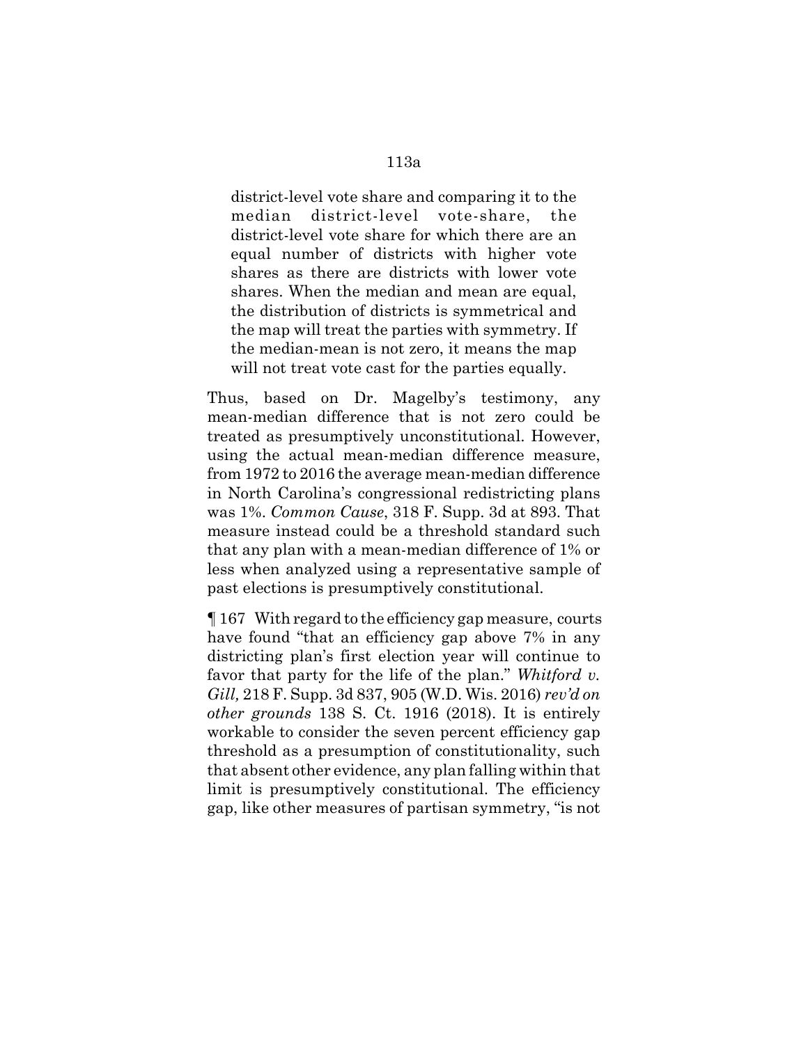> district-level vote share and comparing it to the median district-level vote-share, the district-level vote share for which there are an equal number of districts with higher vote shares as there are districts with lower vote shares. When the median and mean are equal, the distribution of districts is symmetrical and the map will treat the parties with symmetry. If the median-mean is not zero, it means the map will not treat vote cast for the parties equally.

Thus, based on Dr. Magelby's testimony, any mean-median difference that is not zero could be treated as presumptively unconstitutional. However, using the actual mean-median difference measure, from 1972 to 2016 the average mean-median difference in North Carolina's congressional redistricting plans was 1%. *Common Cause*, 318 F. Supp. 3d at 893. That measure instead could be a threshold standard such that any plan with a mean-median difference of 1% or less when analyzed using a representative sample of past elections is presumptively constitutional.

¶ 167 With regard to the efficiency gap measure, courts have found "that an efficiency gap above 7% in any districting plan's first election year will continue to favor that party for the life of the plan." *Whitford v. Gill,* 218 F. Supp. 3d 837, 905 (W.D. Wis. 2016) *rev'd on other grounds* 138 S. Ct. 1916 (2018). It is entirely workable to consider the seven percent efficiency gap threshold as a presumption of constitutionality, such that absent other evidence, any plan falling within that limit is presumptively constitutional. The efficiency gap, like other measures of partisan symmetry, "is not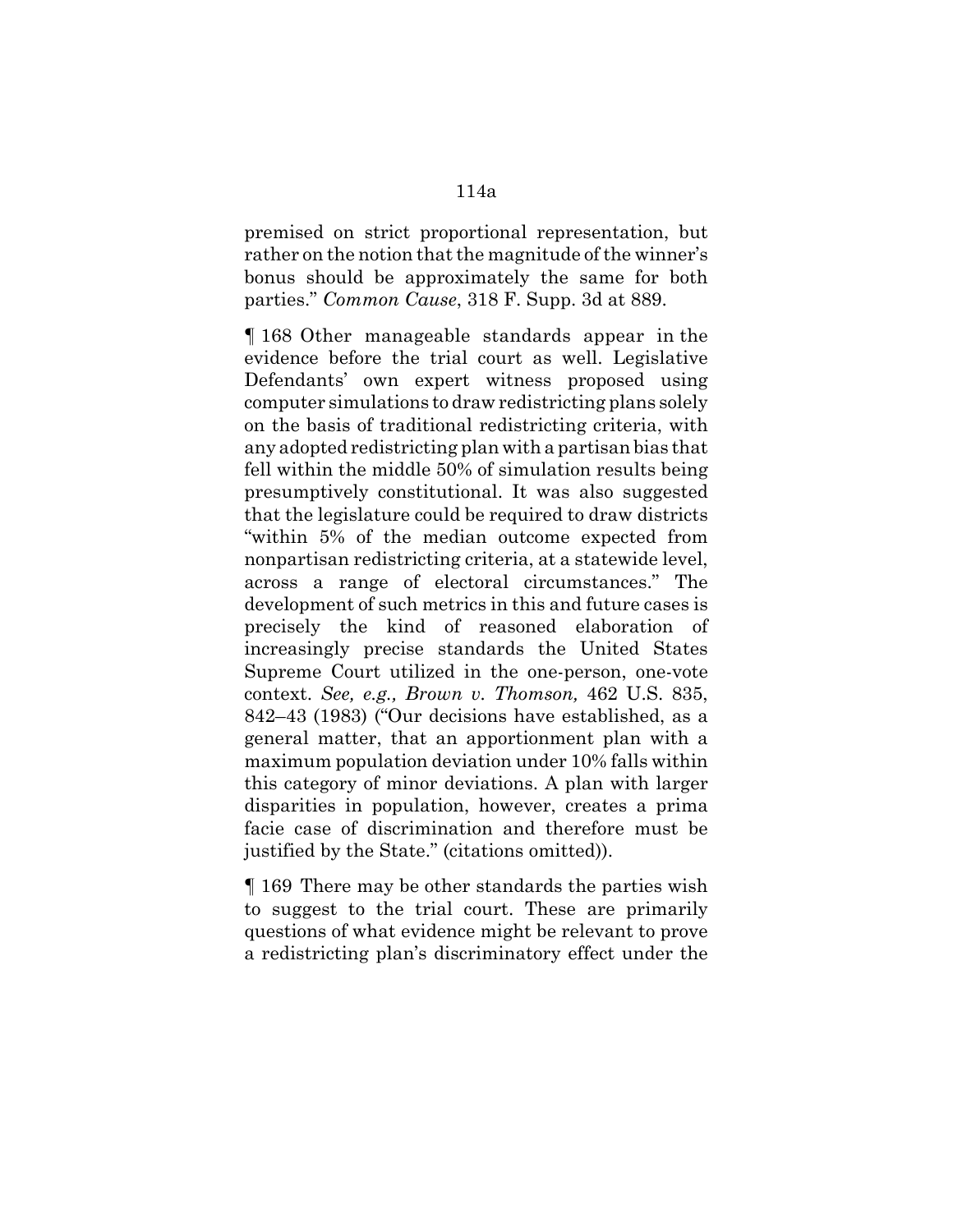premised on strict proportional representation, but rather on the notion that the magnitude of the winner's bonus should be approximately the same for both parties." *Common Cause*, 318 F. Supp. 3d at 889.

¶ 168 Other manageable standards appear in the evidence before the trial court as well. Legislative Defendants' own expert witness proposed using computer simulations to draw redistricting plans solely on the basis of traditional redistricting criteria, with any adopted redistricting plan with a partisan bias that fell within the middle 50% of simulation results being presumptively constitutional. It was also suggested that the legislature could be required to draw districts "within 5% of the median outcome expected from nonpartisan redistricting criteria, at a statewide level, across a range of electoral circumstances." The development of such metrics in this and future cases is precisely the kind of reasoned elaboration of increasingly precise standards the United States Supreme Court utilized in the one-person, one-vote context. *See, e.g., Brown v. Thomson,* 462 U.S. 835, 842–43 (1983) ("Our decisions have established, as a general matter, that an apportionment plan with a maximum population deviation under 10% falls within this category of minor deviations. A plan with larger disparities in population, however, creates a prima facie case of discrimination and therefore must be justified by the State." (citations omitted)).

¶ 169 There may be other standards the parties wish to suggest to the trial court. These are primarily questions of what evidence might be relevant to prove a redistricting plan's discriminatory effect under the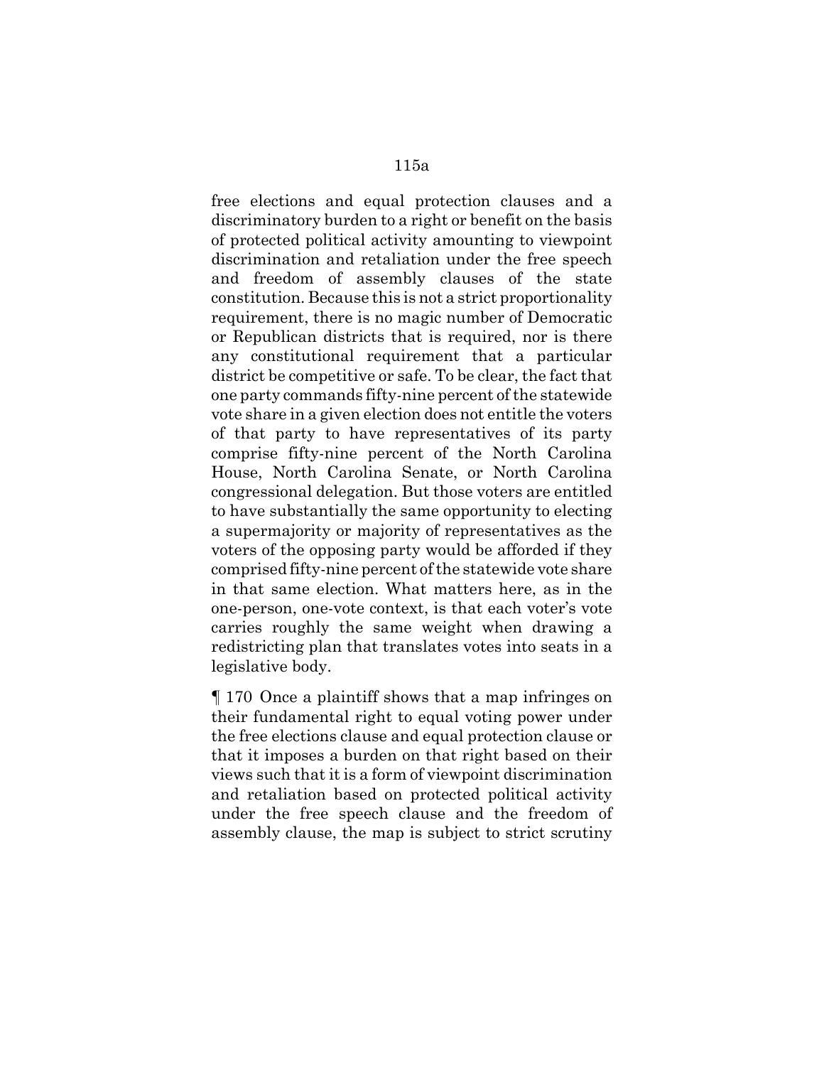free elections and equal protection clauses and a discriminatory burden to a right or benefit on the basis of protected political activity amounting to viewpoint discrimination and retaliation under the free speech and freedom of assembly clauses of the state constitution. Because this is not a strict proportionality requirement, there is no magic number of Democratic or Republican districts that is required, nor is there any constitutional requirement that a particular district be competitive or safe. To be clear, the fact that one party commands fifty-nine percent of the statewide vote share in a given election does not entitle the voters of that party to have representatives of its party comprise fifty-nine percent of the North Carolina House, North Carolina Senate, or North Carolina congressional delegation. But those voters are entitled to have substantially the same opportunity to electing a supermajority or majority of representatives as the voters of the opposing party would be afforded if they comprised fifty-nine percent of the statewide vote share in that same election. What matters here, as in the one-person, one-vote context, is that each voter's vote carries roughly the same weight when drawing a redistricting plan that translates votes into seats in a legislative body.

¶ 170 Once a plaintiff shows that a map infringes on their fundamental right to equal voting power under the free elections clause and equal protection clause or that it imposes a burden on that right based on their views such that it is a form of viewpoint discrimination and retaliation based on protected political activity under the free speech clause and the freedom of assembly clause, the map is subject to strict scrutiny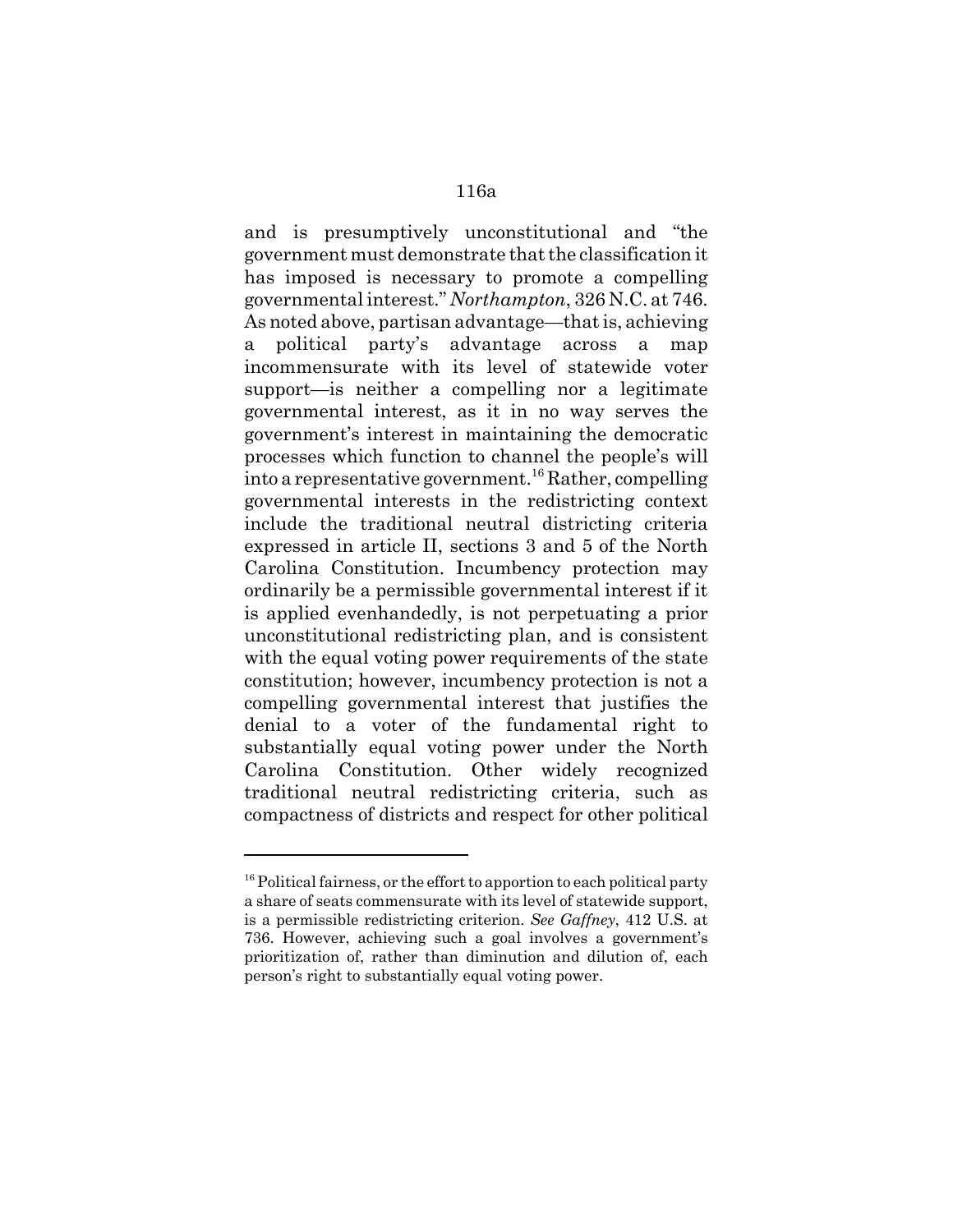and is presumptively unconstitutional and "the government must demonstrate that the classification it has imposed is necessary to promote a compelling governmental interest." *Northampton*, 326 N.C. at 746. As noted above, partisan advantage—that is, achieving a political party's advantage across a map incommensurate with its level of statewide voter support—is neither a compelling nor a legitimate governmental interest, as it in no way serves the government's interest in maintaining the democratic processes which function to channel the people's will into a representative government.[16] Rather, compelling governmental interests in the redistricting context include the traditional neutral districting criteria expressed in article II, sections 3 and 5 of the North Carolina Constitution. Incumbency protection may ordinarily be a permissible governmental interest if it is applied evenhandedly, is not perpetuating a prior unconstitutional redistricting plan, and is consistent with the equal voting power requirements of the state constitution; however, incumbency protection is not a compelling governmental interest that justifies the denial to a voter of the fundamental right to substantially equal voting power under the North Carolina Constitution. Other widely recognized traditional neutral redistricting criteria, such as compactness of districts and respect for other political

---

[16] Political fairness, or the effort to apportion to each political party a share of seats commensurate with its level of statewide support, is a permissible redistricting criterion. *See Gaffney*, 412 U.S. at 736. However, achieving such a goal involves a government's prioritization of, rather than diminution and dilution of, each person's right to substantially equal voting power.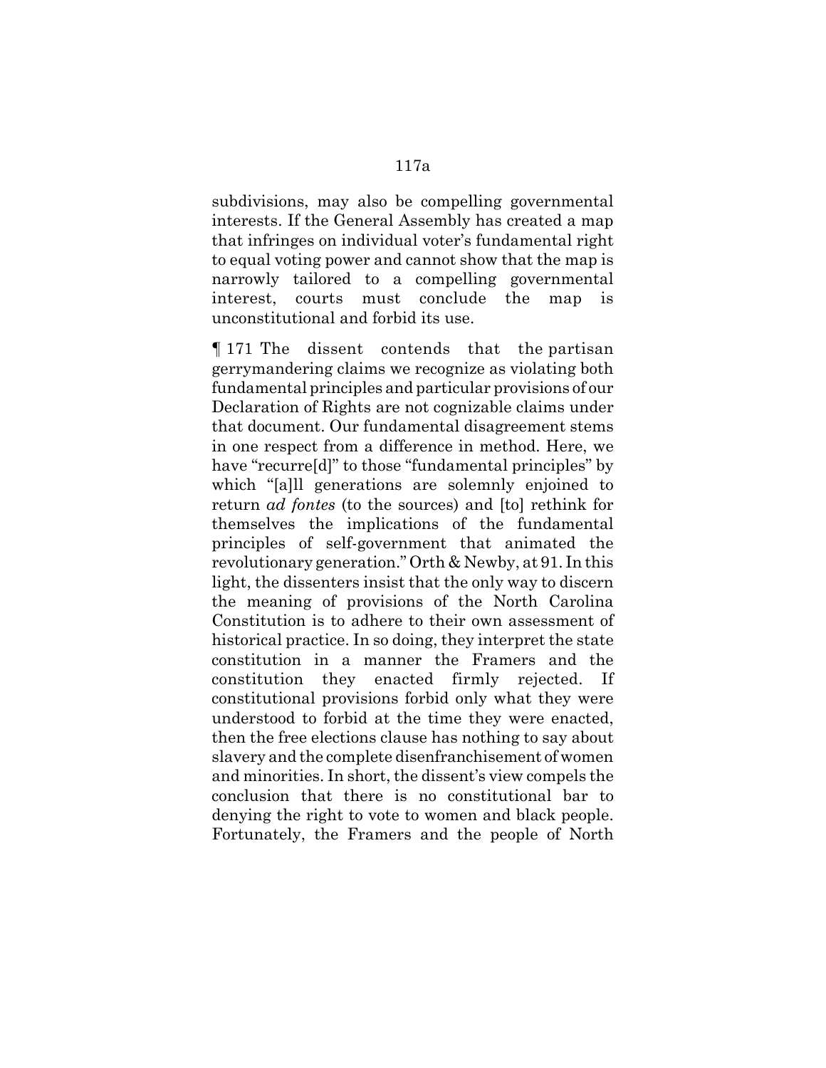subdivisions, may also be compelling governmental interests. If the General Assembly has created a map that infringes on individual voter's fundamental right to equal voting power and cannot show that the map is narrowly tailored to a compelling governmental interest, courts must conclude the map is unconstitutional and forbid its use.

¶ 171 The dissent contends that the partisan gerrymandering claims we recognize as violating both fundamental principles and particular provisions of our Declaration of Rights are not cognizable claims under that document. Our fundamental disagreement stems in one respect from a difference in method. Here, we have "recurre[d]" to those "fundamental principles" by which "[a]ll generations are solemnly enjoined to return *ad fontes* (to the sources) and [to] rethink for themselves the implications of the fundamental principles of self-government that animated the revolutionary generation." Orth & Newby, at 91. In this light, the dissenters insist that the only way to discern the meaning of provisions of the North Carolina Constitution is to adhere to their own assessment of historical practice. In so doing, they interpret the state constitution in a manner the Framers and the constitution they enacted firmly rejected. If constitutional provisions forbid only what they were understood to forbid at the time they were enacted, then the free elections clause has nothing to say about slavery and the complete disenfranchisement of women and minorities. In short, the dissent's view compels the conclusion that there is no constitutional bar to denying the right to vote to women and black people. Fortunately, the Framers and the people of North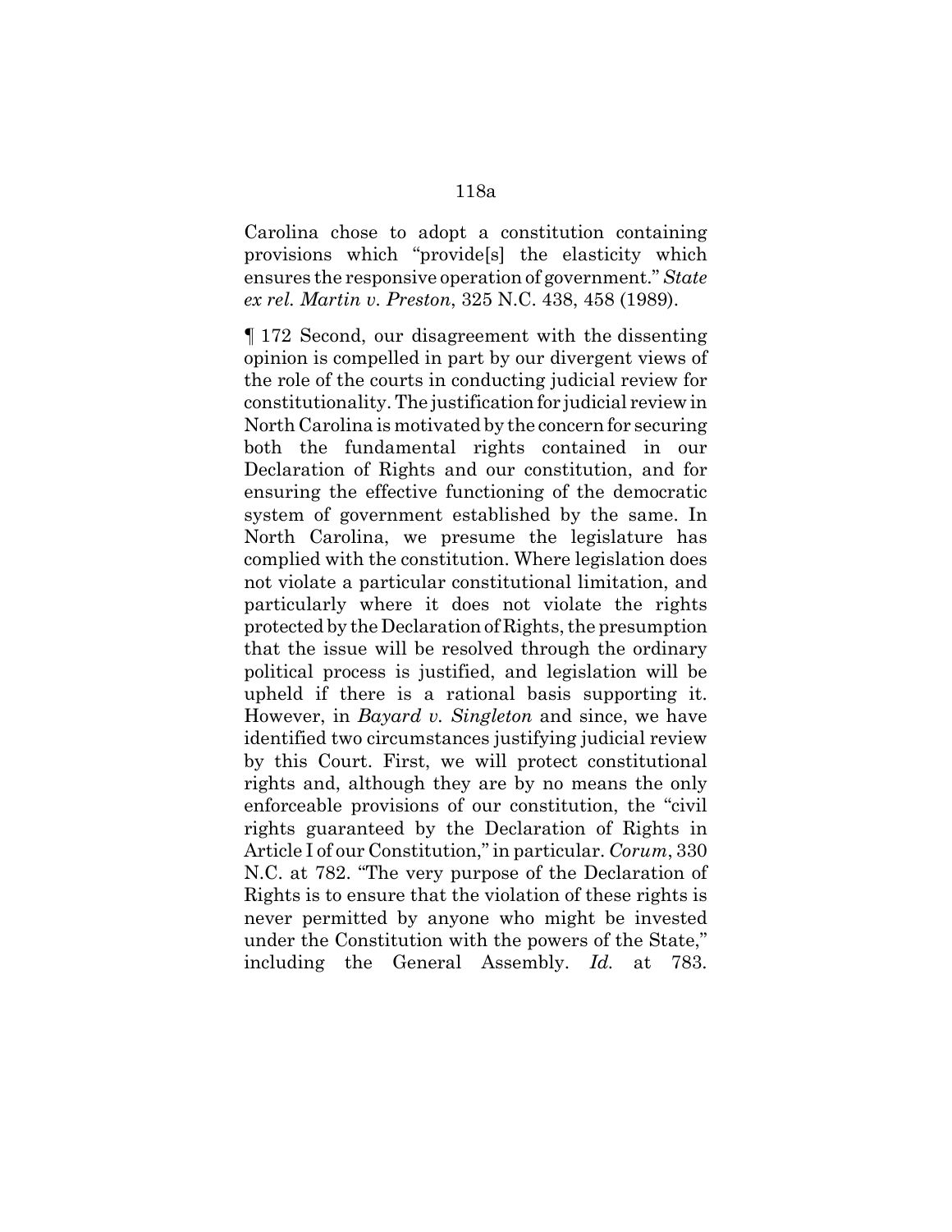Carolina chose to adopt a constitution containing provisions which "provide[s] the elasticity which ensures the responsive operation of government." *State ex rel. Martin v. Preston*, 325 N.C. 438, 458 (1989).

¶ 172 Second, our disagreement with the dissenting opinion is compelled in part by our divergent views of the role of the courts in conducting judicial review for constitutionality. The justification for judicial review in North Carolina is motivated by the concern for securing both the fundamental rights contained in our Declaration of Rights and our constitution, and for ensuring the effective functioning of the democratic system of government established by the same. In North Carolina, we presume the legislature has complied with the constitution. Where legislation does not violate a particular constitutional limitation, and particularly where it does not violate the rights protected by the Declaration of Rights, the presumption that the issue will be resolved through the ordinary political process is justified, and legislation will be upheld if there is a rational basis supporting it. However, in *Bayard v. Singleton* and since, we have identified two circumstances justifying judicial review by this Court. First, we will protect constitutional rights and, although they are by no means the only enforceable provisions of our constitution, the "civil rights guaranteed by the Declaration of Rights in Article I of our Constitution," in particular. *Corum*, 330 N.C. at 782. "The very purpose of the Declaration of Rights is to ensure that the violation of these rights is never permitted by anyone who might be invested under the Constitution with the powers of the State," including the General Assembly. *Id.* at 783.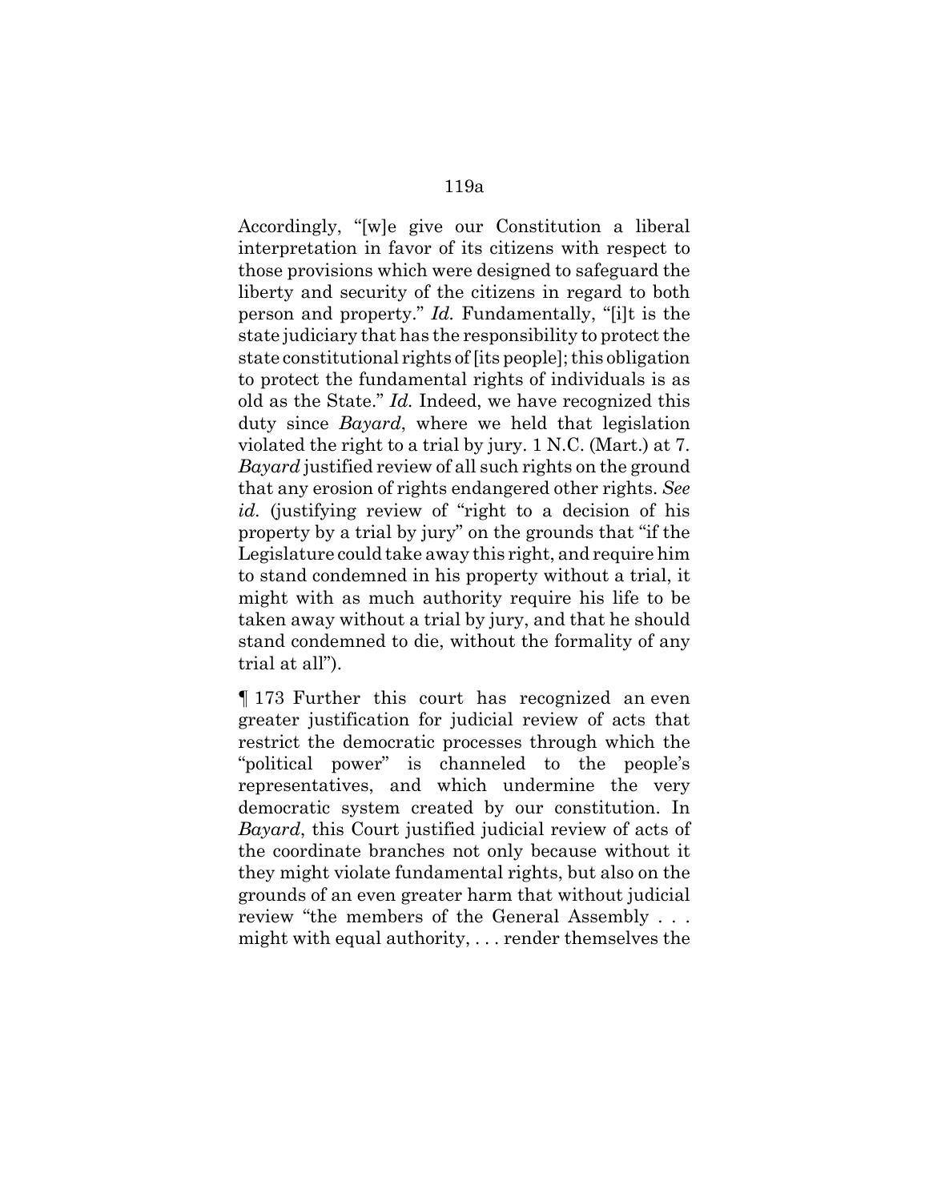Accordingly, "[w]e give our Constitution a liberal interpretation in favor of its citizens with respect to those provisions which were designed to safeguard the liberty and security of the citizens in regard to both person and property." *Id.* Fundamentally, "[i]t is the state judiciary that has the responsibility to protect the state constitutional rights of [its people]; this obligation to protect the fundamental rights of individuals is as old as the State." *Id.* Indeed, we have recognized this duty since *Bayard*, where we held that legislation violated the right to a trial by jury. 1 N.C. (Mart.) at 7. *Bayard* justified review of all such rights on the ground that any erosion of rights endangered other rights. *See id.* (justifying review of "right to a decision of his property by a trial by jury" on the grounds that "if the Legislature could take away this right, and require him to stand condemned in his property without a trial, it might with as much authority require his life to be taken away without a trial by jury, and that he should stand condemned to die, without the formality of any trial at all").

¶ 173 Further this court has recognized an even greater justification for judicial review of acts that restrict the democratic processes through which the "political power" is channeled to the people's representatives, and which undermine the very democratic system created by our constitution. In *Bayard*, this Court justified judicial review of acts of the coordinate branches not only because without it they might violate fundamental rights, but also on the grounds of an even greater harm that without judicial review "the members of the General Assembly . . . might with equal authority, . . . render themselves the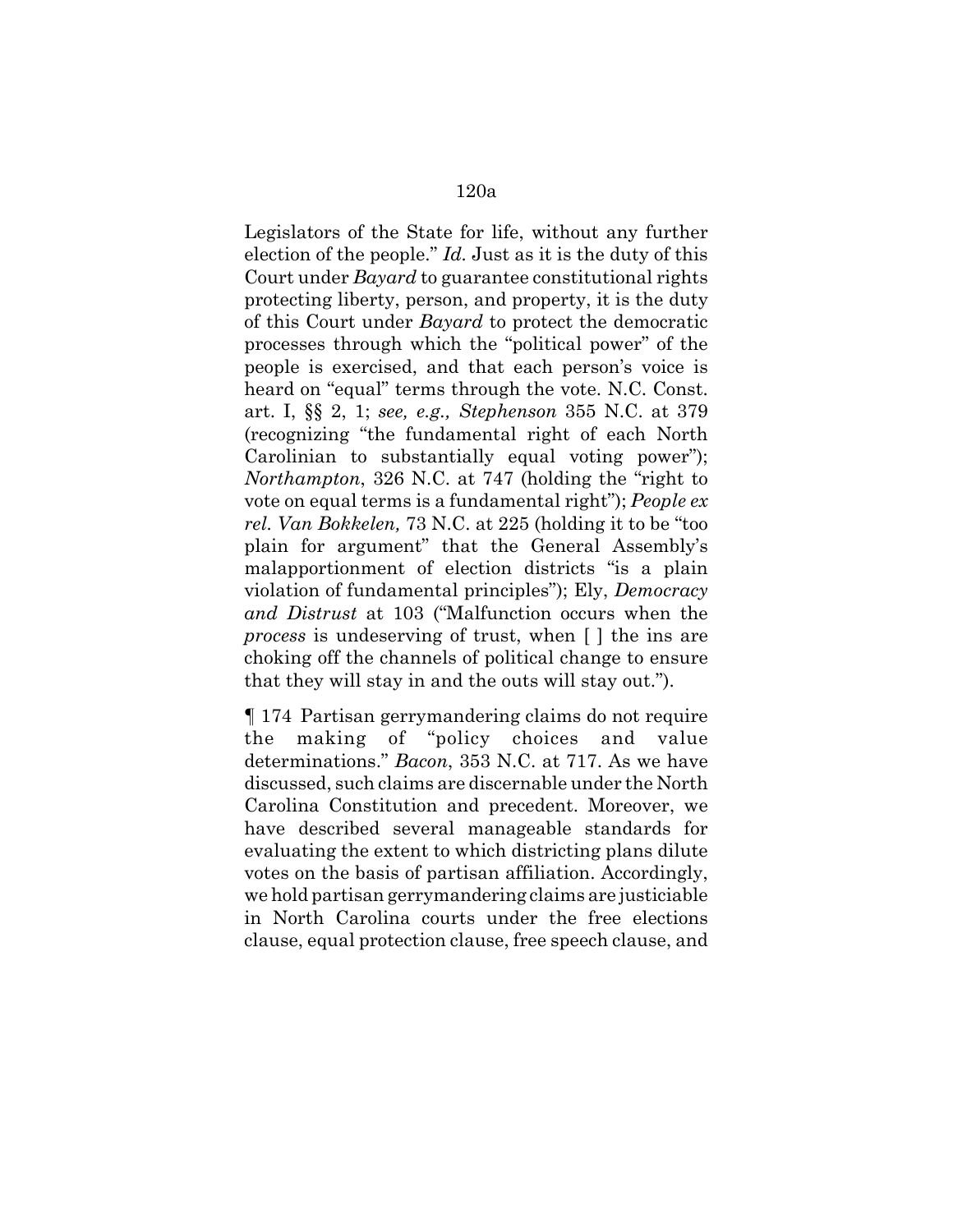Legislators of the State for life, without any further election of the people." *Id.* Just as it is the duty of this Court under *Bayard* to guarantee constitutional rights protecting liberty, person, and property, it is the duty of this Court under *Bayard* to protect the democratic processes through which the "political power" of the people is exercised, and that each person's voice is heard on "equal" terms through the vote. N.C. Const. art. I, §§ 2, 1; *see, e.g., Stephenson* 355 N.C. at 379 (recognizing "the fundamental right of each North Carolinian to substantially equal voting power"); *Northampton*, 326 N.C. at 747 (holding the "right to vote on equal terms is a fundamental right"); *People ex rel. Van Bokkelen,* 73 N.C. at 225 (holding it to be "too plain for argument" that the General Assembly's malapportionment of election districts "is a plain violation of fundamental principles"); Ely, *Democracy and Distrust* at 103 ("Malfunction occurs when the *process* is undeserving of trust, when [ ] the ins are choking off the channels of political change to ensure that they will stay in and the outs will stay out.").

¶ 174 Partisan gerrymandering claims do not require the making of "policy choices and value determinations." *Bacon*, 353 N.C. at 717. As we have discussed, such claims are discernable under the North Carolina Constitution and precedent. Moreover, we have described several manageable standards for evaluating the extent to which districting plans dilute votes on the basis of partisan affiliation. Accordingly, we hold partisan gerrymandering claims are justiciable in North Carolina courts under the free elections clause, equal protection clause, free speech clause, and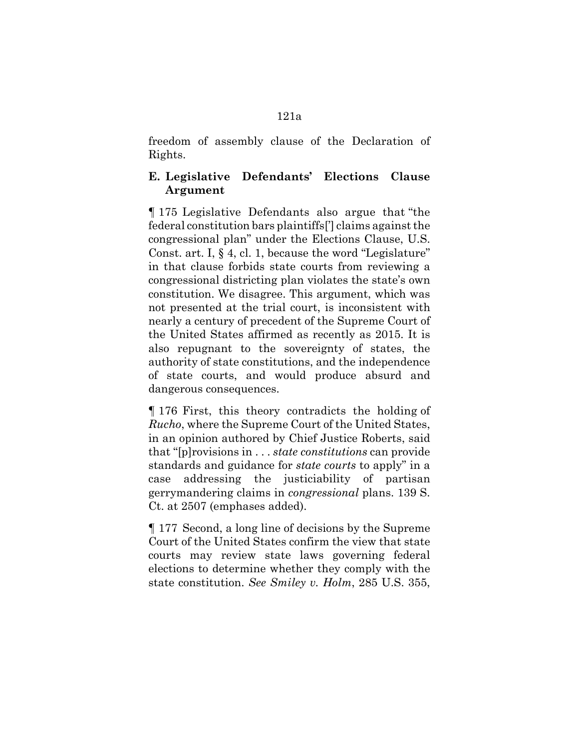freedom of assembly clause of the Declaration of Rights.

### E. Legislative Defendants' Elections Clause Argument

¶ 175 Legislative Defendants also argue that "the federal constitution bars plaintiffs['] claims against the congressional plan" under the Elections Clause, U.S. Const. art. I, § 4, cl. 1, because the word "Legislature" in that clause forbids state courts from reviewing a congressional districting plan violates the state's own constitution. We disagree. This argument, which was not presented at the trial court, is inconsistent with nearly a century of precedent of the Supreme Court of the United States affirmed as recently as 2015. It is also repugnant to the sovereignty of states, the authority of state constitutions, and the independence of state courts, and would produce absurd and dangerous consequences.

¶ 176 First, this theory contradicts the holding of *Rucho*, where the Supreme Court of the United States, in an opinion authored by Chief Justice Roberts, said that "[p]rovisions in . . . *state constitutions* can provide standards and guidance for *state courts* to apply" in a case addressing the justiciability of partisan gerrymandering claims in *congressional* plans. 139 S. Ct. at 2507 (emphases added).

¶ 177 Second, a long line of decisions by the Supreme Court of the United States confirm the view that state courts may review state laws governing federal elections to determine whether they comply with the state constitution. *See Smiley v. Holm*, 285 U.S. 355,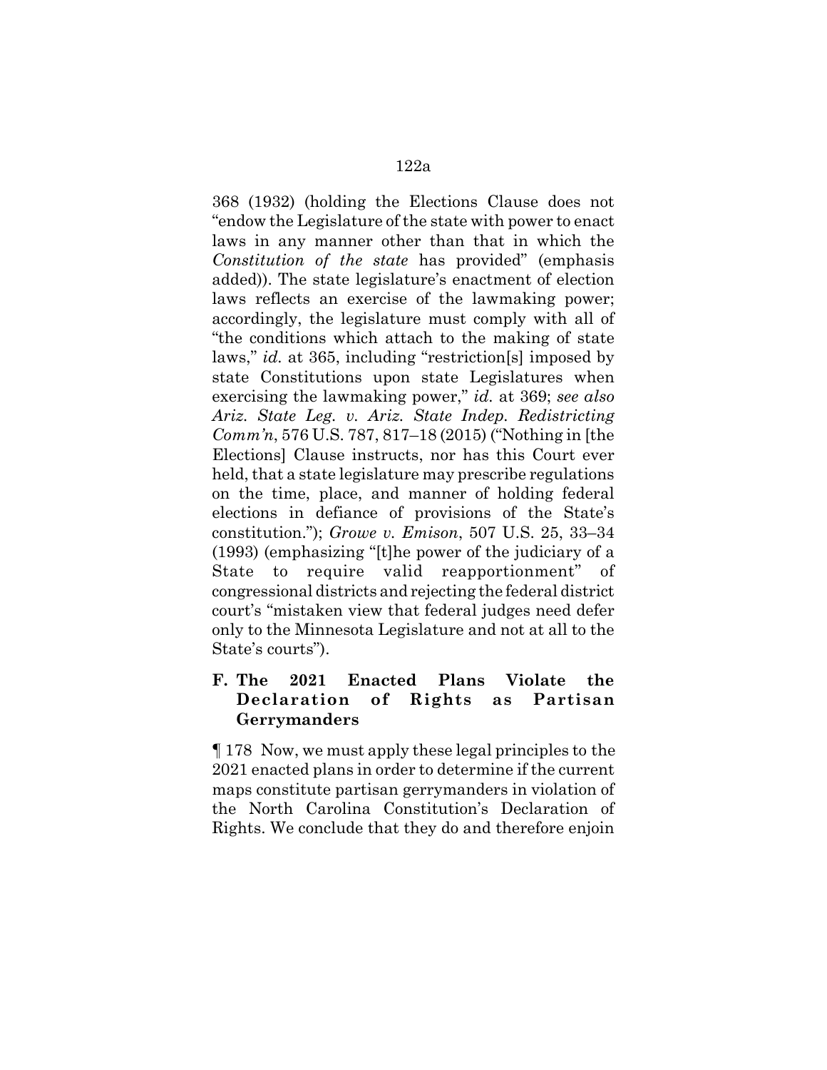368 (1932) (holding the Elections Clause does not "endow the Legislature of the state with power to enact laws in any manner other than that in which the *Constitution of the state* has provided" (emphasis added)). The state legislature's enactment of election laws reflects an exercise of the lawmaking power; accordingly, the legislature must comply with all of "the conditions which attach to the making of state laws," *id.* at 365, including "restriction[s] imposed by state Constitutions upon state Legislatures when exercising the lawmaking power," *id.* at 369; *see also Ariz. State Leg. v. Ariz. State Indep. Redistricting Comm'n*, 576 U.S. 787, 817–18 (2015) ("Nothing in [the Elections] Clause instructs, nor has this Court ever held, that a state legislature may prescribe regulations on the time, place, and manner of holding federal elections in defiance of provisions of the State's constitution."); *Growe v. Emison*, 507 U.S. 25, 33–34 (1993) (emphasizing "[t]he power of the judiciary of a State to require valid reapportionment" of congressional districts and rejecting the federal district court's "mistaken view that federal judges need defer only to the Minnesota Legislature and not at all to the State's courts").

### F. The 2021 Enacted Plans Violate the Declaration of Rights as Partisan Gerrymanders

¶ 178 Now, we must apply these legal principles to the 2021 enacted plans in order to determine if the current maps constitute partisan gerrymanders in violation of the North Carolina Constitution's Declaration of Rights. We conclude that they do and therefore enjoin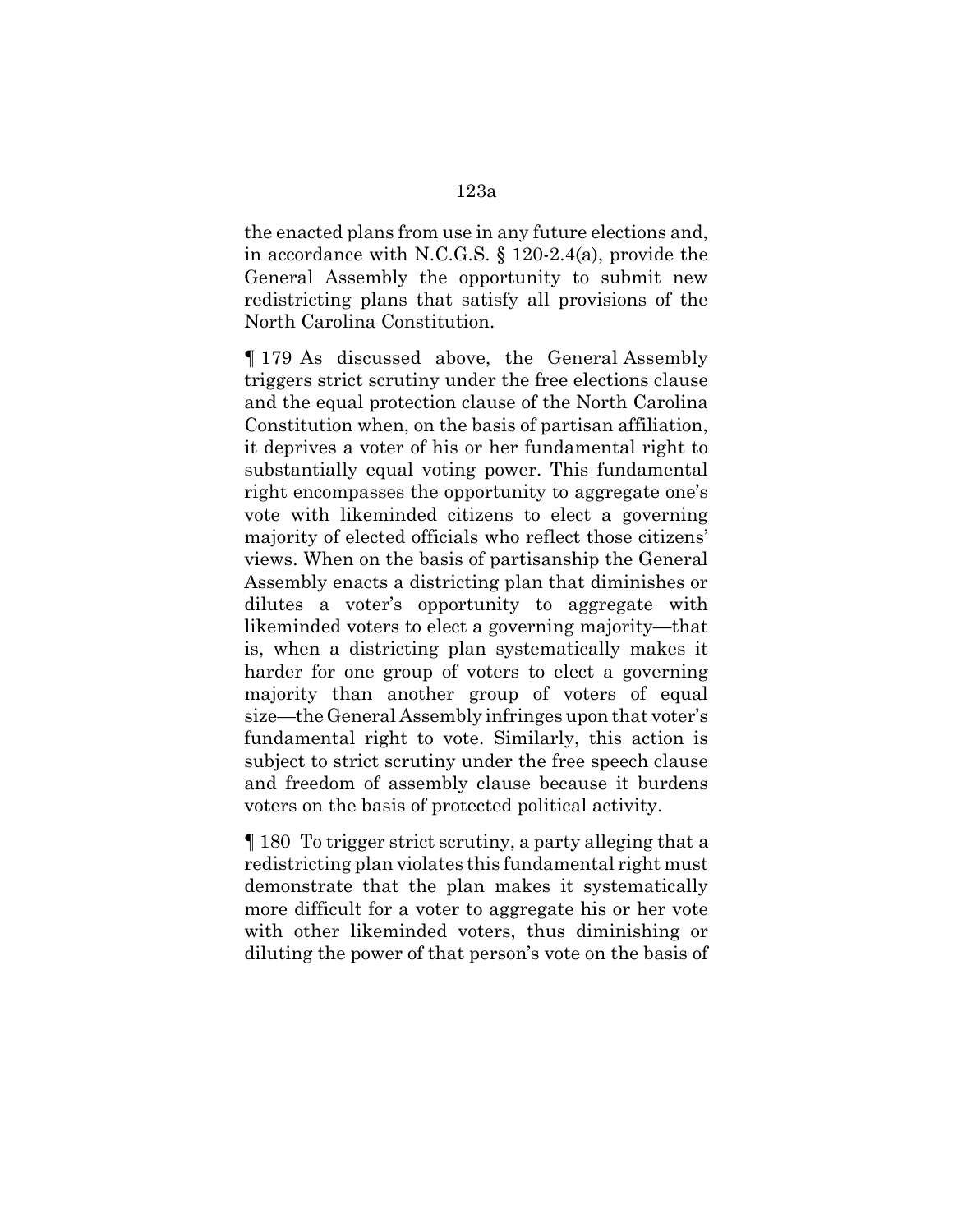the enacted plans from use in any future elections and, in accordance with N.C.G.S. § 120-2.4(a), provide the General Assembly the opportunity to submit new redistricting plans that satisfy all provisions of the North Carolina Constitution.

¶ 179 As discussed above, the General Assembly triggers strict scrutiny under the free elections clause and the equal protection clause of the North Carolina Constitution when, on the basis of partisan affiliation, it deprives a voter of his or her fundamental right to substantially equal voting power. This fundamental right encompasses the opportunity to aggregate one's vote with likeminded citizens to elect a governing majority of elected officials who reflect those citizens' views. When on the basis of partisanship the General Assembly enacts a districting plan that diminishes or dilutes a voter's opportunity to aggregate with likeminded voters to elect a governing majority—that is, when a districting plan systematically makes it harder for one group of voters to elect a governing majority than another group of voters of equal size—the General Assembly infringes upon that voter's fundamental right to vote. Similarly, this action is subject to strict scrutiny under the free speech clause and freedom of assembly clause because it burdens voters on the basis of protected political activity.

¶ 180 To trigger strict scrutiny, a party alleging that a redistricting plan violates this fundamental right must demonstrate that the plan makes it systematically more difficult for a voter to aggregate his or her vote with other likeminded voters, thus diminishing or diluting the power of that person's vote on the basis of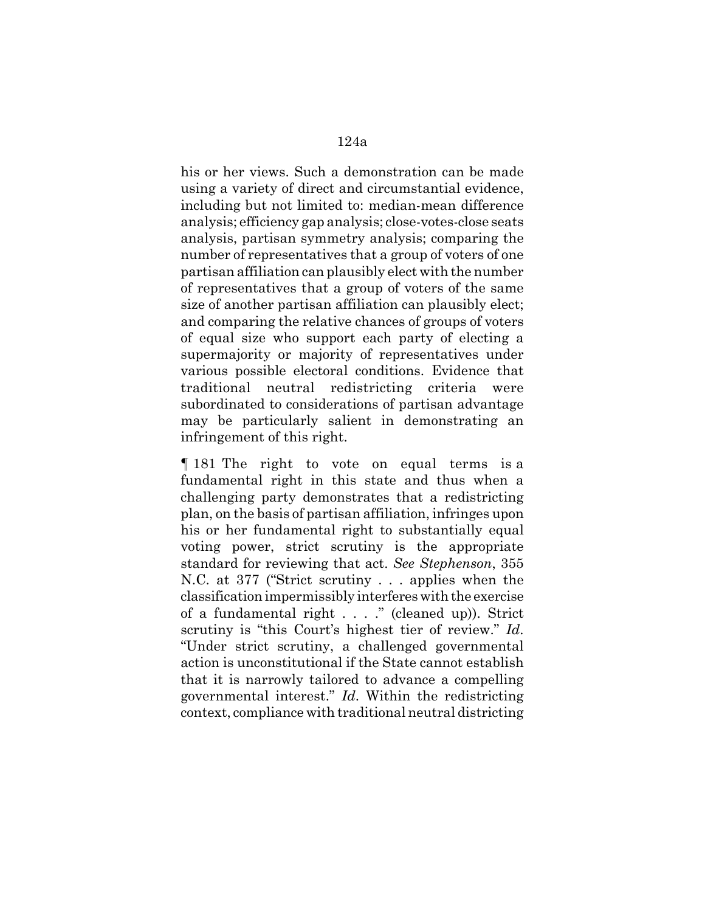his or her views. Such a demonstration can be made using a variety of direct and circumstantial evidence, including but not limited to: median-mean difference analysis; efficiency gap analysis; close-votes-close seats analysis, partisan symmetry analysis; comparing the number of representatives that a group of voters of one partisan affiliation can plausibly elect with the number of representatives that a group of voters of the same size of another partisan affiliation can plausibly elect; and comparing the relative chances of groups of voters of equal size who support each party of electing a supermajority or majority of representatives under various possible electoral conditions. Evidence that traditional neutral redistricting criteria were subordinated to considerations of partisan advantage may be particularly salient in demonstrating an infringement of this right.

¶ 181 The right to vote on equal terms is a fundamental right in this state and thus when a challenging party demonstrates that a redistricting plan, on the basis of partisan affiliation, infringes upon his or her fundamental right to substantially equal voting power, strict scrutiny is the appropriate standard for reviewing that act. *See Stephenson*, 355 N.C. at 377 ("Strict scrutiny . . . applies when the classification impermissibly interferes with the exercise of a fundamental right . . . ." (cleaned up)). Strict scrutiny is "this Court's highest tier of review." *Id.* "Under strict scrutiny, a challenged governmental action is unconstitutional if the State cannot establish that it is narrowly tailored to advance a compelling governmental interest." *Id.* Within the redistricting context, compliance with traditional neutral districting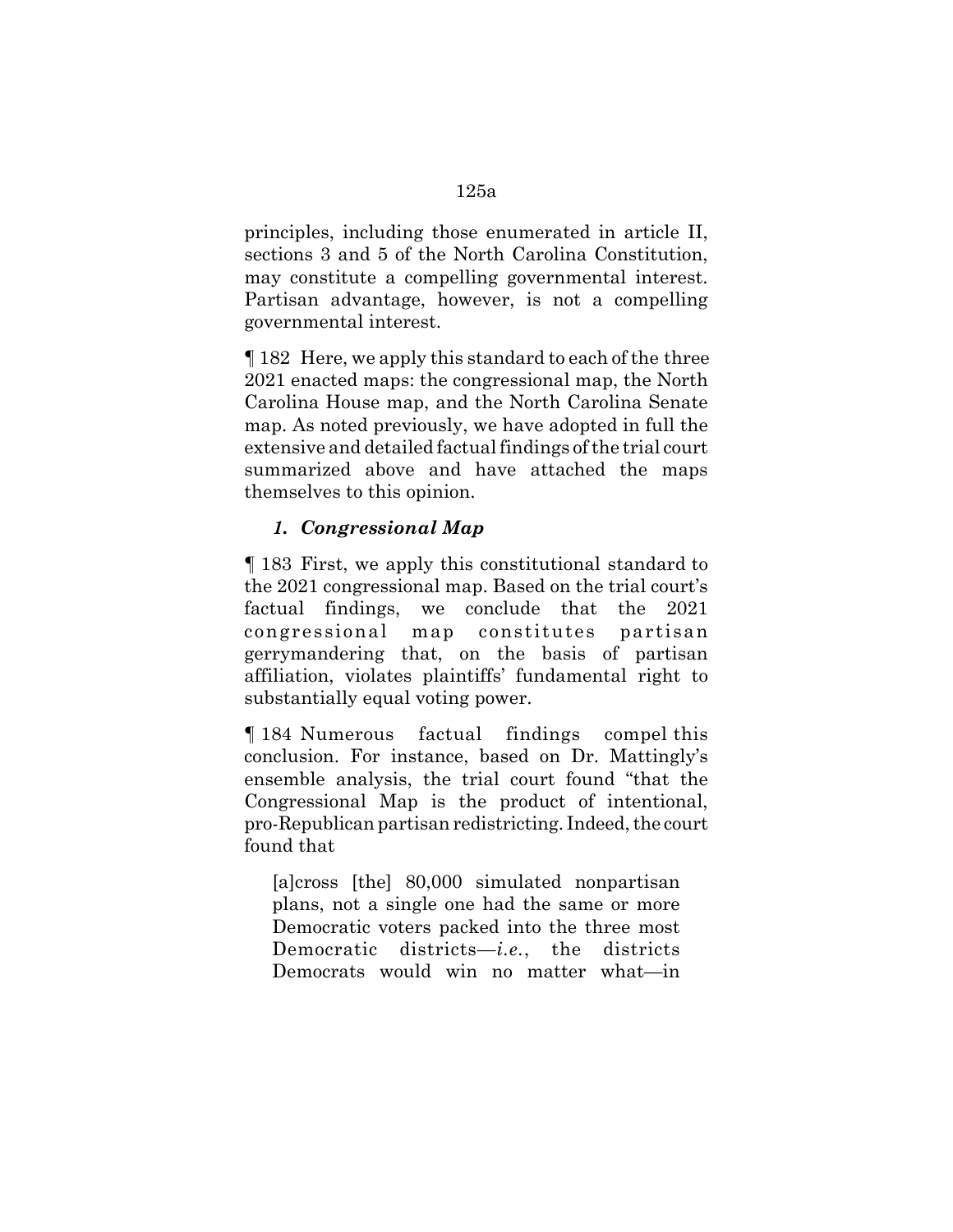principles, including those enumerated in article II, sections 3 and 5 of the North Carolina Constitution, may constitute a compelling governmental interest. Partisan advantage, however, is not a compelling governmental interest.

¶ 182 Here, we apply this standard to each of the three 2021 enacted maps: the congressional map, the North Carolina House map, and the North Carolina Senate map. As noted previously, we have adopted in full the extensive and detailed factual findings of the trial court summarized above and have attached the maps themselves to this opinion.

### *1. Congressional Map*

¶ 183 First, we apply this constitutional standard to the 2021 congressional map. Based on the trial court's factual findings, we conclude that the 2021 congressional map constitutes partisan gerrymandering that, on the basis of partisan affiliation, violates plaintiffs' fundamental right to substantially equal voting power.

¶ 184 Numerous factual findings compel this conclusion. For instance, based on Dr. Mattingly's ensemble analysis, the trial court found "that the Congressional Map is the product of intentional, pro-Republican partisan redistricting. Indeed, the court found that

> [a]cross [the] 80,000 simulated nonpartisan plans, not a single one had the same or more Democratic voters packed into the three most Democratic districts—*i.e.*, the districts Democrats would win no matter what—in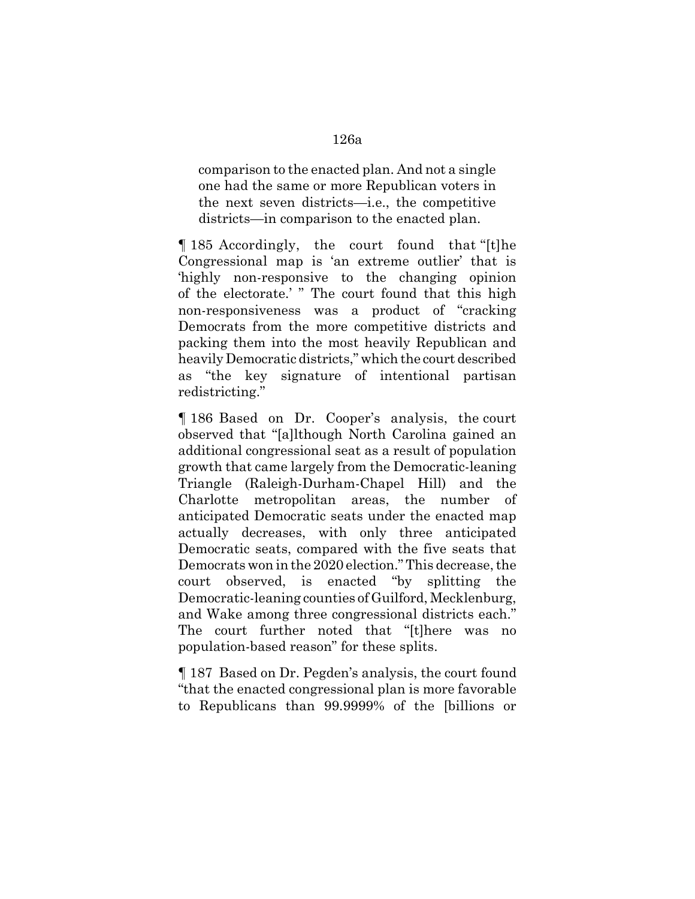comparison to the enacted plan. And not a single one had the same or more Republican voters in the next seven districts—i.e., the competitive districts—in comparison to the enacted plan.

¶ 185 Accordingly, the court found that "[t]he Congressional map is 'an extreme outlier' that is 'highly non-responsive to the changing opinion of the electorate.' " The court found that this high non-responsiveness was a product of "cracking Democrats from the more competitive districts and packing them into the most heavily Republican and heavily Democratic districts," which the court described as "the key signature of intentional partisan redistricting."

¶ 186 Based on Dr. Cooper's analysis, the court observed that "[a]lthough North Carolina gained an additional congressional seat as a result of population growth that came largely from the Democratic-leaning Triangle (Raleigh-Durham-Chapel Hill) and the Charlotte metropolitan areas, the number of anticipated Democratic seats under the enacted map actually decreases, with only three anticipated Democratic seats, compared with the five seats that Democrats won in the 2020 election." This decrease, the court observed, is enacted "by splitting the Democratic-leaning counties of Guilford, Mecklenburg, and Wake among three congressional districts each." The court further noted that "[t]here was no population-based reason" for these splits.

¶ 187 Based on Dr. Pegden's analysis, the court found "that the enacted congressional plan is more favorable to Republicans than 99.9999% of the [billions or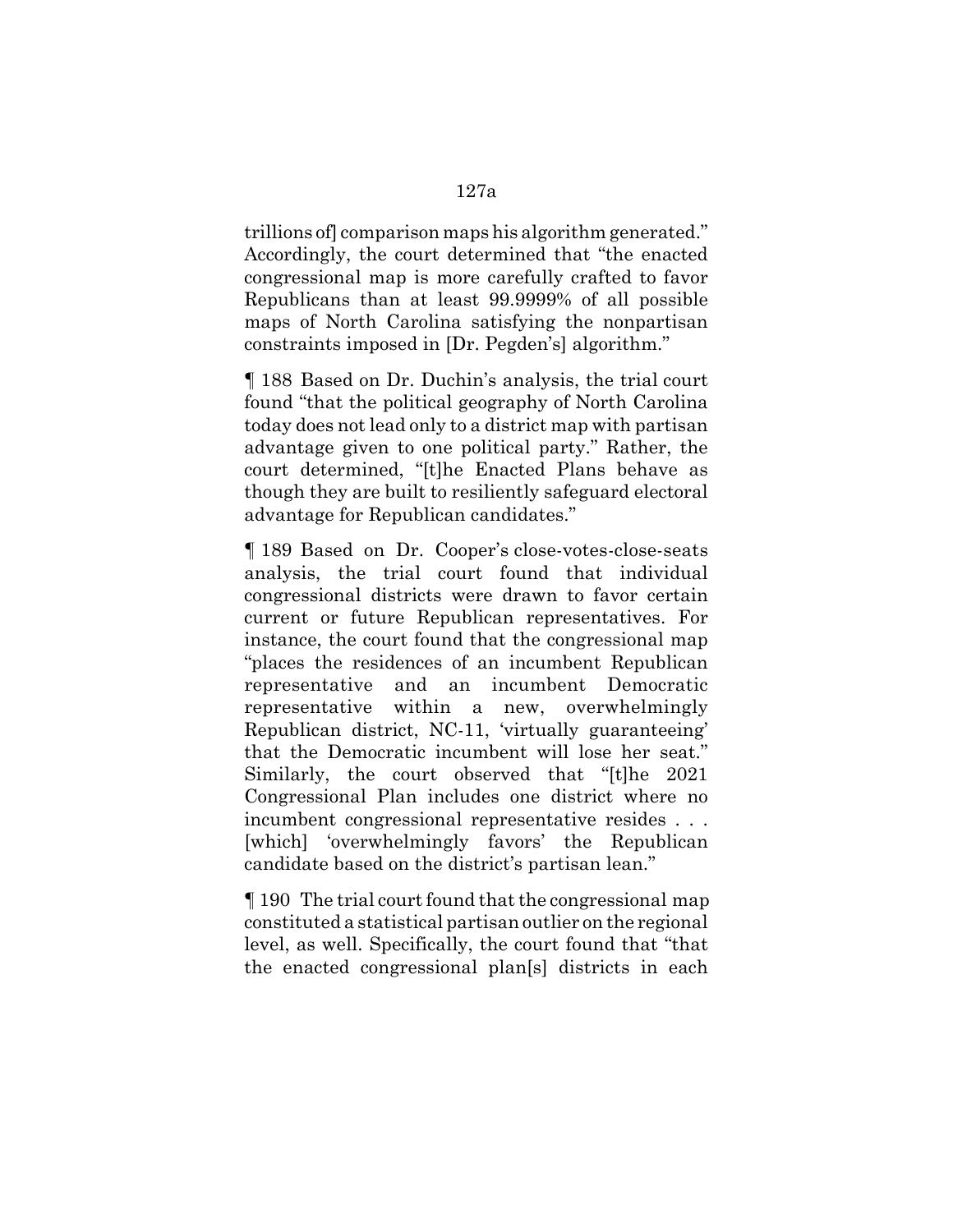trillions of] comparison maps his algorithm generated." Accordingly, the court determined that "the enacted congressional map is more carefully crafted to favor Republicans than at least 99.9999% of all possible maps of North Carolina satisfying the nonpartisan constraints imposed in [Dr. Pegden's] algorithm."

¶ 188 Based on Dr. Duchin's analysis, the trial court found "that the political geography of North Carolina today does not lead only to a district map with partisan advantage given to one political party." Rather, the court determined, "[t]he Enacted Plans behave as though they are built to resiliently safeguard electoral advantage for Republican candidates."

¶ 189 Based on Dr. Cooper's close-votes-close-seats analysis, the trial court found that individual congressional districts were drawn to favor certain current or future Republican representatives. For instance, the court found that the congressional map "places the residences of an incumbent Republican representative and an incumbent Democratic representative within a new, overwhelmingly Republican district, NC-11, 'virtually guaranteeing' that the Democratic incumbent will lose her seat." Similarly, the court observed that "[t]he 2021 Congressional Plan includes one district where no incumbent congressional representative resides . . . [which] 'overwhelmingly favors' the Republican candidate based on the district's partisan lean."

¶ 190 The trial court found that the congressional map constituted a statistical partisan outlier on the regional level, as well. Specifically, the court found that "that the enacted congressional plan[s] districts in each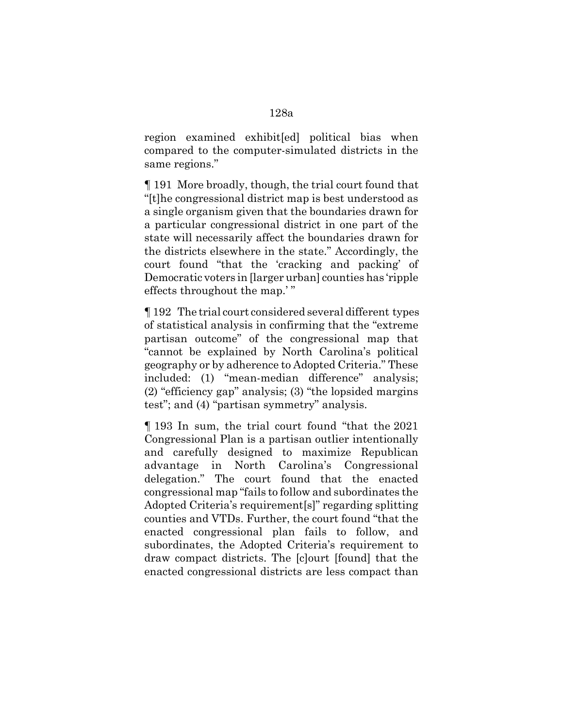region examined exhibit[ed] political bias when compared to the computer-simulated districts in the same regions."

¶ 191 More broadly, though, the trial court found that "[t]he congressional district map is best understood as a single organism given that the boundaries drawn for a particular congressional district in one part of the state will necessarily affect the boundaries drawn for the districts elsewhere in the state." Accordingly, the court found "that the 'cracking and packing' of Democratic voters in [larger urban] counties has 'ripple effects throughout the map.' "

¶ 192 The trial court considered several different types of statistical analysis in confirming that the "extreme partisan outcome" of the congressional map that "cannot be explained by North Carolina's political geography or by adherence to Adopted Criteria." These included: (1) "mean-median difference" analysis; (2) "efficiency gap" analysis; (3) "the lopsided margins test"; and (4) "partisan symmetry" analysis.

¶ 193 In sum, the trial court found "that the 2021 Congressional Plan is a partisan outlier intentionally and carefully designed to maximize Republican advantage in North Carolina's Congressional delegation." The court found that the enacted congressional map "fails to follow and subordinates the Adopted Criteria's requirement[s]" regarding splitting counties and VTDs. Further, the court found "that the enacted congressional plan fails to follow, and subordinates, the Adopted Criteria's requirement to draw compact districts. The [c]ourt [found] that the enacted congressional districts are less compact than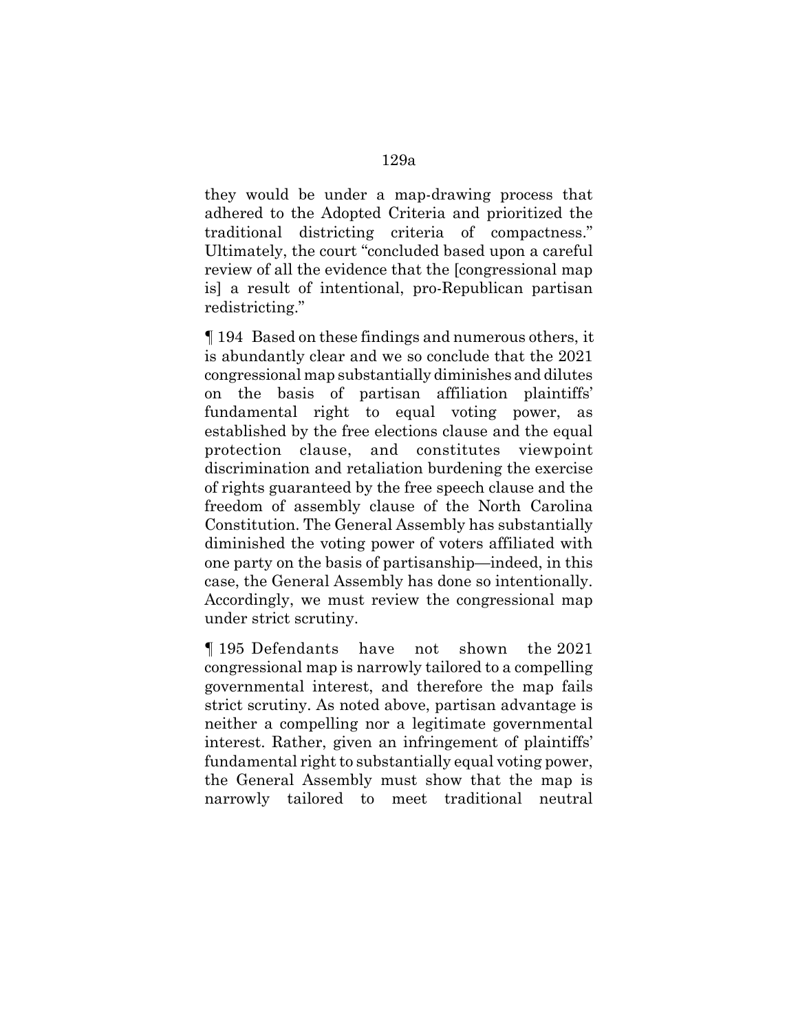they would be under a map-drawing process that adhered to the Adopted Criteria and prioritized the traditional districting criteria of compactness." Ultimately, the court "concluded based upon a careful review of all the evidence that the [congressional map is] a result of intentional, pro-Republican partisan redistricting."

¶ 194 Based on these findings and numerous others, it is abundantly clear and we so conclude that the 2021 congressional map substantially diminishes and dilutes on the basis of partisan affiliation plaintiffs' fundamental right to equal voting power, as established by the free elections clause and the equal protection clause, and constitutes viewpoint discrimination and retaliation burdening the exercise of rights guaranteed by the free speech clause and the freedom of assembly clause of the North Carolina Constitution. The General Assembly has substantially diminished the voting power of voters affiliated with one party on the basis of partisanship—indeed, in this case, the General Assembly has done so intentionally. Accordingly, we must review the congressional map under strict scrutiny.

¶ 195 Defendants have not shown the 2021 congressional map is narrowly tailored to a compelling governmental interest, and therefore the map fails strict scrutiny. As noted above, partisan advantage is neither a compelling nor a legitimate governmental interest. Rather, given an infringement of plaintiffs' fundamental right to substantially equal voting power, the General Assembly must show that the map is narrowly tailored to meet traditional neutral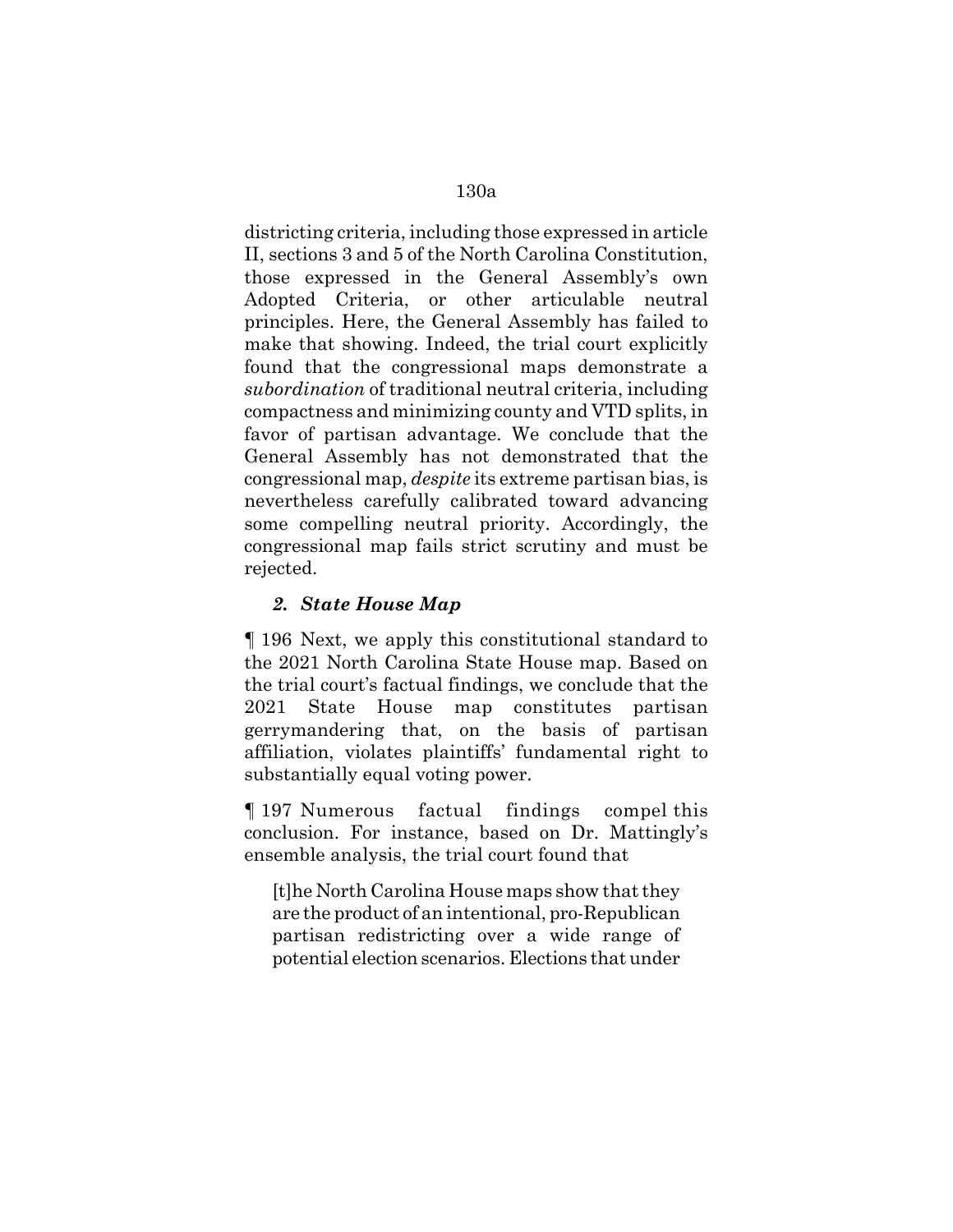districting criteria, including those expressed in article II, sections 3 and 5 of the North Carolina Constitution, those expressed in the General Assembly's own Adopted Criteria, or other articulable neutral principles. Here, the General Assembly has failed to make that showing. Indeed, the trial court explicitly found that the congressional maps demonstrate a *subordination* of traditional neutral criteria, including compactness and minimizing county and VTD splits, in favor of partisan advantage. We conclude that the General Assembly has not demonstrated that the congressional map, *despite* its extreme partisan bias, is nevertheless carefully calibrated toward advancing some compelling neutral priority. Accordingly, the congressional map fails strict scrutiny and must be rejected.

### *2. State House Map*

¶ 196 Next, we apply this constitutional standard to the 2021 North Carolina State House map. Based on the trial court's factual findings, we conclude that the 2021 State House map constitutes partisan gerrymandering that, on the basis of partisan affiliation, violates plaintiffs' fundamental right to substantially equal voting power.

¶ 197 Numerous factual findings compel this conclusion. For instance, based on Dr. Mattingly's ensemble analysis, the trial court found that

> [t]he North Carolina House maps show that they are the product of an intentional, pro-Republican partisan redistricting over a wide range of potential election scenarios. Elections that under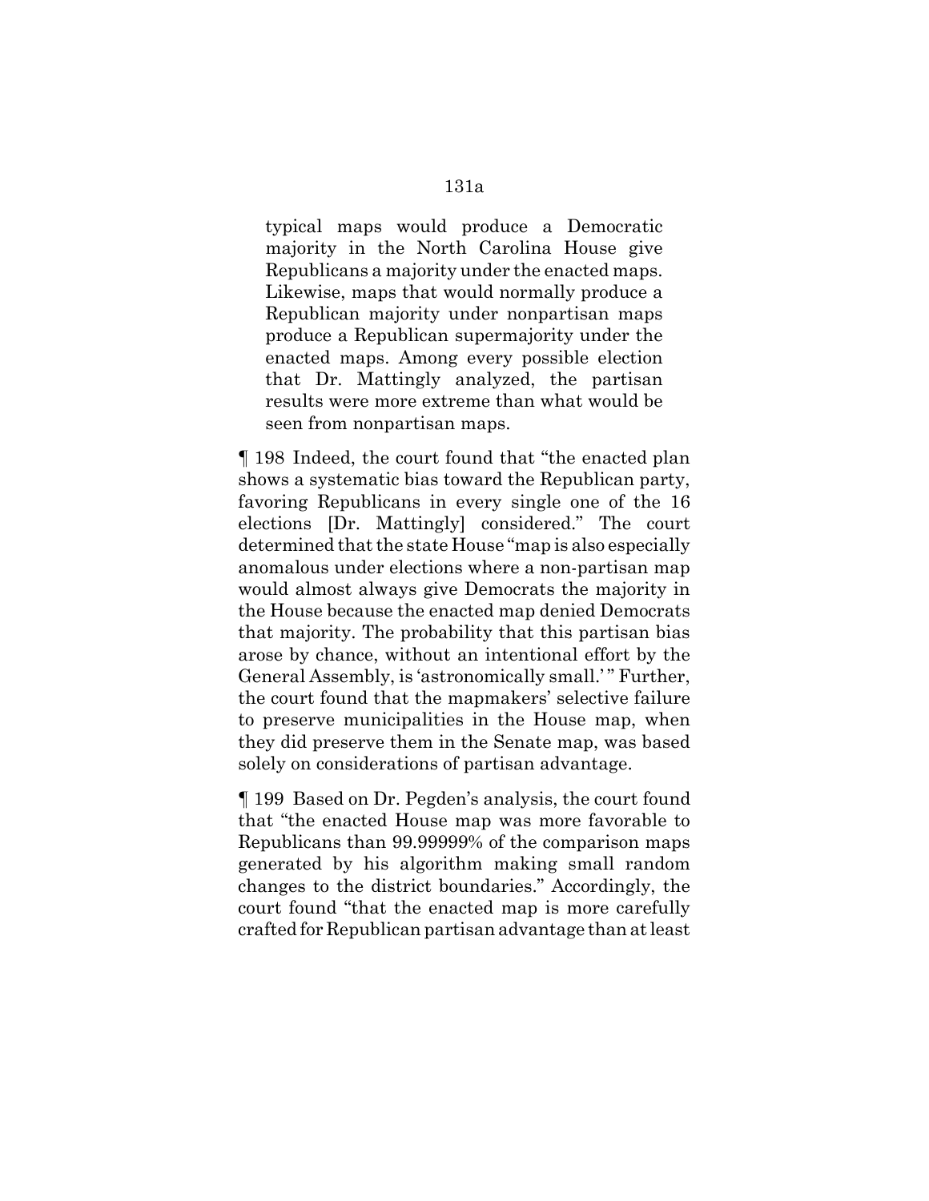> typical maps would produce a Democratic majority in the North Carolina House give Republicans a majority under the enacted maps. Likewise, maps that would normally produce a Republican majority under nonpartisan maps produce a Republican supermajority under the enacted maps. Among every possible election that Dr. Mattingly analyzed, the partisan results were more extreme than what would be seen from nonpartisan maps.

¶ 198 Indeed, the court found that "the enacted plan shows a systematic bias toward the Republican party, favoring Republicans in every single one of the 16 elections [Dr. Mattingly] considered." The court determined that the state House "map is also especially anomalous under elections where a non-partisan map would almost always give Democrats the majority in the House because the enacted map denied Democrats that majority. The probability that this partisan bias arose by chance, without an intentional effort by the General Assembly, is 'astronomically small.'" Further, the court found that the mapmakers' selective failure to preserve municipalities in the House map, when they did preserve them in the Senate map, was based solely on considerations of partisan advantage.

¶ 199 Based on Dr. Pegden's analysis, the court found that "the enacted House map was more favorable to Republicans than 99.99999% of the comparison maps generated by his algorithm making small random changes to the district boundaries." Accordingly, the court found "that the enacted map is more carefully crafted for Republican partisan advantage than at least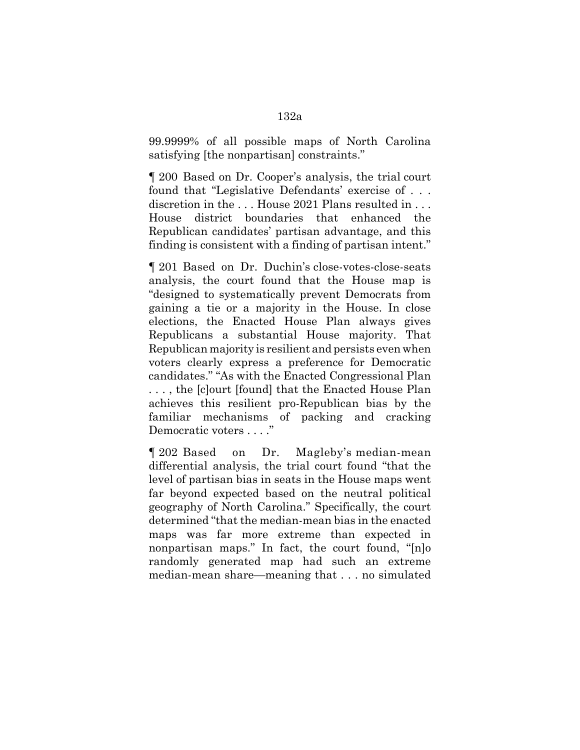99.9999% of all possible maps of North Carolina satisfying [the nonpartisan] constraints."

¶ 200 Based on Dr. Cooper's analysis, the trial court found that "Legislative Defendants' exercise of . . . discretion in the . . . House 2021 Plans resulted in . . . House district boundaries that enhanced the Republican candidates' partisan advantage, and this finding is consistent with a finding of partisan intent."

¶ 201 Based on Dr. Duchin's close-votes-close-seats analysis, the court found that the House map is "designed to systematically prevent Democrats from gaining a tie or a majority in the House. In close elections, the Enacted House Plan always gives Republicans a substantial House majority. That Republican majority is resilient and persists even when voters clearly express a preference for Democratic candidates." "As with the Enacted Congressional Plan . . . , the [c]ourt [found] that the Enacted House Plan achieves this resilient pro-Republican bias by the familiar mechanisms of packing and cracking Democratic voters . . . ."

¶ 202 Based on Dr. Magleby's median-mean differential analysis, the trial court found "that the level of partisan bias in seats in the House maps went far beyond expected based on the neutral political geography of North Carolina." Specifically, the court determined "that the median-mean bias in the enacted maps was far more extreme than expected in nonpartisan maps." In fact, the court found, "[n]o randomly generated map had such an extreme median-mean share—meaning that . . . no simulated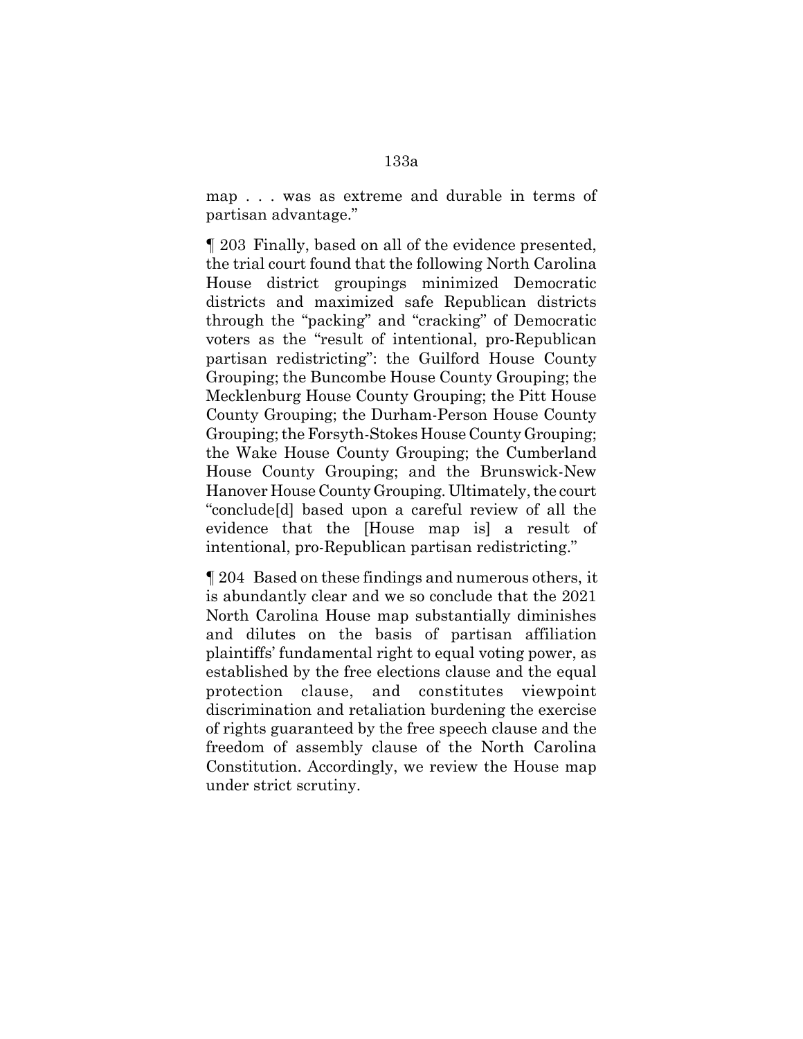map . . . was as extreme and durable in terms of partisan advantage."

¶ 203 Finally, based on all of the evidence presented, the trial court found that the following North Carolina House district groupings minimized Democratic districts and maximized safe Republican districts through the "packing" and "cracking" of Democratic voters as the "result of intentional, pro-Republican partisan redistricting": the Guilford House County Grouping; the Buncombe House County Grouping; the Mecklenburg House County Grouping; the Pitt House County Grouping; the Durham-Person House County Grouping; the Forsyth-Stokes House County Grouping; the Wake House County Grouping; the Cumberland House County Grouping; and the Brunswick-New Hanover House County Grouping. Ultimately, the court "conclude[d] based upon a careful review of all the evidence that the [House map is] a result of intentional, pro-Republican partisan redistricting."

¶ 204 Based on these findings and numerous others, it is abundantly clear and we so conclude that the 2021 North Carolina House map substantially diminishes and dilutes on the basis of partisan affiliation plaintiffs' fundamental right to equal voting power, as established by the free elections clause and the equal protection clause, and constitutes viewpoint discrimination and retaliation burdening the exercise of rights guaranteed by the free speech clause and the freedom of assembly clause of the North Carolina Constitution. Accordingly, we review the House map under strict scrutiny.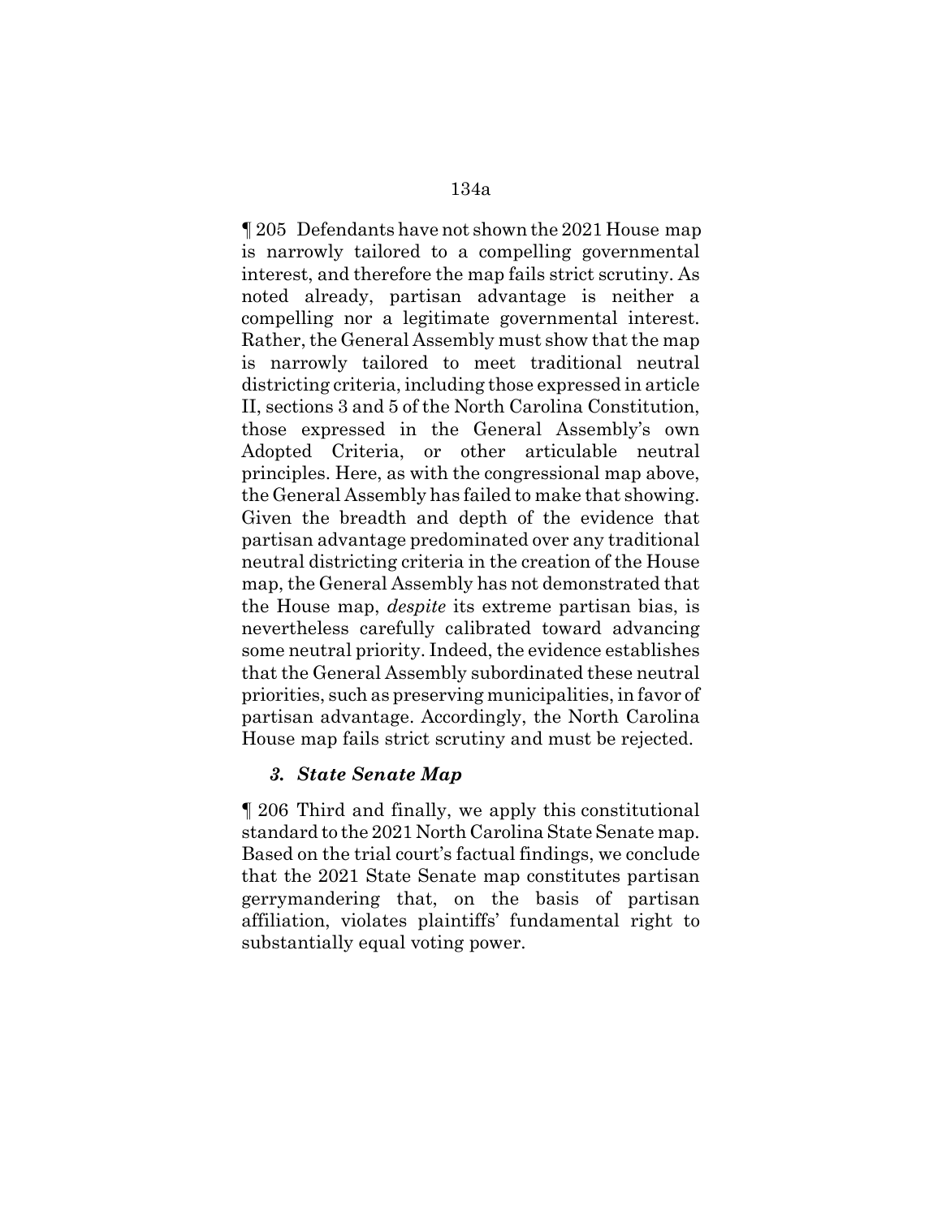¶ 205 Defendants have not shown the 2021 House map is narrowly tailored to a compelling governmental interest, and therefore the map fails strict scrutiny. As noted already, partisan advantage is neither a compelling nor a legitimate governmental interest. Rather, the General Assembly must show that the map is narrowly tailored to meet traditional neutral districting criteria, including those expressed in article II, sections 3 and 5 of the North Carolina Constitution, those expressed in the General Assembly's own Adopted Criteria, or other articulable neutral principles. Here, as with the congressional map above, the General Assembly has failed to make that showing. Given the breadth and depth of the evidence that partisan advantage predominated over any traditional neutral districting criteria in the creation of the House map, the General Assembly has not demonstrated that the House map, *despite* its extreme partisan bias, is nevertheless carefully calibrated toward advancing some neutral priority. Indeed, the evidence establishes that the General Assembly subordinated these neutral priorities, such as preserving municipalities, in favor of partisan advantage. Accordingly, the North Carolina House map fails strict scrutiny and must be rejected.

### *3. State Senate Map*

¶ 206 Third and finally, we apply this constitutional standard to the 2021 North Carolina State Senate map. Based on the trial court's factual findings, we conclude that the 2021 State Senate map constitutes partisan gerrymandering that, on the basis of partisan affiliation, violates plaintiffs' fundamental right to substantially equal voting power.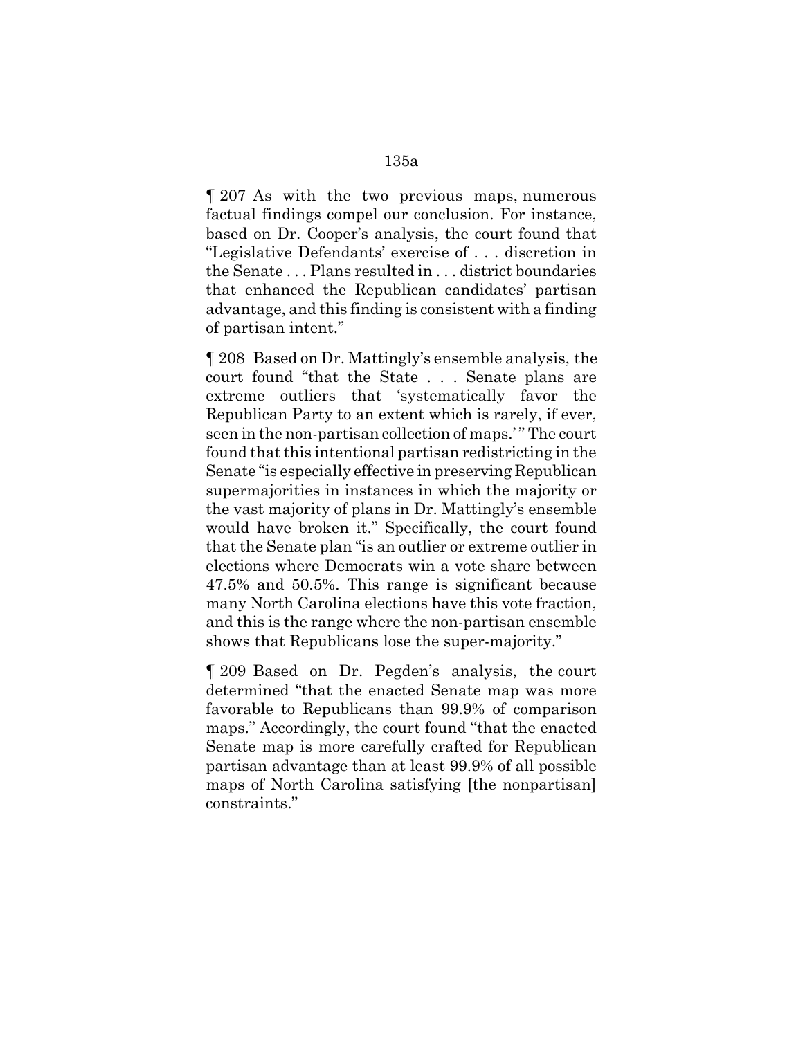¶ 207 As with the two previous maps, numerous factual findings compel our conclusion. For instance, based on Dr. Cooper's analysis, the court found that "Legislative Defendants' exercise of . . . discretion in the Senate . . . Plans resulted in . . . district boundaries that enhanced the Republican candidates' partisan advantage, and this finding is consistent with a finding of partisan intent."

¶ 208 Based on Dr. Mattingly's ensemble analysis, the court found "that the State . . . Senate plans are extreme outliers that 'systematically favor the Republican Party to an extent which is rarely, if ever, seen in the non-partisan collection of maps.'" The court found that this intentional partisan redistricting in the Senate "is especially effective in preserving Republican supermajorities in instances in which the majority or the vast majority of plans in Dr. Mattingly's ensemble would have broken it." Specifically, the court found that the Senate plan "is an outlier or extreme outlier in elections where Democrats win a vote share between 47.5% and 50.5%. This range is significant because many North Carolina elections have this vote fraction, and this is the range where the non-partisan ensemble shows that Republicans lose the super-majority."

¶ 209 Based on Dr. Pegden's analysis, the court determined "that the enacted Senate map was more favorable to Republicans than 99.9% of comparison maps." Accordingly, the court found "that the enacted Senate map is more carefully crafted for Republican partisan advantage than at least 99.9% of all possible maps of North Carolina satisfying [the nonpartisan] constraints."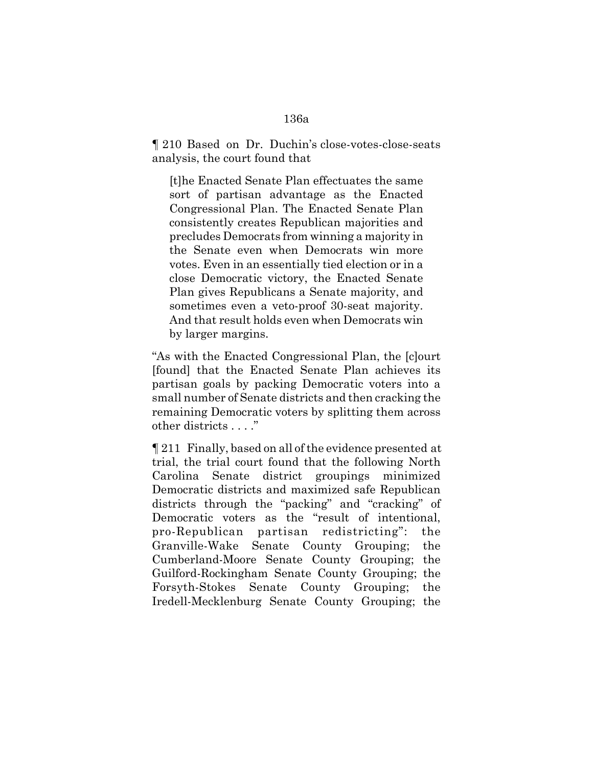¶ 210 Based on Dr. Duchin's close-votes-close-seats analysis, the court found that

> [t]he Enacted Senate Plan effectuates the same sort of partisan advantage as the Enacted Congressional Plan. The Enacted Senate Plan consistently creates Republican majorities and precludes Democrats from winning a majority in the Senate even when Democrats win more votes. Even in an essentially tied election or in a close Democratic victory, the Enacted Senate Plan gives Republicans a Senate majority, and sometimes even a veto-proof 30-seat majority. And that result holds even when Democrats win by larger margins.

"As with the Enacted Congressional Plan, the [c]ourt [found] that the Enacted Senate Plan achieves its partisan goals by packing Democratic voters into a small number of Senate districts and then cracking the remaining Democratic voters by splitting them across other districts . . . ."

¶ 211 Finally, based on all of the evidence presented at trial, the trial court found that the following North Carolina Senate district groupings minimized Democratic districts and maximized safe Republican districts through the "packing" and "cracking" of Democratic voters as the "result of intentional, pro-Republican partisan redistricting": the Granville-Wake Senate County Grouping; the Cumberland-Moore Senate County Grouping; the Guilford-Rockingham Senate County Grouping; the Forsyth-Stokes Senate County Grouping; the Iredell-Mecklenburg Senate County Grouping; the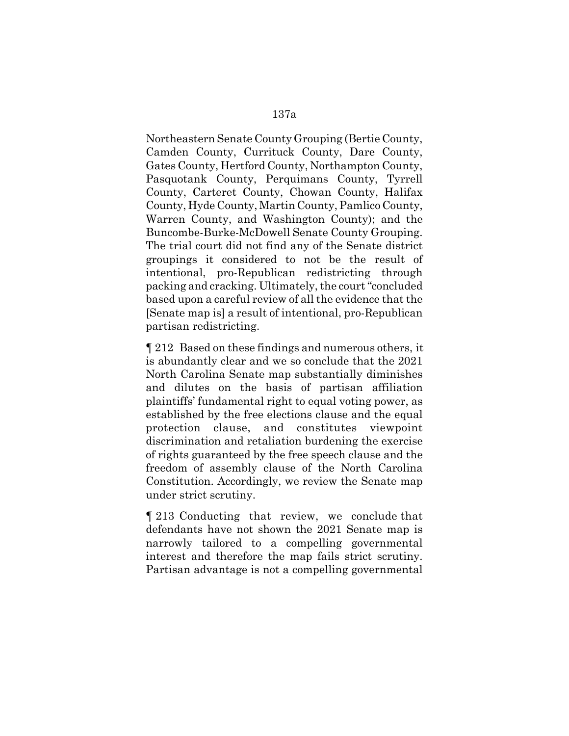Northeastern Senate County Grouping (Bertie County, Camden County, Currituck County, Dare County, Gates County, Hertford County, Northampton County, Pasquotank County, Perquimans County, Tyrrell County, Carteret County, Chowan County, Halifax County, Hyde County, Martin County, Pamlico County, Warren County, and Washington County); and the Buncombe-Burke-McDowell Senate County Grouping. The trial court did not find any of the Senate district groupings it considered to not be the result of intentional, pro-Republican redistricting through packing and cracking. Ultimately, the court "concluded based upon a careful review of all the evidence that the [Senate map is] a result of intentional, pro-Republican partisan redistricting.

¶ 212 Based on these findings and numerous others, it is abundantly clear and we so conclude that the 2021 North Carolina Senate map substantially diminishes and dilutes on the basis of partisan affiliation plaintiffs' fundamental right to equal voting power, as established by the free elections clause and the equal protection clause, and constitutes viewpoint discrimination and retaliation burdening the exercise of rights guaranteed by the free speech clause and the freedom of assembly clause of the North Carolina Constitution. Accordingly, we review the Senate map under strict scrutiny.

¶ 213 Conducting that review, we conclude that defendants have not shown the 2021 Senate map is narrowly tailored to a compelling governmental interest and therefore the map fails strict scrutiny. Partisan advantage is not a compelling governmental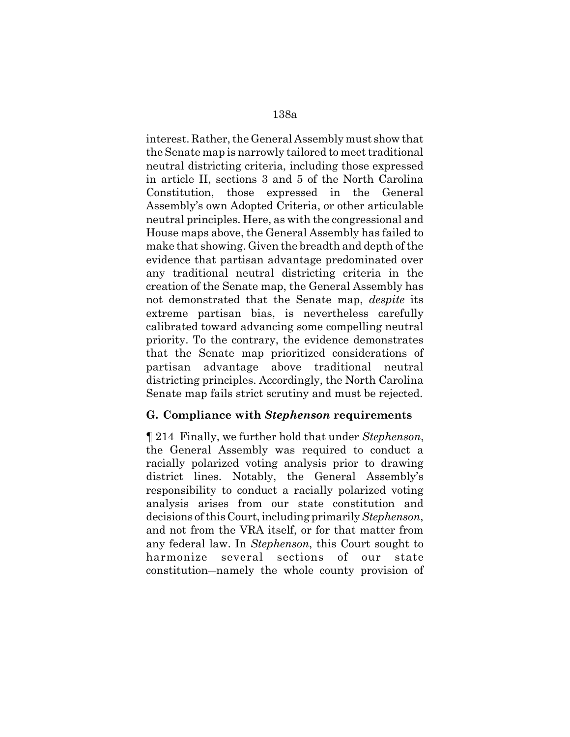interest. Rather, the General Assembly must show that the Senate map is narrowly tailored to meet traditional neutral districting criteria, including those expressed in article II, sections 3 and 5 of the North Carolina Constitution, those expressed in the General Assembly's own Adopted Criteria, or other articulable neutral principles. Here, as with the congressional and House maps above, the General Assembly has failed to make that showing. Given the breadth and depth of the evidence that partisan advantage predominated over any traditional neutral districting criteria in the creation of the Senate map, the General Assembly has not demonstrated that the Senate map, *despite* its extreme partisan bias, is nevertheless carefully calibrated toward advancing some compelling neutral priority. To the contrary, the evidence demonstrates that the Senate map prioritized considerations of partisan advantage above traditional neutral districting principles. Accordingly, the North Carolina Senate map fails strict scrutiny and must be rejected.

### G. Compliance with *Stephenson* requirements

¶ 214 Finally, we further hold that under *Stephenson*, the General Assembly was required to conduct a racially polarized voting analysis prior to drawing district lines. Notably, the General Assembly's responsibility to conduct a racially polarized voting analysis arises from our state constitution and decisions of this Court, including primarily *Stephenson*, and not from the VRA itself, or for that matter from any federal law. In *Stephenson*, this Court sought to harmonize several sections of our state constitution—namely the whole county provision of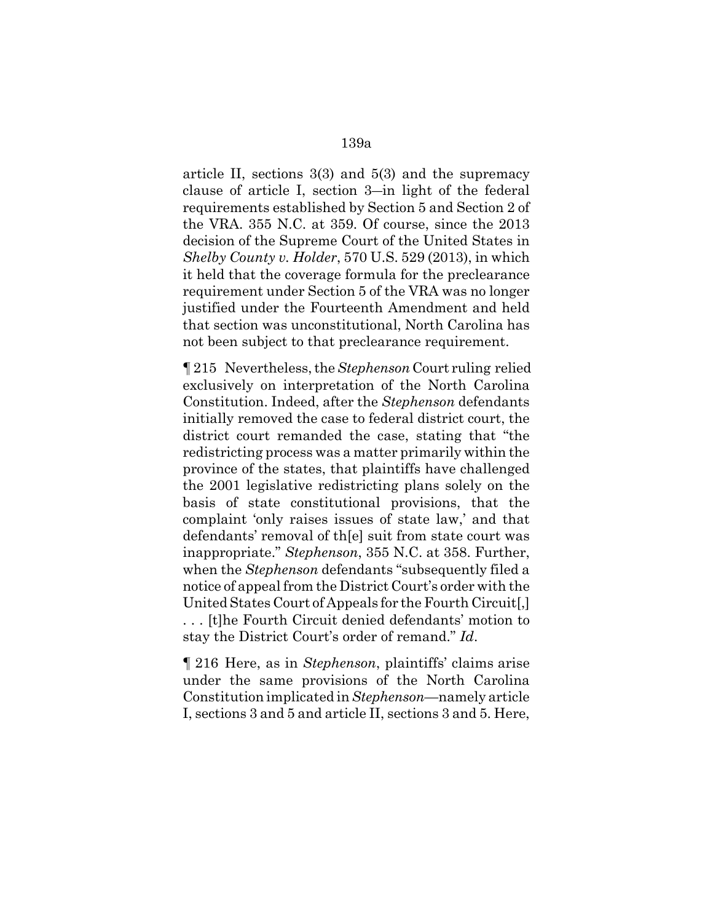article II, sections 3(3) and 5(3) and the supremacy clause of article I, section 3—in light of the federal requirements established by Section 5 and Section 2 of the VRA. 355 N.C. at 359. Of course, since the 2013 decision of the Supreme Court of the United States in *Shelby County v. Holder*, 570 U.S. 529 (2013), in which it held that the coverage formula for the preclearance requirement under Section 5 of the VRA was no longer justified under the Fourteenth Amendment and held that section was unconstitutional, North Carolina has not been subject to that preclearance requirement.

¶ 215 Nevertheless, the *Stephenson* Court ruling relied exclusively on interpretation of the North Carolina Constitution. Indeed, after the *Stephenson* defendants initially removed the case to federal district court, the district court remanded the case, stating that "the redistricting process was a matter primarily within the province of the states, that plaintiffs have challenged the 2001 legislative redistricting plans solely on the basis of state constitutional provisions, that the complaint 'only raises issues of state law,' and that defendants' removal of th[e] suit from state court was inappropriate." *Stephenson*, 355 N.C. at 358. Further, when the *Stephenson* defendants "subsequently filed a notice of appeal from the District Court's order with the United States Court of Appeals for the Fourth Circuit[,] . . . [t]he Fourth Circuit denied defendants' motion to stay the District Court's order of remand." *Id*.

¶ 216 Here, as in *Stephenson*, plaintiffs' claims arise under the same provisions of the North Carolina Constitution implicated in *Stephenson*—namely article I, sections 3 and 5 and article II, sections 3 and 5. Here,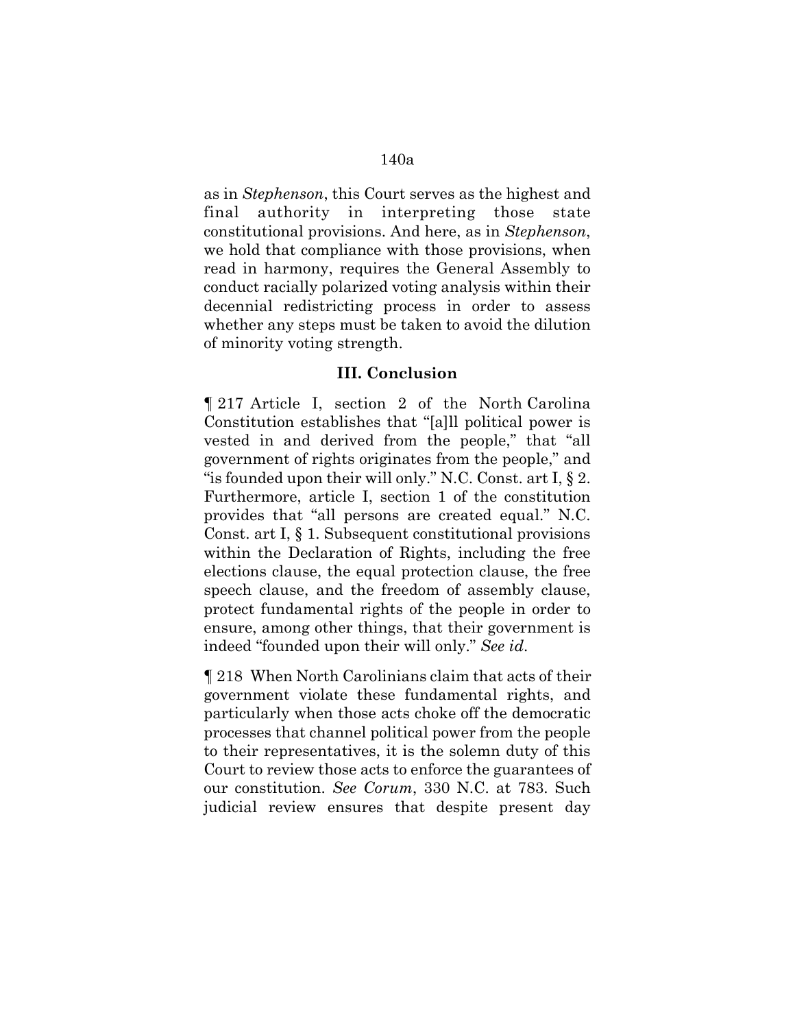as in *Stephenson*, this Court serves as the highest and final authority in interpreting those state constitutional provisions. And here, as in *Stephenson*, we hold that compliance with those provisions, when read in harmony, requires the General Assembly to conduct racially polarized voting analysis within their decennial redistricting process in order to assess whether any steps must be taken to avoid the dilution of minority voting strength.

## III. Conclusion

¶ 217 Article I, section 2 of the North Carolina Constitution establishes that "[a]ll political power is vested in and derived from the people," that "all government of rights originates from the people," and "is founded upon their will only." N.C. Const. art I, § 2. Furthermore, article I, section 1 of the constitution provides that "all persons are created equal." N.C. Const. art I, § 1. Subsequent constitutional provisions within the Declaration of Rights, including the free elections clause, the equal protection clause, the free speech clause, and the freedom of assembly clause, protect fundamental rights of the people in order to ensure, among other things, that their government is indeed "founded upon their will only." *See id.*

¶ 218 When North Carolinians claim that acts of their government violate these fundamental rights, and particularly when those acts choke off the democratic processes that channel political power from the people to their representatives, it is the solemn duty of this Court to review those acts to enforce the guarantees of our constitution. *See Corum*, 330 N.C. at 783. Such judicial review ensures that despite present day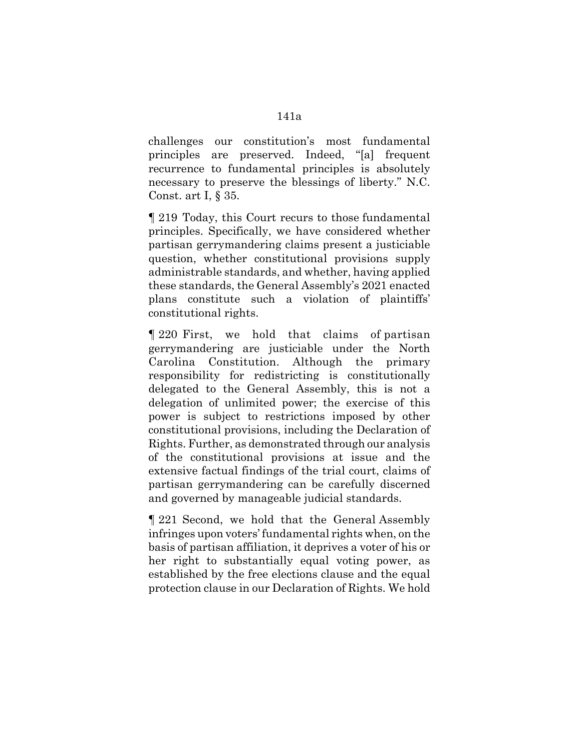challenges our constitution's most fundamental principles are preserved. Indeed, "[a] frequent recurrence to fundamental principles is absolutely necessary to preserve the blessings of liberty." N.C. Const. art I, § 35.

¶ 219 Today, this Court recurs to those fundamental principles. Specifically, we have considered whether partisan gerrymandering claims present a justiciable question, whether constitutional provisions supply administrable standards, and whether, having applied these standards, the General Assembly's 2021 enacted plans constitute such a violation of plaintiffs' constitutional rights.

¶ 220 First, we hold that claims of partisan gerrymandering are justiciable under the North Carolina Constitution. Although the primary responsibility for redistricting is constitutionally delegated to the General Assembly, this is not a delegation of unlimited power; the exercise of this power is subject to restrictions imposed by other constitutional provisions, including the Declaration of Rights. Further, as demonstrated through our analysis of the constitutional provisions at issue and the extensive factual findings of the trial court, claims of partisan gerrymandering can be carefully discerned and governed by manageable judicial standards.

¶ 221 Second, we hold that the General Assembly infringes upon voters' fundamental rights when, on the basis of partisan affiliation, it deprives a voter of his or her right to substantially equal voting power, as established by the free elections clause and the equal protection clause in our Declaration of Rights. We hold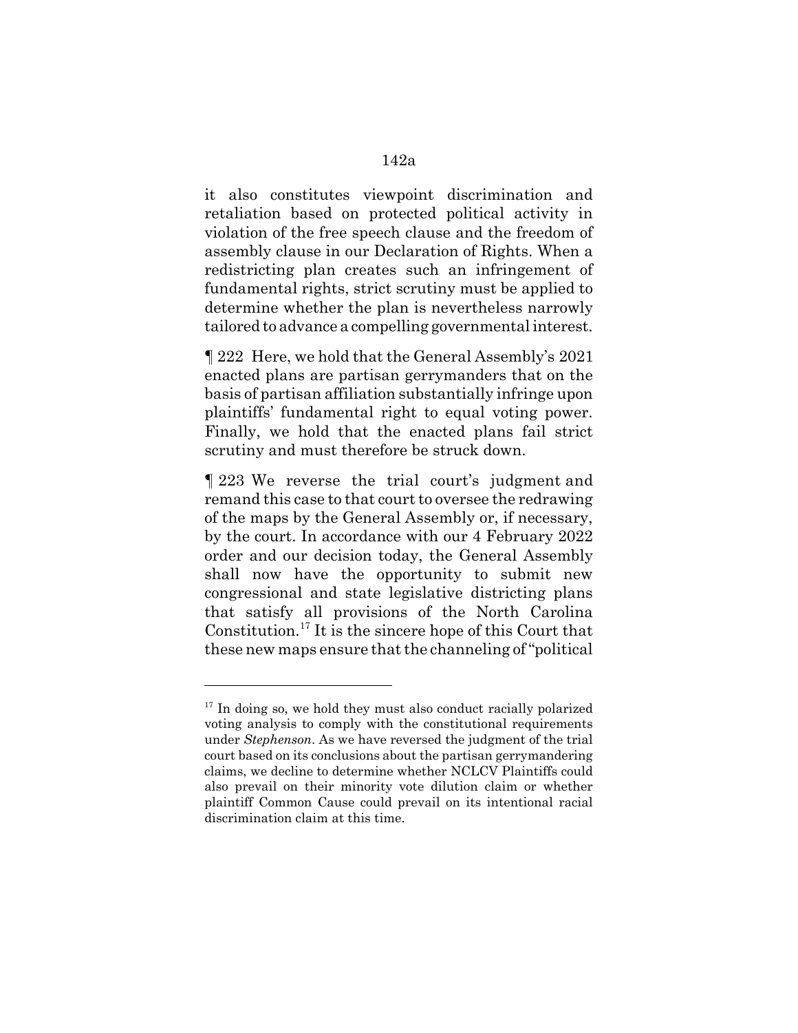it also constitutes viewpoint discrimination and retaliation based on protected political activity in violation of the free speech clause and the freedom of assembly clause in our Declaration of Rights. When a redistricting plan creates such an infringement of fundamental rights, strict scrutiny must be applied to determine whether the plan is nevertheless narrowly tailored to advance a compelling governmental interest.

¶ 222 Here, we hold that the General Assembly's 2021 enacted plans are partisan gerrymanders that on the basis of partisan affiliation substantially infringe upon plaintiffs' fundamental right to equal voting power. Finally, we hold that the enacted plans fail strict scrutiny and must therefore be struck down.

¶ 223 We reverse the trial court's judgment and remand this case to that court to oversee the redrawing of the maps by the General Assembly or, if necessary, by the court. In accordance with our 4 February 2022 order and our decision today, the General Assembly shall now have the opportunity to submit new congressional and state legislative districting plans that satisfy all provisions of the North Carolina Constitution.[17] It is the sincere hope of this Court that these new maps ensure that the channeling of "political

---

[17] In doing so, we hold they must also conduct racially polarized voting analysis to comply with the constitutional requirements under *Stephenson*. As we have reversed the judgment of the trial court based on its conclusions about the partisan gerrymandering claims, we decline to determine whether NCLCV Plaintiffs could also prevail on their minority vote dilution claim or whether plaintiff Common Cause could prevail on its intentional racial discrimination claim at this time.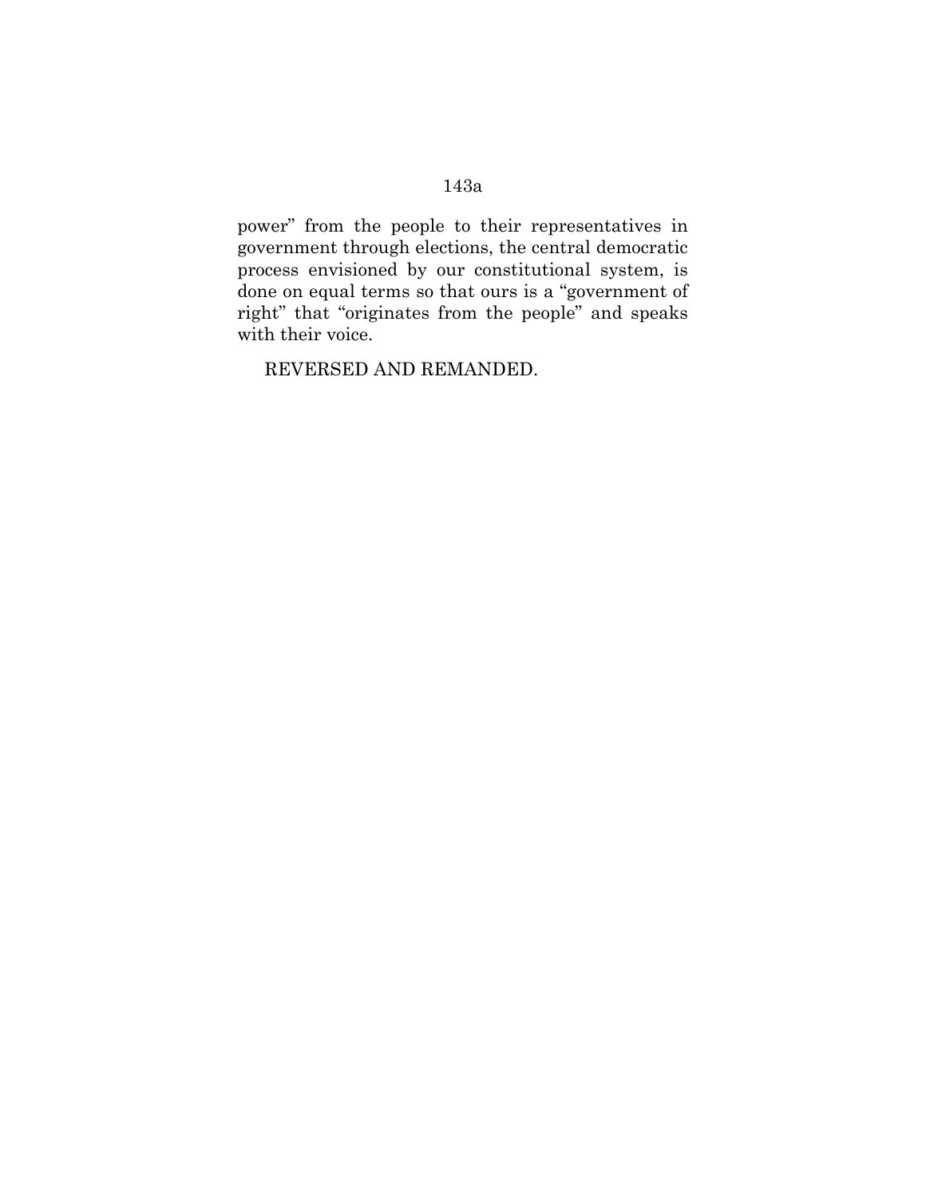power" from the people to their representatives in government through elections, the central democratic process envisioned by our constitutional system, is done on equal terms so that ours is a "government of right" that "originates from the people" and speaks with their voice.

REVERSED AND REMANDED.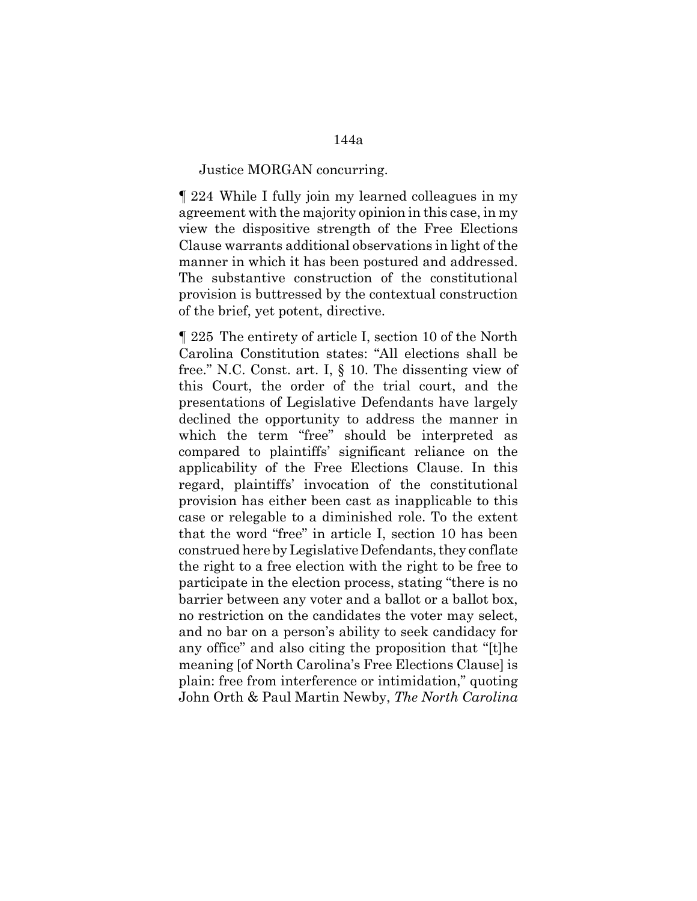Justice MORGAN concurring.

¶ 224 While I fully join my learned colleagues in my agreement with the majority opinion in this case, in my view the dispositive strength of the Free Elections Clause warrants additional observations in light of the manner in which it has been postured and addressed. The substantive construction of the constitutional provision is buttressed by the contextual construction of the brief, yet potent, directive.

¶ 225 The entirety of article I, section 10 of the North Carolina Constitution states: "All elections shall be free." N.C. Const. art. I, § 10. The dissenting view of this Court, the order of the trial court, and the presentations of Legislative Defendants have largely declined the opportunity to address the manner in which the term "free" should be interpreted as compared to plaintiffs' significant reliance on the applicability of the Free Elections Clause. In this regard, plaintiffs' invocation of the constitutional provision has either been cast as inapplicable to this case or relegable to a diminished role. To the extent that the word "free" in article I, section 10 has been construed here by Legislative Defendants, they conflate the right to a free election with the right to be free to participate in the election process, stating "there is no barrier between any voter and a ballot or a ballot box, no restriction on the candidates the voter may select, and no bar on a person's ability to seek candidacy for any office" and also citing the proposition that "[t]he meaning [of North Carolina's Free Elections Clause] is plain: free from interference or intimidation," quoting John Orth & Paul Martin Newby, *The North Carolina*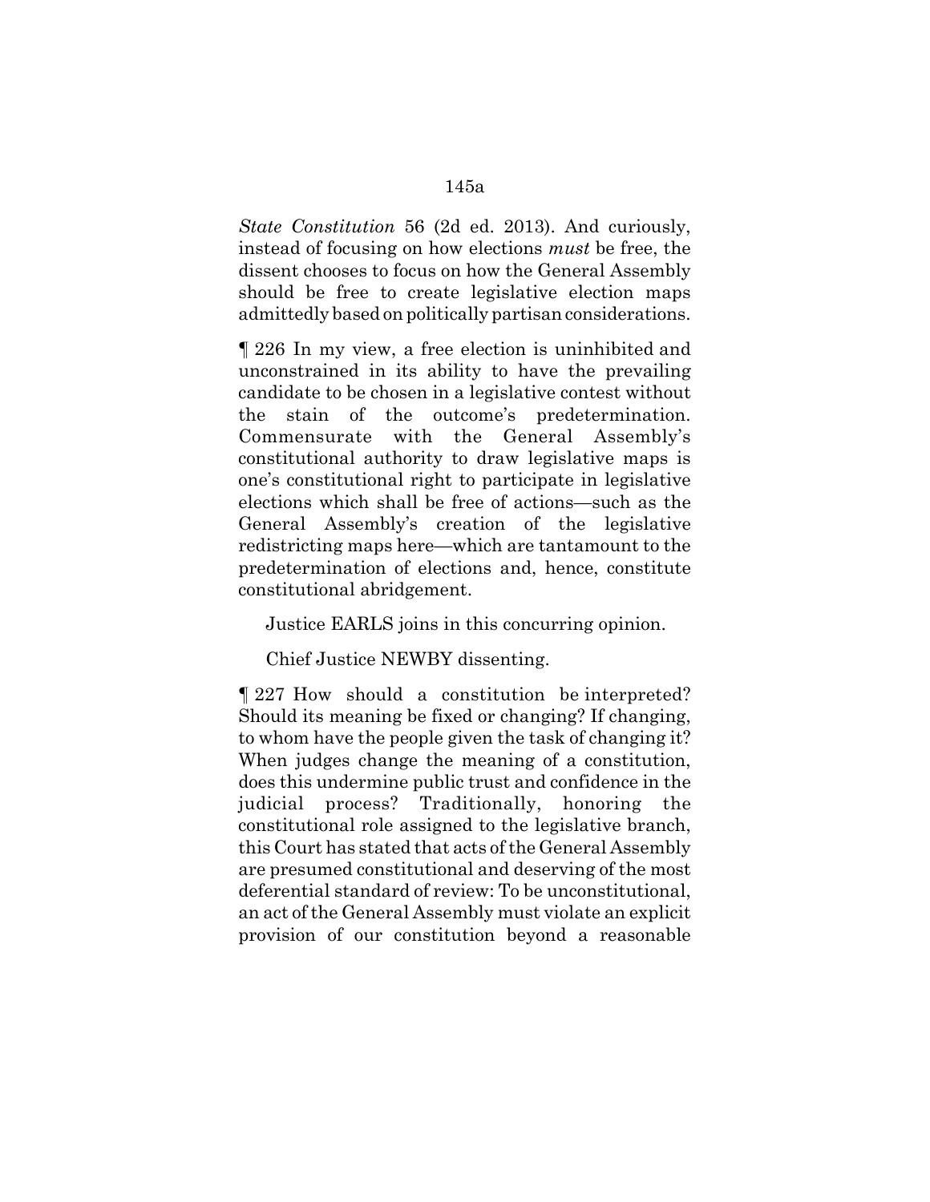*State Constitution* 56 (2d ed. 2013). And curiously, instead of focusing on how elections *must* be free, the dissent chooses to focus on how the General Assembly should be free to create legislative election maps admittedly based on politically partisan considerations.

¶ 226 In my view, a free election is uninhibited and unconstrained in its ability to have the prevailing candidate to be chosen in a legislative contest without the stain of the outcome's predetermination. Commensurate with the General Assembly's constitutional authority to draw legislative maps is one's constitutional right to participate in legislative elections which shall be free of actions—such as the General Assembly's creation of the legislative redistricting maps here—which are tantamount to the predetermination of elections and, hence, constitute constitutional abridgement.

Justice EARLS joins in this concurring opinion.

Chief Justice NEWBY dissenting.

¶ 227 How should a constitution be interpreted? Should its meaning be fixed or changing? If changing, to whom have the people given the task of changing it? When judges change the meaning of a constitution, does this undermine public trust and confidence in the judicial process? Traditionally, honoring the constitutional role assigned to the legislative branch, this Court has stated that acts of the General Assembly are presumed constitutional and deserving of the most deferential standard of review: To be unconstitutional, an act of the General Assembly must violate an explicit provision of our constitution beyond a reasonable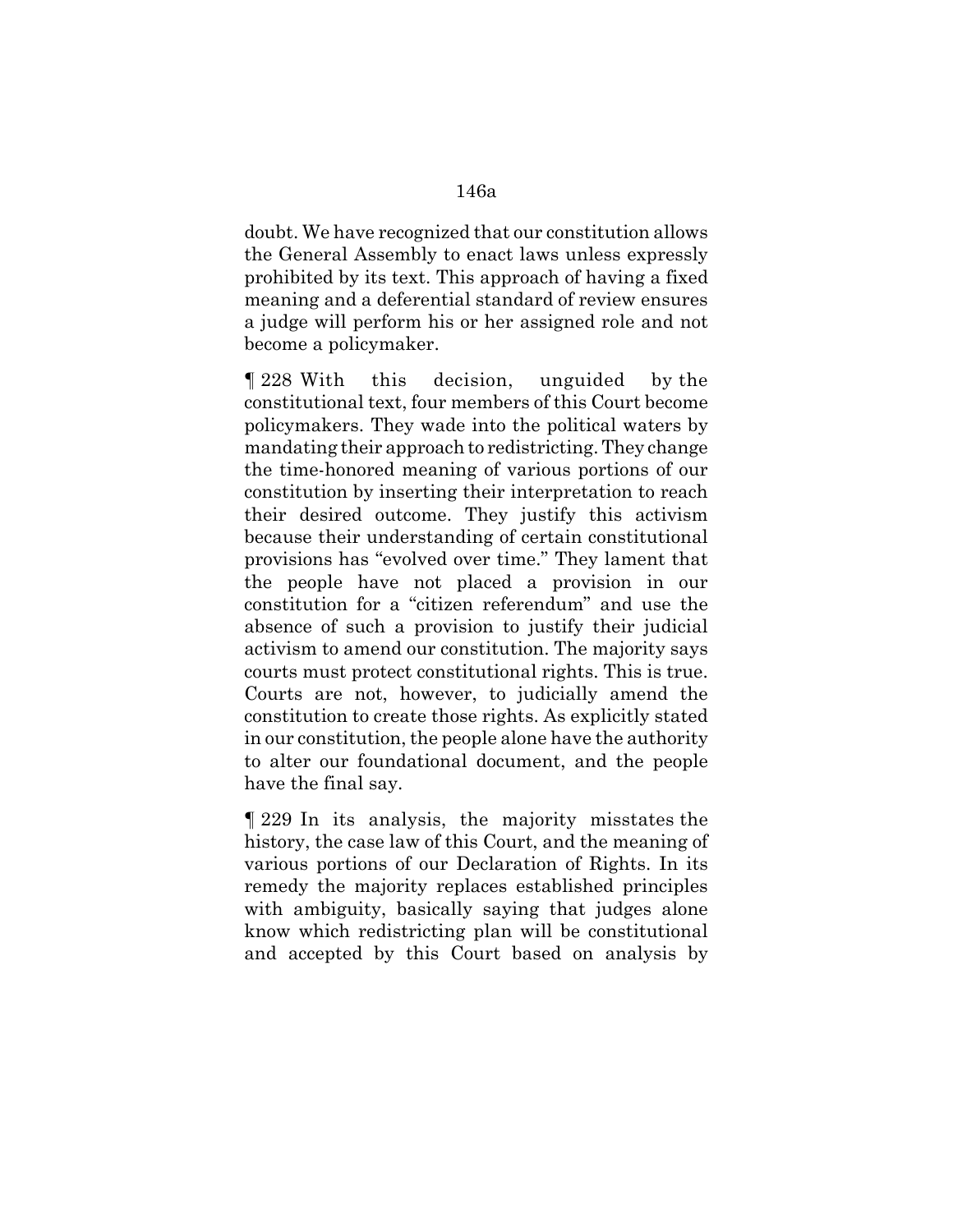doubt. We have recognized that our constitution allows the General Assembly to enact laws unless expressly prohibited by its text. This approach of having a fixed meaning and a deferential standard of review ensures a judge will perform his or her assigned role and not become a policymaker.

¶ 228 With this decision, unguided by the constitutional text, four members of this Court become policymakers. They wade into the political waters by mandating their approach to redistricting. They change the time-honored meaning of various portions of our constitution by inserting their interpretation to reach their desired outcome. They justify this activism because their understanding of certain constitutional provisions has "evolved over time." They lament that the people have not placed a provision in our constitution for a "citizen referendum" and use the absence of such a provision to justify their judicial activism to amend our constitution. The majority says courts must protect constitutional rights. This is true. Courts are not, however, to judicially amend the constitution to create those rights. As explicitly stated in our constitution, the people alone have the authority to alter our foundational document, and the people have the final say.

¶ 229 In its analysis, the majority misstates the history, the case law of this Court, and the meaning of various portions of our Declaration of Rights. In its remedy the majority replaces established principles with ambiguity, basically saying that judges alone know which redistricting plan will be constitutional and accepted by this Court based on analysis by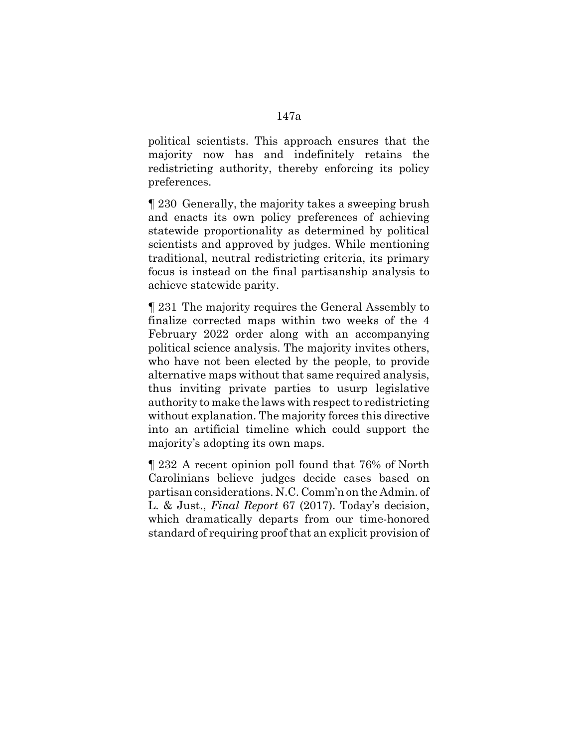political scientists. This approach ensures that the majority now has and indefinitely retains the redistricting authority, thereby enforcing its policy preferences.

¶ 230 Generally, the majority takes a sweeping brush and enacts its own policy preferences of achieving statewide proportionality as determined by political scientists and approved by judges. While mentioning traditional, neutral redistricting criteria, its primary focus is instead on the final partisanship analysis to achieve statewide parity.

¶ 231 The majority requires the General Assembly to finalize corrected maps within two weeks of the 4 February 2022 order along with an accompanying political science analysis. The majority invites others, who have not been elected by the people, to provide alternative maps without that same required analysis, thus inviting private parties to usurp legislative authority to make the laws with respect to redistricting without explanation. The majority forces this directive into an artificial timeline which could support the majority's adopting its own maps.

¶ 232 A recent opinion poll found that 76% of North Carolinians believe judges decide cases based on partisan considerations. N.C. Comm'n on the Admin. of L. & Just., *Final Report* 67 (2017). Today's decision, which dramatically departs from our time-honored standard of requiring proof that an explicit provision of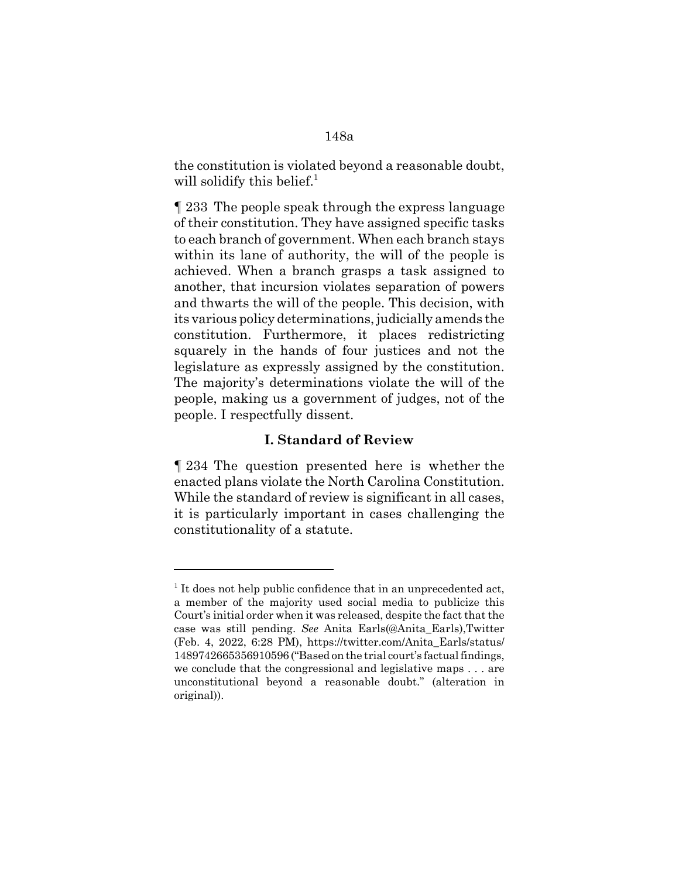the constitution is violated beyond a reasonable doubt, will solidify this belief.[1]

¶ 233 The people speak through the express language of their constitution. They have assigned specific tasks to each branch of government. When each branch stays within its lane of authority, the will of the people is achieved. When a branch grasps a task assigned to another, that incursion violates separation of powers and thwarts the will of the people. This decision, with its various policy determinations, judicially amends the constitution. Furthermore, it places redistricting squarely in the hands of four justices and not the legislature as expressly assigned by the constitution. The majority's determinations violate the will of the people, making us a government of judges, not of the people. I respectfully dissent.

### I. Standard of Review

¶ 234 The question presented here is whether the enacted plans violate the North Carolina Constitution. While the standard of review is significant in all cases, it is particularly important in cases challenging the constitutionality of a statute.

---

[1] It does not help public confidence that in an unprecedented act, a member of the majority used social media to publicize this Court's initial order when it was released, despite the fact that the case was still pending. *See* Anita Earls(@Anita_Earls),Twitter (Feb. 4, 2022, 6:28 PM), https://twitter.com/Anita_Earls/status/1489742665356910596 ("Based on the trial court's factual findings, we conclude that the congressional and legislative maps . . . are unconstitutional beyond a reasonable doubt." (alteration in original)).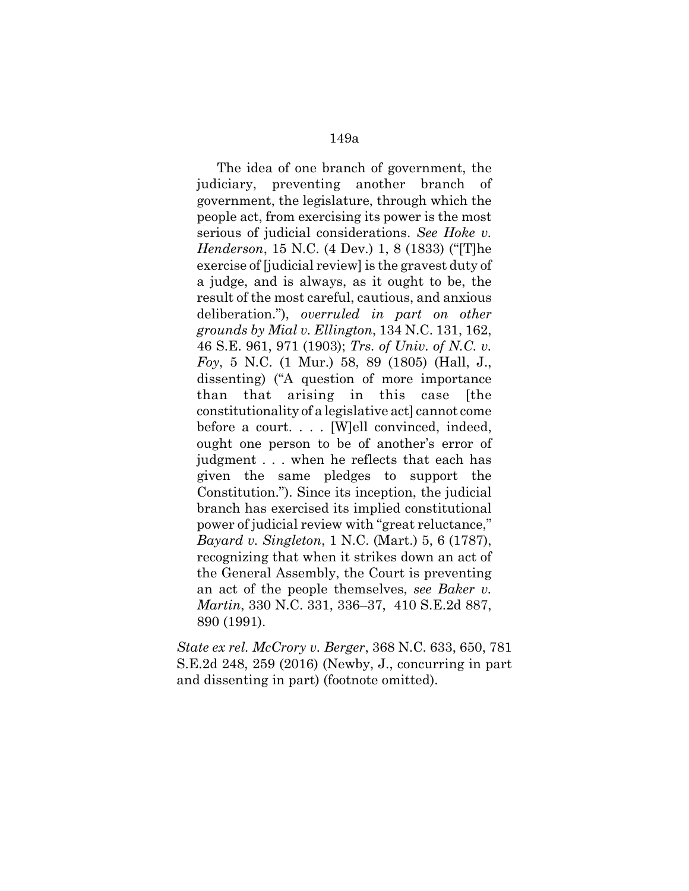> The idea of one branch of government, the judiciary, preventing another branch of government, the legislature, through which the people act, from exercising its power is the most serious of judicial considerations. *See Hoke v. Henderson*, 15 N.C. (4 Dev.) 1, 8 (1833) ("[T]he exercise of [judicial review] is the gravest duty of a judge, and is always, as it ought to be, the result of the most careful, cautious, and anxious deliberation."), *overruled in part on other grounds by Mial v. Ellington*, 134 N.C. 131, 162, 46 S.E. 961, 971 (1903); *Trs. of Univ. of N.C. v. Foy*, 5 N.C. (1 Mur.) 58, 89 (1805) (Hall, J., dissenting) ("A question of more importance than that arising in this case [the constitutionality of a legislative act] cannot come before a court. . . . [W]ell convinced, indeed, ought one person to be of another's error of judgment . . . when he reflects that each has given the same pledges to support the Constitution."). Since its inception, the judicial branch has exercised its implied constitutional power of judicial review with "great reluctance," *Bayard v. Singleton*, 1 N.C. (Mart.) 5, 6 (1787), recognizing that when it strikes down an act of the General Assembly, the Court is preventing an act of the people themselves, *see Baker v. Martin*, 330 N.C. 331, 336–37, 410 S.E.2d 887, 890 (1991).

*State ex rel. McCrory v. Berger*, 368 N.C. 633, 650, 781 S.E.2d 248, 259 (2016) (Newby, J., concurring in part and dissenting in part) (footnote omitted).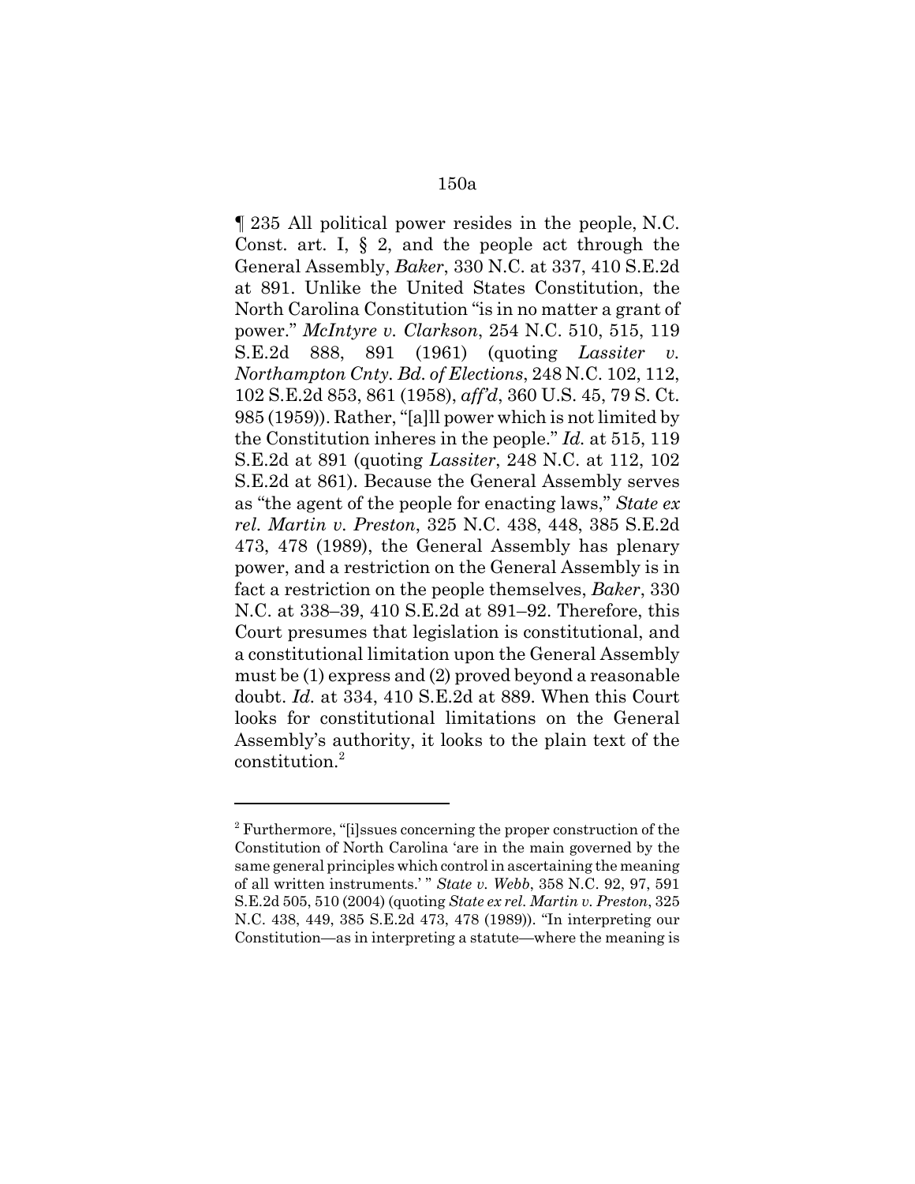¶ 235 All political power resides in the people, N.C. Const. art. I, § 2, and the people act through the General Assembly, *Baker*, 330 N.C. at 337, 410 S.E.2d at 891. Unlike the United States Constitution, the North Carolina Constitution "is in no matter a grant of power." *McIntyre v. Clarkson*, 254 N.C. 510, 515, 119 S.E.2d 888, 891 (1961) (quoting *Lassiter v. Northampton Cnty. Bd. of Elections*, 248 N.C. 102, 112, 102 S.E.2d 853, 861 (1958), *aff'd*, 360 U.S. 45, 79 S. Ct. 985 (1959)). Rather, "[a]ll power which is not limited by the Constitution inheres in the people." *Id.* at 515, 119 S.E.2d at 891 (quoting *Lassiter*, 248 N.C. at 112, 102 S.E.2d at 861). Because the General Assembly serves as "the agent of the people for enacting laws," *State ex rel. Martin v. Preston*, 325 N.C. 438, 448, 385 S.E.2d 473, 478 (1989), the General Assembly has plenary power, and a restriction on the General Assembly is in fact a restriction on the people themselves, *Baker*, 330 N.C. at 338–39, 410 S.E.2d at 891–92. Therefore, this Court presumes that legislation is constitutional, and a constitutional limitation upon the General Assembly must be (1) express and (2) proved beyond a reasonable doubt. *Id.* at 334, 410 S.E.2d at 889. When this Court looks for constitutional limitations on the General Assembly's authority, it looks to the plain text of the constitution.[2]

---

[2] Furthermore, "[i]ssues concerning the proper construction of the Constitution of North Carolina 'are in the main governed by the same general principles which control in ascertaining the meaning of all written instruments.' " *State v. Webb*, 358 N.C. 92, 97, 591 S.E.2d 505, 510 (2004) (quoting *State ex rel. Martin v. Preston*, 325 N.C. 438, 449, 385 S.E.2d 473, 478 (1989)). "In interpreting our Constitution—as in interpreting a statute—where the meaning is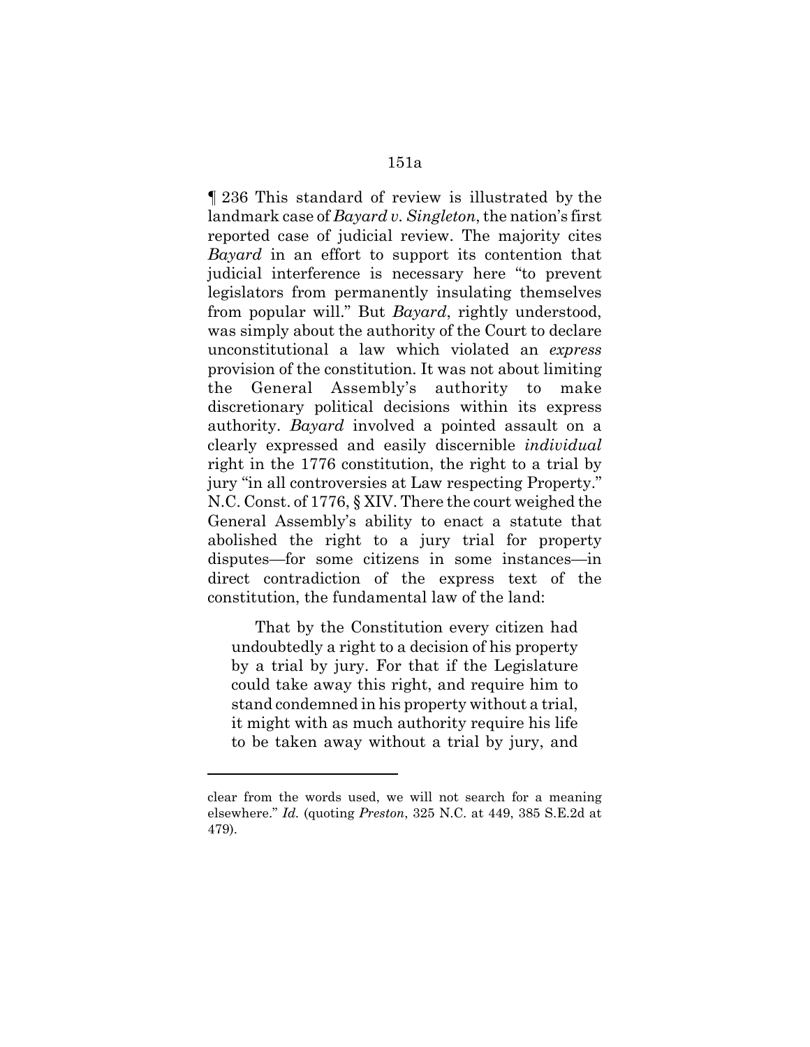¶ 236 This standard of review is illustrated by the landmark case of *Bayard v. Singleton*, the nation's first reported case of judicial review. The majority cites *Bayard* in an effort to support its contention that judicial interference is necessary here "to prevent legislators from permanently insulating themselves from popular will." But *Bayard*, rightly understood, was simply about the authority of the Court to declare unconstitutional a law which violated an *express* provision of the constitution. It was not about limiting the General Assembly's authority to make discretionary political decisions within its express authority. *Bayard* involved a pointed assault on a clearly expressed and easily discernible *individual* right in the 1776 constitution, the right to a trial by jury "in all controversies at Law respecting Property." N.C. Const. of 1776, § XIV. There the court weighed the General Assembly's ability to enact a statute that abolished the right to a jury trial for property disputes—for some citizens in some instances—in direct contradiction of the express text of the constitution, the fundamental law of the land:

> That by the Constitution every citizen had undoubtedly a right to a decision of his property by a trial by jury. For that if the Legislature could take away this right, and require him to stand condemned in his property without a trial, it might with as much authority require his life to be taken away without a trial by jury, and

---

clear from the words used, we will not search for a meaning elsewhere." *Id.* (quoting *Preston*, 325 N.C. at 449, 385 S.E.2d at 479).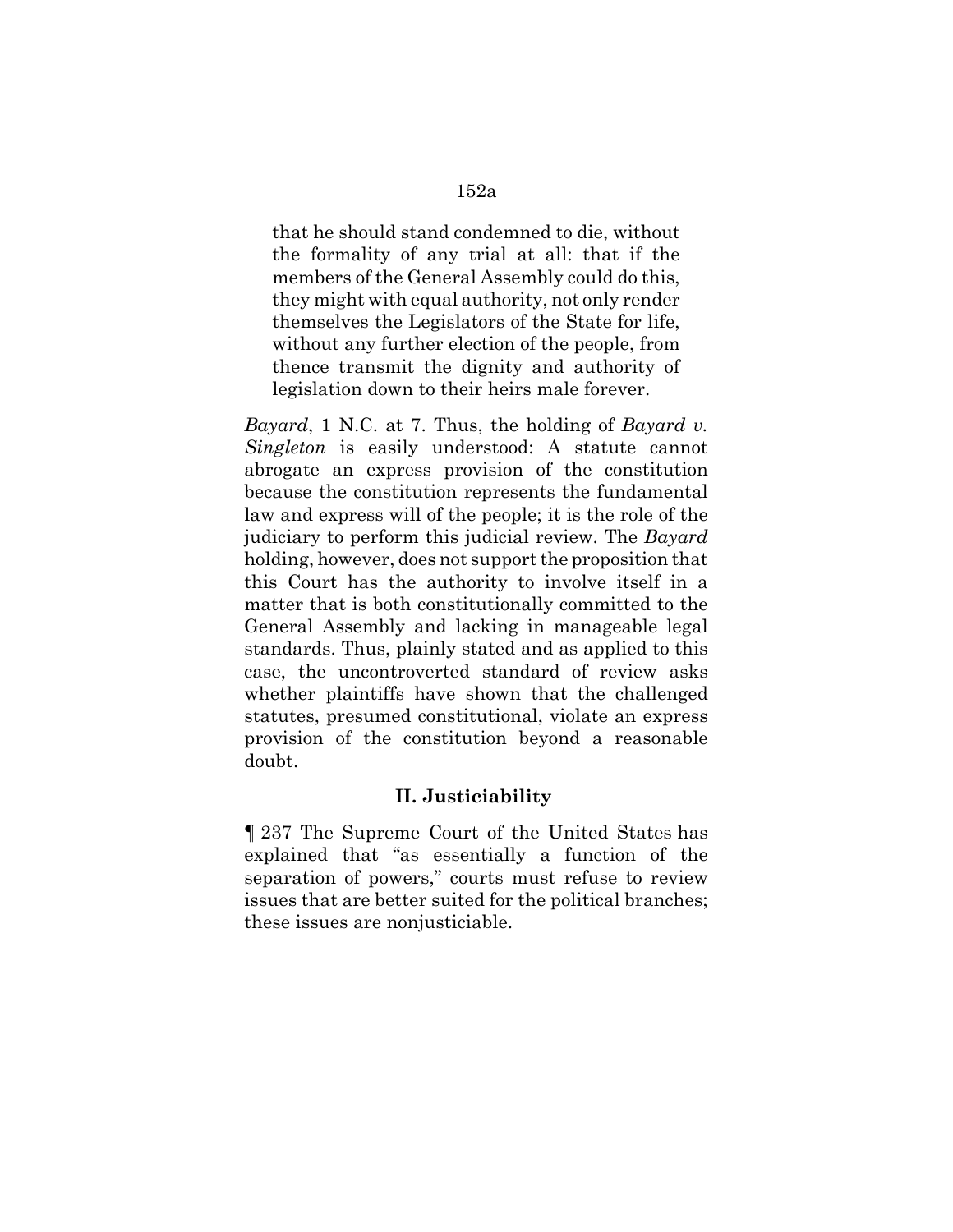> that he should stand condemned to die, without the formality of any trial at all: that if the members of the General Assembly could do this, they might with equal authority, not only render themselves the Legislators of the State for life, without any further election of the people, from thence transmit the dignity and authority of legislation down to their heirs male forever.

*Bayard*, 1 N.C. at 7. Thus, the holding of *Bayard v. Singleton* is easily understood: A statute cannot abrogate an express provision of the constitution because the constitution represents the fundamental law and express will of the people; it is the role of the judiciary to perform this judicial review. The *Bayard* holding, however, does not support the proposition that this Court has the authority to involve itself in a matter that is both constitutionally committed to the General Assembly and lacking in manageable legal standards. Thus, plainly stated and as applied to this case, the uncontroverted standard of review asks whether plaintiffs have shown that the challenged statutes, presumed constitutional, violate an express provision of the constitution beyond a reasonable doubt.

## II. Justiciability

¶ 237 The Supreme Court of the United States has explained that "as essentially a function of the separation of powers," courts must refuse to review issues that are better suited for the political branches; these issues are nonjusticiable.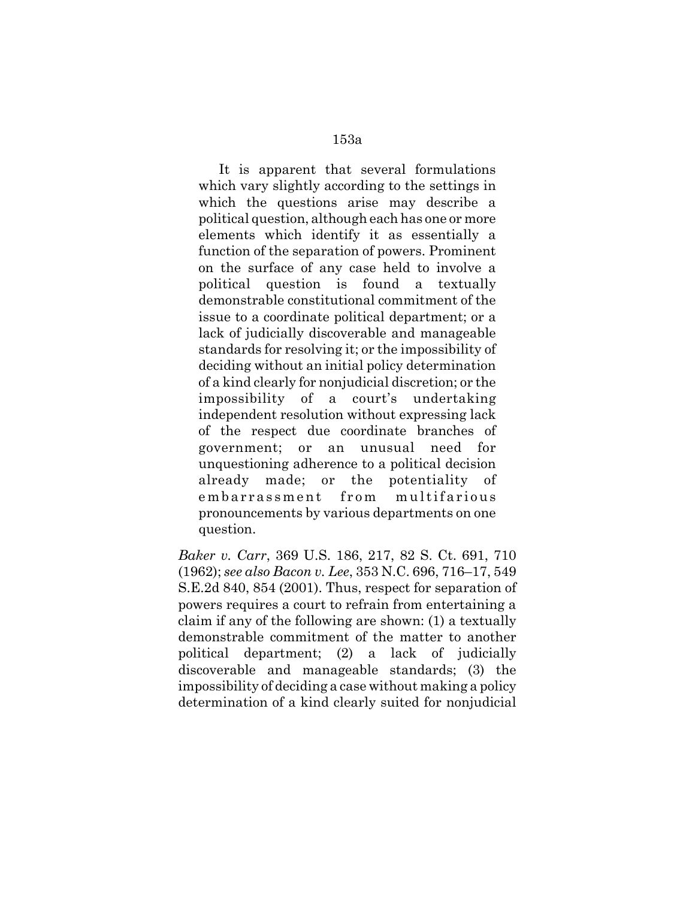> It is apparent that several formulations which vary slightly according to the settings in which the questions arise may describe a political question, although each has one or more elements which identify it as essentially a function of the separation of powers. Prominent on the surface of any case held to involve a political question is found a textually demonstrable constitutional commitment of the issue to a coordinate political department; or a lack of judicially discoverable and manageable standards for resolving it; or the impossibility of deciding without an initial policy determination of a kind clearly for nonjudicial discretion; or the impossibility of a court's undertaking independent resolution without expressing lack of the respect due coordinate branches of government; or an unusual need for unquestioning adherence to a political decision already made; or the potentiality of embarrassment from multifarious pronouncements by various departments on one question.

*Baker v. Carr*, 369 U.S. 186, 217, 82 S. Ct. 691, 710 (1962); *see also Bacon v. Lee*, 353 N.C. 696, 716–17, 549 S.E.2d 840, 854 (2001). Thus, respect for separation of powers requires a court to refrain from entertaining a claim if any of the following are shown: (1) a textually demonstrable commitment of the matter to another political department; (2) a lack of judicially discoverable and manageable standards; (3) the impossibility of deciding a case without making a policy determination of a kind clearly suited for nonjudicial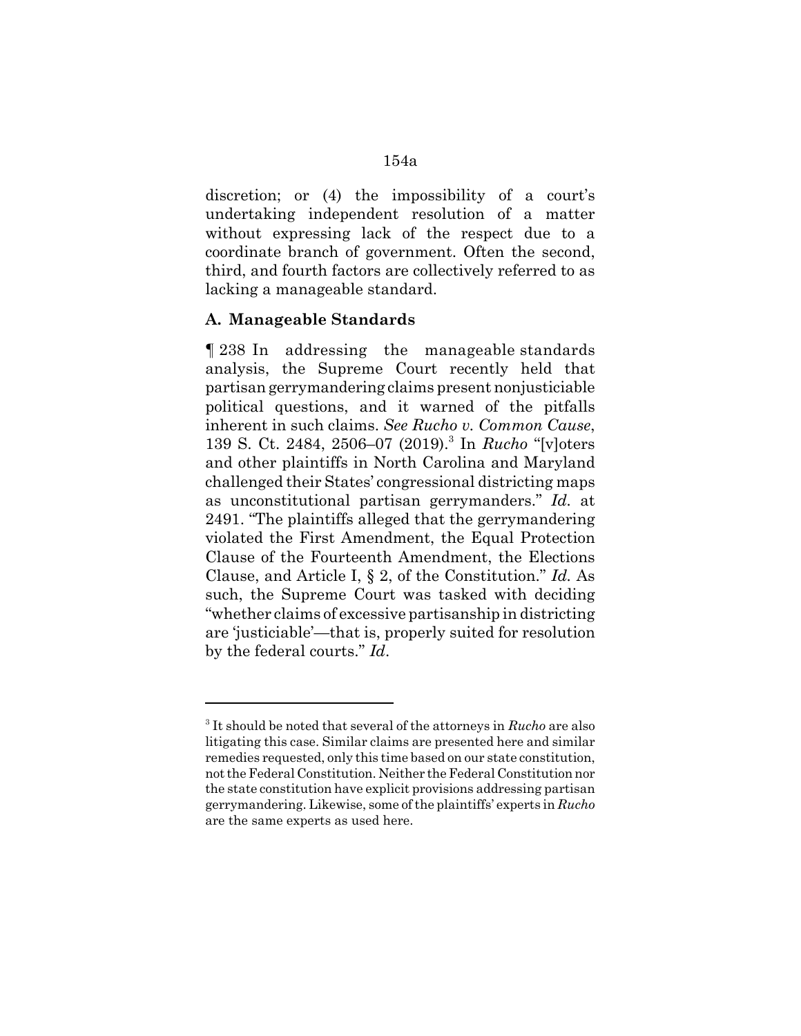discretion; or (4) the impossibility of a court's undertaking independent resolution of a matter without expressing lack of the respect due to a coordinate branch of government. Often the second, third, and fourth factors are collectively referred to as lacking a manageable standard.

### A. Manageable Standards

¶ 238 In addressing the manageable standards analysis, the Supreme Court recently held that partisan gerrymandering claims present nonjusticiable political questions, and it warned of the pitfalls inherent in such claims. *See Rucho v. Common Cause*, 139 S. Ct. 2484, 2506–07 (2019).[3] In *Rucho* "[v]oters and other plaintiffs in North Carolina and Maryland challenged their States' congressional districting maps as unconstitutional partisan gerrymanders." *Id.* at 2491. "The plaintiffs alleged that the gerrymandering violated the First Amendment, the Equal Protection Clause of the Fourteenth Amendment, the Elections Clause, and Article I, § 2, of the Constitution." *Id.* As such, the Supreme Court was tasked with deciding "whether claims of excessive partisanship in districting are 'justiciable'—that is, properly suited for resolution by the federal courts." *Id*.

---

[3] It should be noted that several of the attorneys in *Rucho* are also litigating this case. Similar claims are presented here and similar remedies requested, only this time based on our state constitution, not the Federal Constitution. Neither the Federal Constitution nor the state constitution have explicit provisions addressing partisan gerrymandering. Likewise, some of the plaintiffs' experts in *Rucho* are the same experts as used here.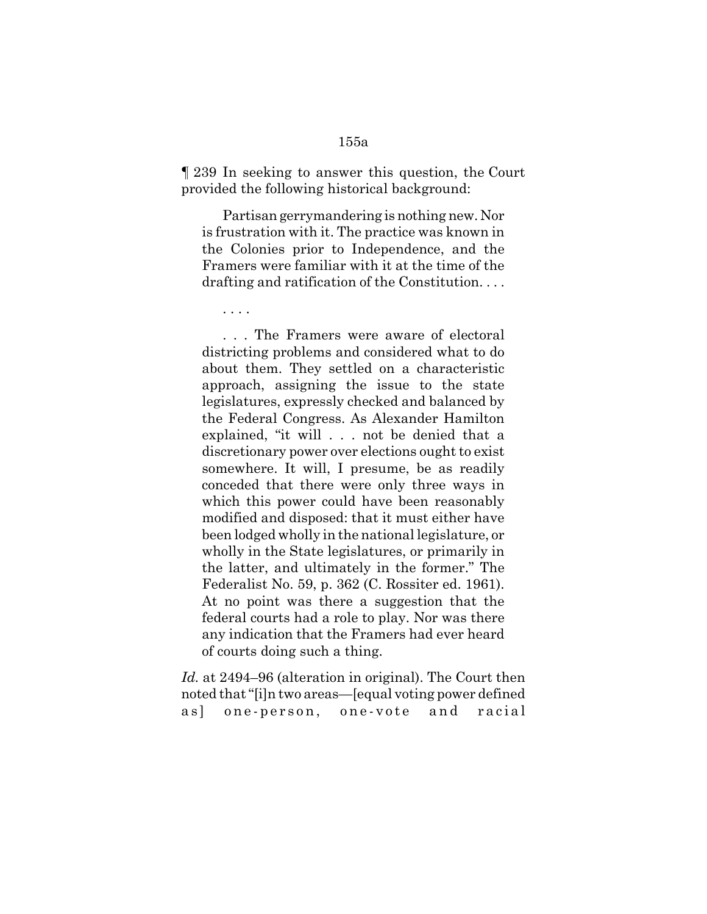¶ 239 In seeking to answer this question, the Court provided the following historical background:

> Partisan gerrymandering is nothing new. Nor is frustration with it. The practice was known in the Colonies prior to Independence, and the Framers were familiar with it at the time of the drafting and ratification of the Constitution. . . .
>
> . . . .
>
> . . . The Framers were aware of electoral districting problems and considered what to do about them. They settled on a characteristic approach, assigning the issue to the state legislatures, expressly checked and balanced by the Federal Congress. As Alexander Hamilton explained, "it will . . . not be denied that a discretionary power over elections ought to exist somewhere. It will, I presume, be as readily conceded that there were only three ways in which this power could have been reasonably modified and disposed: that it must either have been lodged wholly in the national legislature, or wholly in the State legislatures, or primarily in the latter, and ultimately in the former." The Federalist No. 59, p. 362 (C. Rossiter ed. 1961). At no point was there a suggestion that the federal courts had a role to play. Nor was there any indication that the Framers had ever heard of courts doing such a thing.

*Id.* at 2494–96 (alteration in original). The Court then noted that "[i]n two areas—[equal voting power defined as] one-person, one-vote and racial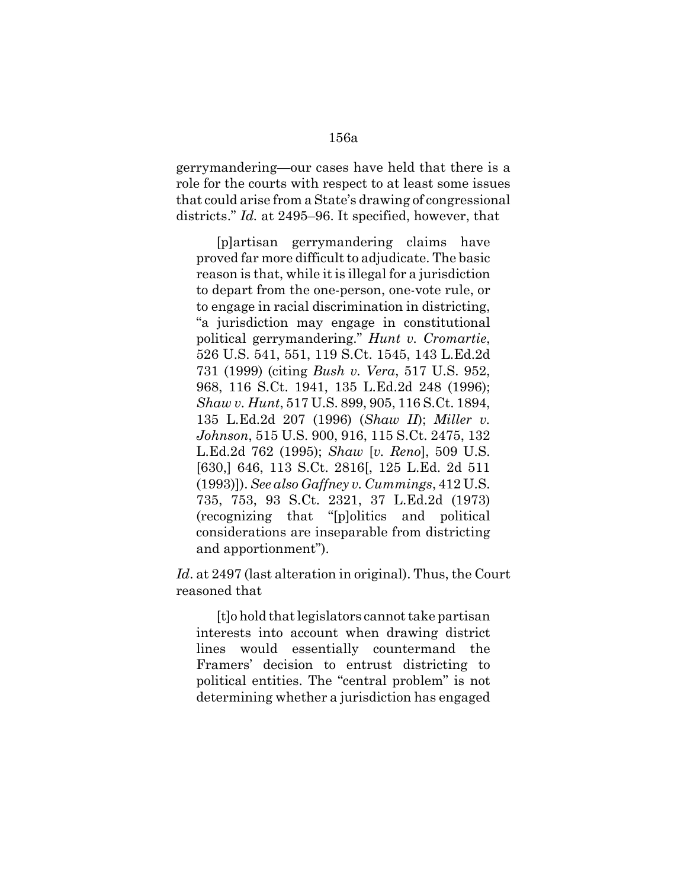gerrymandering—our cases have held that there is a role for the courts with respect to at least some issues that could arise from a State's drawing of congressional districts." *Id.* at 2495–96. It specified, however, that

> [p]artisan gerrymandering claims have proved far more difficult to adjudicate. The basic reason is that, while it is illegal for a jurisdiction to depart from the one-person, one-vote rule, or to engage in racial discrimination in districting, "a jurisdiction may engage in constitutional political gerrymandering." *Hunt v. Cromartie*, 526 U.S. 541, 551, 119 S.Ct. 1545, 143 L.Ed.2d 731 (1999) (citing *Bush v. Vera*, 517 U.S. 952, 968, 116 S.Ct. 1941, 135 L.Ed.2d 248 (1996); *Shaw v. Hunt*, 517 U.S. 899, 905, 116 S.Ct. 1894, 135 L.Ed.2d 207 (1996) (*Shaw II*); *Miller v. Johnson*, 515 U.S. 900, 916, 115 S.Ct. 2475, 132 L.Ed.2d 762 (1995); *Shaw* [*v. Reno*], 509 U.S. [630,] 646, 113 S.Ct. 2816[, 125 L.Ed. 2d 511 (1993)]). *See also Gaffney v. Cummings*, 412 U.S. 735, 753, 93 S.Ct. 2321, 37 L.Ed.2d (1973) (recognizing that "[p]olitics and political considerations are inseparable from districting and apportionment").

*Id*. at 2497 (last alteration in original). Thus, the Court reasoned that

> [t]o hold that legislators cannot take partisan interests into account when drawing district lines would essentially countermand the Framers' decision to entrust districting to political entities. The "central problem" is not determining whether a jurisdiction has engaged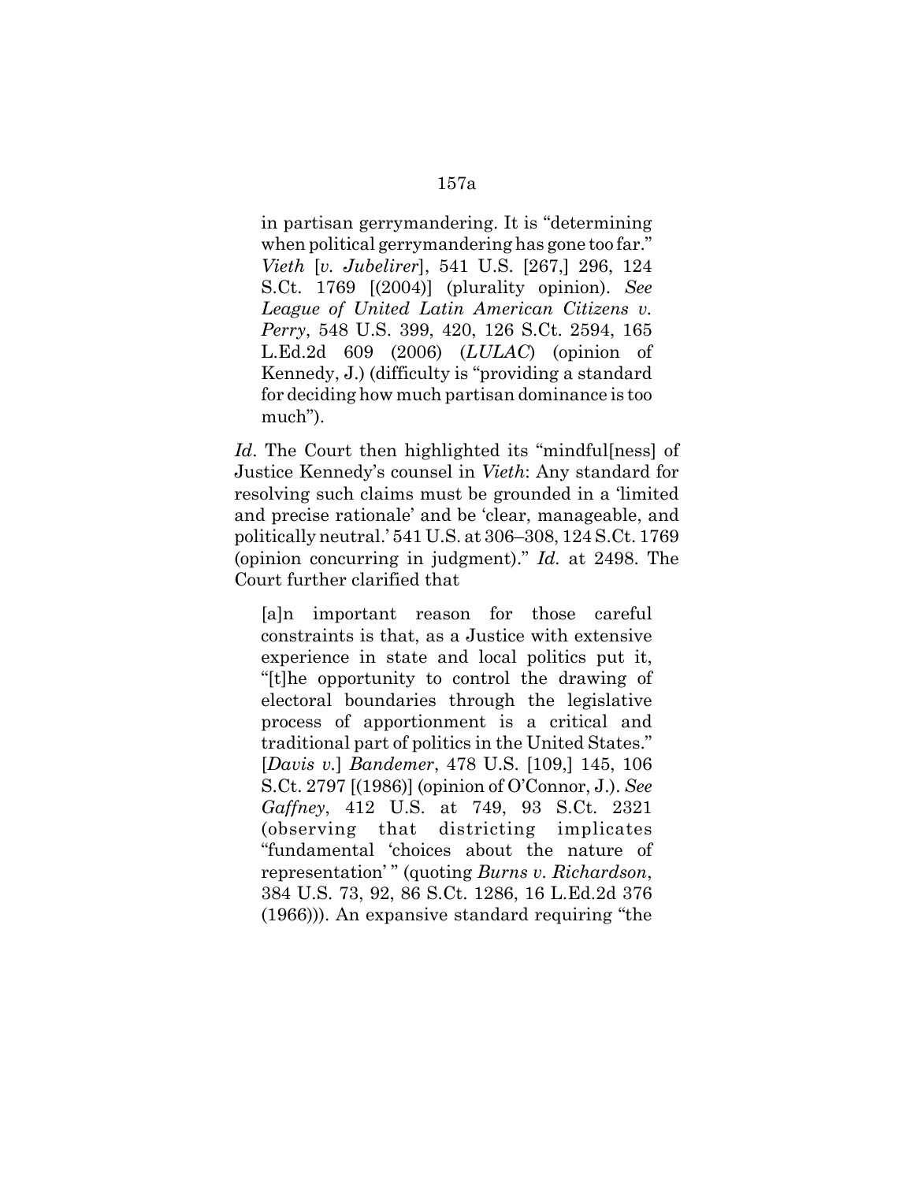in partisan gerrymandering. It is "determining when political gerrymandering has gone too far." *Vieth* [*v. Jubelirer*], 541 U.S. [267,] 296, 124 S.Ct. 1769 [(2004)] (plurality opinion). *See League of United Latin American Citizens v. Perry*, 548 U.S. 399, 420, 126 S.Ct. 2594, 165 L.Ed.2d 609 (2006) (*LULAC*) (opinion of Kennedy, J.) (difficulty is "providing a standard for deciding how much partisan dominance is too much").

*Id*. The Court then highlighted its "mindful[ness] of Justice Kennedy's counsel in *Vieth*: Any standard for resolving such claims must be grounded in a 'limited and precise rationale' and be 'clear, manageable, and politically neutral.' 541 U.S. at 306–308, 124 S.Ct. 1769 (opinion concurring in judgment)." *Id.* at 2498. The Court further clarified that

> [a]n important reason for those careful constraints is that, as a Justice with extensive experience in state and local politics put it, "[t]he opportunity to control the drawing of electoral boundaries through the legislative process of apportionment is a critical and traditional part of politics in the United States." [*Davis v.*] *Bandemer*, 478 U.S. [109,] 145, 106 S.Ct. 2797 [(1986)] (opinion of O'Connor, J.). *See Gaffney*, 412 U.S. at 749, 93 S.Ct. 2321 (observing that districting implicates "fundamental 'choices about the nature of representation' " (quoting *Burns v. Richardson*, 384 U.S. 73, 92, 86 S.Ct. 1286, 16 L.Ed.2d 376 (1966))). An expansive standard requiring "the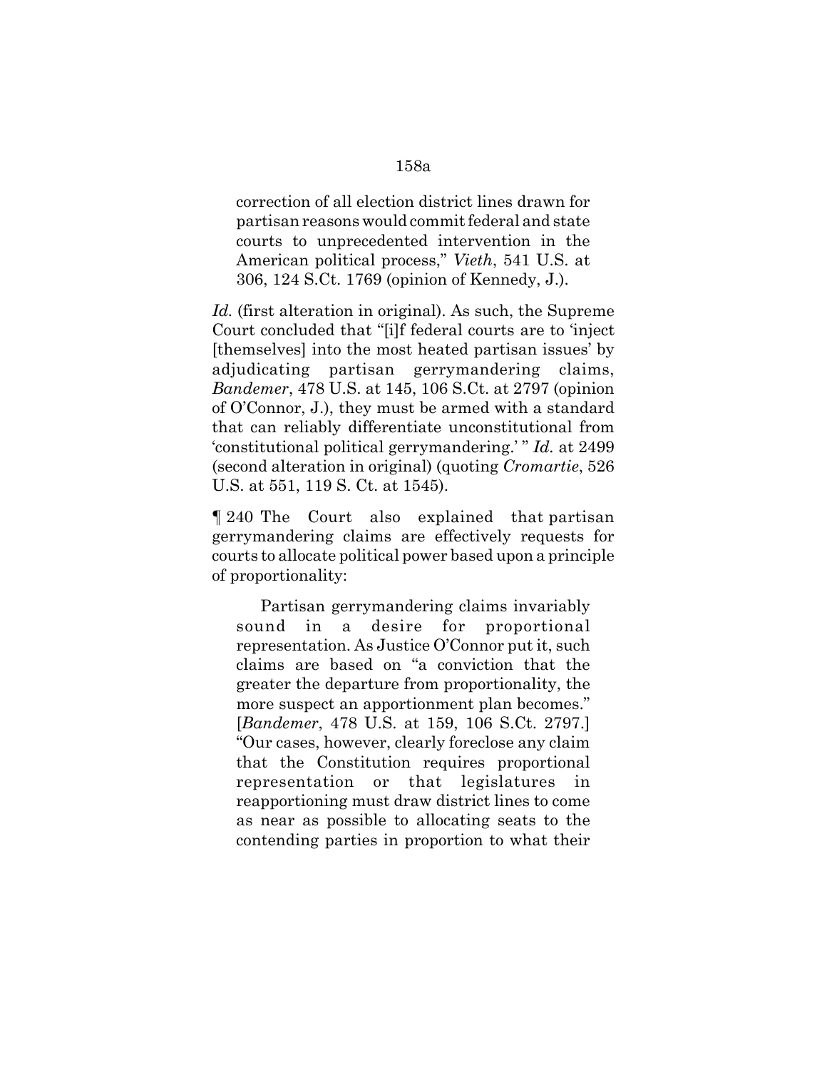correction of all election district lines drawn for partisan reasons would commit federal and state courts to unprecedented intervention in the American political process," *Vieth*, 541 U.S. at 306, 124 S.Ct. 1769 (opinion of Kennedy, J.).

*Id.* (first alteration in original). As such, the Supreme Court concluded that "[i]f federal courts are to 'inject [themselves] into the most heated partisan issues' by adjudicating partisan gerrymandering claims, *Bandemer*, 478 U.S. at 145, 106 S.Ct. at 2797 (opinion of O'Connor, J.), they must be armed with a standard that can reliably differentiate unconstitutional from 'constitutional political gerrymandering.' " *Id.* at 2499 (second alteration in original) (quoting *Cromartie*, 526 U.S. at 551, 119 S. Ct. at 1545).

¶ 240 The Court also explained that partisan gerrymandering claims are effectively requests for courts to allocate political power based upon a principle of proportionality:

> Partisan gerrymandering claims invariably sound in a desire for proportional representation. As Justice O'Connor put it, such claims are based on "a conviction that the greater the departure from proportionality, the more suspect an apportionment plan becomes." [*Bandemer*, 478 U.S. at 159, 106 S.Ct. 2797.] "Our cases, however, clearly foreclose any claim that the Constitution requires proportional representation or that legislatures in reapportioning must draw district lines to come as near as possible to allocating seats to the contending parties in proportion to what their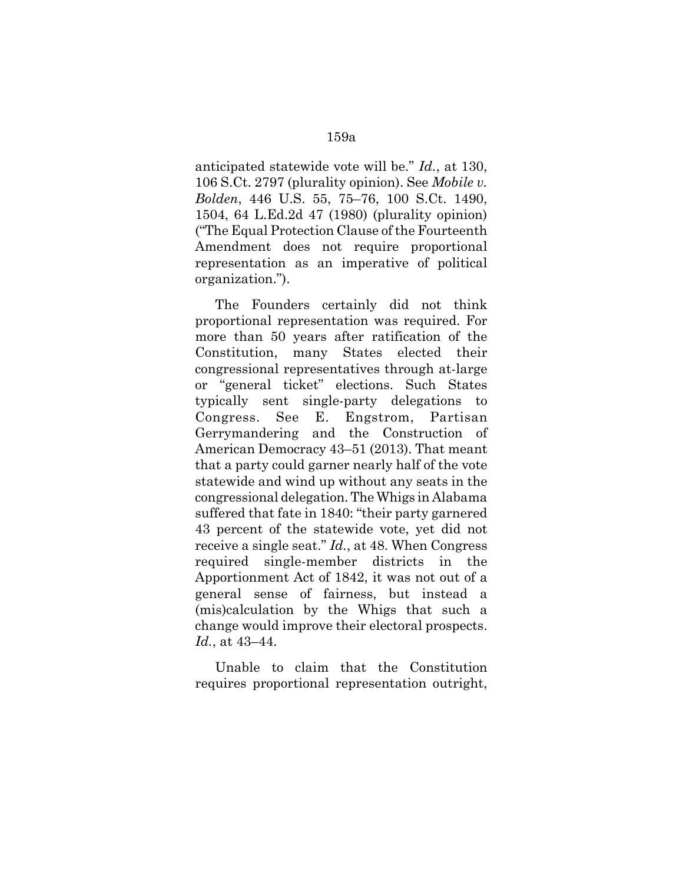anticipated statewide vote will be." *Id.*, at 130, 106 S.Ct. 2797 (plurality opinion). See *Mobile v. Bolden*, 446 U.S. 55, 75–76, 100 S.Ct. 1490, 1504, 64 L.Ed.2d 47 (1980) (plurality opinion) ("The Equal Protection Clause of the Fourteenth Amendment does not require proportional representation as an imperative of political organization.").

The Founders certainly did not think proportional representation was required. For more than 50 years after ratification of the Constitution, many States elected their congressional representatives through at-large or "general ticket" elections. Such States typically sent single-party delegations to Congress. See E. Engstrom, Partisan Gerrymandering and the Construction of American Democracy 43–51 (2013). That meant that a party could garner nearly half of the vote statewide and wind up without any seats in the congressional delegation. The Whigs in Alabama suffered that fate in 1840: "their party garnered 43 percent of the statewide vote, yet did not receive a single seat." *Id.*, at 48. When Congress required single-member districts in the Apportionment Act of 1842, it was not out of a general sense of fairness, but instead a (mis)calculation by the Whigs that such a change would improve their electoral prospects. *Id.*, at 43–44.

Unable to claim that the Constitution requires proportional representation outright,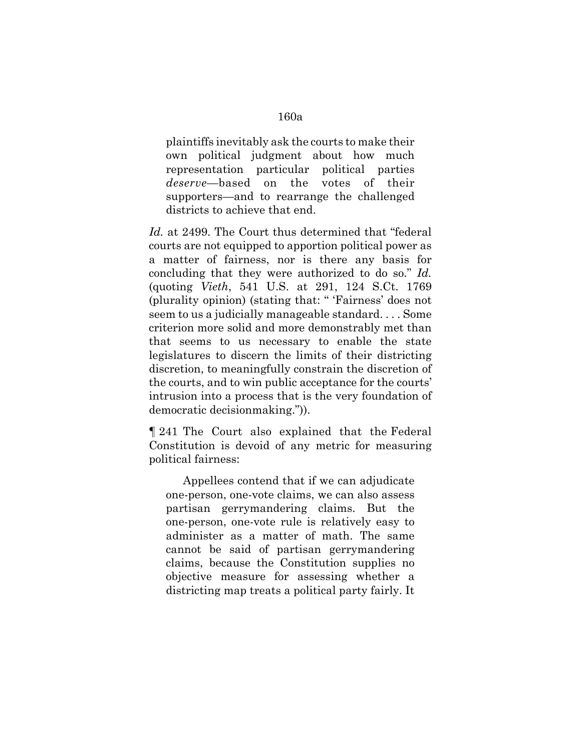> plaintiffs inevitably ask the courts to make their own political judgment about how much representation particular political parties *deserve*—based on the votes of their supporters—and to rearrange the challenged districts to achieve that end.

*Id.* at 2499. The Court thus determined that "federal courts are not equipped to apportion political power as a matter of fairness, nor is there any basis for concluding that they were authorized to do so." *Id.* (quoting *Vieth*, 541 U.S. at 291, 124 S.Ct. 1769 (plurality opinion) (stating that: " 'Fairness' does not seem to us a judicially manageable standard. . . . Some criterion more solid and more demonstrably met than that seems to us necessary to enable the state legislatures to discern the limits of their districting discretion, to meaningfully constrain the discretion of the courts, and to win public acceptance for the courts' intrusion into a process that is the very foundation of democratic decisionmaking.")).

¶ 241 The Court also explained that the Federal Constitution is devoid of any metric for measuring political fairness:

> Appellees contend that if we can adjudicate one-person, one-vote claims, we can also assess partisan gerrymandering claims. But the one-person, one-vote rule is relatively easy to administer as a matter of math. The same cannot be said of partisan gerrymandering claims, because the Constitution supplies no objective measure for assessing whether a districting map treats a political party fairly. It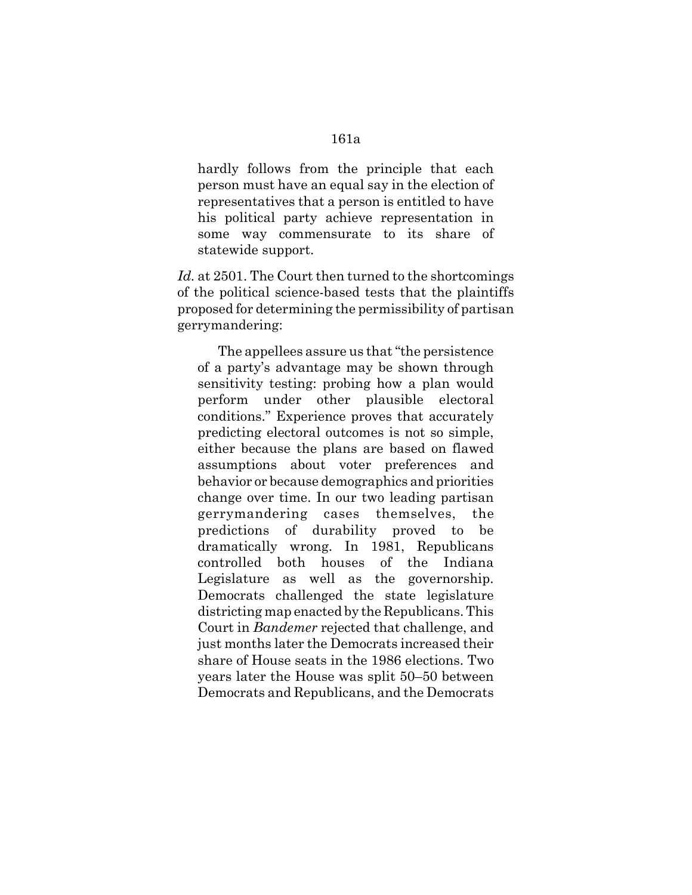> hardly follows from the principle that each person must have an equal say in the election of representatives that a person is entitled to have his political party achieve representation in some way commensurate to its share of statewide support.

*Id.* at 2501. The Court then turned to the shortcomings of the political science-based tests that the plaintiffs proposed for determining the permissibility of partisan gerrymandering:

> The appellees assure us that "the persistence of a party's advantage may be shown through sensitivity testing: probing how a plan would perform under other plausible electoral conditions." Experience proves that accurately predicting electoral outcomes is not so simple, either because the plans are based on flawed assumptions about voter preferences and behavior or because demographics and priorities change over time. In our two leading partisan gerrymandering cases themselves, the predictions of durability proved to be dramatically wrong. In 1981, Republicans controlled both houses of the Indiana Legislature as well as the governorship. Democrats challenged the state legislature districting map enacted by the Republicans. This Court in *Bandemer* rejected that challenge, and just months later the Democrats increased their share of House seats in the 1986 elections. Two years later the House was split 50–50 between Democrats and Republicans, and the Democrats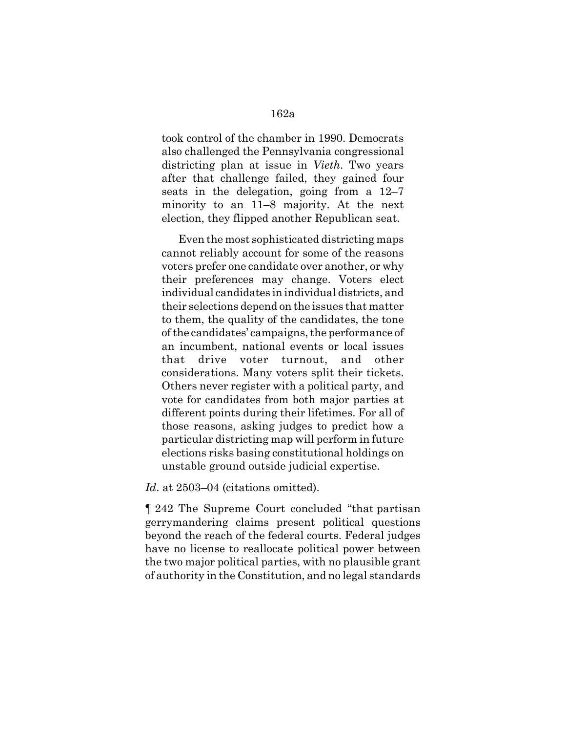> took control of the chamber in 1990. Democrats also challenged the Pennsylvania congressional districting plan at issue in *Vieth*. Two years after that challenge failed, they gained four seats in the delegation, going from a 12–7 minority to an 11–8 majority. At the next election, they flipped another Republican seat.
>
> Even the most sophisticated districting maps cannot reliably account for some of the reasons voters prefer one candidate over another, or why their preferences may change. Voters elect individual candidates in individual districts, and their selections depend on the issues that matter to them, the quality of the candidates, the tone of the candidates' campaigns, the performance of an incumbent, national events or local issues that drive voter turnout, and other considerations. Many voters split their tickets. Others never register with a political party, and vote for candidates from both major parties at different points during their lifetimes. For all of those reasons, asking judges to predict how a particular districting map will perform in future elections risks basing constitutional holdings on unstable ground outside judicial expertise.

*Id*. at 2503–04 (citations omitted).

¶ 242 The Supreme Court concluded "that partisan gerrymandering claims present political questions beyond the reach of the federal courts. Federal judges have no license to reallocate political power between the two major political parties, with no plausible grant of authority in the Constitution, and no legal standards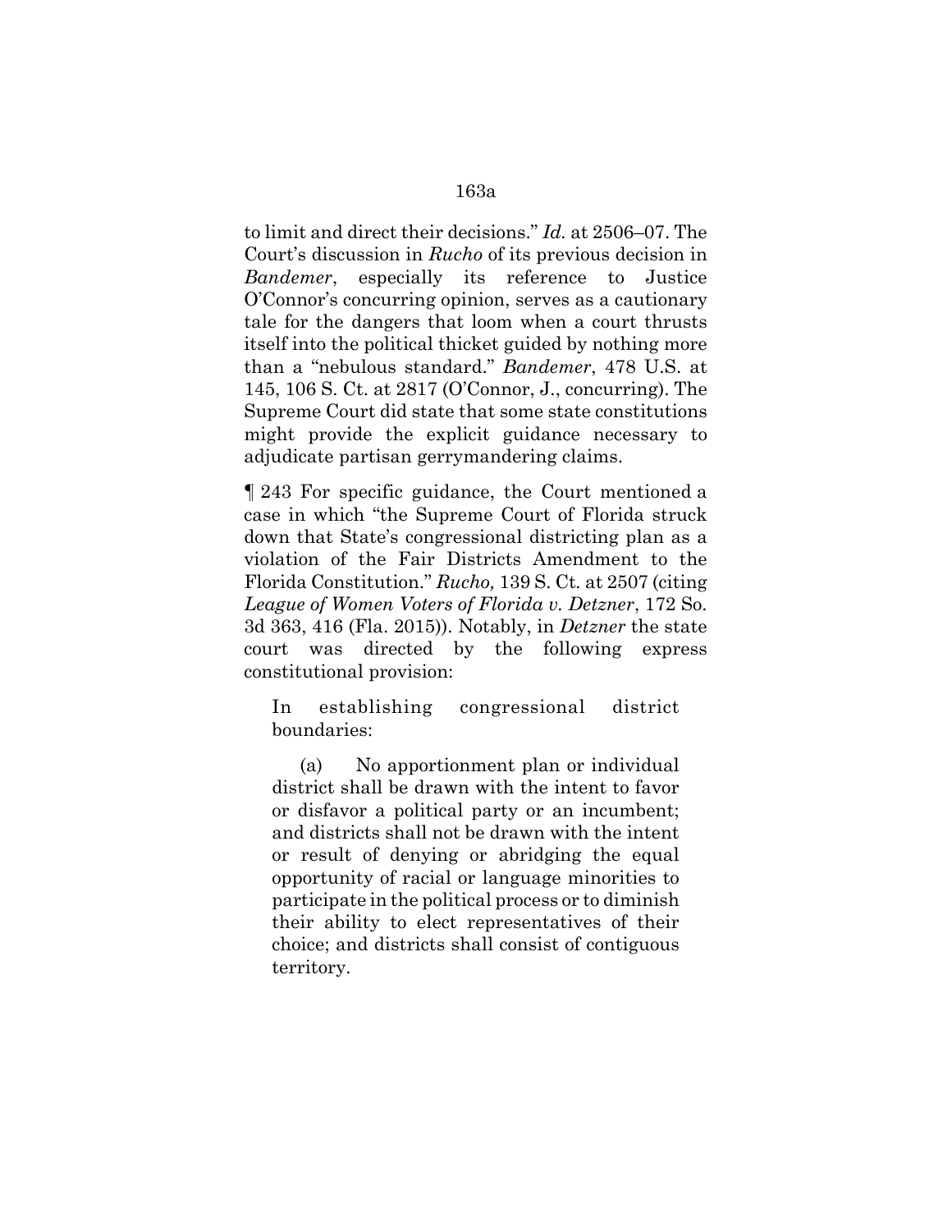to limit and direct their decisions." *Id.* at 2506–07. The Court's discussion in *Rucho* of its previous decision in *Bandemer*, especially its reference to Justice O'Connor's concurring opinion, serves as a cautionary tale for the dangers that loom when a court thrusts itself into the political thicket guided by nothing more than a "nebulous standard." *Bandemer*, 478 U.S. at 145, 106 S. Ct. at 2817 (O'Connor, J., concurring). The Supreme Court did state that some state constitutions might provide the explicit guidance necessary to adjudicate partisan gerrymandering claims.

¶ 243 For specific guidance, the Court mentioned a case in which "the Supreme Court of Florida struck down that State's congressional districting plan as a violation of the Fair Districts Amendment to the Florida Constitution." *Rucho,* 139 S. Ct. at 2507 (citing *League of Women Voters of Florida v. Detzner*, 172 So. 3d 363, 416 (Fla. 2015)). Notably, in *Detzner* the state court was directed by the following express constitutional provision:

> In establishing congressional district boundaries:
>
> (a) No apportionment plan or individual district shall be drawn with the intent to favor or disfavor a political party or an incumbent; and districts shall not be drawn with the intent or result of denying or abridging the equal opportunity of racial or language minorities to participate in the political process or to diminish their ability to elect representatives of their choice; and districts shall consist of contiguous territory.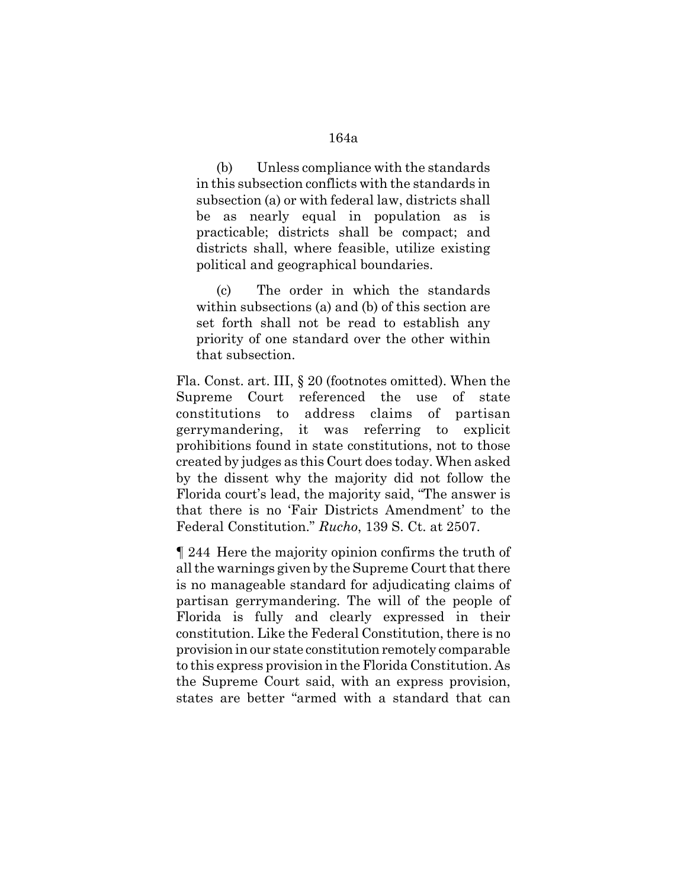> (b) Unless compliance with the standards in this subsection conflicts with the standards in subsection (a) or with federal law, districts shall be as nearly equal in population as is practicable; districts shall be compact; and districts shall, where feasible, utilize existing political and geographical boundaries.
>
> (c) The order in which the standards within subsections (a) and (b) of this section are set forth shall not be read to establish any priority of one standard over the other within that subsection.

Fla. Const. art. III, § 20 (footnotes omitted). When the Supreme Court referenced the use of state constitutions to address claims of partisan gerrymandering, it was referring to explicit prohibitions found in state constitutions, not to those created by judges as this Court does today. When asked by the dissent why the majority did not follow the Florida court's lead, the majority said, "The answer is that there is no 'Fair Districts Amendment' to the Federal Constitution." *Rucho*, 139 S. Ct. at 2507.

¶ 244 Here the majority opinion confirms the truth of all the warnings given by the Supreme Court that there is no manageable standard for adjudicating claims of partisan gerrymandering. The will of the people of Florida is fully and clearly expressed in their constitution. Like the Federal Constitution, there is no provision in our state constitution remotely comparable to this express provision in the Florida Constitution. As the Supreme Court said, with an express provision, states are better "armed with a standard that can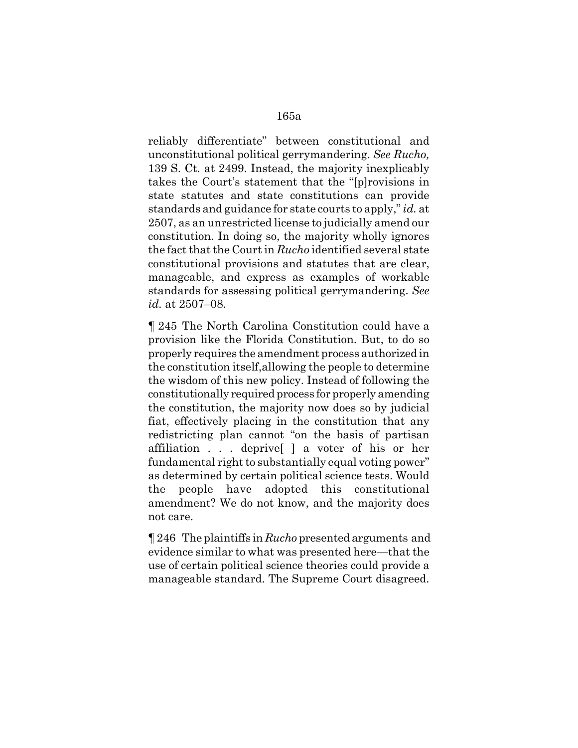reliably differentiate" between constitutional and unconstitutional political gerrymandering. *See Rucho,* 139 S. Ct. at 2499. Instead, the majority inexplicably takes the Court's statement that the "[p]rovisions in state statutes and state constitutions can provide standards and guidance for state courts to apply," *id.* at 2507, as an unrestricted license to judicially amend our constitution. In doing so, the majority wholly ignores the fact that the Court in *Rucho* identified several state constitutional provisions and statutes that are clear, manageable, and express as examples of workable standards for assessing political gerrymandering. *See id.* at 2507–08.

¶ 245 The North Carolina Constitution could have a provision like the Florida Constitution. But, to do so properly requires the amendment process authorized in the constitution itself,allowing the people to determine the wisdom of this new policy. Instead of following the constitutionally required process for properly amending the constitution, the majority now does so by judicial fiat, effectively placing in the constitution that any redistricting plan cannot "on the basis of partisan affiliation . . . deprive[ ] a voter of his or her fundamental right to substantially equal voting power" as determined by certain political science tests. Would the people have adopted this constitutional amendment? We do not know, and the majority does not care.

¶ 246 The plaintiffs in *Rucho* presented arguments and evidence similar to what was presented here—that the use of certain political science theories could provide a manageable standard. The Supreme Court disagreed.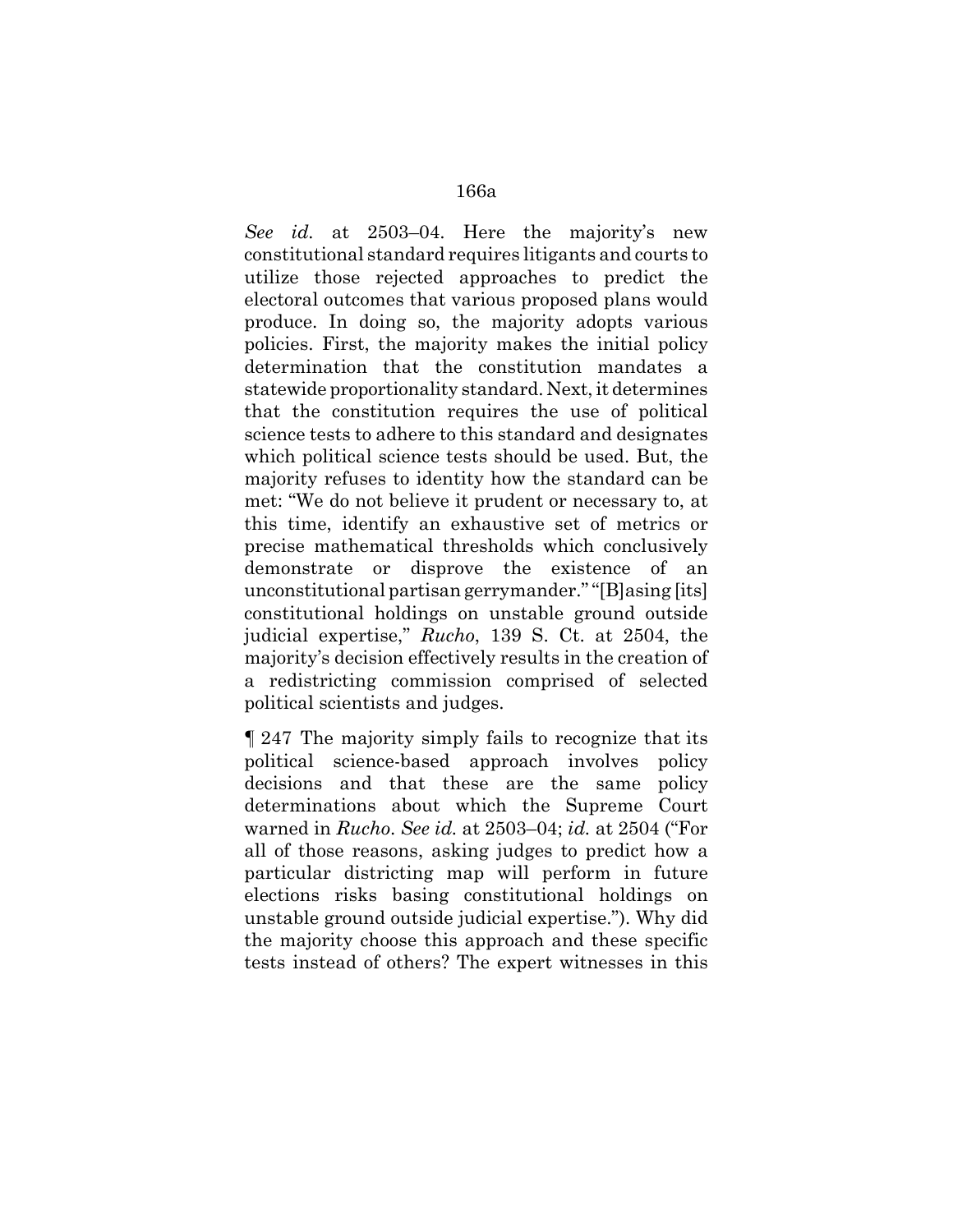*See id.* at 2503–04. Here the majority's new constitutional standard requires litigants and courts to utilize those rejected approaches to predict the electoral outcomes that various proposed plans would produce. In doing so, the majority adopts various policies. First, the majority makes the initial policy determination that the constitution mandates a statewide proportionality standard. Next, it determines that the constitution requires the use of political science tests to adhere to this standard and designates which political science tests should be used. But, the majority refuses to identity how the standard can be met: "We do not believe it prudent or necessary to, at this time, identify an exhaustive set of metrics or precise mathematical thresholds which conclusively demonstrate or disprove the existence of an unconstitutional partisan gerrymander." "[B]asing [its] constitutional holdings on unstable ground outside judicial expertise," *Rucho*, 139 S. Ct. at 2504, the majority's decision effectively results in the creation of a redistricting commission comprised of selected political scientists and judges.

¶ 247 The majority simply fails to recognize that its political science-based approach involves policy decisions and that these are the same policy determinations about which the Supreme Court warned in *Rucho*. *See id.* at 2503–04; *id.* at 2504 ("For all of those reasons, asking judges to predict how a particular districting map will perform in future elections risks basing constitutional holdings on unstable ground outside judicial expertise."). Why did the majority choose this approach and these specific tests instead of others? The expert witnesses in this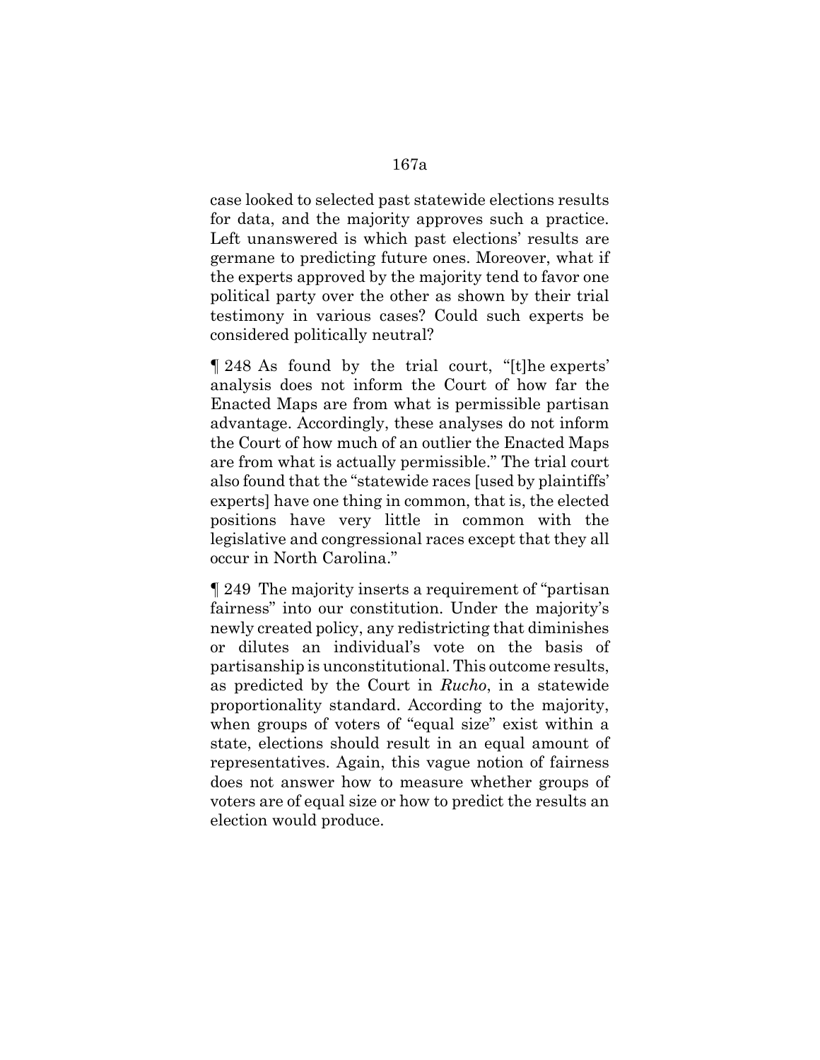case looked to selected past statewide elections results for data, and the majority approves such a practice. Left unanswered is which past elections' results are germane to predicting future ones. Moreover, what if the experts approved by the majority tend to favor one political party over the other as shown by their trial testimony in various cases? Could such experts be considered politically neutral?

¶ 248 As found by the trial court, "[t]he experts' analysis does not inform the Court of how far the Enacted Maps are from what is permissible partisan advantage. Accordingly, these analyses do not inform the Court of how much of an outlier the Enacted Maps are from what is actually permissible." The trial court also found that the "statewide races [used by plaintiffs' experts] have one thing in common, that is, the elected positions have very little in common with the legislative and congressional races except that they all occur in North Carolina."

¶ 249 The majority inserts a requirement of "partisan fairness" into our constitution. Under the majority's newly created policy, any redistricting that diminishes or dilutes an individual's vote on the basis of partisanship is unconstitutional. This outcome results, as predicted by the Court in *Rucho*, in a statewide proportionality standard. According to the majority, when groups of voters of "equal size" exist within a state, elections should result in an equal amount of representatives. Again, this vague notion of fairness does not answer how to measure whether groups of voters are of equal size or how to predict the results an election would produce.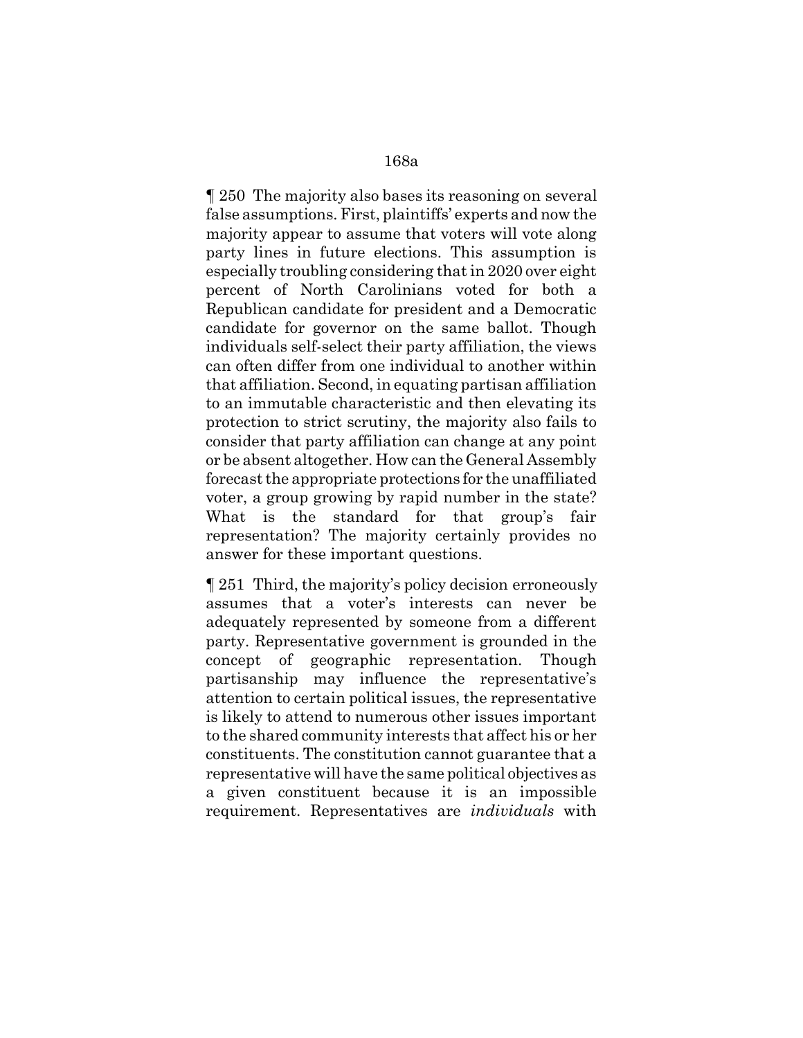¶ 250 The majority also bases its reasoning on several false assumptions. First, plaintiffs' experts and now the majority appear to assume that voters will vote along party lines in future elections. This assumption is especially troubling considering that in 2020 over eight percent of North Carolinians voted for both a Republican candidate for president and a Democratic candidate for governor on the same ballot. Though individuals self-select their party affiliation, the views can often differ from one individual to another within that affiliation. Second, in equating partisan affiliation to an immutable characteristic and then elevating its protection to strict scrutiny, the majority also fails to consider that party affiliation can change at any point or be absent altogether. How can the General Assembly forecast the appropriate protections for the unaffiliated voter, a group growing by rapid number in the state? What is the standard for that group's fair representation? The majority certainly provides no answer for these important questions.

¶ 251 Third, the majority's policy decision erroneously assumes that a voter's interests can never be adequately represented by someone from a different party. Representative government is grounded in the concept of geographic representation. Though partisanship may influence the representative's attention to certain political issues, the representative is likely to attend to numerous other issues important to the shared community interests that affect his or her constituents. The constitution cannot guarantee that a representative will have the same political objectives as a given constituent because it is an impossible requirement. Representatives are *individuals* with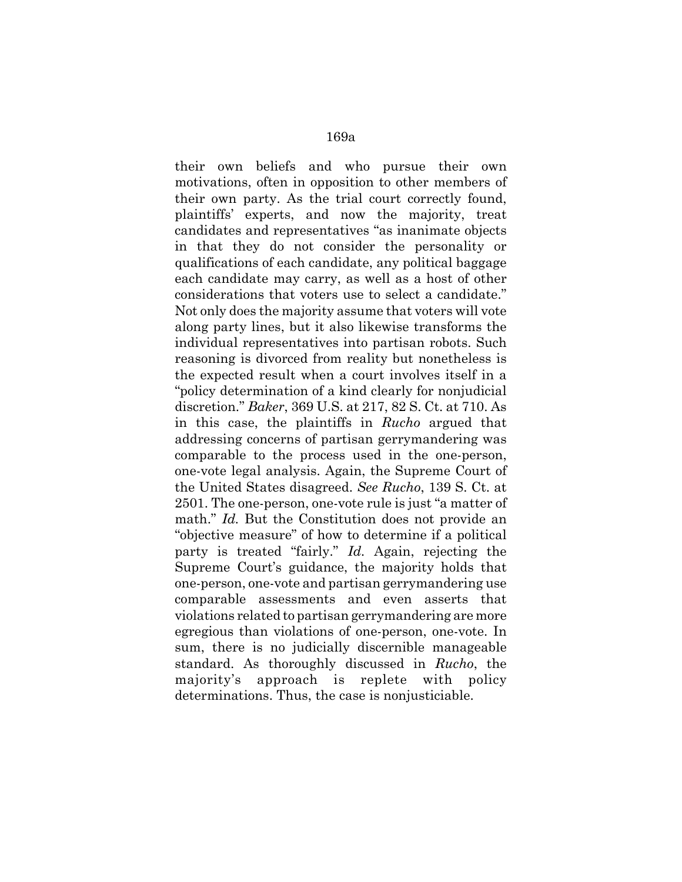their own beliefs and who pursue their own motivations, often in opposition to other members of their own party. As the trial court correctly found, plaintiffs' experts, and now the majority, treat candidates and representatives "as inanimate objects in that they do not consider the personality or qualifications of each candidate, any political baggage each candidate may carry, as well as a host of other considerations that voters use to select a candidate." Not only does the majority assume that voters will vote along party lines, but it also likewise transforms the individual representatives into partisan robots. Such reasoning is divorced from reality but nonetheless is the expected result when a court involves itself in a "policy determination of a kind clearly for nonjudicial discretion." *Baker*, 369 U.S. at 217, 82 S. Ct. at 710. As in this case, the plaintiffs in *Rucho* argued that addressing concerns of partisan gerrymandering was comparable to the process used in the one-person, one-vote legal analysis. Again, the Supreme Court of the United States disagreed. *See Rucho*, 139 S. Ct. at 2501. The one-person, one-vote rule is just "a matter of math." *Id.* But the Constitution does not provide an "objective measure" of how to determine if a political party is treated "fairly." *Id.* Again, rejecting the Supreme Court's guidance, the majority holds that one-person, one-vote and partisan gerrymandering use comparable assessments and even asserts that violations related to partisan gerrymandering are more egregious than violations of one-person, one-vote. In sum, there is no judicially discernible manageable standard. As thoroughly discussed in *Rucho*, the majority's approach is replete with policy determinations. Thus, the case is nonjusticiable.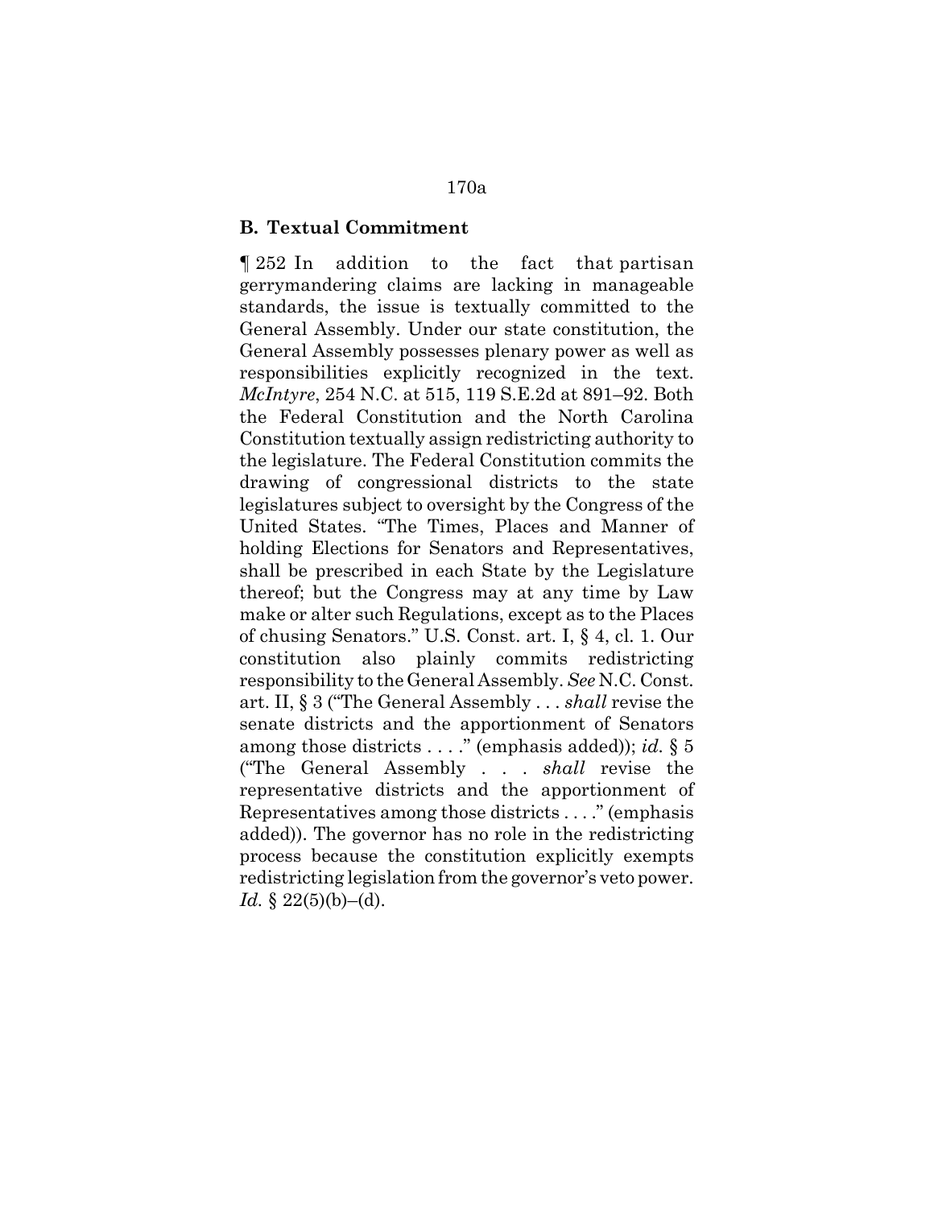**B. Textual Commitment**

¶ 252 In addition to the fact that partisan gerrymandering claims are lacking in manageable standards, the issue is textually committed to the General Assembly. Under our state constitution, the General Assembly possesses plenary power as well as responsibilities explicitly recognized in the text. *McIntyre*, 254 N.C. at 515, 119 S.E.2d at 891–92. Both the Federal Constitution and the North Carolina Constitution textually assign redistricting authority to the legislature. The Federal Constitution commits the drawing of congressional districts to the state legislatures subject to oversight by the Congress of the United States. "The Times, Places and Manner of holding Elections for Senators and Representatives, shall be prescribed in each State by the Legislature thereof; but the Congress may at any time by Law make or alter such Regulations, except as to the Places of chusing Senators." U.S. Const. art. I, § 4, cl. 1. Our constitution also plainly commits redistricting responsibility to the General Assembly. *See* N.C. Const. art. II, § 3 ("The General Assembly . . . *shall* revise the senate districts and the apportionment of Senators among those districts . . . ." (emphasis added)); *id.* § 5 ("The General Assembly . . . *shall* revise the representative districts and the apportionment of Representatives among those districts . . . ." (emphasis added)). The governor has no role in the redistricting process because the constitution explicitly exempts redistricting legislation from the governor's veto power. *Id.* § 22(5)(b)–(d).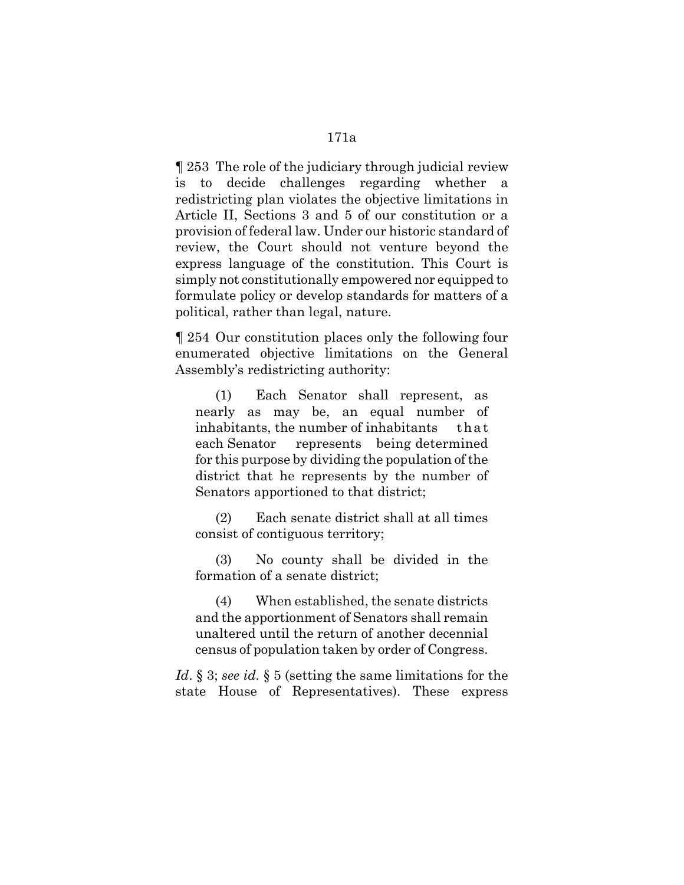¶ 253 The role of the judiciary through judicial review is to decide challenges regarding whether a redistricting plan violates the objective limitations in Article II, Sections 3 and 5 of our constitution or a provision of federal law. Under our historic standard of review, the Court should not venture beyond the express language of the constitution. This Court is simply not constitutionally empowered nor equipped to formulate policy or develop standards for matters of a political, rather than legal, nature.

¶ 254 Our constitution places only the following four enumerated objective limitations on the General Assembly's redistricting authority:

> (1) Each Senator shall represent, as nearly as may be, an equal number of inhabitants, the number of inhabitants that each Senator represents being determined for this purpose by dividing the population of the district that he represents by the number of Senators apportioned to that district;
>
> (2) Each senate district shall at all times consist of contiguous territory;
>
> (3) No county shall be divided in the formation of a senate district;
>
> (4) When established, the senate districts and the apportionment of Senators shall remain unaltered until the return of another decennial census of population taken by order of Congress.

*Id.* § 3; *see id.* § 5 (setting the same limitations for the state House of Representatives). These express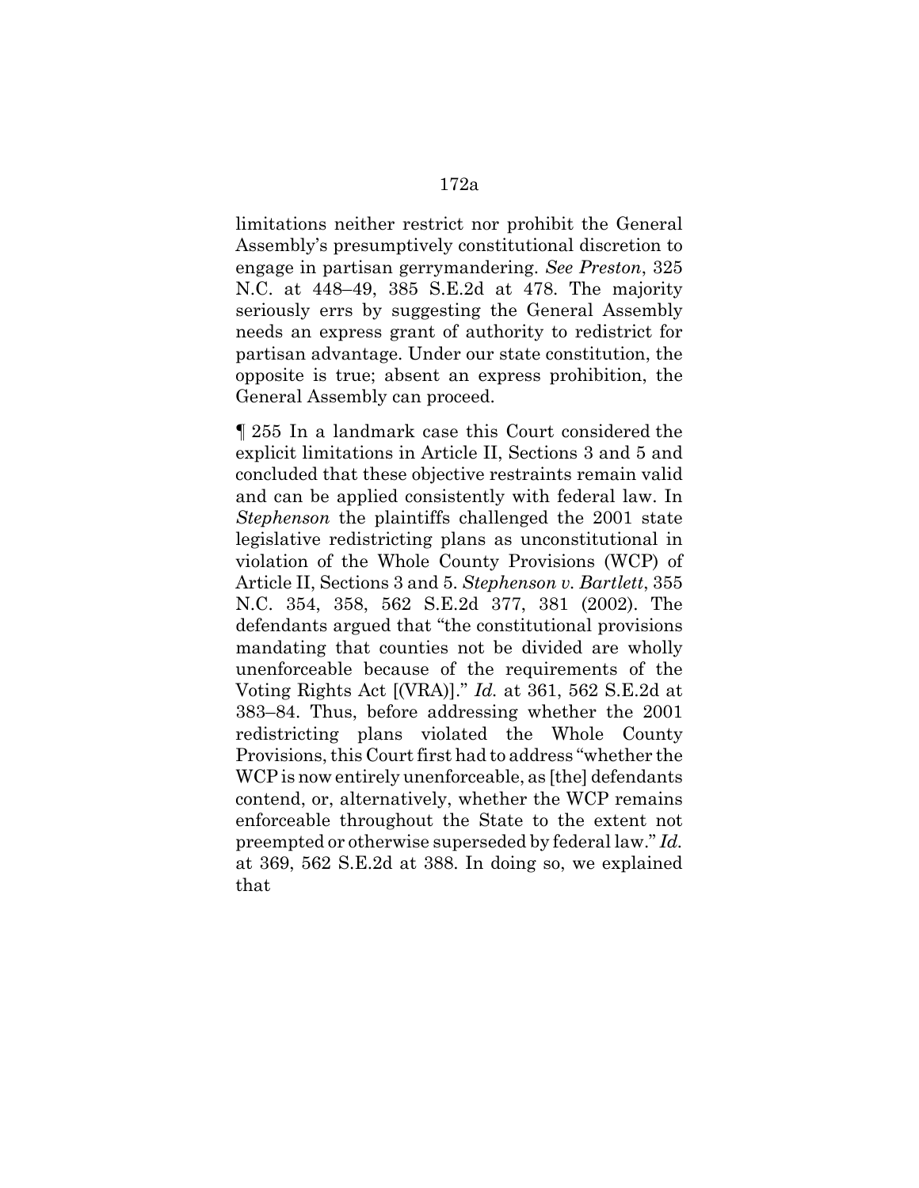limitations neither restrict nor prohibit the General Assembly's presumptively constitutional discretion to engage in partisan gerrymandering. *See Preston*, 325 N.C. at 448–49, 385 S.E.2d at 478. The majority seriously errs by suggesting the General Assembly needs an express grant of authority to redistrict for partisan advantage. Under our state constitution, the opposite is true; absent an express prohibition, the General Assembly can proceed.

¶ 255 In a landmark case this Court considered the explicit limitations in Article II, Sections 3 and 5 and concluded that these objective restraints remain valid and can be applied consistently with federal law. In *Stephenson* the plaintiffs challenged the 2001 state legislative redistricting plans as unconstitutional in violation of the Whole County Provisions (WCP) of Article II, Sections 3 and 5. *Stephenson v. Bartlett*, 355 N.C. 354, 358, 562 S.E.2d 377, 381 (2002). The defendants argued that "the constitutional provisions mandating that counties not be divided are wholly unenforceable because of the requirements of the Voting Rights Act [(VRA)]." *Id.* at 361, 562 S.E.2d at 383–84. Thus, before addressing whether the 2001 redistricting plans violated the Whole County Provisions, this Court first had to address "whether the WCP is now entirely unenforceable, as [the] defendants contend, or, alternatively, whether the WCP remains enforceable throughout the State to the extent not preempted or otherwise superseded by federal law." *Id.* at 369, 562 S.E.2d at 388. In doing so, we explained that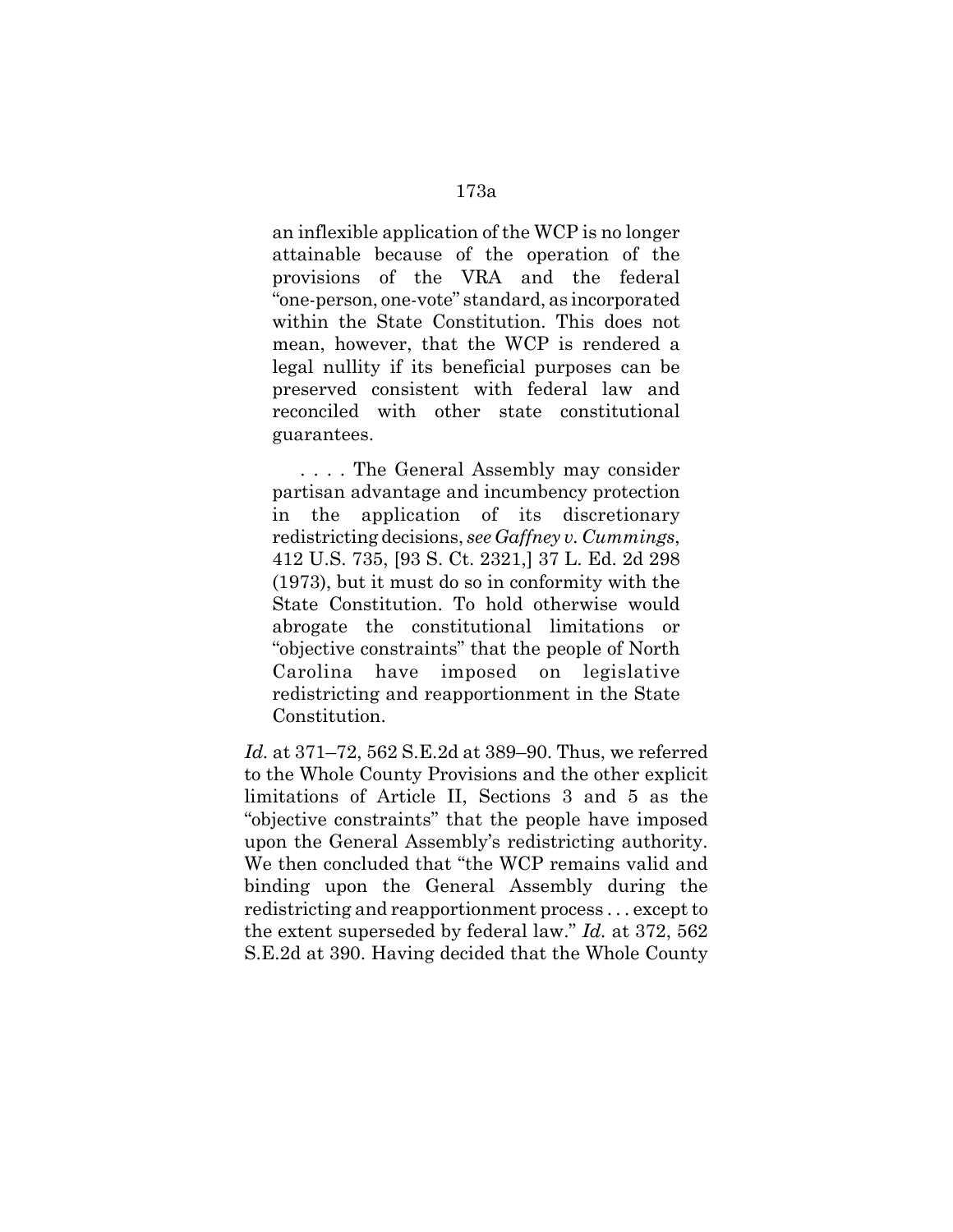> an inflexible application of the WCP is no longer attainable because of the operation of the provisions of the VRA and the federal "one-person, one-vote" standard, as incorporated within the State Constitution. This does not mean, however, that the WCP is rendered a legal nullity if its beneficial purposes can be preserved consistent with federal law and reconciled with other state constitutional guarantees.
>
> . . . . The General Assembly may consider partisan advantage and incumbency protection in the application of its discretionary redistricting decisions, *see Gaffney v. Cummings*, 412 U.S. 735, [93 S. Ct. 2321,] 37 L. Ed. 2d 298 (1973), but it must do so in conformity with the State Constitution. To hold otherwise would abrogate the constitutional limitations or "objective constraints" that the people of North Carolina have imposed on legislative redistricting and reapportionment in the State Constitution.

*Id.* at 371–72, 562 S.E.2d at 389–90. Thus, we referred to the Whole County Provisions and the other explicit limitations of Article II, Sections 3 and 5 as the "objective constraints" that the people have imposed upon the General Assembly's redistricting authority. We then concluded that "the WCP remains valid and binding upon the General Assembly during the redistricting and reapportionment process . . . except to the extent superseded by federal law." *Id.* at 372, 562 S.E.2d at 390. Having decided that the Whole County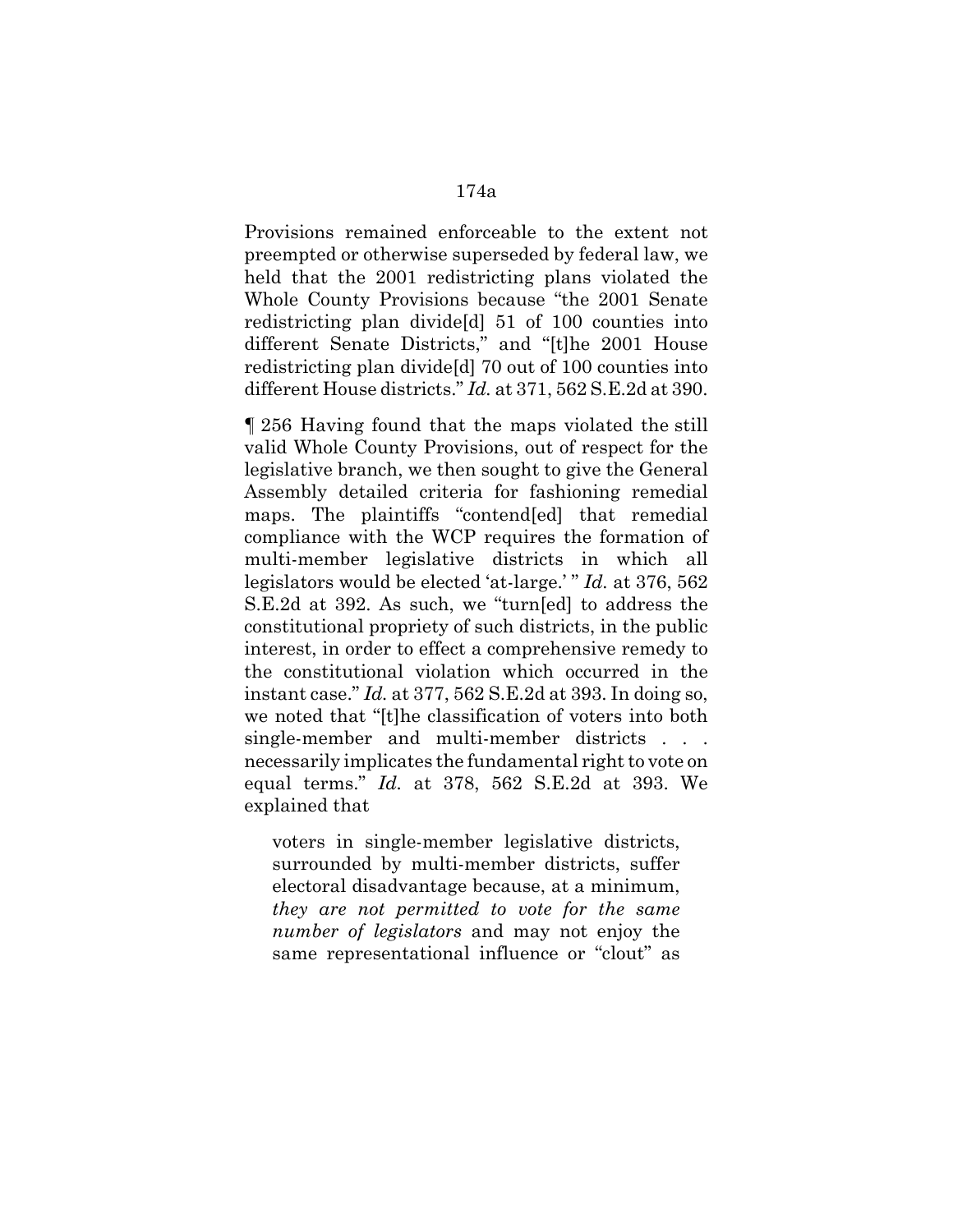Provisions remained enforceable to the extent not preempted or otherwise superseded by federal law, we held that the 2001 redistricting plans violated the Whole County Provisions because "the 2001 Senate redistricting plan divide[d] 51 of 100 counties into different Senate Districts," and "[t]he 2001 House redistricting plan divide[d] 70 out of 100 counties into different House districts." *Id.* at 371, 562 S.E.2d at 390.

¶ 256 Having found that the maps violated the still valid Whole County Provisions, out of respect for the legislative branch, we then sought to give the General Assembly detailed criteria for fashioning remedial maps. The plaintiffs "contend[ed] that remedial compliance with the WCP requires the formation of multi-member legislative districts in which all legislators would be elected 'at-large.' " *Id.* at 376, 562 S.E.2d at 392. As such, we "turn[ed] to address the constitutional propriety of such districts, in the public interest, in order to effect a comprehensive remedy to the constitutional violation which occurred in the instant case." *Id.* at 377, 562 S.E.2d at 393. In doing so, we noted that "[t]he classification of voters into both single-member and multi-member districts . . . necessarily implicates the fundamental right to vote on equal terms." *Id.* at 378, 562 S.E.2d at 393. We explained that

> voters in single-member legislative districts, surrounded by multi-member districts, suffer electoral disadvantage because, at a minimum, *they are not permitted to vote for the same number of legislators* and may not enjoy the same representational influence or "clout" as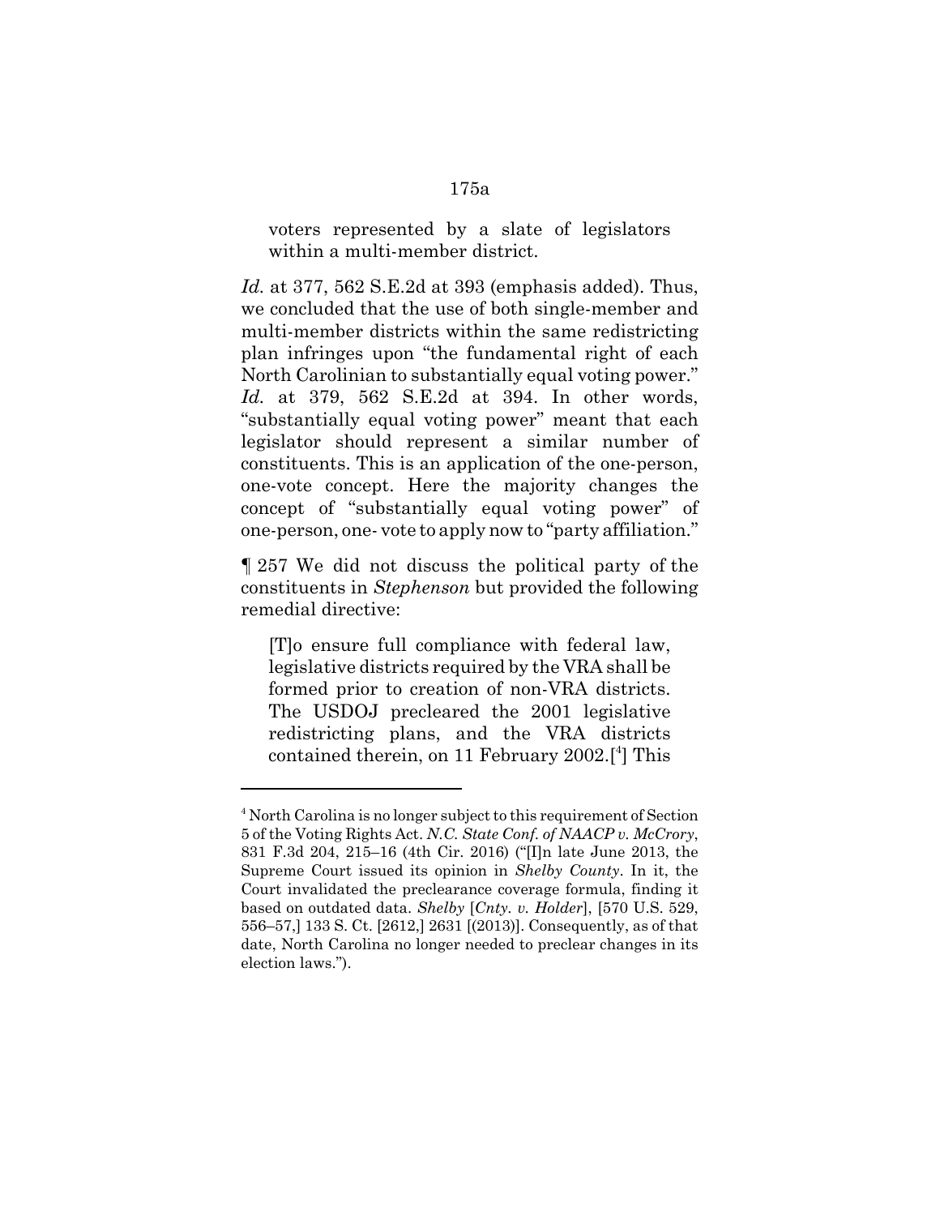> voters represented by a slate of legislators within a multi-member district.

*Id.* at 377, 562 S.E.2d at 393 (emphasis added). Thus, we concluded that the use of both single-member and multi-member districts within the same redistricting plan infringes upon "the fundamental right of each North Carolinian to substantially equal voting power." *Id.* at 379, 562 S.E.2d at 394. In other words, "substantially equal voting power" meant that each legislator should represent a similar number of constituents. This is an application of the one-person, one-vote concept. Here the majority changes the concept of "substantially equal voting power" of one-person, one- vote to apply now to "party affiliation."

¶ 257 We did not discuss the political party of the constituents in *Stephenson* but provided the following remedial directive:

> [T]o ensure full compliance with federal law, legislative districts required by the VRA shall be formed prior to creation of non-VRA districts. The USDOJ precleared the 2001 legislative redistricting plans, and the VRA districts contained therein, on 11 February 2002.[4] This

---

[4] North Carolina is no longer subject to this requirement of Section 5 of the Voting Rights Act. *N.C. State Conf. of NAACP v. McCrory*, 831 F.3d 204, 215–16 (4th Cir. 2016) ("[I]n late June 2013, the Supreme Court issued its opinion in *Shelby County*. In it, the Court invalidated the preclearance coverage formula, finding it based on outdated data. *Shelby* [*Cnty. v. Holder*], [570 U.S. 529, 556–57,] 133 S. Ct. [2612,] 2631 [(2013)]. Consequently, as of that date, North Carolina no longer needed to preclear changes in its election laws.").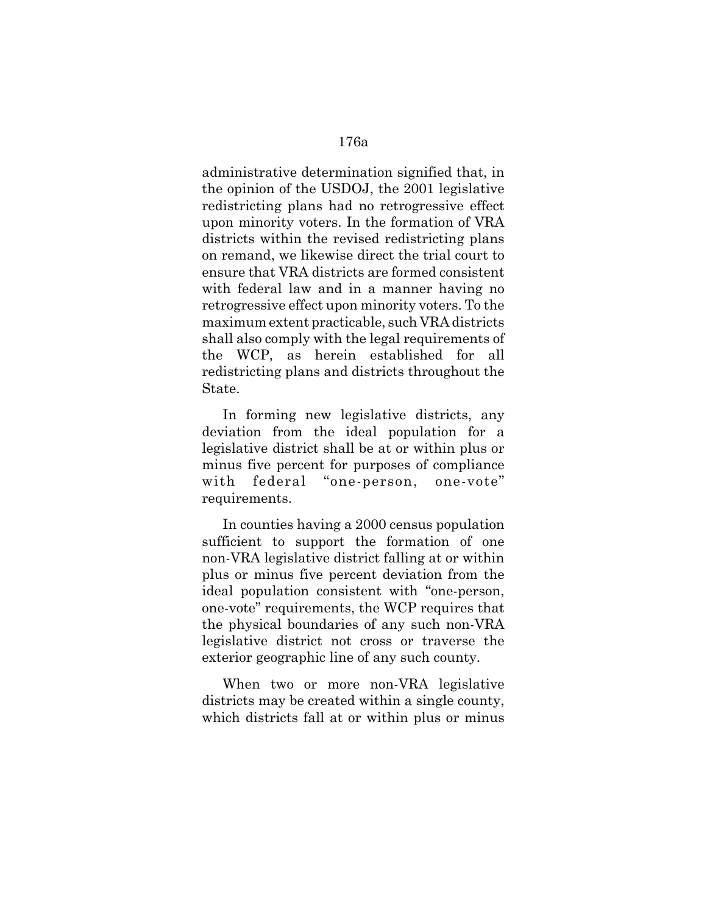administrative determination signified that, in the opinion of the USDOJ, the 2001 legislative redistricting plans had no retrogressive effect upon minority voters. In the formation of VRA districts within the revised redistricting plans on remand, we likewise direct the trial court to ensure that VRA districts are formed consistent with federal law and in a manner having no retrogressive effect upon minority voters. To the maximum extent practicable, such VRA districts shall also comply with the legal requirements of the WCP, as herein established for all redistricting plans and districts throughout the State.

In forming new legislative districts, any deviation from the ideal population for a legislative district shall be at or within plus or minus five percent for purposes of compliance with federal "one-person, one-vote" requirements.

In counties having a 2000 census population sufficient to support the formation of one non-VRA legislative district falling at or within plus or minus five percent deviation from the ideal population consistent with "one-person, one-vote" requirements, the WCP requires that the physical boundaries of any such non-VRA legislative district not cross or traverse the exterior geographic line of any such county.

When two or more non-VRA legislative districts may be created within a single county, which districts fall at or within plus or minus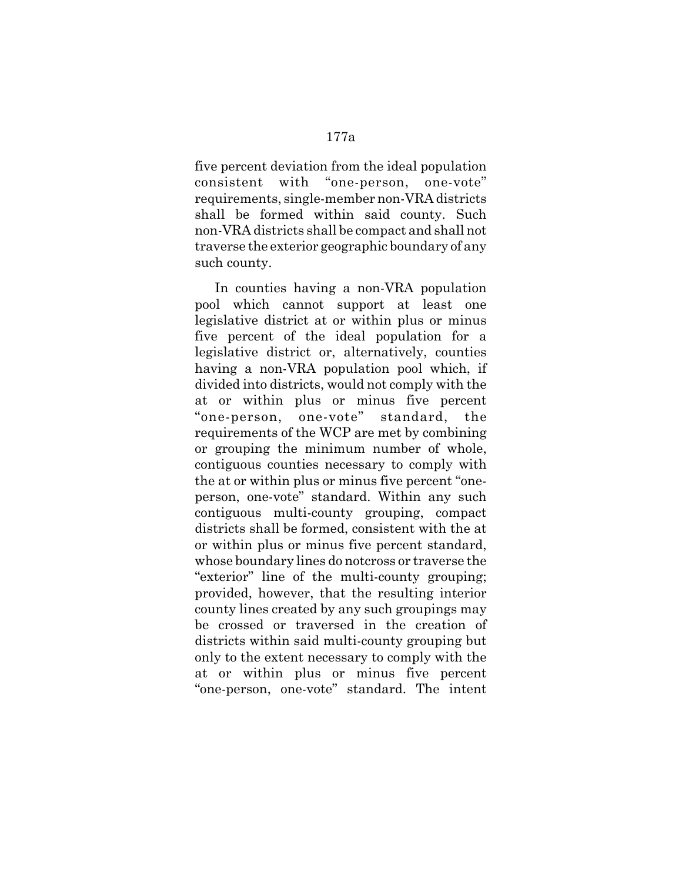five percent deviation from the ideal population consistent with "one-person, one-vote" requirements, single-member non-VRA districts shall be formed within said county. Such non-VRA districts shall be compact and shall not traverse the exterior geographic boundary of any such county.

In counties having a non-VRA population pool which cannot support at least one legislative district at or within plus or minus five percent of the ideal population for a legislative district or, alternatively, counties having a non-VRA population pool which, if divided into districts, would not comply with the at or within plus or minus five percent "one-person, one-vote" standard, the requirements of the WCP are met by combining or grouping the minimum number of whole, contiguous counties necessary to comply with the at or within plus or minus five percent "one-person, one-vote" standard. Within any such contiguous multi-county grouping, compact districts shall be formed, consistent with the at or within plus or minus five percent standard, whose boundary lines do notcross or traverse the "exterior" line of the multi-county grouping; provided, however, that the resulting interior county lines created by any such groupings may be crossed or traversed in the creation of districts within said multi-county grouping but only to the extent necessary to comply with the at or within plus or minus five percent "one-person, one-vote" standard. The intent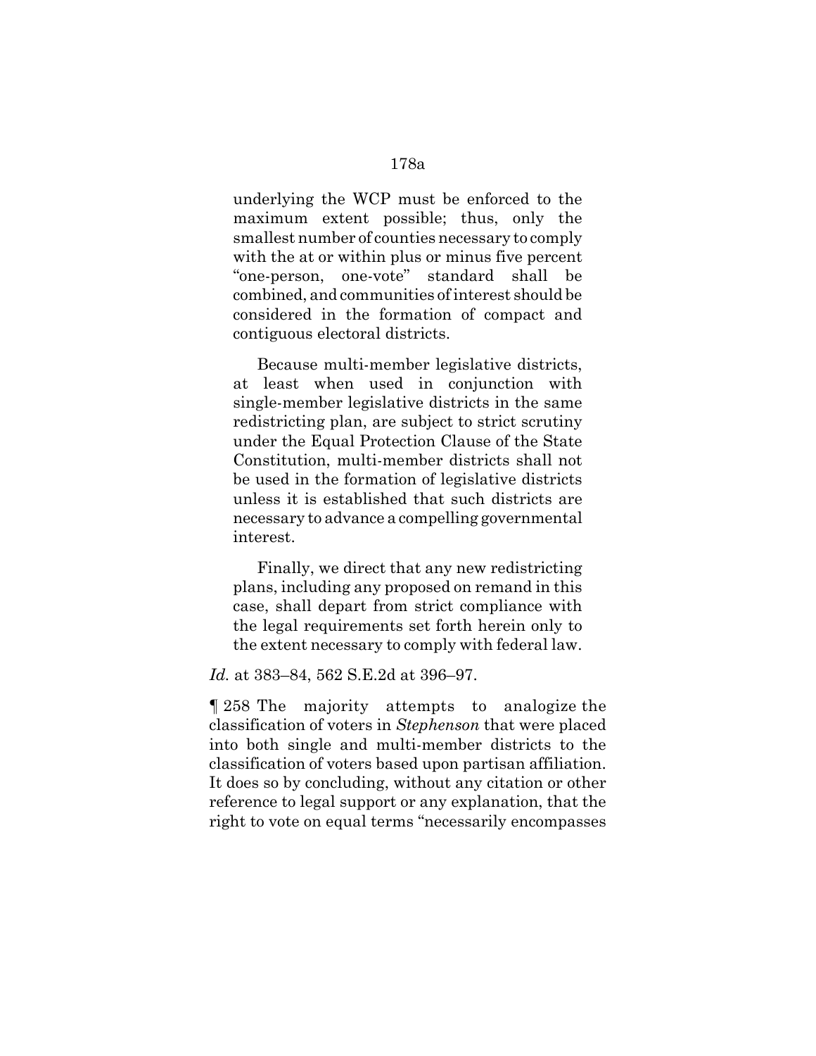underlying the WCP must be enforced to the maximum extent possible; thus, only the smallest number of counties necessary to comply with the at or within plus or minus five percent "one-person, one-vote" standard shall be combined, and communities of interest should be considered in the formation of compact and contiguous electoral districts.

Because multi-member legislative districts, at least when used in conjunction with single-member legislative districts in the same redistricting plan, are subject to strict scrutiny under the Equal Protection Clause of the State Constitution, multi-member districts shall not be used in the formation of legislative districts unless it is established that such districts are necessary to advance a compelling governmental interest.

Finally, we direct that any new redistricting plans, including any proposed on remand in this case, shall depart from strict compliance with the legal requirements set forth herein only to the extent necessary to comply with federal law.

*Id.* at 383–84, 562 S.E.2d at 396–97.

¶ 258 The majority attempts to analogize the classification of voters in *Stephenson* that were placed into both single and multi-member districts to the classification of voters based upon partisan affiliation. It does so by concluding, without any citation or other reference to legal support or any explanation, that the right to vote on equal terms "necessarily encompasses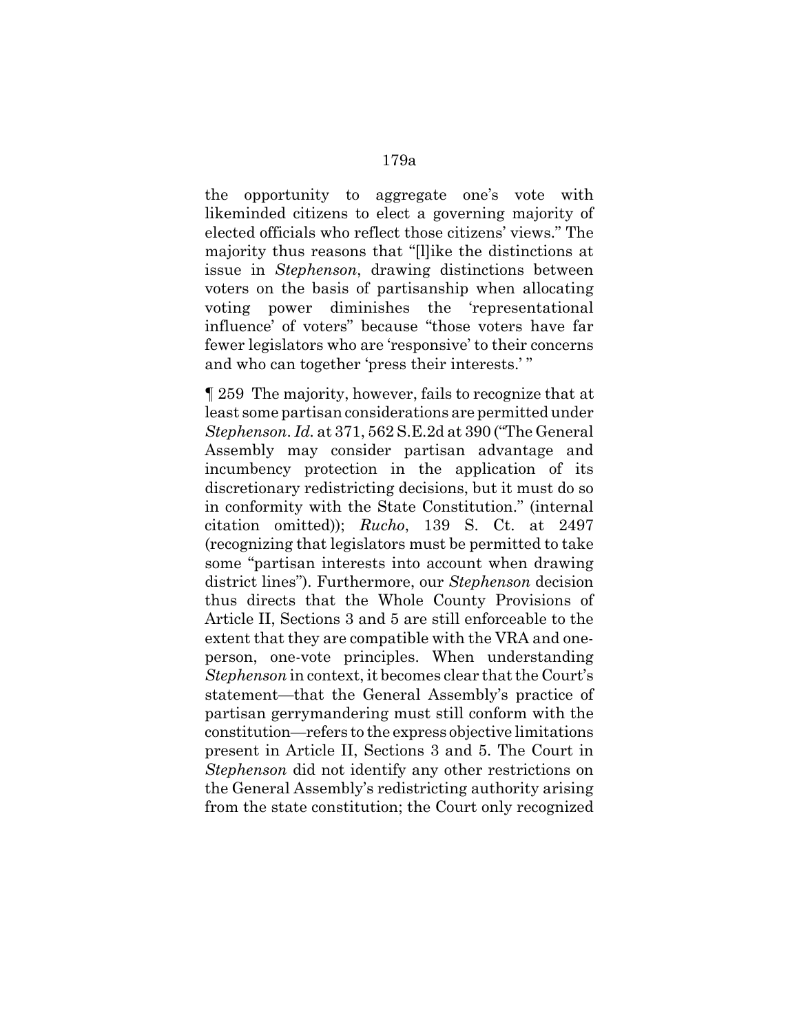the opportunity to aggregate one's vote with likeminded citizens to elect a governing majority of elected officials who reflect those citizens' views." The majority thus reasons that "[l]ike the distinctions at issue in *Stephenson*, drawing distinctions between voters on the basis of partisanship when allocating voting power diminishes the 'representational influence' of voters" because "those voters have far fewer legislators who are 'responsive' to their concerns and who can together 'press their interests.' "

¶ 259 The majority, however, fails to recognize that at least some partisan considerations are permitted under *Stephenson*. *Id.* at 371, 562 S.E.2d at 390 ("The General Assembly may consider partisan advantage and incumbency protection in the application of its discretionary redistricting decisions, but it must do so in conformity with the State Constitution." (internal citation omitted)); *Rucho*, 139 S. Ct. at 2497 (recognizing that legislators must be permitted to take some "partisan interests into account when drawing district lines"). Furthermore, our *Stephenson* decision thus directs that the Whole County Provisions of Article II, Sections 3 and 5 are still enforceable to the extent that they are compatible with the VRA and one-person, one-vote principles. When understanding *Stephenson* in context, it becomes clear that the Court's statement—that the General Assembly's practice of partisan gerrymandering must still conform with the constitution—refers to the express objective limitations present in Article II, Sections 3 and 5. The Court in *Stephenson* did not identify any other restrictions on the General Assembly's redistricting authority arising from the state constitution; the Court only recognized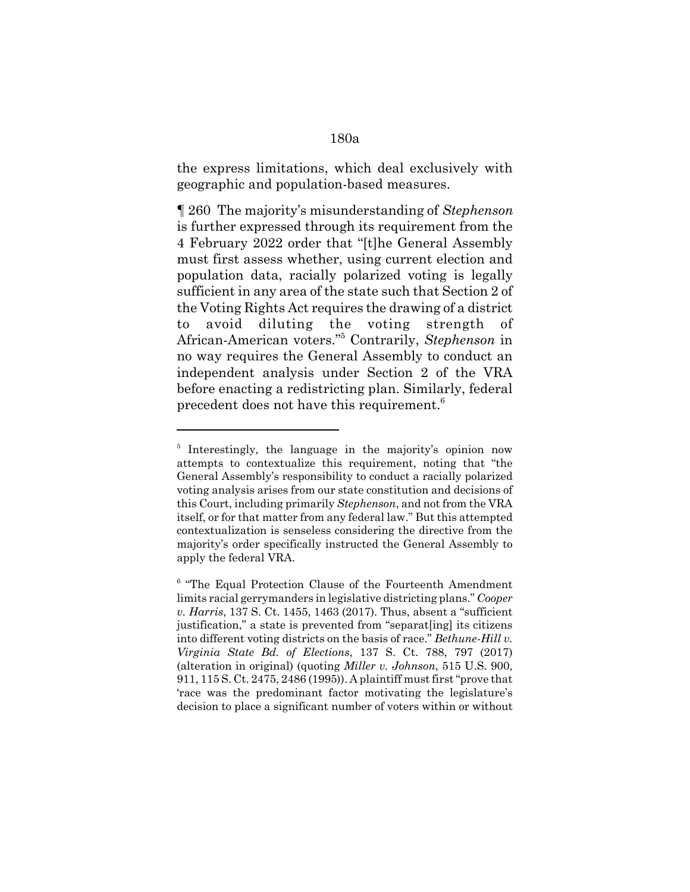the express limitations, which deal exclusively with geographic and population-based measures.

¶ 260 The majority's misunderstanding of *Stephenson* is further expressed through its requirement from the 4 February 2022 order that "[t]he General Assembly must first assess whether, using current election and population data, racially polarized voting is legally sufficient in any area of the state such that Section 2 of the Voting Rights Act requires the drawing of a district to avoid diluting the voting strength of African-American voters."[5] Contrarily, *Stephenson* in no way requires the General Assembly to conduct an independent analysis under Section 2 of the VRA before enacting a redistricting plan. Similarly, federal precedent does not have this requirement.[6]

---

[5] Interestingly, the language in the majority's opinion now attempts to contextualize this requirement, noting that "the General Assembly's responsibility to conduct a racially polarized voting analysis arises from our state constitution and decisions of this Court, including primarily *Stephenson*, and not from the VRA itself, or for that matter from any federal law." But this attempted contextualization is senseless considering the directive from the majority's order specifically instructed the General Assembly to apply the federal VRA.

[6] "The Equal Protection Clause of the Fourteenth Amendment limits racial gerrymanders in legislative districting plans." *Cooper v. Harris*, 137 S. Ct. 1455, 1463 (2017). Thus, absent a "sufficient justification," a state is prevented from "separat[ing] its citizens into different voting districts on the basis of race." *Bethune-Hill v. Virginia State Bd. of Elections*, 137 S. Ct. 788, 797 (2017) (alteration in original) (quoting *Miller v. Johnson*, 515 U.S. 900, 911, 115 S. Ct. 2475, 2486 (1995)). A plaintiff must first "prove that 'race was the predominant factor motivating the legislature's decision to place a significant number of voters within or without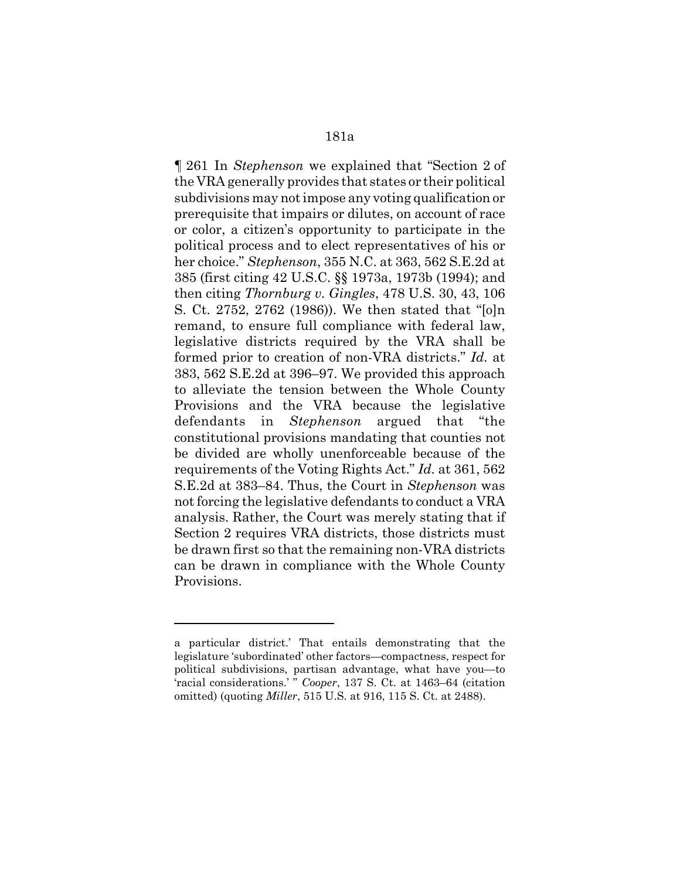¶ 261 In *Stephenson* we explained that "Section 2 of the VRA generally provides that states or their political subdivisions may not impose any voting qualification or prerequisite that impairs or dilutes, on account of race or color, a citizen's opportunity to participate in the political process and to elect representatives of his or her choice." *Stephenson*, 355 N.C. at 363, 562 S.E.2d at 385 (first citing 42 U.S.C. §§ 1973a, 1973b (1994); and then citing *Thornburg v. Gingles*, 478 U.S. 30, 43, 106 S. Ct. 2752, 2762 (1986)). We then stated that "[o]n remand, to ensure full compliance with federal law, legislative districts required by the VRA shall be formed prior to creation of non-VRA districts." *Id.* at 383, 562 S.E.2d at 396–97. We provided this approach to alleviate the tension between the Whole County Provisions and the VRA because the legislative defendants in *Stephenson* argued that "the constitutional provisions mandating that counties not be divided are wholly unenforceable because of the requirements of the Voting Rights Act." *Id.* at 361, 562 S.E.2d at 383–84. Thus, the Court in *Stephenson* was not forcing the legislative defendants to conduct a VRA analysis. Rather, the Court was merely stating that if Section 2 requires VRA districts, those districts must be drawn first so that the remaining non-VRA districts can be drawn in compliance with the Whole County Provisions.

---

a particular district.' That entails demonstrating that the legislature 'subordinated' other factors—compactness, respect for political subdivisions, partisan advantage, what have you—to 'racial considerations.' " *Cooper*, 137 S. Ct. at 1463–64 (citation omitted) (quoting *Miller*, 515 U.S. at 916, 115 S. Ct. at 2488).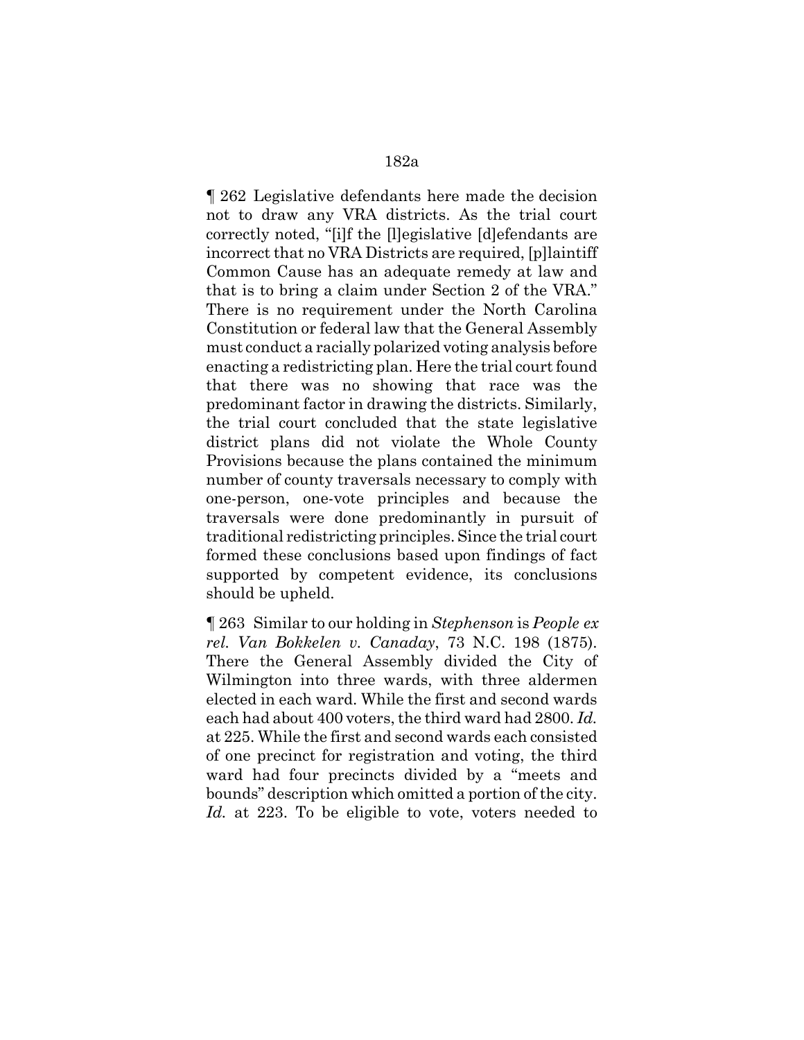¶ 262 Legislative defendants here made the decision not to draw any VRA districts. As the trial court correctly noted, "[i]f the [l]egislative [d]efendants are incorrect that no VRA Districts are required, [p]laintiff Common Cause has an adequate remedy at law and that is to bring a claim under Section 2 of the VRA." There is no requirement under the North Carolina Constitution or federal law that the General Assembly must conduct a racially polarized voting analysis before enacting a redistricting plan. Here the trial court found that there was no showing that race was the predominant factor in drawing the districts. Similarly, the trial court concluded that the state legislative district plans did not violate the Whole County Provisions because the plans contained the minimum number of county traversals necessary to comply with one-person, one-vote principles and because the traversals were done predominantly in pursuit of traditional redistricting principles. Since the trial court formed these conclusions based upon findings of fact supported by competent evidence, its conclusions should be upheld.

¶ 263 Similar to our holding in *Stephenson* is *People ex rel. Van Bokkelen v. Canaday*, 73 N.C. 198 (1875). There the General Assembly divided the City of Wilmington into three wards, with three aldermen elected in each ward. While the first and second wards each had about 400 voters, the third ward had 2800. *Id.* at 225. While the first and second wards each consisted of one precinct for registration and voting, the third ward had four precincts divided by a "meets and bounds" description which omitted a portion of the city. *Id.* at 223. To be eligible to vote, voters needed to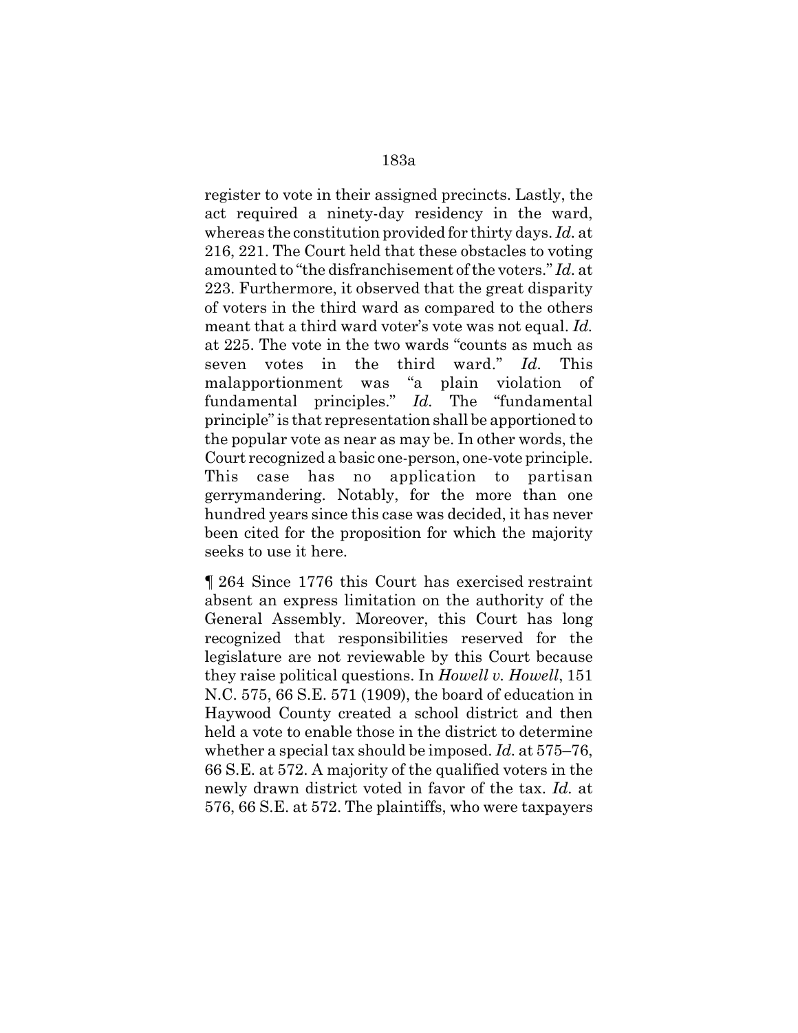register to vote in their assigned precincts. Lastly, the act required a ninety-day residency in the ward, whereas the constitution provided for thirty days. *Id.* at 216, 221. The Court held that these obstacles to voting amounted to "the disfranchisement of the voters." *Id.* at 223. Furthermore, it observed that the great disparity of voters in the third ward as compared to the others meant that a third ward voter's vote was not equal. *Id.* at 225. The vote in the two wards "counts as much as seven votes in the third ward." *Id.* This malapportionment was "a plain violation of fundamental principles." *Id.* The "fundamental principle" is that representation shall be apportioned to the popular vote as near as may be. In other words, the Court recognized a basic one-person, one-vote principle. This case has no application to partisan gerrymandering. Notably, for the more than one hundred years since this case was decided, it has never been cited for the proposition for which the majority seeks to use it here.

¶ 264 Since 1776 this Court has exercised restraint absent an express limitation on the authority of the General Assembly. Moreover, this Court has long recognized that responsibilities reserved for the legislature are not reviewable by this Court because they raise political questions. In *Howell v. Howell*, 151 N.C. 575, 66 S.E. 571 (1909), the board of education in Haywood County created a school district and then held a vote to enable those in the district to determine whether a special tax should be imposed. *Id.* at 575–76, 66 S.E. at 572. A majority of the qualified voters in the newly drawn district voted in favor of the tax. *Id.* at 576, 66 S.E. at 572. The plaintiffs, who were taxpayers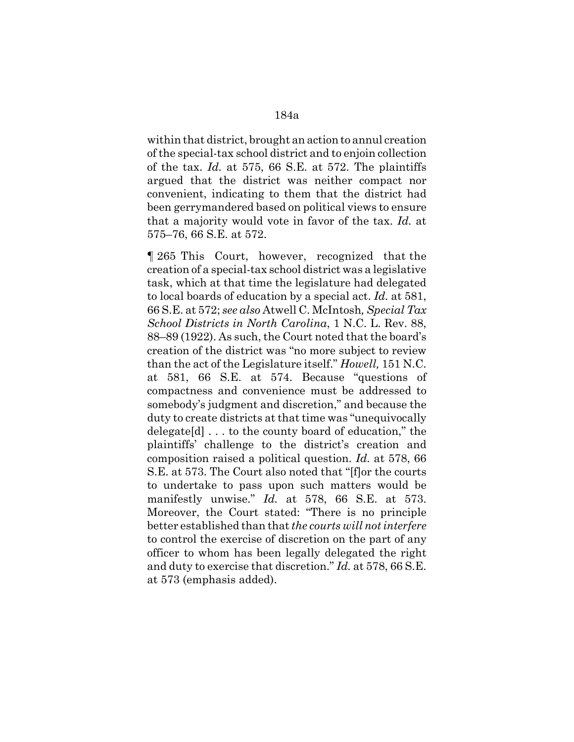within that district, brought an action to annul creation of the special-tax school district and to enjoin collection of the tax. *Id.* at 575, 66 S.E. at 572. The plaintiffs argued that the district was neither compact nor convenient, indicating to them that the district had been gerrymandered based on political views to ensure that a majority would vote in favor of the tax. *Id.* at 575–76, 66 S.E. at 572.

¶ 265 This Court, however, recognized that the creation of a special-tax school district was a legislative task, which at that time the legislature had delegated to local boards of education by a special act. *Id.* at 581, 66 S.E. at 572; *see also* Atwell C. McIntosh*, Special Tax School Districts in North Carolina*, 1 N.C. L. Rev. 88, 88–89 (1922). As such, the Court noted that the board's creation of the district was "no more subject to review than the act of the Legislature itself." *Howell,* 151 N.C. at 581, 66 S.E. at 574. Because "questions of compactness and convenience must be addressed to somebody's judgment and discretion," and because the duty to create districts at that time was "unequivocally delegate[d] . . . to the county board of education," the plaintiffs' challenge to the district's creation and composition raised a political question. *Id.* at 578, 66 S.E. at 573. The Court also noted that "[f]or the courts to undertake to pass upon such matters would be manifestly unwise." *Id.* at 578, 66 S.E. at 573. Moreover, the Court stated: "There is no principle better established than that *the courts will not interfere* to control the exercise of discretion on the part of any officer to whom has been legally delegated the right and duty to exercise that discretion." *Id.* at 578, 66 S.E. at 573 (emphasis added).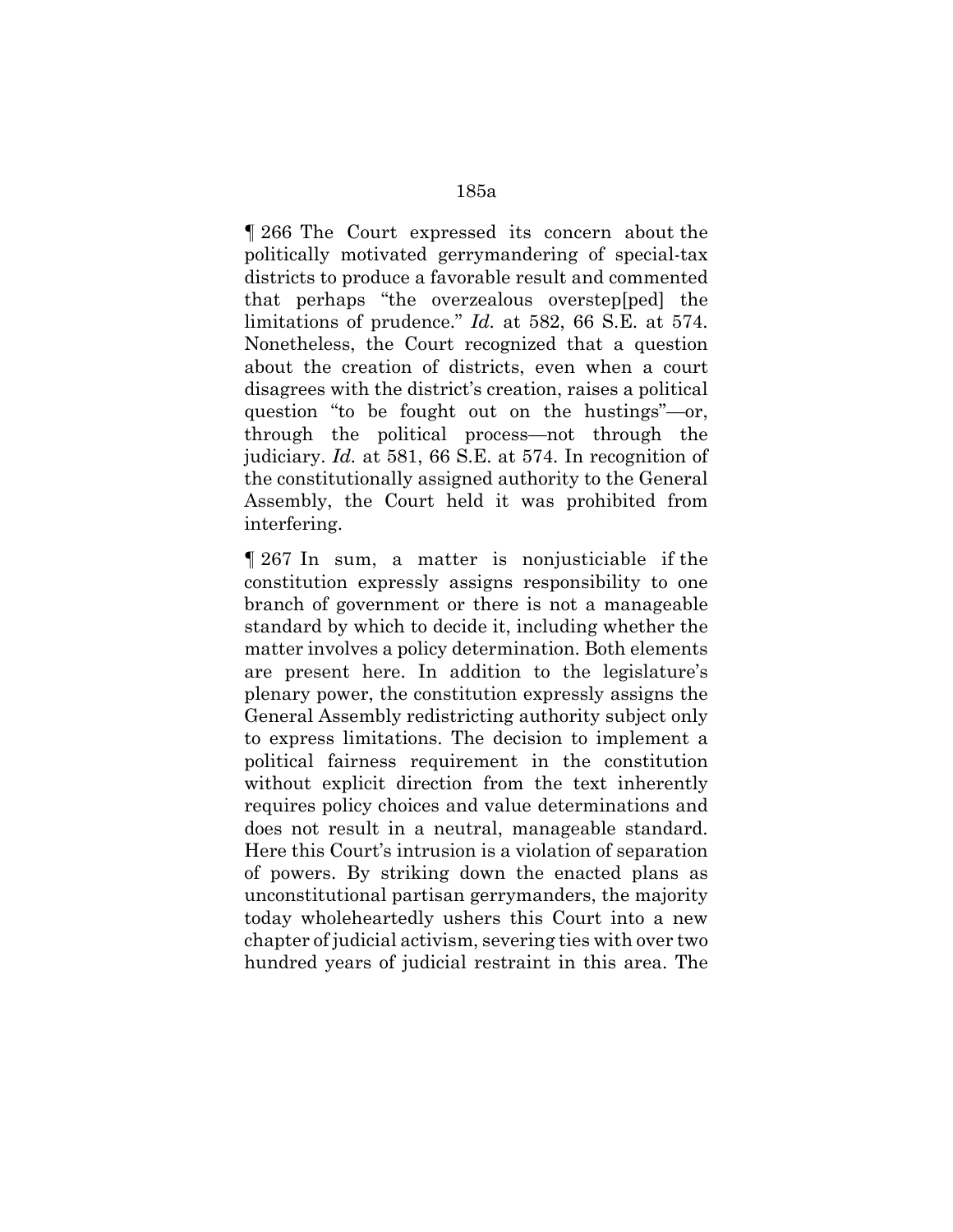¶ 266 The Court expressed its concern about the politically motivated gerrymandering of special-tax districts to produce a favorable result and commented that perhaps "the overzealous overstep[ped] the limitations of prudence." *Id.* at 582, 66 S.E. at 574. Nonetheless, the Court recognized that a question about the creation of districts, even when a court disagrees with the district's creation, raises a political question "to be fought out on the hustings"—or, through the political process—not through the judiciary. *Id.* at 581, 66 S.E. at 574. In recognition of the constitutionally assigned authority to the General Assembly, the Court held it was prohibited from interfering.

¶ 267 In sum, a matter is nonjusticiable if the constitution expressly assigns responsibility to one branch of government or there is not a manageable standard by which to decide it, including whether the matter involves a policy determination. Both elements are present here. In addition to the legislature's plenary power, the constitution expressly assigns the General Assembly redistricting authority subject only to express limitations. The decision to implement a political fairness requirement in the constitution without explicit direction from the text inherently requires policy choices and value determinations and does not result in a neutral, manageable standard. Here this Court's intrusion is a violation of separation of powers. By striking down the enacted plans as unconstitutional partisan gerrymanders, the majority today wholeheartedly ushers this Court into a new chapter of judicial activism, severing ties with over two hundred years of judicial restraint in this area. The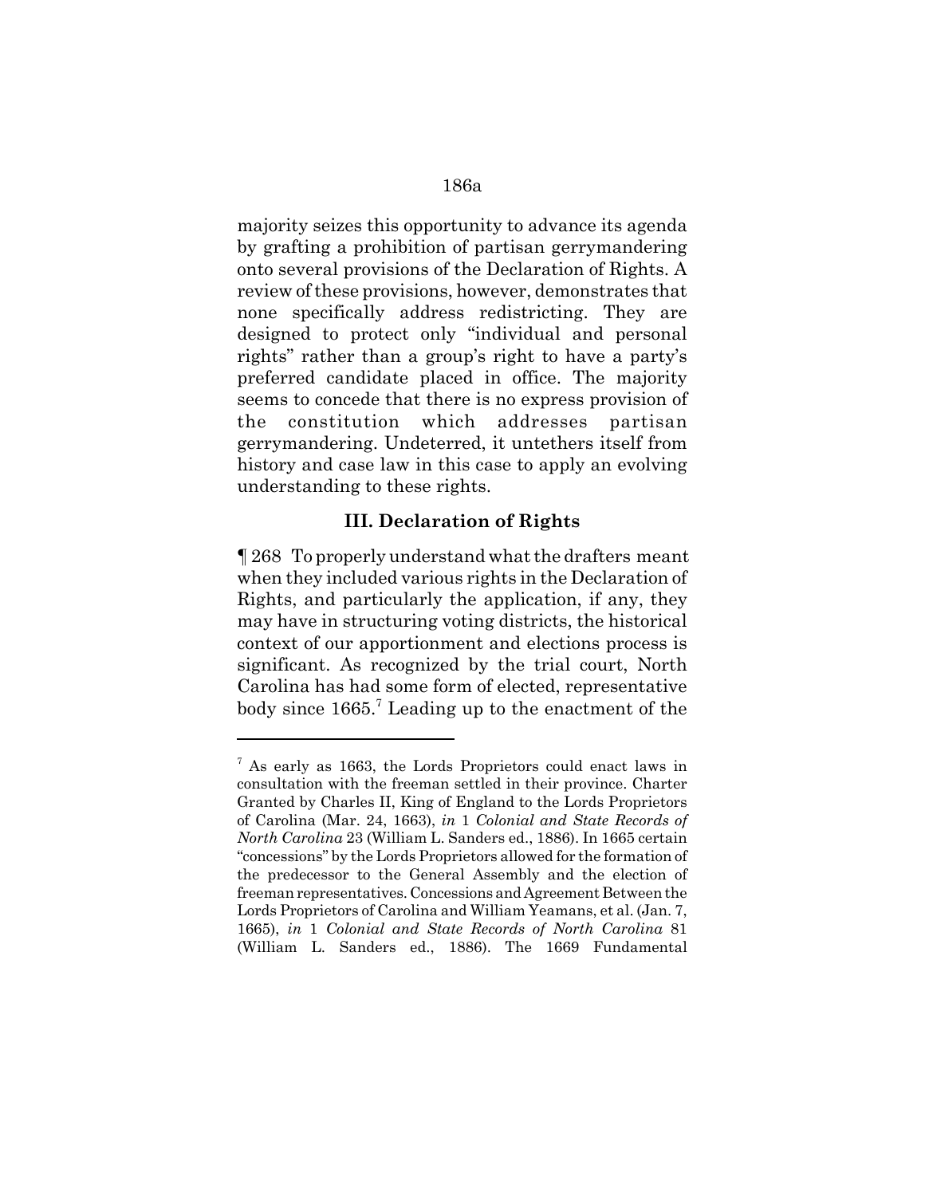majority seizes this opportunity to advance its agenda by grafting a prohibition of partisan gerrymandering onto several provisions of the Declaration of Rights. A review of these provisions, however, demonstrates that none specifically address redistricting. They are designed to protect only "individual and personal rights" rather than a group's right to have a party's preferred candidate placed in office. The majority seems to concede that there is no express provision of the constitution which addresses partisan gerrymandering. Undeterred, it untethers itself from history and case law in this case to apply an evolving understanding to these rights.

### III. Declaration of Rights

¶ 268 To properly understand what the drafters meant when they included various rights in the Declaration of Rights, and particularly the application, if any, they may have in structuring voting districts, the historical context of our apportionment and elections process is significant. As recognized by the trial court, North Carolina has had some form of elected, representative body since 1665.[7] Leading up to the enactment of the

---

[7] As early as 1663, the Lords Proprietors could enact laws in consultation with the freeman settled in their province. Charter Granted by Charles II, King of England to the Lords Proprietors of Carolina (Mar. 24, 1663), *in* 1 *Colonial and State Records of North Carolina* 23 (William L. Sanders ed., 1886). In 1665 certain "concessions" by the Lords Proprietors allowed for the formation of the predecessor to the General Assembly and the election of freeman representatives. Concessions and Agreement Between the Lords Proprietors of Carolina and William Yeamans, et al. (Jan. 7, 1665), *in* 1 *Colonial and State Records of North Carolina* 81 (William L. Sanders ed., 1886). The 1669 Fundamental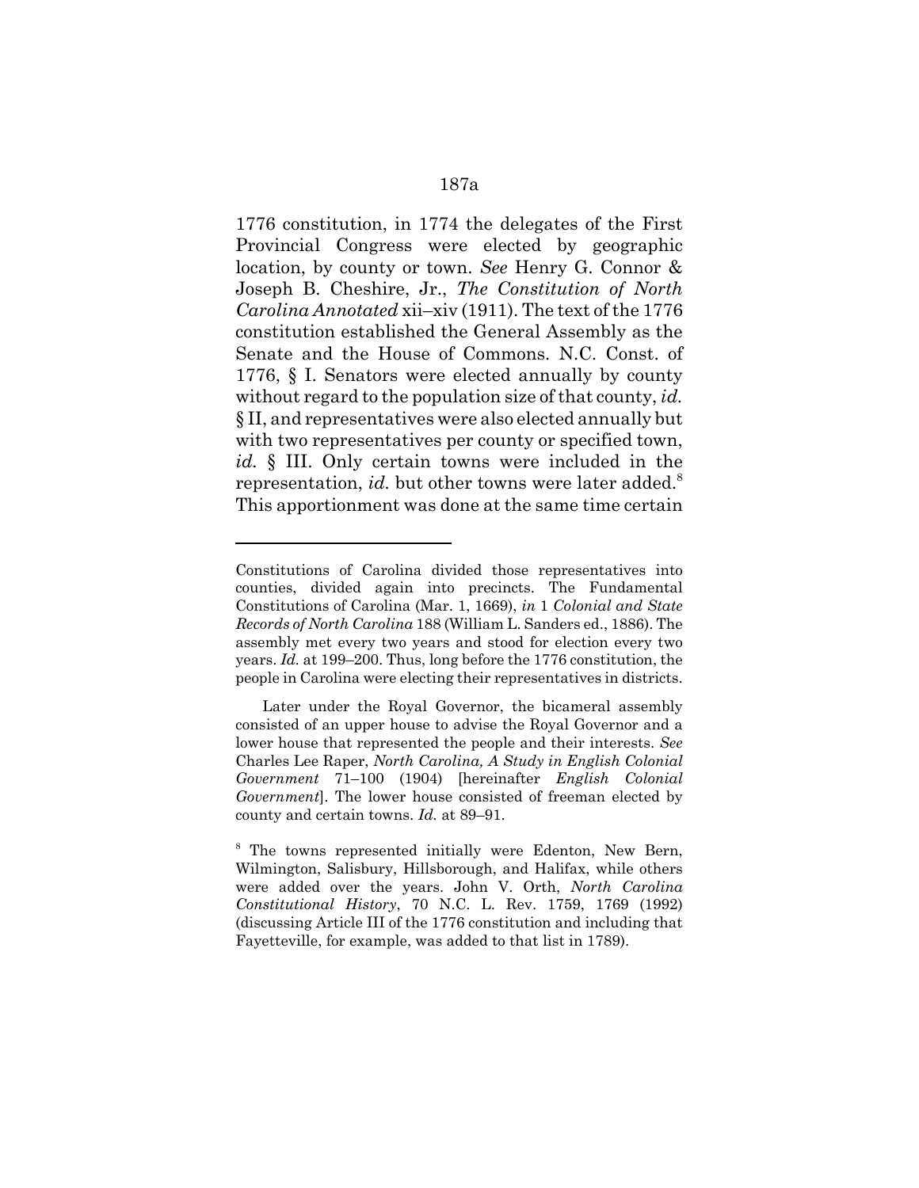1776 constitution, in 1774 the delegates of the First Provincial Congress were elected by geographic location, by county or town. *See* Henry G. Connor & Joseph B. Cheshire, Jr., *The Constitution of North Carolina Annotated* xii–xiv (1911). The text of the 1776 constitution established the General Assembly as the Senate and the House of Commons. N.C. Const. of 1776, § I. Senators were elected annually by county without regard to the population size of that county, *id.* § II, and representatives were also elected annually but with two representatives per county or specified town, *id.* § III. Only certain towns were included in the representation, *id.* but other towns were later added.[8] This apportionment was done at the same time certain

---

Constitutions of Carolina divided those representatives into counties, divided again into precincts. The Fundamental Constitutions of Carolina (Mar. 1, 1669), *in* 1 *Colonial and State Records of North Carolina* 188 (William L. Sanders ed., 1886). The assembly met every two years and stood for election every two years. *Id.* at 199–200. Thus, long before the 1776 constitution, the people in Carolina were electing their representatives in districts.

Later under the Royal Governor, the bicameral assembly consisted of an upper house to advise the Royal Governor and a lower house that represented the people and their interests. *See* Charles Lee Raper, *North Carolina, A Study in English Colonial Government* 71–100 (1904) [hereinafter *English Colonial Government*]. The lower house consisted of freeman elected by county and certain towns. *Id.* at 89–91.

[8] The towns represented initially were Edenton, New Bern, Wilmington, Salisbury, Hillsborough, and Halifax, while others were added over the years. John V. Orth, *North Carolina Constitutional History*, 70 N.C. L. Rev. 1759, 1769 (1992) (discussing Article III of the 1776 constitution and including that Fayetteville, for example, was added to that list in 1789).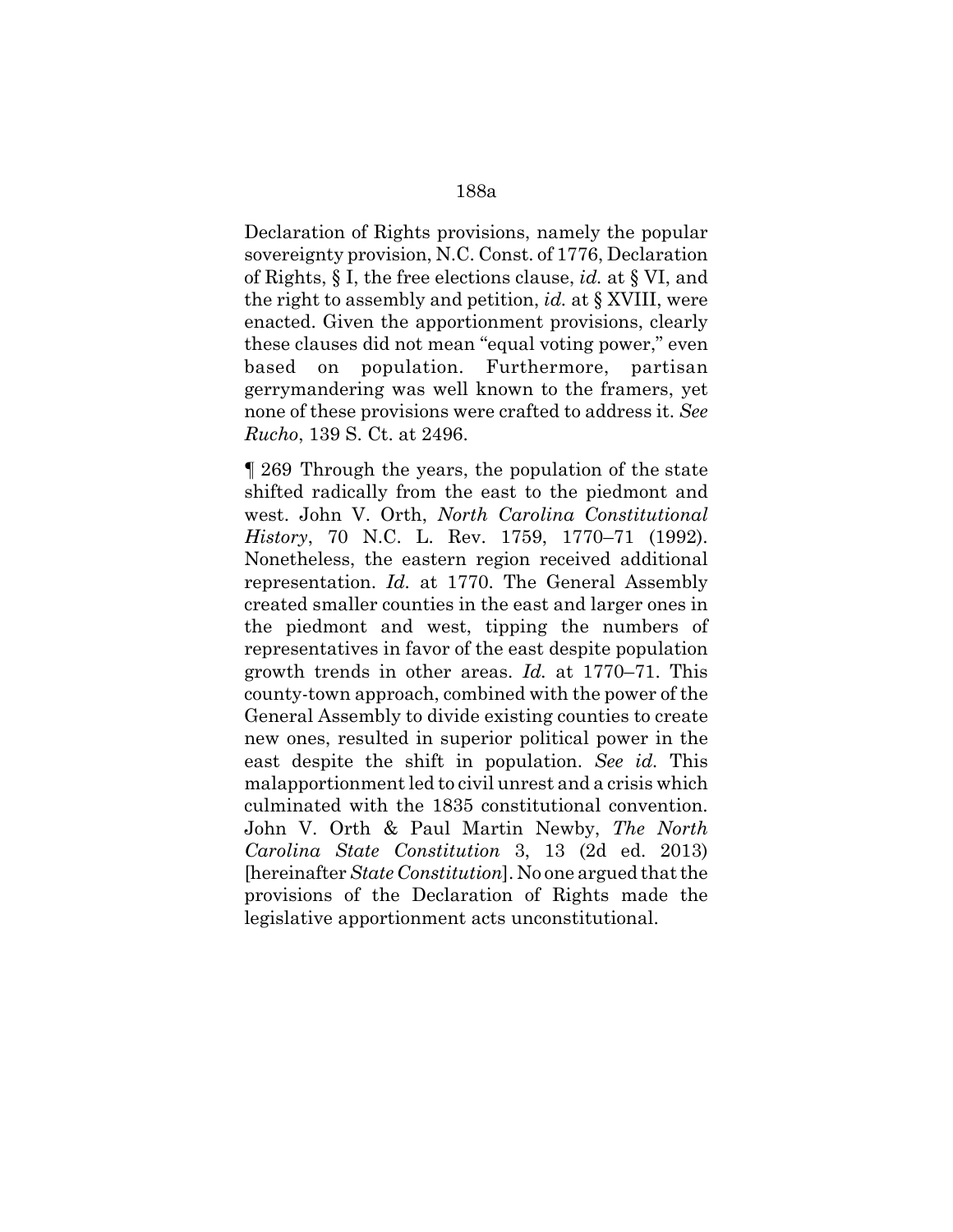Declaration of Rights provisions, namely the popular sovereignty provision, N.C. Const. of 1776, Declaration of Rights, § I, the free elections clause, *id.* at § VI, and the right to assembly and petition, *id.* at § XVIII, were enacted. Given the apportionment provisions, clearly these clauses did not mean "equal voting power," even based on population. Furthermore, partisan gerrymandering was well known to the framers, yet none of these provisions were crafted to address it. *See Rucho*, 139 S. Ct. at 2496.

¶ 269 Through the years, the population of the state shifted radically from the east to the piedmont and west. John V. Orth, *North Carolina Constitutional History*, 70 N.C. L. Rev. 1759, 1770–71 (1992). Nonetheless, the eastern region received additional representation. *Id.* at 1770. The General Assembly created smaller counties in the east and larger ones in the piedmont and west, tipping the numbers of representatives in favor of the east despite population growth trends in other areas. *Id.* at 1770–71. This county-town approach, combined with the power of the General Assembly to divide existing counties to create new ones, resulted in superior political power in the east despite the shift in population. *See id.* This malapportionment led to civil unrest and a crisis which culminated with the 1835 constitutional convention. John V. Orth & Paul Martin Newby, *The North Carolina State Constitution* 3, 13 (2d ed. 2013) [hereinafter *State Constitution*]. No one argued that the provisions of the Declaration of Rights made the legislative apportionment acts unconstitutional.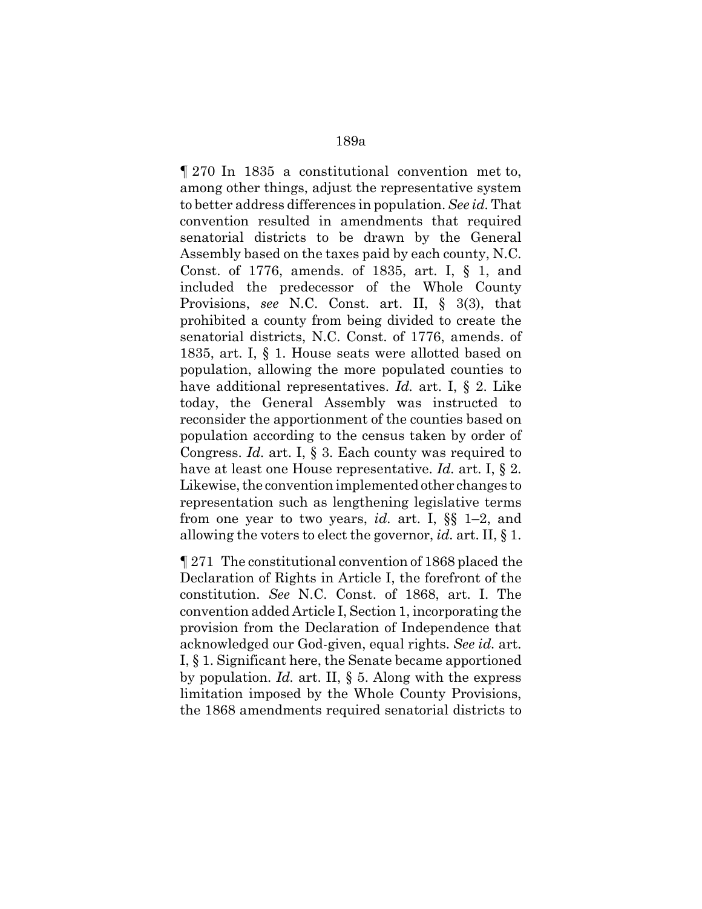¶ 270 In 1835 a constitutional convention met to, among other things, adjust the representative system to better address differences in population. *See id.* That convention resulted in amendments that required senatorial districts to be drawn by the General Assembly based on the taxes paid by each county, N.C. Const. of 1776, amends. of 1835, art. I, § 1, and included the predecessor of the Whole County Provisions, *see* N.C. Const. art. II, § 3(3), that prohibited a county from being divided to create the senatorial districts, N.C. Const. of 1776, amends. of 1835, art. I, § 1. House seats were allotted based on population, allowing the more populated counties to have additional representatives. *Id.* art. I, § 2. Like today, the General Assembly was instructed to reconsider the apportionment of the counties based on population according to the census taken by order of Congress. *Id.* art. I, § 3. Each county was required to have at least one House representative. *Id.* art. I, § 2. Likewise, the convention implemented other changes to representation such as lengthening legislative terms from one year to two years, *id.* art. I, §§ 1–2, and allowing the voters to elect the governor, *id.* art. II, § 1.

¶ 271 The constitutional convention of 1868 placed the Declaration of Rights in Article I, the forefront of the constitution. *See* N.C. Const. of 1868, art. I. The convention added Article I, Section 1, incorporating the provision from the Declaration of Independence that acknowledged our God-given, equal rights. *See id.* art. I, § 1. Significant here, the Senate became apportioned by population. *Id.* art. II, § 5. Along with the express limitation imposed by the Whole County Provisions, the 1868 amendments required senatorial districts to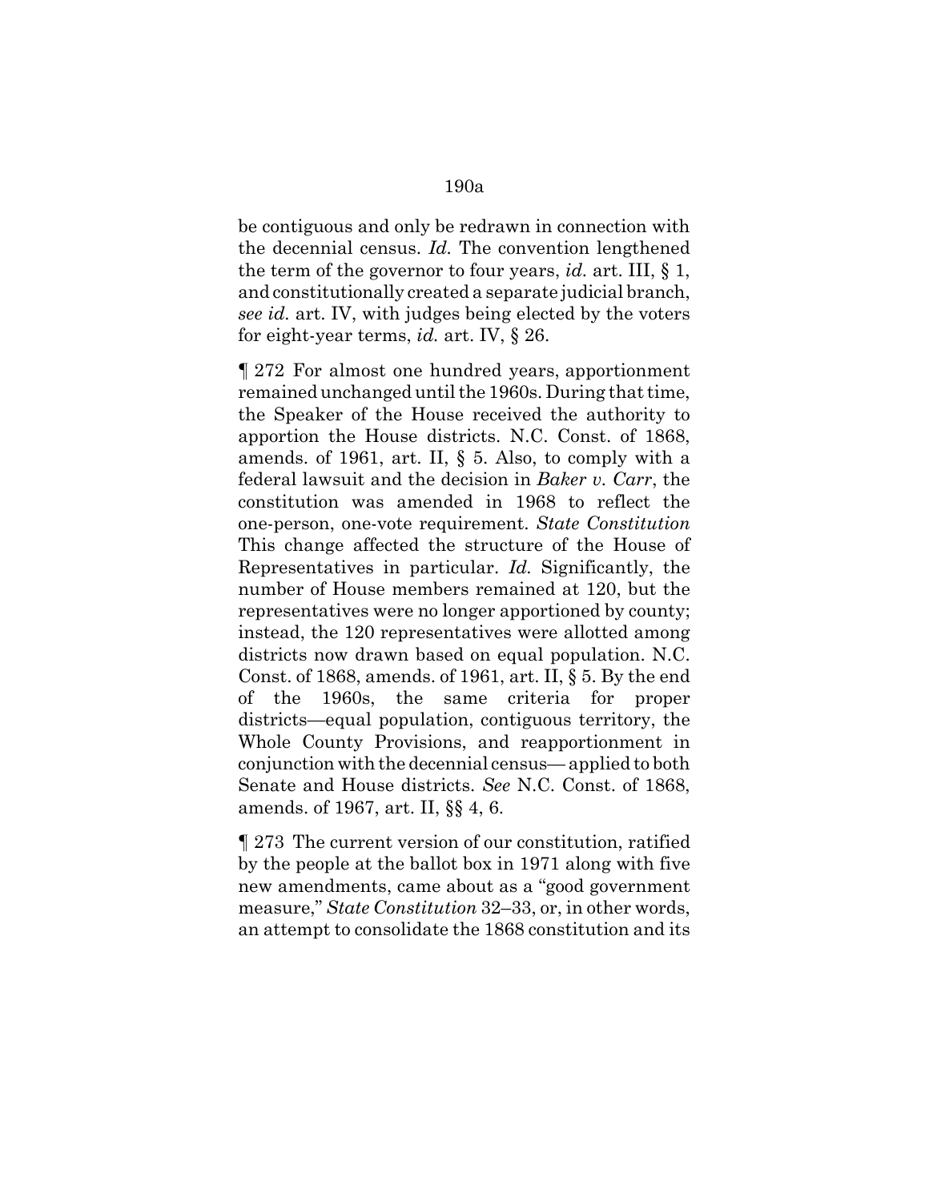be contiguous and only be redrawn in connection with the decennial census. *Id.* The convention lengthened the term of the governor to four years, *id.* art. III, § 1, and constitutionally created a separate judicial branch, *see id.* art. IV, with judges being elected by the voters for eight-year terms, *id.* art. IV, § 26.

¶ 272 For almost one hundred years, apportionment remained unchanged until the 1960s. During that time, the Speaker of the House received the authority to apportion the House districts. N.C. Const. of 1868, amends. of 1961, art. II, § 5. Also, to comply with a federal lawsuit and the decision in *Baker v. Carr*, the constitution was amended in 1968 to reflect the one-person, one-vote requirement. *State Constitution* This change affected the structure of the House of Representatives in particular. *Id.* Significantly, the number of House members remained at 120, but the representatives were no longer apportioned by county; instead, the 120 representatives were allotted among districts now drawn based on equal population. N.C. Const. of 1868, amends. of 1961, art. II, § 5. By the end of the 1960s, the same criteria for proper districts—equal population, contiguous territory, the Whole County Provisions, and reapportionment in conjunction with the decennial census— applied to both Senate and House districts. *See* N.C. Const. of 1868, amends. of 1967, art. II, §§ 4, 6.

¶ 273 The current version of our constitution, ratified by the people at the ballot box in 1971 along with five new amendments, came about as a "good government measure," *State Constitution* 32–33, or, in other words, an attempt to consolidate the 1868 constitution and its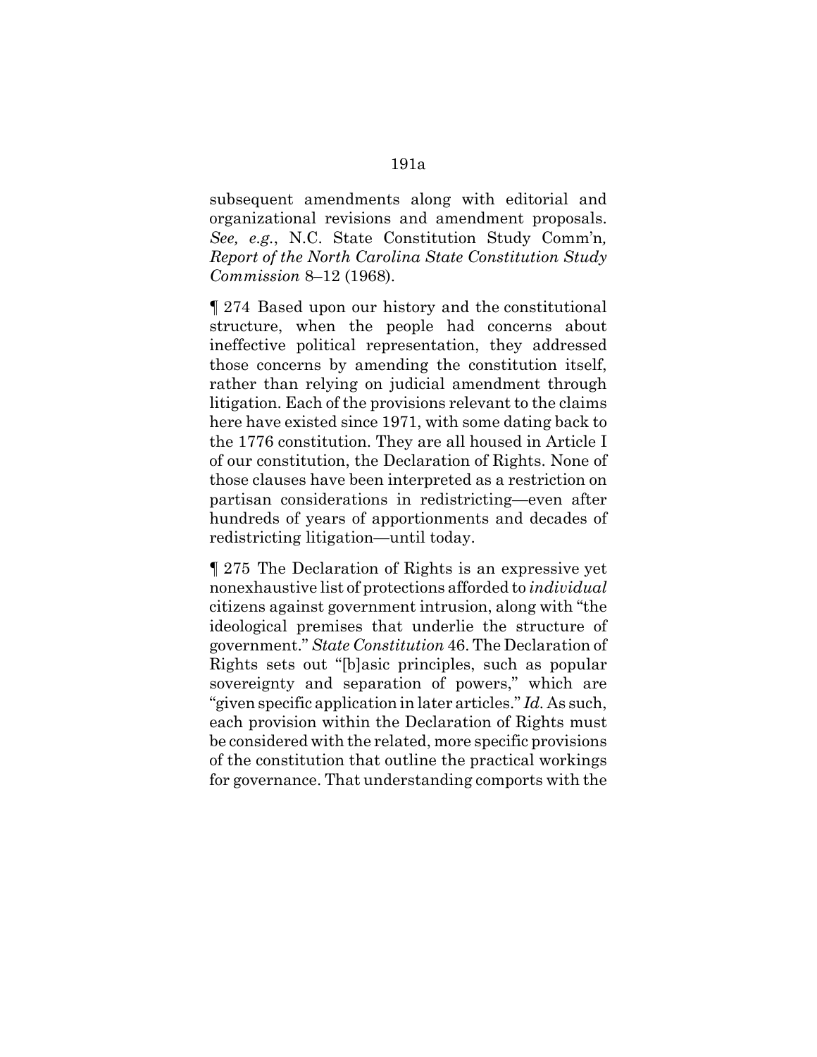subsequent amendments along with editorial and organizational revisions and amendment proposals. *See, e.g.*, N.C. State Constitution Study Comm'n*, Report of the North Carolina State Constitution Study Commission* 8–12 (1968).

¶ 274 Based upon our history and the constitutional structure, when the people had concerns about ineffective political representation, they addressed those concerns by amending the constitution itself, rather than relying on judicial amendment through litigation. Each of the provisions relevant to the claims here have existed since 1971, with some dating back to the 1776 constitution. They are all housed in Article I of our constitution, the Declaration of Rights. None of those clauses have been interpreted as a restriction on partisan considerations in redistricting—even after hundreds of years of apportionments and decades of redistricting litigation—until today.

¶ 275 The Declaration of Rights is an expressive yet nonexhaustive list of protections afforded to *individual* citizens against government intrusion, along with "the ideological premises that underlie the structure of government." *State Constitution* 46. The Declaration of Rights sets out "[b]asic principles, such as popular sovereignty and separation of powers," which are "given specific application in later articles." *Id.* As such, each provision within the Declaration of Rights must be considered with the related, more specific provisions of the constitution that outline the practical workings for governance. That understanding comports with the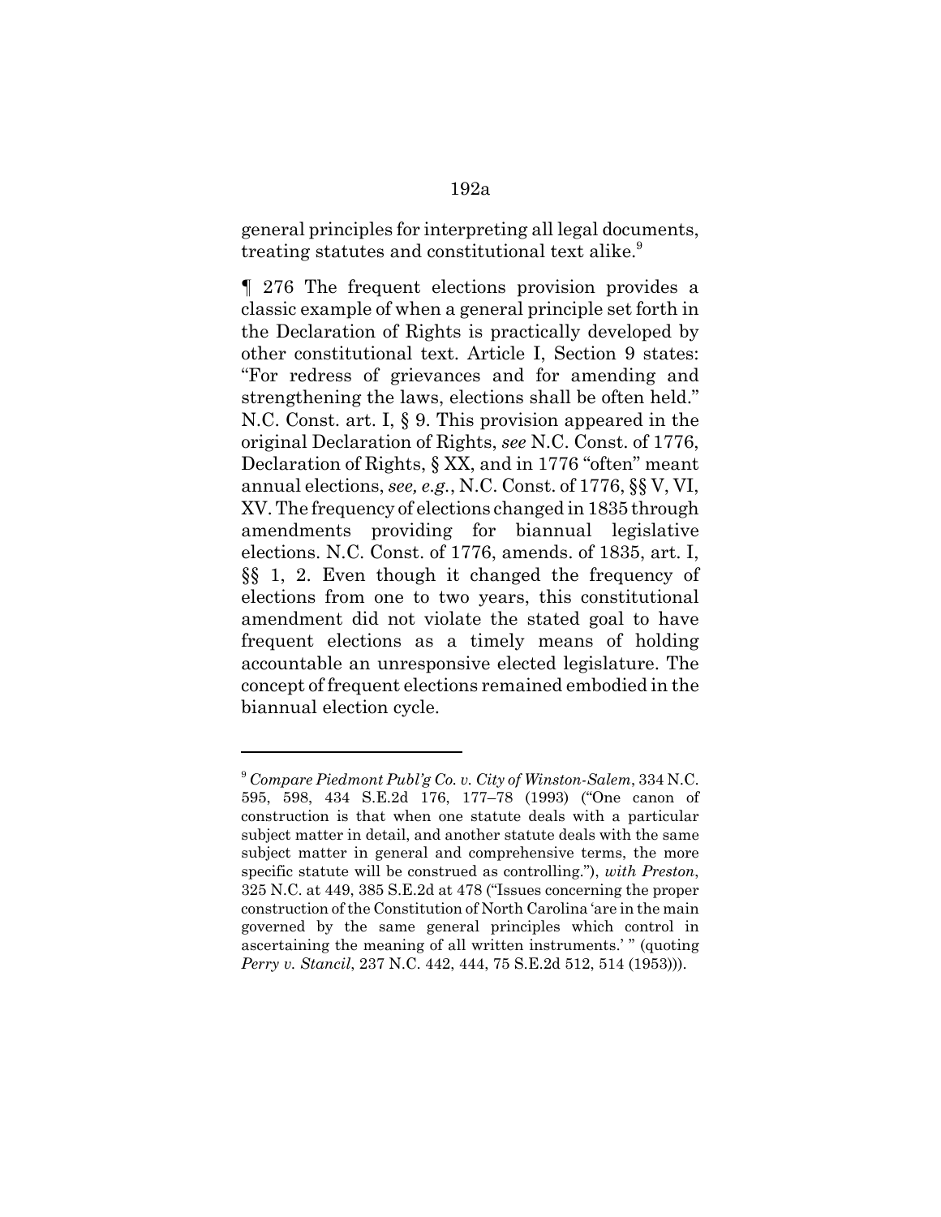general principles for interpreting all legal documents, treating statutes and constitutional text alike.[9]

¶ 276 The frequent elections provision provides a classic example of when a general principle set forth in the Declaration of Rights is practically developed by other constitutional text. Article I, Section 9 states: "For redress of grievances and for amending and strengthening the laws, elections shall be often held." N.C. Const. art. I, § 9. This provision appeared in the original Declaration of Rights, *see* N.C. Const. of 1776, Declaration of Rights, § XX, and in 1776 "often" meant annual elections, *see, e.g.*, N.C. Const. of 1776, §§ V, VI, XV. The frequency of elections changed in 1835 through amendments providing for biannual legislative elections. N.C. Const. of 1776, amends. of 1835, art. I, §§ 1, 2. Even though it changed the frequency of elections from one to two years, this constitutional amendment did not violate the stated goal to have frequent elections as a timely means of holding accountable an unresponsive elected legislature. The concept of frequent elections remained embodied in the biannual election cycle.

---

[9] *Compare Piedmont Publ'g Co. v. City of Winston-Salem*, 334 N.C. 595, 598, 434 S.E.2d 176, 177–78 (1993) ("One canon of construction is that when one statute deals with a particular subject matter in detail, and another statute deals with the same subject matter in general and comprehensive terms, the more specific statute will be construed as controlling."), *with Preston*, 325 N.C. at 449, 385 S.E.2d at 478 ("Issues concerning the proper construction of the Constitution of North Carolina 'are in the main governed by the same general principles which control in ascertaining the meaning of all written instruments.' " (quoting *Perry v. Stancil*, 237 N.C. 442, 444, 75 S.E.2d 512, 514 (1953))).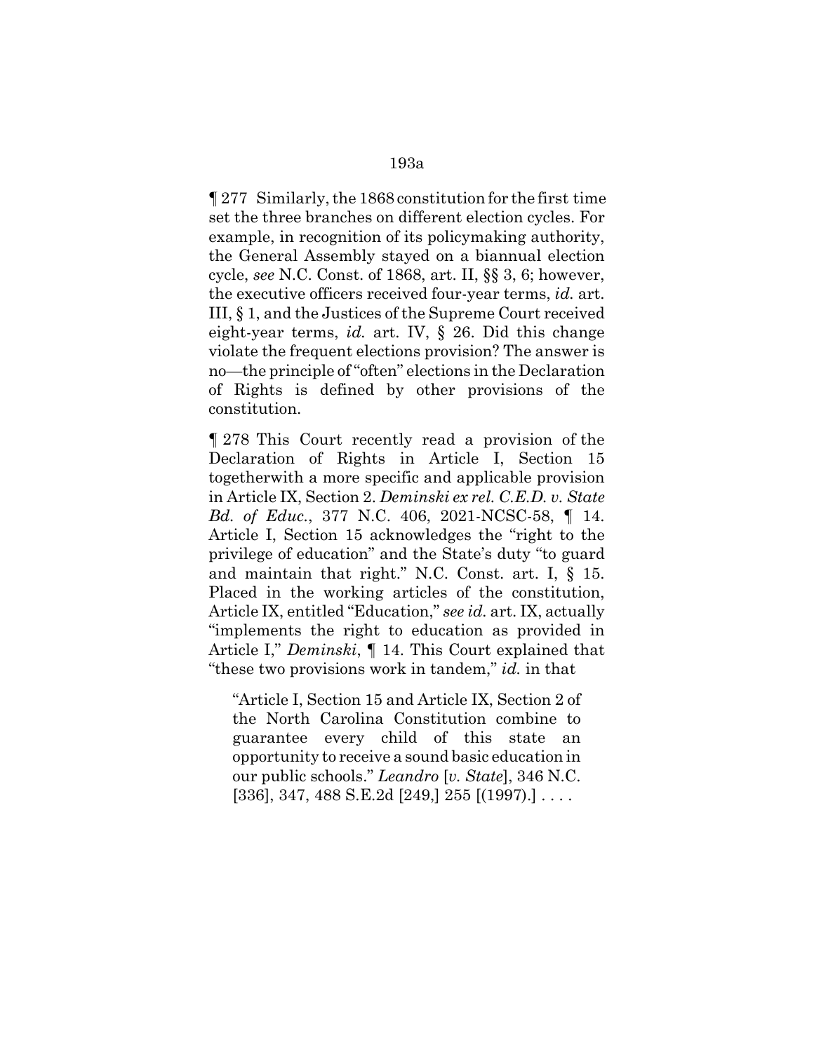¶ 277 Similarly, the 1868 constitution for the first time set the three branches on different election cycles. For example, in recognition of its policymaking authority, the General Assembly stayed on a biannual election cycle, *see* N.C. Const. of 1868, art. II, §§ 3, 6; however, the executive officers received four-year terms, *id.* art. III, § 1, and the Justices of the Supreme Court received eight-year terms, *id.* art. IV, § 26. Did this change violate the frequent elections provision? The answer is no—the principle of "often" elections in the Declaration of Rights is defined by other provisions of the constitution.

¶ 278 This Court recently read a provision of the Declaration of Rights in Article I, Section 15 togetherwith a more specific and applicable provision in Article IX, Section 2. *Deminski ex rel. C.E.D. v. State Bd. of Educ.*, 377 N.C. 406, 2021-NCSC-58, ¶ 14. Article I, Section 15 acknowledges the "right to the privilege of education" and the State's duty "to guard and maintain that right." N.C. Const. art. I, § 15. Placed in the working articles of the constitution, Article IX, entitled "Education," *see id.* art. IX, actually "implements the right to education as provided in Article I," *Deminski*, ¶ 14. This Court explained that "these two provisions work in tandem," *id.* in that

> "Article I, Section 15 and Article IX, Section 2 of the North Carolina Constitution combine to guarantee every child of this state an opportunity to receive a sound basic education in our public schools." *Leandro* [*v. State*], 346 N.C. [336], 347, 488 S.E.2d [249,] 255 [(1997).] . . . .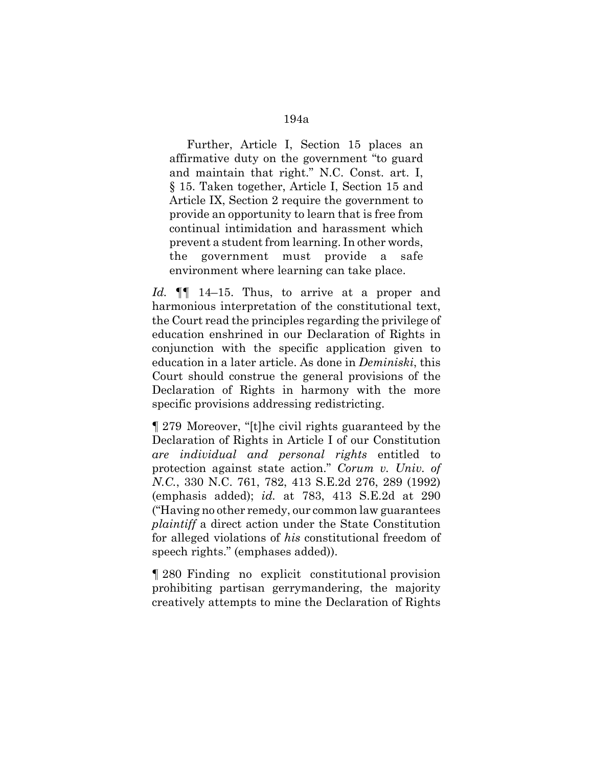> Further, Article I, Section 15 places an affirmative duty on the government "to guard and maintain that right." N.C. Const. art. I, § 15. Taken together, Article I, Section 15 and Article IX, Section 2 require the government to provide an opportunity to learn that is free from continual intimidation and harassment which prevent a student from learning. In other words, the government must provide a safe environment where learning can take place.

*Id.* ¶¶ 14–15. Thus, to arrive at a proper and harmonious interpretation of the constitutional text, the Court read the principles regarding the privilege of education enshrined in our Declaration of Rights in conjunction with the specific application given to education in a later article. As done in *Deminiski*, this Court should construe the general provisions of the Declaration of Rights in harmony with the more specific provisions addressing redistricting.

¶ 279 Moreover, "[t]he civil rights guaranteed by the Declaration of Rights in Article I of our Constitution *are individual and personal rights* entitled to protection against state action." *Corum v. Univ. of N.C.*, 330 N.C. 761, 782, 413 S.E.2d 276, 289 (1992) (emphasis added); *id.* at 783, 413 S.E.2d at 290 ("Having no other remedy, our common law guarantees *plaintiff* a direct action under the State Constitution for alleged violations of *his* constitutional freedom of speech rights." (emphases added)).

¶ 280 Finding no explicit constitutional provision prohibiting partisan gerrymandering, the majority creatively attempts to mine the Declaration of Rights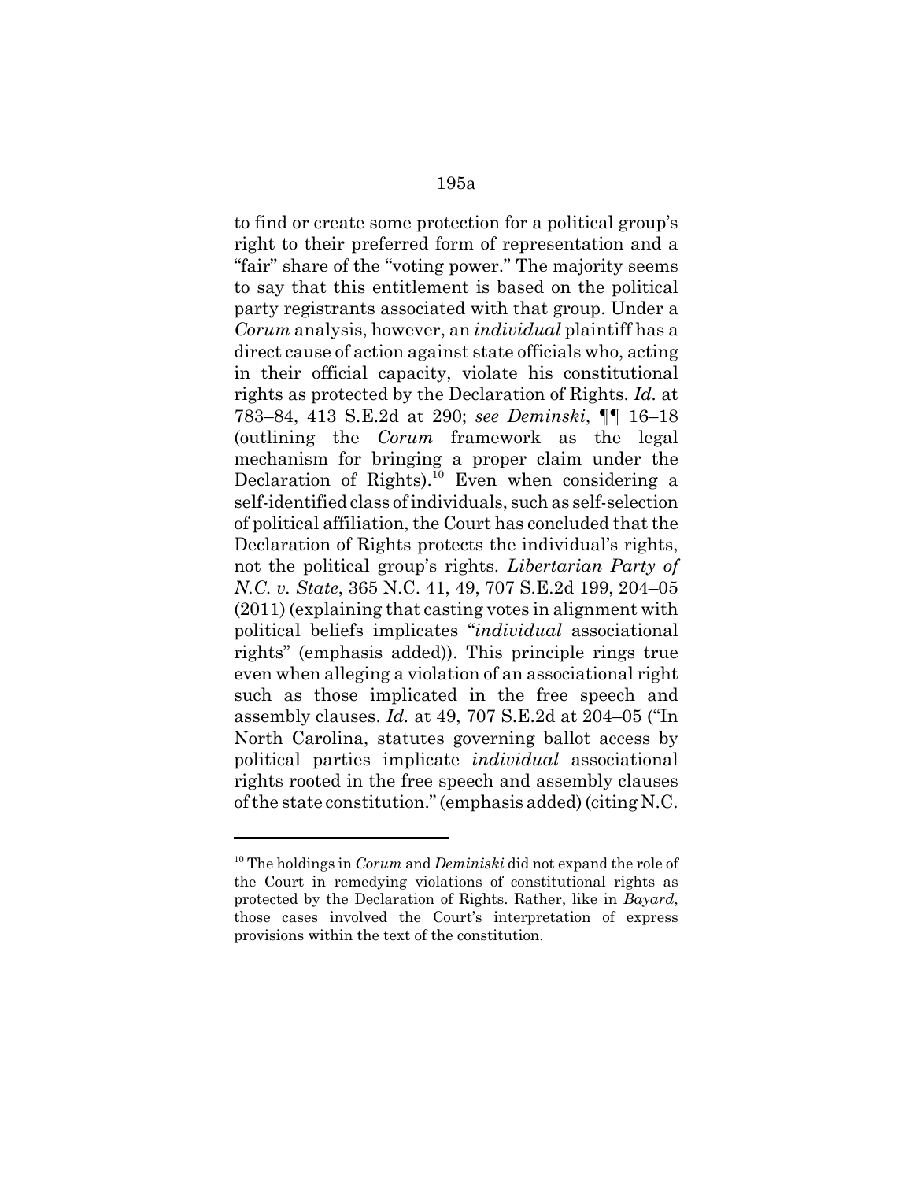to find or create some protection for a political group's right to their preferred form of representation and a "fair" share of the "voting power." The majority seems to say that this entitlement is based on the political party registrants associated with that group. Under a *Corum* analysis, however, an *individual* plaintiff has a direct cause of action against state officials who, acting in their official capacity, violate his constitutional rights as protected by the Declaration of Rights. *Id.* at 783–84, 413 S.E.2d at 290; *see Deminski*, ¶¶ 16–18 (outlining the *Corum* framework as the legal mechanism for bringing a proper claim under the Declaration of Rights).[10] Even when considering a self-identified class of individuals, such as self-selection of political affiliation, the Court has concluded that the Declaration of Rights protects the individual's rights, not the political group's rights. *Libertarian Party of N.C. v. State*, 365 N.C. 41, 49, 707 S.E.2d 199, 204–05 (2011) (explaining that casting votes in alignment with political beliefs implicates "*individual* associational rights" (emphasis added)). This principle rings true even when alleging a violation of an associational right such as those implicated in the free speech and assembly clauses. *Id.* at 49, 707 S.E.2d at 204–05 ("In North Carolina, statutes governing ballot access by political parties implicate *individual* associational rights rooted in the free speech and assembly clauses of the state constitution." (emphasis added) (citing N.C.

---

[10] The holdings in *Corum* and *Deminiski* did not expand the role of the Court in remedying violations of constitutional rights as protected by the Declaration of Rights. Rather, like in *Bayard*, those cases involved the Court's interpretation of express provisions within the text of the constitution.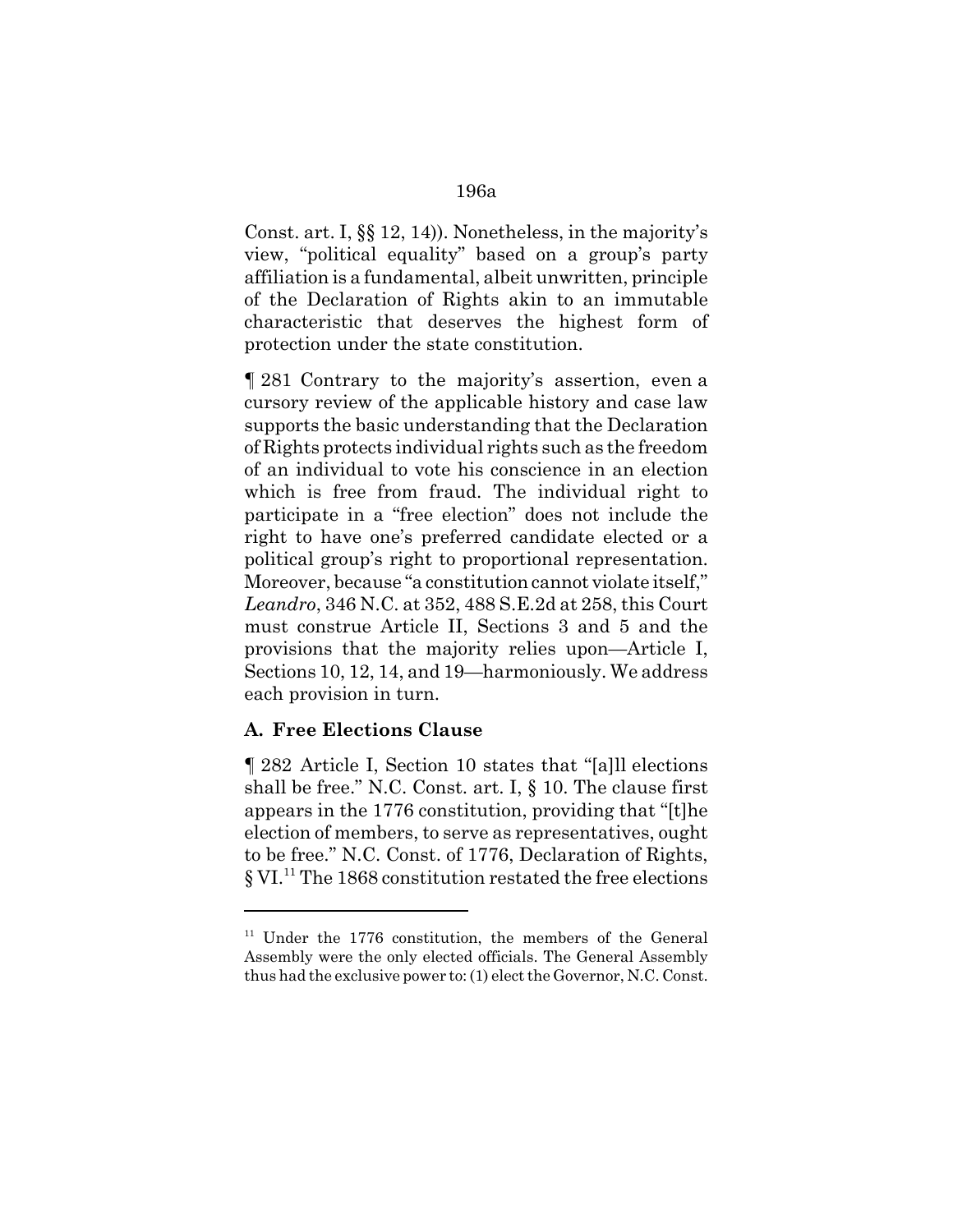Const. art. I, §§ 12, 14)). Nonetheless, in the majority's view, "political equality" based on a group's party affiliation is a fundamental, albeit unwritten, principle of the Declaration of Rights akin to an immutable characteristic that deserves the highest form of protection under the state constitution.

¶ 281 Contrary to the majority's assertion, even a cursory review of the applicable history and case law supports the basic understanding that the Declaration of Rights protects individual rights such as the freedom of an individual to vote his conscience in an election which is free from fraud. The individual right to participate in a "free election" does not include the right to have one's preferred candidate elected or a political group's right to proportional representation. Moreover, because "a constitution cannot violate itself," *Leandro*, 346 N.C. at 352, 488 S.E.2d at 258, this Court must construe Article II, Sections 3 and 5 and the provisions that the majority relies upon—Article I, Sections 10, 12, 14, and 19—harmoniously. We address each provision in turn.

### A. Free Elections Clause

¶ 282 Article I, Section 10 states that "[a]ll elections shall be free." N.C. Const. art. I, § 10. The clause first appears in the 1776 constitution, providing that "[t]he election of members, to serve as representatives, ought to be free." N.C. Const. of 1776, Declaration of Rights, § VI.[11] The 1868 constitution restated the free elections

[11] Under the 1776 constitution, the members of the General Assembly were the only elected officials. The General Assembly thus had the exclusive power to: (1) elect the Governor, N.C. Const.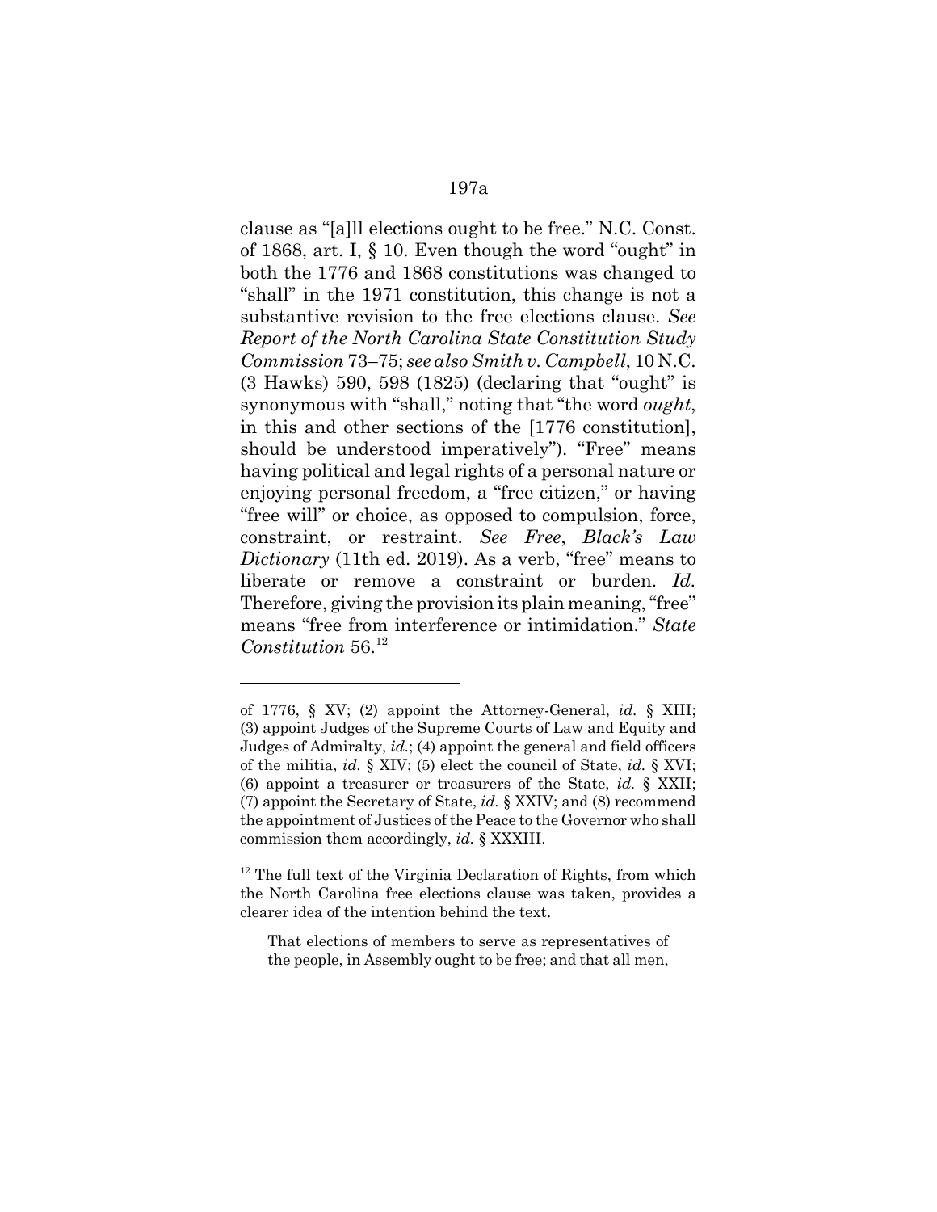clause as "[a]ll elections ought to be free." N.C. Const. of 1868, art. I, § 10. Even though the word "ought" in both the 1776 and 1868 constitutions was changed to "shall" in the 1971 constitution, this change is not a substantive revision to the free elections clause. *See Report of the North Carolina State Constitution Study Commission* 73–75; *see also Smith v. Campbell*, 10 N.C. (3 Hawks) 590, 598 (1825) (declaring that "ought" is synonymous with "shall," noting that "the word *ought*, in this and other sections of the [1776 constitution], should be understood imperatively"). "Free" means having political and legal rights of a personal nature or enjoying personal freedom, a "free citizen," or having "free will" or choice, as opposed to compulsion, force, constraint, or restraint. *See Free*, *Black's Law Dictionary* (11th ed. 2019). As a verb, "free" means to liberate or remove a constraint or burden. *Id.* Therefore, giving the provision its plain meaning, "free" means "free from interference or intimidation." *State Constitution* 56.[12]

---

of 1776, § XV; (2) appoint the Attorney-General, *id.* § XIII; (3) appoint Judges of the Supreme Courts of Law and Equity and Judges of Admiralty, *id.*; (4) appoint the general and field officers of the militia, *id.* § XIV; (5) elect the council of State, *id.* § XVI; (6) appoint a treasurer or treasurers of the State, *id.* § XXII; (7) appoint the Secretary of State, *id.* § XXIV; and (8) recommend the appointment of Justices of the Peace to the Governor who shall commission them accordingly, *id.* § XXXIII.

[12] The full text of the Virginia Declaration of Rights, from which the North Carolina free elections clause was taken, provides a clearer idea of the intention behind the text.

> That elections of members to serve as representatives of the people, in Assembly ought to be free; and that all men,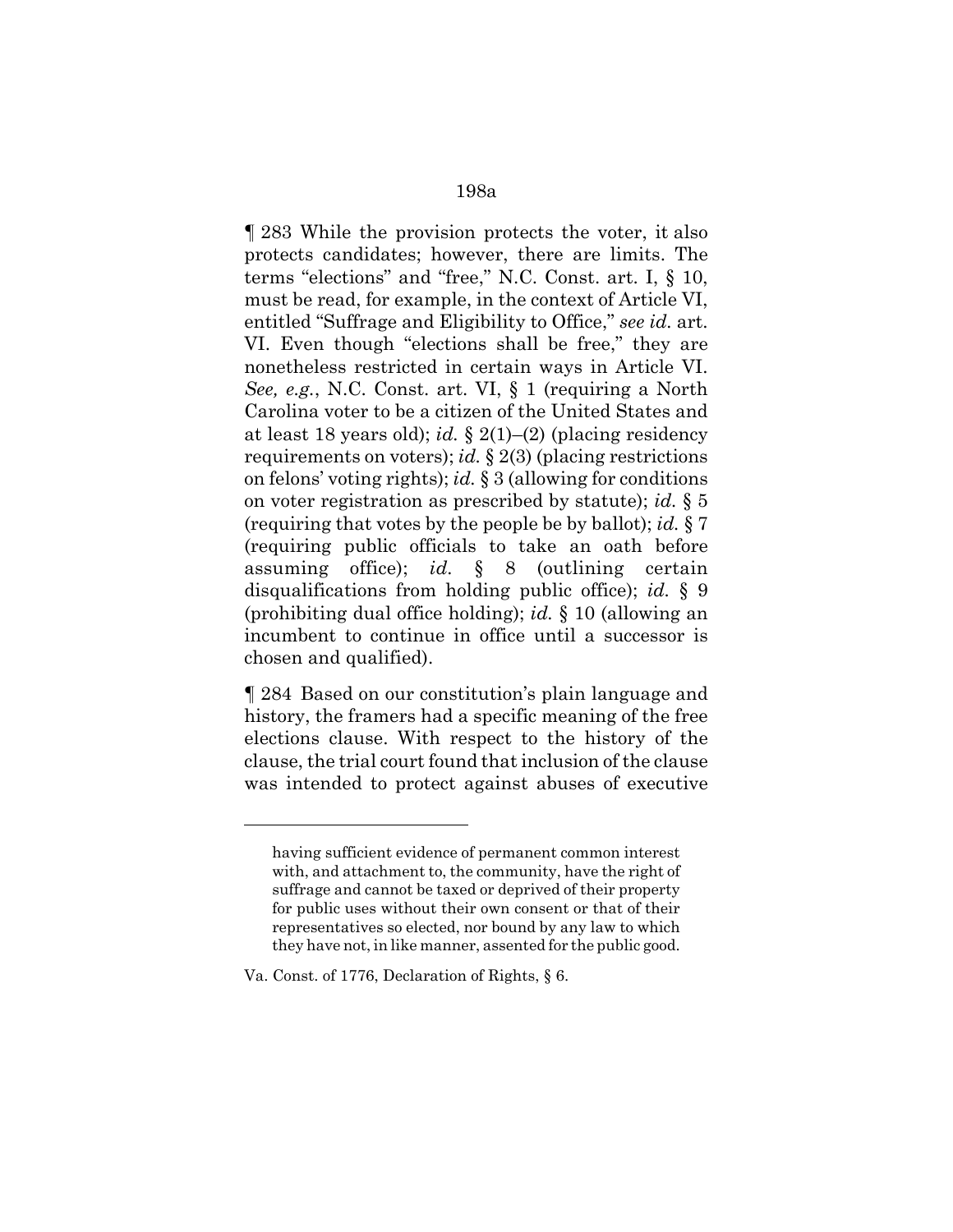¶ 283 While the provision protects the voter, it also protects candidates; however, there are limits. The terms "elections" and "free," N.C. Const. art. I, § 10, must be read, for example, in the context of Article VI, entitled "Suffrage and Eligibility to Office," *see id.* art. VI. Even though "elections shall be free," they are nonetheless restricted in certain ways in Article VI. *See, e.g.*, N.C. Const. art. VI, § 1 (requiring a North Carolina voter to be a citizen of the United States and at least 18 years old); *id.* § 2(1)–(2) (placing residency requirements on voters); *id.* § 2(3) (placing restrictions on felons' voting rights); *id.* § 3 (allowing for conditions on voter registration as prescribed by statute); *id.* § 5 (requiring that votes by the people be by ballot); *id.* § 7 (requiring public officials to take an oath before assuming office); *id.* § 8 (outlining certain disqualifications from holding public office); *id.* § 9 (prohibiting dual office holding); *id.* § 10 (allowing an incumbent to continue in office until a successor is chosen and qualified).

¶ 284 Based on our constitution's plain language and history, the framers had a specific meaning of the free elections clause. With respect to the history of the clause, the trial court found that inclusion of the clause was intended to protect against abuses of executive

---

having sufficient evidence of permanent common interest with, and attachment to, the community, have the right of suffrage and cannot be taxed or deprived of their property for public uses without their own consent or that of their representatives so elected, nor bound by any law to which they have not, in like manner, assented for the public good.

Va. Const. of 1776, Declaration of Rights, § 6.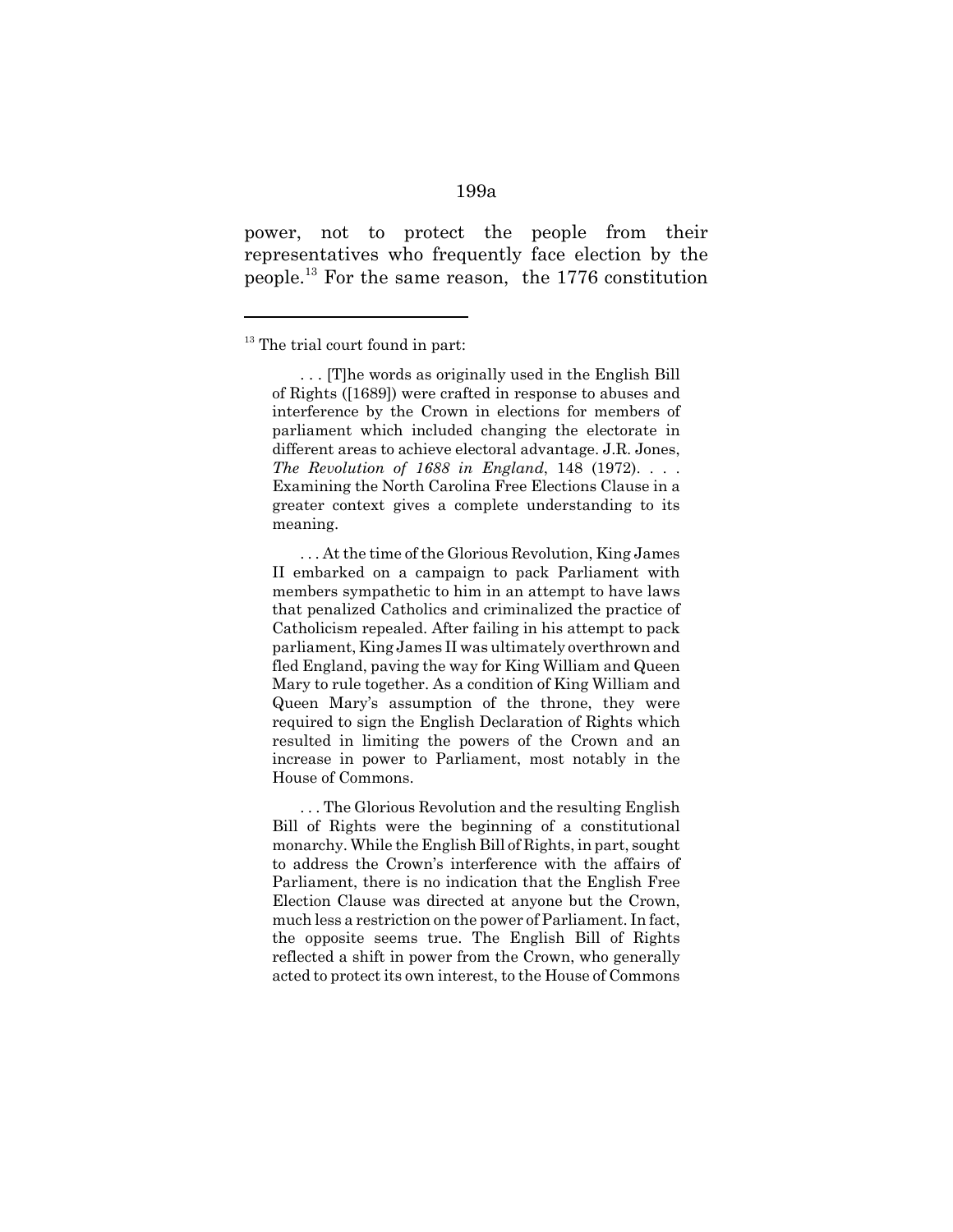power, not to protect the people from their representatives who frequently face election by the people.[13] For the same reason, the 1776 constitution

---

[13] The trial court found in part:

> . . . [T]he words as originally used in the English Bill of Rights ([1689]) were crafted in response to abuses and interference by the Crown in elections for members of parliament which included changing the electorate in different areas to achieve electoral advantage. J.R. Jones, *The Revolution of 1688 in England*, 148 (1972). . . . Examining the North Carolina Free Elections Clause in a greater context gives a complete understanding to its meaning.
>
> . . . At the time of the Glorious Revolution, King James II embarked on a campaign to pack Parliament with members sympathetic to him in an attempt to have laws that penalized Catholics and criminalized the practice of Catholicism repealed. After failing in his attempt to pack parliament, King James II was ultimately overthrown and fled England, paving the way for King William and Queen Mary to rule together. As a condition of King William and Queen Mary's assumption of the throne, they were required to sign the English Declaration of Rights which resulted in limiting the powers of the Crown and an increase in power to Parliament, most notably in the House of Commons.
>
> . . . The Glorious Revolution and the resulting English Bill of Rights were the beginning of a constitutional monarchy. While the English Bill of Rights, in part, sought to address the Crown's interference with the affairs of Parliament, there is no indication that the English Free Election Clause was directed at anyone but the Crown, much less a restriction on the power of Parliament. In fact, the opposite seems true. The English Bill of Rights reflected a shift in power from the Crown, who generally acted to protect its own interest, to the House of Commons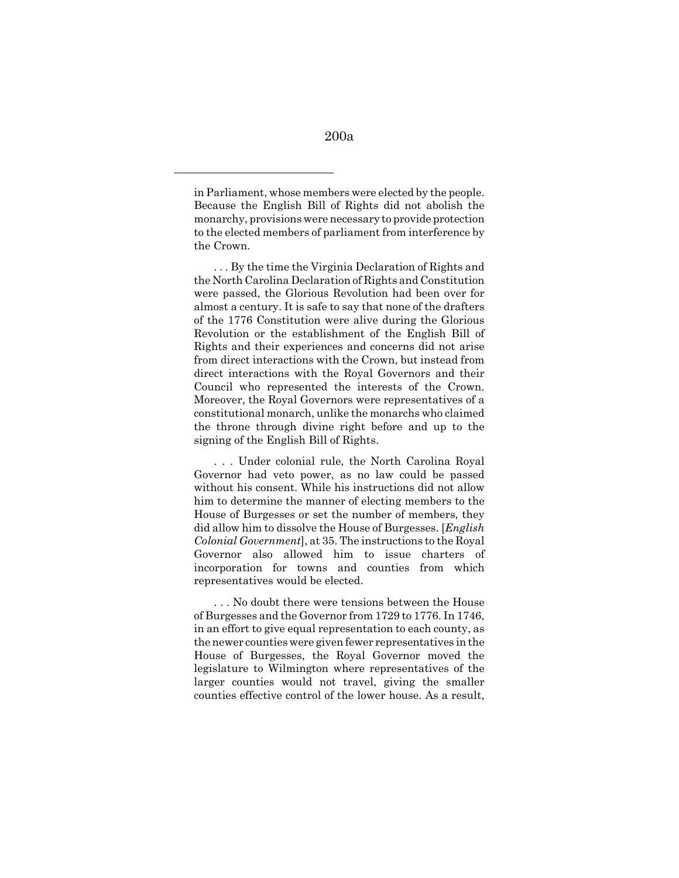in Parliament, whose members were elected by the people. Because the English Bill of Rights did not abolish the monarchy, provisions were necessary to provide protection to the elected members of parliament from interference by the Crown.

. . . By the time the Virginia Declaration of Rights and the North Carolina Declaration of Rights and Constitution were passed, the Glorious Revolution had been over for almost a century. It is safe to say that none of the drafters of the 1776 Constitution were alive during the Glorious Revolution or the establishment of the English Bill of Rights and their experiences and concerns did not arise from direct interactions with the Crown, but instead from direct interactions with the Royal Governors and their Council who represented the interests of the Crown. Moreover, the Royal Governors were representatives of a constitutional monarch, unlike the monarchs who claimed the throne through divine right before and up to the signing of the English Bill of Rights.

. . . Under colonial rule, the North Carolina Royal Governor had veto power, as no law could be passed without his consent. While his instructions did not allow him to determine the manner of electing members to the House of Burgesses or set the number of members, they did allow him to dissolve the House of Burgesses. [*English Colonial Government*], at 35. The instructions to the Royal Governor also allowed him to issue charters of incorporation for towns and counties from which representatives would be elected.

. . . No doubt there were tensions between the House of Burgesses and the Governor from 1729 to 1776. In 1746, in an effort to give equal representation to each county, as the newer counties were given fewer representatives in the House of Burgesses, the Royal Governor moved the legislature to Wilmington where representatives of the larger counties would not travel, giving the smaller counties effective control of the lower house. As a result,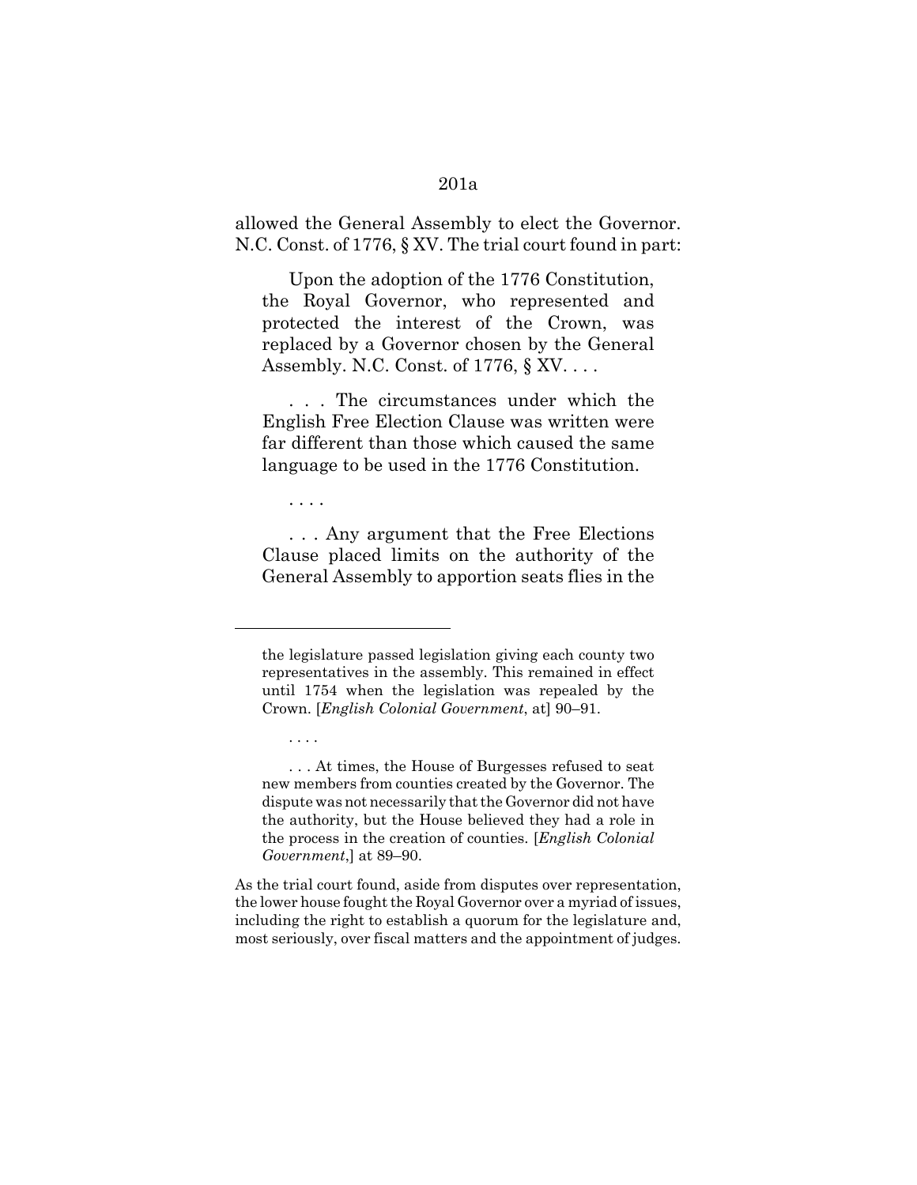allowed the General Assembly to elect the Governor. N.C. Const. of 1776, § XV. The trial court found in part:

> Upon the adoption of the 1776 Constitution, the Royal Governor, who represented and protected the interest of the Crown, was replaced by a Governor chosen by the General Assembly. N.C. Const. of 1776, § XV. . . .
>
> . . . The circumstances under which the English Free Election Clause was written were far different than those which caused the same language to be used in the 1776 Constitution.
>
> . . . .
>
> . . . Any argument that the Free Elections Clause placed limits on the authority of the General Assembly to apportion seats flies in the

---

the legislature passed legislation giving each county two representatives in the assembly. This remained in effect until 1754 when the legislation was repealed by the Crown. [*English Colonial Government*, at] 90–91.

. . . .

. . . At times, the House of Burgesses refused to seat new members from counties created by the Governor. The dispute was not necessarily that the Governor did not have the authority, but the House believed they had a role in the process in the creation of counties. [*English Colonial Government*,] at 89–90.

As the trial court found, aside from disputes over representation, the lower house fought the Royal Governor over a myriad of issues, including the right to establish a quorum for the legislature and, most seriously, over fiscal matters and the appointment of judges.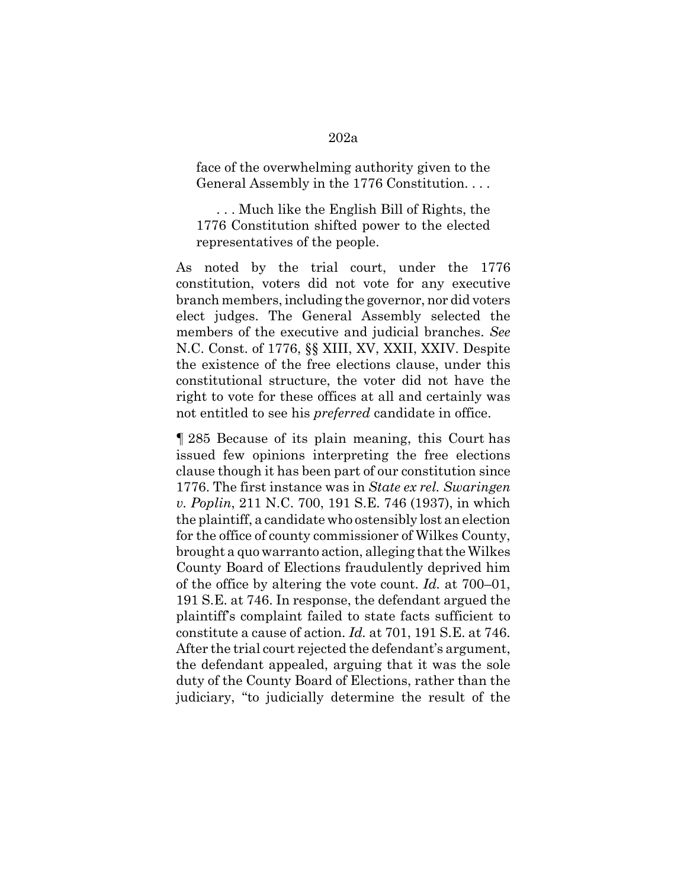> face of the overwhelming authority given to the General Assembly in the 1776 Constitution. . . .
>
> . . . Much like the English Bill of Rights, the 1776 Constitution shifted power to the elected representatives of the people.

As noted by the trial court, under the 1776 constitution, voters did not vote for any executive branch members, including the governor, nor did voters elect judges. The General Assembly selected the members of the executive and judicial branches. *See* N.C. Const. of 1776, §§ XIII, XV, XXII, XXIV. Despite the existence of the free elections clause, under this constitutional structure, the voter did not have the right to vote for these offices at all and certainly was not entitled to see his *preferred* candidate in office.

¶ 285 Because of its plain meaning, this Court has issued few opinions interpreting the free elections clause though it has been part of our constitution since 1776. The first instance was in *State ex rel. Swaringen v. Poplin*, 211 N.C. 700, 191 S.E. 746 (1937), in which the plaintiff, a candidate who ostensibly lost an election for the office of county commissioner of Wilkes County, brought a quo warranto action, alleging that the Wilkes County Board of Elections fraudulently deprived him of the office by altering the vote count. *Id.* at 700–01, 191 S.E. at 746. In response, the defendant argued the plaintiff's complaint failed to state facts sufficient to constitute a cause of action. *Id.* at 701, 191 S.E. at 746. After the trial court rejected the defendant's argument, the defendant appealed, arguing that it was the sole duty of the County Board of Elections, rather than the judiciary, "to judicially determine the result of the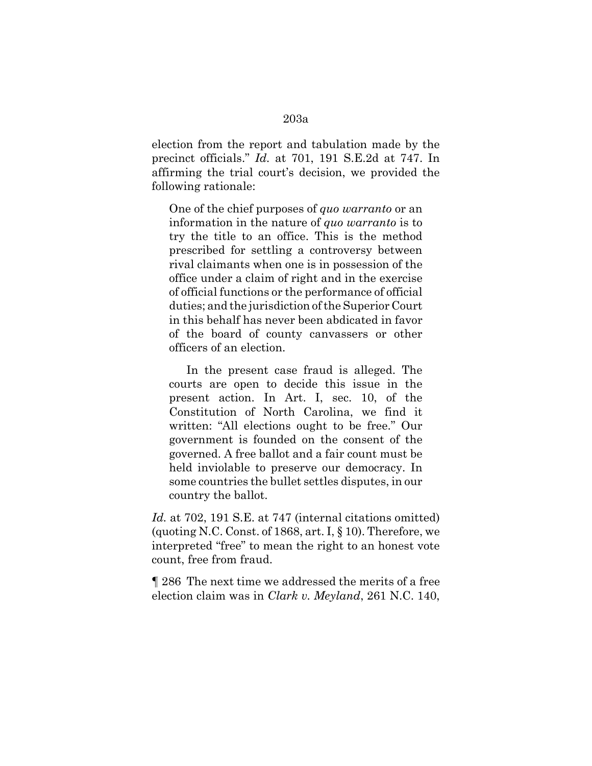election from the report and tabulation made by the precinct officials." *Id.* at 701, 191 S.E.2d at 747. In affirming the trial court's decision, we provided the following rationale:

> One of the chief purposes of *quo warranto* or an information in the nature of *quo warranto* is to try the title to an office. This is the method prescribed for settling a controversy between rival claimants when one is in possession of the office under a claim of right and in the exercise of official functions or the performance of official duties; and the jurisdiction of the Superior Court in this behalf has never been abdicated in favor of the board of county canvassers or other officers of an election.
>
> In the present case fraud is alleged. The courts are open to decide this issue in the present action. In Art. I, sec. 10, of the Constitution of North Carolina, we find it written: "All elections ought to be free." Our government is founded on the consent of the governed. A free ballot and a fair count must be held inviolable to preserve our democracy. In some countries the bullet settles disputes, in our country the ballot.

*Id.* at 702, 191 S.E. at 747 (internal citations omitted) (quoting N.C. Const. of 1868, art. I, § 10). Therefore, we interpreted "free" to mean the right to an honest vote count, free from fraud.

¶ 286 The next time we addressed the merits of a free election claim was in *Clark v. Meyland*, 261 N.C. 140,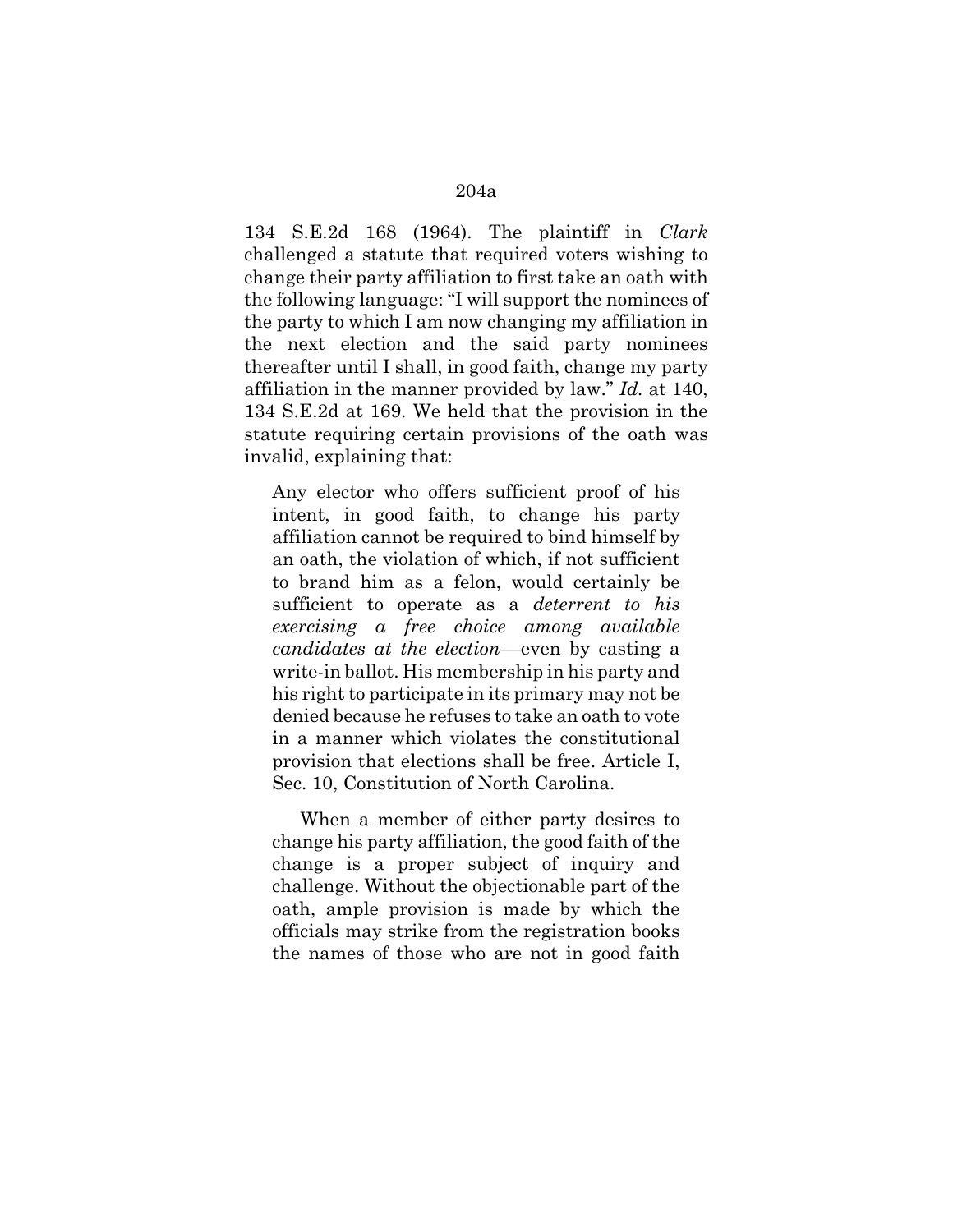134 S.E.2d 168 (1964). The plaintiff in *Clark* challenged a statute that required voters wishing to change their party affiliation to first take an oath with the following language: "I will support the nominees of the party to which I am now changing my affiliation in the next election and the said party nominees thereafter until I shall, in good faith, change my party affiliation in the manner provided by law." *Id.* at 140, 134 S.E.2d at 169. We held that the provision in the statute requiring certain provisions of the oath was invalid, explaining that:

> Any elector who offers sufficient proof of his intent, in good faith, to change his party affiliation cannot be required to bind himself by an oath, the violation of which, if not sufficient to brand him as a felon, would certainly be sufficient to operate as a *deterrent to his exercising a free choice among available candidates at the election*—even by casting a write-in ballot. His membership in his party and his right to participate in its primary may not be denied because he refuses to take an oath to vote in a manner which violates the constitutional provision that elections shall be free. Article I, Sec. 10, Constitution of North Carolina.
>
> When a member of either party desires to change his party affiliation, the good faith of the change is a proper subject of inquiry and challenge. Without the objectionable part of the oath, ample provision is made by which the officials may strike from the registration books the names of those who are not in good faith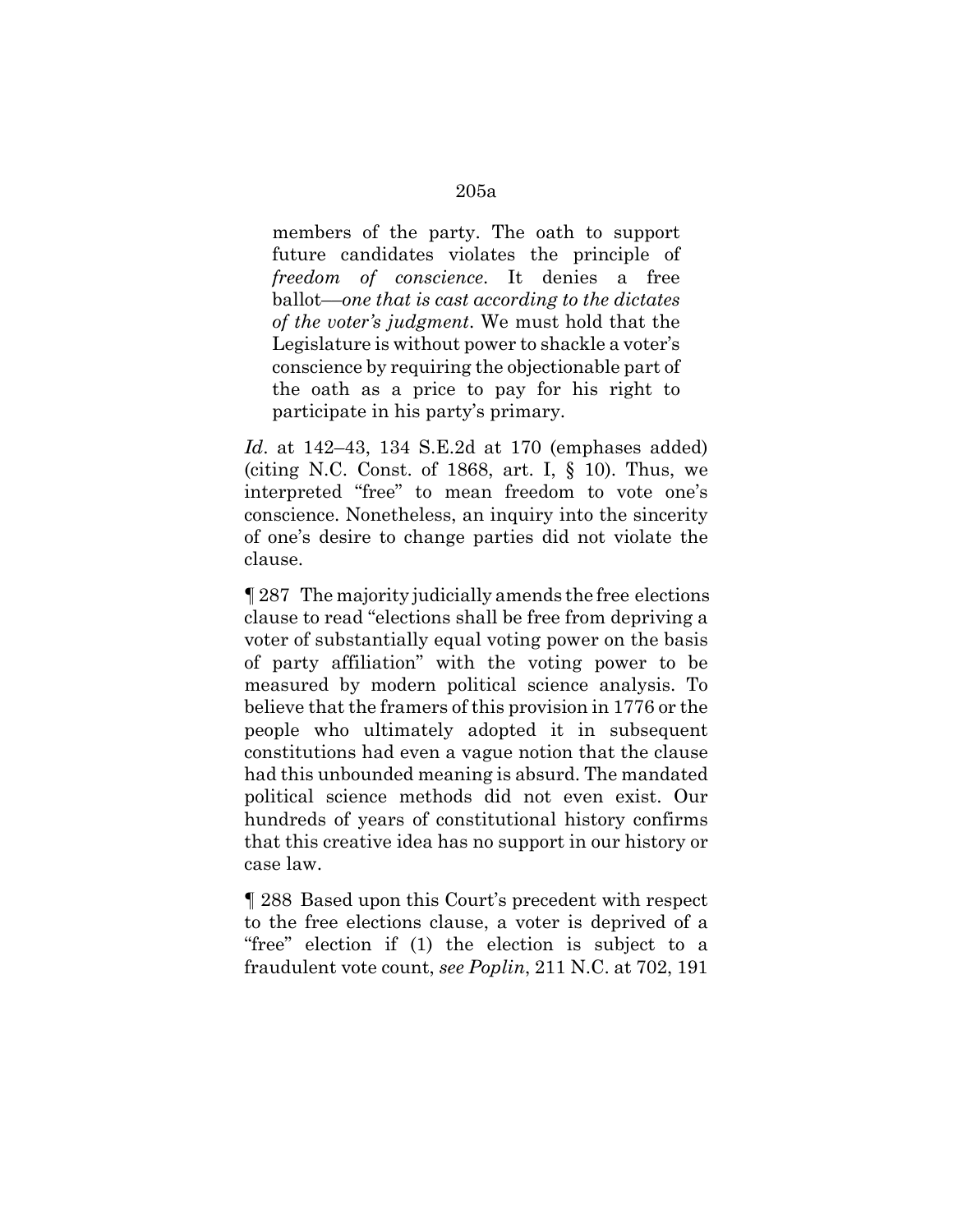> members of the party. The oath to support future candidates violates the principle of *freedom of conscience*. It denies a free ballot—*one that is cast according to the dictates of the voter's judgment*. We must hold that the Legislature is without power to shackle a voter's conscience by requiring the objectionable part of the oath as a price to pay for his right to participate in his party's primary.

*Id*. at 142–43, 134 S.E.2d at 170 (emphases added) (citing N.C. Const. of 1868, art. I, § 10). Thus, we interpreted "free" to mean freedom to vote one's conscience. Nonetheless, an inquiry into the sincerity of one's desire to change parties did not violate the clause.

¶ 287 The majority judicially amends the free elections clause to read "elections shall be free from depriving a voter of substantially equal voting power on the basis of party affiliation" with the voting power to be measured by modern political science analysis. To believe that the framers of this provision in 1776 or the people who ultimately adopted it in subsequent constitutions had even a vague notion that the clause had this unbounded meaning is absurd. The mandated political science methods did not even exist. Our hundreds of years of constitutional history confirms that this creative idea has no support in our history or case law.

¶ 288 Based upon this Court's precedent with respect to the free elections clause, a voter is deprived of a "free" election if (1) the election is subject to a fraudulent vote count, *see Poplin*, 211 N.C. at 702, 191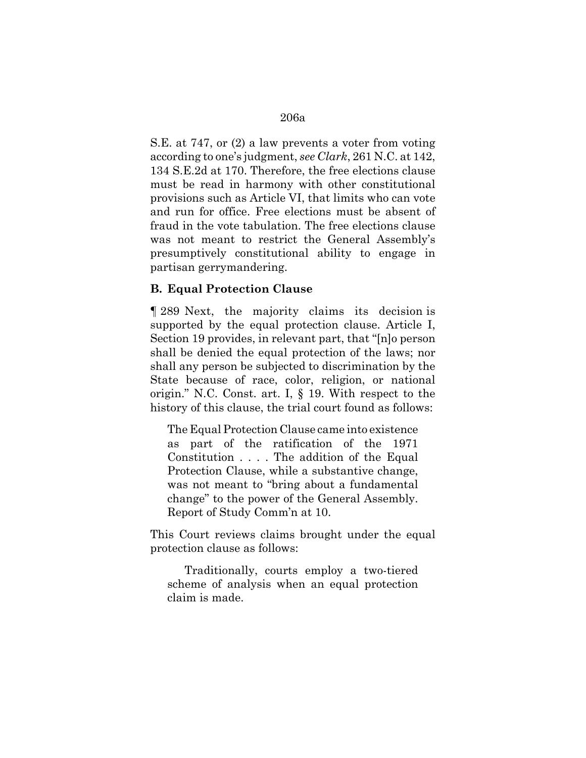S.E. at 747, or (2) a law prevents a voter from voting according to one's judgment, *see Clark*, 261 N.C. at 142, 134 S.E.2d at 170. Therefore, the free elections clause must be read in harmony with other constitutional provisions such as Article VI, that limits who can vote and run for office. Free elections must be absent of fraud in the vote tabulation. The free elections clause was not meant to restrict the General Assembly's presumptively constitutional ability to engage in partisan gerrymandering.

**B. Equal Protection Clause**

¶ 289 Next, the majority claims its decision is supported by the equal protection clause. Article I, Section 19 provides, in relevant part, that "[n]o person shall be denied the equal protection of the laws; nor shall any person be subjected to discrimination by the State because of race, color, religion, or national origin." N.C. Const. art. I, § 19. With respect to the history of this clause, the trial court found as follows:

> The Equal Protection Clause came into existence as part of the ratification of the 1971 Constitution . . . . The addition of the Equal Protection Clause, while a substantive change, was not meant to "bring about a fundamental change" to the power of the General Assembly. Report of Study Comm'n at 10.

This Court reviews claims brought under the equal protection clause as follows:

> Traditionally, courts employ a two-tiered scheme of analysis when an equal protection claim is made.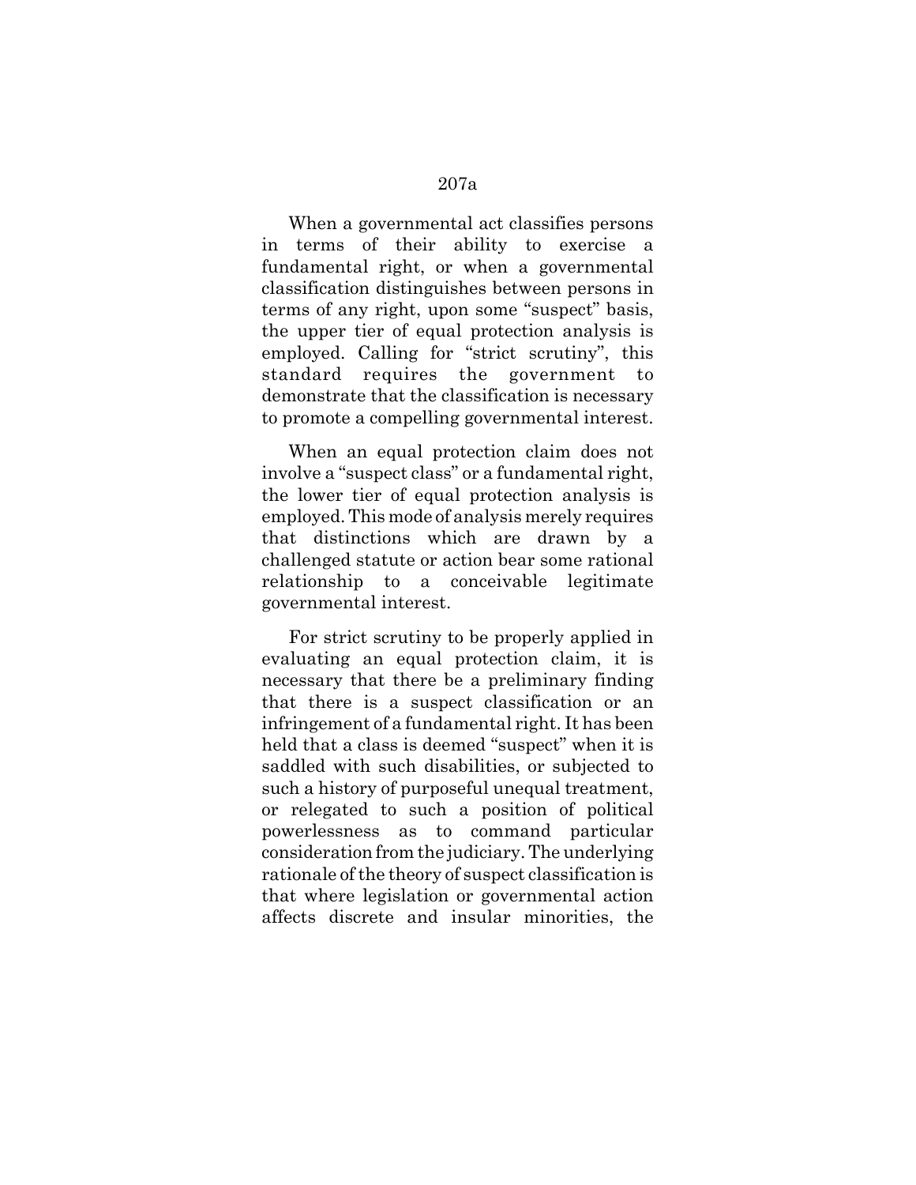When a governmental act classifies persons in terms of their ability to exercise a fundamental right, or when a governmental classification distinguishes between persons in terms of any right, upon some "suspect" basis, the upper tier of equal protection analysis is employed. Calling for "strict scrutiny", this standard requires the government to demonstrate that the classification is necessary to promote a compelling governmental interest.

When an equal protection claim does not involve a "suspect class" or a fundamental right, the lower tier of equal protection analysis is employed. This mode of analysis merely requires that distinctions which are drawn by a challenged statute or action bear some rational relationship to a conceivable legitimate governmental interest.

For strict scrutiny to be properly applied in evaluating an equal protection claim, it is necessary that there be a preliminary finding that there is a suspect classification or an infringement of a fundamental right. It has been held that a class is deemed "suspect" when it is saddled with such disabilities, or subjected to such a history of purposeful unequal treatment, or relegated to such a position of political powerlessness as to command particular consideration from the judiciary. The underlying rationale of the theory of suspect classification is that where legislation or governmental action affects discrete and insular minorities, the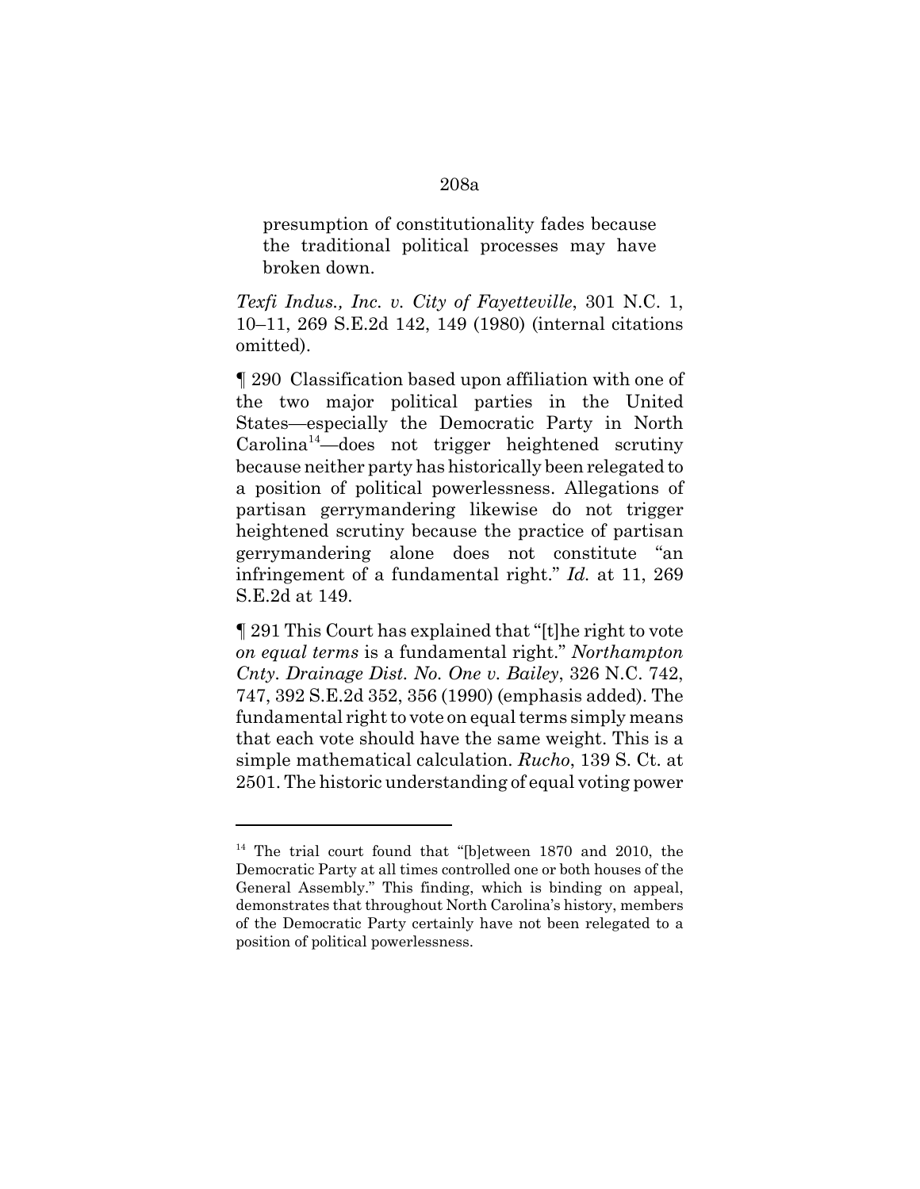> presumption of constitutionality fades because the traditional political processes may have broken down.

*Texfi Indus., Inc. v. City of Fayetteville*, 301 N.C. 1, 10–11, 269 S.E.2d 142, 149 (1980) (internal citations omitted).

¶ 290 Classification based upon affiliation with one of the two major political parties in the United States—especially the Democratic Party in North Carolina[14]—does not trigger heightened scrutiny because neither party has historically been relegated to a position of political powerlessness. Allegations of partisan gerrymandering likewise do not trigger heightened scrutiny because the practice of partisan gerrymandering alone does not constitute "an infringement of a fundamental right." *Id.* at 11, 269 S.E.2d at 149.

¶ 291 This Court has explained that "[t]he right to vote *on equal terms* is a fundamental right." *Northampton Cnty. Drainage Dist. No. One v. Bailey*, 326 N.C. 742, 747, 392 S.E.2d 352, 356 (1990) (emphasis added). The fundamental right to vote on equal terms simply means that each vote should have the same weight. This is a simple mathematical calculation. *Rucho*, 139 S. Ct. at 2501. The historic understanding of equal voting power

---

[14] The trial court found that "[b]etween 1870 and 2010, the Democratic Party at all times controlled one or both houses of the General Assembly." This finding, which is binding on appeal, demonstrates that throughout North Carolina's history, members of the Democratic Party certainly have not been relegated to a position of political powerlessness.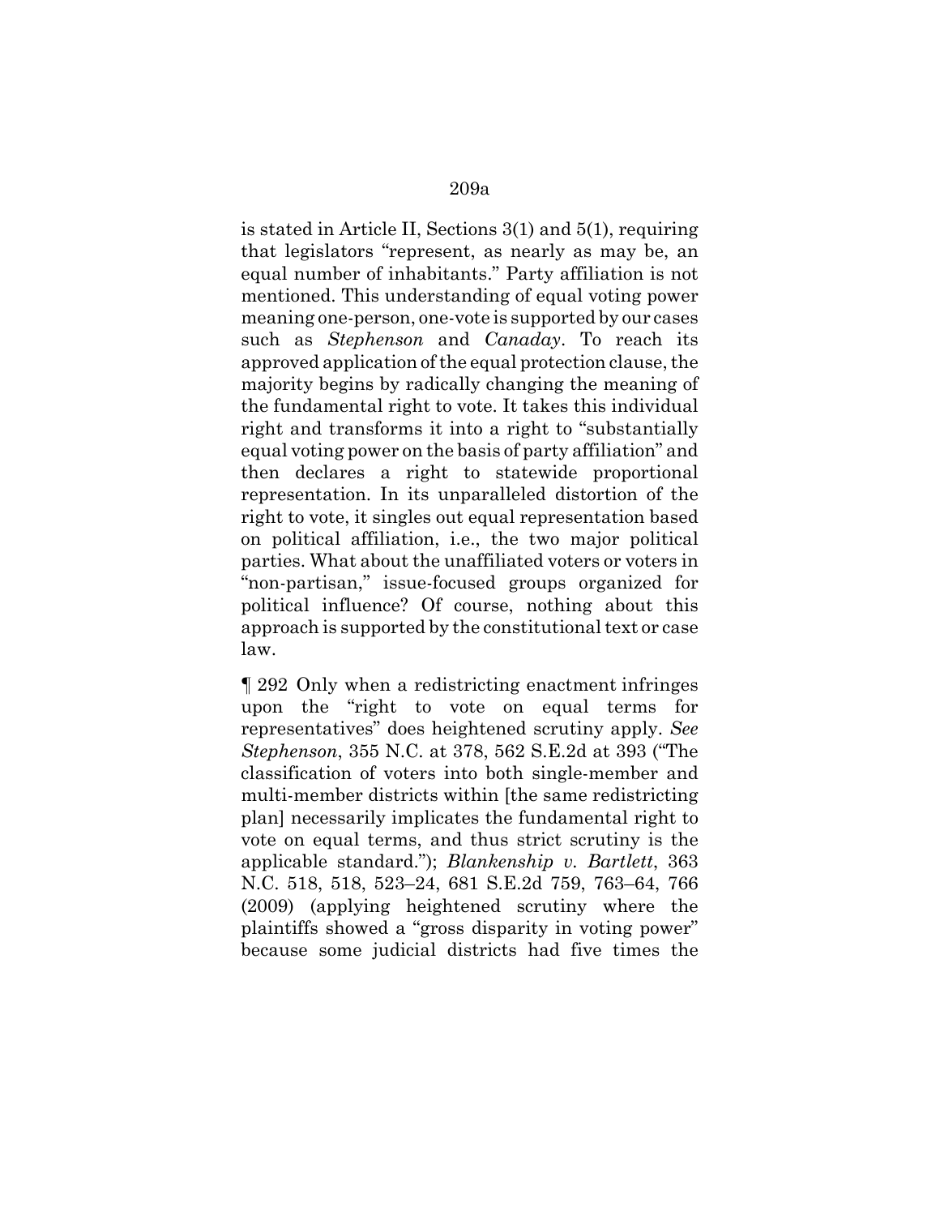is stated in Article II, Sections 3(1) and 5(1), requiring that legislators "represent, as nearly as may be, an equal number of inhabitants." Party affiliation is not mentioned. This understanding of equal voting power meaning one-person, one-vote is supported by our cases such as *Stephenson* and *Canaday*. To reach its approved application of the equal protection clause, the majority begins by radically changing the meaning of the fundamental right to vote. It takes this individual right and transforms it into a right to "substantially equal voting power on the basis of party affiliation" and then declares a right to statewide proportional representation. In its unparalleled distortion of the right to vote, it singles out equal representation based on political affiliation, i.e., the two major political parties. What about the unaffiliated voters or voters in "non-partisan," issue-focused groups organized for political influence? Of course, nothing about this approach is supported by the constitutional text or case law.

¶ 292 Only when a redistricting enactment infringes upon the "right to vote on equal terms for representatives" does heightened scrutiny apply. *See Stephenson*, 355 N.C. at 378, 562 S.E.2d at 393 ("The classification of voters into both single-member and multi-member districts within [the same redistricting plan] necessarily implicates the fundamental right to vote on equal terms, and thus strict scrutiny is the applicable standard."); *Blankenship v. Bartlett*, 363 N.C. 518, 518, 523–24, 681 S.E.2d 759, 763–64, 766 (2009) (applying heightened scrutiny where the plaintiffs showed a "gross disparity in voting power" because some judicial districts had five times the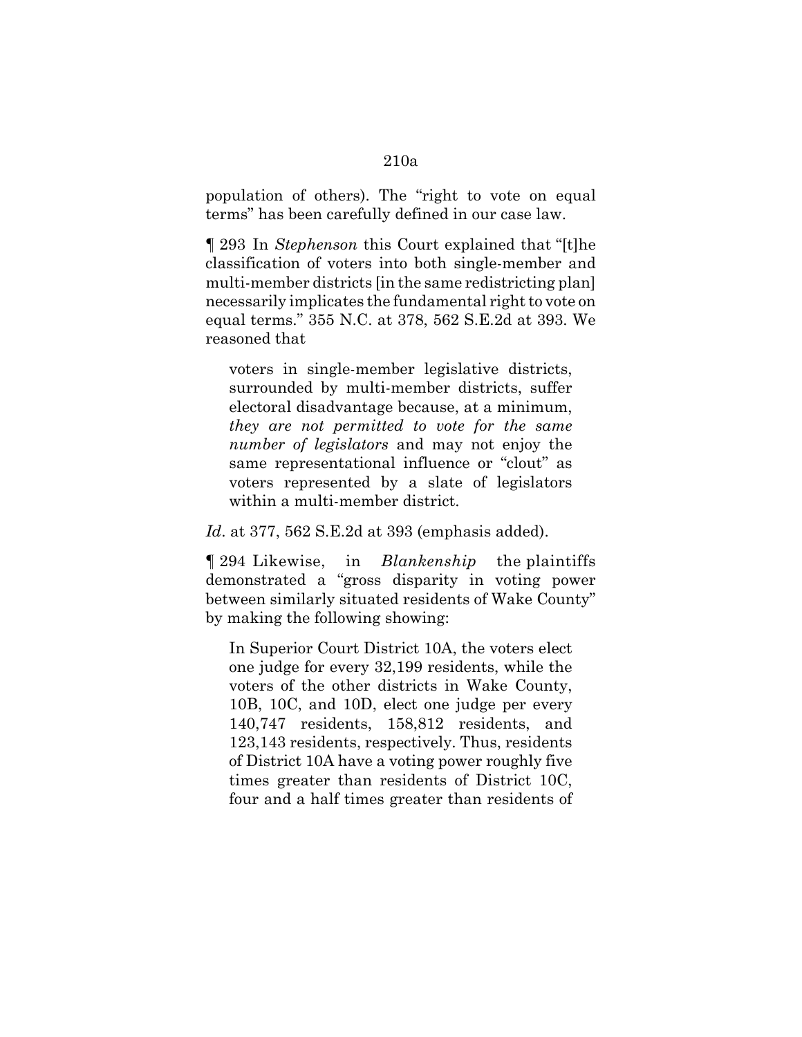population of others). The "right to vote on equal terms" has been carefully defined in our case law.

¶ 293 In *Stephenson* this Court explained that "[t]he classification of voters into both single-member and multi-member districts [in the same redistricting plan] necessarily implicates the fundamental right to vote on equal terms." 355 N.C. at 378, 562 S.E.2d at 393. We reasoned that

> voters in single-member legislative districts, surrounded by multi-member districts, suffer electoral disadvantage because, at a minimum, *they are not permitted to vote for the same number of legislators* and may not enjoy the same representational influence or "clout" as voters represented by a slate of legislators within a multi-member district.

*Id*. at 377, 562 S.E.2d at 393 (emphasis added).

¶ 294 Likewise, in *Blankenship* the plaintiffs demonstrated a "gross disparity in voting power between similarly situated residents of Wake County" by making the following showing:

> In Superior Court District 10A, the voters elect one judge for every 32,199 residents, while the voters of the other districts in Wake County, 10B, 10C, and 10D, elect one judge per every 140,747 residents, 158,812 residents, and 123,143 residents, respectively. Thus, residents of District 10A have a voting power roughly five times greater than residents of District 10C, four and a half times greater than residents of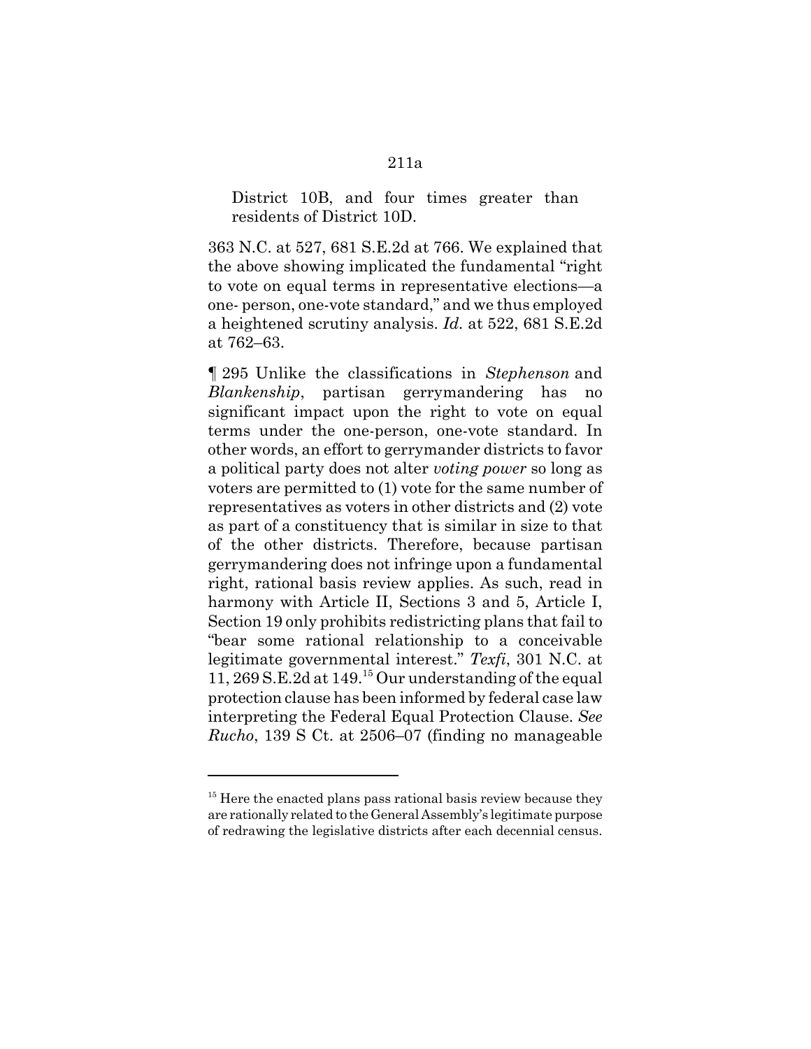District 10B, and four times greater than residents of District 10D.

363 N.C. at 527, 681 S.E.2d at 766. We explained that the above showing implicated the fundamental "right to vote on equal terms in representative elections—a one- person, one-vote standard," and we thus employed a heightened scrutiny analysis. *Id.* at 522, 681 S.E.2d at 762–63.

¶ 295 Unlike the classifications in *Stephenson* and *Blankenship*, partisan gerrymandering has no significant impact upon the right to vote on equal terms under the one-person, one-vote standard. In other words, an effort to gerrymander districts to favor a political party does not alter *voting power* so long as voters are permitted to (1) vote for the same number of representatives as voters in other districts and (2) vote as part of a constituency that is similar in size to that of the other districts. Therefore, because partisan gerrymandering does not infringe upon a fundamental right, rational basis review applies. As such, read in harmony with Article II, Sections 3 and 5, Article I, Section 19 only prohibits redistricting plans that fail to "bear some rational relationship to a conceivable legitimate governmental interest." *Texfi*, 301 N.C. at 11, 269 S.E.2d at 149.[15] Our understanding of the equal protection clause has been informed by federal case law interpreting the Federal Equal Protection Clause. *See Rucho*, 139 S Ct. at 2506–07 (finding no manageable

[15] Here the enacted plans pass rational basis review because they are rationally related to the General Assembly's legitimate purpose of redrawing the legislative districts after each decennial census.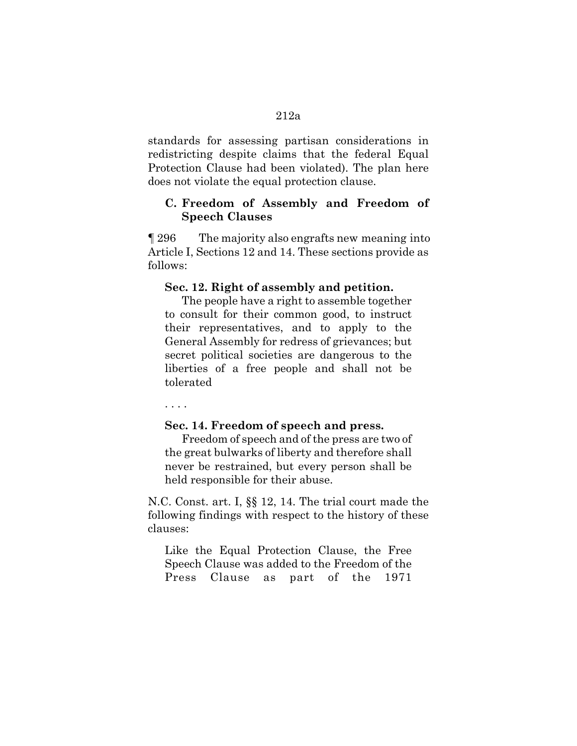standards for assessing partisan considerations in redistricting despite claims that the federal Equal Protection Clause had been violated). The plan here does not violate the equal protection clause.

### C. Freedom of Assembly and Freedom of Speech Clauses

¶ 296 The majority also engrafts new meaning into Article I, Sections 12 and 14. These sections provide as follows:

> **Sec. 12. Right of assembly and petition.**
>
> The people have a right to assemble together to consult for their common good, to instruct their representatives, and to apply to the General Assembly for redress of grievances; but secret political societies are dangerous to the liberties of a free people and shall not be tolerated
>
> . . . .
>
> **Sec. 14. Freedom of speech and press.**
>
> Freedom of speech and of the press are two of the great bulwarks of liberty and therefore shall never be restrained, but every person shall be held responsible for their abuse.

N.C. Const. art. I, §§ 12, 14. The trial court made the following findings with respect to the history of these clauses:

> Like the Equal Protection Clause, the Free Speech Clause was added to the Freedom of the Press Clause as part of the 1971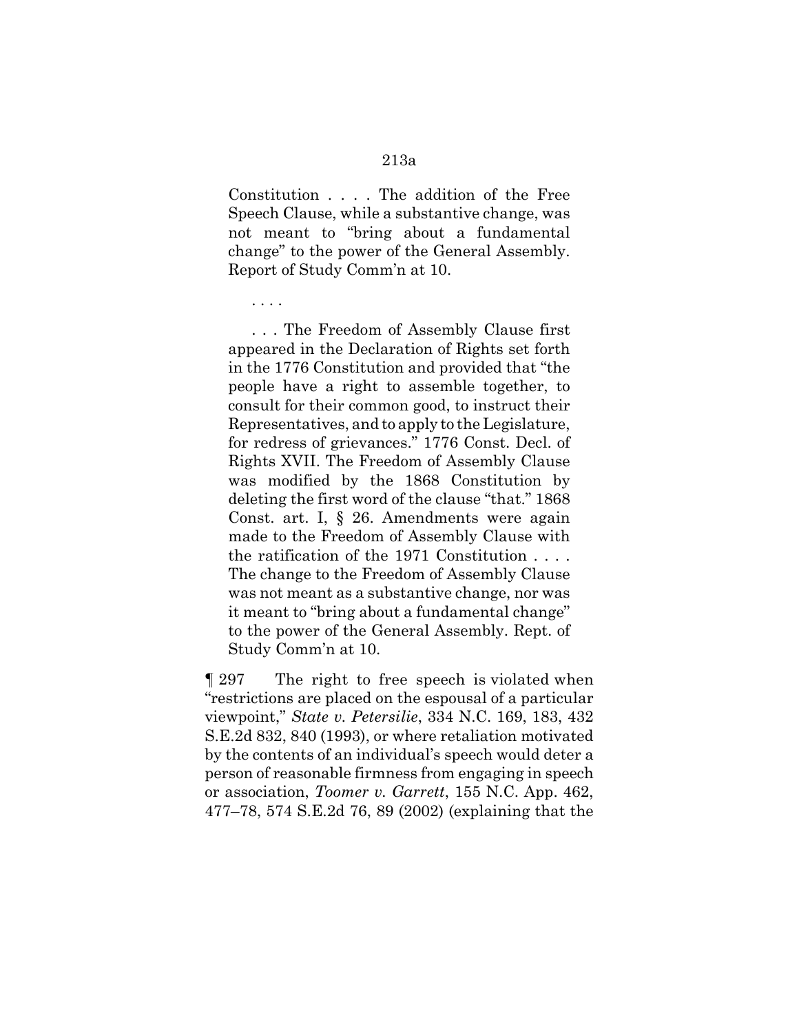> Constitution . . . . The addition of the Free Speech Clause, while a substantive change, was not meant to "bring about a fundamental change" to the power of the General Assembly. Report of Study Comm'n at 10.
>
> . . . .
>
> . . . The Freedom of Assembly Clause first appeared in the Declaration of Rights set forth in the 1776 Constitution and provided that "the people have a right to assemble together, to consult for their common good, to instruct their Representatives, and to apply to the Legislature, for redress of grievances." 1776 Const. Decl. of Rights XVII. The Freedom of Assembly Clause was modified by the 1868 Constitution by deleting the first word of the clause "that." 1868 Const. art. I, § 26. Amendments were again made to the Freedom of Assembly Clause with the ratification of the 1971 Constitution . . . . The change to the Freedom of Assembly Clause was not meant as a substantive change, nor was it meant to "bring about a fundamental change" to the power of the General Assembly. Rept. of Study Comm'n at 10.

¶ 297 The right to free speech is violated when "restrictions are placed on the espousal of a particular viewpoint," *State v. Petersilie*, 334 N.C. 169, 183, 432 S.E.2d 832, 840 (1993), or where retaliation motivated by the contents of an individual's speech would deter a person of reasonable firmness from engaging in speech or association, *Toomer v. Garrett*, 155 N.C. App. 462, 477–78, 574 S.E.2d 76, 89 (2002) (explaining that the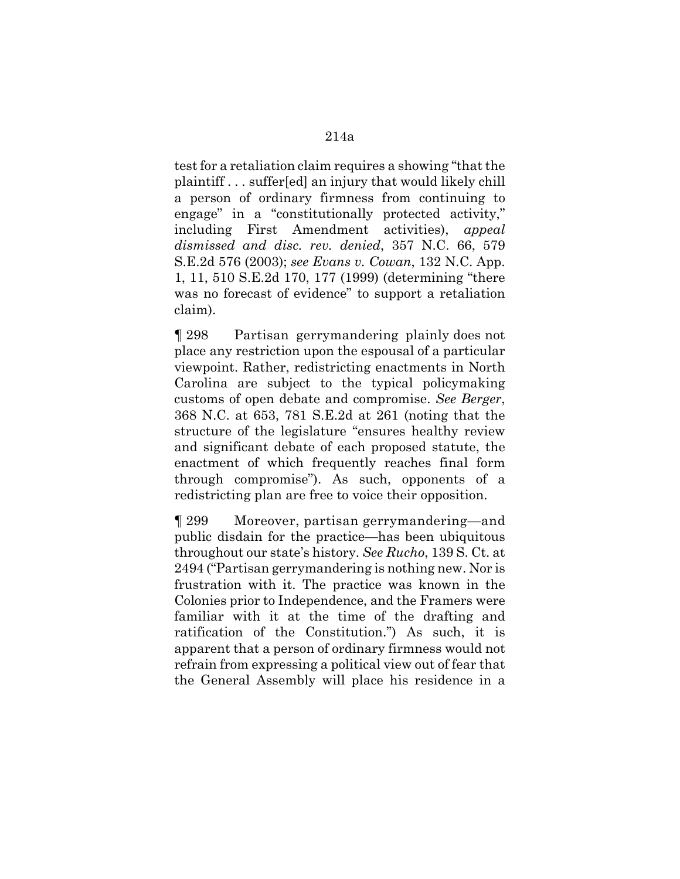test for a retaliation claim requires a showing "that the plaintiff . . . suffer[ed] an injury that would likely chill a person of ordinary firmness from continuing to engage" in a "constitutionally protected activity," including First Amendment activities), *appeal dismissed and disc. rev. denied*, 357 N.C. 66, 579 S.E.2d 576 (2003); *see Evans v. Cowan*, 132 N.C. App. 1, 11, 510 S.E.2d 170, 177 (1999) (determining "there was no forecast of evidence" to support a retaliation claim).

¶ 298 Partisan gerrymandering plainly does not place any restriction upon the espousal of a particular viewpoint. Rather, redistricting enactments in North Carolina are subject to the typical policymaking customs of open debate and compromise. *See Berger*, 368 N.C. at 653, 781 S.E.2d at 261 (noting that the structure of the legislature "ensures healthy review and significant debate of each proposed statute, the enactment of which frequently reaches final form through compromise"). As such, opponents of a redistricting plan are free to voice their opposition.

¶ 299 Moreover, partisan gerrymandering—and public disdain for the practice—has been ubiquitous throughout our state's history. *See Rucho*, 139 S. Ct. at 2494 ("Partisan gerrymandering is nothing new. Nor is frustration with it. The practice was known in the Colonies prior to Independence, and the Framers were familiar with it at the time of the drafting and ratification of the Constitution.") As such, it is apparent that a person of ordinary firmness would not refrain from expressing a political view out of fear that the General Assembly will place his residence in a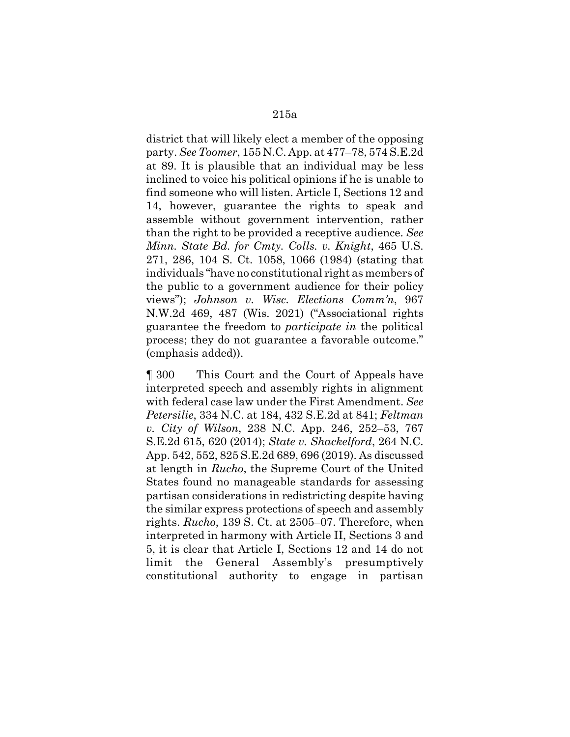district that will likely elect a member of the opposing party. *See Toomer*, 155 N.C. App. at 477–78, 574 S.E.2d at 89. It is plausible that an individual may be less inclined to voice his political opinions if he is unable to find someone who will listen. Article I, Sections 12 and 14, however, guarantee the rights to speak and assemble without government intervention, rather than the right to be provided a receptive audience. *See Minn. State Bd. for Cmty. Colls. v. Knight*, 465 U.S. 271, 286, 104 S. Ct. 1058, 1066 (1984) (stating that individuals "have no constitutional right as members of the public to a government audience for their policy views"); *Johnson v. Wisc. Elections Comm'n*, 967 N.W.2d 469, 487 (Wis. 2021) ("Associational rights guarantee the freedom to *participate in* the political process; they do not guarantee a favorable outcome." (emphasis added)).

¶ 300 This Court and the Court of Appeals have interpreted speech and assembly rights in alignment with federal case law under the First Amendment. *See Petersilie*, 334 N.C. at 184, 432 S.E.2d at 841; *Feltman v. City of Wilson*, 238 N.C. App. 246, 252–53, 767 S.E.2d 615, 620 (2014); *State v. Shackelford*, 264 N.C. App. 542, 552, 825 S.E.2d 689, 696 (2019). As discussed at length in *Rucho*, the Supreme Court of the United States found no manageable standards for assessing partisan considerations in redistricting despite having the similar express protections of speech and assembly rights. *Rucho*, 139 S. Ct. at 2505–07. Therefore, when interpreted in harmony with Article II, Sections 3 and 5, it is clear that Article I, Sections 12 and 14 do not limit the General Assembly's presumptively constitutional authority to engage in partisan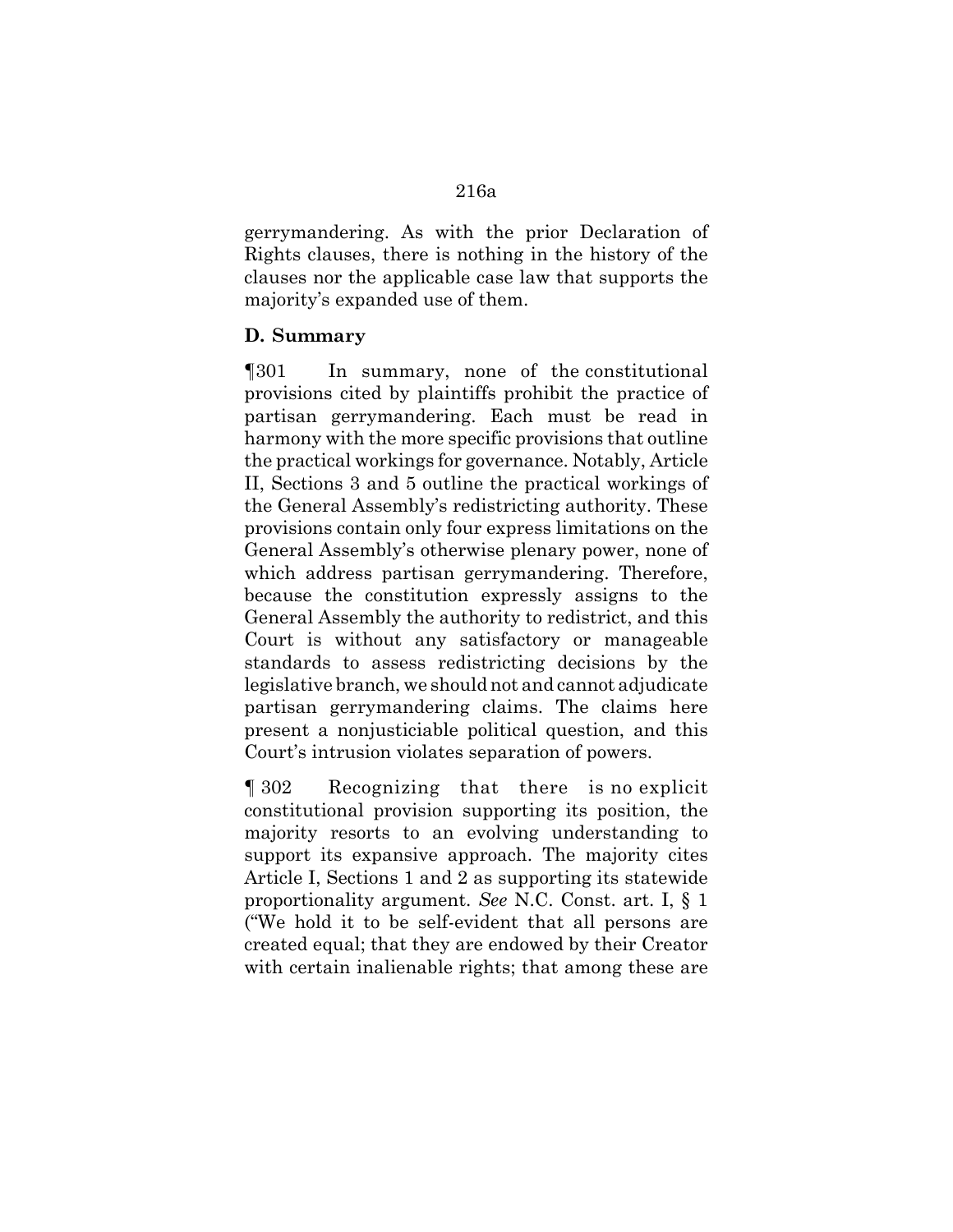gerrymandering. As with the prior Declaration of Rights clauses, there is nothing in the history of the clauses nor the applicable case law that supports the majority's expanded use of them.

**D. Summary**

¶301 In summary, none of the constitutional provisions cited by plaintiffs prohibit the practice of partisan gerrymandering. Each must be read in harmony with the more specific provisions that outline the practical workings for governance. Notably, Article II, Sections 3 and 5 outline the practical workings of the General Assembly's redistricting authority. These provisions contain only four express limitations on the General Assembly's otherwise plenary power, none of which address partisan gerrymandering. Therefore, because the constitution expressly assigns to the General Assembly the authority to redistrict, and this Court is without any satisfactory or manageable standards to assess redistricting decisions by the legislative branch, we should not and cannot adjudicate partisan gerrymandering claims. The claims here present a nonjusticiable political question, and this Court's intrusion violates separation of powers.

¶ 302 Recognizing that there is no explicit constitutional provision supporting its position, the majority resorts to an evolving understanding to support its expansive approach. The majority cites Article I, Sections 1 and 2 as supporting its statewide proportionality argument. *See* N.C. Const. art. I, § 1 ("We hold it to be self-evident that all persons are created equal; that they are endowed by their Creator with certain inalienable rights; that among these are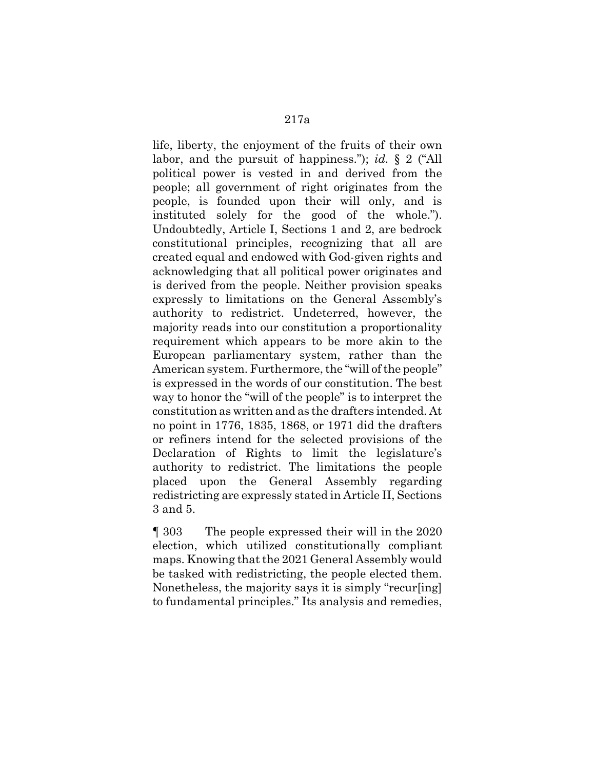life, liberty, the enjoyment of the fruits of their own labor, and the pursuit of happiness."); *id.* § 2 ("All political power is vested in and derived from the people; all government of right originates from the people, is founded upon their will only, and is instituted solely for the good of the whole."). Undoubtedly, Article I, Sections 1 and 2, are bedrock constitutional principles, recognizing that all are created equal and endowed with God-given rights and acknowledging that all political power originates and is derived from the people. Neither provision speaks expressly to limitations on the General Assembly's authority to redistrict. Undeterred, however, the majority reads into our constitution a proportionality requirement which appears to be more akin to the European parliamentary system, rather than the American system. Furthermore, the "will of the people" is expressed in the words of our constitution. The best way to honor the "will of the people" is to interpret the constitution as written and as the drafters intended. At no point in 1776, 1835, 1868, or 1971 did the drafters or refiners intend for the selected provisions of the Declaration of Rights to limit the legislature's authority to redistrict. The limitations the people placed upon the General Assembly regarding redistricting are expressly stated in Article II, Sections 3 and 5.

¶ 303 The people expressed their will in the 2020 election, which utilized constitutionally compliant maps. Knowing that the 2021 General Assembly would be tasked with redistricting, the people elected them. Nonetheless, the majority says it is simply "recur[ing] to fundamental principles." Its analysis and remedies,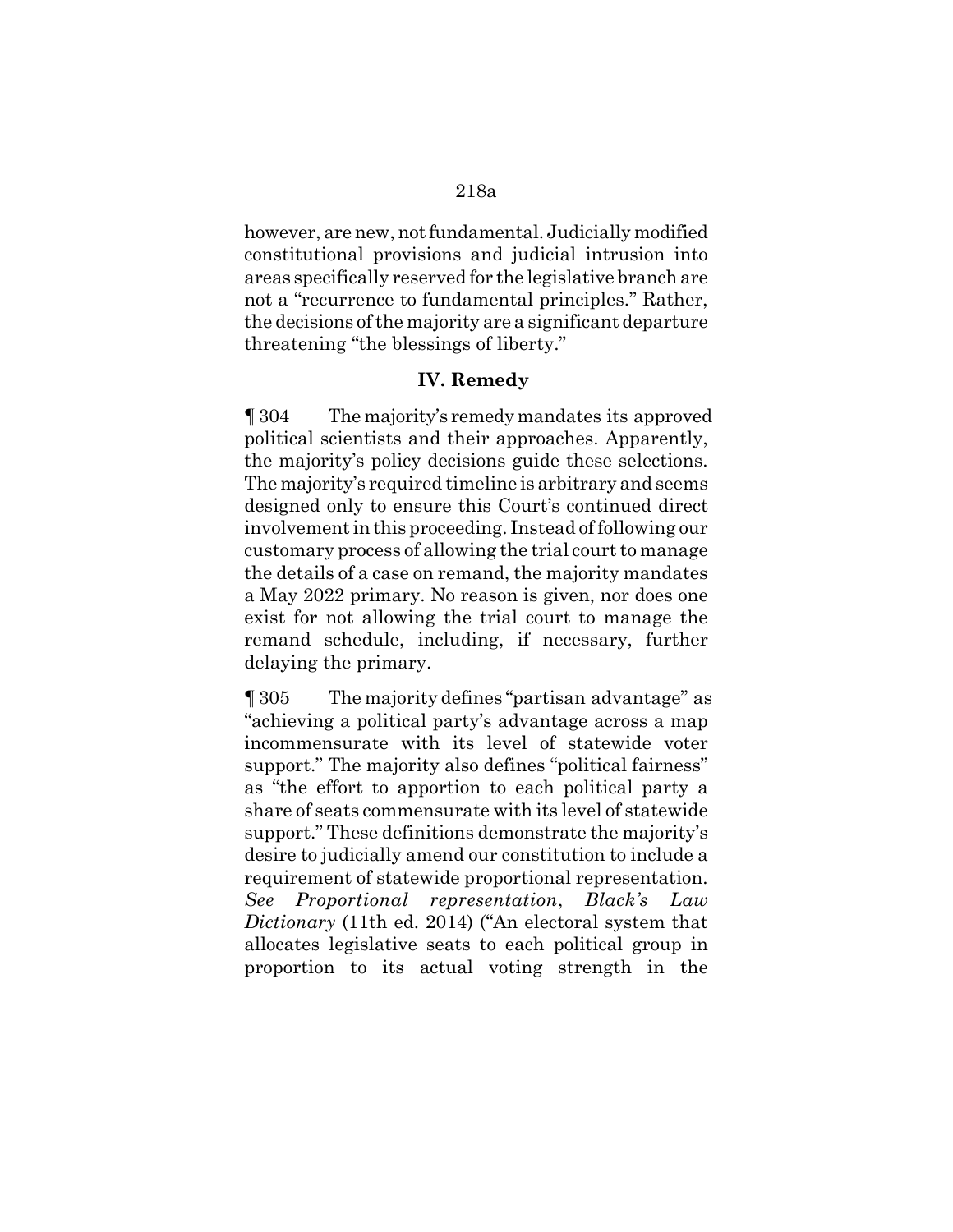however, are new, not fundamental. Judicially modified constitutional provisions and judicial intrusion into areas specifically reserved for the legislative branch are not a "recurrence to fundamental principles." Rather, the decisions of the majority are a significant departure threatening "the blessings of liberty."

## IV. Remedy

¶ 304 The majority's remedy mandates its approved political scientists and their approaches. Apparently, the majority's policy decisions guide these selections. The majority's required timeline is arbitrary and seems designed only to ensure this Court's continued direct involvement in this proceeding. Instead of following our customary process of allowing the trial court to manage the details of a case on remand, the majority mandates a May 2022 primary. No reason is given, nor does one exist for not allowing the trial court to manage the remand schedule, including, if necessary, further delaying the primary.

¶ 305 The majority defines "partisan advantage" as "achieving a political party's advantage across a map incommensurate with its level of statewide voter support." The majority also defines "political fairness" as "the effort to apportion to each political party a share of seats commensurate with its level of statewide support." These definitions demonstrate the majority's desire to judicially amend our constitution to include a requirement of statewide proportional representation. *See Proportional representation*, *Black's Law Dictionary* (11th ed. 2014) ("An electoral system that allocates legislative seats to each political group in proportion to its actual voting strength in the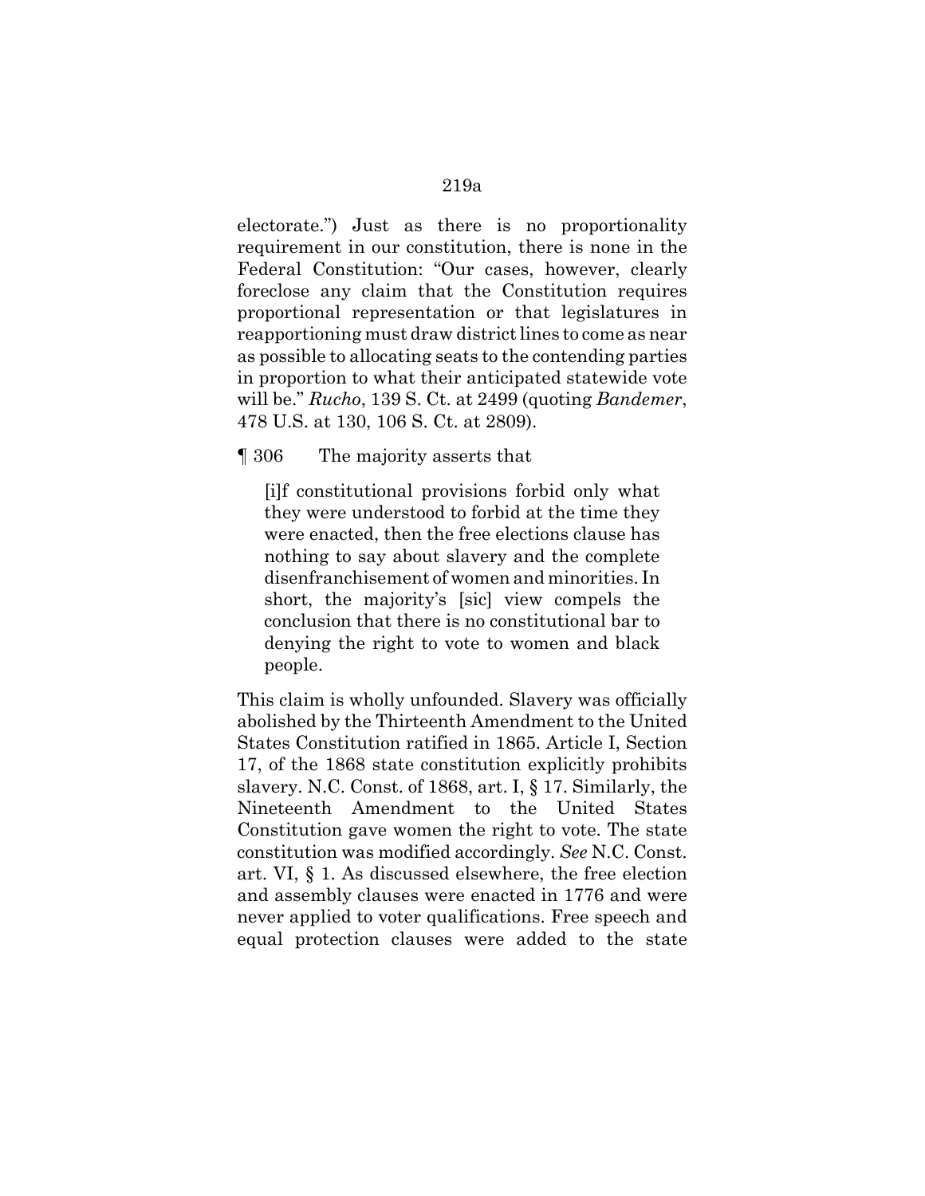electorate.") Just as there is no proportionality requirement in our constitution, there is none in the Federal Constitution: "Our cases, however, clearly foreclose any claim that the Constitution requires proportional representation or that legislatures in reapportioning must draw district lines to come as near as possible to allocating seats to the contending parties in proportion to what their anticipated statewide vote will be." *Rucho*, 139 S. Ct. at 2499 (quoting *Bandemer*, 478 U.S. at 130, 106 S. Ct. at 2809).

¶ 306 The majority asserts that

> [i]f constitutional provisions forbid only what they were understood to forbid at the time they were enacted, then the free elections clause has nothing to say about slavery and the complete disenfranchisement of women and minorities. In short, the majority's [sic] view compels the conclusion that there is no constitutional bar to denying the right to vote to women and black people.

This claim is wholly unfounded. Slavery was officially abolished by the Thirteenth Amendment to the United States Constitution ratified in 1865. Article I, Section 17, of the 1868 state constitution explicitly prohibits slavery. N.C. Const. of 1868, art. I, § 17. Similarly, the Nineteenth Amendment to the United States Constitution gave women the right to vote. The state constitution was modified accordingly. *See* N.C. Const. art. VI, § 1. As discussed elsewhere, the free election and assembly clauses were enacted in 1776 and were never applied to voter qualifications. Free speech and equal protection clauses were added to the state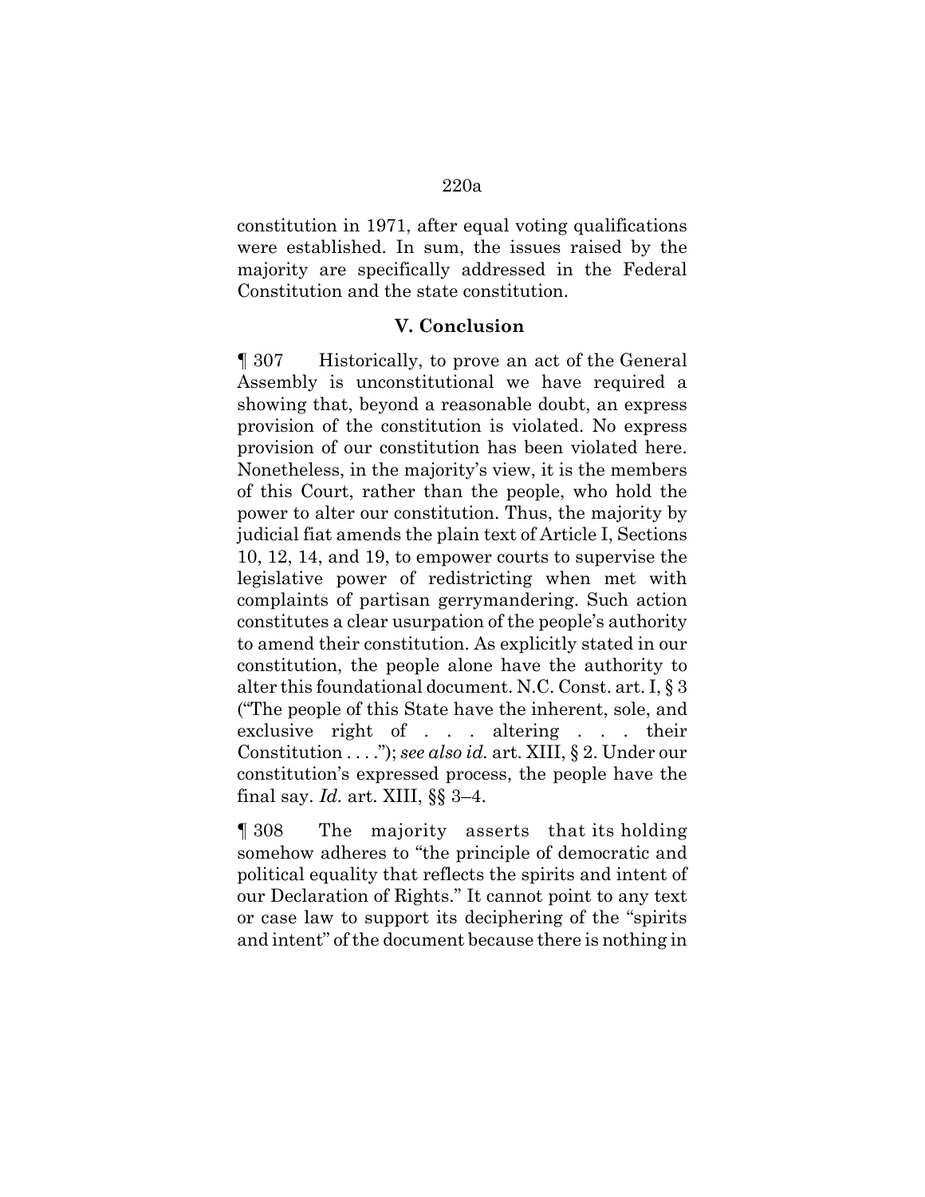constitution in 1971, after equal voting qualifications were established. In sum, the issues raised by the majority are specifically addressed in the Federal Constitution and the state constitution.

## V. Conclusion

¶ 307 Historically, to prove an act of the General Assembly is unconstitutional we have required a showing that, beyond a reasonable doubt, an express provision of the constitution is violated. No express provision of our constitution has been violated here. Nonetheless, in the majority's view, it is the members of this Court, rather than the people, who hold the power to alter our constitution. Thus, the majority by judicial fiat amends the plain text of Article I, Sections 10, 12, 14, and 19, to empower courts to supervise the legislative power of redistricting when met with complaints of partisan gerrymandering. Such action constitutes a clear usurpation of the people's authority to amend their constitution. As explicitly stated in our constitution, the people alone have the authority to alter this foundational document. N.C. Const. art. I, § 3 ("The people of this State have the inherent, sole, and exclusive right of . . . altering . . . their Constitution . . . ."); *see also id.* art. XIII, § 2. Under our constitution's expressed process, the people have the final say. *Id.* art. XIII, §§ 3–4.

¶ 308 The majority asserts that its holding somehow adheres to "the principle of democratic and political equality that reflects the spirits and intent of our Declaration of Rights." It cannot point to any text or case law to support its deciphering of the "spirits and intent" of the document because there is nothing in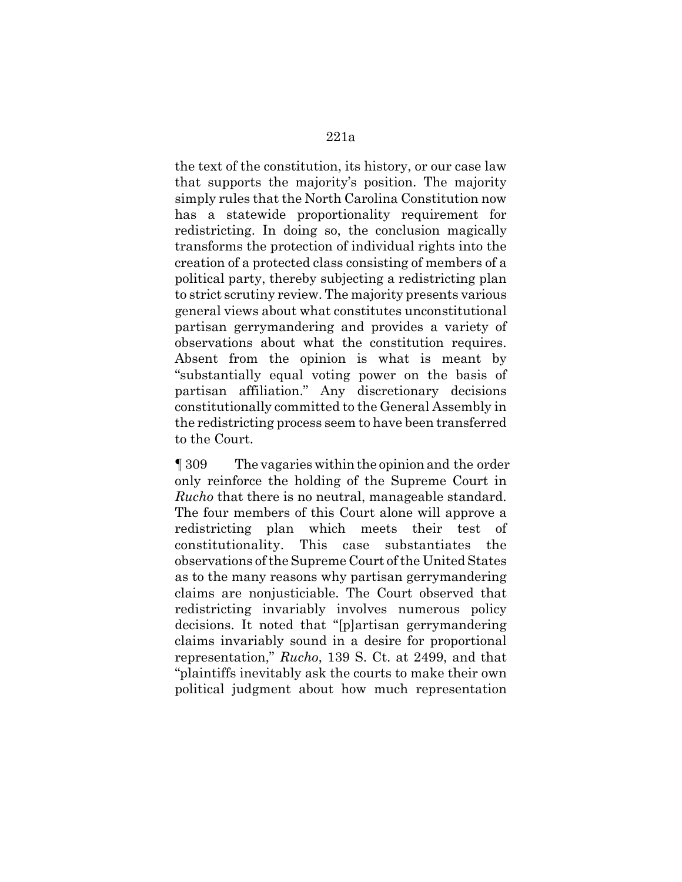the text of the constitution, its history, or our case law that supports the majority's position. The majority simply rules that the North Carolina Constitution now has a statewide proportionality requirement for redistricting. In doing so, the conclusion magically transforms the protection of individual rights into the creation of a protected class consisting of members of a political party, thereby subjecting a redistricting plan to strict scrutiny review. The majority presents various general views about what constitutes unconstitutional partisan gerrymandering and provides a variety of observations about what the constitution requires. Absent from the opinion is what is meant by "substantially equal voting power on the basis of partisan affiliation." Any discretionary decisions constitutionally committed to the General Assembly in the redistricting process seem to have been transferred to the Court.

¶ 309 The vagaries within the opinion and the order only reinforce the holding of the Supreme Court in *Rucho* that there is no neutral, manageable standard. The four members of this Court alone will approve a redistricting plan which meets their test of constitutionality. This case substantiates the observations of the Supreme Court of the United States as to the many reasons why partisan gerrymandering claims are nonjusticiable. The Court observed that redistricting invariably involves numerous policy decisions. It noted that "[p]artisan gerrymandering claims invariably sound in a desire for proportional representation," *Rucho*, 139 S. Ct. at 2499, and that "plaintiffs inevitably ask the courts to make their own political judgment about how much representation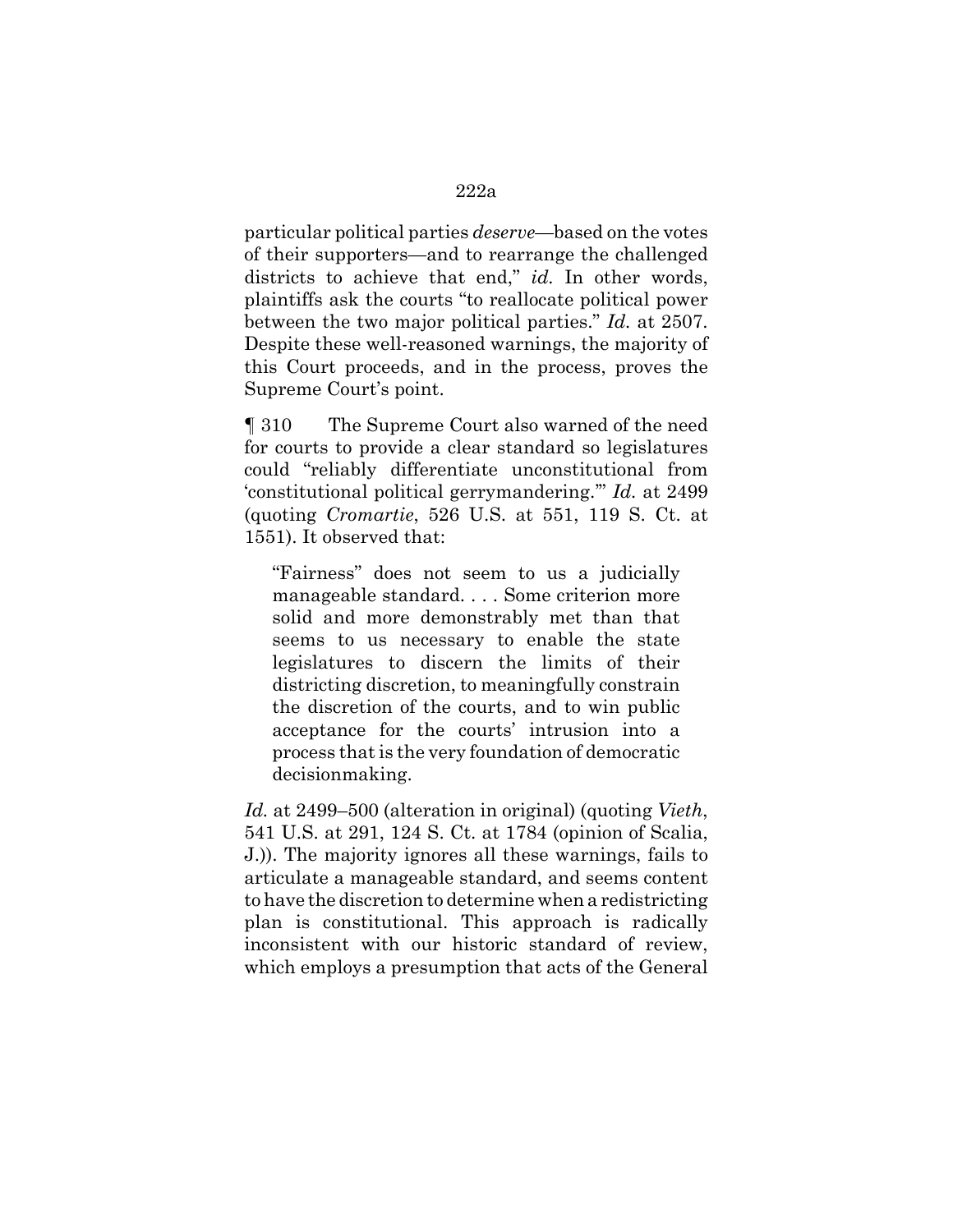particular political parties *deserve*—based on the votes of their supporters—and to rearrange the challenged districts to achieve that end," *id.* In other words, plaintiffs ask the courts "to reallocate political power between the two major political parties." *Id.* at 2507. Despite these well-reasoned warnings, the majority of this Court proceeds, and in the process, proves the Supreme Court's point.

¶ 310 The Supreme Court also warned of the need for courts to provide a clear standard so legislatures could "reliably differentiate unconstitutional from 'constitutional political gerrymandering.'" *Id.* at 2499 (quoting *Cromartie*, 526 U.S. at 551, 119 S. Ct. at 1551). It observed that:

> "Fairness" does not seem to us a judicially manageable standard. . . . Some criterion more solid and more demonstrably met than that seems to us necessary to enable the state legislatures to discern the limits of their districting discretion, to meaningfully constrain the discretion of the courts, and to win public acceptance for the courts' intrusion into a process that is the very foundation of democratic decisionmaking.

*Id.* at 2499–500 (alteration in original) (quoting *Vieth*, 541 U.S. at 291, 124 S. Ct. at 1784 (opinion of Scalia, J.)). The majority ignores all these warnings, fails to articulate a manageable standard, and seems content to have the discretion to determine when a redistricting plan is constitutional. This approach is radically inconsistent with our historic standard of review, which employs a presumption that acts of the General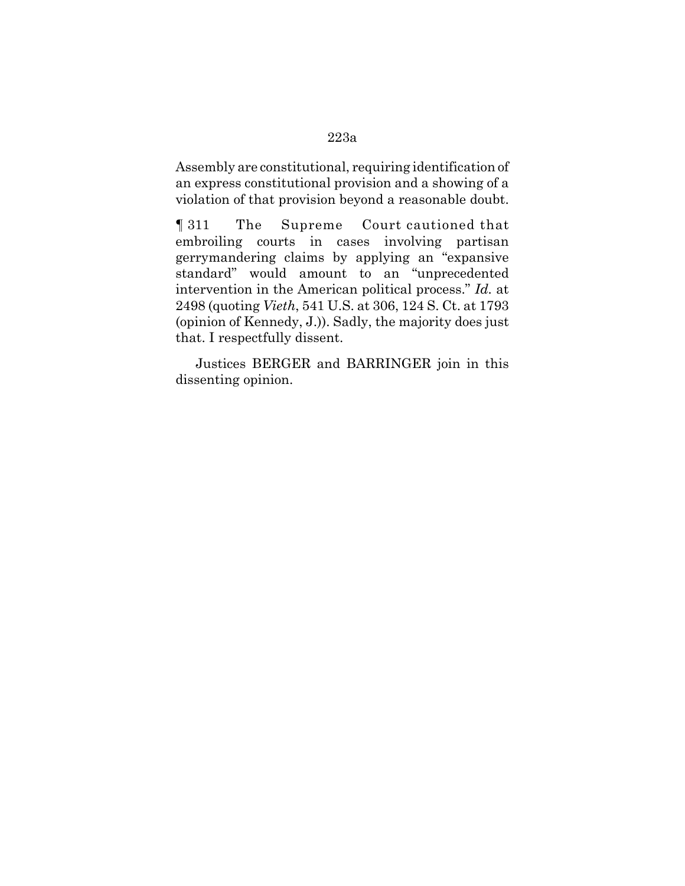Assembly are constitutional, requiring identification of an express constitutional provision and a showing of a violation of that provision beyond a reasonable doubt.

¶ 311 The Supreme Court cautioned that embroiling courts in cases involving partisan gerrymandering claims by applying an "expansive standard" would amount to an "unprecedented intervention in the American political process." *Id.* at 2498 (quoting *Vieth*, 541 U.S. at 306, 124 S. Ct. at 1793 (opinion of Kennedy, J.)). Sadly, the majority does just that. I respectfully dissent.

Justices BERGER and BARRINGER join in this dissenting opinion.